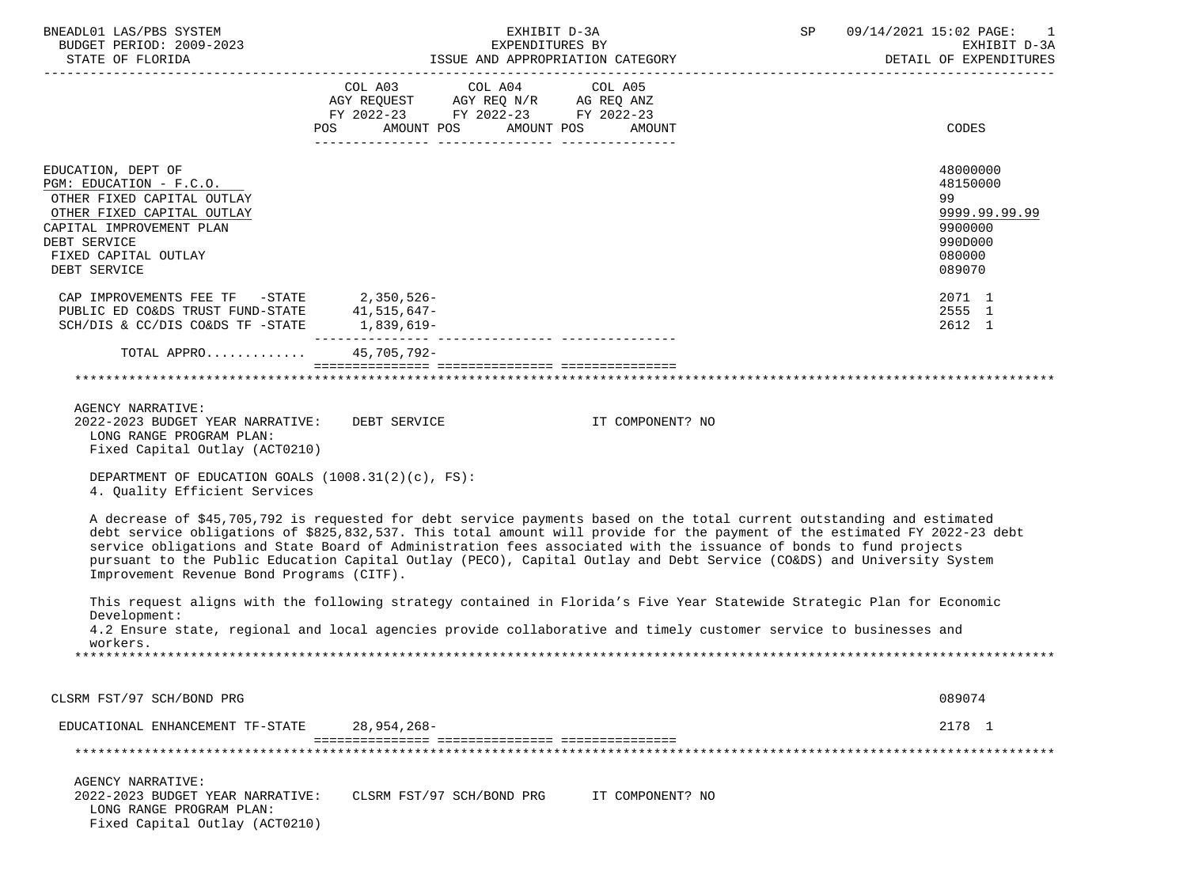BNEADL01 LAS/PBS SYSTEM — EXHIBIT D-3A — SP 09/14/2021 15:02

BUDGET PERIOD: 2009-2023 — EXPENDITURES BY — EXHIBIT D-3A

STATE OF FLORIDA — ISSUE AND APPROPRIATION CATEGORY — DETAIL OF EXPENDITURES

| | COL A03 AGY REQUEST FY 2022-23 POS AMOUNT | COL A04 AGY REQ N/R FY 2022-23 POS AMOUNT | COL A05 AG REQ ANZ FY 2022-23 POS AMOUNT | CODES |
|---|---|---|---|---|
| EDUCATION, DEPT OF | | | | 48000000 |
| PGM: EDUCATION - F.C.O. | | | | 48150000 |
| OTHER FIXED CAPITAL OUTLAY | | | | 99 |
| OTHER FIXED CAPITAL OUTLAY | | | | 9999.99.99.99 |
| CAPITAL IMPROVEMENT PLAN | | | | 9900000 |
| DEBT SERVICE | | | | 990D000 |
| FIXED CAPITAL OUTLAY | | | | 080000 |
| DEBT SERVICE | | | | 089070 |
| CAP IMPROVEMENTS FEE TF -STATE | 2,350,526- | | | 2071 1 |
| PUBLIC ED CO&DS TRUST FUND-STATE | 41,515,647- | | | 2555 1 |
| SCH/DIS & CC/DIS CO&DS TF -STATE | 1,839,619- | | | 2612 1 |
| TOTAL APPRO............ | 45,705,792- | | | |

AGENCY NARRATIVE:
2022-2023 BUDGET YEAR NARRATIVE: DEBT SERVICE IT COMPONENT? NO
LONG RANGE PROGRAM PLAN:
Fixed Capital Outlay (ACT0210)

DEPARTMENT OF EDUCATION GOALS (1008.31(2)(c), FS):
4. Quality Efficient Services

A decrease of $45,705,792 is requested for debt service payments based on the total current outstanding and estimated debt service obligations of $825,832,537. This total amount will provide for the payment of the estimated FY 2022-23 debt service obligations and State Board of Administration fees associated with the issuance of bonds to fund projects pursuant to the Public Education Capital Outlay (PECO), Capital Outlay and Debt Service (CO&DS) and University System Improvement Revenue Bond Programs (CITF).

This request aligns with the following strategy contained in Florida's Five Year Statewide Strategic Plan for Economic Development:
4.2 Ensure state, regional and local agencies provide collaborative and timely customer service to businesses and workers.

| | COL A03 | COL A04 | COL A05 | CODES |
|---|---|---|---|---|
| CLSRM FST/97 SCH/BOND PRG | | | | 089074 |
| EDUCATIONAL ENHANCEMENT TF-STATE | 28,954,268- | | | 2178 1 |

AGENCY NARRATIVE:
2022-2023 BUDGET YEAR NARRATIVE: CLSRM FST/97 SCH/BOND PRG IT COMPONENT? NO
LONG RANGE PROGRAM PLAN:
Fixed Capital Outlay (ACT0210)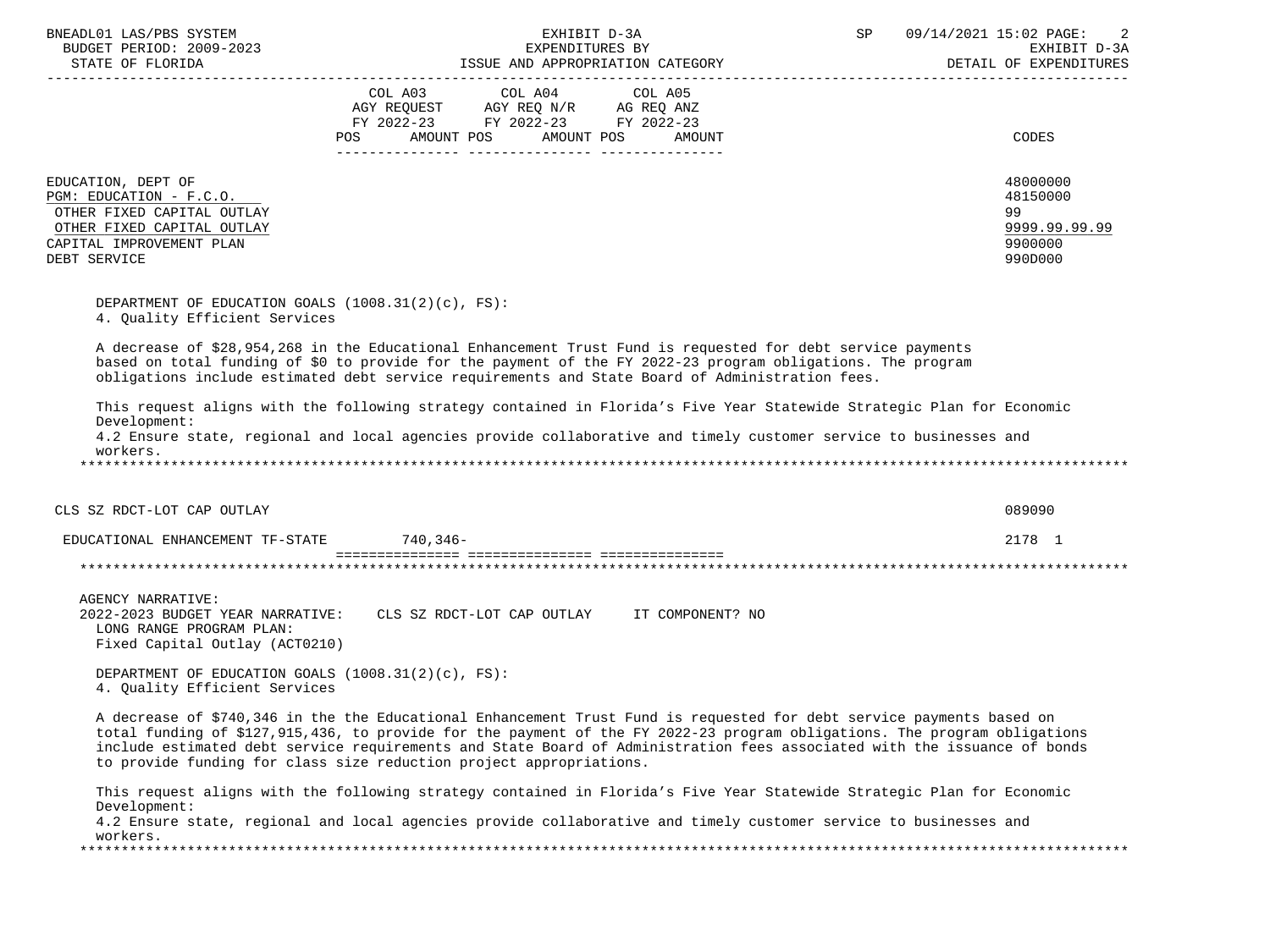| | COL A03 AGY REQUEST FY 2022-23 | | COL A04 AGY REQ N/R FY 2022-23 | | COL A05 AG REQ ANZ FY 2022-23 | | CODES |
|---|---|---|---|---|---|---|---|
| | POS | AMOUNT | POS | AMOUNT | POS | AMOUNT | |

EDUCATION, DEPT OF — 48000000
PGM: EDUCATION - F.C.O. — 48150000
OTHER FIXED CAPITAL OUTLAY — 99
OTHER FIXED CAPITAL OUTLAY — 9999.99.99.99
CAPITAL IMPROVEMENT PLAN — 9900000
DEBT SERVICE — 990D000

DEPARTMENT OF EDUCATION GOALS (1008.31(2)(c), FS):
4. Quality Efficient Services

A decrease of $28,954,268 in the Educational Enhancement Trust Fund is requested for debt service payments based on total funding of $0 to provide for the payment of the FY 2022-23 program obligations. The program obligations include estimated debt service requirements and State Board of Administration fees.

This request aligns with the following strategy contained in Florida's Five Year Statewide Strategic Plan for Economic Development:
4.2 Ensure state, regional and local agencies provide collaborative and timely customer service to businesses and workers.

*******************************************************************************************************************

CLS SZ RDCT-LOT CAP OUTLAY — 089090

| | AMOUNT | CODES |
|---|---|---|
| EDUCATIONAL ENHANCEMENT TF-STATE | 740,346- | 2178 1 |

*******************************************************************************************************************

AGENCY NARRATIVE:
2022-2023 BUDGET YEAR NARRATIVE: CLS SZ RDCT-LOT CAP OUTLAY IT COMPONENT? NO
LONG RANGE PROGRAM PLAN:
Fixed Capital Outlay (ACT0210)

DEPARTMENT OF EDUCATION GOALS (1008.31(2)(c), FS):
4. Quality Efficient Services

A decrease of $740,346 in the the Educational Enhancement Trust Fund is requested for debt service payments based on total funding of $127,915,436, to provide for the payment of the FY 2022-23 program obligations. The program obligations include estimated debt service requirements and State Board of Administration fees associated with the issuance of bonds to provide funding for class size reduction project appropriations.

This request aligns with the following strategy contained in Florida's Five Year Statewide Strategic Plan for Economic Development:
4.2 Ensure state, regional and local agencies provide collaborative and timely customer service to businesses and workers.

*******************************************************************************************************************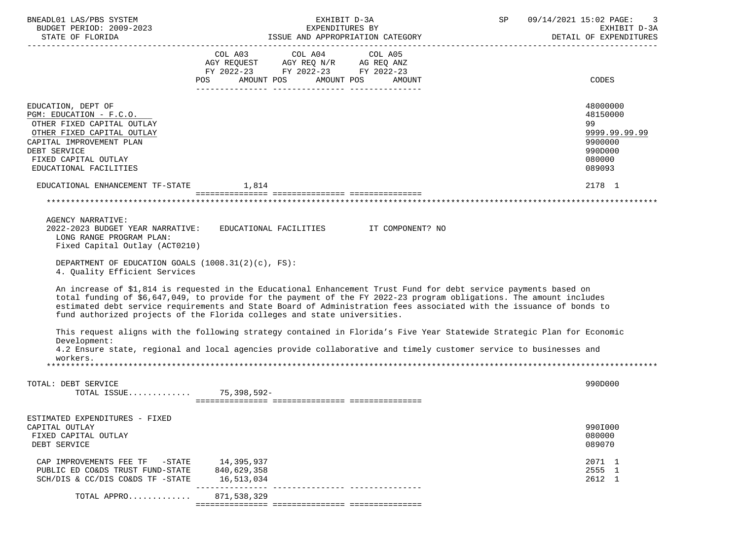| | COL A03 AGY REQUEST FY 2022-23 POS AMOUNT | COL A04 AGY REQ N/R FY 2022-23 POS AMOUNT | COL A05 AG REQ ANZ FY 2022-23 POS AMOUNT | CODES |
|---|---|---|---|---|
| EDUCATION, DEPT OF | | | | 48000000 |
| PGM: EDUCATION - F.C.O. | | | | 48150000 |
| OTHER FIXED CAPITAL OUTLAY | | | | 99 |
| OTHER FIXED CAPITAL OUTLAY | | | | 9999.99.99.99 |
| CAPITAL IMPROVEMENT PLAN | | | | 9900000 |
| DEBT SERVICE | | | | 990D000 |
| FIXED CAPITAL OUTLAY | | | | 080000 |
| EDUCATIONAL FACILITIES | | | | 089093 |
| EDUCATIONAL ENHANCEMENT TF-STATE | 1,814 | | | 2178 1 |

AGENCY NARRATIVE:
2022-2023 BUDGET YEAR NARRATIVE: EDUCATIONAL FACILITIES IT COMPONENT? NO
LONG RANGE PROGRAM PLAN:
Fixed Capital Outlay (ACT0210)

DEPARTMENT OF EDUCATION GOALS (1008.31(2)(c), FS):
4. Quality Efficient Services

An increase of $1,814 is requested in the Educational Enhancement Trust Fund for debt service payments based on total funding of $6,647,049, to provide for the payment of the FY 2022-23 program obligations. The amount includes estimated debt service requirements and State Board of Administration fees associated with the issuance of bonds to fund authorized projects of the Florida colleges and state universities.

This request aligns with the following strategy contained in Florida's Five Year Statewide Strategic Plan for Economic Development:
4.2 Ensure state, regional and local agencies provide collaborative and timely customer service to businesses and workers.

| | COL A03 | COL A04 | COL A05 | CODES |
|---|---|---|---|---|
| TOTAL: DEBT SERVICE | | | | 990D000 |
| TOTAL ISSUE............ | 75,398,592- | | | |
| ESTIMATED EXPENDITURES - FIXED CAPITAL OUTLAY | | | | 990I000 |
| FIXED CAPITAL OUTLAY | | | | 080000 |
| DEBT SERVICE | | | | 089070 |
| CAP IMPROVEMENTS FEE TF -STATE | 14,395,937 | | | 2071 1 |
| PUBLIC ED CO&DS TRUST FUND-STATE | 840,629,358 | | | 2555 1 |
| SCH/DIS & CC/DIS CO&DS TF -STATE | 16,513,034 | | | 2612 1 |
| TOTAL APPRO............ | 871,538,329 | | | |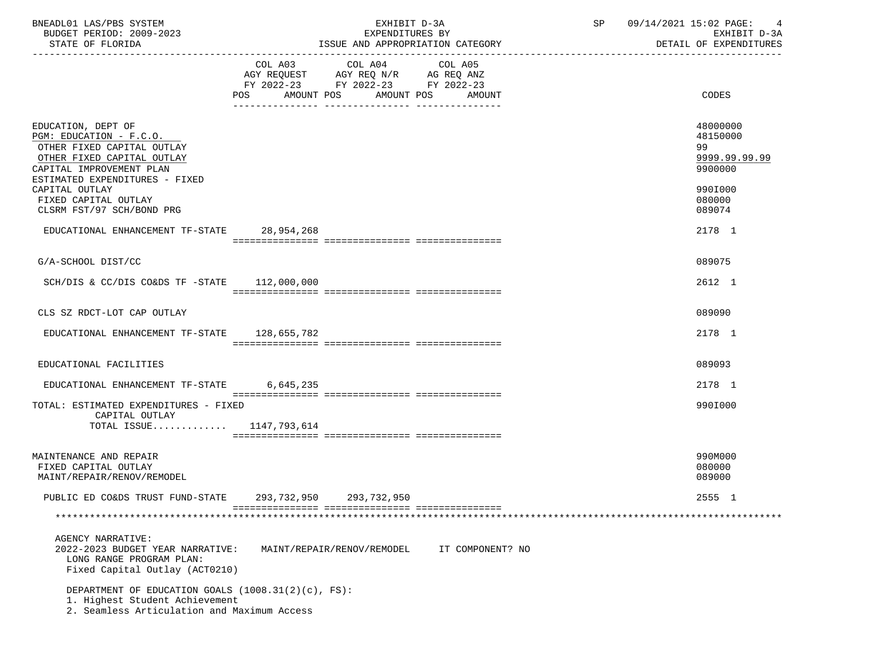BNEADL01 LAS/PBS SYSTEM | EXHIBIT D-3A | SP 09/14/2021 15:02 PAGE: 4
BUDGET PERIOD: 2009-2023 | EXPENDITURES BY | EXHIBIT D-3A
STATE OF FLORIDA | ISSUE AND APPROPRIATION CATEGORY | DETAIL OF EXPENDITURES

| | COL A03 AGY REQUEST FY 2022-23 POS AMOUNT | COL A04 AGY REQ N/R FY 2022-23 POS AMOUNT | COL A05 AG REQ ANZ FY 2022-23 POS AMOUNT | CODES |
|---|---|---|---|---|
| EDUCATION, DEPT OF | | | | 48000000 |
| PGM: EDUCATION - F.C.O. | | | | 48150000 |
| OTHER FIXED CAPITAL OUTLAY | | | | 99 |
| OTHER FIXED CAPITAL OUTLAY | | | | 9999.99.99.99 |
| CAPITAL IMPROVEMENT PLAN | | | | 9900000 |
| ESTIMATED EXPENDITURES - FIXED CAPITAL OUTLAY | | | | 990I000 |
| FIXED CAPITAL OUTLAY | | | | 080000 |
| CLSRM FST/97 SCH/BOND PRG | | | | 089074 |
| EDUCATIONAL ENHANCEMENT TF-STATE | 28,954,268 | | | 2178 1 |
| G/A-SCHOOL DIST/CC | | | | 089075 |
| SCH/DIS & CC/DIS CO&DS TF -STATE | 112,000,000 | | | 2612 1 |
| CLS SZ RDCT-LOT CAP OUTLAY | | | | 089090 |
| EDUCATIONAL ENHANCEMENT TF-STATE | 128,655,782 | | | 2178 1 |
| EDUCATIONAL FACILITIES | | | | 089093 |
| EDUCATIONAL ENHANCEMENT TF-STATE | 6,645,235 | | | 2178 1 |
| TOTAL: ESTIMATED EXPENDITURES - FIXED CAPITAL OUTLAY | | | | 990I000 |
| TOTAL ISSUE............ | 1147,793,614 | | | |
| MAINTENANCE AND REPAIR | | | | 990M000 |
| FIXED CAPITAL OUTLAY | | | | 080000 |
| MAINT/REPAIR/RENOV/REMODEL | | | | 089000 |
| PUBLIC ED CO&DS TRUST FUND-STATE | 293,732,950 | 293,732,950 | | 2555 1 |

AGENCY NARRATIVE:
2022-2023 BUDGET YEAR NARRATIVE: MAINT/REPAIR/RENOV/REMODEL IT COMPONENT? NO
LONG RANGE PROGRAM PLAN:
Fixed Capital Outlay (ACT0210)

DEPARTMENT OF EDUCATION GOALS (1008.31(2)(c), FS):
1. Highest Student Achievement
2. Seamless Articulation and Maximum Access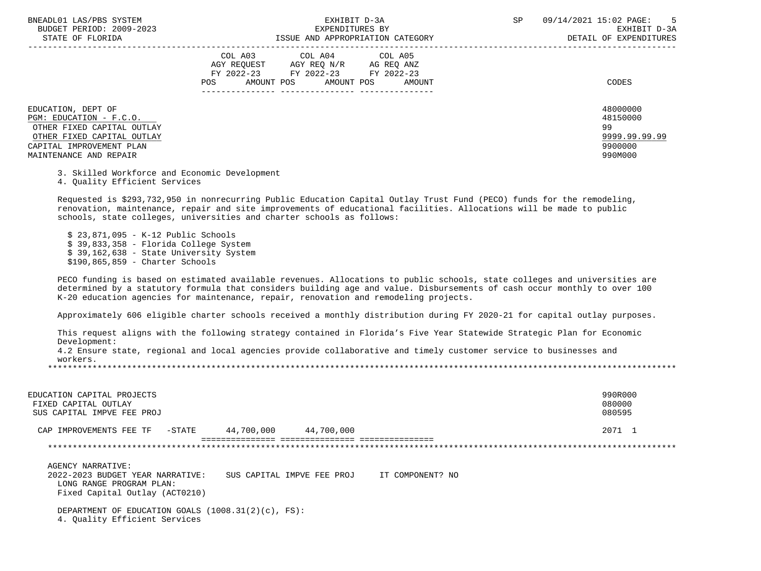| | COL A03 AGY REQUEST FY 2022-23 POS AMOUNT | COL A04 AGY REQ N/R FY 2022-23 POS AMOUNT | COL A05 AG REQ ANZ FY 2022-23 POS AMOUNT | CODES |
|---|---|---|---|---|

EDUCATION, DEPT OF — 48000000
PGM: EDUCATION - F.C.O. — 48150000
OTHER FIXED CAPITAL OUTLAY — 99
OTHER FIXED CAPITAL OUTLAY — 9999.99.99.99
CAPITAL IMPROVEMENT PLAN — 9900000
MAINTENANCE AND REPAIR — 990M000

3. Skilled Workforce and Economic Development
4. Quality Efficient Services

Requested is $293,732,950 in nonrecurring Public Education Capital Outlay Trust Fund (PECO) funds for the remodeling, renovation, maintenance, repair and site improvements of educational facilities. Allocations will be made to public schools, state colleges, universities and charter schools as follows:

- $ 23,871,095 - K-12 Public Schools
- $ 39,833,358 - Florida College System
- $ 39,162,638 - State University System
- $190,865,859 - Charter Schools

PECO funding is based on estimated available revenues. Allocations to public schools, state colleges and universities are determined by a statutory formula that considers building age and value. Disbursements of cash occur monthly to over 100 K-20 education agencies for maintenance, repair, renovation and remodeling projects.

Approximately 606 eligible charter schools received a monthly distribution during FY 2020-21 for capital outlay purposes.

This request aligns with the following strategy contained in Florida's Five Year Statewide Strategic Plan for Economic Development:
4.2 Ensure state, regional and local agencies provide collaborative and timely customer service to businesses and workers.

*****************************************************************************************************************************

EDUCATION CAPITAL PROJECTS — 990R000
FIXED CAPITAL OUTLAY — 080000
SUS CAPITAL IMPVE FEE PROJ — 080595

| | COL A03 | COL A04 | COL A05 | CODES |
|---|---|---|---|---|
| CAP IMPROVEMENTS FEE TF -STATE | 44,700,000 | 44,700,000 | | 2071 1 |

*****************************************************************************************************************************

AGENCY NARRATIVE:
2022-2023 BUDGET YEAR NARRATIVE: SUS CAPITAL IMPVE FEE PROJ IT COMPONENT? NO
LONG RANGE PROGRAM PLAN:
Fixed Capital Outlay (ACT0210)

DEPARTMENT OF EDUCATION GOALS (1008.31(2)(c), FS):
4. Quality Efficient Services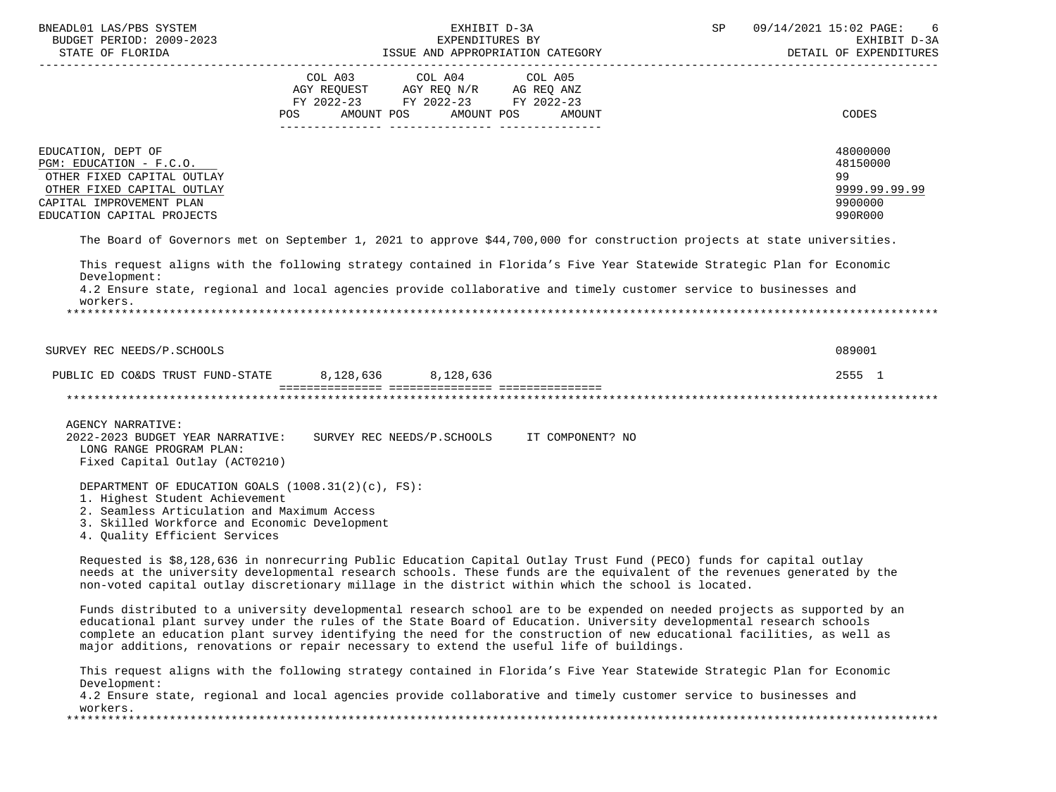| | COL A03 AGY REQUEST FY 2022-23 POS AMOUNT | COL A04 AGY REQ N/R FY 2022-23 POS AMOUNT | COL A05 AG REQ ANZ FY 2022-23 POS AMOUNT | CODES |
|---|---|---|---|---|
| EDUCATION, DEPT OF | | | | 48000000 |
| PGM: EDUCATION - F.C.O. | | | | 48150000 |
| OTHER FIXED CAPITAL OUTLAY | | | | 99 |
| OTHER FIXED CAPITAL OUTLAY | | | | 9999.99.99.99 |
| CAPITAL IMPROVEMENT PLAN | | | | 9900000 |
| EDUCATION CAPITAL PROJECTS | | | | 990R000 |

The Board of Governors met on September 1, 2021 to approve $44,700,000 for construction projects at state universities.

This request aligns with the following strategy contained in Florida's Five Year Statewide Strategic Plan for Economic Development:
4.2 Ensure state, regional and local agencies provide collaborative and timely customer service to businesses and workers.

*****************************************************************************************************************************

| | COL A03 | COL A04 | COL A05 | CODES |
|---|---|---|---|---|
| SURVEY REC NEEDS/P.SCHOOLS | | | | 089001 |
| PUBLIC ED CO&DS TRUST FUND-STATE | 8,128,636 | 8,128,636 | | 2555 1 |

*****************************************************************************************************************************

AGENCY NARRATIVE:
2022-2023 BUDGET YEAR NARRATIVE: SURVEY REC NEEDS/P.SCHOOLS IT COMPONENT? NO
LONG RANGE PROGRAM PLAN:
Fixed Capital Outlay (ACT0210)

DEPARTMENT OF EDUCATION GOALS (1008.31(2)(c), FS):
1. Highest Student Achievement
2. Seamless Articulation and Maximum Access
3. Skilled Workforce and Economic Development
4. Quality Efficient Services

Requested is $8,128,636 in nonrecurring Public Education Capital Outlay Trust Fund (PECO) funds for capital outlay needs at the university developmental research schools. These funds are the equivalent of the revenues generated by the non-voted capital outlay discretionary millage in the district within which the school is located.

Funds distributed to a university developmental research school are to be expended on needed projects as supported by an educational plant survey under the rules of the State Board of Education. University developmental research schools complete an education plant survey identifying the need for the construction of new educational facilities, as well as major additions, renovations or repair necessary to extend the useful life of buildings.

This request aligns with the following strategy contained in Florida's Five Year Statewide Strategic Plan for Economic Development:
4.2 Ensure state, regional and local agencies provide collaborative and timely customer service to businesses and workers.

*****************************************************************************************************************************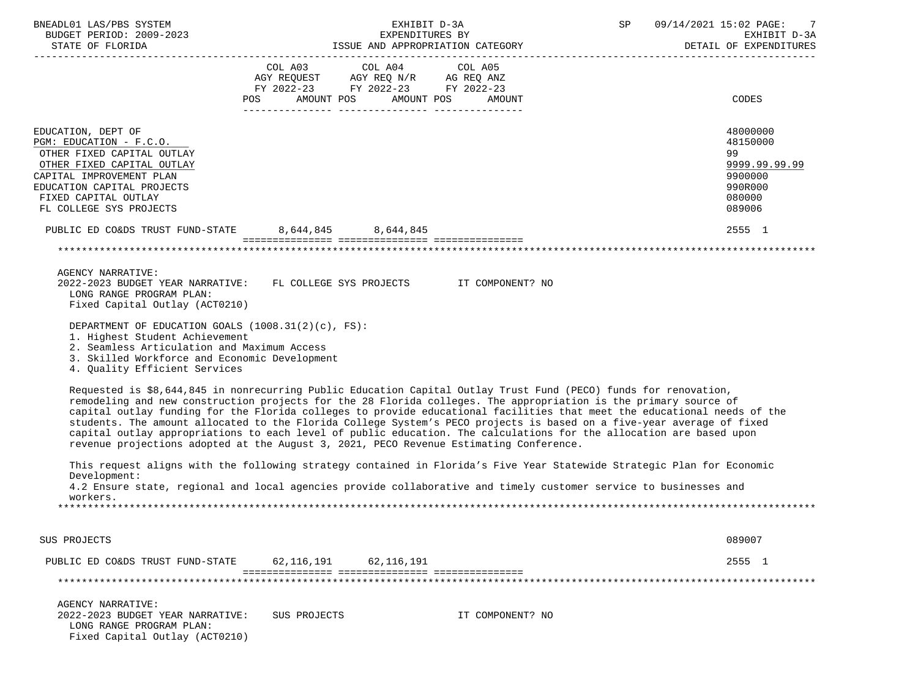BNEADL01 LAS/PBS SYSTEM — EXHIBIT D-3A — EXPENDITURES BY ISSUE AND APPROPRIATION CATEGORY — DETAIL OF EXPENDITURES
BUDGET PERIOD: 2009-2023
STATE OF FLORIDA

| | COL A03 AGY REQUEST FY 2022-23 POS AMOUNT | COL A04 AGY REQ N/R FY 2022-23 POS AMOUNT | COL A05 AG REQ ANZ FY 2022-23 POS AMOUNT | CODES |
|---|---|---|---|---|
| EDUCATION, DEPT OF | | | | 48000000 |
| PGM: EDUCATION - F.C.O. | | | | 48150000 |
| OTHER FIXED CAPITAL OUTLAY | | | | 99 |
| OTHER FIXED CAPITAL OUTLAY | | | | 9999.99.99.99 |
| CAPITAL IMPROVEMENT PLAN | | | | 9900000 |
| EDUCATION CAPITAL PROJECTS | | | | 990R000 |
| FIXED CAPITAL OUTLAY | | | | 080000 |
| FL COLLEGE SYS PROJECTS | | | | 089006 |
| PUBLIC ED CO&DS TRUST FUND-STATE | 8,644,845 | 8,644,845 | | 2555 1 |

AGENCY NARRATIVE:
2022-2023 BUDGET YEAR NARRATIVE: FL COLLEGE SYS PROJECTS IT COMPONENT? NO
LONG RANGE PROGRAM PLAN:
Fixed Capital Outlay (ACT0210)

DEPARTMENT OF EDUCATION GOALS (1008.31(2)(c), FS):
1. Highest Student Achievement
2. Seamless Articulation and Maximum Access
3. Skilled Workforce and Economic Development
4. Quality Efficient Services

Requested is $8,644,845 in nonrecurring Public Education Capital Outlay Trust Fund (PECO) funds for renovation, remodeling and new construction projects for the 28 Florida colleges. The appropriation is the primary source of capital outlay funding for the Florida colleges to provide educational facilities that meet the educational needs of the students. The amount allocated to the Florida College System's PECO projects is based on a five-year average of fixed capital outlay appropriations to each level of public education. The calculations for the allocation are based upon revenue projections adopted at the August 3, 2021, PECO Revenue Estimating Conference.

This request aligns with the following strategy contained in Florida's Five Year Statewide Strategic Plan for Economic Development:
4.2 Ensure state, regional and local agencies provide collaborative and timely customer service to businesses and workers.

| | COL A03 | COL A04 | COL A05 | CODES |
|---|---|---|---|---|
| SUS PROJECTS | | | | 089007 |
| PUBLIC ED CO&DS TRUST FUND-STATE | 62,116,191 | 62,116,191 | | 2555 1 |

AGENCY NARRATIVE:
2022-2023 BUDGET YEAR NARRATIVE: SUS PROJECTS IT COMPONENT? NO
LONG RANGE PROGRAM PLAN:
Fixed Capital Outlay (ACT0210)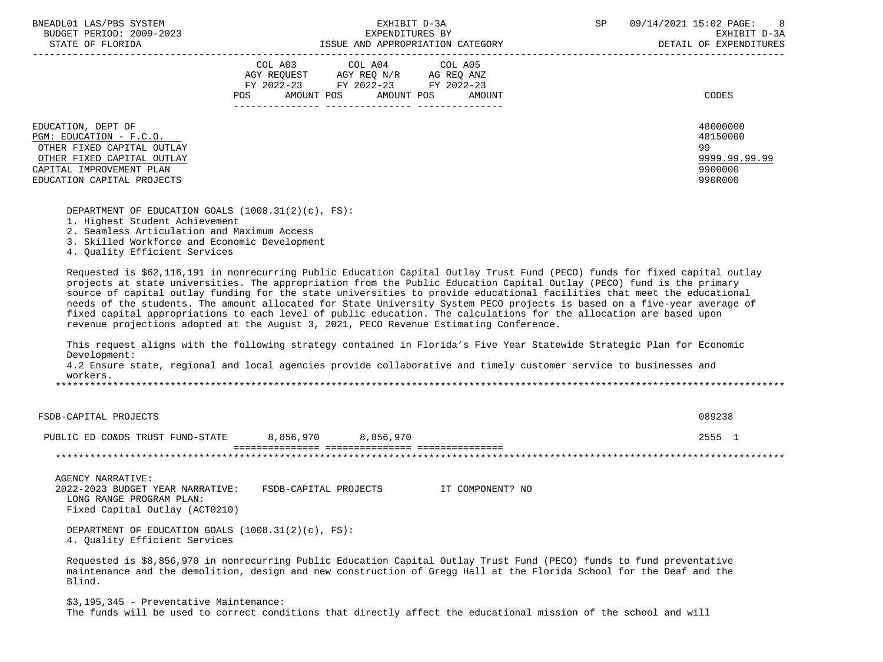| | COL A03 AGY REQUEST FY 2022-23 POS AMOUNT | COL A04 AGY REQ N/R FY 2022-23 POS AMOUNT | COL A05 AG REQ ANZ FY 2022-23 POS AMOUNT | CODES |
|---|---|---|---|---|
| EDUCATION, DEPT OF | | | | 48000000 |
| PGM: EDUCATION - F.C.O. | | | | 48150000 |
| OTHER FIXED CAPITAL OUTLAY | | | | 99 |
| OTHER FIXED CAPITAL OUTLAY | | | | 9999.99.99.99 |
| CAPITAL IMPROVEMENT PLAN | | | | 9900000 |
| EDUCATION CAPITAL PROJECTS | | | | 990R000 |

DEPARTMENT OF EDUCATION GOALS (1008.31(2)(c), FS):
1. Highest Student Achievement
2. Seamless Articulation and Maximum Access
3. Skilled Workforce and Economic Development
4. Quality Efficient Services

Requested is $62,116,191 in nonrecurring Public Education Capital Outlay Trust Fund (PECO) funds for fixed capital outlay projects at state universities. The appropriation from the Public Education Capital Outlay (PECO) fund is the primary source of capital outlay funding for the state universities to provide educational facilities that meet the educational needs of the students. The amount allocated for State University System PECO projects is based on a five-year average of fixed capital appropriations to each level of public education. The calculations for the allocation are based upon revenue projections adopted at the August 3, 2021, PECO Revenue Estimating Conference.

This request aligns with the following strategy contained in Florida's Five Year Statewide Strategic Plan for Economic Development:
4.2 Ensure state, regional and local agencies provide collaborative and timely customer service to businesses and workers.

*****************************************************************************************************************************

| | COL A03 | COL A04 | COL A05 | CODES |
|---|---|---|---|---|
| FSDB-CAPITAL PROJECTS | | | | 089238 |
| PUBLIC ED CO&DS TRUST FUND-STATE | 8,856,970 | 8,856,970 | | 2555 1 |

*****************************************************************************************************************************

AGENCY NARRATIVE:
2022-2023 BUDGET YEAR NARRATIVE: FSDB-CAPITAL PROJECTS IT COMPONENT? NO
LONG RANGE PROGRAM PLAN:
Fixed Capital Outlay (ACT0210)

DEPARTMENT OF EDUCATION GOALS (1008.31(2)(c), FS):
4. Quality Efficient Services

Requested is $8,856,970 in nonrecurring Public Education Capital Outlay Trust Fund (PECO) funds to fund preventative maintenance and the demolition, design and new construction of Gregg Hall at the Florida School for the Deaf and the Blind.

$3,195,345 - Preventative Maintenance:
The funds will be used to correct conditions that directly affect the educational mission of the school and will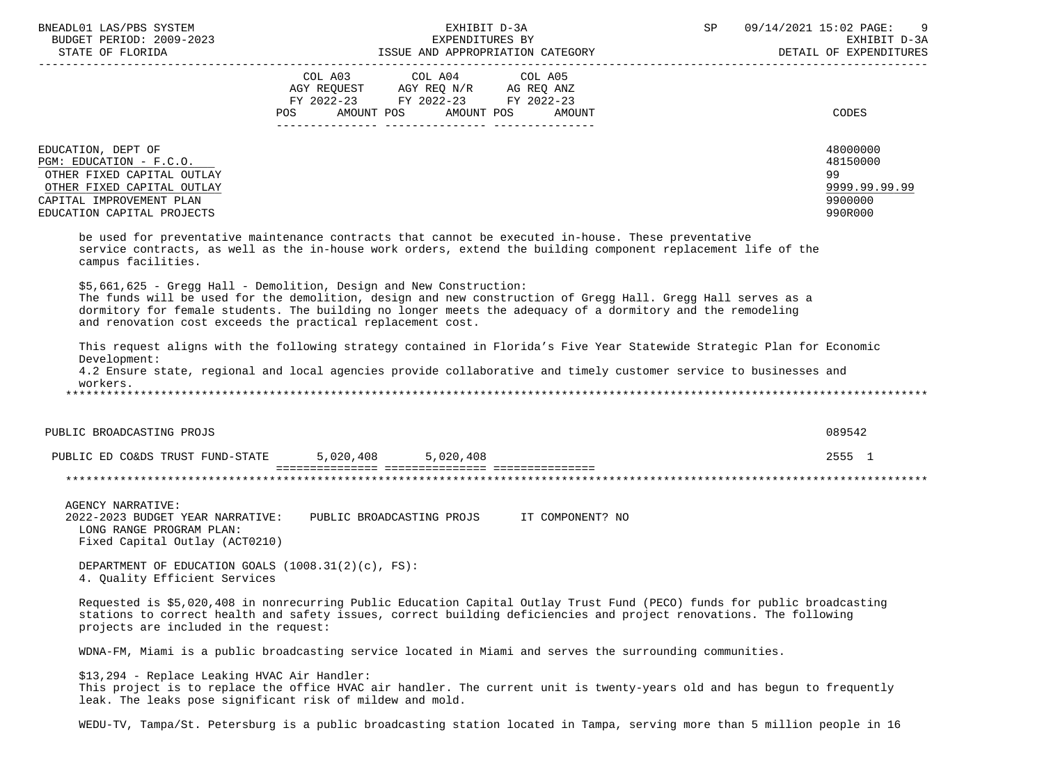| | COL A03 AGY REQUEST FY 2022-23 POS AMOUNT | COL A04 AGY REQ N/R FY 2022-23 POS AMOUNT | COL A05 AG REQ ANZ FY 2022-23 POS AMOUNT | CODES |
|---|---|---|---|---|
| EDUCATION, DEPT OF | | | | 48000000 |
| PGM: EDUCATION - F.C.O. | | | | 48150000 |
| OTHER FIXED CAPITAL OUTLAY | | | | 99 |
| OTHER FIXED CAPITAL OUTLAY | | | | 9999.99.99.99 |
| CAPITAL IMPROVEMENT PLAN | | | | 9900000 |
| EDUCATION CAPITAL PROJECTS | | | | 990R000 |

be used for preventative maintenance contracts that cannot be executed in-house. These preventative service contracts, as well as the in-house work orders, extend the building component replacement life of the campus facilities.

$5,661,625 - Gregg Hall - Demolition, Design and New Construction:
The funds will be used for the demolition, design and new construction of Gregg Hall. Gregg Hall serves as a dormitory for female students. The building no longer meets the adequacy of a dormitory and the remodeling and renovation cost exceeds the practical replacement cost.

This request aligns with the following strategy contained in Florida's Five Year Statewide Strategic Plan for Economic Development:
4.2 Ensure state, regional and local agencies provide collaborative and timely customer service to businesses and workers.

*****************************************************************************************************************

| | COL A03 | COL A04 | COL A05 | CODES |
|---|---|---|---|---|
| PUBLIC BROADCASTING PROJS | | | | 089542 |
| PUBLIC ED CO&DS TRUST FUND-STATE | 5,020,408 | 5,020,408 | | 2555 1 |

*****************************************************************************************************************

AGENCY NARRATIVE:
2022-2023 BUDGET YEAR NARRATIVE: PUBLIC BROADCASTING PROJS IT COMPONENT? NO
LONG RANGE PROGRAM PLAN:
Fixed Capital Outlay (ACT0210)

DEPARTMENT OF EDUCATION GOALS (1008.31(2)(c), FS):
4. Quality Efficient Services

Requested is $5,020,408 in nonrecurring Public Education Capital Outlay Trust Fund (PECO) funds for public broadcasting stations to correct health and safety issues, correct building deficiencies and project renovations. The following projects are included in the request:

WDNA-FM, Miami is a public broadcasting service located in Miami and serves the surrounding communities.

$13,294 - Replace Leaking HVAC Air Handler:
This project is to replace the office HVAC air handler. The current unit is twenty-years old and has begun to frequently leak. The leaks pose significant risk of mildew and mold.

WEDU-TV, Tampa/St. Petersburg is a public broadcasting station located in Tampa, serving more than 5 million people in 16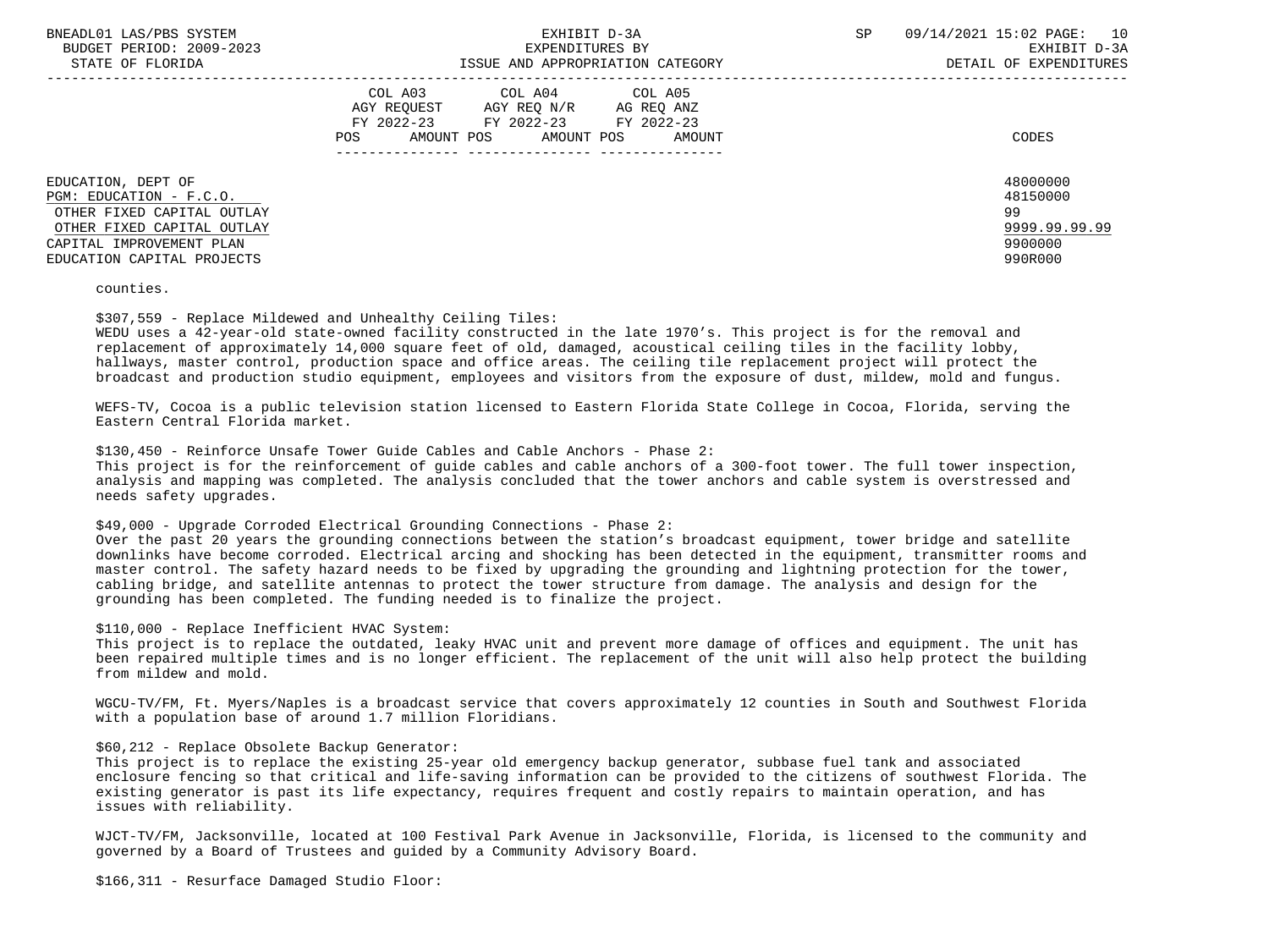| | COL A03 AGY REQUEST FY 2022-23 POS AMOUNT | COL A04 AGY REQ N/R FY 2022-23 POS AMOUNT | COL A05 AG REQ ANZ FY 2022-23 POS AMOUNT | CODES |
|---|---|---|---|---|
| EDUCATION, DEPT OF | | | | 48000000 |
| PGM: EDUCATION - F.C.O. | | | | 48150000 |
| OTHER FIXED CAPITAL OUTLAY | | | | 99 |
| OTHER FIXED CAPITAL OUTLAY | | | | 9999.99.99.99 |
| CAPITAL IMPROVEMENT PLAN | | | | 9900000 |
| EDUCATION CAPITAL PROJECTS | | | | 990R000 |

counties.

$307,559 - Replace Mildewed and Unhealthy Ceiling Tiles:
WEDU uses a 42-year-old state-owned facility constructed in the late 1970's. This project is for the removal and replacement of approximately 14,000 square feet of old, damaged, acoustical ceiling tiles in the facility lobby, hallways, master control, production space and office areas. The ceiling tile replacement project will protect the broadcast and production studio equipment, employees and visitors from the exposure of dust, mildew, mold and fungus.

WEFS-TV, Cocoa is a public television station licensed to Eastern Florida State College in Cocoa, Florida, serving the Eastern Central Florida market.

$130,450 - Reinforce Unsafe Tower Guide Cables and Cable Anchors - Phase 2:
This project is for the reinforcement of guide cables and cable anchors of a 300-foot tower. The full tower inspection, analysis and mapping was completed. The analysis concluded that the tower anchors and cable system is overstressed and needs safety upgrades.

$49,000 - Upgrade Corroded Electrical Grounding Connections - Phase 2:
Over the past 20 years the grounding connections between the station's broadcast equipment, tower bridge and satellite downlinks have become corroded. Electrical arcing and shocking has been detected in the equipment, transmitter rooms and master control. The safety hazard needs to be fixed by upgrading the grounding and lightning protection for the tower, cabling bridge, and satellite antennas to protect the tower structure from damage. The analysis and design for the grounding has been completed. The funding needed is to finalize the project.

$110,000 - Replace Inefficient HVAC System:
This project is to replace the outdated, leaky HVAC unit and prevent more damage of offices and equipment. The unit has been repaired multiple times and is no longer efficient. The replacement of the unit will also help protect the building from mildew and mold.

WGCU-TV/FM, Ft. Myers/Naples is a broadcast service that covers approximately 12 counties in South and Southwest Florida with a population base of around 1.7 million Floridians.

$60,212 - Replace Obsolete Backup Generator:
This project is to replace the existing 25-year old emergency backup generator, subbase fuel tank and associated enclosure fencing so that critical and life-saving information can be provided to the citizens of southwest Florida. The existing generator is past its life expectancy, requires frequent and costly repairs to maintain operation, and has issues with reliability.

WJCT-TV/FM, Jacksonville, located at 100 Festival Park Avenue in Jacksonville, Florida, is licensed to the community and governed by a Board of Trustees and guided by a Community Advisory Board.

$166,311 - Resurface Damaged Studio Floor: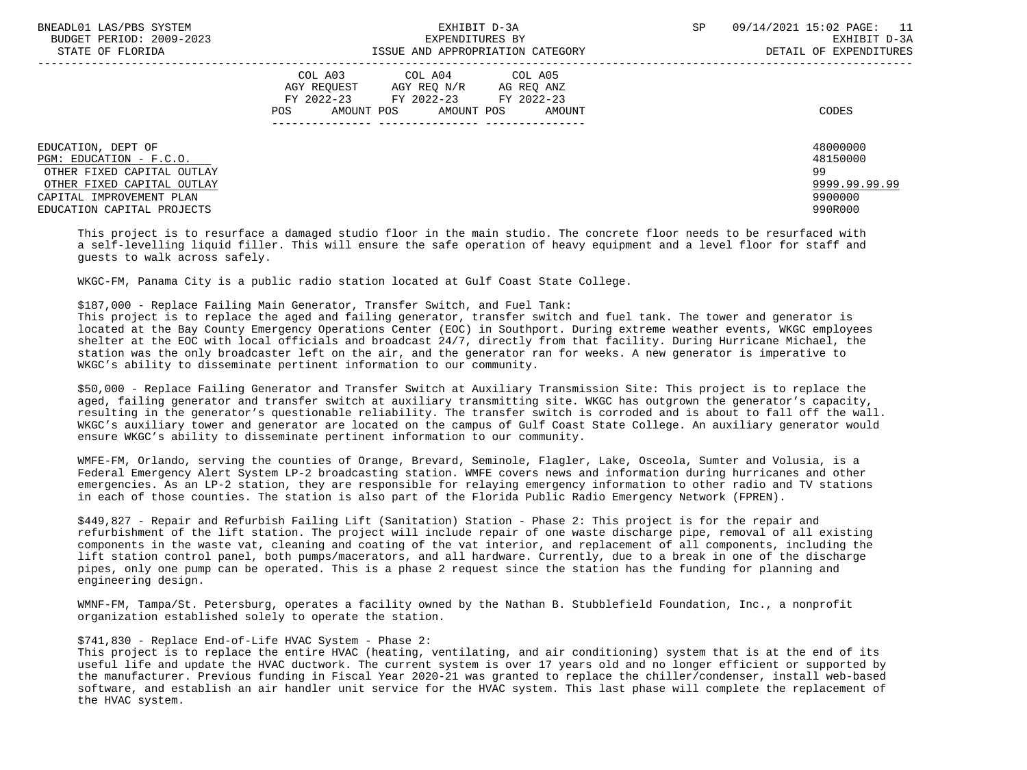| | COL A03 AGY REQUEST FY 2022-23 POS AMOUNT | COL A04 AGY REQ N/R FY 2022-23 POS AMOUNT | COL A05 AG REQ ANZ FY 2022-23 POS AMOUNT | CODES |
|---|---|---|---|---|
| EDUCATION, DEPT OF | | | | 48000000 |
| PGM: EDUCATION - F.C.O. | | | | 48150000 |
| OTHER FIXED CAPITAL OUTLAY | | | | 99 |
| OTHER FIXED CAPITAL OUTLAY | | | | 9999.99.99.99 |
| CAPITAL IMPROVEMENT PLAN | | | | 9900000 |
| EDUCATION CAPITAL PROJECTS | | | | 990R000 |

This project is to resurface a damaged studio floor in the main studio. The concrete floor needs to be resurfaced with a self-levelling liquid filler. This will ensure the safe operation of heavy equipment and a level floor for staff and guests to walk across safely.

WKGC-FM, Panama City is a public radio station located at Gulf Coast State College.

$187,000 - Replace Failing Main Generator, Transfer Switch, and Fuel Tank:
This project is to replace the aged and failing generator, transfer switch and fuel tank. The tower and generator is located at the Bay County Emergency Operations Center (EOC) in Southport. During extreme weather events, WKGC employees shelter at the EOC with local officials and broadcast 24/7, directly from that facility. During Hurricane Michael, the station was the only broadcaster left on the air, and the generator ran for weeks. A new generator is imperative to WKGC's ability to disseminate pertinent information to our community.

$50,000 - Replace Failing Generator and Transfer Switch at Auxiliary Transmission Site: This project is to replace the aged, failing generator and transfer switch at auxiliary transmitting site. WKGC has outgrown the generator's capacity, resulting in the generator's questionable reliability. The transfer switch is corroded and is about to fall off the wall. WKGC's auxiliary tower and generator are located on the campus of Gulf Coast State College. An auxiliary generator would ensure WKGC's ability to disseminate pertinent information to our community.

WMFE-FM, Orlando, serving the counties of Orange, Brevard, Seminole, Flagler, Lake, Osceola, Sumter and Volusia, is a Federal Emergency Alert System LP-2 broadcasting station. WMFE covers news and information during hurricanes and other emergencies. As an LP-2 station, they are responsible for relaying emergency information to other radio and TV stations in each of those counties. The station is also part of the Florida Public Radio Emergency Network (FPREN).

$449,827 - Repair and Refurbish Failing Lift (Sanitation) Station - Phase 2: This project is for the repair and refurbishment of the lift station. The project will include repair of one waste discharge pipe, removal of all existing components in the waste vat, cleaning and coating of the vat interior, and replacement of all components, including the lift station control panel, both pumps/macerators, and all hardware. Currently, due to a break in one of the discharge pipes, only one pump can be operated. This is a phase 2 request since the station has the funding for planning and engineering design.

WMNF-FM, Tampa/St. Petersburg, operates a facility owned by the Nathan B. Stubblefield Foundation, Inc., a nonprofit organization established solely to operate the station.

$741,830 - Replace End-of-Life HVAC System - Phase 2:
This project is to replace the entire HVAC (heating, ventilating, and air conditioning) system that is at the end of its useful life and update the HVAC ductwork. The current system is over 17 years old and no longer efficient or supported by the manufacturer. Previous funding in Fiscal Year 2020-21 was granted to replace the chiller/condenser, install web-based software, and establish an air handler unit service for the HVAC system. This last phase will complete the replacement of the HVAC system.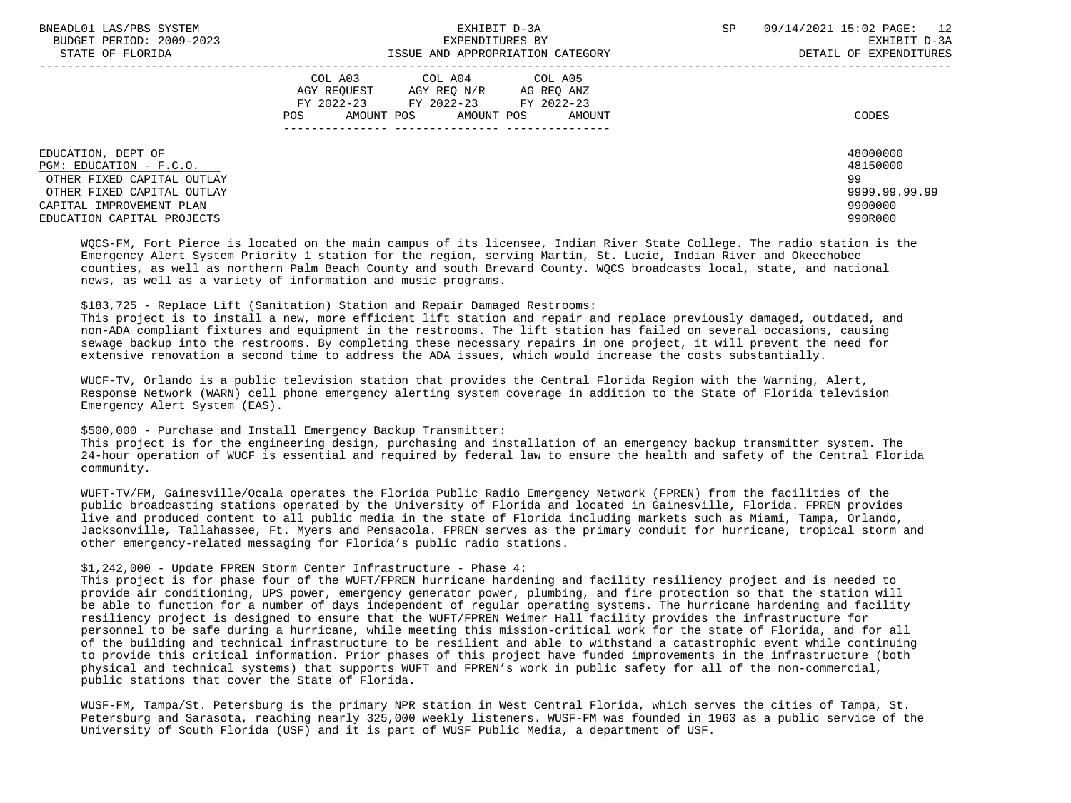| | COL A03 AGY REQUEST FY 2022-23 POS AMOUNT | COL A04 AGY REQ N/R FY 2022-23 POS AMOUNT | COL A05 AG REQ ANZ FY 2022-23 POS AMOUNT | CODES |
|---|---|---|---|---|
| EDUCATION, DEPT OF | | | | 48000000 |
| PGM: EDUCATION - F.C.O. | | | | 48150000 |
| OTHER FIXED CAPITAL OUTLAY | | | | 99 |
| OTHER FIXED CAPITAL OUTLAY | | | | 9999.99.99.99 |
| CAPITAL IMPROVEMENT PLAN | | | | 9900000 |
| EDUCATION CAPITAL PROJECTS | | | | 990R000 |

WQCS-FM, Fort Pierce is located on the main campus of its licensee, Indian River State College. The radio station is the Emergency Alert System Priority 1 station for the region, serving Martin, St. Lucie, Indian River and Okeechobee counties, as well as northern Palm Beach County and south Brevard County. WQCS broadcasts local, state, and national news, as well as a variety of information and music programs.

$183,725 - Replace Lift (Sanitation) Station and Repair Damaged Restrooms:
This project is to install a new, more efficient lift station and repair and replace previously damaged, outdated, and non-ADA compliant fixtures and equipment in the restrooms. The lift station has failed on several occasions, causing sewage backup into the restrooms. By completing these necessary repairs in one project, it will prevent the need for extensive renovation a second time to address the ADA issues, which would increase the costs substantially.

WUCF-TV, Orlando is a public television station that provides the Central Florida Region with the Warning, Alert, Response Network (WARN) cell phone emergency alerting system coverage in addition to the State of Florida television Emergency Alert System (EAS).

$500,000 - Purchase and Install Emergency Backup Transmitter:
This project is for the engineering design, purchasing and installation of an emergency backup transmitter system. The 24-hour operation of WUCF is essential and required by federal law to ensure the health and safety of the Central Florida community.

WUFT-TV/FM, Gainesville/Ocala operates the Florida Public Radio Emergency Network (FPREN) from the facilities of the public broadcasting stations operated by the University of Florida and located in Gainesville, Florida. FPREN provides live and produced content to all public media in the state of Florida including markets such as Miami, Tampa, Orlando, Jacksonville, Tallahassee, Ft. Myers and Pensacola. FPREN serves as the primary conduit for hurricane, tropical storm and other emergency-related messaging for Florida's public radio stations.

$1,242,000 - Update FPREN Storm Center Infrastructure - Phase 4:
This project is for phase four of the WUFT/FPREN hurricane hardening and facility resiliency project and is needed to provide air conditioning, UPS power, emergency generator power, plumbing, and fire protection so that the station will be able to function for a number of days independent of regular operating systems. The hurricane hardening and facility resiliency project is designed to ensure that the WUFT/FPREN Weimer Hall facility provides the infrastructure for personnel to be safe during a hurricane, while meeting this mission-critical work for the state of Florida, and for all of the building and technical infrastructure to be resilient and able to withstand a catastrophic event while continuing to provide this critical information. Prior phases of this project have funded improvements in the infrastructure (both physical and technical systems) that supports WUFT and FPREN's work in public safety for all of the non-commercial, public stations that cover the State of Florida.

WUSF-FM, Tampa/St. Petersburg is the primary NPR station in West Central Florida, which serves the cities of Tampa, St. Petersburg and Sarasota, reaching nearly 325,000 weekly listeners. WUSF-FM was founded in 1963 as a public service of the University of South Florida (USF) and it is part of WUSF Public Media, a department of USF.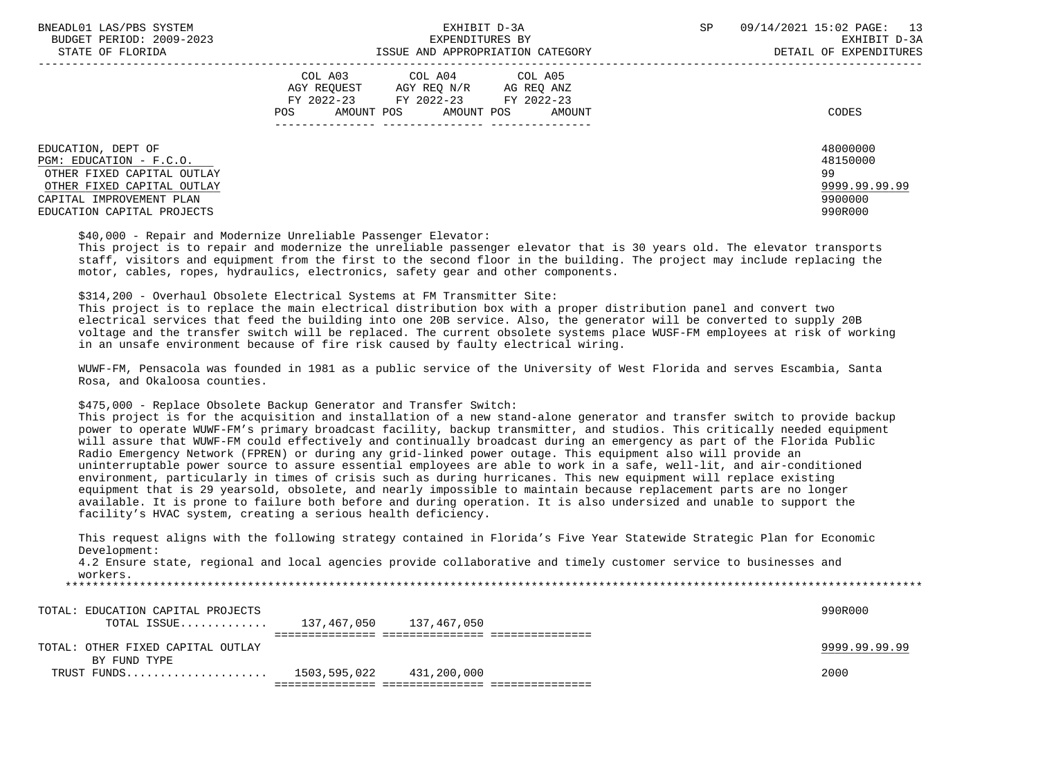| | COL A03 AGY REQUEST FY 2022-23 POS AMOUNT | COL A04 AGY REQ N/R FY 2022-23 POS AMOUNT | COL A05 AG REQ ANZ FY 2022-23 POS AMOUNT | CODES |
|---|---|---|---|---|
| EDUCATION, DEPT OF | | | | 48000000 |
| PGM: EDUCATION - F.C.O. | | | | 48150000 |
| OTHER FIXED CAPITAL OUTLAY | | | | 99 |
| OTHER FIXED CAPITAL OUTLAY | | | | 9999.99.99.99 |
| CAPITAL IMPROVEMENT PLAN | | | | 9900000 |
| EDUCATION CAPITAL PROJECTS | | | | 990R000 |

$40,000 - Repair and Modernize Unreliable Passenger Elevator:
This project is to repair and modernize the unreliable passenger elevator that is 30 years old. The elevator transports staff, visitors and equipment from the first to the second floor in the building. The project may include replacing the motor, cables, ropes, hydraulics, electronics, safety gear and other components.

$314,200 - Overhaul Obsolete Electrical Systems at FM Transmitter Site:
This project is to replace the main electrical distribution box with a proper distribution panel and convert two electrical services that feed the building into one 20B service. Also, the generator will be converted to supply 20B voltage and the transfer switch will be replaced. The current obsolete systems place WUSF-FM employees at risk of working in an unsafe environment because of fire risk caused by faulty electrical wiring.

WUWF-FM, Pensacola was founded in 1981 as a public service of the University of West Florida and serves Escambia, Santa Rosa, and Okaloosa counties.

$475,000 - Replace Obsolete Backup Generator and Transfer Switch:
This project is for the acquisition and installation of a new stand-alone generator and transfer switch to provide backup power to operate WUWF-FM's primary broadcast facility, backup transmitter, and studios. This critically needed equipment will assure that WUWF-FM could effectively and continually broadcast during an emergency as part of the Florida Public Radio Emergency Network (FPREN) or during any grid-linked power outage. This equipment also will provide an uninterruptable power source to assure essential employees are able to work in a safe, well-lit, and air-conditioned environment, particularly in times of crisis such as during hurricanes. This new equipment will replace existing equipment that is 29 yearsold, obsolete, and nearly impossible to maintain because replacement parts are no longer available. It is prone to failure both before and during operation. It is also undersized and unable to support the facility's HVAC system, creating a serious health deficiency.

This request aligns with the following strategy contained in Florida's Five Year Statewide Strategic Plan for Economic Development:
4.2 Ensure state, regional and local agencies provide collaborative and timely customer service to businesses and workers.

| | COL A03 | COL A04 | COL A05 | CODES |
|---|---|---|---|---|
| TOTAL: EDUCATION CAPITAL PROJECTS | | | | 990R000 |
| TOTAL ISSUE............. | 137,467,050 | 137,467,050 | | |
| TOTAL: OTHER FIXED CAPITAL OUTLAY | | | | 9999.99.99.99 |
| BY FUND TYPE | | | | |
| TRUST FUNDS..................... | 1503,595,022 | 431,200,000 | | 2000 |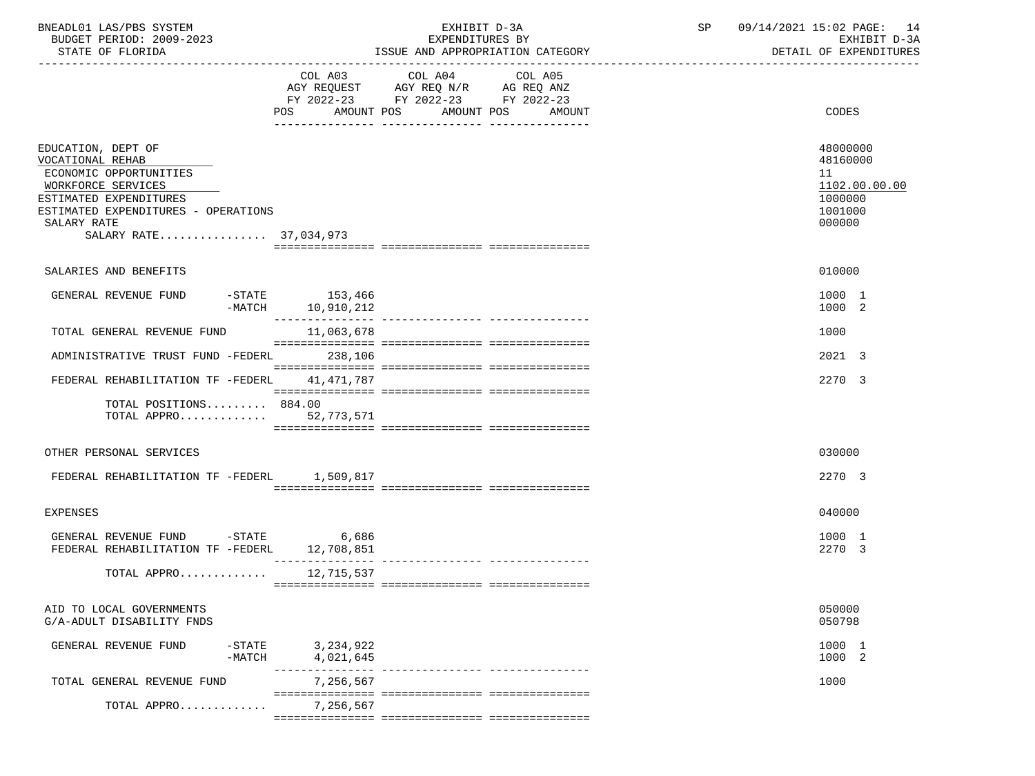BNEADL01 LAS/PBS SYSTEM | BUDGET PERIOD: 2009-2023 | STATE OF FLORIDA

EXHIBIT D-3A
EXPENDITURES BY
ISSUE AND APPROPRIATION CATEGORY

SP 09/14/2021 15:02 PAGE: 14
EXHIBIT D-3A
DETAIL OF EXPENDITURES

| | COL A03 AGY REQUEST FY 2022-23 POS | AMOUNT | COL A04 AGY REQ N/R FY 2022-23 POS | AMOUNT | COL A05 AG REQ ANZ FY 2022-23 POS | AMOUNT | CODES |
|---|---|---|---|---|---|---|---|
| EDUCATION, DEPT OF | | | | | | | 48000000 |
| VOCATIONAL REHAB | | | | | | | 48160000 |
| ECONOMIC OPPORTUNITIES | | | | | | | 11 |
| WORKFORCE SERVICES | | | | | | | 1102.00.00.00 |
| ESTIMATED EXPENDITURES | | | | | | | 1000000 |
| ESTIMATED EXPENDITURES - OPERATIONS | | | | | | | 1001000 |
| SALARY RATE | | | | | | | 000000 |
| SALARY RATE................ 37,034,973 | | | | | | | |
| SALARIES AND BENEFITS | | | | | | | 010000 |
| GENERAL REVENUE FUND -STATE | | 153,466 | | | | | 1000 1 |
| -MATCH | | 10,910,212 | | | | | 1000 2 |
| TOTAL GENERAL REVENUE FUND | | 11,063,678 | | | | | 1000 |
| ADMINISTRATIVE TRUST FUND -FEDERL | | 238,106 | | | | | 2021 3 |
| FEDERAL REHABILITATION TF -FEDERL | | 41,471,787 | | | | | 2270 3 |
| TOTAL POSITIONS......... | 884.00 | | | | | | |
| TOTAL APPRO............ | | 52,773,571 | | | | | |
| OTHER PERSONAL SERVICES | | | | | | | 030000 |
| FEDERAL REHABILITATION TF -FEDERL | | 1,509,817 | | | | | 2270 3 |
| EXPENSES | | | | | | | 040000 |
| GENERAL REVENUE FUND -STATE | | 6,686 | | | | | 1000 1 |
| FEDERAL REHABILITATION TF -FEDERL | | 12,708,851 | | | | | 2270 3 |
| TOTAL APPRO............ | | 12,715,537 | | | | | |
| AID TO LOCAL GOVERNMENTS | | | | | | | 050000 |
| G/A-ADULT DISABILITY FNDS | | | | | | | 050798 |
| GENERAL REVENUE FUND -STATE | | 3,234,922 | | | | | 1000 1 |
| -MATCH | | 4,021,645 | | | | | 1000 2 |
| TOTAL GENERAL REVENUE FUND | | 7,256,567 | | | | | 1000 |
| TOTAL APPRO............ | | 7,256,567 | | | | | |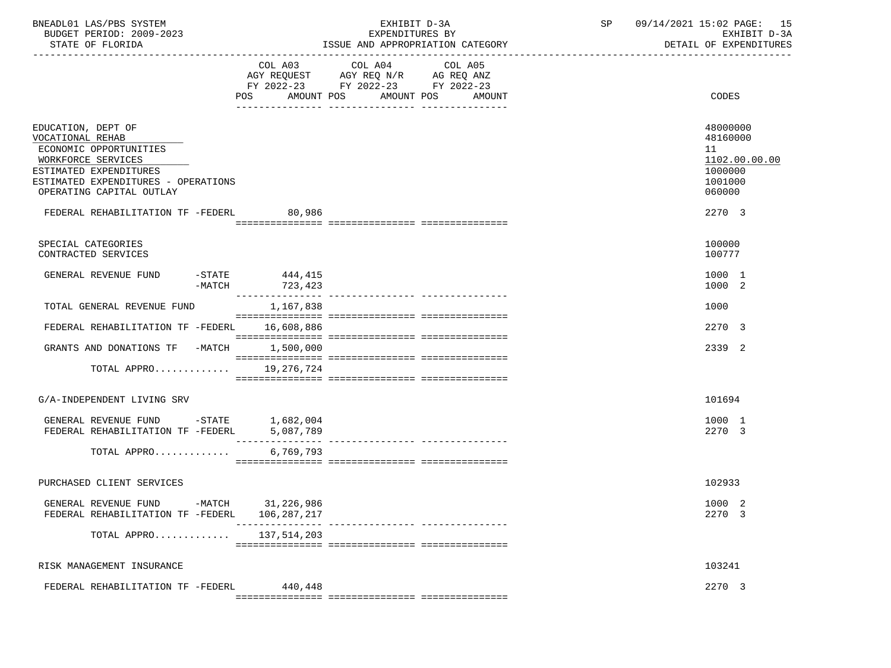BNEADL01 LAS/PBS SYSTEM — EXHIBIT D-3A — EXPENDITURES BY ISSUE AND APPROPRIATION CATEGORY — SP 09/14/2021 15:02 PAGE: 15

BUDGET PERIOD: 2009-2023 — EXHIBIT D-3A

STATE OF FLORIDA — DETAIL OF EXPENDITURES

| | COL A03 AGY REQUEST FY 2022-23 POS AMOUNT | COL A04 AGY REQ N/R FY 2022-23 POS AMOUNT | COL A05 AG REQ ANZ FY 2022-23 POS AMOUNT | CODES |
|---|---|---|---|---|
| EDUCATION, DEPT OF | | | | 48000000 |
| VOCATIONAL REHAB | | | | 48160000 |
| ECONOMIC OPPORTUNITIES | | | | 11 |
| WORKFORCE SERVICES | | | | 1102.00.00.00 |
| ESTIMATED EXPENDITURES | | | | 1000000 |
| ESTIMATED EXPENDITURES - OPERATIONS | | | | 1001000 |
| OPERATING CAPITAL OUTLAY | | | | 060000 |
| FEDERAL REHABILITATION TF -FEDERL | 80,986 | | | 2270 3 |
| SPECIAL CATEGORIES | | | | 100000 |
| CONTRACTED SERVICES | | | | 100777 |
| GENERAL REVENUE FUND -STATE | 444,415 | | | 1000 1 |
| -MATCH | 723,423 | | | 1000 2 |
| TOTAL GENERAL REVENUE FUND | 1,167,838 | | | 1000 |
| FEDERAL REHABILITATION TF -FEDERL | 16,608,886 | | | 2270 3 |
| GRANTS AND DONATIONS TF -MATCH | 1,500,000 | | | 2339 2 |
| TOTAL APPRO............ | 19,276,724 | | | |
| G/A-INDEPENDENT LIVING SRV | | | | 101694 |
| GENERAL REVENUE FUND -STATE | 1,682,004 | | | 1000 1 |
| FEDERAL REHABILITATION TF -FEDERL | 5,087,789 | | | 2270 3 |
| TOTAL APPRO............ | 6,769,793 | | | |
| PURCHASED CLIENT SERVICES | | | | 102933 |
| GENERAL REVENUE FUND -MATCH | 31,226,986 | | | 1000 2 |
| FEDERAL REHABILITATION TF -FEDERL | 106,287,217 | | | 2270 3 |
| TOTAL APPRO............ | 137,514,203 | | | |
| RISK MANAGEMENT INSURANCE | | | | 103241 |
| FEDERAL REHABILITATION TF -FEDERL | 440,448 | | | 2270 3 |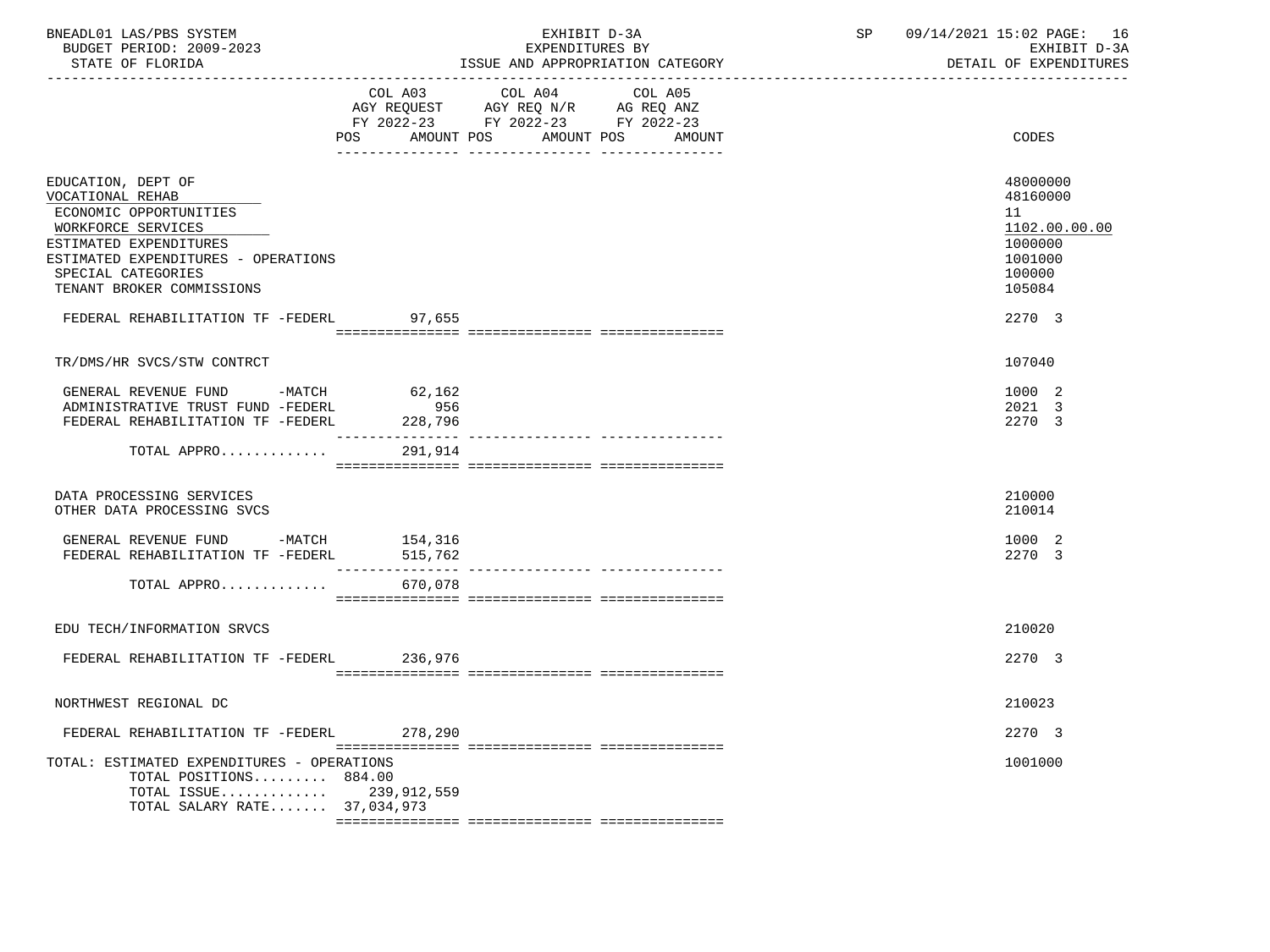BNEADL01 LAS/PBS SYSTEM | EXHIBIT D-3A | SP 09/14/2021 15:02

BUDGET PERIOD: 2009-2023 | EXPENDITURES BY | EXHIBIT D-3A

STATE OF FLORIDA | ISSUE AND APPROPRIATION CATEGORY | DETAIL OF EXPENDITURES

| | COL A03 AGY REQUEST FY 2022-23 POS AMOUNT | COL A04 AGY REQ N/R FY 2022-23 POS AMOUNT | COL A05 AG REQ ANZ FY 2022-23 POS AMOUNT | CODES |
|---|---|---|---|---|
| EDUCATION, DEPT OF | | | | 48000000 |
| VOCATIONAL REHAB | | | | 48160000 |
| ECONOMIC OPPORTUNITIES | | | | 11 |
| WORKFORCE SERVICES | | | | 1102.00.00.00 |
| ESTIMATED EXPENDITURES | | | | 1000000 |
| ESTIMATED EXPENDITURES - OPERATIONS | | | | 1001000 |
| SPECIAL CATEGORIES | | | | 100000 |
| TENANT BROKER COMMISSIONS | | | | 105084 |
| FEDERAL REHABILITATION TF -FEDERL | 97,655 | | | 2270 3 |
| TR/DMS/HR SVCS/STW CONTRCT | | | | 107040 |
| GENERAL REVENUE FUND -MATCH | 62,162 | | | 1000 2 |
| ADMINISTRATIVE TRUST FUND -FEDERL | 956 | | | 2021 3 |
| FEDERAL REHABILITATION TF -FEDERL | 228,796 | | | 2270 3 |
| TOTAL APPRO............ | 291,914 | | | |
| DATA PROCESSING SERVICES | | | | 210000 |
| OTHER DATA PROCESSING SVCS | | | | 210014 |
| GENERAL REVENUE FUND -MATCH | 154,316 | | | 1000 2 |
| FEDERAL REHABILITATION TF -FEDERL | 515,762 | | | 2270 3 |
| TOTAL APPRO............ | 670,078 | | | |
| EDU TECH/INFORMATION SRVCS | | | | 210020 |
| FEDERAL REHABILITATION TF -FEDERL | 236,976 | | | 2270 3 |
| NORTHWEST REGIONAL DC | | | | 210023 |
| FEDERAL REHABILITATION TF -FEDERL | 278,290 | | | 2270 3 |
| TOTAL: ESTIMATED EXPENDITURES - OPERATIONS | | | | 1001000 |
| TOTAL POSITIONS......... | 884.00 | | | |
| TOTAL ISSUE............ | 239,912,559 | | | |
| TOTAL SALARY RATE....... | 37,034,973 | | | |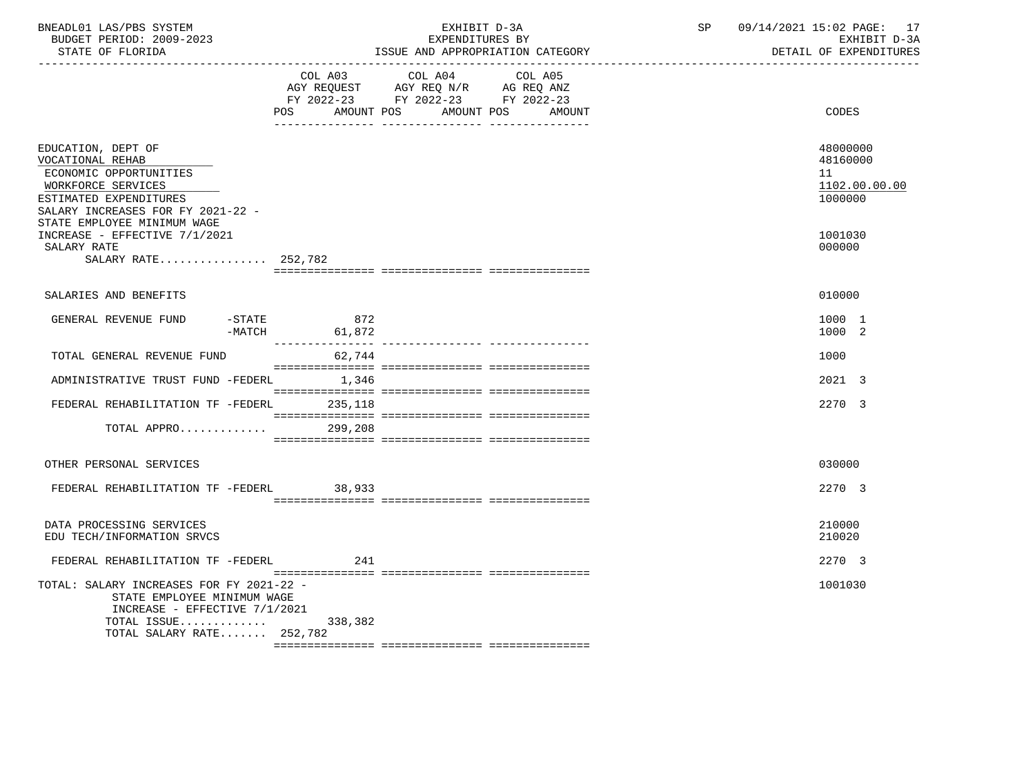BNEADL01 LAS/PBS SYSTEM | EXHIBIT D-3A | SP 09/14/2021 15:02
BUDGET PERIOD: 2009-2023 | EXPENDITURES BY | EXHIBIT D-3A
STATE OF FLORIDA | ISSUE AND APPROPRIATION CATEGORY | DETAIL OF EXPENDITURES

| | COL A03 AGY REQUEST FY 2022-23 POS AMOUNT | COL A04 AGY REQ N/R FY 2022-23 POS AMOUNT | COL A05 AG REQ ANZ FY 2022-23 POS AMOUNT | CODES |
|---|---|---|---|---|
| EDUCATION, DEPT OF | | | | 48000000 |
| VOCATIONAL REHAB | | | | 48160000 |
| ECONOMIC OPPORTUNITIES | | | | 11 |
| WORKFORCE SERVICES | | | | 1102.00.00.00 |
| ESTIMATED EXPENDITURES | | | | 1000000 |
| SALARY INCREASES FOR FY 2021-22 - STATE EMPLOYEE MINIMUM WAGE INCREASE - EFFECTIVE 7/1/2021 | | | | 1001030 |
| SALARY RATE | | | | 000000 |
| SALARY RATE................ 252,782 | | | | |
| SALARIES AND BENEFITS | | | | 010000 |
| GENERAL REVENUE FUND -STATE | 872 | | | 1000 1 |
| -MATCH | 61,872 | | | 1000 2 |
| TOTAL GENERAL REVENUE FUND | 62,744 | | | 1000 |
| ADMINISTRATIVE TRUST FUND -FEDERL | 1,346 | | | 2021 3 |
| FEDERAL REHABILITATION TF -FEDERL | 235,118 | | | 2270 3 |
| TOTAL APPRO............. | 299,208 | | | |
| OTHER PERSONAL SERVICES | | | | 030000 |
| FEDERAL REHABILITATION TF -FEDERL | 38,933 | | | 2270 3 |
| DATA PROCESSING SERVICES | | | | 210000 |
| EDU TECH/INFORMATION SRVCS | | | | 210020 |
| FEDERAL REHABILITATION TF -FEDERL | 241 | | | 2270 3 |
| TOTAL: SALARY INCREASES FOR FY 2021-22 - STATE EMPLOYEE MINIMUM WAGE INCREASE - EFFECTIVE 7/1/2021 | | | | 1001030 |
| TOTAL ISSUE............. | 338,382 | | | |
| TOTAL SALARY RATE....... 252,782 | | | | |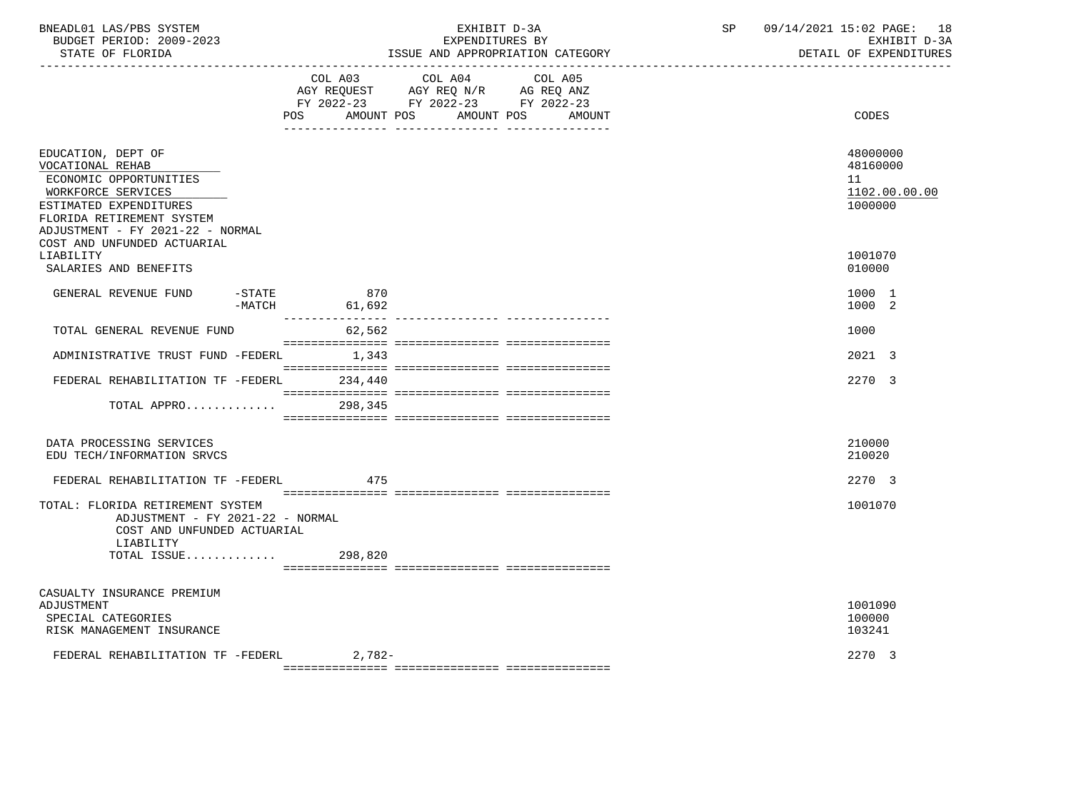BNEADL01 LAS/PBS SYSTEM — EXHIBIT D-3A — SP 09/14/2021 15:02

BUDGET PERIOD: 2009-2023 — EXPENDITURES BY — EXHIBIT D-3A

STATE OF FLORIDA — ISSUE AND APPROPRIATION CATEGORY — DETAIL OF EXPENDITURES

| | COL A03 AGY REQUEST FY 2022-23 POS AMOUNT | COL A04 AGY REQ N/R FY 2022-23 POS AMOUNT | COL A05 AG REQ ANZ FY 2022-23 POS AMOUNT | CODES |
|---|---|---|---|---|
| EDUCATION, DEPT OF | | | | 48000000 |
| VOCATIONAL REHAB | | | | 48160000 |
| ECONOMIC OPPORTUNITIES | | | | 11 |
| WORKFORCE SERVICES | | | | 1102.00.00.00 |
| ESTIMATED EXPENDITURES | | | | 1000000 |
| FLORIDA RETIREMENT SYSTEM ADJUSTMENT - FY 2021-22 - NORMAL COST AND UNFUNDED ACTUARIAL LIABILITY | | | | 1001070 |
| SALARIES AND BENEFITS | | | | 010000 |
| GENERAL REVENUE FUND -STATE | 870 | | | 1000 1 |
| -MATCH | 61,692 | | | 1000 2 |
| TOTAL GENERAL REVENUE FUND | 62,562 | | | 1000 |
| ADMINISTRATIVE TRUST FUND -FEDERL | 1,343 | | | 2021 3 |
| FEDERAL REHABILITATION TF -FEDERL | 234,440 | | | 2270 3 |
| TOTAL APPRO............. | 298,345 | | | |
| DATA PROCESSING SERVICES | | | | 210000 |
| EDU TECH/INFORMATION SRVCS | | | | 210020 |
| FEDERAL REHABILITATION TF -FEDERL | 475 | | | 2270 3 |
| TOTAL: FLORIDA RETIREMENT SYSTEM ADJUSTMENT - FY 2021-22 - NORMAL COST AND UNFUNDED ACTUARIAL LIABILITY | | | | 1001070 |
| TOTAL ISSUE............. | 298,820 | | | |
| CASUALTY INSURANCE PREMIUM ADJUSTMENT | | | | 1001090 |
| SPECIAL CATEGORIES | | | | 100000 |
| RISK MANAGEMENT INSURANCE | | | | 103241 |
| FEDERAL REHABILITATION TF -FEDERL | 2,782- | | | 2270 3 |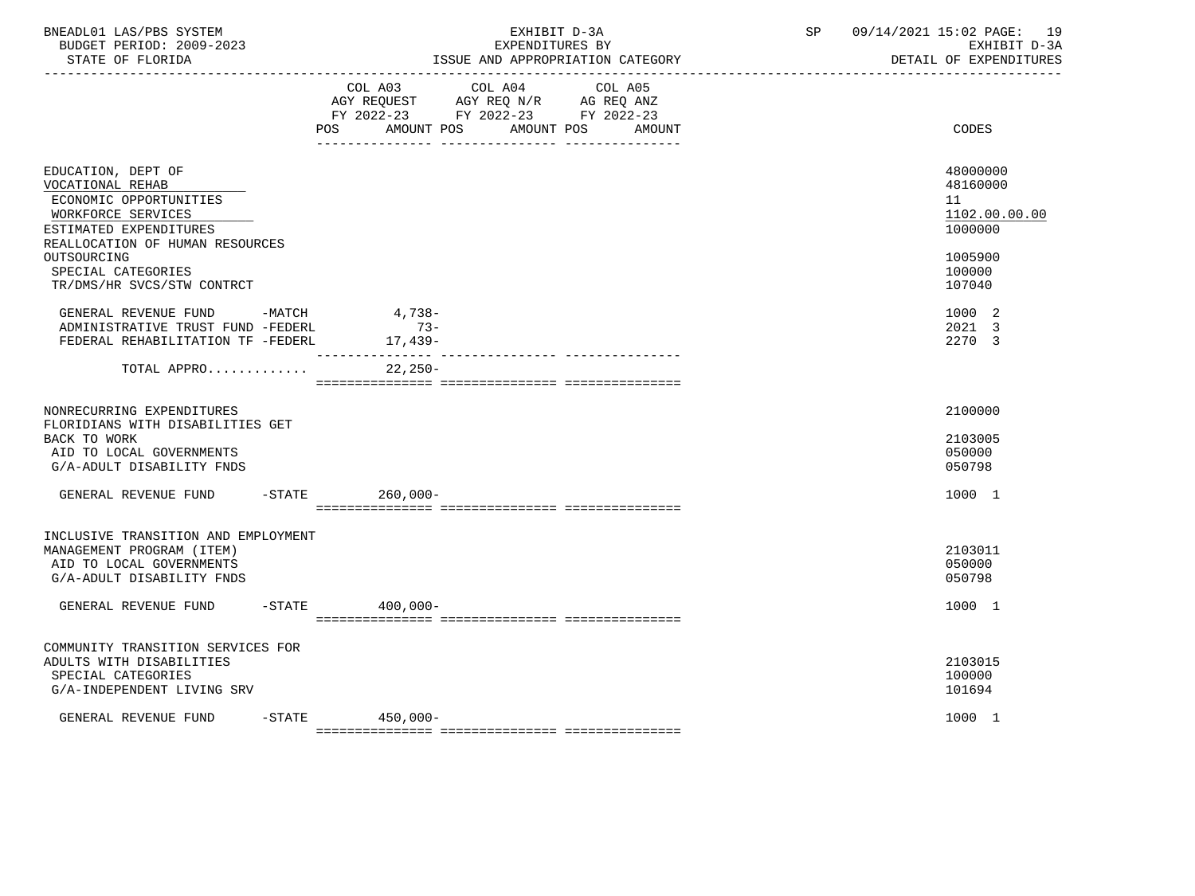BNEADL01 LAS/PBS SYSTEM | EXHIBIT D-3A | SP 09/14/2021 15:02 PAGE: 19
BUDGET PERIOD: 2009-2023 | EXPENDITURES BY | EXHIBIT D-3A
STATE OF FLORIDA | ISSUE AND APPROPRIATION CATEGORY | DETAIL OF EXPENDITURES

| | COL A03 AGY REQUEST FY 2022-23 POS | AMOUNT | COL A04 AGY REQ N/R FY 2022-23 POS | AMOUNT | COL A05 AG REQ ANZ FY 2022-23 POS | AMOUNT | CODES |
|---|---|---|---|---|---|---|---|
| EDUCATION, DEPT OF | | | | | | | 48000000 |
| VOCATIONAL REHAB | | | | | | | 48160000 |
| ECONOMIC OPPORTUNITIES | | | | | | | 11 |
| WORKFORCE SERVICES | | | | | | | 1102.00.00.00 |
| ESTIMATED EXPENDITURES | | | | | | | 1000000 |
| REALLOCATION OF HUMAN RESOURCES OUTSOURCING | | | | | | | 1005900 |
| SPECIAL CATEGORIES | | | | | | | 100000 |
| TR/DMS/HR SVCS/STW CONTRCT | | | | | | | 107040 |
| GENERAL REVENUE FUND -MATCH | | 4,738- | | | | | 1000 2 |
| ADMINISTRATIVE TRUST FUND -FEDERL | | 73- | | | | | 2021 3 |
| FEDERAL REHABILITATION TF -FEDERL | | 17,439- | | | | | 2270 3 |
| TOTAL APPRO............ | | 22,250- | | | | | |
| NONRECURRING EXPENDITURES | | | | | | | 2100000 |
| FLORIDIANS WITH DISABILITIES GET BACK TO WORK | | | | | | | 2103005 |
| AID TO LOCAL GOVERNMENTS | | | | | | | 050000 |
| G/A-ADULT DISABILITY FNDS | | | | | | | 050798 |
| GENERAL REVENUE FUND -STATE | | 260,000- | | | | | 1000 1 |
| INCLUSIVE TRANSITION AND EMPLOYMENT MANAGEMENT PROGRAM (ITEM) | | | | | | | 2103011 |
| AID TO LOCAL GOVERNMENTS | | | | | | | 050000 |
| G/A-ADULT DISABILITY FNDS | | | | | | | 050798 |
| GENERAL REVENUE FUND -STATE | | 400,000- | | | | | 1000 1 |
| COMMUNITY TRANSITION SERVICES FOR ADULTS WITH DISABILITIES | | | | | | | 2103015 |
| SPECIAL CATEGORIES | | | | | | | 100000 |
| G/A-INDEPENDENT LIVING SRV | | | | | | | 101694 |
| GENERAL REVENUE FUND -STATE | | 450,000- | | | | | 1000 1 |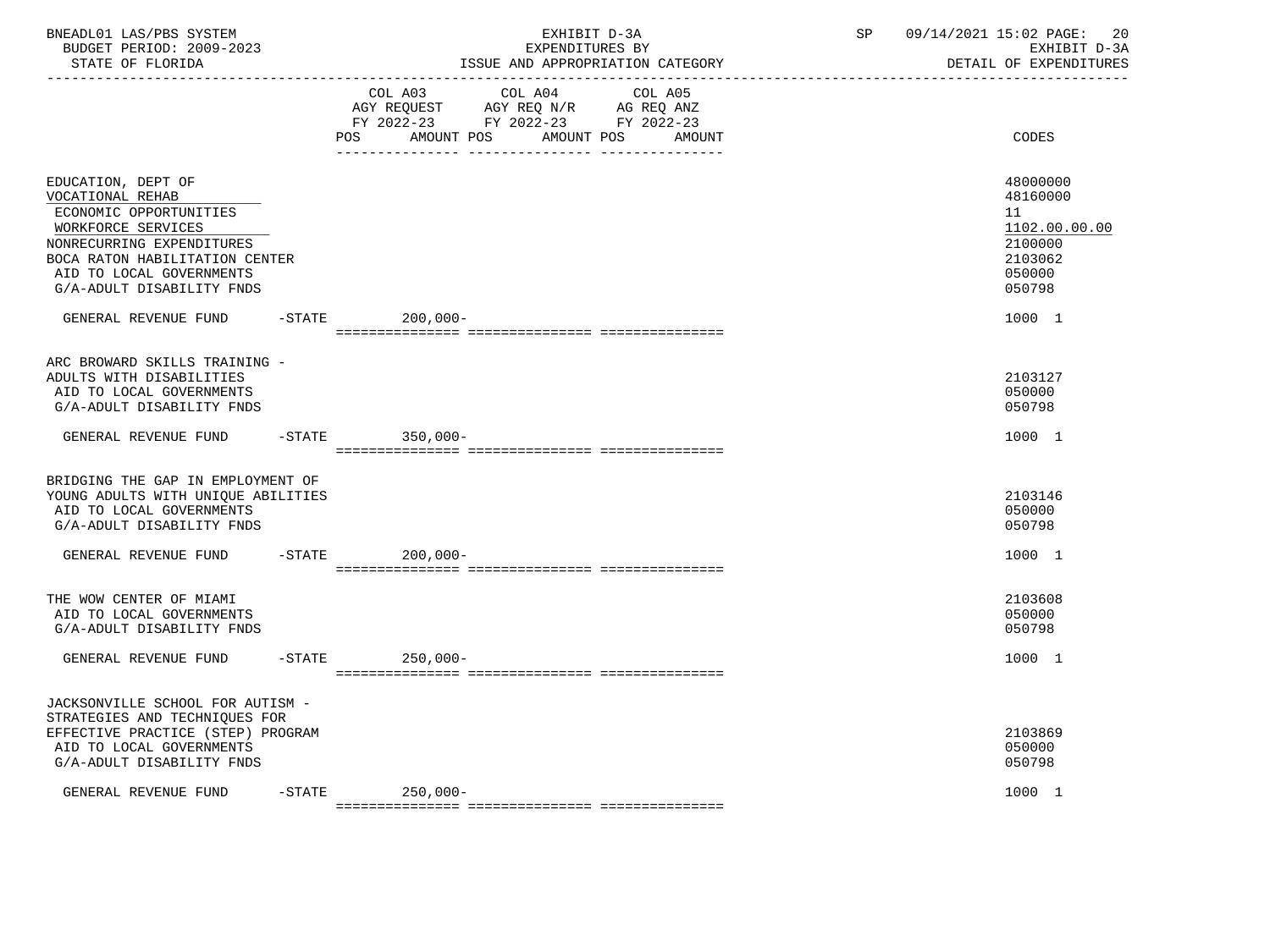BNEADL01 LAS/PBS SYSTEM — EXHIBIT D-3A — EXPENDITURES BY ISSUE AND APPROPRIATION CATEGORY
BUDGET PERIOD: 2009-2023 — STATE OF FLORIDA — SP 09/14/2021 15:02 — EXHIBIT D-3A DETAIL OF EXPENDITURES

| | COL A03 AGY REQUEST FY 2022-23 POS | AMOUNT | COL A04 AGY REQ N/R FY 2022-23 POS | AMOUNT | COL A05 AG REQ ANZ FY 2022-23 POS | AMOUNT | CODES |
|---|---|---|---|---|---|---|---|
| EDUCATION, DEPT OF | | | | | | | 48000000 |
| VOCATIONAL REHAB | | | | | | | 48160000 |
| ECONOMIC OPPORTUNITIES | | | | | | | 11 |
| WORKFORCE SERVICES | | | | | | | 1102.00.00.00 |
| NONRECURRING EXPENDITURES | | | | | | | 2100000 |
| BOCA RATON HABILITATION CENTER | | | | | | | 2103062 |
| AID TO LOCAL GOVERNMENTS | | | | | | | 050000 |
| G/A-ADULT DISABILITY FNDS | | | | | | | 050798 |
| GENERAL REVENUE FUND -STATE | | 200,000- | | | | | 1000 1 |
| ARC BROWARD SKILLS TRAINING - ADULTS WITH DISABILITIES | | | | | | | 2103127 |
| AID TO LOCAL GOVERNMENTS | | | | | | | 050000 |
| G/A-ADULT DISABILITY FNDS | | | | | | | 050798 |
| GENERAL REVENUE FUND -STATE | | 350,000- | | | | | 1000 1 |
| BRIDGING THE GAP IN EMPLOYMENT OF YOUNG ADULTS WITH UNIQUE ABILITIES | | | | | | | 2103146 |
| AID TO LOCAL GOVERNMENTS | | | | | | | 050000 |
| G/A-ADULT DISABILITY FNDS | | | | | | | 050798 |
| GENERAL REVENUE FUND -STATE | | 200,000- | | | | | 1000 1 |
| THE WOW CENTER OF MIAMI | | | | | | | 2103608 |
| AID TO LOCAL GOVERNMENTS | | | | | | | 050000 |
| G/A-ADULT DISABILITY FNDS | | | | | | | 050798 |
| GENERAL REVENUE FUND -STATE | | 250,000- | | | | | 1000 1 |
| JACKSONVILLE SCHOOL FOR AUTISM - STRATEGIES AND TECHNIQUES FOR EFFECTIVE PRACTICE (STEP) PROGRAM | | | | | | | 2103869 |
| AID TO LOCAL GOVERNMENTS | | | | | | | 050000 |
| G/A-ADULT DISABILITY FNDS | | | | | | | 050798 |
| GENERAL REVENUE FUND -STATE | | 250,000- | | | | | 1000 1 |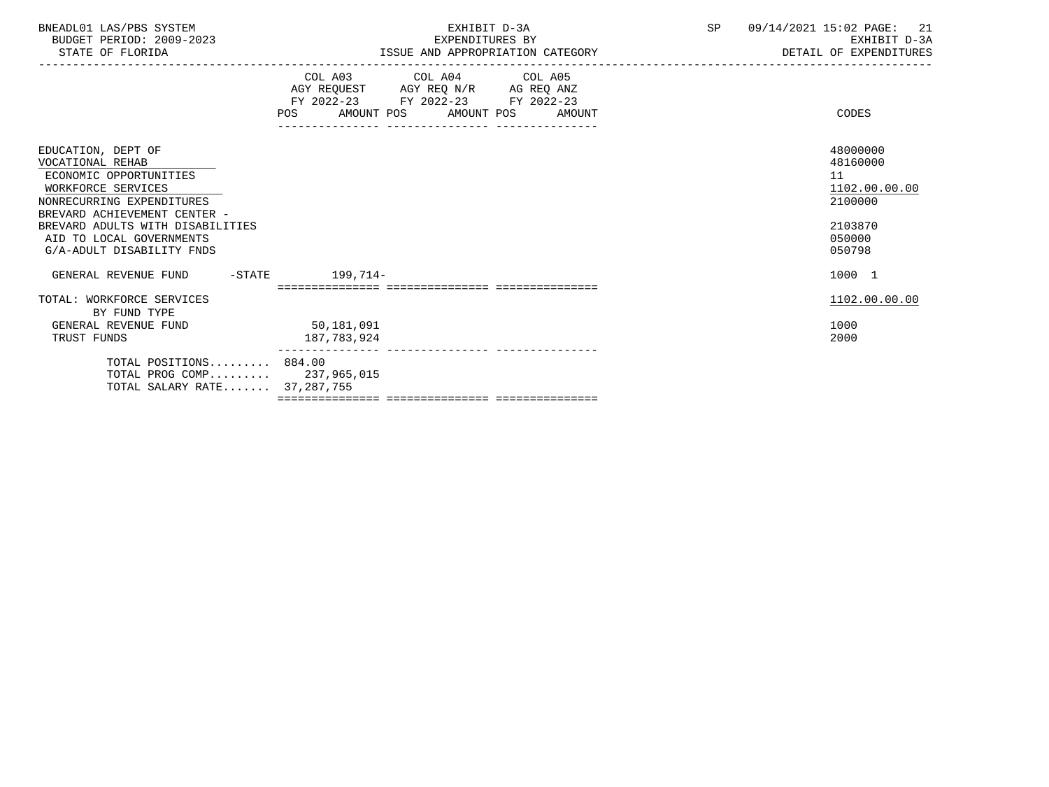BNEADL01 LAS/PBS SYSTEM
BUDGET PERIOD: 2009-2023
STATE OF FLORIDA

EXHIBIT D-3A
EXPENDITURES BY
ISSUE AND APPROPRIATION CATEGORY

SP 09/14/2021 15:02
EXHIBIT D-3A
DETAIL OF EXPENDITURES

| | COL A03 AGY REQUEST FY 2022-23 POS AMOUNT | COL A04 AGY REQ N/R FY 2022-23 POS AMOUNT | COL A05 AG REQ ANZ FY 2022-23 POS AMOUNT | CODES |
|---|---|---|---|---|
| EDUCATION, DEPT OF | | | | 48000000 |
| VOCATIONAL REHAB | | | | 48160000 |
| ECONOMIC OPPORTUNITIES | | | | 11 |
| WORKFORCE SERVICES | | | | 1102.00.00.00 |
| NONRECURRING EXPENDITURES | | | | 2100000 |
| BREVARD ACHIEVEMENT CENTER - BREVARD ADULTS WITH DISABILITIES | | | | 2103870 |
| AID TO LOCAL GOVERNMENTS | | | | 050000 |
| G/A-ADULT DISABILITY FNDS | | | | 050798 |
| GENERAL REVENUE FUND -STATE | 199,714- | | | 1000 1 |
| TOTAL: WORKFORCE SERVICES | | | | 1102.00.00.00 |
| BY FUND TYPE | | | | |
| GENERAL REVENUE FUND | 50,181,091 | | | 1000 |
| TRUST FUNDS | 187,783,924 | | | 2000 |
| TOTAL POSITIONS......... | 884.00 | | | |
| TOTAL PROG COMP......... | 237,965,015 | | | |
| TOTAL SALARY RATE....... | 37,287,755 | | | |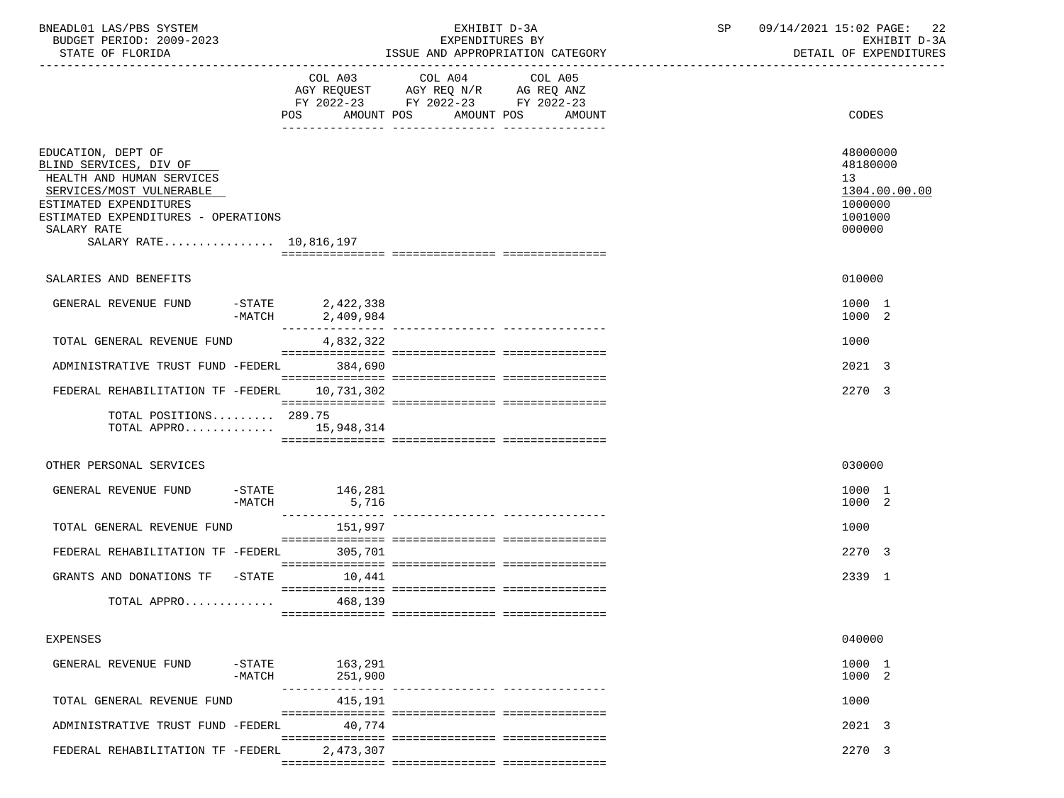BNEADL01 LAS/PBS SYSTEM
BUDGET PERIOD: 2009-2023
STATE OF FLORIDA

EXHIBIT D-3A
EXPENDITURES BY
ISSUE AND APPROPRIATION CATEGORY

SP 09/14/2021 15:02
EXHIBIT D-3A
DETAIL OF EXPENDITURES

| | COL A03 AGY REQUEST FY 2022-23 POS | AMOUNT | COL A04 AGY REQ N/R FY 2022-23 POS | AMOUNT | COL A05 AG REQ ANZ FY 2022-23 POS | AMOUNT | CODES |
|---|---|---|---|---|---|---|---|
| EDUCATION, DEPT OF | | | | | | | 48000000 |
| BLIND SERVICES, DIV OF | | | | | | | 48180000 |
| HEALTH AND HUMAN SERVICES | | | | | | | 13 |
| SERVICES/MOST VULNERABLE | | | | | | | 1304.00.00.00 |
| ESTIMATED EXPENDITURES | | | | | | | 1000000 |
| ESTIMATED EXPENDITURES - OPERATIONS | | | | | | | 1001000 |
| SALARY RATE | | | | | | | 000000 |
| SALARY RATE................ | | 10,816,197 | | | | | |
| SALARIES AND BENEFITS | | | | | | | 010000 |
| GENERAL REVENUE FUND -STATE | | 2,422,338 | | | | | 1000 1 |
| -MATCH | | 2,409,984 | | | | | 1000 2 |
| TOTAL GENERAL REVENUE FUND | | 4,832,322 | | | | | 1000 |
| ADMINISTRATIVE TRUST FUND -FEDERL | | 384,690 | | | | | 2021 3 |
| FEDERAL REHABILITATION TF -FEDERL | | 10,731,302 | | | | | 2270 3 |
| TOTAL POSITIONS......... | 289.75 | | | | | | |
| TOTAL APPRO............. | | 15,948,314 | | | | | |
| OTHER PERSONAL SERVICES | | | | | | | 030000 |
| GENERAL REVENUE FUND -STATE | | 146,281 | | | | | 1000 1 |
| -MATCH | | 5,716 | | | | | 1000 2 |
| TOTAL GENERAL REVENUE FUND | | 151,997 | | | | | 1000 |
| FEDERAL REHABILITATION TF -FEDERL | | 305,701 | | | | | 2270 3 |
| GRANTS AND DONATIONS TF -STATE | | 10,441 | | | | | 2339 1 |
| TOTAL APPRO............. | | 468,139 | | | | | |
| EXPENSES | | | | | | | 040000 |
| GENERAL REVENUE FUND -STATE | | 163,291 | | | | | 1000 1 |
| -MATCH | | 251,900 | | | | | 1000 2 |
| TOTAL GENERAL REVENUE FUND | | 415,191 | | | | | 1000 |
| ADMINISTRATIVE TRUST FUND -FEDERL | | 40,774 | | | | | 2021 3 |
| FEDERAL REHABILITATION TF -FEDERL | | 2,473,307 | | | | | 2270 3 |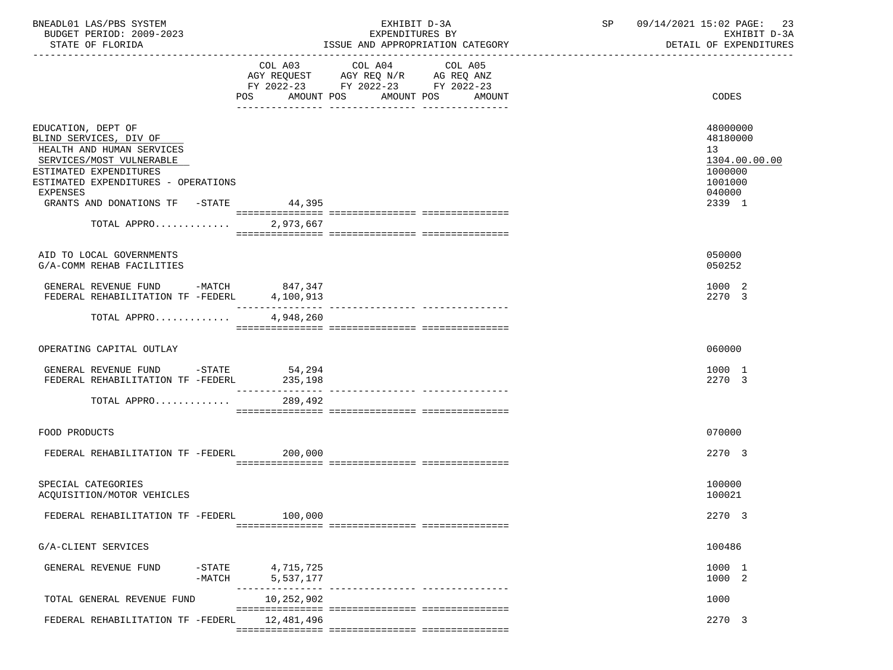BNEADL01 LAS/PBS SYSTEM
BUDGET PERIOD: 2009-2023
STATE OF FLORIDA

EXHIBIT D-3A
EXPENDITURES BY
ISSUE AND APPROPRIATION CATEGORY

SP 09/14/2021 15:02

EXHIBIT D-3A
DETAIL OF EXPENDITURES

| | COL A03 AGY REQUEST FY 2022-23 POS AMOUNT | COL A04 AGY REQ N/R FY 2022-23 POS AMOUNT | COL A05 AG REQ ANZ FY 2022-23 POS AMOUNT | CODES |
|---|---|---|---|---|
| EDUCATION, DEPT OF | | | | 48000000 |
| BLIND SERVICES, DIV OF | | | | 48180000 |
| HEALTH AND HUMAN SERVICES | | | | 13 |
| SERVICES/MOST VULNERABLE | | | | 1304.00.00.00 |
| ESTIMATED EXPENDITURES | | | | 1000000 |
| ESTIMATED EXPENDITURES - OPERATIONS | | | | 1001000 |
| EXPENSES | | | | 040000 |
| GRANTS AND DONATIONS TF -STATE | 44,395 | | | 2339 1 |
| TOTAL APPRO............ | 2,973,667 | | | |
| AID TO LOCAL GOVERNMENTS | | | | 050000 |
| G/A-COMM REHAB FACILITIES | | | | 050252 |
| GENERAL REVENUE FUND -MATCH | 847,347 | | | 1000 2 |
| FEDERAL REHABILITATION TF -FEDERL | 4,100,913 | | | 2270 3 |
| TOTAL APPRO............ | 4,948,260 | | | |
| OPERATING CAPITAL OUTLAY | | | | 060000 |
| GENERAL REVENUE FUND -STATE | 54,294 | | | 1000 1 |
| FEDERAL REHABILITATION TF -FEDERL | 235,198 | | | 2270 3 |
| TOTAL APPRO............ | 289,492 | | | |
| FOOD PRODUCTS | | | | 070000 |
| FEDERAL REHABILITATION TF -FEDERL | 200,000 | | | 2270 3 |
| SPECIAL CATEGORIES | | | | 100000 |
| ACQUISITION/MOTOR VEHICLES | | | | 100021 |
| FEDERAL REHABILITATION TF -FEDERL | 100,000 | | | 2270 3 |
| G/A-CLIENT SERVICES | | | | 100486 |
| GENERAL REVENUE FUND -STATE | 4,715,725 | | | 1000 1 |
| -MATCH | 5,537,177 | | | 1000 2 |
| TOTAL GENERAL REVENUE FUND | 10,252,902 | | | 1000 |
| FEDERAL REHABILITATION TF -FEDERL | 12,481,496 | | | 2270 3 |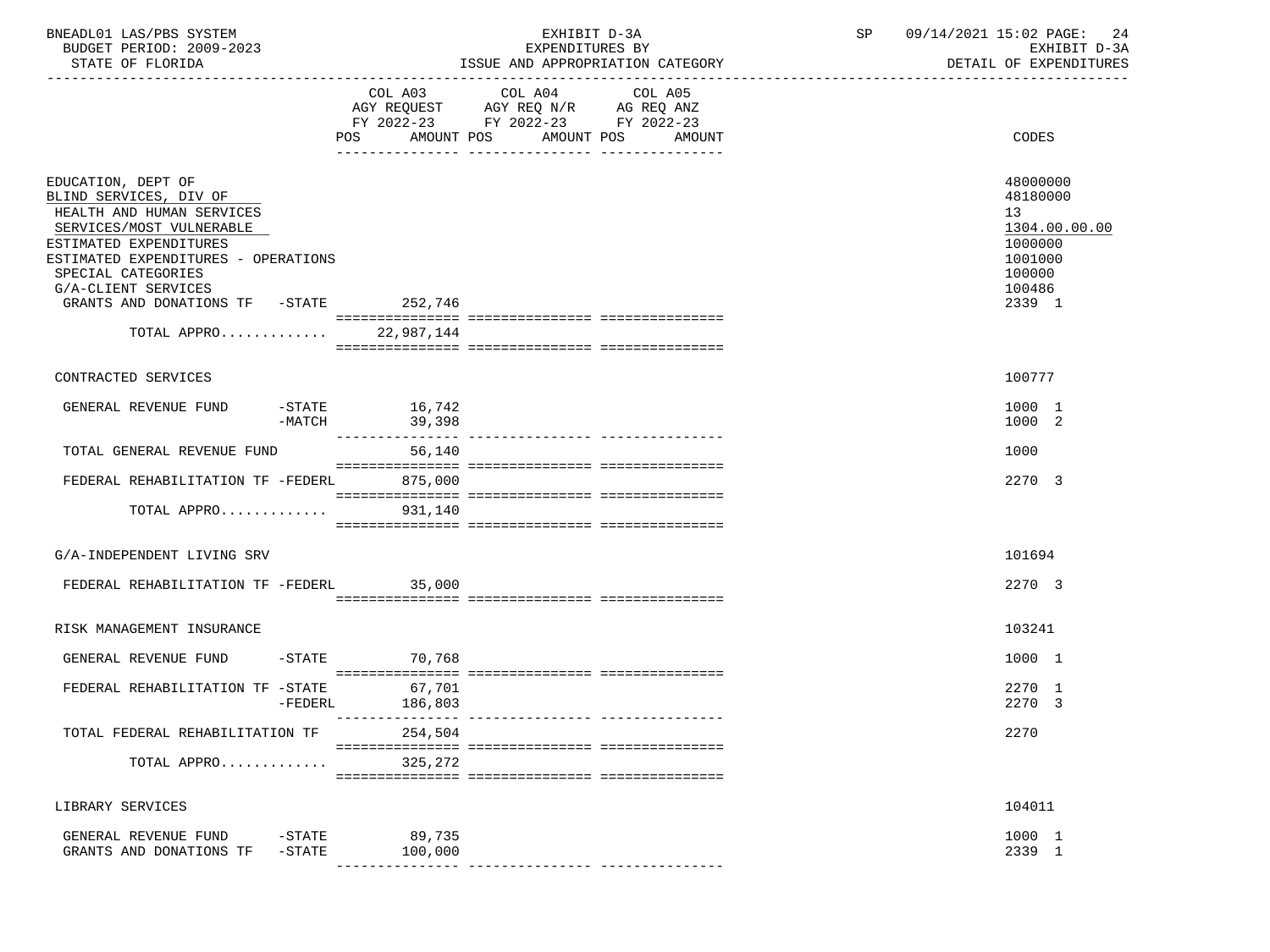BNEADL01 LAS/PBS SYSTEM | EXHIBIT D-3A | SP 09/14/2021 15:02
BUDGET PERIOD: 2009-2023 | EXPENDITURES BY | EXHIBIT D-3A
STATE OF FLORIDA | ISSUE AND APPROPRIATION CATEGORY | DETAIL OF EXPENDITURES

| | COL A03 AGY REQUEST FY 2022-23 POS AMOUNT | COL A04 AGY REQ N/R FY 2022-23 POS AMOUNT | COL A05 AG REQ ANZ FY 2022-23 POS AMOUNT | CODES |
|---|---|---|---|---|
| EDUCATION, DEPT OF | | | | 48000000 |
| BLIND SERVICES, DIV OF | | | | 48180000 |
| HEALTH AND HUMAN SERVICES | | | | 13 |
| SERVICES/MOST VULNERABLE | | | | 1304.00.00.00 |
| ESTIMATED EXPENDITURES | | | | 1000000 |
| ESTIMATED EXPENDITURES - OPERATIONS | | | | 1001000 |
| SPECIAL CATEGORIES | | | | 100000 |
| G/A-CLIENT SERVICES | | | | 100486 |
| GRANTS AND DONATIONS TF -STATE | 252,746 | | | 2339 1 |
| TOTAL APPRO............ | 22,987,144 | | | |
| CONTRACTED SERVICES | | | | 100777 |
| GENERAL REVENUE FUND -STATE | 16,742 | | | 1000 1 |
| -MATCH | 39,398 | | | 1000 2 |
| TOTAL GENERAL REVENUE FUND | 56,140 | | | 1000 |
| FEDERAL REHABILITATION TF -FEDERL | 875,000 | | | 2270 3 |
| TOTAL APPRO............ | 931,140 | | | |
| G/A-INDEPENDENT LIVING SRV | | | | 101694 |
| FEDERAL REHABILITATION TF -FEDERL | 35,000 | | | 2270 3 |
| RISK MANAGEMENT INSURANCE | | | | 103241 |
| GENERAL REVENUE FUND -STATE | 70,768 | | | 1000 1 |
| FEDERAL REHABILITATION TF -STATE | 67,701 | | | 2270 1 |
| -FEDERL | 186,803 | | | 2270 3 |
| TOTAL FEDERAL REHABILITATION TF | 254,504 | | | 2270 |
| TOTAL APPRO............ | 325,272 | | | |
| LIBRARY SERVICES | | | | 104011 |
| GENERAL REVENUE FUND -STATE | 89,735 | | | 1000 1 |
| GRANTS AND DONATIONS TF -STATE | 100,000 | | | 2339 1 |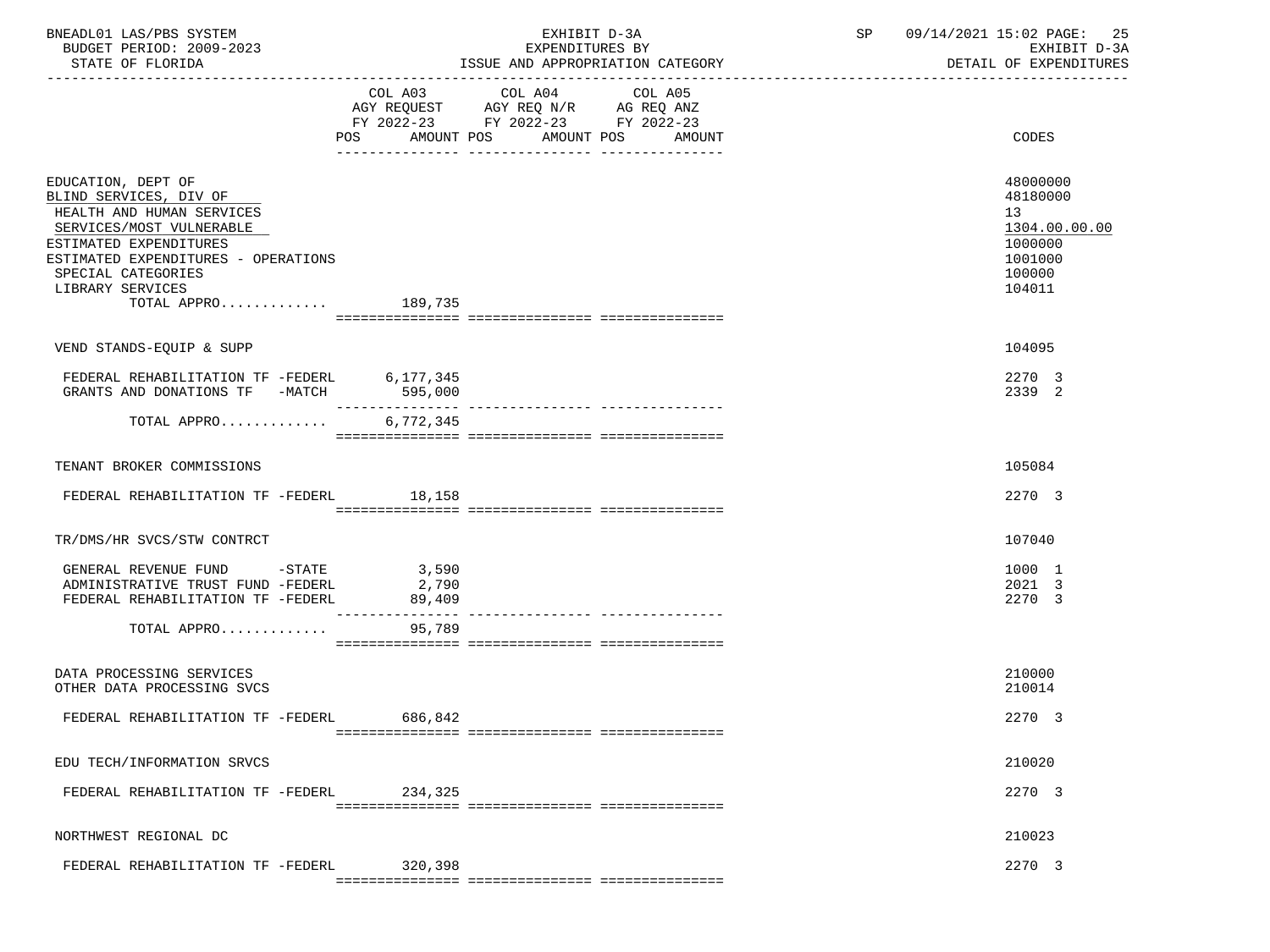BNEADL01 LAS/PBS SYSTEM
BUDGET PERIOD: 2009-2023
STATE OF FLORIDA

EXHIBIT D-3A
EXPENDITURES BY
ISSUE AND APPROPRIATION CATEGORY

SP 09/14/2021 15:02

EXHIBIT D-3A
DETAIL OF EXPENDITURES

| | COL A03 AGY REQUEST FY 2022-23 POS AMOUNT | COL A04 AGY REQ N/R FY 2022-23 POS AMOUNT | COL A05 AG REQ ANZ FY 2022-23 POS AMOUNT | CODES |
|---|---|---|---|---|
| EDUCATION, DEPT OF | | | | 48000000 |
| BLIND SERVICES, DIV OF | | | | 48180000 |
| HEALTH AND HUMAN SERVICES | | | | 13 |
| SERVICES/MOST VULNERABLE | | | | 1304.00.00.00 |
| ESTIMATED EXPENDITURES | | | | 1000000 |
| ESTIMATED EXPENDITURES - OPERATIONS | | | | 1001000 |
| SPECIAL CATEGORIES | | | | 100000 |
| LIBRARY SERVICES | | | | 104011 |
| TOTAL APPRO............. | 189,735 | | | |
| VEND STANDS-EQUIP & SUPP | | | | 104095 |
| FEDERAL REHABILITATION TF -FEDERL | 6,177,345 | | | 2270 3 |
| GRANTS AND DONATIONS TF -MATCH | 595,000 | | | 2339 2 |
| TOTAL APPRO............. | 6,772,345 | | | |
| TENANT BROKER COMMISSIONS | | | | 105084 |
| FEDERAL REHABILITATION TF -FEDERL | 18,158 | | | 2270 3 |
| TR/DMS/HR SVCS/STW CONTRCT | | | | 107040 |
| GENERAL REVENUE FUND -STATE | 3,590 | | | 1000 1 |
| ADMINISTRATIVE TRUST FUND -FEDERL | 2,790 | | | 2021 3 |
| FEDERAL REHABILITATION TF -FEDERL | 89,409 | | | 2270 3 |
| TOTAL APPRO............. | 95,789 | | | |
| DATA PROCESSING SERVICES | | | | 210000 |
| OTHER DATA PROCESSING SVCS | | | | 210014 |
| FEDERAL REHABILITATION TF -FEDERL | 686,842 | | | 2270 3 |
| EDU TECH/INFORMATION SRVCS | | | | 210020 |
| FEDERAL REHABILITATION TF -FEDERL | 234,325 | | | 2270 3 |
| NORTHWEST REGIONAL DC | | | | 210023 |
| FEDERAL REHABILITATION TF -FEDERL | 320,398 | | | 2270 3 |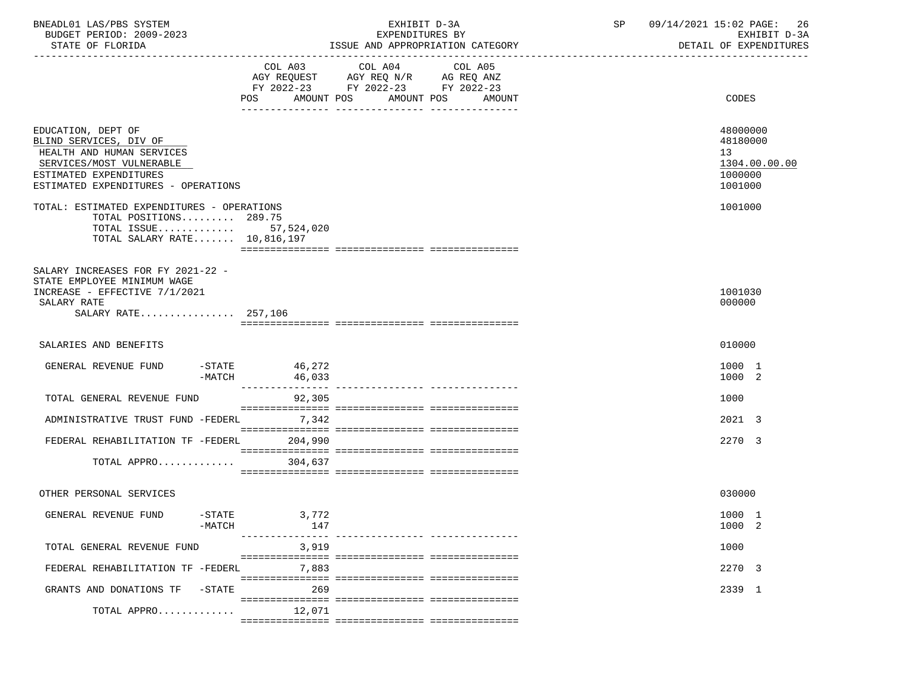BNEADL01 LAS/PBS SYSTEM
BUDGET PERIOD: 2009-2023
STATE OF FLORIDA

EXHIBIT D-3A
EXPENDITURES BY
ISSUE AND APPROPRIATION CATEGORY

SP 09/14/2021 15:02
EXHIBIT D-3A
DETAIL OF EXPENDITURES

| | COL A03 AGY REQUEST FY 2022-23 POS AMOUNT | COL A04 AGY REQ N/R FY 2022-23 POS AMOUNT | COL A05 AG REQ ANZ FY 2022-23 POS AMOUNT | CODES |
|---|---|---|---|---|
| EDUCATION, DEPT OF | | | | 48000000 |
| BLIND SERVICES, DIV OF | | | | 48180000 |
| HEALTH AND HUMAN SERVICES | | | | 13 |
| SERVICES/MOST VULNERABLE | | | | 1304.00.00.00 |
| ESTIMATED EXPENDITURES | | | | 1000000 |
| ESTIMATED EXPENDITURES - OPERATIONS | | | | 1001000 |
| TOTAL: ESTIMATED EXPENDITURES - OPERATIONS | | | | 1001000 |
| TOTAL POSITIONS......... 289.75 | | | | |
| TOTAL ISSUE............. | 57,524,020 | | | |
| TOTAL SALARY RATE....... | 10,816,197 | | | |
| SALARY INCREASES FOR FY 2021-22 - STATE EMPLOYEE MINIMUM WAGE INCREASE - EFFECTIVE 7/1/2021 | | | | 1001030 |
| SALARY RATE | | | | 000000 |
| SALARY RATE................ | 257,106 | | | |
| SALARIES AND BENEFITS | | | | 010000 |
| GENERAL REVENUE FUND -STATE | 46,272 | | | 1000 1 |
| -MATCH | 46,033 | | | 1000 2 |
| TOTAL GENERAL REVENUE FUND | 92,305 | | | 1000 |
| ADMINISTRATIVE TRUST FUND -FEDERL | 7,342 | | | 2021 3 |
| FEDERAL REHABILITATION TF -FEDERL | 204,990 | | | 2270 3 |
| TOTAL APPRO............ | 304,637 | | | |
| OTHER PERSONAL SERVICES | | | | 030000 |
| GENERAL REVENUE FUND -STATE | 3,772 | | | 1000 1 |
| -MATCH | 147 | | | 1000 2 |
| TOTAL GENERAL REVENUE FUND | 3,919 | | | 1000 |
| FEDERAL REHABILITATION TF -FEDERL | 7,883 | | | 2270 3 |
| GRANTS AND DONATIONS TF -STATE | 269 | | | 2339 1 |
| TOTAL APPRO............ | 12,071 | | | |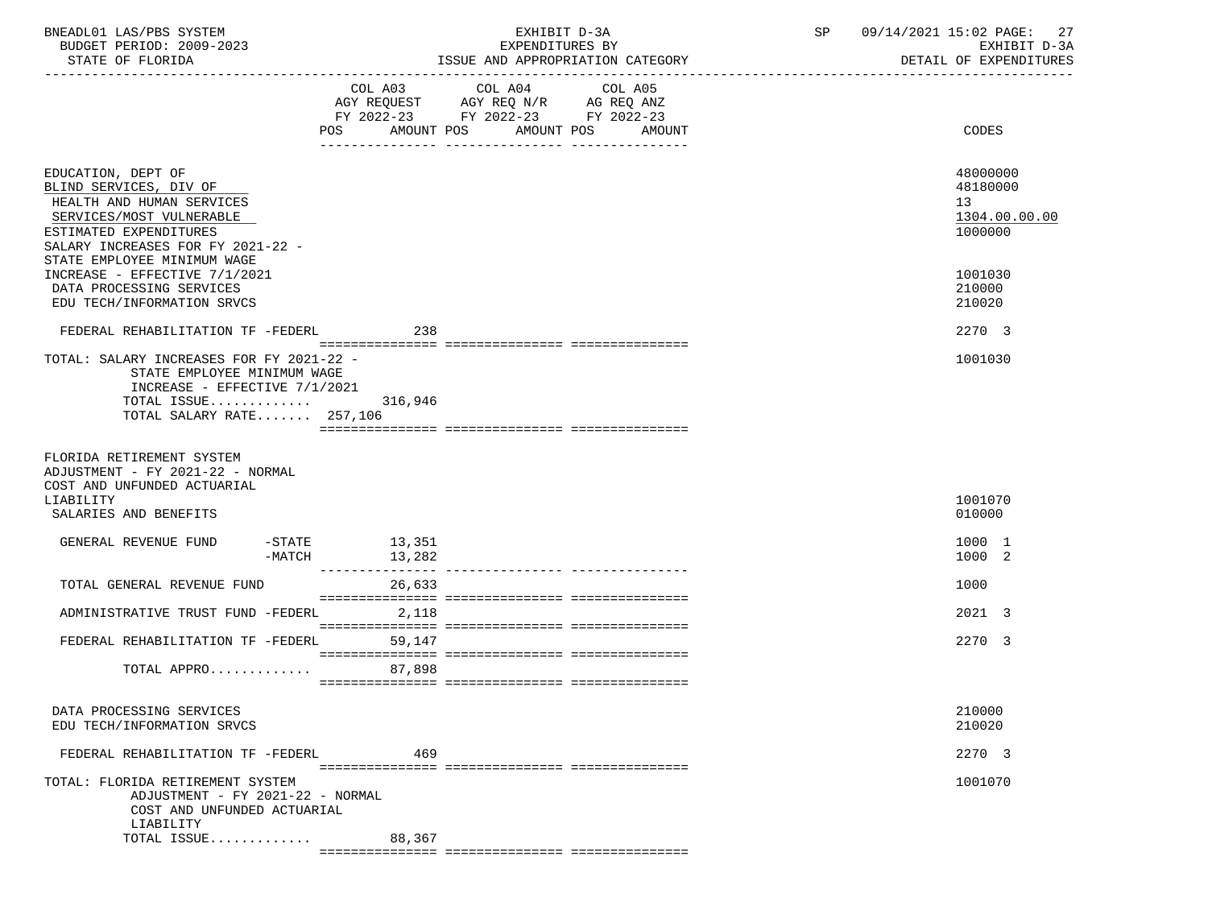| | COL A03 AGY REQUEST FY 2022-23 POS AMOUNT | COL A04 AGY REQ N/R FY 2022-23 POS AMOUNT | COL A05 AG REQ ANZ FY 2022-23 POS AMOUNT | CODES |
|---|---|---|---|---|
| EDUCATION, DEPT OF | | | | 48000000 |
| BLIND SERVICES, DIV OF | | | | 48180000 |
| HEALTH AND HUMAN SERVICES | | | | 13 |
| SERVICES/MOST VULNERABLE | | | | 1304.00.00.00 |
| ESTIMATED EXPENDITURES | | | | 1000000 |
| SALARY INCREASES FOR FY 2021-22 - STATE EMPLOYEE MINIMUM WAGE INCREASE - EFFECTIVE 7/1/2021 | | | | 1001030 |
| DATA PROCESSING SERVICES | | | | 210000 |
| EDU TECH/INFORMATION SRVCS | | | | 210020 |
| FEDERAL REHABILITATION TF -FEDERL | 238 | | | 2270 3 |
| TOTAL: SALARY INCREASES FOR FY 2021-22 - STATE EMPLOYEE MINIMUM WAGE INCREASE - EFFECTIVE 7/1/2021 | | | | 1001030 |
| TOTAL ISSUE............. | 316,946 | | | |
| TOTAL SALARY RATE....... | 257,106 | | | |
| FLORIDA RETIREMENT SYSTEM ADJUSTMENT - FY 2021-22 - NORMAL COST AND UNFUNDED ACTUARIAL LIABILITY | | | | 1001070 |
| SALARIES AND BENEFITS | | | | 010000 |
| GENERAL REVENUE FUND -STATE | 13,351 | | | 1000 1 |
| -MATCH | 13,282 | | | 1000 2 |
| TOTAL GENERAL REVENUE FUND | 26,633 | | | 1000 |
| ADMINISTRATIVE TRUST FUND -FEDERL | 2,118 | | | 2021 3 |
| FEDERAL REHABILITATION TF -FEDERL | 59,147 | | | 2270 3 |
| TOTAL APPRO............. | 87,898 | | | |
| DATA PROCESSING SERVICES | | | | 210000 |
| EDU TECH/INFORMATION SRVCS | | | | 210020 |
| FEDERAL REHABILITATION TF -FEDERL | 469 | | | 2270 3 |
| TOTAL: FLORIDA RETIREMENT SYSTEM ADJUSTMENT - FY 2021-22 - NORMAL COST AND UNFUNDED ACTUARIAL LIABILITY | | | | 1001070 |
| TOTAL ISSUE............. | 88,367 | | | |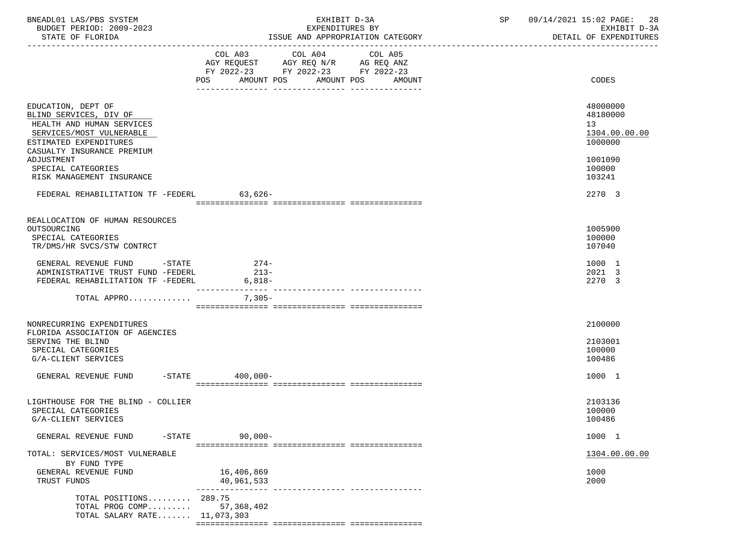BNEADL01 LAS/PBS SYSTEM | EXHIBIT D-3A | SP 09/14/2021 15:02
BUDGET PERIOD: 2009-2023 | EXPENDITURES BY | EXHIBIT D-3A
STATE OF FLORIDA | ISSUE AND APPROPRIATION CATEGORY | DETAIL OF EXPENDITURES

| | COL A03 AGY REQUEST FY 2022-23 POS AMOUNT | COL A04 AGY REQ N/R FY 2022-23 POS AMOUNT | COL A05 AG REQ ANZ FY 2022-23 POS AMOUNT | CODES |
|---|---|---|---|---|
| EDUCATION, DEPT OF | | | | 48000000 |
| BLIND SERVICES, DIV OF | | | | 48180000 |
| HEALTH AND HUMAN SERVICES | | | | 13 |
| SERVICES/MOST VULNERABLE | | | | 1304.00.00.00 |
| ESTIMATED EXPENDITURES | | | | 1000000 |
| CASUALTY INSURANCE PREMIUM ADJUSTMENT | | | | 1001090 |
| SPECIAL CATEGORIES | | | | 100000 |
| RISK MANAGEMENT INSURANCE | | | | 103241 |
| FEDERAL REHABILITATION TF -FEDERL | 63,626- | | | 2270 3 |
| REALLOCATION OF HUMAN RESOURCES OUTSOURCING | | | | 1005900 |
| SPECIAL CATEGORIES | | | | 100000 |
| TR/DMS/HR SVCS/STW CONTRCT | | | | 107040 |
| GENERAL REVENUE FUND -STATE | 274- | | | 1000 1 |
| ADMINISTRATIVE TRUST FUND -FEDERL | 213- | | | 2021 3 |
| FEDERAL REHABILITATION TF -FEDERL | 6,818- | | | 2270 3 |
| TOTAL APPRO............ | 7,305- | | | |
| NONRECURRING EXPENDITURES | | | | 2100000 |
| FLORIDA ASSOCIATION OF AGENCIES SERVING THE BLIND | | | | 2103001 |
| SPECIAL CATEGORIES | | | | 100000 |
| G/A-CLIENT SERVICES | | | | 100486 |
| GENERAL REVENUE FUND -STATE | 400,000- | | | 1000 1 |
| LIGHTHOUSE FOR THE BLIND - COLLIER | | | | 2103136 |
| SPECIAL CATEGORIES | | | | 100000 |
| G/A-CLIENT SERVICES | | | | 100486 |
| GENERAL REVENUE FUND -STATE | 90,000- | | | 1000 1 |
| TOTAL: SERVICES/MOST VULNERABLE | | | | 1304.00.00.00 |
| BY FUND TYPE | | | | |
| GENERAL REVENUE FUND | 16,406,869 | | | 1000 |
| TRUST FUNDS | 40,961,533 | | | 2000 |
| TOTAL POSITIONS......... | 289.75 | | | |
| TOTAL PROG COMP......... | 57,368,402 | | | |
| TOTAL SALARY RATE....... | 11,073,303 | | | |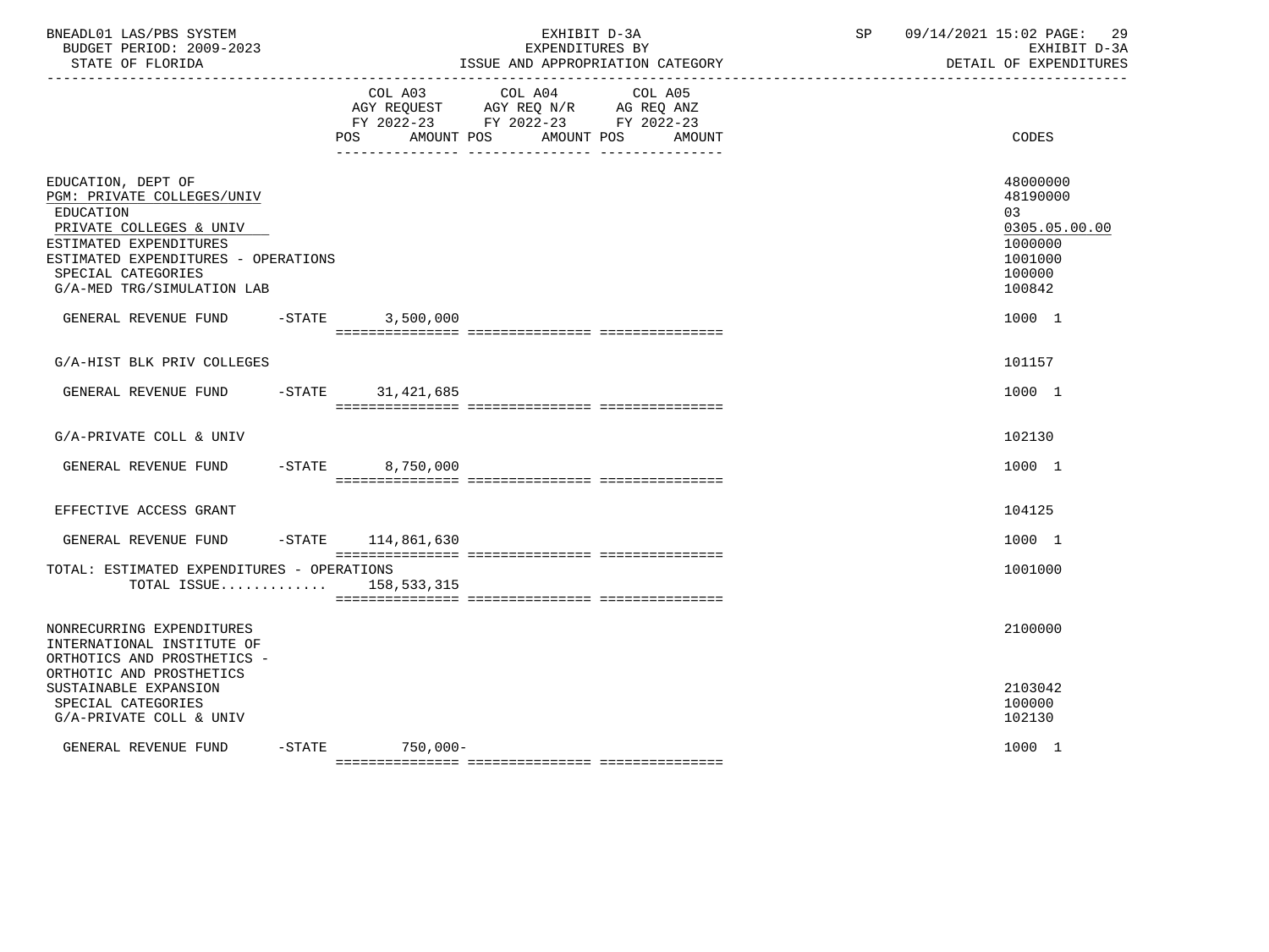BNEADL01 LAS/PBS SYSTEM
BUDGET PERIOD: 2009-2023
STATE OF FLORIDA

EXHIBIT D-3A
EXPENDITURES BY
ISSUE AND APPROPRIATION CATEGORY

SP 09/14/2021 15:02
EXHIBIT D-3A
DETAIL OF EXPENDITURES

| | COL A03 AGY REQUEST FY 2022-23 POS AMOUNT | COL A04 AGY REQ N/R FY 2022-23 POS AMOUNT | COL A05 AG REQ ANZ FY 2022-23 POS AMOUNT | CODES |
|---|---|---|---|---|
| EDUCATION, DEPT OF | | | | 48000000 |
| PGM: PRIVATE COLLEGES/UNIV | | | | 48190000 |
| EDUCATION | | | | 03 |
| PRIVATE COLLEGES & UNIV | | | | 0305.05.00.00 |
| ESTIMATED EXPENDITURES | | | | 1000000 |
| ESTIMATED EXPENDITURES - OPERATIONS | | | | 1001000 |
| SPECIAL CATEGORIES | | | | 100000 |
| G/A-MED TRG/SIMULATION LAB | | | | 100842 |
| GENERAL REVENUE FUND -STATE | 3,500,000 | | | 1000 1 |
| G/A-HIST BLK PRIV COLLEGES | | | | 101157 |
| GENERAL REVENUE FUND -STATE | 31,421,685 | | | 1000 1 |
| G/A-PRIVATE COLL & UNIV | | | | 102130 |
| GENERAL REVENUE FUND -STATE | 8,750,000 | | | 1000 1 |
| EFFECTIVE ACCESS GRANT | | | | 104125 |
| GENERAL REVENUE FUND -STATE | 114,861,630 | | | 1000 1 |
| TOTAL: ESTIMATED EXPENDITURES - OPERATIONS | | | | 1001000 |
| TOTAL ISSUE............ | 158,533,315 | | | |
| NONRECURRING EXPENDITURES | | | | 2100000 |
| INTERNATIONAL INSTITUTE OF ORTHOTICS AND PROSTHETICS - ORTHOTIC AND PROSTHETICS SUSTAINABLE EXPANSION | | | | 2103042 |
| SPECIAL CATEGORIES | | | | 100000 |
| G/A-PRIVATE COLL & UNIV | | | | 102130 |
| GENERAL REVENUE FUND -STATE | 750,000- | | | 1000 1 |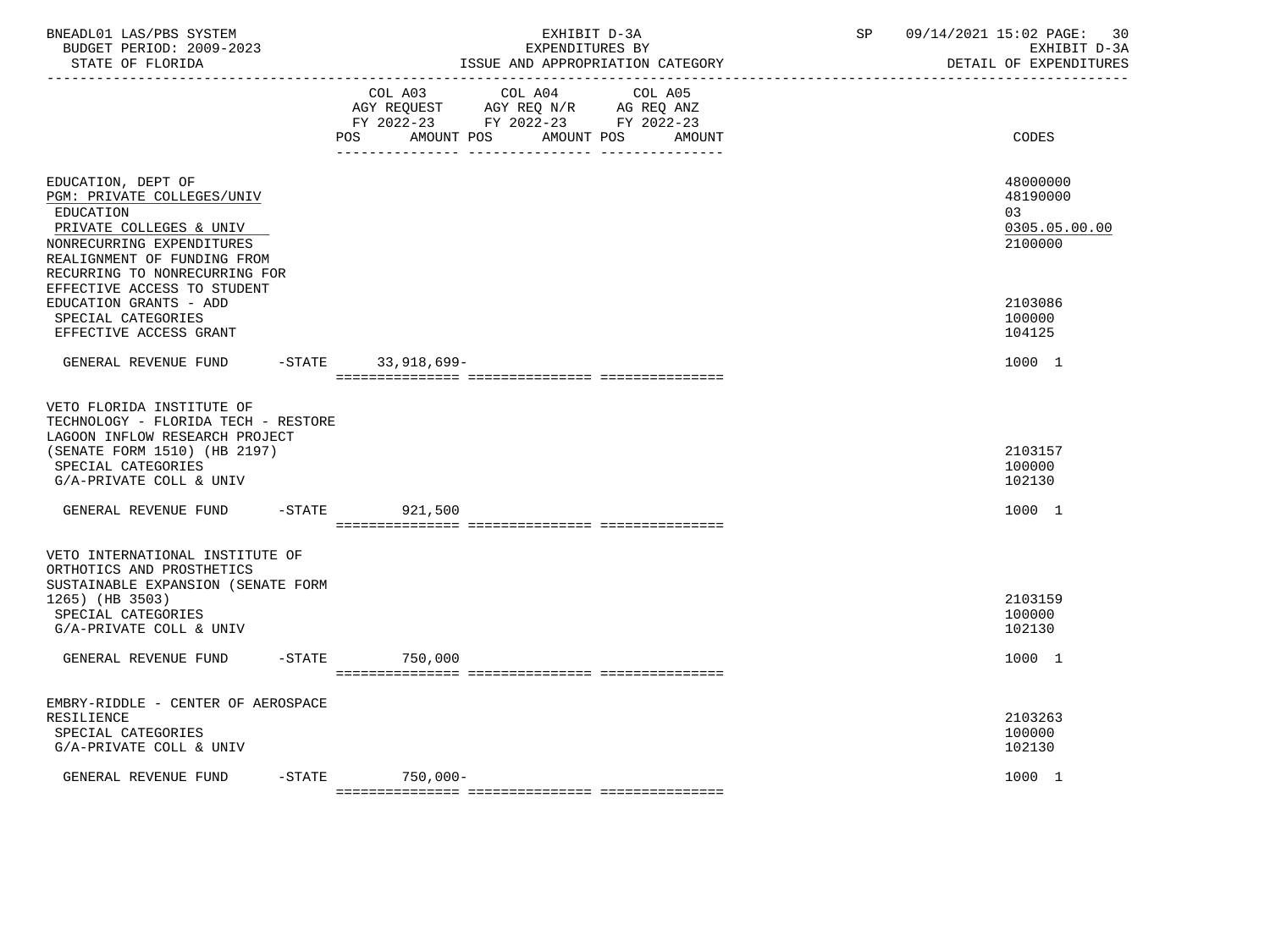BNEADL01 LAS/PBS SYSTEM | EXHIBIT D-3A | SP 09/14/2021 15:02
BUDGET PERIOD: 2009-2023 | EXPENDITURES BY | EXHIBIT D-3A
STATE OF FLORIDA | ISSUE AND APPROPRIATION CATEGORY | DETAIL OF EXPENDITURES

| | COL A03 AGY REQUEST FY 2022-23 POS AMOUNT | COL A04 AGY REQ N/R FY 2022-23 POS AMOUNT | COL A05 AG REQ ANZ FY 2022-23 POS AMOUNT | CODES |
|---|---|---|---|---|
| EDUCATION, DEPT OF | | | | 48000000 |
| PGM: PRIVATE COLLEGES/UNIV | | | | 48190000 |
| EDUCATION | | | | 03 |
| PRIVATE COLLEGES & UNIV | | | | 0305.05.00.00 |
| NONRECURRING EXPENDITURES | | | | 2100000 |
| REALIGNMENT OF FUNDING FROM RECURRING TO NONRECURRING FOR EFFECTIVE ACCESS TO STUDENT EDUCATION GRANTS - ADD | | | | 2103086 |
| SPECIAL CATEGORIES | | | | 100000 |
| EFFECTIVE ACCESS GRANT | | | | 104125 |
| GENERAL REVENUE FUND -STATE | 33,918,699- | | | 1000 1 |
| VETO FLORIDA INSTITUTE OF TECHNOLOGY - FLORIDA TECH - RESTORE LAGOON INFLOW RESEARCH PROJECT (SENATE FORM 1510) (HB 2197) | | | | 2103157 |
| SPECIAL CATEGORIES | | | | 100000 |
| G/A-PRIVATE COLL & UNIV | | | | 102130 |
| GENERAL REVENUE FUND -STATE | 921,500 | | | 1000 1 |
| VETO INTERNATIONAL INSTITUTE OF ORTHOTICS AND PROSTHETICS SUSTAINABLE EXPANSION (SENATE FORM 1265) (HB 3503) | | | | 2103159 |
| SPECIAL CATEGORIES | | | | 100000 |
| G/A-PRIVATE COLL & UNIV | | | | 102130 |
| GENERAL REVENUE FUND -STATE | 750,000 | | | 1000 1 |
| EMBRY-RIDDLE - CENTER OF AEROSPACE RESILIENCE | | | | 2103263 |
| SPECIAL CATEGORIES | | | | 100000 |
| G/A-PRIVATE COLL & UNIV | | | | 102130 |
| GENERAL REVENUE FUND -STATE | 750,000- | | | 1000 1 |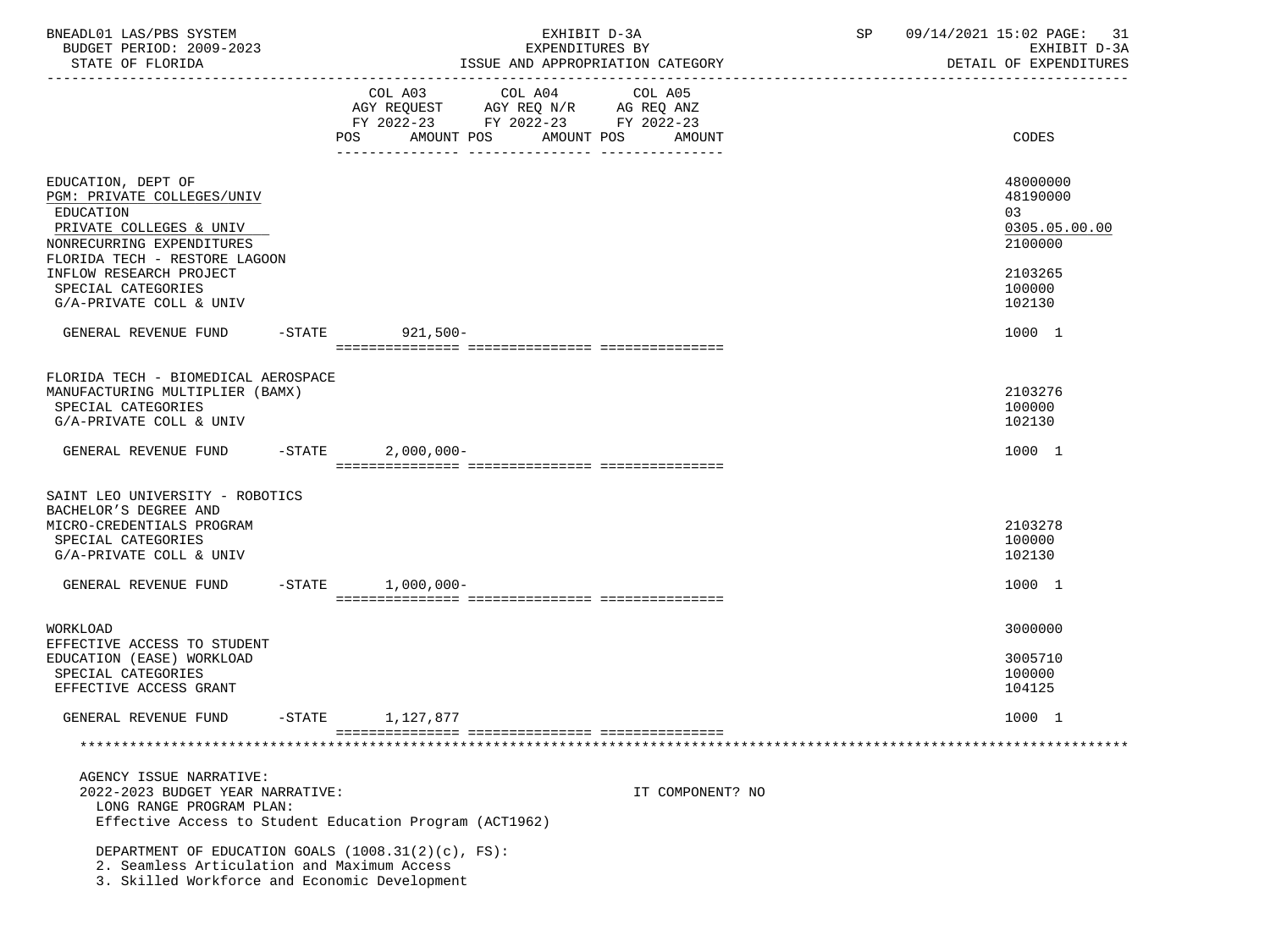BNEADL01 LAS/PBS SYSTEM | EXHIBIT D-3A | SP 09/14/2021 15:02 PAGE: 31
BUDGET PERIOD: 2009-2023 | EXPENDITURES BY | EXHIBIT D-3A
STATE OF FLORIDA | ISSUE AND APPROPRIATION CATEGORY | DETAIL OF EXPENDITURES

| | COL A03 AGY REQUEST FY 2022-23 POS AMOUNT | COL A04 AGY REQ N/R FY 2022-23 POS AMOUNT | COL A05 AG REQ ANZ FY 2022-23 POS AMOUNT | CODES |
|---|---|---|---|---|
| EDUCATION, DEPT OF | | | | 48000000 |
| PGM: PRIVATE COLLEGES/UNIV | | | | 48190000 |
| EDUCATION | | | | 03 |
| PRIVATE COLLEGES & UNIV | | | | 0305.05.00.00 |
| NONRECURRING EXPENDITURES | | | | 2100000 |
| FLORIDA TECH - RESTORE LAGOON INFLOW RESEARCH PROJECT | | | | 2103265 |
| SPECIAL CATEGORIES | | | | 100000 |
| G/A-PRIVATE COLL & UNIV | | | | 102130 |
| GENERAL REVENUE FUND -STATE | 921,500- | | | 1000 1 |
| FLORIDA TECH - BIOMEDICAL AEROSPACE MANUFACTURING MULTIPLIER (BAMX) | | | | 2103276 |
| SPECIAL CATEGORIES | | | | 100000 |
| G/A-PRIVATE COLL & UNIV | | | | 102130 |
| GENERAL REVENUE FUND -STATE | 2,000,000- | | | 1000 1 |
| SAINT LEO UNIVERSITY - ROBOTICS BACHELOR'S DEGREE AND MICRO-CREDENTIALS PROGRAM | | | | 2103278 |
| SPECIAL CATEGORIES | | | | 100000 |
| G/A-PRIVATE COLL & UNIV | | | | 102130 |
| GENERAL REVENUE FUND -STATE | 1,000,000- | | | 1000 1 |
| WORKLOAD | | | | 3000000 |
| EFFECTIVE ACCESS TO STUDENT EDUCATION (EASE) WORKLOAD | | | | 3005710 |
| SPECIAL CATEGORIES | | | | 100000 |
| EFFECTIVE ACCESS GRANT | | | | 104125 |
| GENERAL REVENUE FUND -STATE | 1,127,877 | | | 1000 1 |

AGENCY ISSUE NARRATIVE:
2022-2023 BUDGET YEAR NARRATIVE: IT COMPONENT? NO
LONG RANGE PROGRAM PLAN:
Effective Access to Student Education Program (ACT1962)

DEPARTMENT OF EDUCATION GOALS (1008.31(2)(c), FS):
2. Seamless Articulation and Maximum Access
3. Skilled Workforce and Economic Development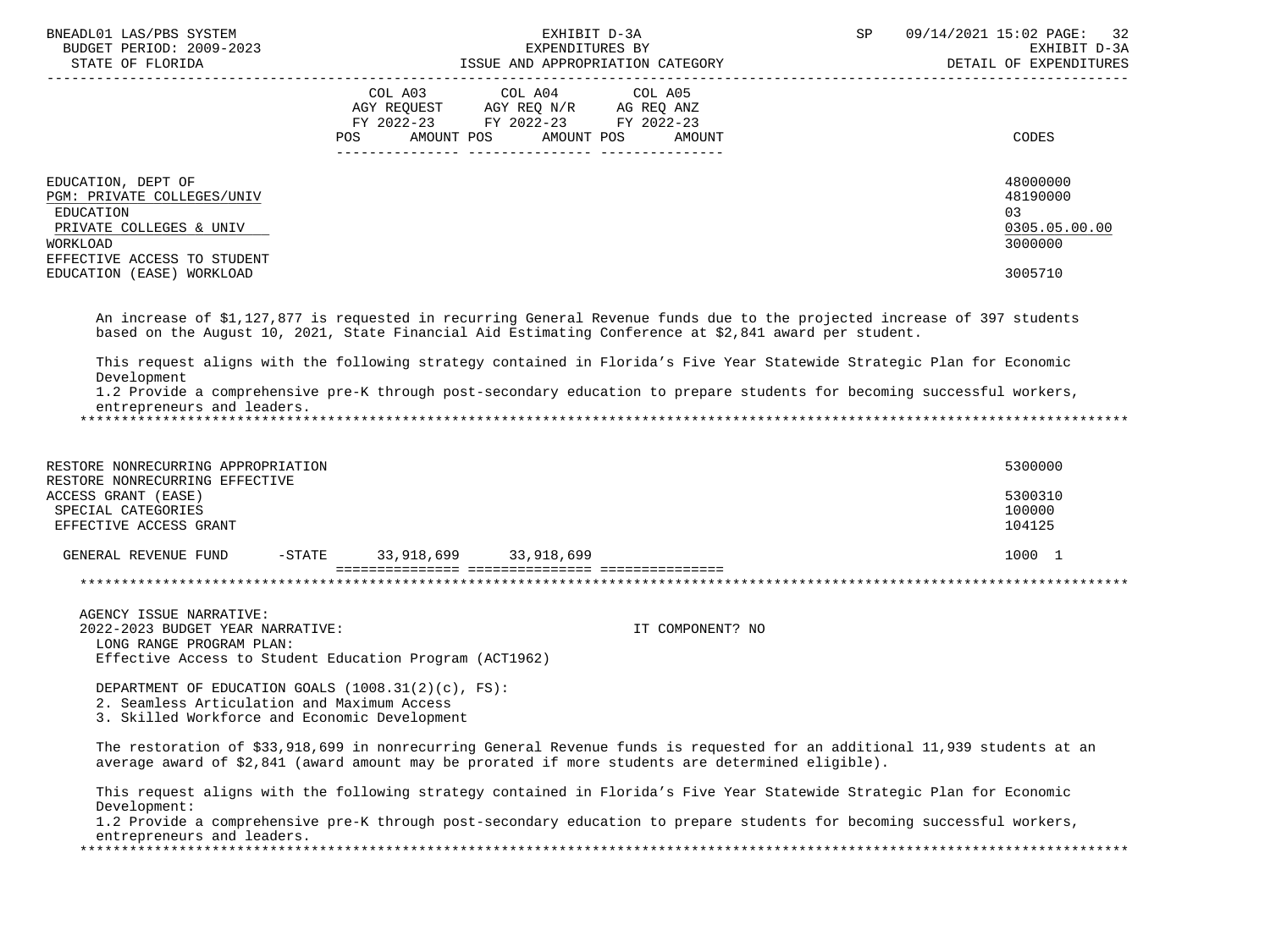| | COL A03 AGY REQUEST FY 2022-23 POS AMOUNT | COL A04 AGY REQ N/R FY 2022-23 POS AMOUNT | COL A05 AG REQ ANZ FY 2022-23 POS AMOUNT | CODES |
|---|---|---|---|---|
| EDUCATION, DEPT OF | | | | 48000000 |
| PGM: PRIVATE COLLEGES/UNIV | | | | 48190000 |
| EDUCATION | | | | 03 |
| PRIVATE COLLEGES & UNIV | | | | 0305.05.00.00 |
| WORKLOAD | | | | 3000000 |
| EFFECTIVE ACCESS TO STUDENT EDUCATION (EASE) WORKLOAD | | | | 3005710 |

An increase of $1,127,877 is requested in recurring General Revenue funds due to the projected increase of 397 students based on the August 10, 2021, State Financial Aid Estimating Conference at $2,841 award per student.

This request aligns with the following strategy contained in Florida's Five Year Statewide Strategic Plan for Economic Development
1.2 Provide a comprehensive pre-K through post-secondary education to prepare students for becoming successful workers, entrepreneurs and leaders.

*******************************************************************************************************************************

| | COL A03 AGY REQUEST FY 2022-23 POS AMOUNT | COL A04 AGY REQ N/R FY 2022-23 POS AMOUNT | COL A05 AG REQ ANZ FY 2022-23 POS AMOUNT | CODES |
|---|---|---|---|---|
| RESTORE NONRECURRING APPROPRIATION | | | | 5300000 |
| RESTORE NONRECURRING EFFECTIVE ACCESS GRANT (EASE) | | | | 5300310 |
| SPECIAL CATEGORIES | | | | 100000 |
| EFFECTIVE ACCESS GRANT | | | | 104125 |
| GENERAL REVENUE FUND -STATE | 33,918,699 | 33,918,699 | | 1000 1 |

*******************************************************************************************************************************

AGENCY ISSUE NARRATIVE:
2022-2023 BUDGET YEAR NARRATIVE: IT COMPONENT? NO
LONG RANGE PROGRAM PLAN:
Effective Access to Student Education Program (ACT1962)

DEPARTMENT OF EDUCATION GOALS (1008.31(2)(c), FS):
2. Seamless Articulation and Maximum Access
3. Skilled Workforce and Economic Development

The restoration of $33,918,699 in nonrecurring General Revenue funds is requested for an additional 11,939 students at an average award of $2,841 (award amount may be prorated if more students are determined eligible).

This request aligns with the following strategy contained in Florida's Five Year Statewide Strategic Plan for Economic Development:
1.2 Provide a comprehensive pre-K through post-secondary education to prepare students for becoming successful workers, entrepreneurs and leaders.

*******************************************************************************************************************************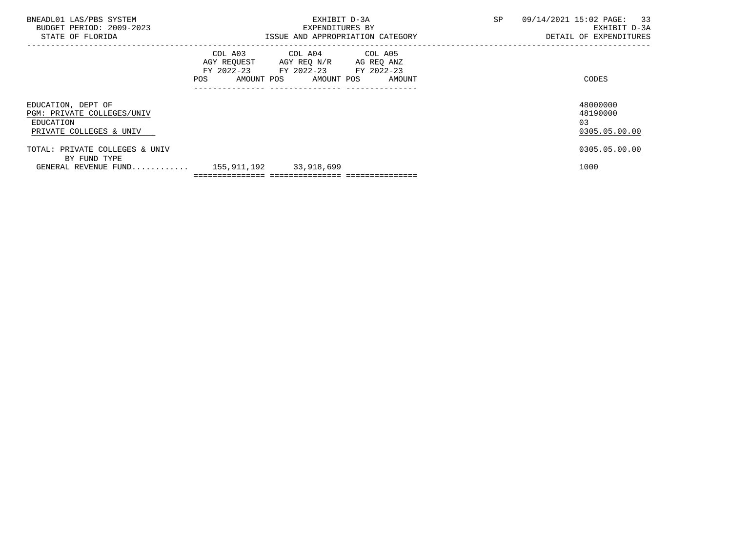| | COL A03 AGY REQUEST FY 2022-23 | | COL A04 AGY REQ N/R FY 2022-23 | | COL A05 AG REQ ANZ FY 2022-23 | | CODES |
|---|---|---|---|---|---|---|---|
| | POS | AMOUNT | POS | AMOUNT | POS | AMOUNT | |
| EDUCATION, DEPT OF | | | | | | | 48000000 |
| PGM: PRIVATE COLLEGES/UNIV | | | | | | | 48190000 |
| EDUCATION | | | | | | | 03 |
| PRIVATE COLLEGES & UNIV | | | | | | | 0305.05.00.00 |
| TOTAL: PRIVATE COLLEGES & UNIV | | | | | | | 0305.05.00.00 |
| BY FUND TYPE | | | | | | | |
| GENERAL REVENUE FUND............ | | 155,911,192 | | 33,918,699 | | | 1000 |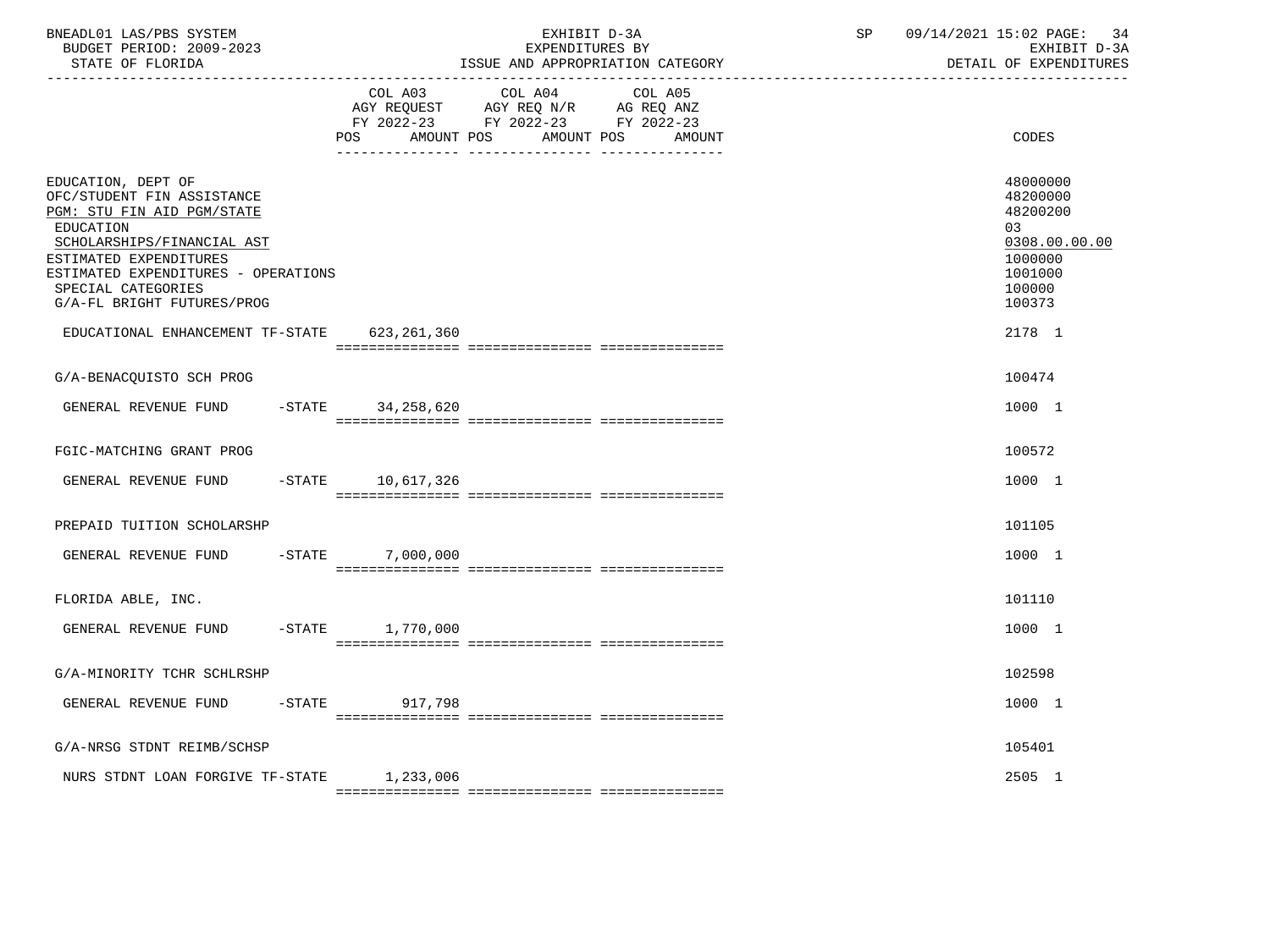BNEADL01 LAS/PBS SYSTEM
BUDGET PERIOD: 2009-2023
STATE OF FLORIDA

EXHIBIT D-3A
EXPENDITURES BY
ISSUE AND APPROPRIATION CATEGORY

SP 09/14/2021 15:02
EXHIBIT D-3A
DETAIL OF EXPENDITURES

| | COL A03 AGY REQUEST FY 2022-23 POS AMOUNT | COL A04 AGY REQ N/R FY 2022-23 POS AMOUNT | COL A05 AG REQ ANZ FY 2022-23 POS AMOUNT | CODES |
|---|---|---|---|---|
| EDUCATION, DEPT OF | | | | 48000000 |
| OFC/STUDENT FIN ASSISTANCE | | | | 48200000 |
| PGM: STU FIN AID PGM/STATE | | | | 48200200 |
| EDUCATION | | | | 03 |
| SCHOLARSHIPS/FINANCIAL AST | | | | 0308.00.00.00 |
| ESTIMATED EXPENDITURES | | | | 1000000 |
| ESTIMATED EXPENDITURES - OPERATIONS | | | | 1001000 |
| SPECIAL CATEGORIES | | | | 100000 |
| G/A-FL BRIGHT FUTURES/PROG | | | | 100373 |
| EDUCATIONAL ENHANCEMENT TF-STATE | 623,261,360 | | | 2178 1 |
| G/A-BENACQUISTO SCH PROG | | | | 100474 |
| GENERAL REVENUE FUND -STATE | 34,258,620 | | | 1000 1 |
| FGIC-MATCHING GRANT PROG | | | | 100572 |
| GENERAL REVENUE FUND -STATE | 10,617,326 | | | 1000 1 |
| PREPAID TUITION SCHOLARSHP | | | | 101105 |
| GENERAL REVENUE FUND -STATE | 7,000,000 | | | 1000 1 |
| FLORIDA ABLE, INC. | | | | 101110 |
| GENERAL REVENUE FUND -STATE | 1,770,000 | | | 1000 1 |
| G/A-MINORITY TCHR SCHLRSHP | | | | 102598 |
| GENERAL REVENUE FUND -STATE | 917,798 | | | 1000 1 |
| G/A-NRSG STDNT REIMB/SCHSP | | | | 105401 |
| NURS STDNT LOAN FORGIVE TF-STATE | 1,233,006 | | | 2505 1 |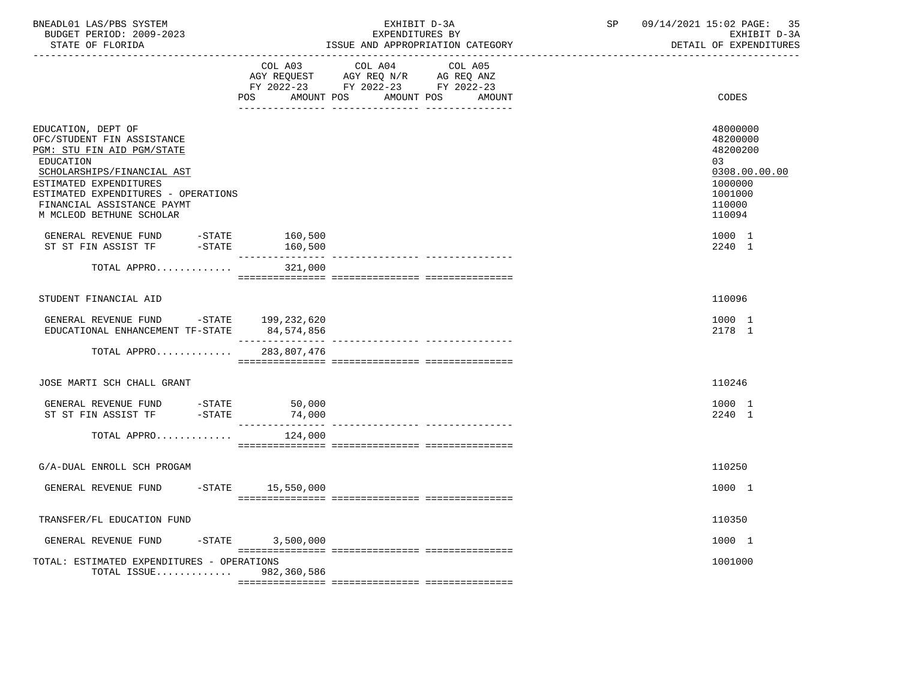BNEADL01 LAS/PBS SYSTEM
BUDGET PERIOD: 2009-2023
STATE OF FLORIDA

EXHIBIT D-3A
EXPENDITURES BY
ISSUE AND APPROPRIATION CATEGORY

SP 09/14/2021 15:02 PAGE: 35
EXHIBIT D-3A
DETAIL OF EXPENDITURES

| | COL A03 AGY REQUEST FY 2022-23 POS AMOUNT | COL A04 AGY REQ N/R FY 2022-23 POS AMOUNT | COL A05 AG REQ ANZ FY 2022-23 POS AMOUNT | CODES |
|---|---|---|---|---|
| EDUCATION, DEPT OF | | | | 48000000 |
| OFC/STUDENT FIN ASSISTANCE | | | | 48200000 |
| PGM: STU FIN AID PGM/STATE | | | | 48200200 |
| EDUCATION | | | | 03 |
| SCHOLARSHIPS/FINANCIAL AST | | | | 0308.00.00.00 |
| ESTIMATED EXPENDITURES | | | | 1000000 |
| ESTIMATED EXPENDITURES - OPERATIONS | | | | 1001000 |
| FINANCIAL ASSISTANCE PAYMT | | | | 110000 |
| M MCLEOD BETHUNE SCHOLAR | | | | 110094 |
| GENERAL REVENUE FUND -STATE | 160,500 | | | 1000 1 |
| ST ST FIN ASSIST TF -STATE | 160,500 | | | 2240 1 |
| TOTAL APPRO............ | 321,000 | | | |
| STUDENT FINANCIAL AID | | | | 110096 |
| GENERAL REVENUE FUND -STATE | 199,232,620 | | | 1000 1 |
| EDUCATIONAL ENHANCEMENT TF-STATE | 84,574,856 | | | 2178 1 |
| TOTAL APPRO............ | 283,807,476 | | | |
| JOSE MARTI SCH CHALL GRANT | | | | 110246 |
| GENERAL REVENUE FUND -STATE | 50,000 | | | 1000 1 |
| ST ST FIN ASSIST TF -STATE | 74,000 | | | 2240 1 |
| TOTAL APPRO............ | 124,000 | | | |
| G/A-DUAL ENROLL SCH PROGAM | | | | 110250 |
| GENERAL REVENUE FUND -STATE | 15,550,000 | | | 1000 1 |
| TRANSFER/FL EDUCATION FUND | | | | 110350 |
| GENERAL REVENUE FUND -STATE | 3,500,000 | | | 1000 1 |
| TOTAL: ESTIMATED EXPENDITURES - OPERATIONS | | | | 1001000 |
| TOTAL ISSUE............ | 982,360,586 | | | |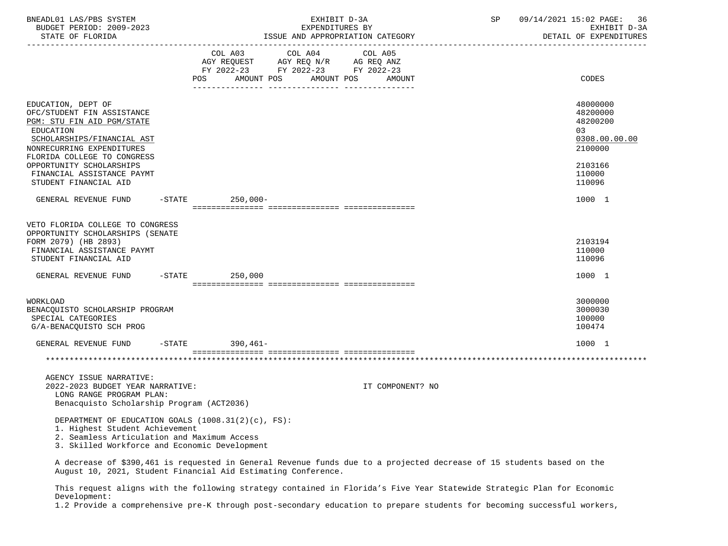| | COL A03 AGY REQUEST FY 2022-23 POS AMOUNT | COL A04 AGY REQ N/R FY 2022-23 POS AMOUNT | COL A05 AG REQ ANZ FY 2022-23 POS AMOUNT | CODES |
|---|---|---|---|---|
| EDUCATION, DEPT OF | | | | 48000000 |
| OFC/STUDENT FIN ASSISTANCE | | | | 48200000 |
| PGM: STU FIN AID PGM/STATE | | | | 48200200 |
| EDUCATION | | | | 03 |
| SCHOLARSHIPS/FINANCIAL AST | | | | 0308.00.00.00 |
| NONRECURRING EXPENDITURES | | | | 2100000 |
| FLORIDA COLLEGE TO CONGRESS OPPORTUNITY SCHOLARSHIPS | | | | 2103166 |
| FINANCIAL ASSISTANCE PAYMT | | | | 110000 |
| STUDENT FINANCIAL AID | | | | 110096 |
| GENERAL REVENUE FUND -STATE | 250,000- | | | 1000 1 |
| VETO FLORIDA COLLEGE TO CONGRESS OPPORTUNITY SCHOLARSHIPS (SENATE FORM 2079) (HB 2893) | | | | 2103194 |
| FINANCIAL ASSISTANCE PAYMT | | | | 110000 |
| STUDENT FINANCIAL AID | | | | 110096 |
| GENERAL REVENUE FUND -STATE | 250,000 | | | 1000 1 |
| WORKLOAD | | | | 3000000 |
| BENACQUISTO SCHOLARSHIP PROGRAM | | | | 3000030 |
| SPECIAL CATEGORIES | | | | 100000 |
| G/A-BENACQUISTO SCH PROG | | | | 100474 |
| GENERAL REVENUE FUND -STATE | 390,461- | | | 1000 1 |

AGENCY ISSUE NARRATIVE:
2022-2023 BUDGET YEAR NARRATIVE: IT COMPONENT? NO

LONG RANGE PROGRAM PLAN:
Benacquisto Scholarship Program (ACT2036)

DEPARTMENT OF EDUCATION GOALS (1008.31(2)(c), FS):
1. Highest Student Achievement
2. Seamless Articulation and Maximum Access
3. Skilled Workforce and Economic Development

A decrease of $390,461 is requested in General Revenue funds due to a projected decrease of 15 students based on the August 10, 2021, Student Financial Aid Estimating Conference.

This request aligns with the following strategy contained in Florida's Five Year Statewide Strategic Plan for Economic Development:
1.2 Provide a comprehensive pre-K through post-secondary education to prepare students for becoming successful workers,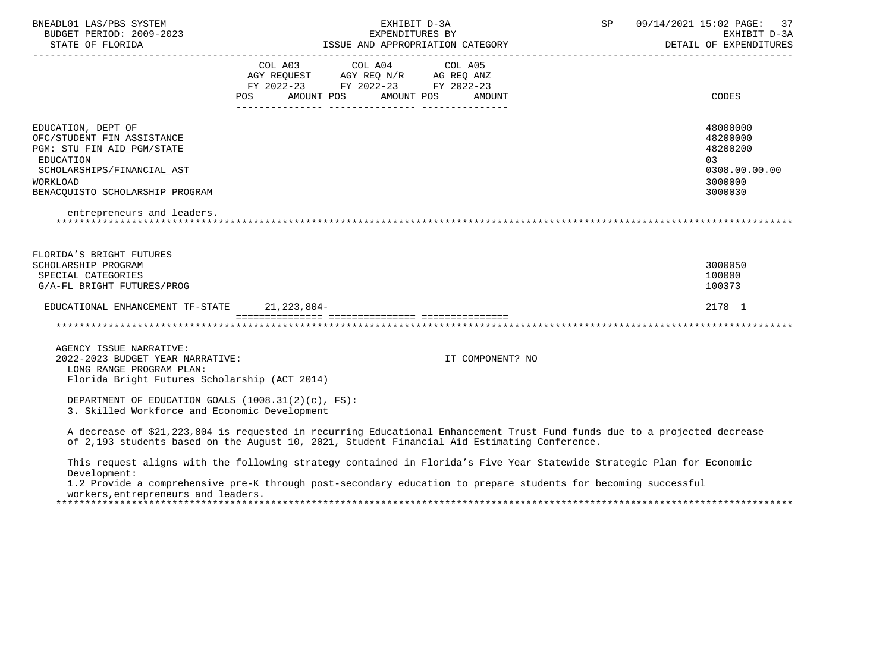| | COL A03 AGY REQUEST FY 2022-23 POS AMOUNT | COL A04 AGY REQ N/R FY 2022-23 POS AMOUNT | COL A05 AG REQ ANZ FY 2022-23 POS AMOUNT | CODES |
|---|---|---|---|---|
| EDUCATION, DEPT OF | | | | 48000000 |
| OFC/STUDENT FIN ASSISTANCE | | | | 48200000 |
| PGM: STU FIN AID PGM/STATE | | | | 48200200 |
| EDUCATION | | | | 03 |
| SCHOLARSHIPS/FINANCIAL AST | | | | 0308.00.00.00 |
| WORKLOAD | | | | 3000000 |
| BENACQUISTO SCHOLARSHIP PROGRAM | | | | 3000030 |

entrepreneurs and leaders.

| | COL A03 | COL A04 | COL A05 | CODES |
|---|---|---|---|---|
| FLORIDA'S BRIGHT FUTURES SCHOLARSHIP PROGRAM | | | | 3000050 |
| SPECIAL CATEGORIES | | | | 100000 |
| G/A-FL BRIGHT FUTURES/PROG | | | | 100373 |
| EDUCATIONAL ENHANCEMENT TF-STATE | 21,223,804- | | | 2178 1 |

AGENCY ISSUE NARRATIVE:
2022-2023 BUDGET YEAR NARRATIVE: IT COMPONENT? NO
LONG RANGE PROGRAM PLAN:
Florida Bright Futures Scholarship (ACT 2014)

DEPARTMENT OF EDUCATION GOALS (1008.31(2)(c), FS):
3. Skilled Workforce and Economic Development

A decrease of $21,223,804 is requested in recurring Educational Enhancement Trust Fund funds due to a projected decrease of 2,193 students based on the August 10, 2021, Student Financial Aid Estimating Conference.

This request aligns with the following strategy contained in Florida's Five Year Statewide Strategic Plan for Economic Development:
1.2 Provide a comprehensive pre-K through post-secondary education to prepare students for becoming successful workers,entrepreneurs and leaders.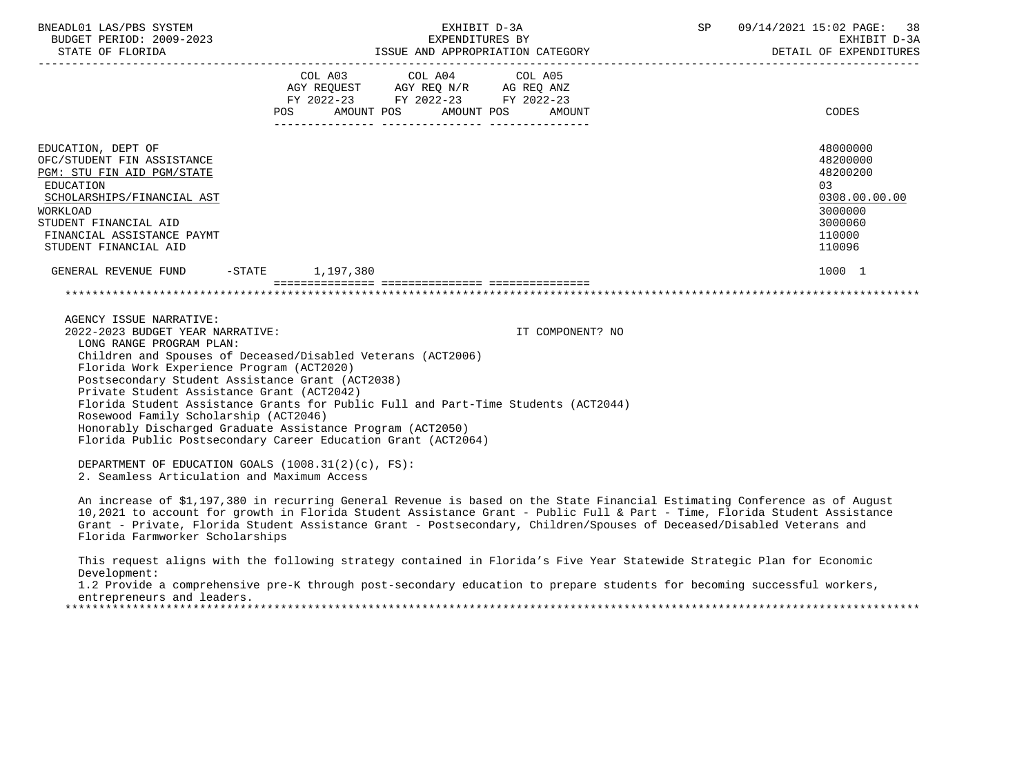BNEADL01 LAS/PBS SYSTEM
BUDGET PERIOD: 2009-2023
STATE OF FLORIDA

EXHIBIT D-3A
EXPENDITURES BY
ISSUE AND APPROPRIATION CATEGORY

SP 09/14/2021 15:02
EXHIBIT D-3A
DETAIL OF EXPENDITURES

| | COL A03 AGY REQUEST FY 2022-23 POS AMOUNT | COL A04 AGY REQ N/R FY 2022-23 POS AMOUNT | COL A05 AG REQ ANZ FY 2022-23 POS AMOUNT | CODES |
|---|---|---|---|---|
| EDUCATION, DEPT OF | | | | 48000000 |
| OFC/STUDENT FIN ASSISTANCE | | | | 48200000 |
| PGM: STU FIN AID PGM/STATE | | | | 48200200 |
| EDUCATION | | | | 03 |
| SCHOLARSHIPS/FINANCIAL AST | | | | 0308.00.00.00 |
| WORKLOAD | | | | 3000000 |
| STUDENT FINANCIAL AID | | | | 3000060 |
| FINANCIAL ASSISTANCE PAYMT | | | | 110000 |
| STUDENT FINANCIAL AID | | | | 110096 |
| GENERAL REVENUE FUND -STATE | 1,197,380 | | | 1000 1 |

AGENCY ISSUE NARRATIVE:

2022-2023 BUDGET YEAR NARRATIVE: IT COMPONENT? NO

LONG RANGE PROGRAM PLAN:
Children and Spouses of Deceased/Disabled Veterans (ACT2006)
Florida Work Experience Program (ACT2020)
Postsecondary Student Assistance Grant (ACT2038)
Private Student Assistance Grant (ACT2042)
Florida Student Assistance Grants for Public Full and Part-Time Students (ACT2044)
Rosewood Family Scholarship (ACT2046)
Honorably Discharged Graduate Assistance Program (ACT2050)
Florida Public Postsecondary Career Education Grant (ACT2064)

DEPARTMENT OF EDUCATION GOALS (1008.31(2)(c), FS):
2. Seamless Articulation and Maximum Access

An increase of $1,197,380 in recurring General Revenue is based on the State Financial Estimating Conference as of August 10,2021 to account for growth in Florida Student Assistance Grant - Public Full & Part - Time, Florida Student Assistance Grant - Private, Florida Student Assistance Grant - Postsecondary, Children/Spouses of Deceased/Disabled Veterans and Florida Farmworker Scholarships

This request aligns with the following strategy contained in Florida's Five Year Statewide Strategic Plan for Economic Development:
1.2 Provide a comprehensive pre-K through post-secondary education to prepare students for becoming successful workers, entrepreneurs and leaders.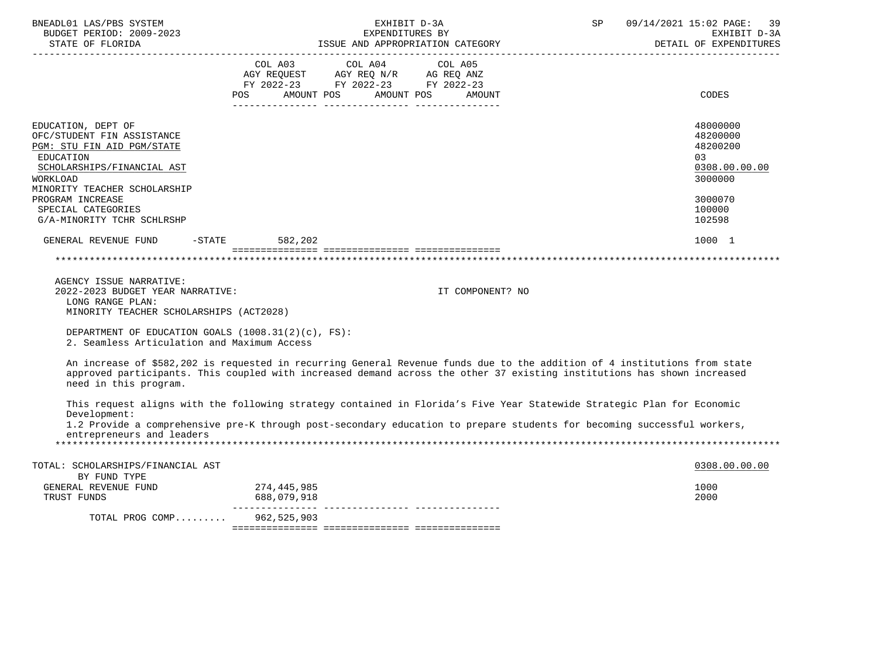| | COL A03 AGY REQUEST FY 2022-23 POS AMOUNT | COL A04 AGY REQ N/R FY 2022-23 POS AMOUNT | COL A05 AG REQ ANZ FY 2022-23 POS AMOUNT | CODES |
|---|---|---|---|---|
| EDUCATION, DEPT OF | | | | 48000000 |
| OFC/STUDENT FIN ASSISTANCE | | | | 48200000 |
| PGM: STU FIN AID PGM/STATE | | | | 48200200 |
| EDUCATION | | | | 03 |
| SCHOLARSHIPS/FINANCIAL AST | | | | 0308.00.00.00 |
| WORKLOAD | | | | 3000000 |
| MINORITY TEACHER SCHOLARSHIP | | | | |
| PROGRAM INCREASE | | | | 3000070 |
| SPECIAL CATEGORIES | | | | 100000 |
| G/A-MINORITY TCHR SCHLRSHP | | | | 102598 |
| GENERAL REVENUE FUND -STATE | 582,202 | | | 1000 1 |

AGENCY ISSUE NARRATIVE:
2022-2023 BUDGET YEAR NARRATIVE: IT COMPONENT? NO

LONG RANGE PLAN:
MINORITY TEACHER SCHOLARSHIPS (ACT2028)

DEPARTMENT OF EDUCATION GOALS (1008.31(2)(c), FS):
2. Seamless Articulation and Maximum Access

An increase of $582,202 is requested in recurring General Revenue funds due to the addition of 4 institutions from state approved participants. This coupled with increased demand across the other 37 existing institutions has shown increased need in this program.

This request aligns with the following strategy contained in Florida's Five Year Statewide Strategic Plan for Economic Development:
1.2 Provide a comprehensive pre-K through post-secondary education to prepare students for becoming successful workers, entrepreneurs and leaders

| | COL A03 | COL A04 | COL A05 | CODES |
|---|---|---|---|---|
| TOTAL: SCHOLARSHIPS/FINANCIAL AST | | | | 0308.00.00.00 |
| BY FUND TYPE | | | | |
| GENERAL REVENUE FUND | 274,445,985 | | | 1000 |
| TRUST FUNDS | 688,079,918 | | | 2000 |
| TOTAL PROG COMP......... | 962,525,903 | | | |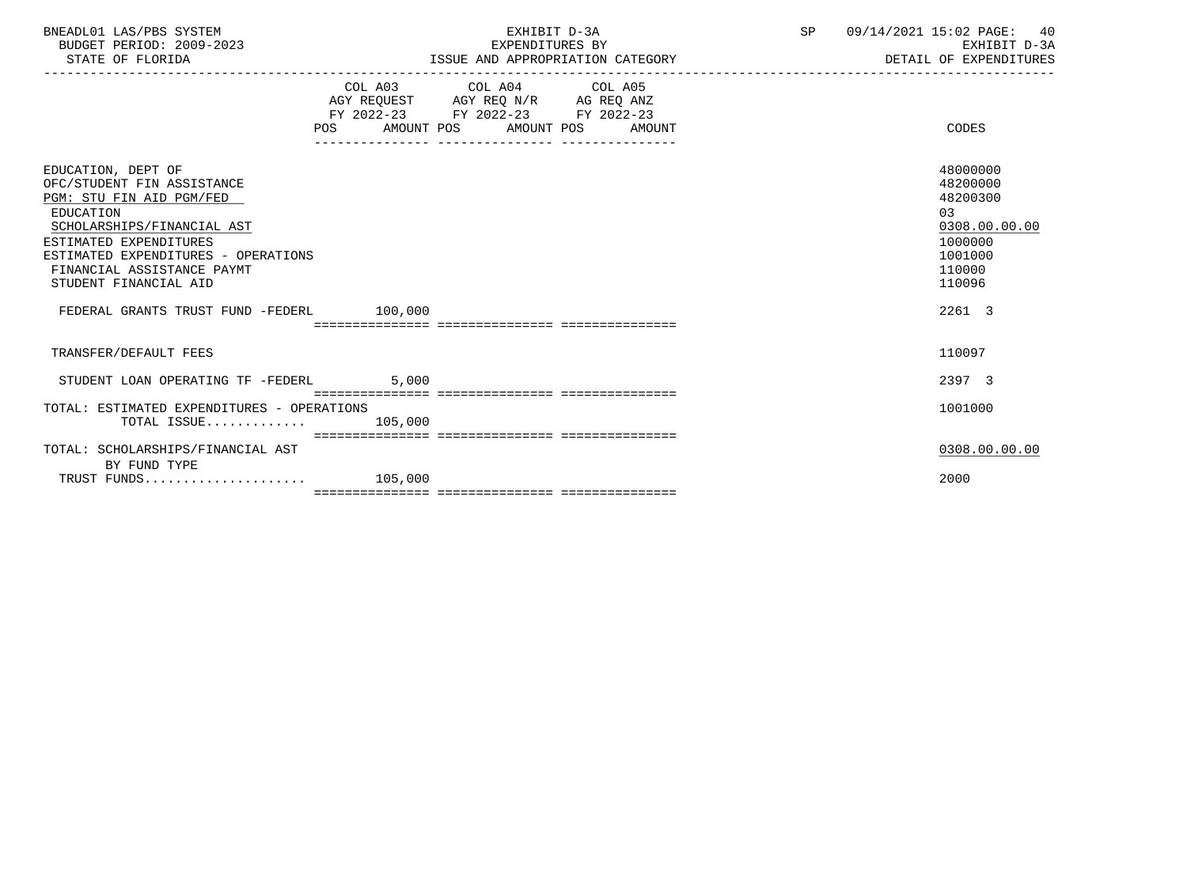BNEADL01 LAS/PBS SYSTEM
BUDGET PERIOD: 2009-2023
STATE OF FLORIDA

EXHIBIT D-3A
EXPENDITURES BY
ISSUE AND APPROPRIATION CATEGORY

SP 09/14/2021 15:02 PAGE: 40
EXHIBIT D-3A
DETAIL OF EXPENDITURES

| | COL A03 AGY REQUEST FY 2022-23 POS AMOUNT | COL A04 AGY REQ N/R FY 2022-23 POS AMOUNT | COL A05 AG REQ ANZ FY 2022-23 POS AMOUNT | CODES |
|---|---|---|---|---|
| EDUCATION, DEPT OF | | | | 48000000 |
| OFC/STUDENT FIN ASSISTANCE | | | | 48200000 |
| PGM: STU FIN AID PGM/FED | | | | 48200300 |
| EDUCATION | | | | 03 |
| SCHOLARSHIPS/FINANCIAL AST | | | | 0308.00.00.00 |
| ESTIMATED EXPENDITURES | | | | 1000000 |
| ESTIMATED EXPENDITURES - OPERATIONS | | | | 1001000 |
| FINANCIAL ASSISTANCE PAYMT | | | | 110000 |
| STUDENT FINANCIAL AID | | | | 110096 |
| FEDERAL GRANTS TRUST FUND -FEDERL | 100,000 | | | 2261 3 |
| TRANSFER/DEFAULT FEES | | | | 110097 |
| STUDENT LOAN OPERATING TF -FEDERL | 5,000 | | | 2397 3 |
| TOTAL: ESTIMATED EXPENDITURES - OPERATIONS | | | | 1001000 |
| TOTAL ISSUE............. | 105,000 | | | |
| TOTAL: SCHOLARSHIPS/FINANCIAL AST | | | | 0308.00.00.00 |
| BY FUND TYPE | | | | |
| TRUST FUNDS..................... | 105,000 | | | 2000 |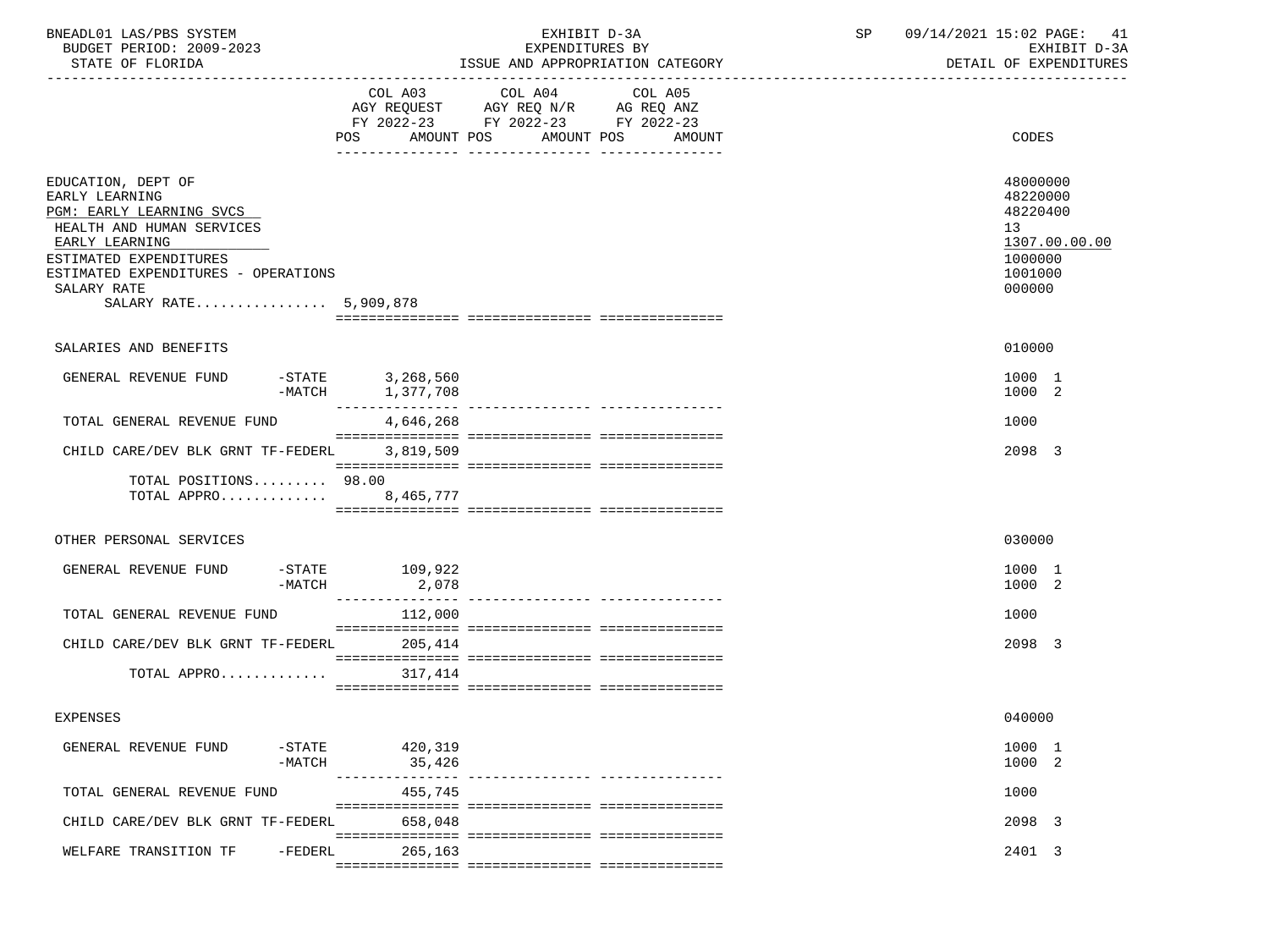BNEADL01 LAS/PBS SYSTEM
BUDGET PERIOD: 2009-2023
STATE OF FLORIDA

EXHIBIT D-3A
EXPENDITURES BY
ISSUE AND APPROPRIATION CATEGORY

SP 09/14/2021 15:02
EXHIBIT D-3A
DETAIL OF EXPENDITURES

| | COL A03 AGY REQUEST FY 2022-23 POS AMOUNT | COL A04 AGY REQ N/R FY 2022-23 POS AMOUNT | COL A05 AG REQ ANZ FY 2022-23 POS AMOUNT | CODES |
|---|---|---|---|---|
| EDUCATION, DEPT OF | | | | 48000000 |
| EARLY LEARNING | | | | 48220000 |
| PGM: EARLY LEARNING SVCS | | | | 48220400 |
| HEALTH AND HUMAN SERVICES | | | | 13 |
| EARLY LEARNING | | | | 1307.00.00.00 |
| ESTIMATED EXPENDITURES | | | | 1000000 |
| ESTIMATED EXPENDITURES - OPERATIONS | | | | 1001000 |
| SALARY RATE | | | | 000000 |
| SALARY RATE................ 5,909,878 | | | | |
| SALARIES AND BENEFITS | | | | 010000 |
| GENERAL REVENUE FUND -STATE | 3,268,560 | | | 1000 1 |
| -MATCH | 1,377,708 | | | 1000 2 |
| TOTAL GENERAL REVENUE FUND | 4,646,268 | | | 1000 |
| CHILD CARE/DEV BLK GRNT TF-FEDERL | 3,819,509 | | | 2098 3 |
| TOTAL POSITIONS......... 98.00 | | | | |
| TOTAL APPRO............. | 8,465,777 | | | |
| OTHER PERSONAL SERVICES | | | | 030000 |
| GENERAL REVENUE FUND -STATE | 109,922 | | | 1000 1 |
| -MATCH | 2,078 | | | 1000 2 |
| TOTAL GENERAL REVENUE FUND | 112,000 | | | 1000 |
| CHILD CARE/DEV BLK GRNT TF-FEDERL | 205,414 | | | 2098 3 |
| TOTAL APPRO............. | 317,414 | | | |
| EXPENSES | | | | 040000 |
| GENERAL REVENUE FUND -STATE | 420,319 | | | 1000 1 |
| -MATCH | 35,426 | | | 1000 2 |
| TOTAL GENERAL REVENUE FUND | 455,745 | | | 1000 |
| CHILD CARE/DEV BLK GRNT TF-FEDERL | 658,048 | | | 2098 3 |
| WELFARE TRANSITION TF -FEDERL | 265,163 | | | 2401 3 |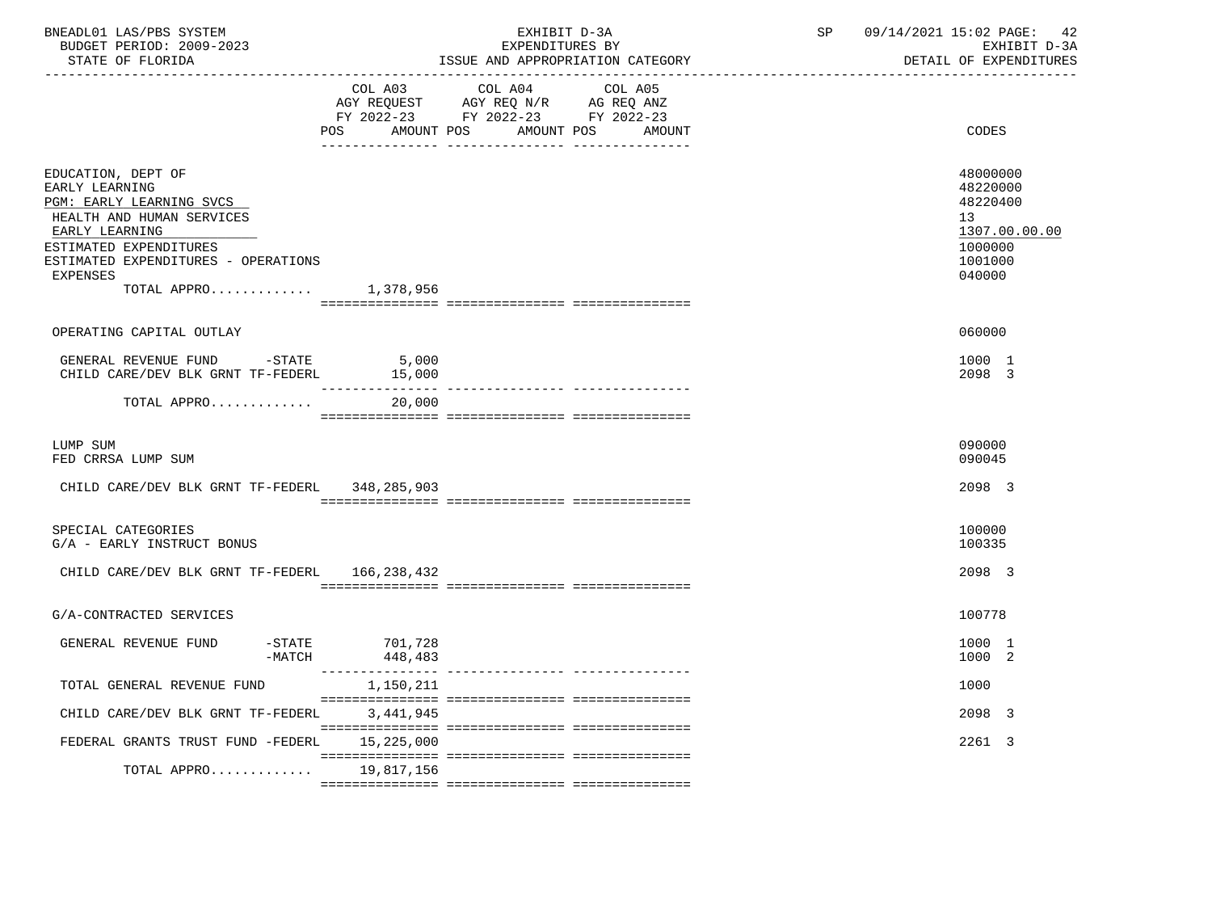BNEADL01 LAS/PBS SYSTEM | EXHIBIT D-3A | SP 09/14/2021 15:02

BUDGET PERIOD: 2009-2023 | EXPENDITURES BY | EXHIBIT D-3A

STATE OF FLORIDA | ISSUE AND APPROPRIATION CATEGORY | DETAIL OF EXPENDITURES

| | COL A03 AGY REQUEST FY 2022-23 POS AMOUNT | COL A04 AGY REQ N/R FY 2022-23 POS AMOUNT | COL A05 AG REQ ANZ FY 2022-23 POS AMOUNT | CODES |
|---|---|---|---|---|
| EDUCATION, DEPT OF | | | | 48000000 |
| EARLY LEARNING | | | | 48220000 |
| PGM: EARLY LEARNING SVCS | | | | 48220400 |
| HEALTH AND HUMAN SERVICES | | | | 13 |
| EARLY LEARNING | | | | 1307.00.00.00 |
| ESTIMATED EXPENDITURES | | | | 1000000 |
| ESTIMATED EXPENDITURES - OPERATIONS | | | | 1001000 |
| EXPENSES | | | | 040000 |
| TOTAL APPRO............. | 1,378,956 | | | |
| OPERATING CAPITAL OUTLAY | | | | 060000 |
| GENERAL REVENUE FUND -STATE | 5,000 | | | 1000 1 |
| CHILD CARE/DEV BLK GRNT TF-FEDERL | 15,000 | | | 2098 3 |
| TOTAL APPRO............. | 20,000 | | | |
| LUMP SUM | | | | 090000 |
| FED CRRSA LUMP SUM | | | | 090045 |
| CHILD CARE/DEV BLK GRNT TF-FEDERL | 348,285,903 | | | 2098 3 |
| SPECIAL CATEGORIES | | | | 100000 |
| G/A - EARLY INSTRUCT BONUS | | | | 100335 |
| CHILD CARE/DEV BLK GRNT TF-FEDERL | 166,238,432 | | | 2098 3 |
| G/A-CONTRACTED SERVICES | | | | 100778 |
| GENERAL REVENUE FUND -STATE | 701,728 | | | 1000 1 |
| -MATCH | 448,483 | | | 1000 2 |
| TOTAL GENERAL REVENUE FUND | 1,150,211 | | | 1000 |
| CHILD CARE/DEV BLK GRNT TF-FEDERL | 3,441,945 | | | 2098 3 |
| FEDERAL GRANTS TRUST FUND -FEDERL | 15,225,000 | | | 2261 3 |
| TOTAL APPRO............. | 19,817,156 | | | |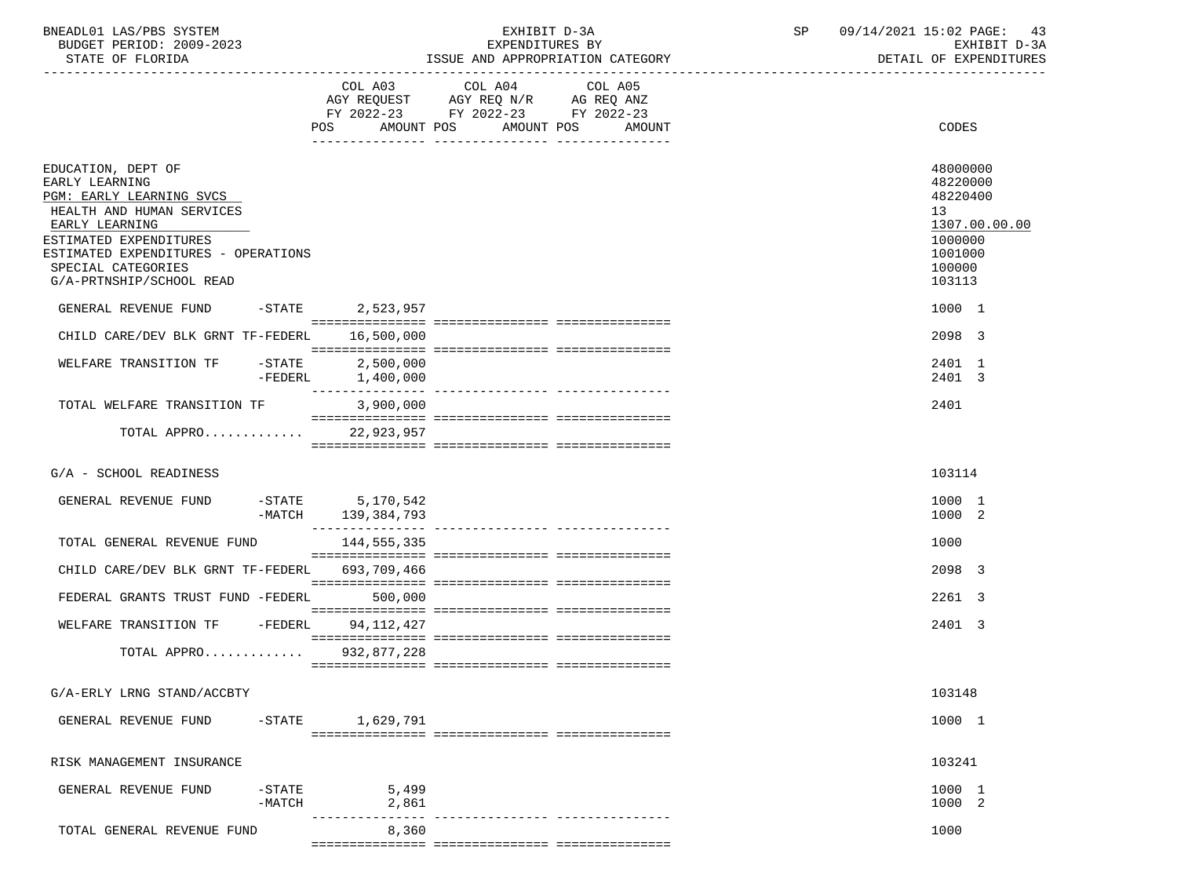BNEADL01 LAS/PBS SYSTEM — EXHIBIT D-3A — EXPENDITURES BY ISSUE AND APPROPRIATION CATEGORY
BUDGET PERIOD: 2009-2023
STATE OF FLORIDA
SP 09/14/2021 15:02 — EXHIBIT D-3A — DETAIL OF EXPENDITURES

| | COL A03 AGY REQUEST FY 2022-23 POS AMOUNT | COL A04 AGY REQ N/R FY 2022-23 POS AMOUNT | COL A05 AG REQ ANZ FY 2022-23 POS AMOUNT | CODES |
|---|---|---|---|---|
| EDUCATION, DEPT OF | | | | 48000000 |
| EARLY LEARNING | | | | 48220000 |
| PGM: EARLY LEARNING SVCS | | | | 48220400 |
| HEALTH AND HUMAN SERVICES | | | | 13 |
| EARLY LEARNING | | | | 1307.00.00.00 |
| ESTIMATED EXPENDITURES | | | | 1000000 |
| ESTIMATED EXPENDITURES - OPERATIONS | | | | 1001000 |
| SPECIAL CATEGORIES | | | | 100000 |
| G/A-PRTNSHIP/SCHOOL READ | | | | 103113 |
| GENERAL REVENUE FUND -STATE | 2,523,957 | | | 1000 1 |
| CHILD CARE/DEV BLK GRNT TF-FEDERL | 16,500,000 | | | 2098 3 |
| WELFARE TRANSITION TF -STATE | 2,500,000 | | | 2401 1 |
| -FEDERL | 1,400,000 | | | 2401 3 |
| TOTAL WELFARE TRANSITION TF | 3,900,000 | | | 2401 |
| TOTAL APPRO............. | 22,923,957 | | | |
| G/A - SCHOOL READINESS | | | | 103114 |
| GENERAL REVENUE FUND -STATE | 5,170,542 | | | 1000 1 |
| -MATCH | 139,384,793 | | | 1000 2 |
| TOTAL GENERAL REVENUE FUND | 144,555,335 | | | 1000 |
| CHILD CARE/DEV BLK GRNT TF-FEDERL | 693,709,466 | | | 2098 3 |
| FEDERAL GRANTS TRUST FUND -FEDERL | 500,000 | | | 2261 3 |
| WELFARE TRANSITION TF -FEDERL | 94,112,427 | | | 2401 3 |
| TOTAL APPRO............. | 932,877,228 | | | |
| G/A-ERLY LRNG STAND/ACCBTY | | | | 103148 |
| GENERAL REVENUE FUND -STATE | 1,629,791 | | | 1000 1 |
| RISK MANAGEMENT INSURANCE | | | | 103241 |
| GENERAL REVENUE FUND -STATE | 5,499 | | | 1000 1 |
| -MATCH | 2,861 | | | 1000 2 |
| TOTAL GENERAL REVENUE FUND | 8,360 | | | 1000 |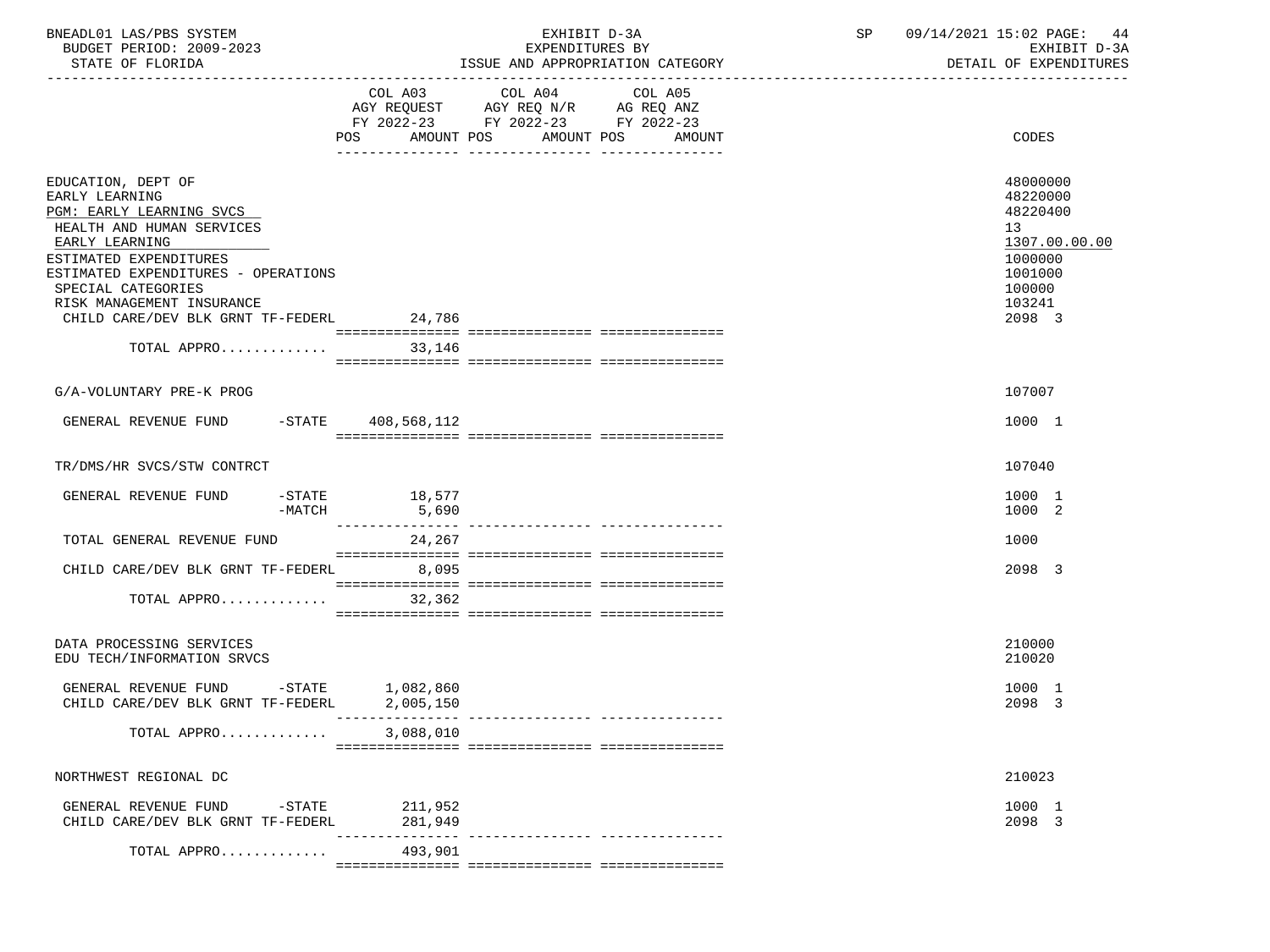BNEADL01 LAS/PBS SYSTEM
BUDGET PERIOD: 2009-2023
STATE OF FLORIDA

EXHIBIT D-3A
EXPENDITURES BY
ISSUE AND APPROPRIATION CATEGORY

SP 09/14/2021 15:02 PAGE: 44
EXHIBIT D-3A
DETAIL OF EXPENDITURES

| | COL A03 AGY REQUEST FY 2022-23 POS AMOUNT | COL A04 AGY REQ N/R FY 2022-23 POS AMOUNT | COL A05 AG REQ ANZ FY 2022-23 POS AMOUNT | CODES |
|---|---|---|---|---|
| EDUCATION, DEPT OF | | | | 48000000 |
| EARLY LEARNING | | | | 48220000 |
| PGM: EARLY LEARNING SVCS | | | | 48220400 |
| HEALTH AND HUMAN SERVICES | | | | 13 |
| EARLY LEARNING | | | | 1307.00.00.00 |
| ESTIMATED EXPENDITURES | | | | 1000000 |
| ESTIMATED EXPENDITURES - OPERATIONS | | | | 1001000 |
| SPECIAL CATEGORIES | | | | 100000 |
| RISK MANAGEMENT INSURANCE | | | | 103241 |
| CHILD CARE/DEV BLK GRNT TF-FEDERL | 24,786 | | | 2098 3 |
| TOTAL APPRO............ | 33,146 | | | |
| G/A-VOLUNTARY PRE-K PROG | | | | 107007 |
| GENERAL REVENUE FUND -STATE | 408,568,112 | | | 1000 1 |
| TR/DMS/HR SVCS/STW CONTRCT | | | | 107040 |
| GENERAL REVENUE FUND -STATE | 18,577 | | | 1000 1 |
| -MATCH | 5,690 | | | 1000 2 |
| TOTAL GENERAL REVENUE FUND | 24,267 | | | 1000 |
| CHILD CARE/DEV BLK GRNT TF-FEDERL | 8,095 | | | 2098 3 |
| TOTAL APPRO............ | 32,362 | | | |
| DATA PROCESSING SERVICES | | | | 210000 |
| EDU TECH/INFORMATION SRVCS | | | | 210020 |
| GENERAL REVENUE FUND -STATE | 1,082,860 | | | 1000 1 |
| CHILD CARE/DEV BLK GRNT TF-FEDERL | 2,005,150 | | | 2098 3 |
| TOTAL APPRO............ | 3,088,010 | | | |
| NORTHWEST REGIONAL DC | | | | 210023 |
| GENERAL REVENUE FUND -STATE | 211,952 | | | 1000 1 |
| CHILD CARE/DEV BLK GRNT TF-FEDERL | 281,949 | | | 2098 3 |
| TOTAL APPRO............ | 493,901 | | | |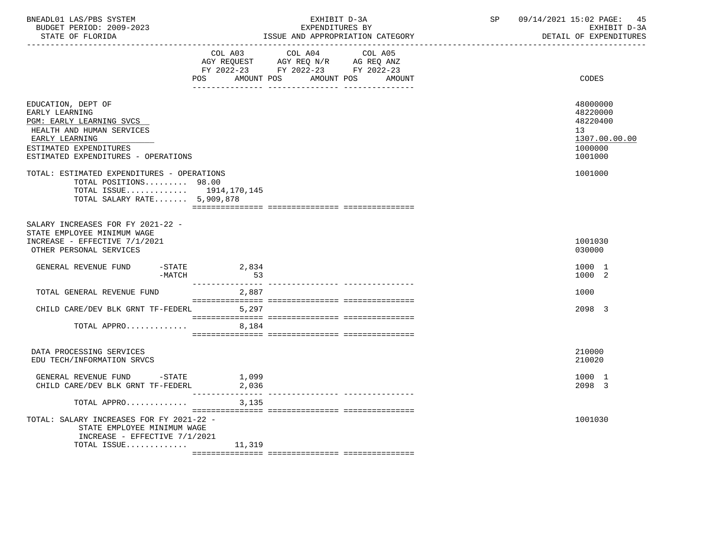BNEADL01 LAS/PBS SYSTEM — EXHIBIT D-3A — EXPENDITURES BY ISSUE AND APPROPRIATION CATEGORY
BUDGET PERIOD: 2009-2023 — STATE OF FLORIDA — DETAIL OF EXPENDITURES
SP 09/14/2021 15:02

| | COL A03 AGY REQUEST FY 2022-23 POS AMOUNT | COL A04 AGY REQ N/R FY 2022-23 POS AMOUNT | COL A05 AG REQ ANZ FY 2022-23 POS AMOUNT | CODES |
|---|---|---|---|---|
| EDUCATION, DEPT OF | | | | 48000000 |
| EARLY LEARNING | | | | 48220000 |
| PGM: EARLY LEARNING SVCS | | | | 48220400 |
| HEALTH AND HUMAN SERVICES | | | | 13 |
| EARLY LEARNING | | | | 1307.00.00.00 |
| ESTIMATED EXPENDITURES | | | | 1000000 |
| ESTIMATED EXPENDITURES - OPERATIONS | | | | 1001000 |
| TOTAL: ESTIMATED EXPENDITURES - OPERATIONS | | | | 1001000 |
| TOTAL POSITIONS......... 98.00 | | | | |
| TOTAL ISSUE............ 1914,170,145 | | | | |
| TOTAL SALARY RATE....... 5,909,878 | | | | |
| SALARY INCREASES FOR FY 2021-22 - STATE EMPLOYEE MINIMUM WAGE INCREASE - EFFECTIVE 7/1/2021 | | | | 1001030 |
| OTHER PERSONAL SERVICES | | | | 030000 |
| GENERAL REVENUE FUND -STATE | 2,834 | | | 1000 1 |
| -MATCH | 53 | | | 1000 2 |
| TOTAL GENERAL REVENUE FUND | 2,887 | | | 1000 |
| CHILD CARE/DEV BLK GRNT TF-FEDERL | 5,297 | | | 2098 3 |
| TOTAL APPRO............. | 8,184 | | | |
| DATA PROCESSING SERVICES | | | | 210000 |
| EDU TECH/INFORMATION SRVCS | | | | 210020 |
| GENERAL REVENUE FUND -STATE | 1,099 | | | 1000 1 |
| CHILD CARE/DEV BLK GRNT TF-FEDERL | 2,036 | | | 2098 3 |
| TOTAL APPRO............. | 3,135 | | | |
| TOTAL: SALARY INCREASES FOR FY 2021-22 - STATE EMPLOYEE MINIMUM WAGE INCREASE - EFFECTIVE 7/1/2021 | | | | 1001030 |
| TOTAL ISSUE............. | 11,319 | | | |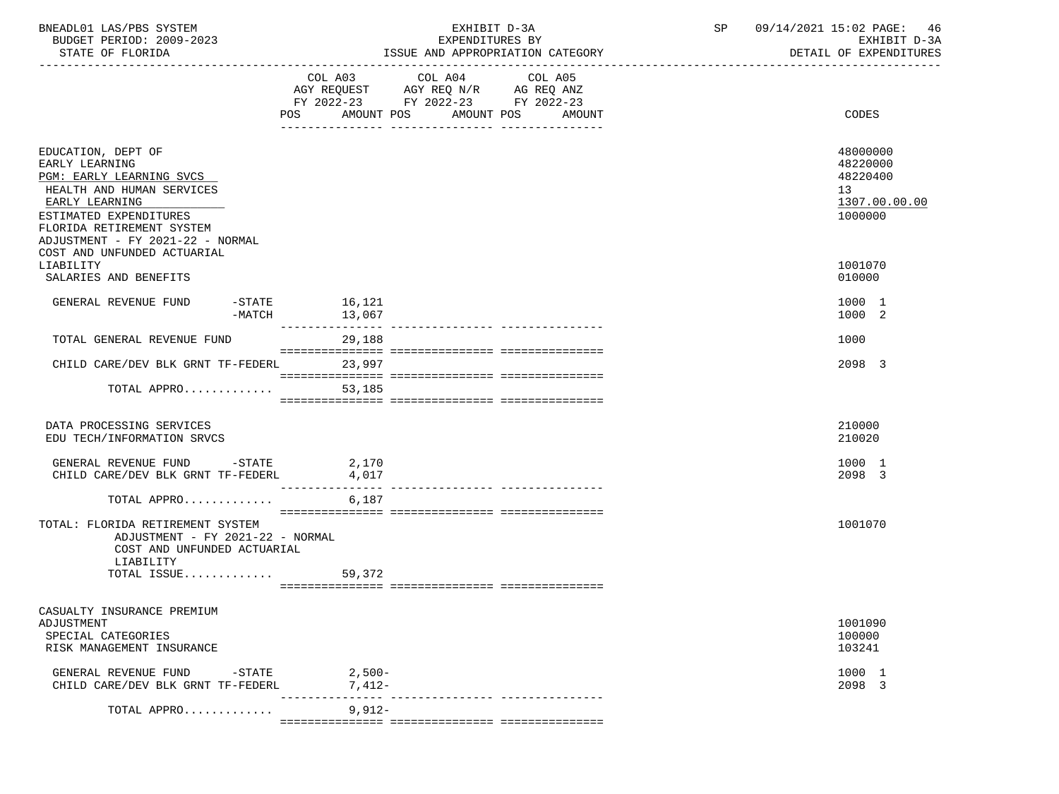BNEADL01 LAS/PBS SYSTEM — EXHIBIT D-3A — EXPENDITURES BY ISSUE AND APPROPRIATION CATEGORY — SP 09/14/2021 15:02
BUDGET PERIOD: 2009-2023 — STATE OF FLORIDA — EXHIBIT D-3A DETAIL OF EXPENDITURES

| | COL A03 AGY REQUEST FY 2022-23 POS AMOUNT | COL A04 AGY REQ N/R FY 2022-23 POS AMOUNT | COL A05 AG REQ ANZ FY 2022-23 POS AMOUNT | CODES |
|---|---|---|---|---|
| EDUCATION, DEPT OF | | | | 48000000 |
| EARLY LEARNING | | | | 48220000 |
| PGM: EARLY LEARNING SVCS | | | | 48220400 |
| HEALTH AND HUMAN SERVICES | | | | 13 |
| EARLY LEARNING | | | | 1307.00.00.00 |
| ESTIMATED EXPENDITURES | | | | 1000000 |
| FLORIDA RETIREMENT SYSTEM ADJUSTMENT - FY 2021-22 - NORMAL COST AND UNFUNDED ACTUARIAL LIABILITY | | | | 1001070 |
| SALARIES AND BENEFITS | | | | 010000 |
| GENERAL REVENUE FUND -STATE | 16,121 | | | 1000 1 |
| -MATCH | 13,067 | | | 1000 2 |
| TOTAL GENERAL REVENUE FUND | 29,188 | | | 1000 |
| CHILD CARE/DEV BLK GRNT TF-FEDERL | 23,997 | | | 2098 3 |
| TOTAL APPRO............ | 53,185 | | | |
| DATA PROCESSING SERVICES | | | | 210000 |
| EDU TECH/INFORMATION SRVCS | | | | 210020 |
| GENERAL REVENUE FUND -STATE | 2,170 | | | 1000 1 |
| CHILD CARE/DEV BLK GRNT TF-FEDERL | 4,017 | | | 2098 3 |
| TOTAL APPRO............ | 6,187 | | | |
| TOTAL: FLORIDA RETIREMENT SYSTEM ADJUSTMENT - FY 2021-22 - NORMAL COST AND UNFUNDED ACTUARIAL LIABILITY | | | | 1001070 |
| TOTAL ISSUE............ | 59,372 | | | |
| CASUALTY INSURANCE PREMIUM ADJUSTMENT | | | | 1001090 |
| SPECIAL CATEGORIES | | | | 100000 |
| RISK MANAGEMENT INSURANCE | | | | 103241 |
| GENERAL REVENUE FUND -STATE | 2,500- | | | 1000 1 |
| CHILD CARE/DEV BLK GRNT TF-FEDERL | 7,412- | | | 2098 3 |
| TOTAL APPRO............ | 9,912- | | | |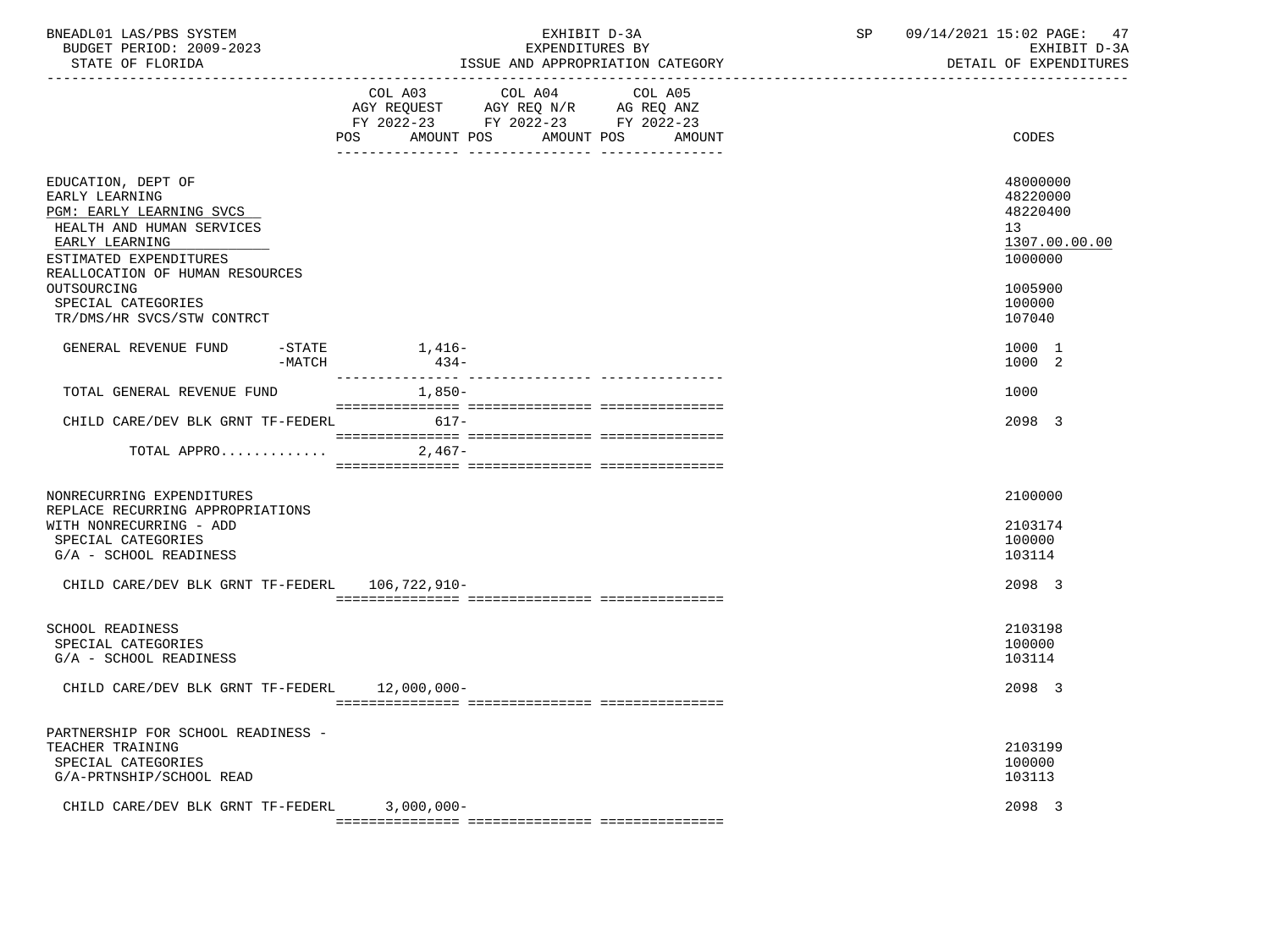BNEADL01 LAS/PBS SYSTEM
BUDGET PERIOD: 2009-2023
STATE OF FLORIDA

EXHIBIT D-3A
EXPENDITURES BY
ISSUE AND APPROPRIATION CATEGORY

SP 09/14/2021 15:02
EXHIBIT D-3A
DETAIL OF EXPENDITURES

| | COL A03 AGY REQUEST FY 2022-23 POS | AMOUNT | COL A04 AGY REQ N/R FY 2022-23 POS | AMOUNT | COL A05 AG REQ ANZ FY 2022-23 POS | AMOUNT | CODES |
|---|---|---|---|---|---|---|---|
| EDUCATION, DEPT OF | | | | | | | 48000000 |
| EARLY LEARNING | | | | | | | 48220000 |
| PGM: EARLY LEARNING SVCS | | | | | | | 48220400 |
| HEALTH AND HUMAN SERVICES | | | | | | | 13 |
| EARLY LEARNING | | | | | | | 1307.00.00.00 |
| ESTIMATED EXPENDITURES | | | | | | | 1000000 |
| REALLOCATION OF HUMAN RESOURCES OUTSOURCING | | | | | | | 1005900 |
| SPECIAL CATEGORIES | | | | | | | 100000 |
| TR/DMS/HR SVCS/STW CONTRCT | | | | | | | 107040 |
| GENERAL REVENUE FUND -STATE | | 1,416- | | | | | 1000 1 |
| GENERAL REVENUE FUND -MATCH | | 434- | | | | | 1000 2 |
| TOTAL GENERAL REVENUE FUND | | 1,850- | | | | | 1000 |
| CHILD CARE/DEV BLK GRNT TF-FEDERL | | 617- | | | | | 2098 3 |
| TOTAL APPRO............ | | 2,467- | | | | | |
| NONRECURRING EXPENDITURES | | | | | | | 2100000 |
| REPLACE RECURRING APPROPRIATIONS WITH NONRECURRING - ADD | | | | | | | 2103174 |
| SPECIAL CATEGORIES | | | | | | | 100000 |
| G/A - SCHOOL READINESS | | | | | | | 103114 |
| CHILD CARE/DEV BLK GRNT TF-FEDERL | | 106,722,910- | | | | | 2098 3 |
| SCHOOL READINESS | | | | | | | 2103198 |
| SPECIAL CATEGORIES | | | | | | | 100000 |
| G/A - SCHOOL READINESS | | | | | | | 103114 |
| CHILD CARE/DEV BLK GRNT TF-FEDERL | | 12,000,000- | | | | | 2098 3 |
| PARTNERSHIP FOR SCHOOL READINESS - TEACHER TRAINING | | | | | | | 2103199 |
| SPECIAL CATEGORIES | | | | | | | 100000 |
| G/A-PRTNSHIP/SCHOOL READ | | | | | | | 103113 |
| CHILD CARE/DEV BLK GRNT TF-FEDERL | | 3,000,000- | | | | | 2098 3 |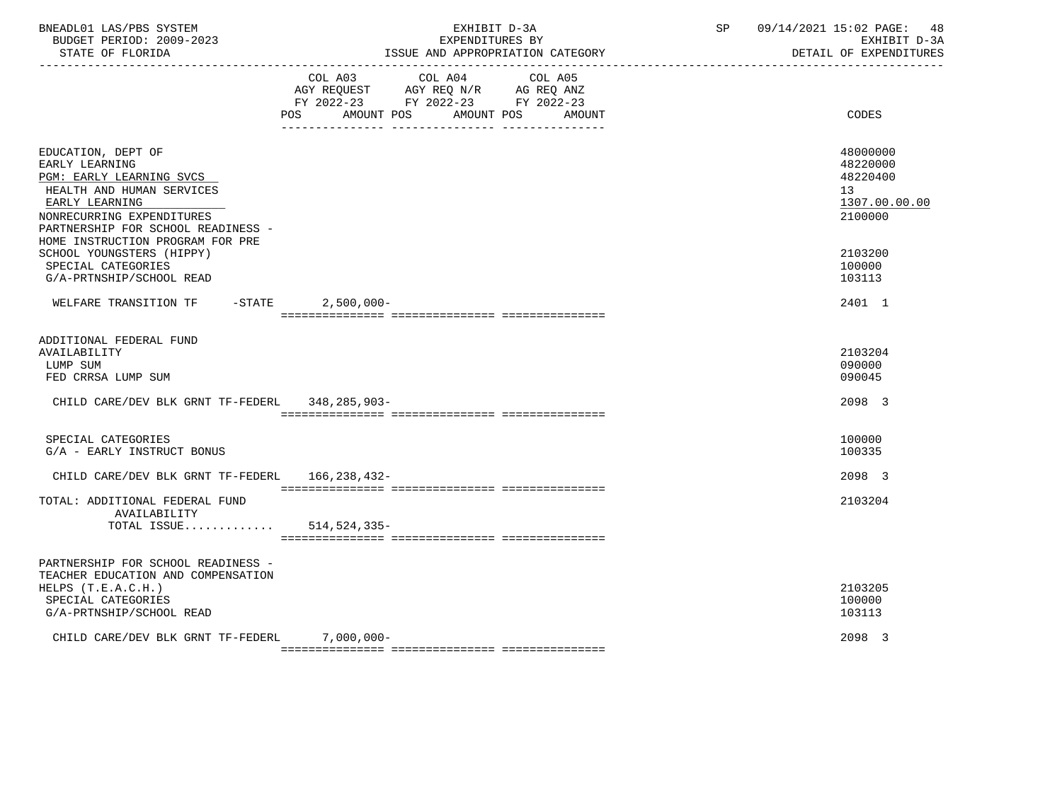BNEADL01 LAS/PBS SYSTEM — EXHIBIT D-3A — EXPENDITURES BY ISSUE AND APPROPRIATION CATEGORY — DETAIL OF EXPENDITURES

BUDGET PERIOD: 2009-2023 — STATE OF FLORIDA — SP 09/14/2021 15:02

| | COL A03 AGY REQUEST FY 2022-23 POS / AMOUNT | COL A04 AGY REQ N/R FY 2022-23 POS / AMOUNT | COL A05 AG REQ ANZ FY 2022-23 POS / AMOUNT | CODES |
|---|---|---|---|---|
| EDUCATION, DEPT OF | | | | 48000000 |
| EARLY LEARNING | | | | 48220000 |
| PGM: EARLY LEARNING SVCS | | | | 48220400 |
| HEALTH AND HUMAN SERVICES | | | | 13 |
| EARLY LEARNING | | | | 1307.00.00.00 |
| NONRECURRING EXPENDITURES | | | | 2100000 |
| PARTNERSHIP FOR SCHOOL READINESS - HOME INSTRUCTION PROGRAM FOR PRE SCHOOL YOUNGSTERS (HIPPY) | | | | 2103200 |
| SPECIAL CATEGORIES | | | | 100000 |
| G/A-PRTNSHIP/SCHOOL READ | | | | 103113 |
| WELFARE TRANSITION TF -STATE | 2,500,000- | | | 2401 1 |
| ADDITIONAL FEDERAL FUND AVAILABILITY | | | | 2103204 |
| LUMP SUM | | | | 090000 |
| FED CRRSA LUMP SUM | | | | 090045 |
| CHILD CARE/DEV BLK GRNT TF-FEDERL | 348,285,903- | | | 2098 3 |
| SPECIAL CATEGORIES | | | | 100000 |
| G/A - EARLY INSTRUCT BONUS | | | | 100335 |
| CHILD CARE/DEV BLK GRNT TF-FEDERL | 166,238,432- | | | 2098 3 |
| TOTAL: ADDITIONAL FEDERAL FUND AVAILABILITY | | | | 2103204 |
| TOTAL ISSUE............ | 514,524,335- | | | |
| PARTNERSHIP FOR SCHOOL READINESS - TEACHER EDUCATION AND COMPENSATION HELPS (T.E.A.C.H.) | | | | 2103205 |
| SPECIAL CATEGORIES | | | | 100000 |
| G/A-PRTNSHIP/SCHOOL READ | | | | 103113 |
| CHILD CARE/DEV BLK GRNT TF-FEDERL | 7,000,000- | | | 2098 3 |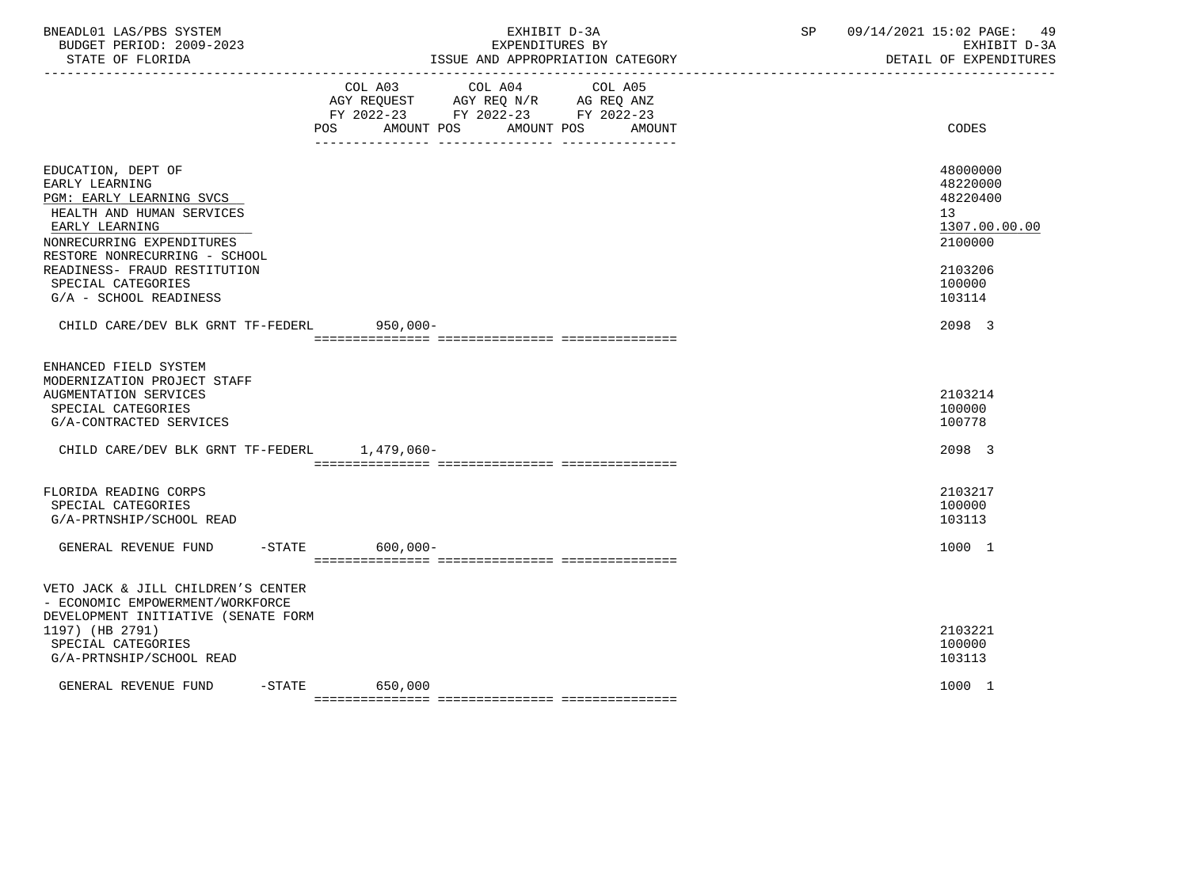| | COL A03 AGY REQUEST FY 2022-23 POS AMOUNT | COL A04 AGY REQ N/R FY 2022-23 POS AMOUNT | COL A05 AG REQ ANZ FY 2022-23 POS AMOUNT | CODES |
|---|---|---|---|---|
| EDUCATION, DEPT OF | | | | 48000000 |
| EARLY LEARNING | | | | 48220000 |
| PGM: EARLY LEARNING SVCS | | | | 48220400 |
| HEALTH AND HUMAN SERVICES | | | | 13 |
| EARLY LEARNING | | | | 1307.00.00.00 |
| NONRECURRING EXPENDITURES | | | | 2100000 |
| RESTORE NONRECURRING - SCHOOL READINESS- FRAUD RESTITUTION | | | | 2103206 |
| SPECIAL CATEGORIES | | | | 100000 |
| G/A - SCHOOL READINESS | | | | 103114 |
| CHILD CARE/DEV BLK GRNT TF-FEDERL | 950,000- | | | 2098 3 |
| ENHANCED FIELD SYSTEM MODERNIZATION PROJECT STAFF AUGMENTATION SERVICES | | | | 2103214 |
| SPECIAL CATEGORIES | | | | 100000 |
| G/A-CONTRACTED SERVICES | | | | 100778 |
| CHILD CARE/DEV BLK GRNT TF-FEDERL | 1,479,060- | | | 2098 3 |
| FLORIDA READING CORPS | | | | 2103217 |
| SPECIAL CATEGORIES | | | | 100000 |
| G/A-PRTNSHIP/SCHOOL READ | | | | 103113 |
| GENERAL REVENUE FUND -STATE | 600,000- | | | 1000 1 |
| VETO JACK & JILL CHILDREN'S CENTER - ECONOMIC EMPOWERMENT/WORKFORCE DEVELOPMENT INITIATIVE (SENATE FORM 1197) (HB 2791) | | | | 2103221 |
| SPECIAL CATEGORIES | | | | 100000 |
| G/A-PRTNSHIP/SCHOOL READ | | | | 103113 |
| GENERAL REVENUE FUND -STATE | 650,000 | | | 1000 1 |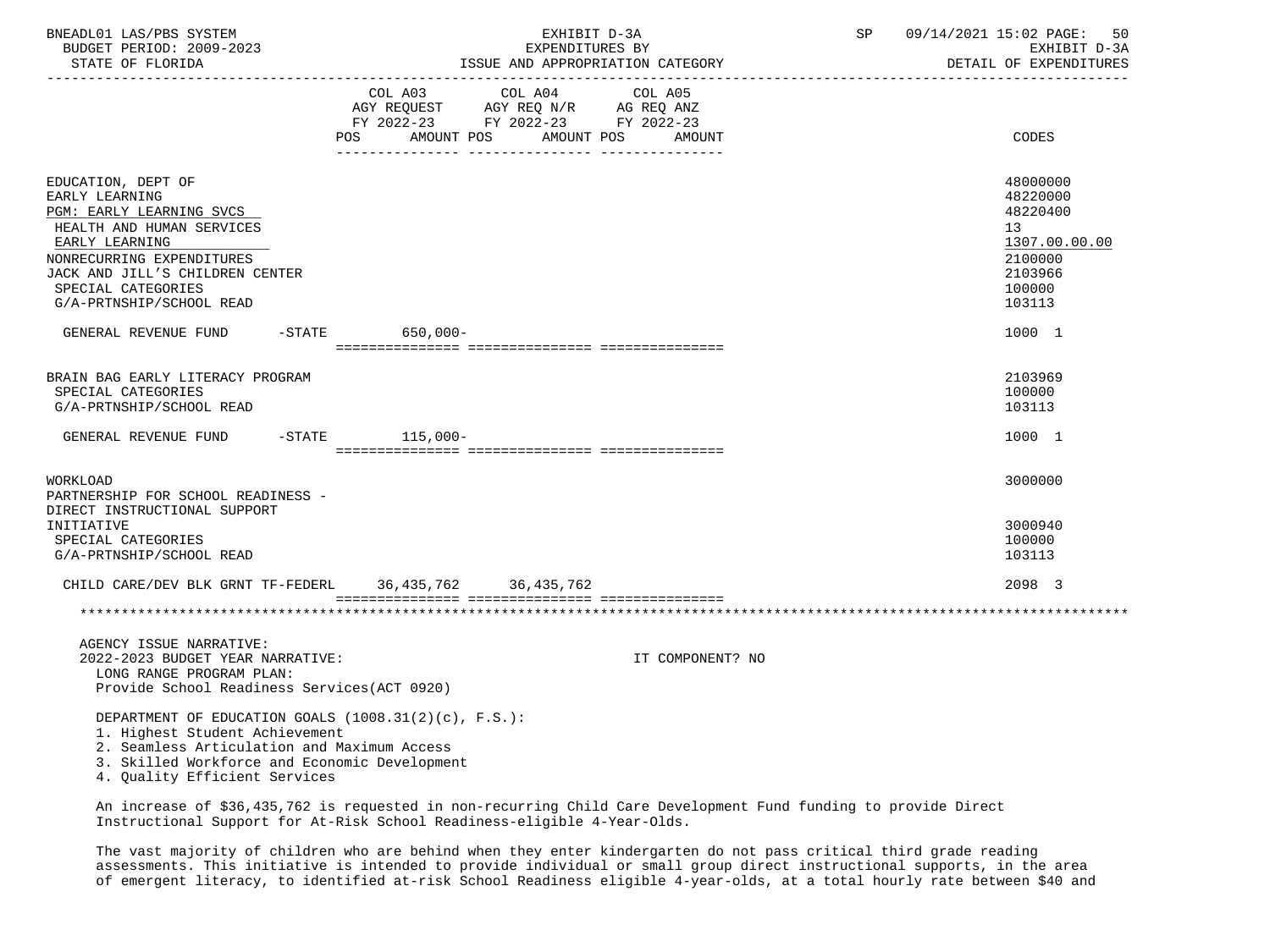| | COL A03 AGY REQUEST FY 2022-23 POS AMOUNT | COL A04 AGY REQ N/R FY 2022-23 POS AMOUNT | COL A05 AG REQ ANZ FY 2022-23 POS AMOUNT | CODES |
|---|---|---|---|---|
| EDUCATION, DEPT OF | | | | 48000000 |
| EARLY LEARNING | | | | 48220000 |
| PGM: EARLY LEARNING SVCS | | | | 48220400 |
| HEALTH AND HUMAN SERVICES | | | | 13 |
| EARLY LEARNING | | | | 1307.00.00.00 |
| NONRECURRING EXPENDITURES | | | | 2100000 |
| JACK AND JILL'S CHILDREN CENTER | | | | 2103966 |
| SPECIAL CATEGORIES | | | | 100000 |
| G/A-PRTNSHIP/SCHOOL READ | | | | 103113 |
| GENERAL REVENUE FUND -STATE | 650,000- | | | 1000 1 |
| BRAIN BAG EARLY LITERACY PROGRAM | | | | 2103969 |
| SPECIAL CATEGORIES | | | | 100000 |
| G/A-PRTNSHIP/SCHOOL READ | | | | 103113 |
| GENERAL REVENUE FUND -STATE | 115,000- | | | 1000 1 |
| WORKLOAD | | | | 3000000 |
| PARTNERSHIP FOR SCHOOL READINESS - DIRECT INSTRUCTIONAL SUPPORT INITIATIVE | | | | 3000940 |
| SPECIAL CATEGORIES | | | | 100000 |
| G/A-PRTNSHIP/SCHOOL READ | | | | 103113 |
| CHILD CARE/DEV BLK GRNT TF-FEDERL | 36,435,762 | 36,435,762 | | 2098 3 |

AGENCY ISSUE NARRATIVE:

2022-2023 BUDGET YEAR NARRATIVE: IT COMPONENT? NO

LONG RANGE PROGRAM PLAN:
Provide School Readiness Services(ACT 0920)

DEPARTMENT OF EDUCATION GOALS (1008.31(2)(c), F.S.):
1. Highest Student Achievement
2. Seamless Articulation and Maximum Access
3. Skilled Workforce and Economic Development
4. Quality Efficient Services

An increase of $36,435,762 is requested in non-recurring Child Care Development Fund funding to provide Direct Instructional Support for At-Risk School Readiness-eligible 4-Year-Olds.

The vast majority of children who are behind when they enter kindergarten do not pass critical third grade reading assessments. This initiative is intended to provide individual or small group direct instructional supports, in the area of emergent literacy, to identified at-risk School Readiness eligible 4-year-olds, at a total hourly rate between $40 and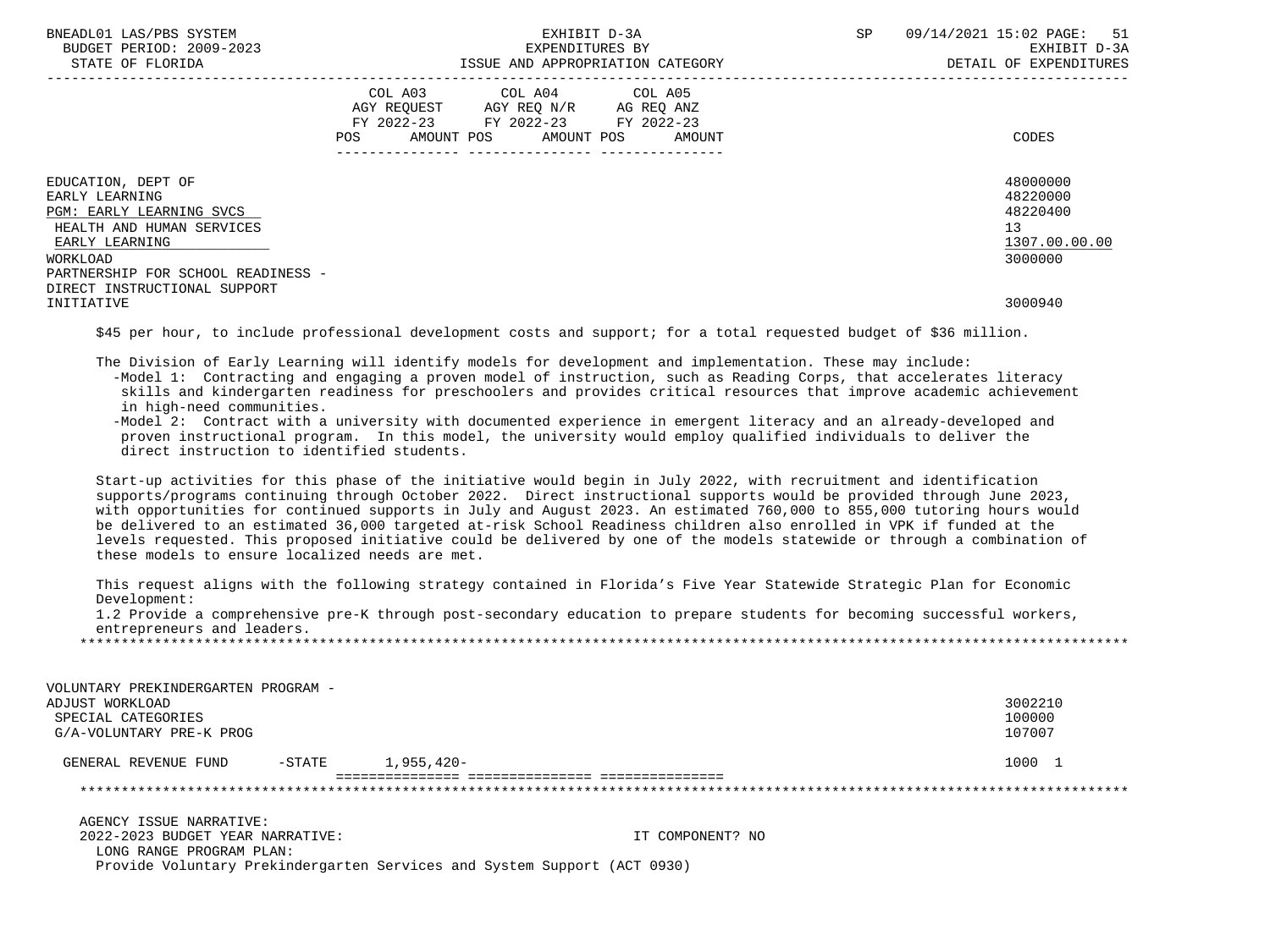| | COL A03 AGY REQUEST FY 2022-23 POS AMOUNT | COL A04 AGY REQ N/R FY 2022-23 POS AMOUNT | COL A05 AG REQ ANZ FY 2022-23 POS AMOUNT | CODES |
|---|---|---|---|---|
| EDUCATION, DEPT OF | | | | 48000000 |
| EARLY LEARNING | | | | 48220000 |
| PGM: EARLY LEARNING SVCS | | | | 48220400 |
| HEALTH AND HUMAN SERVICES | | | | 13 |
| EARLY LEARNING | | | | 1307.00.00.00 |
| WORKLOAD | | | | 3000000 |
| PARTNERSHIP FOR SCHOOL READINESS - DIRECT INSTRUCTIONAL SUPPORT INITIATIVE | | | | 3000940 |

$45 per hour, to include professional development costs and support; for a total requested budget of $36 million.

The Division of Early Learning will identify models for development and implementation. These may include:

- Model 1: Contracting and engaging a proven model of instruction, such as Reading Corps, that accelerates literacy skills and kindergarten readiness for preschoolers and provides critical resources that improve academic achievement in high-need communities.
- Model 2: Contract with a university with documented experience in emergent literacy and an already-developed and proven instructional program. In this model, the university would employ qualified individuals to deliver the direct instruction to identified students.

Start-up activities for this phase of the initiative would begin in July 2022, with recruitment and identification supports/programs continuing through October 2022. Direct instructional supports would be provided through June 2023, with opportunities for continued supports in July and August 2023. An estimated 760,000 to 855,000 tutoring hours would be delivered to an estimated 36,000 targeted at-risk School Readiness children also enrolled in VPK if funded at the levels requested. This proposed initiative could be delivered by one of the models statewide or through a combination of these models to ensure localized needs are met.

This request aligns with the following strategy contained in Florida's Five Year Statewide Strategic Plan for Economic Development:
1.2 Provide a comprehensive pre-K through post-secondary education to prepare students for becoming successful workers, entrepreneurs and leaders.

*******************************************************************************************************************

| | COL A03 | COL A04 | COL A05 | CODES |
|---|---|---|---|---|
| VOLUNTARY PREKINDERGARTEN PROGRAM - ADJUST WORKLOAD | | | | 3002210 |
| SPECIAL CATEGORIES | | | | 100000 |
| G/A-VOLUNTARY PRE-K PROG | | | | 107007 |
| GENERAL REVENUE FUND -STATE | 1,955,420- | | | 1000 1 |

*******************************************************************************************************************

AGENCY ISSUE NARRATIVE:
2022-2023 BUDGET YEAR NARRATIVE: IT COMPONENT? NO
LONG RANGE PROGRAM PLAN:
Provide Voluntary Prekindergarten Services and System Support (ACT 0930)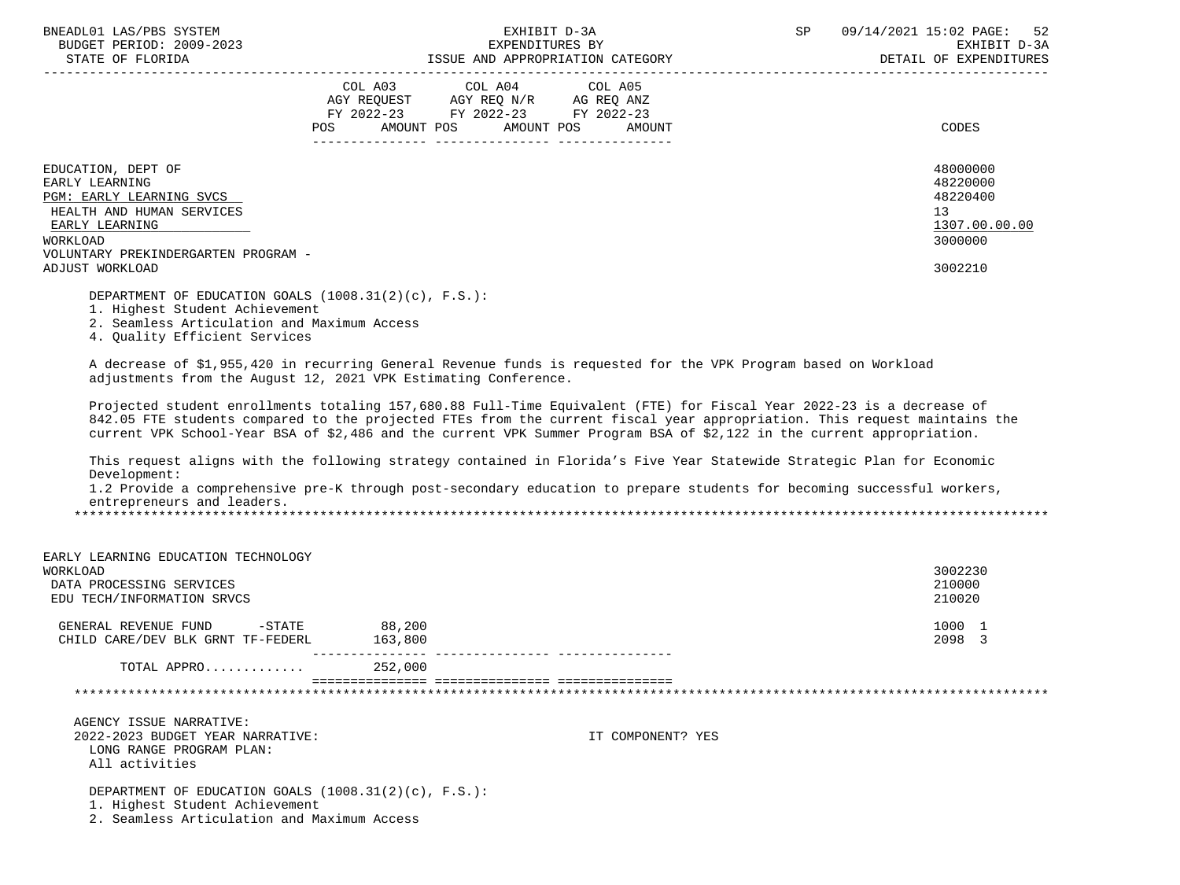| | COL A03 AGY REQUEST FY 2022-23 POS AMOUNT | COL A04 AGY REQ N/R FY 2022-23 POS AMOUNT | COL A05 AG REQ ANZ FY 2022-23 POS AMOUNT | CODES |
|---|---|---|---|---|
| EDUCATION, DEPT OF | | | | 48000000 |
| EARLY LEARNING | | | | 48220000 |
| PGM: EARLY LEARNING SVCS | | | | 48220400 |
| HEALTH AND HUMAN SERVICES | | | | 13 |
| EARLY LEARNING | | | | 1307.00.00.00 |
| WORKLOAD | | | | 3000000 |
| VOLUNTARY PREKINDERGARTEN PROGRAM - ADJUST WORKLOAD | | | | 3002210 |

DEPARTMENT OF EDUCATION GOALS (1008.31(2)(c), F.S.):
1. Highest Student Achievement
2. Seamless Articulation and Maximum Access
4. Quality Efficient Services

A decrease of $1,955,420 in recurring General Revenue funds is requested for the VPK Program based on Workload adjustments from the August 12, 2021 VPK Estimating Conference.

Projected student enrollments totaling 157,680.88 Full-Time Equivalent (FTE) for Fiscal Year 2022-23 is a decrease of 842.05 FTE students compared to the projected FTEs from the current fiscal year appropriation. This request maintains the current VPK School-Year BSA of $2,486 and the current VPK Summer Program BSA of $2,122 in the current appropriation.

This request aligns with the following strategy contained in Florida's Five Year Statewide Strategic Plan for Economic Development:
1.2 Provide a comprehensive pre-K through post-secondary education to prepare students for becoming successful workers, entrepreneurs and leaders.

*******************************************************************************************************************

| | COL A03 | COL A04 | COL A05 | CODES |
|---|---|---|---|---|
| EARLY LEARNING EDUCATION TECHNOLOGY | | | | |
| WORKLOAD | | | | 3002230 |
| DATA PROCESSING SERVICES | | | | 210000 |
| EDU TECH/INFORMATION SRVCS | | | | 210020 |
| GENERAL REVENUE FUND -STATE | 88,200 | | | 1000 1 |
| CHILD CARE/DEV BLK GRNT TF-FEDERL | 163,800 | | | 2098 3 |
| TOTAL APPRO............ | 252,000 | | | |

*******************************************************************************************************************

AGENCY ISSUE NARRATIVE:
2022-2023 BUDGET YEAR NARRATIVE: IT COMPONENT? YES
LONG RANGE PROGRAM PLAN:
All activities

DEPARTMENT OF EDUCATION GOALS (1008.31(2)(c), F.S.):
1. Highest Student Achievement
2. Seamless Articulation and Maximum Access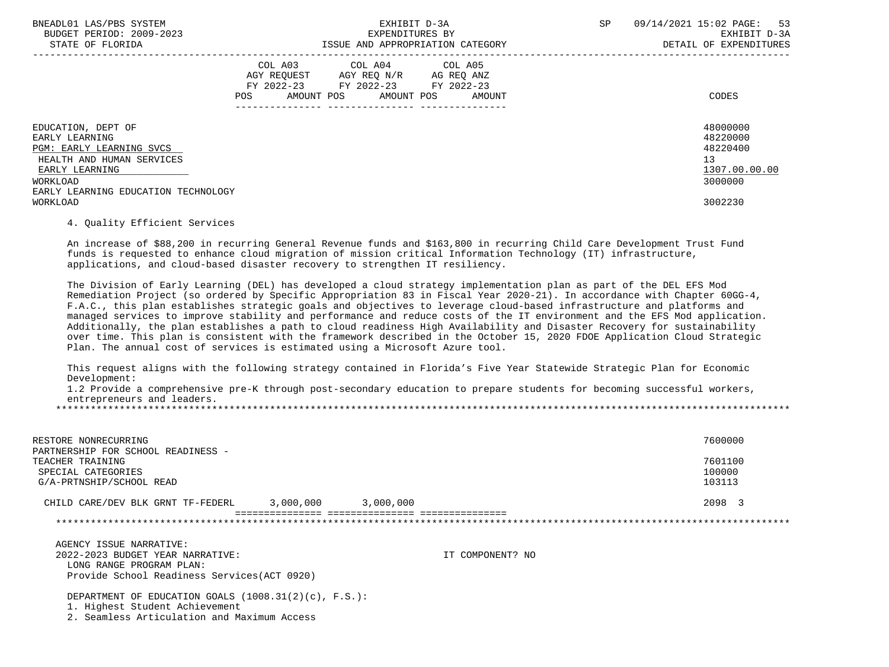| | COL A03 AGY REQUEST FY 2022-23 POS AMOUNT | COL A04 AGY REQ N/R FY 2022-23 POS AMOUNT | COL A05 AG REQ ANZ FY 2022-23 POS AMOUNT | CODES |
|---|---|---|---|---|
| EDUCATION, DEPT OF | | | | 48000000 |
| EARLY LEARNING | | | | 48220000 |
| PGM: EARLY LEARNING SVCS | | | | 48220400 |
| HEALTH AND HUMAN SERVICES | | | | 13 |
| EARLY LEARNING | | | | 1307.00.00.00 |
| WORKLOAD | | | | 3000000 |
| EARLY LEARNING EDUCATION TECHNOLOGY WORKLOAD | | | | 3002230 |

4. Quality Efficient Services

An increase of $88,200 in recurring General Revenue funds and $163,800 in recurring Child Care Development Trust Fund funds is requested to enhance cloud migration of mission critical Information Technology (IT) infrastructure, applications, and cloud-based disaster recovery to strengthen IT resiliency.

The Division of Early Learning (DEL) has developed a cloud strategy implementation plan as part of the DEL EFS Mod Remediation Project (so ordered by Specific Appropriation 83 in Fiscal Year 2020-21). In accordance with Chapter 60GG-4, F.A.C., this plan establishes strategic goals and objectives to leverage cloud-based infrastructure and platforms and managed services to improve stability and performance and reduce costs of the IT environment and the EFS Mod application. Additionally, the plan establishes a path to cloud readiness High Availability and Disaster Recovery for sustainability over time. This plan is consistent with the framework described in the October 15, 2020 FDOE Application Cloud Strategic Plan. The annual cost of services is estimated using a Microsoft Azure tool.

This request aligns with the following strategy contained in Florida's Five Year Statewide Strategic Plan for Economic Development:
1.2 Provide a comprehensive pre-K through post-secondary education to prepare students for becoming successful workers, entrepreneurs and leaders.

*******************************************************************************************************************

| | COL A03 | COL A04 | COL A05 | CODES |
|---|---|---|---|---|
| RESTORE NONRECURRING | | | | 7600000 |
| PARTNERSHIP FOR SCHOOL READINESS - TEACHER TRAINING | | | | 7601100 |
| SPECIAL CATEGORIES | | | | 100000 |
| G/A-PRTNSHIP/SCHOOL READ | | | | 103113 |
| CHILD CARE/DEV BLK GRNT TF-FEDERL | 3,000,000 | 3,000,000 | | 2098 3 |

*******************************************************************************************************************

AGENCY ISSUE NARRATIVE:
2022-2023 BUDGET YEAR NARRATIVE: IT COMPONENT? NO
LONG RANGE PROGRAM PLAN:
Provide School Readiness Services(ACT 0920)

DEPARTMENT OF EDUCATION GOALS (1008.31(2)(c), F.S.):
1. Highest Student Achievement
2. Seamless Articulation and Maximum Access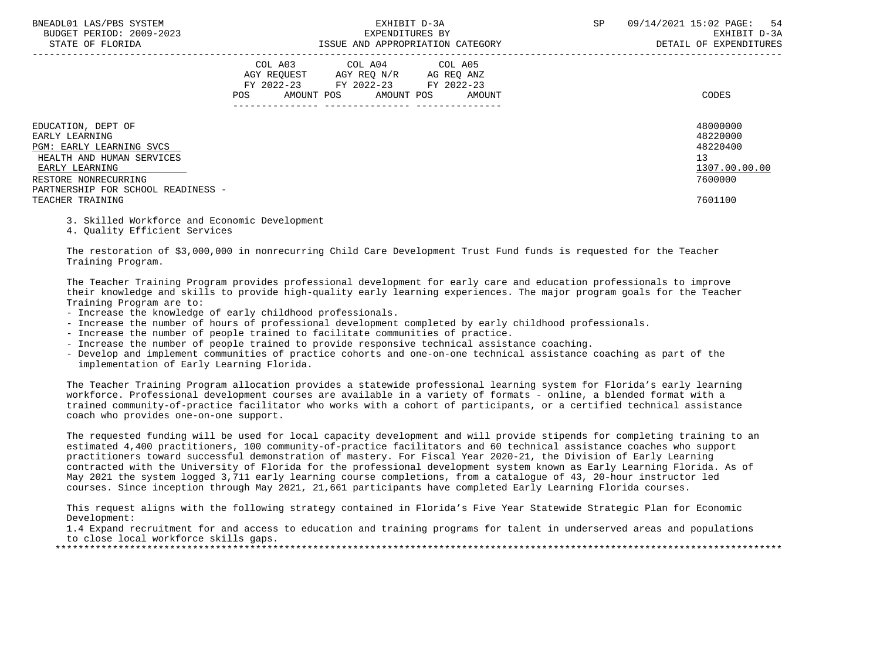| | COL A03 AGY REQUEST FY 2022-23 POS AMOUNT | COL A04 AGY REQ N/R FY 2022-23 POS AMOUNT | COL A05 AG REQ ANZ FY 2022-23 POS AMOUNT | CODES |
|---|---|---|---|---|
| EDUCATION, DEPT OF | | | | 48000000 |
| EARLY LEARNING | | | | 48220000 |
| PGM: EARLY LEARNING SVCS | | | | 48220400 |
| HEALTH AND HUMAN SERVICES | | | | 13 |
| EARLY LEARNING | | | | 1307.00.00.00 |
| RESTORE NONRECURRING | | | | 7600000 |
| PARTNERSHIP FOR SCHOOL READINESS - TEACHER TRAINING | | | | 7601100 |

3. Skilled Workforce and Economic Development
4. Quality Efficient Services

The restoration of $3,000,000 in nonrecurring Child Care Development Trust Fund funds is requested for the Teacher Training Program.

The Teacher Training Program provides professional development for early care and education professionals to improve their knowledge and skills to provide high-quality early learning experiences. The major program goals for the Teacher Training Program are to:

- Increase the knowledge of early childhood professionals.
- Increase the number of hours of professional development completed by early childhood professionals.
- Increase the number of people trained to facilitate communities of practice.
- Increase the number of people trained to provide responsive technical assistance coaching.
- Develop and implement communities of practice cohorts and one-on-one technical assistance coaching as part of the implementation of Early Learning Florida.

The Teacher Training Program allocation provides a statewide professional learning system for Florida's early learning workforce. Professional development courses are available in a variety of formats - online, a blended format with a trained community-of-practice facilitator who works with a cohort of participants, or a certified technical assistance coach who provides one-on-one support.

The requested funding will be used for local capacity development and will provide stipends for completing training to an estimated 4,400 practitioners, 100 community-of-practice facilitators and 60 technical assistance coaches who support practitioners toward successful demonstration of mastery. For Fiscal Year 2020-21, the Division of Early Learning contracted with the University of Florida for the professional development system known as Early Learning Florida. As of May 2021 the system logged 3,711 early learning course completions, from a catalogue of 43, 20-hour instructor led courses. Since inception through May 2021, 21,661 participants have completed Early Learning Florida courses.

This request aligns with the following strategy contained in Florida's Five Year Statewide Strategic Plan for Economic Development:
1.4 Expand recruitment for and access to education and training programs for talent in underserved areas and populations to close local workforce skills gaps.

*****************************************************************************************************************************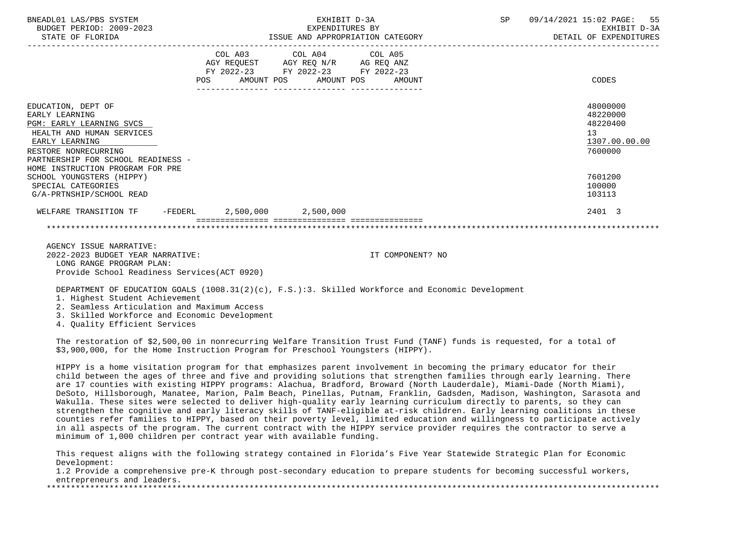| | COL A03 AGY REQUEST FY 2022-23 POS AMOUNT | COL A04 AGY REQ N/R FY 2022-23 POS AMOUNT | COL A05 AG REQ ANZ FY 2022-23 POS AMOUNT | CODES |
|---|---|---|---|---|
| EDUCATION, DEPT OF | | | | 48000000 |
| EARLY LEARNING | | | | 48220000 |
| PGM: EARLY LEARNING SVCS | | | | 48220400 |
| HEALTH AND HUMAN SERVICES | | | | 13 |
| EARLY LEARNING | | | | 1307.00.00.00 |
| RESTORE NONRECURRING | | | | 7600000 |
| PARTNERSHIP FOR SCHOOL READINESS - HOME INSTRUCTION PROGRAM FOR PRE SCHOOL YOUNGSTERS (HIPPY) | | | | 7601200 |
| SPECIAL CATEGORIES | | | | 100000 |
| G/A-PRTNSHIP/SCHOOL READ | | | | 103113 |
| WELFARE TRANSITION TF -FEDERL | 2,500,000 | 2,500,000 | | 2401 3 |

AGENCY ISSUE NARRATIVE:
2022-2023 BUDGET YEAR NARRATIVE: IT COMPONENT? NO

LONG RANGE PROGRAM PLAN:
Provide School Readiness Services(ACT 0920)

DEPARTMENT OF EDUCATION GOALS (1008.31(2)(c), F.S.):3. Skilled Workforce and Economic Development

1. Highest Student Achievement
2. Seamless Articulation and Maximum Access
3. Skilled Workforce and Economic Development
4. Quality Efficient Services

The restoration of $2,500,00 in nonrecurring Welfare Transition Trust Fund (TANF) funds is requested, for a total of $3,900,000, for the Home Instruction Program for Preschool Youngsters (HIPPY).

HIPPY is a home visitation program for that emphasizes parent involvement in becoming the primary educator for their child between the ages of three and five and providing solutions that strengthen families through early learning. There are 17 counties with existing HIPPY programs: Alachua, Bradford, Broward (North Lauderdale), Miami-Dade (North Miami), DeSoto, Hillsborough, Manatee, Marion, Palm Beach, Pinellas, Putnam, Franklin, Gadsden, Madison, Washington, Sarasota and Wakulla. These sites were selected to deliver high-quality early learning curriculum directly to parents, so they can strengthen the cognitive and early literacy skills of TANF-eligible at-risk children. Early learning coalitions in these counties refer families to HIPPY, based on their poverty level, limited education and willingness to participate actively in all aspects of the program. The current contract with the HIPPY service provider requires the contractor to serve a minimum of 1,000 children per contract year with available funding.

This request aligns with the following strategy contained in Florida's Five Year Statewide Strategic Plan for Economic Development:
1.2 Provide a comprehensive pre-K through post-secondary education to prepare students for becoming successful workers, entrepreneurs and leaders.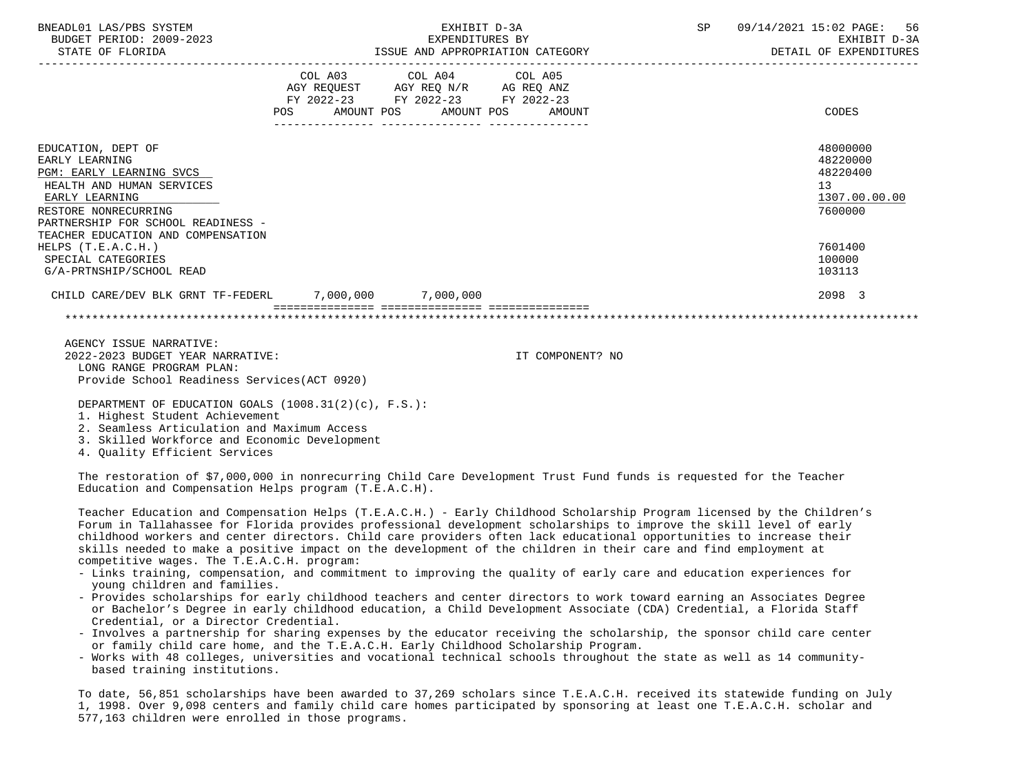| | COL A03 AGY REQUEST FY 2022-23 POS AMOUNT | COL A04 AGY REQ N/R FY 2022-23 POS AMOUNT | COL A05 AG REQ ANZ FY 2022-23 POS AMOUNT | CODES |
|---|---|---|---|---|
| EDUCATION, DEPT OF | | | | 48000000 |
| EARLY LEARNING | | | | 48220000 |
| PGM: EARLY LEARNING SVCS | | | | 48220400 |
| HEALTH AND HUMAN SERVICES | | | | 13 |
| EARLY LEARNING | | | | 1307.00.00.00 |
| RESTORE NONRECURRING | | | | 7600000 |
| PARTNERSHIP FOR SCHOOL READINESS - TEACHER EDUCATION AND COMPENSATION HELPS (T.E.A.C.H.) | | | | 7601400 |
| SPECIAL CATEGORIES | | | | 100000 |
| G/A-PRTNSHIP/SCHOOL READ | | | | 103113 |
| CHILD CARE/DEV BLK GRNT TF-FEDERL | 7,000,000 | 7,000,000 | | 2098 3 |

AGENCY ISSUE NARRATIVE:

2022-2023 BUDGET YEAR NARRATIVE: IT COMPONENT? NO

LONG RANGE PROGRAM PLAN:
Provide School Readiness Services(ACT 0920)

DEPARTMENT OF EDUCATION GOALS (1008.31(2)(c), F.S.):
1. Highest Student Achievement
2. Seamless Articulation and Maximum Access
3. Skilled Workforce and Economic Development
4. Quality Efficient Services

The restoration of $7,000,000 in nonrecurring Child Care Development Trust Fund funds is requested for the Teacher Education and Compensation Helps program (T.E.A.C.H).

Teacher Education and Compensation Helps (T.E.A.C.H.) - Early Childhood Scholarship Program licensed by the Children's Forum in Tallahassee for Florida provides professional development scholarships to improve the skill level of early childhood workers and center directors. Child care providers often lack educational opportunities to increase their skills needed to make a positive impact on the development of the children in their care and find employment at competitive wages. The T.E.A.C.H. program:

- Links training, compensation, and commitment to improving the quality of early care and education experiences for young children and families.
- Provides scholarships for early childhood teachers and center directors to work toward earning an Associates Degree or Bachelor's Degree in early childhood education, a Child Development Associate (CDA) Credential, a Florida Staff Credential, or a Director Credential.
- Involves a partnership for sharing expenses by the educator receiving the scholarship, the sponsor child care center or family child care home, and the T.E.A.C.H. Early Childhood Scholarship Program.
- Works with 48 colleges, universities and vocational technical schools throughout the state as well as 14 community-based training institutions.

To date, 56,851 scholarships have been awarded to 37,269 scholars since T.E.A.C.H. received its statewide funding on July 1, 1998. Over 9,098 centers and family child care homes participated by sponsoring at least one T.E.A.C.H. scholar and 577,163 children were enrolled in those programs.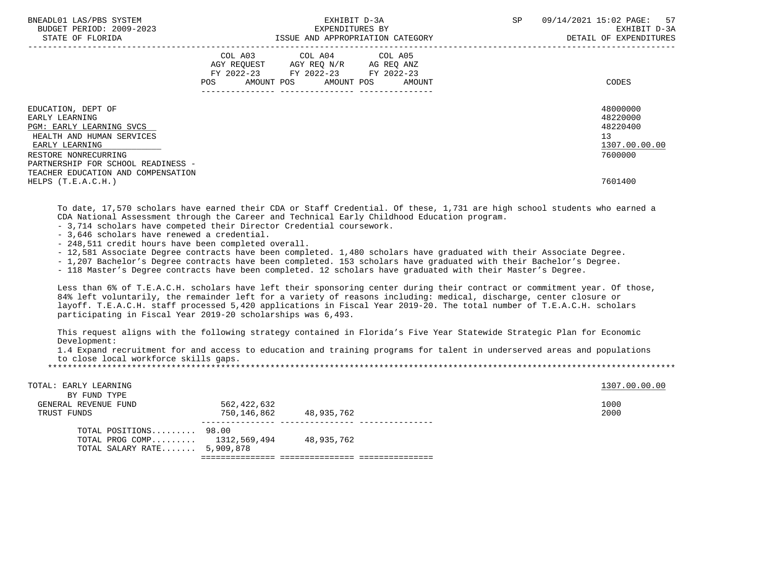| | COL A03 AGY REQUEST FY 2022-23 POS AMOUNT | COL A04 AGY REQ N/R FY 2022-23 POS AMOUNT | COL A05 AG REQ ANZ FY 2022-23 POS AMOUNT | CODES |
|---|---|---|---|---|
| EDUCATION, DEPT OF | | | | 48000000 |
| EARLY LEARNING | | | | 48220000 |
| PGM: EARLY LEARNING SVCS | | | | 48220400 |
| HEALTH AND HUMAN SERVICES | | | | 13 |
| EARLY LEARNING | | | | 1307.00.00.00 |
| RESTORE NONRECURRING | | | | 7600000 |
| PARTNERSHIP FOR SCHOOL READINESS - TEACHER EDUCATION AND COMPENSATION HELPS (T.E.A.C.H.) | | | | 7601400 |

To date, 17,570 scholars have earned their CDA or Staff Credential. Of these, 1,731 are high school students who earned a CDA National Assessment through the Career and Technical Early Childhood Education program.

- 3,714 scholars have competed their Director Credential coursework.
- 3,646 scholars have renewed a credential.
- 248,511 credit hours have been completed overall.
- 12,581 Associate Degree contracts have been completed. 1,480 scholars have graduated with their Associate Degree.
- 1,207 Bachelor's Degree contracts have been completed. 153 scholars have graduated with their Bachelor's Degree.
- 118 Master's Degree contracts have been completed. 12 scholars have graduated with their Master's Degree.

Less than 6% of T.E.A.C.H. scholars have left their sponsoring center during their contract or commitment year. Of those, 84% left voluntarily, the remainder left for a variety of reasons including: medical, discharge, center closure or layoff. T.E.A.C.H. staff processed 5,420 applications in Fiscal Year 2019-20. The total number of T.E.A.C.H. scholars participating in Fiscal Year 2019-20 scholarships was 6,493.

This request aligns with the following strategy contained in Florida's Five Year Statewide Strategic Plan for Economic Development:

1.4 Expand recruitment for and access to education and training programs for talent in underserved areas and populations to close local workforce skills gaps.

*****************************************************************************************************************************

| | COL A03 | COL A04 | COL A05 | CODES |
|---|---|---|---|---|
| TOTAL: EARLY LEARNING | | | | 1307.00.00.00 |
| BY FUND TYPE | | | | |
| GENERAL REVENUE FUND | 562,422,632 | | | 1000 |
| TRUST FUNDS | 750,146,862 | 48,935,762 | | 2000 |
| TOTAL POSITIONS......... | 98.00 | | | |
| TOTAL PROG COMP......... | 1312,569,494 | 48,935,762 | | |
| TOTAL SALARY RATE....... | 5,909,878 | | | |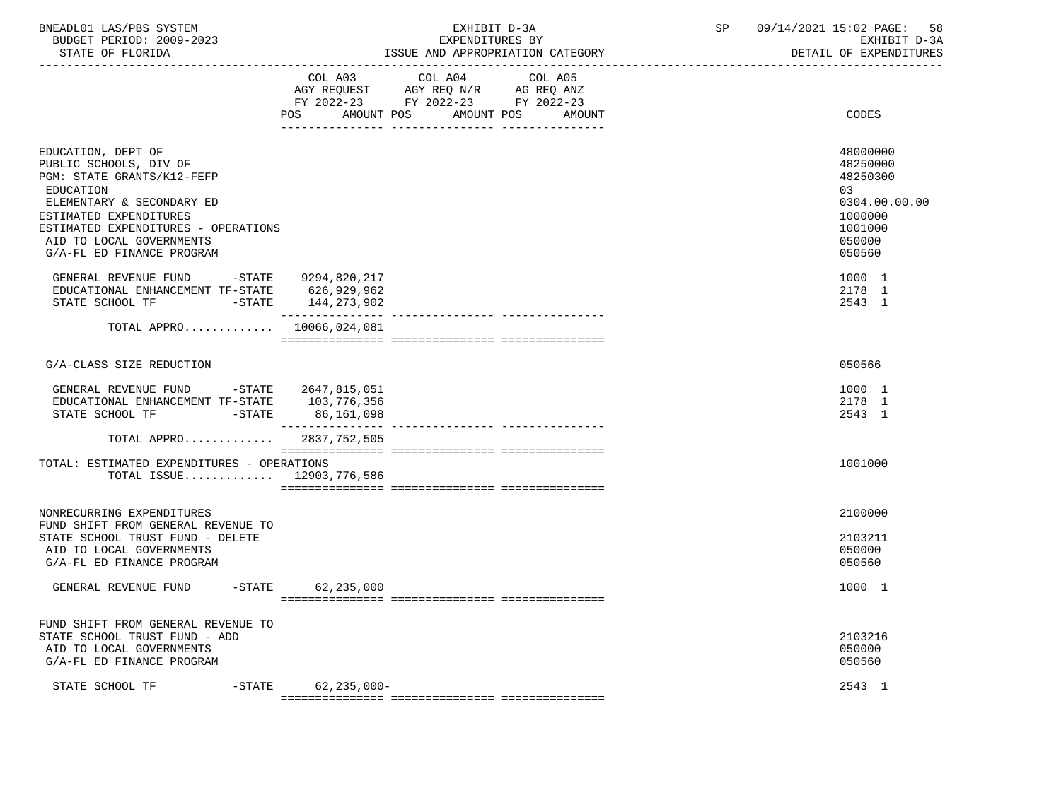BNEADL01 LAS/PBS SYSTEM
BUDGET PERIOD: 2009-2023
STATE OF FLORIDA

EXHIBIT D-3A
EXPENDITURES BY
ISSUE AND APPROPRIATION CATEGORY

SP 09/14/2021 15:02

EXHIBIT D-3A
DETAIL OF EXPENDITURES

| | COL A03 AGY REQUEST FY 2022-23 POS AMOUNT | COL A04 AGY REQ N/R FY 2022-23 POS AMOUNT | COL A05 AG REQ ANZ FY 2022-23 POS AMOUNT | CODES |
|---|---|---|---|---|
| EDUCATION, DEPT OF | | | | 48000000 |
| PUBLIC SCHOOLS, DIV OF | | | | 48250000 |
| PGM: STATE GRANTS/K12-FEFP | | | | 48250300 |
| EDUCATION | | | | 03 |
| ELEMENTARY & SECONDARY ED | | | | 0304.00.00.00 |
| ESTIMATED EXPENDITURES | | | | 1000000 |
| ESTIMATED EXPENDITURES - OPERATIONS | | | | 1001000 |
| AID TO LOCAL GOVERNMENTS | | | | 050000 |
| G/A-FL ED FINANCE PROGRAM | | | | 050560 |
| GENERAL REVENUE FUND -STATE | 9294,820,217 | | | 1000 1 |
| EDUCATIONAL ENHANCEMENT TF-STATE | 626,929,962 | | | 2178 1 |
| STATE SCHOOL TF -STATE | 144,273,902 | | | 2543 1 |
| TOTAL APPRO............ | 10066,024,081 | | | |
| G/A-CLASS SIZE REDUCTION | | | | 050566 |
| GENERAL REVENUE FUND -STATE | 2647,815,051 | | | 1000 1 |
| EDUCATIONAL ENHANCEMENT TF-STATE | 103,776,356 | | | 2178 1 |
| STATE SCHOOL TF -STATE | 86,161,098 | | | 2543 1 |
| TOTAL APPRO............ | 2837,752,505 | | | |
| TOTAL: ESTIMATED EXPENDITURES - OPERATIONS | | | | 1001000 |
| TOTAL ISSUE............ | 12903,776,586 | | | |
| NONRECURRING EXPENDITURES | | | | 2100000 |
| FUND SHIFT FROM GENERAL REVENUE TO STATE SCHOOL TRUST FUND - DELETE | | | | 2103211 |
| AID TO LOCAL GOVERNMENTS | | | | 050000 |
| G/A-FL ED FINANCE PROGRAM | | | | 050560 |
| GENERAL REVENUE FUND -STATE | 62,235,000 | | | 1000 1 |
| FUND SHIFT FROM GENERAL REVENUE TO STATE SCHOOL TRUST FUND - ADD | | | | 2103216 |
| AID TO LOCAL GOVERNMENTS | | | | 050000 |
| G/A-FL ED FINANCE PROGRAM | | | | 050560 |
| STATE SCHOOL TF -STATE | 62,235,000- | | | 2543 1 |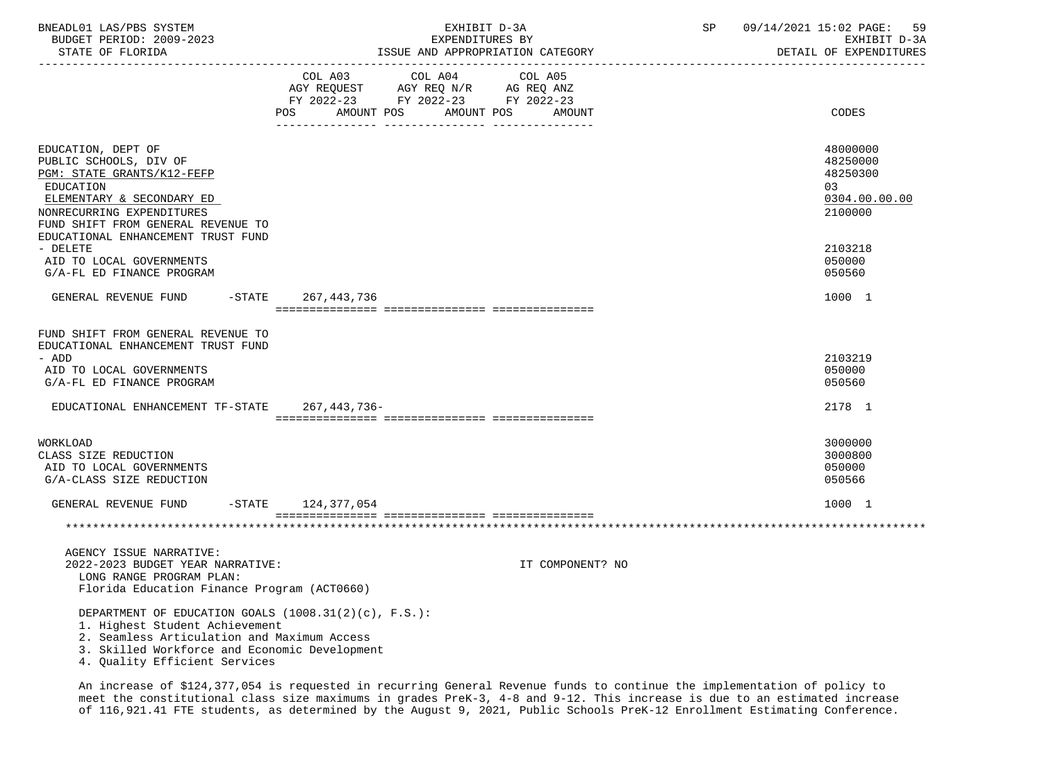BNEADL01 LAS/PBS SYSTEM — EXHIBIT D-3A — EXPENDITURES BY ISSUE AND APPROPRIATION CATEGORY — SP 09/14/2021 15:02
BUDGET PERIOD: 2009-2023 — EXHIBIT D-3A
STATE OF FLORIDA — DETAIL OF EXPENDITURES

| | COL A03 AGY REQUEST FY 2022-23 POS AMOUNT | COL A04 AGY REQ N/R FY 2022-23 POS AMOUNT | COL A05 AG REQ ANZ FY 2022-23 POS AMOUNT | CODES |
|---|---|---|---|---|
| EDUCATION, DEPT OF | | | | 48000000 |
| PUBLIC SCHOOLS, DIV OF | | | | 48250000 |
| PGM: STATE GRANTS/K12-FEFP | | | | 48250300 |
| EDUCATION | | | | 03 |
| ELEMENTARY & SECONDARY ED | | | | 0304.00.00.00 |
| NONRECURRING EXPENDITURES | | | | 2100000 |
| FUND SHIFT FROM GENERAL REVENUE TO EDUCATIONAL ENHANCEMENT TRUST FUND - DELETE | | | | 2103218 |
| AID TO LOCAL GOVERNMENTS | | | | 050000 |
| G/A-FL ED FINANCE PROGRAM | | | | 050560 |
| GENERAL REVENUE FUND -STATE | 267,443,736 | | | 1000 1 |
| FUND SHIFT FROM GENERAL REVENUE TO EDUCATIONAL ENHANCEMENT TRUST FUND - ADD | | | | 2103219 |
| AID TO LOCAL GOVERNMENTS | | | | 050000 |
| G/A-FL ED FINANCE PROGRAM | | | | 050560 |
| EDUCATIONAL ENHANCEMENT TF-STATE | 267,443,736- | | | 2178 1 |
| WORKLOAD | | | | 3000000 |
| CLASS SIZE REDUCTION | | | | 3000800 |
| AID TO LOCAL GOVERNMENTS | | | | 050000 |
| G/A-CLASS SIZE REDUCTION | | | | 050566 |
| GENERAL REVENUE FUND -STATE | 124,377,054 | | | 1000 1 |

AGENCY ISSUE NARRATIVE:
2022-2023 BUDGET YEAR NARRATIVE: IT COMPONENT? NO

LONG RANGE PROGRAM PLAN:
Florida Education Finance Program (ACT0660)

DEPARTMENT OF EDUCATION GOALS (1008.31(2)(c), F.S.):
1. Highest Student Achievement
2. Seamless Articulation and Maximum Access
3. Skilled Workforce and Economic Development
4. Quality Efficient Services

An increase of $124,377,054 is requested in recurring General Revenue funds to continue the implementation of policy to meet the constitutional class size maximums in grades PreK-3, 4-8 and 9-12. This increase is due to an estimated increase of 116,921.41 FTE students, as determined by the August 9, 2021, Public Schools PreK-12 Enrollment Estimating Conference.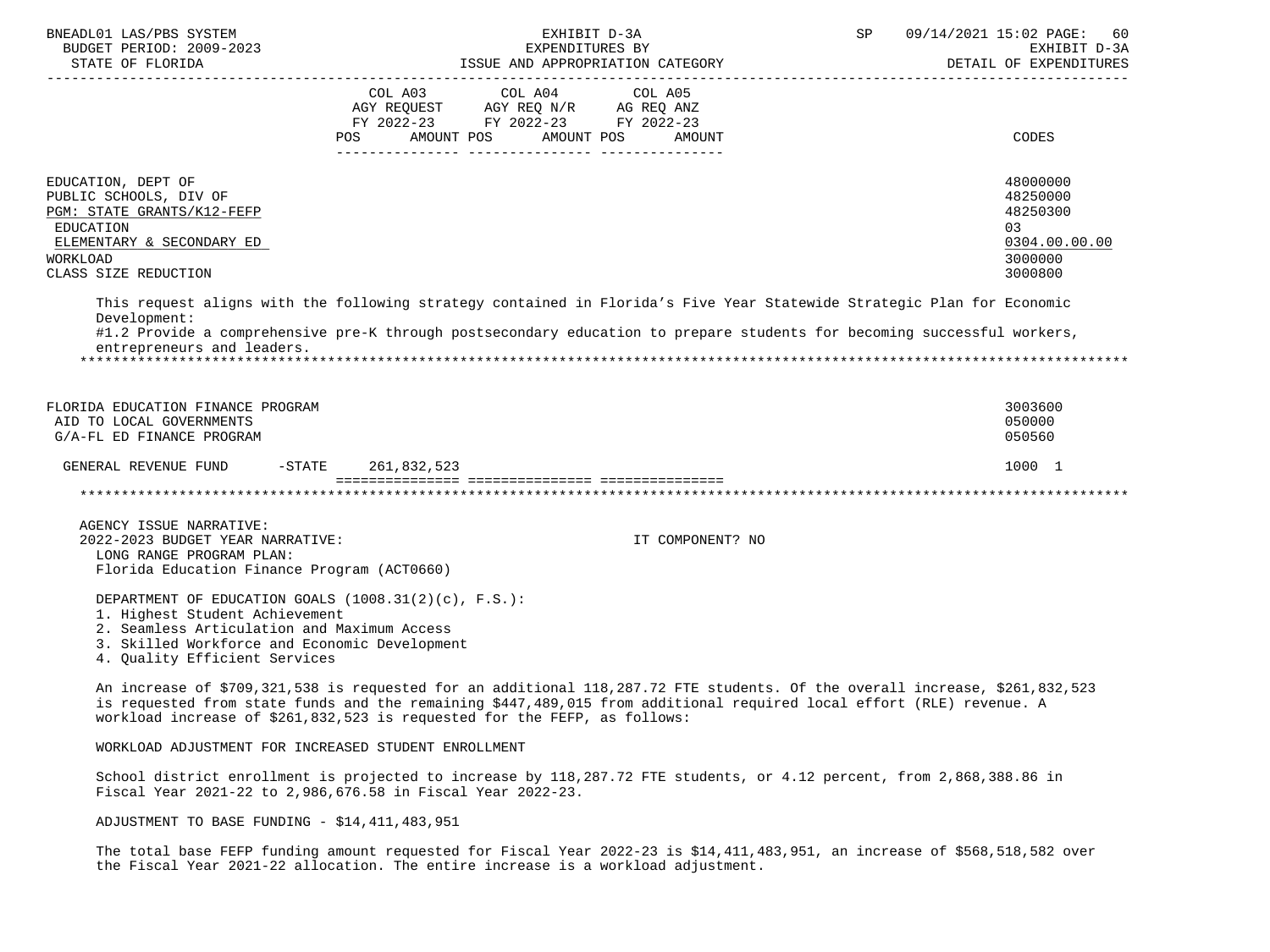| | COL A03 AGY REQUEST FY 2022-23 POS AMOUNT | COL A04 AGY REQ N/R FY 2022-23 POS AMOUNT | COL A05 AG REQ ANZ FY 2022-23 POS AMOUNT | CODES |
|---|---|---|---|---|
| EDUCATION, DEPT OF | | | | 48000000 |
| PUBLIC SCHOOLS, DIV OF | | | | 48250000 |
| PGM: STATE GRANTS/K12-FEFP | | | | 48250300 |
| EDUCATION | | | | 03 |
| ELEMENTARY & SECONDARY ED | | | | 0304.00.00.00 |
| WORKLOAD | | | | 3000000 |
| CLASS SIZE REDUCTION | | | | 3000800 |

This request aligns with the following strategy contained in Florida's Five Year Statewide Strategic Plan for Economic Development:
#1.2 Provide a comprehensive pre-K through postsecondary education to prepare students for becoming successful workers, entrepreneurs and leaders.

| | COL A03 | COL A04 | COL A05 | CODES |
|---|---|---|---|---|
| FLORIDA EDUCATION FINANCE PROGRAM | | | | 3003600 |
| AID TO LOCAL GOVERNMENTS | | | | 050000 |
| G/A-FL ED FINANCE PROGRAM | | | | 050560 |
| GENERAL REVENUE FUND -STATE | 261,832,523 | | | 1000 1 |

AGENCY ISSUE NARRATIVE:
2022-2023 BUDGET YEAR NARRATIVE: IT COMPONENT? NO

LONG RANGE PROGRAM PLAN:
Florida Education Finance Program (ACT0660)

DEPARTMENT OF EDUCATION GOALS (1008.31(2)(c), F.S.):
1. Highest Student Achievement
2. Seamless Articulation and Maximum Access
3. Skilled Workforce and Economic Development
4. Quality Efficient Services

An increase of $709,321,538 is requested for an additional 118,287.72 FTE students. Of the overall increase, $261,832,523 is requested from state funds and the remaining $447,489,015 from additional required local effort (RLE) revenue. A workload increase of $261,832,523 is requested for the FEFP, as follows:

WORKLOAD ADJUSTMENT FOR INCREASED STUDENT ENROLLMENT

School district enrollment is projected to increase by 118,287.72 FTE students, or 4.12 percent, from 2,868,388.86 in Fiscal Year 2021-22 to 2,986,676.58 in Fiscal Year 2022-23.

ADJUSTMENT TO BASE FUNDING - $14,411,483,951

The total base FEFP funding amount requested for Fiscal Year 2022-23 is $14,411,483,951, an increase of $568,518,582 over the Fiscal Year 2021-22 allocation. The entire increase is a workload adjustment.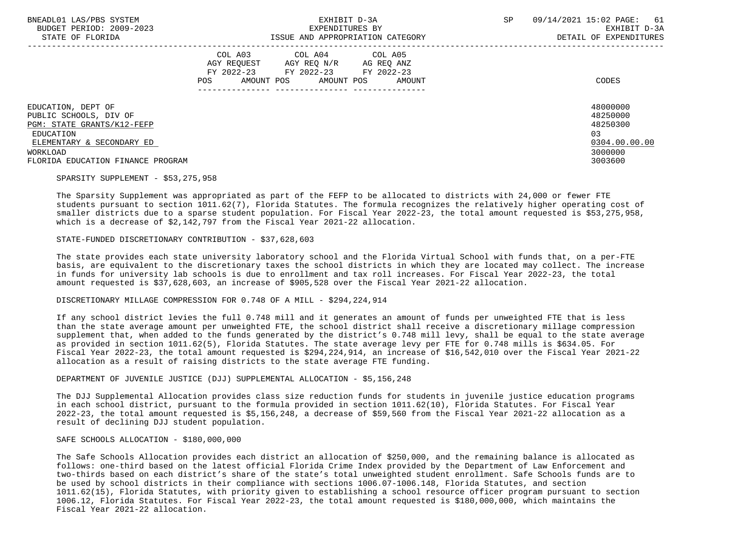| | COL A03 AGY REQUEST FY 2022-23 POS AMOUNT | COL A04 AGY REQ N/R FY 2022-23 POS AMOUNT | COL A05 AG REQ ANZ FY 2022-23 POS AMOUNT | CODES |
|---|---|---|---|---|
| EDUCATION, DEPT OF | | | | 48000000 |
| PUBLIC SCHOOLS, DIV OF | | | | 48250000 |
| PGM: STATE GRANTS/K12-FEFP | | | | 48250300 |
| EDUCATION | | | | 03 |
| ELEMENTARY & SECONDARY ED | | | | 0304.00.00.00 |
| WORKLOAD | | | | 3000000 |
| FLORIDA EDUCATION FINANCE PROGRAM | | | | 3003600 |

SPARSITY SUPPLEMENT - $53,275,958

The Sparsity Supplement was appropriated as part of the FEFP to be allocated to districts with 24,000 or fewer FTE students pursuant to section 1011.62(7), Florida Statutes. The formula recognizes the relatively higher operating cost of smaller districts due to a sparse student population. For Fiscal Year 2022-23, the total amount requested is $53,275,958, which is a decrease of $2,142,797 from the Fiscal Year 2021-22 allocation.

STATE-FUNDED DISCRETIONARY CONTRIBUTION - $37,628,603

The state provides each state university laboratory school and the Florida Virtual School with funds that, on a per-FTE basis, are equivalent to the discretionary taxes the school districts in which they are located may collect. The increase in funds for university lab schools is due to enrollment and tax roll increases. For Fiscal Year 2022-23, the total amount requested is $37,628,603, an increase of $905,528 over the Fiscal Year 2021-22 allocation.

DISCRETIONARY MILLAGE COMPRESSION FOR 0.748 OF A MILL - $294,224,914

If any school district levies the full 0.748 mill and it generates an amount of funds per unweighted FTE that is less than the state average amount per unweighted FTE, the school district shall receive a discretionary millage compression supplement that, when added to the funds generated by the district's 0.748 mill levy, shall be equal to the state average as provided in section 1011.62(5), Florida Statutes. The state average levy per FTE for 0.748 mills is $634.05. For Fiscal Year 2022-23, the total amount requested is $294,224,914, an increase of $16,542,010 over the Fiscal Year 2021-22 allocation as a result of raising districts to the state average FTE funding.

DEPARTMENT OF JUVENILE JUSTICE (DJJ) SUPPLEMENTAL ALLOCATION - $5,156,248

The DJJ Supplemental Allocation provides class size reduction funds for students in juvenile justice education programs in each school district, pursuant to the formula provided in section 1011.62(10), Florida Statutes. For Fiscal Year 2022-23, the total amount requested is $5,156,248, a decrease of $59,560 from the Fiscal Year 2021-22 allocation as a result of declining DJJ student population.

SAFE SCHOOLS ALLOCATION - $180,000,000

The Safe Schools Allocation provides each district an allocation of $250,000, and the remaining balance is allocated as follows: one-third based on the latest official Florida Crime Index provided by the Department of Law Enforcement and two-thirds based on each district's share of the state's total unweighted student enrollment. Safe Schools funds are to be used by school districts in their compliance with sections 1006.07-1006.148, Florida Statutes, and section 1011.62(15), Florida Statutes, with priority given to establishing a school resource officer program pursuant to section 1006.12, Florida Statutes. For Fiscal Year 2022-23, the total amount requested is $180,000,000, which maintains the Fiscal Year 2021-22 allocation.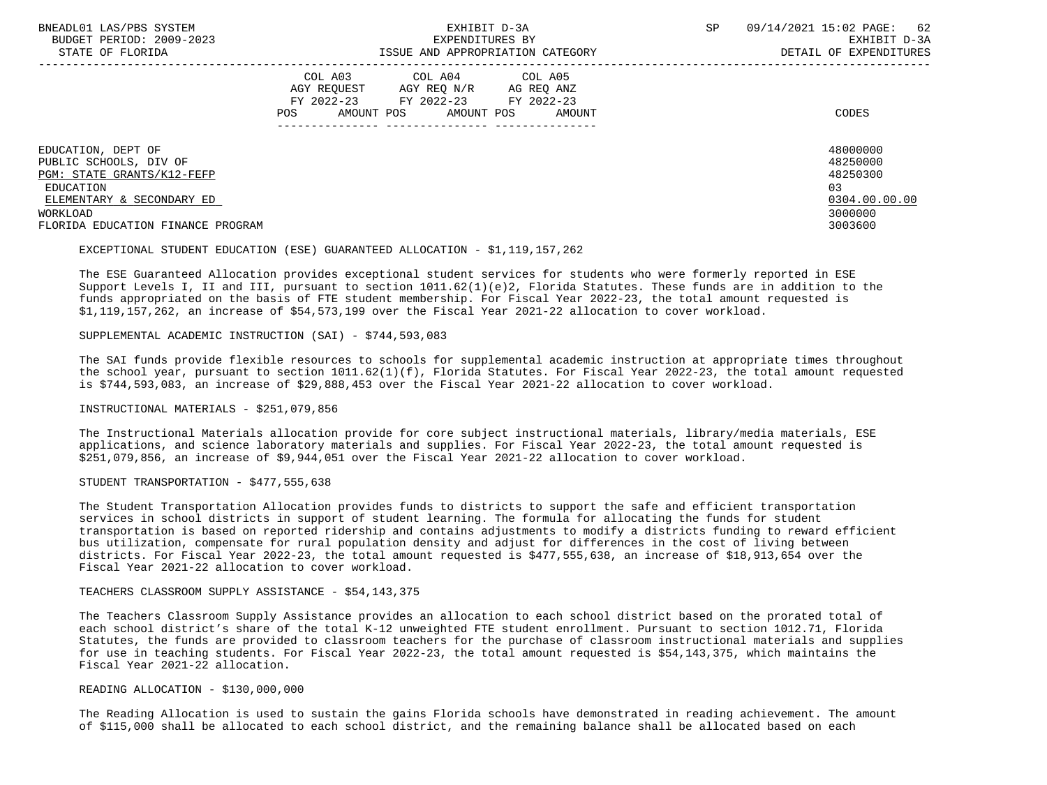| | COL A03 AGY REQUEST FY 2022-23 POS AMOUNT | COL A04 AGY REQ N/R FY 2022-23 POS AMOUNT | COL A05 AG REQ ANZ FY 2022-23 POS AMOUNT | CODES |
|---|---|---|---|---|
| EDUCATION, DEPT OF | | | | 48000000 |
| PUBLIC SCHOOLS, DIV OF | | | | 48250000 |
| PGM: STATE GRANTS/K12-FEFP | | | | 48250300 |
| EDUCATION | | | | 03 |
| ELEMENTARY & SECONDARY ED | | | | 0304.00.00.00 |
| WORKLOAD | | | | 3000000 |
| FLORIDA EDUCATION FINANCE PROGRAM | | | | 3003600 |

EXCEPTIONAL STUDENT EDUCATION (ESE) GUARANTEED ALLOCATION - $1,119,157,262

The ESE Guaranteed Allocation provides exceptional student services for students who were formerly reported in ESE Support Levels I, II and III, pursuant to section 1011.62(1)(e)2, Florida Statutes. These funds are in addition to the funds appropriated on the basis of FTE student membership. For Fiscal Year 2022-23, the total amount requested is $1,119,157,262, an increase of $54,573,199 over the Fiscal Year 2021-22 allocation to cover workload.

SUPPLEMENTAL ACADEMIC INSTRUCTION (SAI) - $744,593,083

The SAI funds provide flexible resources to schools for supplemental academic instruction at appropriate times throughout the school year, pursuant to section 1011.62(1)(f), Florida Statutes. For Fiscal Year 2022-23, the total amount requested is $744,593,083, an increase of $29,888,453 over the Fiscal Year 2021-22 allocation to cover workload.

INSTRUCTIONAL MATERIALS - $251,079,856

The Instructional Materials allocation provide for core subject instructional materials, library/media materials, ESE applications, and science laboratory materials and supplies. For Fiscal Year 2022-23, the total amount requested is $251,079,856, an increase of $9,944,051 over the Fiscal Year 2021-22 allocation to cover workload.

STUDENT TRANSPORTATION - $477,555,638

The Student Transportation Allocation provides funds to districts to support the safe and efficient transportation services in school districts in support of student learning. The formula for allocating the funds for student transportation is based on reported ridership and contains adjustments to modify a districts funding to reward efficient bus utilization, compensate for rural population density and adjust for differences in the cost of living between districts. For Fiscal Year 2022-23, the total amount requested is $477,555,638, an increase of $18,913,654 over the Fiscal Year 2021-22 allocation to cover workload.

TEACHERS CLASSROOM SUPPLY ASSISTANCE - $54,143,375

The Teachers Classroom Supply Assistance provides an allocation to each school district based on the prorated total of each school district's share of the total K-12 unweighted FTE student enrollment. Pursuant to section 1012.71, Florida Statutes, the funds are provided to classroom teachers for the purchase of classroom instructional materials and supplies for use in teaching students. For Fiscal Year 2022-23, the total amount requested is $54,143,375, which maintains the Fiscal Year 2021-22 allocation.

READING ALLOCATION - $130,000,000

The Reading Allocation is used to sustain the gains Florida schools have demonstrated in reading achievement. The amount of $115,000 shall be allocated to each school district, and the remaining balance shall be allocated based on each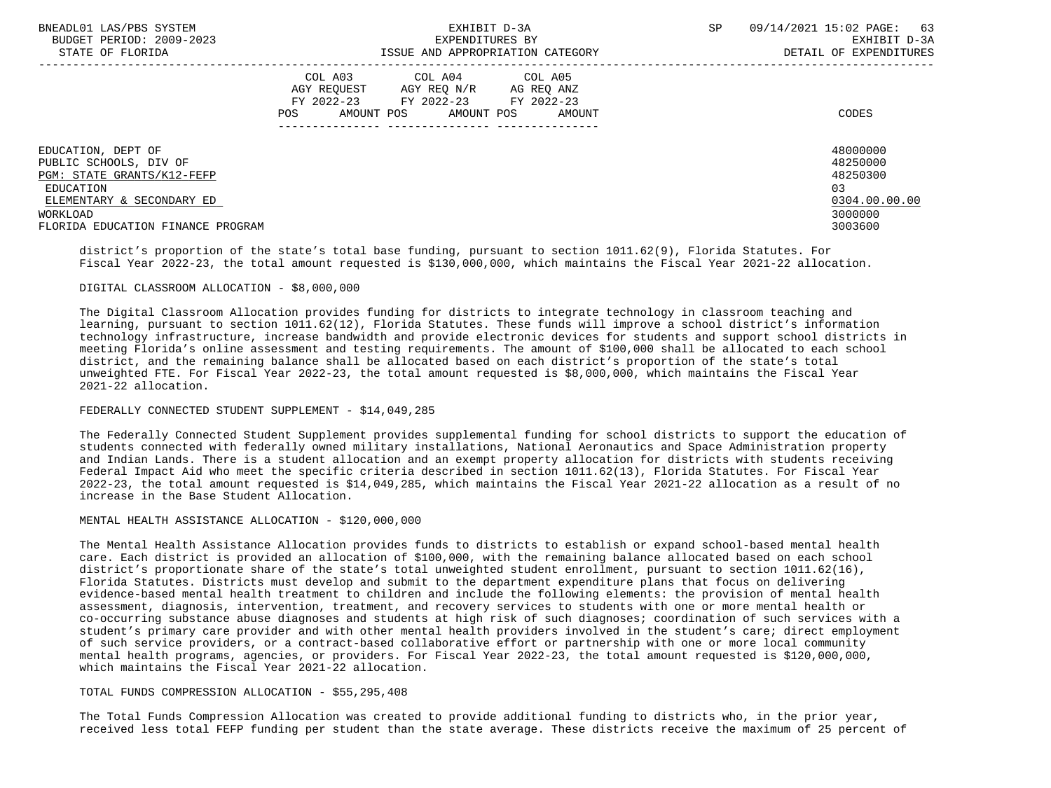| | COL A03 AGY REQUEST FY 2022-23 POS AMOUNT | COL A04 AGY REQ N/R FY 2022-23 POS AMOUNT | COL A05 AG REQ ANZ FY 2022-23 POS AMOUNT | CODES |
|---|---|---|---|---|
| EDUCATION, DEPT OF | | | | 48000000 |
| PUBLIC SCHOOLS, DIV OF | | | | 48250000 |
| PGM: STATE GRANTS/K12-FEFP | | | | 48250300 |
| EDUCATION | | | | 03 |
| ELEMENTARY & SECONDARY ED | | | | 0304.00.00.00 |
| WORKLOAD | | | | 3000000 |
| FLORIDA EDUCATION FINANCE PROGRAM | | | | 3003600 |

district's proportion of the state's total base funding, pursuant to section 1011.62(9), Florida Statutes. For Fiscal Year 2022-23, the total amount requested is $130,000,000, which maintains the Fiscal Year 2021-22 allocation.

DIGITAL CLASSROOM ALLOCATION - $8,000,000

The Digital Classroom Allocation provides funding for districts to integrate technology in classroom teaching and learning, pursuant to section 1011.62(12), Florida Statutes. These funds will improve a school district's information technology infrastructure, increase bandwidth and provide electronic devices for students and support school districts in meeting Florida's online assessment and testing requirements. The amount of $100,000 shall be allocated to each school district, and the remaining balance shall be allocated based on each district's proportion of the state's total unweighted FTE. For Fiscal Year 2022-23, the total amount requested is $8,000,000, which maintains the Fiscal Year 2021-22 allocation.

FEDERALLY CONNECTED STUDENT SUPPLEMENT - $14,049,285

The Federally Connected Student Supplement provides supplemental funding for school districts to support the education of students connected with federally owned military installations, National Aeronautics and Space Administration property and Indian Lands. There is a student allocation and an exempt property allocation for districts with students receiving Federal Impact Aid who meet the specific criteria described in section 1011.62(13), Florida Statutes. For Fiscal Year 2022-23, the total amount requested is $14,049,285, which maintains the Fiscal Year 2021-22 allocation as a result of no increase in the Base Student Allocation.

MENTAL HEALTH ASSISTANCE ALLOCATION - $120,000,000

The Mental Health Assistance Allocation provides funds to districts to establish or expand school-based mental health care. Each district is provided an allocation of $100,000, with the remaining balance allocated based on each school district's proportionate share of the state's total unweighted student enrollment, pursuant to section 1011.62(16), Florida Statutes. Districts must develop and submit to the department expenditure plans that focus on delivering evidence-based mental health treatment to children and include the following elements: the provision of mental health assessment, diagnosis, intervention, treatment, and recovery services to students with one or more mental health or co-occurring substance abuse diagnoses and students at high risk of such diagnoses; coordination of such services with a student's primary care provider and with other mental health providers involved in the student's care; direct employment of such service providers, or a contract-based collaborative effort or partnership with one or more local community mental health programs, agencies, or providers. For Fiscal Year 2022-23, the total amount requested is $120,000,000, which maintains the Fiscal Year 2021-22 allocation.

TOTAL FUNDS COMPRESSION ALLOCATION - $55,295,408

The Total Funds Compression Allocation was created to provide additional funding to districts who, in the prior year, received less total FEFP funding per student than the state average. These districts receive the maximum of 25 percent of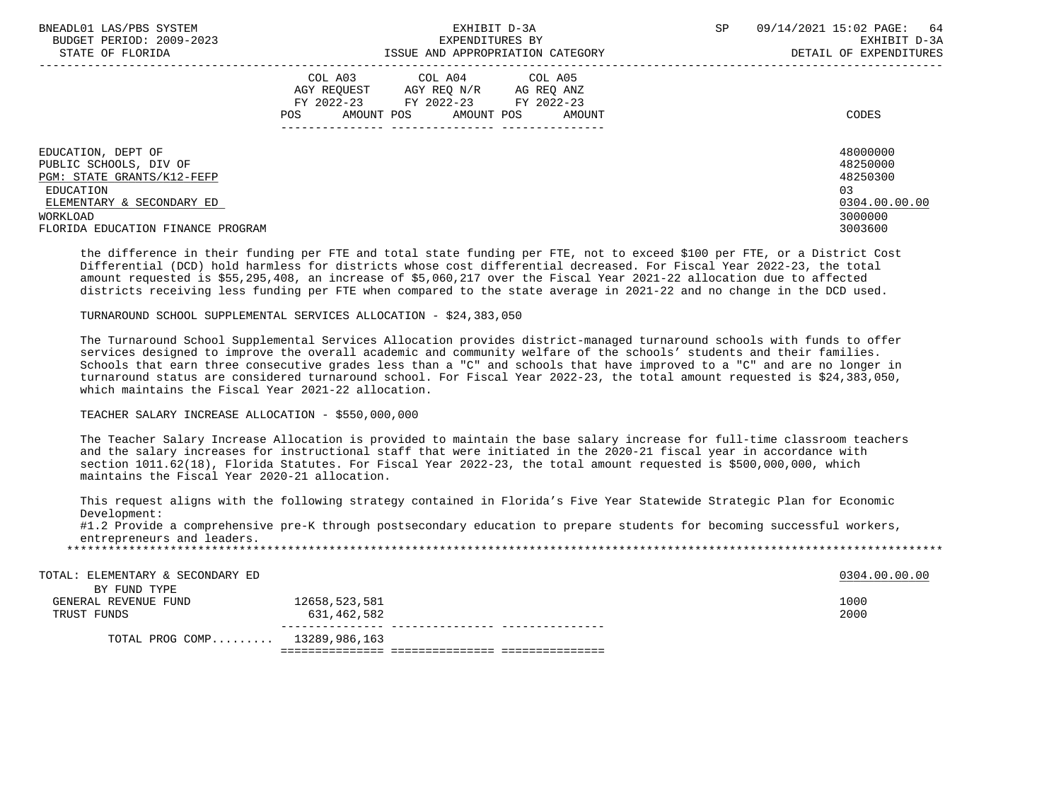| | COL A03 AGY REQUEST FY 2022-23 POS AMOUNT | COL A04 AGY REQ N/R FY 2022-23 POS AMOUNT | COL A05 AG REQ ANZ FY 2022-23 POS AMOUNT | CODES |
|---|---|---|---|---|
| EDUCATION, DEPT OF | | | | 48000000 |
| PUBLIC SCHOOLS, DIV OF | | | | 48250000 |
| PGM: STATE GRANTS/K12-FEFP | | | | 48250300 |
| EDUCATION | | | | 03 |
| ELEMENTARY & SECONDARY ED | | | | 0304.00.00.00 |
| WORKLOAD | | | | 3000000 |
| FLORIDA EDUCATION FINANCE PROGRAM | | | | 3003600 |

the difference in their funding per FTE and total state funding per FTE, not to exceed $100 per FTE, or a District Cost Differential (DCD) hold harmless for districts whose cost differential decreased. For Fiscal Year 2022-23, the total amount requested is $55,295,408, an increase of $5,060,217 over the Fiscal Year 2021-22 allocation due to affected districts receiving less funding per FTE when compared to the state average in 2021-22 and no change in the DCD used.

TURNAROUND SCHOOL SUPPLEMENTAL SERVICES ALLOCATION - $24,383,050

The Turnaround School Supplemental Services Allocation provides district-managed turnaround schools with funds to offer services designed to improve the overall academic and community welfare of the schools' students and their families. Schools that earn three consecutive grades less than a "C" and schools that have improved to a "C" and are no longer in turnaround status are considered turnaround school. For Fiscal Year 2022-23, the total amount requested is $24,383,050, which maintains the Fiscal Year 2021-22 allocation.

TEACHER SALARY INCREASE ALLOCATION - $550,000,000

The Teacher Salary Increase Allocation is provided to maintain the base salary increase for full-time classroom teachers and the salary increases for instructional staff that were initiated in the 2020-21 fiscal year in accordance with section 1011.62(18), Florida Statutes. For Fiscal Year 2022-23, the total amount requested is $500,000,000, which maintains the Fiscal Year 2020-21 allocation.

This request aligns with the following strategy contained in Florida's Five Year Statewide Strategic Plan for Economic Development:
#1.2 Provide a comprehensive pre-K through postsecondary education to prepare students for becoming successful workers, entrepreneurs and leaders.

*****************************************************************************************************************************

| | COL A03 | COL A04 | COL A05 | CODES |
|---|---|---|---|---|
| TOTAL: ELEMENTARY & SECONDARY ED | | | | 0304.00.00.00 |
| BY FUND TYPE | | | | |
| GENERAL REVENUE FUND | 12658,523,581 | | | 1000 |
| TRUST FUNDS | 631,462,582 | | | 2000 |
| TOTAL PROG COMP......... | 13289,986,163 | | | |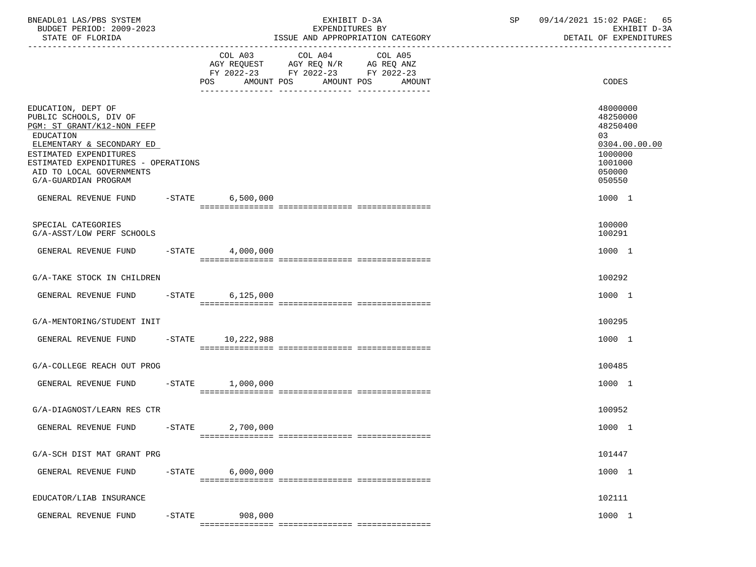BNEADL01 LAS/PBS SYSTEM
BUDGET PERIOD: 2009-2023
STATE OF FLORIDA

EXHIBIT D-3A
EXPENDITURES BY
ISSUE AND APPROPRIATION CATEGORY

SP 09/14/2021 15:02 PAGE: 65
EXHIBIT D-3A
DETAIL OF EXPENDITURES

| | COL A03 AGY REQUEST FY 2022-23 POS AMOUNT | COL A04 AGY REQ N/R FY 2022-23 POS AMOUNT | COL A05 AG REQ ANZ FY 2022-23 POS AMOUNT | CODES |
|---|---|---|---|---|
| EDUCATION, DEPT OF | | | | 48000000 |
| PUBLIC SCHOOLS, DIV OF | | | | 48250000 |
| PGM: ST GRANT/K12-NON FEFP | | | | 48250400 |
| EDUCATION | | | | 03 |
| ELEMENTARY & SECONDARY ED | | | | 0304.00.00.00 |
| ESTIMATED EXPENDITURES | | | | 1000000 |
| ESTIMATED EXPENDITURES - OPERATIONS | | | | 1001000 |
| AID TO LOCAL GOVERNMENTS | | | | 050000 |
| G/A-GUARDIAN PROGRAM | | | | 050550 |
| GENERAL REVENUE FUND -STATE | 6,500,000 | | | 1000 1 |
| SPECIAL CATEGORIES | | | | 100000 |
| G/A-ASST/LOW PERF SCHOOLS | | | | 100291 |
| GENERAL REVENUE FUND -STATE | 4,000,000 | | | 1000 1 |
| G/A-TAKE STOCK IN CHILDREN | | | | 100292 |
| GENERAL REVENUE FUND -STATE | 6,125,000 | | | 1000 1 |
| G/A-MENTORING/STUDENT INIT | | | | 100295 |
| GENERAL REVENUE FUND -STATE | 10,222,988 | | | 1000 1 |
| G/A-COLLEGE REACH OUT PROG | | | | 100485 |
| GENERAL REVENUE FUND -STATE | 1,000,000 | | | 1000 1 |
| G/A-DIAGNOST/LEARN RES CTR | | | | 100952 |
| GENERAL REVENUE FUND -STATE | 2,700,000 | | | 1000 1 |
| G/A-SCH DIST MAT GRANT PRG | | | | 101447 |
| GENERAL REVENUE FUND -STATE | 6,000,000 | | | 1000 1 |
| EDUCATOR/LIAB INSURANCE | | | | 102111 |
| GENERAL REVENUE FUND -STATE | 908,000 | | | 1000 1 |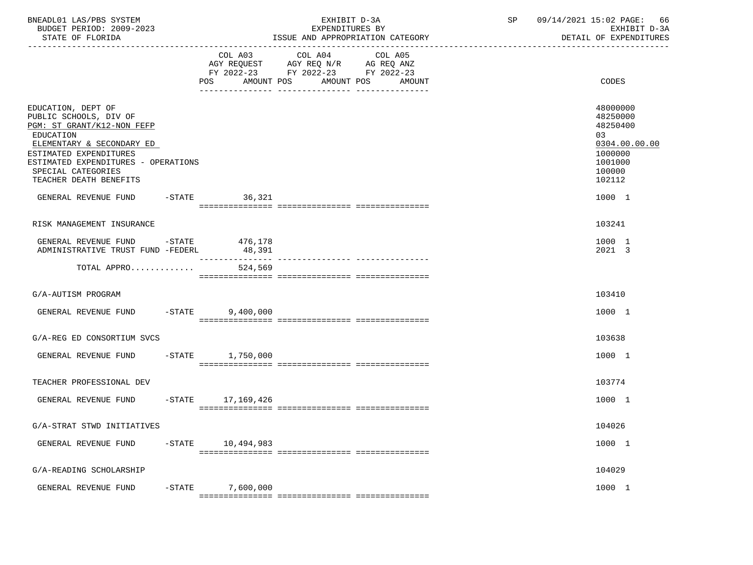BNEADL01 LAS/PBS SYSTEM — EXHIBIT D-3A — SP 09/14/2021 15:02 PAGE: 66
BUDGET PERIOD: 2009-2023 — EXPENDITURES BY — EXHIBIT D-3A
STATE OF FLORIDA — ISSUE AND APPROPRIATION CATEGORY — DETAIL OF EXPENDITURES

| | COL A03 AGY REQUEST FY 2022-23 POS AMOUNT | COL A04 AGY REQ N/R FY 2022-23 POS AMOUNT | COL A05 AG REQ ANZ FY 2022-23 POS AMOUNT | CODES |
|---|---|---|---|---|
| EDUCATION, DEPT OF | | | | 48000000 |
| PUBLIC SCHOOLS, DIV OF | | | | 48250000 |
| PGM: ST GRANT/K12-NON FEFP | | | | 48250400 |
| EDUCATION | | | | 03 |
| ELEMENTARY & SECONDARY ED | | | | 0304.00.00.00 |
| ESTIMATED EXPENDITURES | | | | 1000000 |
| ESTIMATED EXPENDITURES - OPERATIONS | | | | 1001000 |
| SPECIAL CATEGORIES | | | | 100000 |
| TEACHER DEATH BENEFITS | | | | 102112 |
| GENERAL REVENUE FUND -STATE | 36,321 | | | 1000 1 |
| RISK MANAGEMENT INSURANCE | | | | 103241 |
| GENERAL REVENUE FUND -STATE | 476,178 | | | 1000 1 |
| ADMINISTRATIVE TRUST FUND -FEDERL | 48,391 | | | 2021 3 |
| TOTAL APPRO............ | 524,569 | | | |
| G/A-AUTISM PROGRAM | | | | 103410 |
| GENERAL REVENUE FUND -STATE | 9,400,000 | | | 1000 1 |
| G/A-REG ED CONSORTIUM SVCS | | | | 103638 |
| GENERAL REVENUE FUND -STATE | 1,750,000 | | | 1000 1 |
| TEACHER PROFESSIONAL DEV | | | | 103774 |
| GENERAL REVENUE FUND -STATE | 17,169,426 | | | 1000 1 |
| G/A-STRAT STWD INITIATIVES | | | | 104026 |
| GENERAL REVENUE FUND -STATE | 10,494,983 | | | 1000 1 |
| G/A-READING SCHOLARSHIP | | | | 104029 |
| GENERAL REVENUE FUND -STATE | 7,600,000 | | | 1000 1 |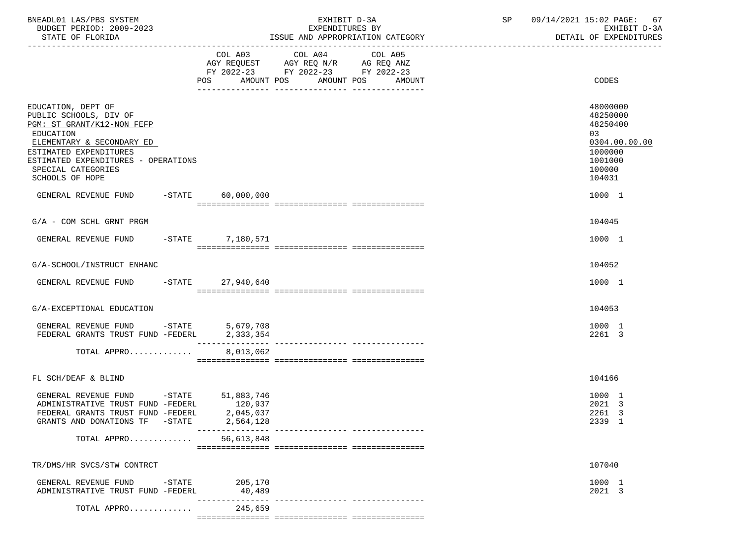BNEADL01 LAS/PBS SYSTEM | EXHIBIT D-3A | SP 09/14/2021 15:02 PAGE: 67
BUDGET PERIOD: 2009-2023 | EXPENDITURES BY | EXHIBIT D-3A
STATE OF FLORIDA | ISSUE AND APPROPRIATION CATEGORY | DETAIL OF EXPENDITURES

| | COL A03 AGY REQUEST FY 2022-23 POS AMOUNT | COL A04 AGY REQ N/R FY 2022-23 POS AMOUNT | COL A05 AG REQ ANZ FY 2022-23 POS AMOUNT | CODES |
|---|---|---|---|---|
| EDUCATION, DEPT OF | | | | 48000000 |
| PUBLIC SCHOOLS, DIV OF | | | | 48250000 |
| PGM: ST GRANT/K12-NON FEFP | | | | 48250400 |
| EDUCATION | | | | 03 |
| ELEMENTARY & SECONDARY ED | | | | 0304.00.00.00 |
| ESTIMATED EXPENDITURES | | | | 1000000 |
| ESTIMATED EXPENDITURES - OPERATIONS | | | | 1001000 |
| SPECIAL CATEGORIES | | | | 100000 |
| SCHOOLS OF HOPE | | | | 104031 |
| GENERAL REVENUE FUND -STATE | 60,000,000 | | | 1000 1 |
| G/A - COM SCHL GRNT PRGM | | | | 104045 |
| GENERAL REVENUE FUND -STATE | 7,180,571 | | | 1000 1 |
| G/A-SCHOOL/INSTRUCT ENHANC | | | | 104052 |
| GENERAL REVENUE FUND -STATE | 27,940,640 | | | 1000 1 |
| G/A-EXCEPTIONAL EDUCATION | | | | 104053 |
| GENERAL REVENUE FUND -STATE | 5,679,708 | | | 1000 1 |
| FEDERAL GRANTS TRUST FUND -FEDERL | 2,333,354 | | | 2261 3 |
| TOTAL APPRO............ | 8,013,062 | | | |
| FL SCH/DEAF & BLIND | | | | 104166 |
| GENERAL REVENUE FUND -STATE | 51,883,746 | | | 1000 1 |
| ADMINISTRATIVE TRUST FUND -FEDERL | 120,937 | | | 2021 3 |
| FEDERAL GRANTS TRUST FUND -FEDERL | 2,045,037 | | | 2261 3 |
| GRANTS AND DONATIONS TF -STATE | 2,564,128 | | | 2339 1 |
| TOTAL APPRO............ | 56,613,848 | | | |
| TR/DMS/HR SVCS/STW CONTRCT | | | | 107040 |
| GENERAL REVENUE FUND -STATE | 205,170 | | | 1000 1 |
| ADMINISTRATIVE TRUST FUND -FEDERL | 40,489 | | | 2021 3 |
| TOTAL APPRO............ | 245,659 | | | |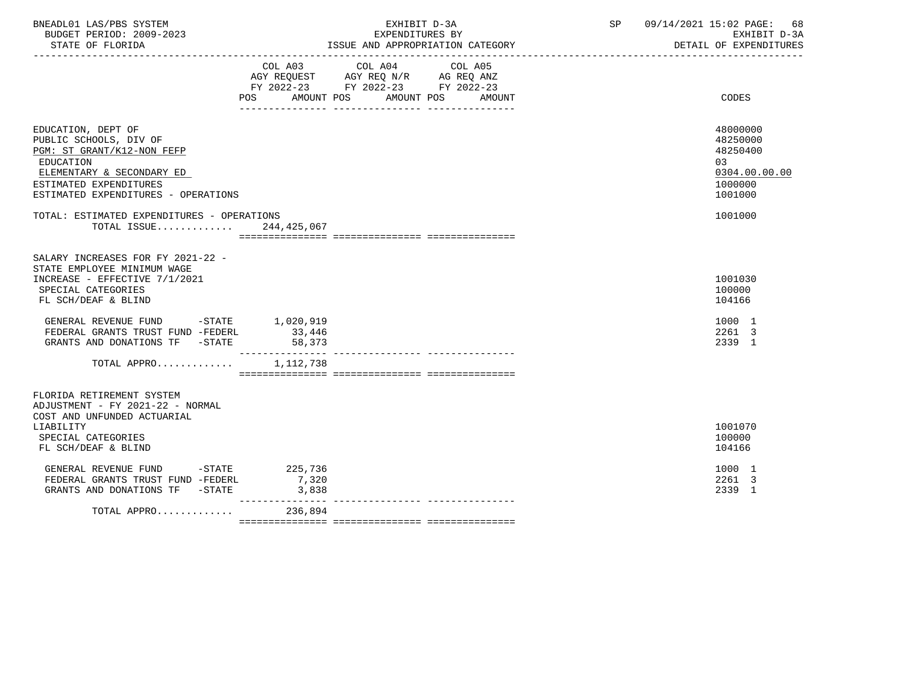BNEADL01 LAS/PBS SYSTEM | EXHIBIT D-3A | SP 09/14/2021 15:02 PAGE: 68
BUDGET PERIOD: 2009-2023 | EXPENDITURES BY | EXHIBIT D-3A
STATE OF FLORIDA | ISSUE AND APPROPRIATION CATEGORY | DETAIL OF EXPENDITURES

| | COL A03 AGY REQUEST FY 2022-23 POS AMOUNT | COL A04 AGY REQ N/R FY 2022-23 POS AMOUNT | COL A05 AG REQ ANZ FY 2022-23 POS AMOUNT | CODES |
|---|---|---|---|---|
| EDUCATION, DEPT OF | | | | 48000000 |
| PUBLIC SCHOOLS, DIV OF | | | | 48250000 |
| PGM: ST GRANT/K12-NON FEFP | | | | 48250400 |
| EDUCATION | | | | 03 |
| ELEMENTARY & SECONDARY ED | | | | 0304.00.00.00 |
| ESTIMATED EXPENDITURES | | | | 1000000 |
| ESTIMATED EXPENDITURES - OPERATIONS | | | | 1001000 |
| TOTAL: ESTIMATED EXPENDITURES - OPERATIONS | | | | 1001000 |
| TOTAL ISSUE............ | 244,425,067 | | | |
| SALARY INCREASES FOR FY 2021-22 - STATE EMPLOYEE MINIMUM WAGE INCREASE - EFFECTIVE 7/1/2021 | | | | 1001030 |
| SPECIAL CATEGORIES | | | | 100000 |
| FL SCH/DEAF & BLIND | | | | 104166 |
| GENERAL REVENUE FUND -STATE | 1,020,919 | | | 1000 1 |
| FEDERAL GRANTS TRUST FUND -FEDERL | 33,446 | | | 2261 3 |
| GRANTS AND DONATIONS TF -STATE | 58,373 | | | 2339 1 |
| TOTAL APPRO............ | 1,112,738 | | | |
| FLORIDA RETIREMENT SYSTEM ADJUSTMENT - FY 2021-22 - NORMAL COST AND UNFUNDED ACTUARIAL LIABILITY | | | | 1001070 |
| SPECIAL CATEGORIES | | | | 100000 |
| FL SCH/DEAF & BLIND | | | | 104166 |
| GENERAL REVENUE FUND -STATE | 225,736 | | | 1000 1 |
| FEDERAL GRANTS TRUST FUND -FEDERL | 7,320 | | | 2261 3 |
| GRANTS AND DONATIONS TF -STATE | 3,838 | | | 2339 1 |
| TOTAL APPRO............ | 236,894 | | | |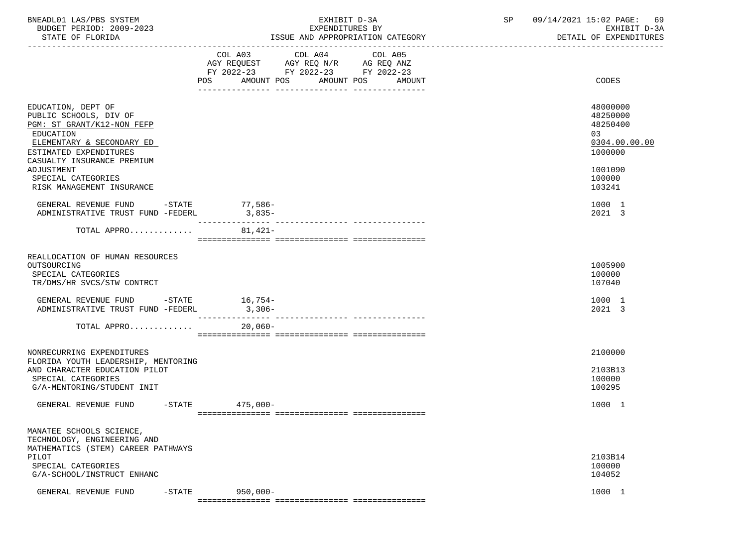BNEADL01 LAS/PBS SYSTEM | EXHIBIT D-3A | SP 09/14/2021 15:02

BUDGET PERIOD: 2009-2023 | EXPENDITURES BY | EXHIBIT D-3A

STATE OF FLORIDA | ISSUE AND APPROPRIATION CATEGORY | DETAIL OF EXPENDITURES

| | COL A03 AGY REQUEST FY 2022-23 POS AMOUNT | COL A04 AGY REQ N/R FY 2022-23 POS AMOUNT | COL A05 AG REQ ANZ FY 2022-23 POS AMOUNT | CODES |
|---|---|---|---|---|
| EDUCATION, DEPT OF | | | | 48000000 |
| PUBLIC SCHOOLS, DIV OF | | | | 48250000 |
| PGM: ST GRANT/K12-NON FEFP | | | | 48250400 |
| EDUCATION | | | | 03 |
| ELEMENTARY & SECONDARY ED | | | | 0304.00.00.00 |
| ESTIMATED EXPENDITURES | | | | 1000000 |
| CASUALTY INSURANCE PREMIUM ADJUSTMENT | | | | 1001090 |
| SPECIAL CATEGORIES | | | | 100000 |
| RISK MANAGEMENT INSURANCE | | | | 103241 |
| GENERAL REVENUE FUND -STATE | 77,586- | | | 1000 1 |
| ADMINISTRATIVE TRUST FUND -FEDERL | 3,835- | | | 2021 3 |
| TOTAL APPRO............ | 81,421- | | | |
| REALLOCATION OF HUMAN RESOURCES OUTSOURCING | | | | 1005900 |
| SPECIAL CATEGORIES | | | | 100000 |
| TR/DMS/HR SVCS/STW CONTRCT | | | | 107040 |
| GENERAL REVENUE FUND -STATE | 16,754- | | | 1000 1 |
| ADMINISTRATIVE TRUST FUND -FEDERL | 3,306- | | | 2021 3 |
| TOTAL APPRO............ | 20,060- | | | |
| NONRECURRING EXPENDITURES | | | | 2100000 |
| FLORIDA YOUTH LEADERSHIP, MENTORING AND CHARACTER EDUCATION PILOT | | | | 2103B13 |
| SPECIAL CATEGORIES | | | | 100000 |
| G/A-MENTORING/STUDENT INIT | | | | 100295 |
| GENERAL REVENUE FUND -STATE | 475,000- | | | 1000 1 |
| MANATEE SCHOOLS SCIENCE, TECHNOLOGY, ENGINEERING AND MATHEMATICS (STEM) CAREER PATHWAYS PILOT | | | | 2103B14 |
| SPECIAL CATEGORIES | | | | 100000 |
| G/A-SCHOOL/INSTRUCT ENHANC | | | | 104052 |
| GENERAL REVENUE FUND -STATE | 950,000- | | | 1000 1 |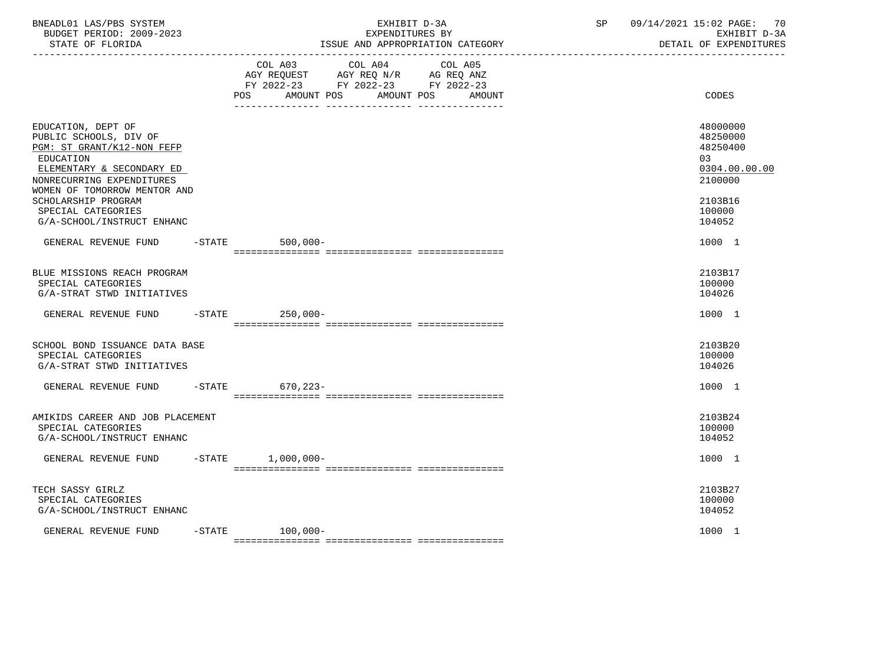| | COL A03 AGY REQUEST FY 2022-23 POS AMOUNT | COL A04 AGY REQ N/R FY 2022-23 POS AMOUNT | COL A05 AG REQ ANZ FY 2022-23 POS AMOUNT | CODES |
|---|---|---|---|---|
| EDUCATION, DEPT OF | | | | 48000000 |
| PUBLIC SCHOOLS, DIV OF | | | | 48250000 |
| PGM: ST GRANT/K12-NON FEFP | | | | 48250400 |
| EDUCATION | | | | 03 |
| ELEMENTARY & SECONDARY ED | | | | 0304.00.00.00 |
| NONRECURRING EXPENDITURES | | | | 2100000 |
| WOMEN OF TOMORROW MENTOR AND SCHOLARSHIP PROGRAM | | | | 2103B16 |
| SPECIAL CATEGORIES | | | | 100000 |
| G/A-SCHOOL/INSTRUCT ENHANC | | | | 104052 |
| GENERAL REVENUE FUND -STATE | 500,000- | | | 1000 1 |
| BLUE MISSIONS REACH PROGRAM | | | | 2103B17 |
| SPECIAL CATEGORIES | | | | 100000 |
| G/A-STRAT STWD INITIATIVES | | | | 104026 |
| GENERAL REVENUE FUND -STATE | 250,000- | | | 1000 1 |
| SCHOOL BOND ISSUANCE DATA BASE | | | | 2103B20 |
| SPECIAL CATEGORIES | | | | 100000 |
| G/A-STRAT STWD INITIATIVES | | | | 104026 |
| GENERAL REVENUE FUND -STATE | 670,223- | | | 1000 1 |
| AMIKIDS CAREER AND JOB PLACEMENT | | | | 2103B24 |
| SPECIAL CATEGORIES | | | | 100000 |
| G/A-SCHOOL/INSTRUCT ENHANC | | | | 104052 |
| GENERAL REVENUE FUND -STATE | 1,000,000- | | | 1000 1 |
| TECH SASSY GIRLZ | | | | 2103B27 |
| SPECIAL CATEGORIES | | | | 100000 |
| G/A-SCHOOL/INSTRUCT ENHANC | | | | 104052 |
| GENERAL REVENUE FUND -STATE | 100,000- | | | 1000 1 |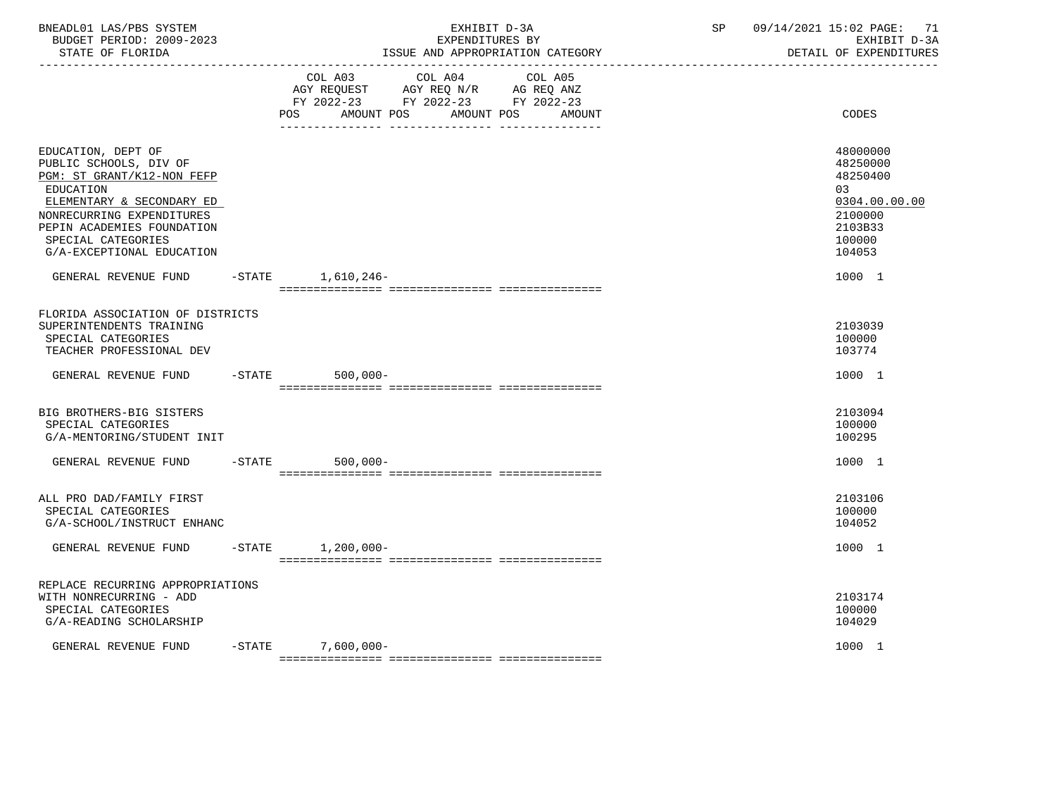BNEADL01 LAS/PBS SYSTEM
BUDGET PERIOD: 2009-2023
STATE OF FLORIDA

EXHIBIT D-3A
EXPENDITURES BY
ISSUE AND APPROPRIATION CATEGORY

SP 09/14/2021 15:02
EXHIBIT D-3A
DETAIL OF EXPENDITURES

| | COL A03 AGY REQUEST FY 2022-23 POS AMOUNT | COL A04 AGY REQ N/R FY 2022-23 POS AMOUNT | COL A05 AG REQ ANZ FY 2022-23 POS AMOUNT | CODES |
|---|---|---|---|---|
| EDUCATION, DEPT OF | | | | 48000000 |
| PUBLIC SCHOOLS, DIV OF | | | | 48250000 |
| PGM: ST GRANT/K12-NON FEFP | | | | 48250400 |
| EDUCATION | | | | 03 |
| ELEMENTARY & SECONDARY ED | | | | 0304.00.00.00 |
| NONRECURRING EXPENDITURES | | | | 2100000 |
| PEPIN ACADEMIES FOUNDATION | | | | 2103B33 |
| SPECIAL CATEGORIES | | | | 100000 |
| G/A-EXCEPTIONAL EDUCATION | | | | 104053 |
| GENERAL REVENUE FUND -STATE | 1,610,246- | | | 1000 1 |
| FLORIDA ASSOCIATION OF DISTRICTS SUPERINTENDENTS TRAINING | | | | 2103039 |
| SPECIAL CATEGORIES | | | | 100000 |
| TEACHER PROFESSIONAL DEV | | | | 103774 |
| GENERAL REVENUE FUND -STATE | 500,000- | | | 1000 1 |
| BIG BROTHERS-BIG SISTERS | | | | 2103094 |
| SPECIAL CATEGORIES | | | | 100000 |
| G/A-MENTORING/STUDENT INIT | | | | 100295 |
| GENERAL REVENUE FUND -STATE | 500,000- | | | 1000 1 |
| ALL PRO DAD/FAMILY FIRST | | | | 2103106 |
| SPECIAL CATEGORIES | | | | 100000 |
| G/A-SCHOOL/INSTRUCT ENHANC | | | | 104052 |
| GENERAL REVENUE FUND -STATE | 1,200,000- | | | 1000 1 |
| REPLACE RECURRING APPROPRIATIONS WITH NONRECURRING - ADD | | | | 2103174 |
| SPECIAL CATEGORIES | | | | 100000 |
| G/A-READING SCHOLARSHIP | | | | 104029 |
| GENERAL REVENUE FUND -STATE | 7,600,000- | | | 1000 1 |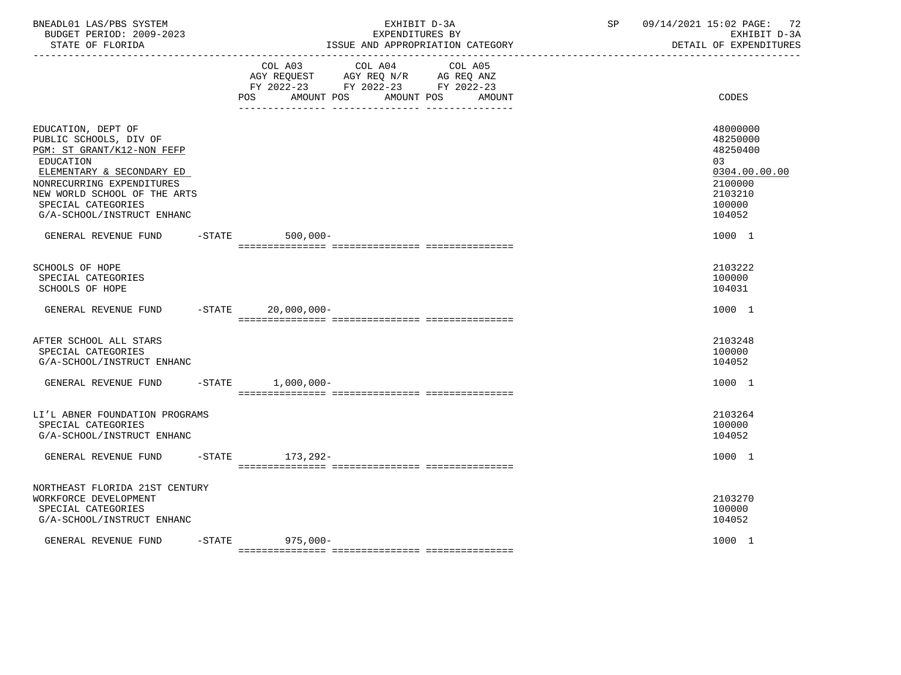BNEADL01 LAS/PBS SYSTEM | EXHIBIT D-3A | SP 09/14/2021 15:02 PAGE: 72
BUDGET PERIOD: 2009-2023 | EXPENDITURES BY | EXHIBIT D-3A
STATE OF FLORIDA | ISSUE AND APPROPRIATION CATEGORY | DETAIL OF EXPENDITURES

| | COL A03 AGY REQUEST FY 2022-23 POS AMOUNT | COL A04 AGY REQ N/R FY 2022-23 POS AMOUNT | COL A05 AG REQ ANZ FY 2022-23 POS AMOUNT | CODES |
|---|---|---|---|---|
| EDUCATION, DEPT OF | | | | 48000000 |
| PUBLIC SCHOOLS, DIV OF | | | | 48250000 |
| PGM: ST GRANT/K12-NON FEFP | | | | 48250400 |
| EDUCATION | | | | 03 |
| ELEMENTARY & SECONDARY ED | | | | 0304.00.00.00 |
| NONRECURRING EXPENDITURES | | | | 2100000 |
| NEW WORLD SCHOOL OF THE ARTS | | | | 2103210 |
| SPECIAL CATEGORIES | | | | 100000 |
| G/A-SCHOOL/INSTRUCT ENHANC | | | | 104052 |
| GENERAL REVENUE FUND -STATE | 500,000- | | | 1000 1 |
| SCHOOLS OF HOPE | | | | 2103222 |
| SPECIAL CATEGORIES | | | | 100000 |
| SCHOOLS OF HOPE | | | | 104031 |
| GENERAL REVENUE FUND -STATE | 20,000,000- | | | 1000 1 |
| AFTER SCHOOL ALL STARS | | | | 2103248 |
| SPECIAL CATEGORIES | | | | 100000 |
| G/A-SCHOOL/INSTRUCT ENHANC | | | | 104052 |
| GENERAL REVENUE FUND -STATE | 1,000,000- | | | 1000 1 |
| LI'L ABNER FOUNDATION PROGRAMS | | | | 2103264 |
| SPECIAL CATEGORIES | | | | 100000 |
| G/A-SCHOOL/INSTRUCT ENHANC | | | | 104052 |
| GENERAL REVENUE FUND -STATE | 173,292- | | | 1000 1 |
| NORTHEAST FLORIDA 21ST CENTURY WORKFORCE DEVELOPMENT | | | | 2103270 |
| SPECIAL CATEGORIES | | | | 100000 |
| G/A-SCHOOL/INSTRUCT ENHANC | | | | 104052 |
| GENERAL REVENUE FUND -STATE | 975,000- | | | 1000 1 |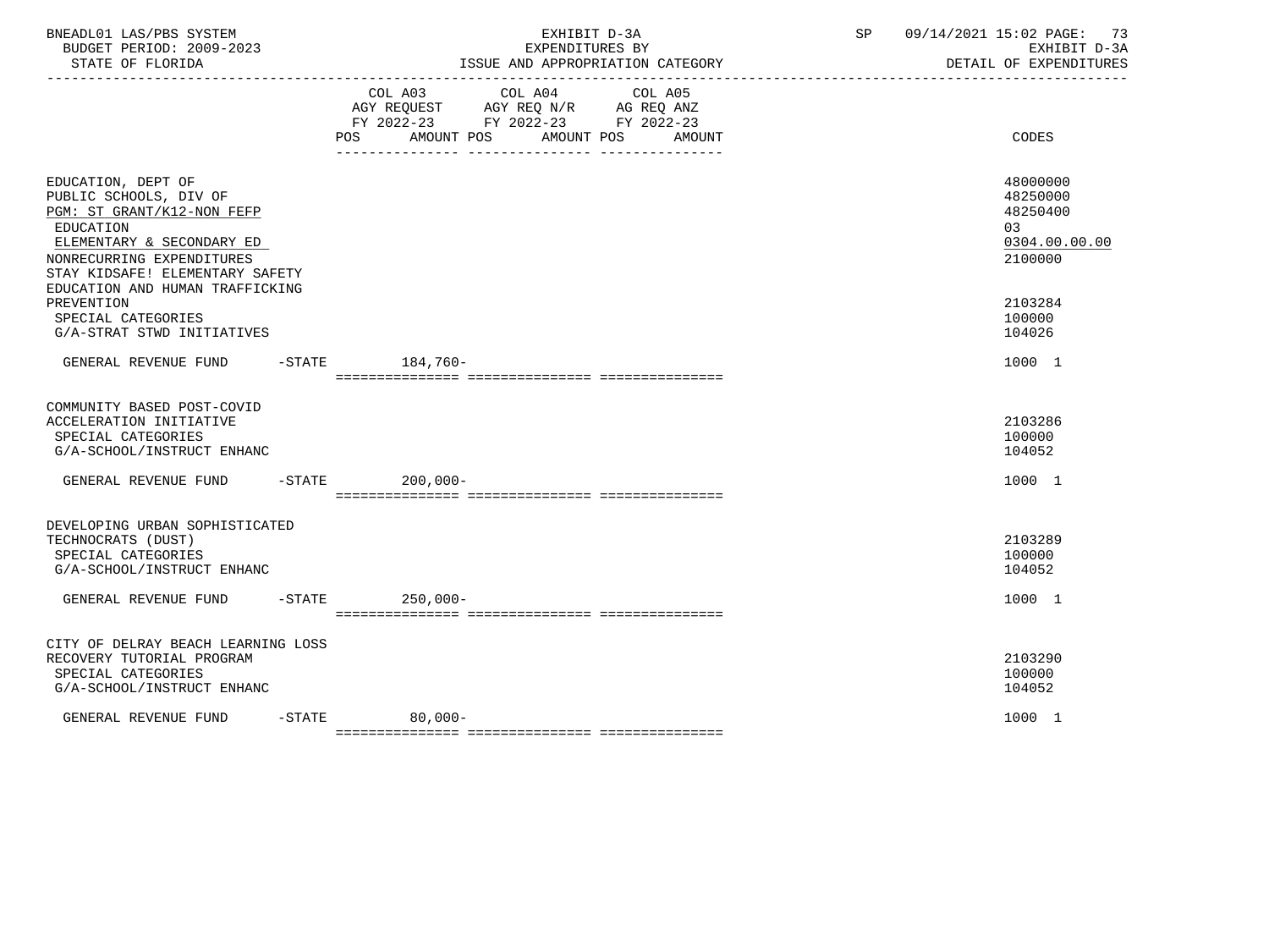BNEADL01 LAS/PBS SYSTEM
BUDGET PERIOD: 2009-2023
STATE OF FLORIDA

EXHIBIT D-3A
EXPENDITURES BY
ISSUE AND APPROPRIATION CATEGORY

SP 09/14/2021 15:02
EXHIBIT D-3A
DETAIL OF EXPENDITURES

| | COL A03 AGY REQUEST FY 2022-23 POS AMOUNT | COL A04 AGY REQ N/R FY 2022-23 POS AMOUNT | COL A05 AG REQ ANZ FY 2022-23 POS AMOUNT | CODES |
|---|---|---|---|---|
| EDUCATION, DEPT OF | | | | 48000000 |
| PUBLIC SCHOOLS, DIV OF | | | | 48250000 |
| PGM: ST GRANT/K12-NON FEFP | | | | 48250400 |
| EDUCATION | | | | 03 |
| ELEMENTARY & SECONDARY ED | | | | 0304.00.00.00 |
| NONRECURRING EXPENDITURES | | | | 2100000 |
| STAY KIDSAFE! ELEMENTARY SAFETY EDUCATION AND HUMAN TRAFFICKING PREVENTION | | | | 2103284 |
| SPECIAL CATEGORIES | | | | 100000 |
| G/A-STRAT STWD INITIATIVES | | | | 104026 |
| GENERAL REVENUE FUND -STATE | 184,760- | | | 1000 1 |
| COMMUNITY BASED POST-COVID ACCELERATION INITIATIVE | | | | 2103286 |
| SPECIAL CATEGORIES | | | | 100000 |
| G/A-SCHOOL/INSTRUCT ENHANC | | | | 104052 |
| GENERAL REVENUE FUND -STATE | 200,000- | | | 1000 1 |
| DEVELOPING URBAN SOPHISTICATED TECHNOCRATS (DUST) | | | | 2103289 |
| SPECIAL CATEGORIES | | | | 100000 |
| G/A-SCHOOL/INSTRUCT ENHANC | | | | 104052 |
| GENERAL REVENUE FUND -STATE | 250,000- | | | 1000 1 |
| CITY OF DELRAY BEACH LEARNING LOSS RECOVERY TUTORIAL PROGRAM | | | | 2103290 |
| SPECIAL CATEGORIES | | | | 100000 |
| G/A-SCHOOL/INSTRUCT ENHANC | | | | 104052 |
| GENERAL REVENUE FUND -STATE | 80,000- | | | 1000 1 |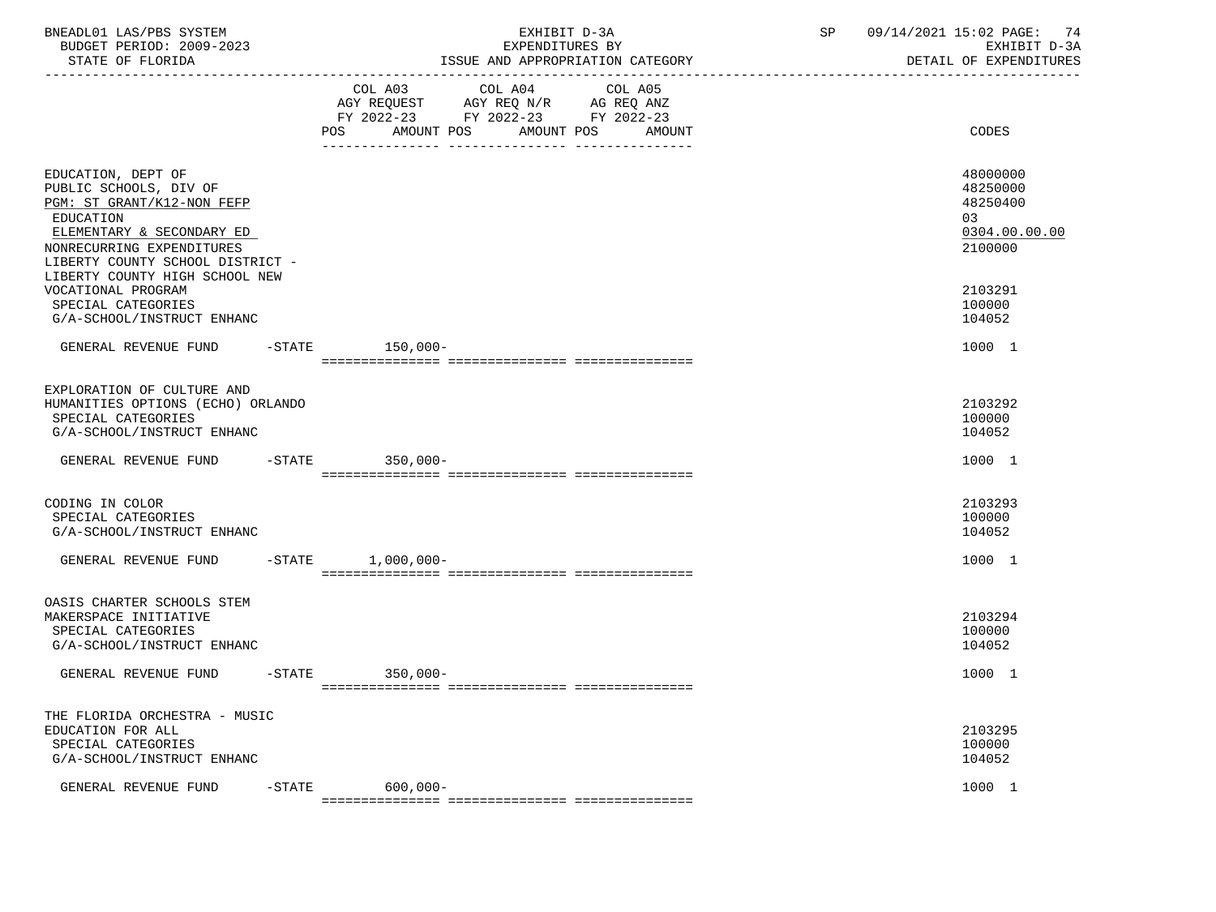BNEADL01 LAS/PBS SYSTEM — BUDGET PERIOD: 2009-2023 — STATE OF FLORIDA

EXHIBIT D-3A — EXPENDITURES BY ISSUE AND APPROPRIATION CATEGORY

SP 09/14/2021 15:02 — EXHIBIT D-3A — DETAIL OF EXPENDITURES

| | COL A03 AGY REQUEST FY 2022-23 POS | AMOUNT | COL A04 AGY REQ N/R FY 2022-23 POS | AMOUNT | COL A05 AG REQ ANZ FY 2022-23 POS | AMOUNT | CODES |
|---|---|---|---|---|---|---|---|
| EDUCATION, DEPT OF | | | | | | | 48000000 |
| PUBLIC SCHOOLS, DIV OF | | | | | | | 48250000 |
| PGM: ST GRANT/K12-NON FEFP | | | | | | | 48250400 |
| EDUCATION | | | | | | | 03 |
| ELEMENTARY & SECONDARY ED | | | | | | | 0304.00.00.00 |
| NONRECURRING EXPENDITURES | | | | | | | 2100000 |
| LIBERTY COUNTY SCHOOL DISTRICT - LIBERTY COUNTY HIGH SCHOOL NEW VOCATIONAL PROGRAM | | | | | | | 2103291 |
| SPECIAL CATEGORIES | | | | | | | 100000 |
| G/A-SCHOOL/INSTRUCT ENHANC | | | | | | | 104052 |
| GENERAL REVENUE FUND -STATE | | 150,000- | | | | | 1000 1 |
| EXPLORATION OF CULTURE AND HUMANITIES OPTIONS (ECHO) ORLANDO | | | | | | | 2103292 |
| SPECIAL CATEGORIES | | | | | | | 100000 |
| G/A-SCHOOL/INSTRUCT ENHANC | | | | | | | 104052 |
| GENERAL REVENUE FUND -STATE | | 350,000- | | | | | 1000 1 |
| CODING IN COLOR | | | | | | | 2103293 |
| SPECIAL CATEGORIES | | | | | | | 100000 |
| G/A-SCHOOL/INSTRUCT ENHANC | | | | | | | 104052 |
| GENERAL REVENUE FUND -STATE | | 1,000,000- | | | | | 1000 1 |
| OASIS CHARTER SCHOOLS STEM MAKERSPACE INITIATIVE | | | | | | | 2103294 |
| SPECIAL CATEGORIES | | | | | | | 100000 |
| G/A-SCHOOL/INSTRUCT ENHANC | | | | | | | 104052 |
| GENERAL REVENUE FUND -STATE | | 350,000- | | | | | 1000 1 |
| THE FLORIDA ORCHESTRA - MUSIC EDUCATION FOR ALL | | | | | | | 2103295 |
| SPECIAL CATEGORIES | | | | | | | 100000 |
| G/A-SCHOOL/INSTRUCT ENHANC | | | | | | | 104052 |
| GENERAL REVENUE FUND -STATE | | 600,000- | | | | | 1000 1 |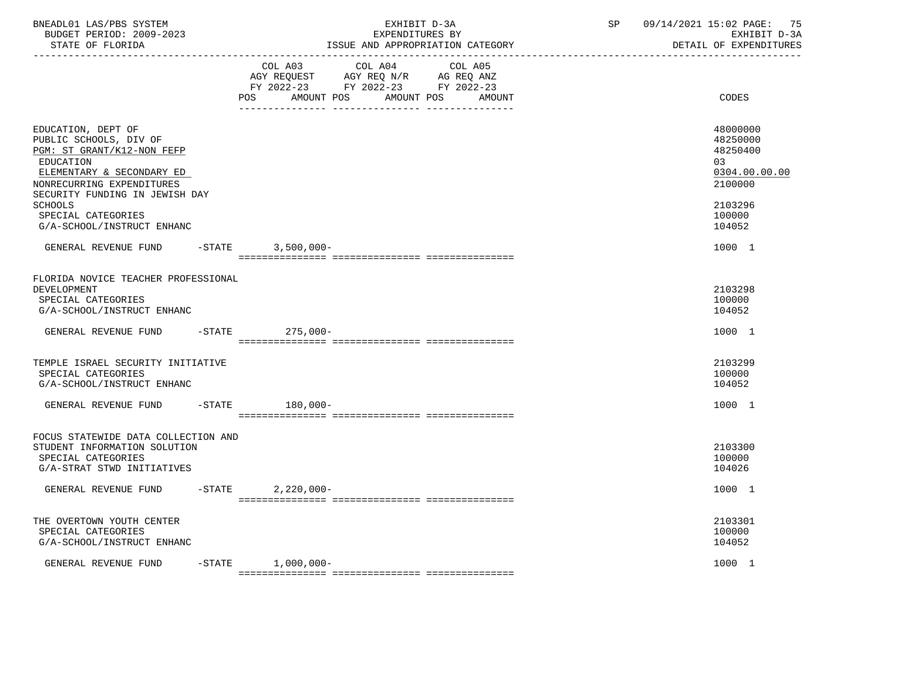BNEADL01 LAS/PBS SYSTEM | EXHIBIT D-3A | SP 09/14/2021 15:02

BUDGET PERIOD: 2009-2023 | EXPENDITURES BY | EXHIBIT D-3A

STATE OF FLORIDA | ISSUE AND APPROPRIATION CATEGORY | DETAIL OF EXPENDITURES

| | COL A03 AGY REQUEST FY 2022-23 POS AMOUNT | COL A04 AGY REQ N/R FY 2022-23 POS AMOUNT | COL A05 AG REQ ANZ FY 2022-23 POS AMOUNT | CODES |
|---|---|---|---|---|
| EDUCATION, DEPT OF | | | | 48000000 |
| PUBLIC SCHOOLS, DIV OF | | | | 48250000 |
| PGM: ST GRANT/K12-NON FEFP | | | | 48250400 |
| EDUCATION | | | | 03 |
| ELEMENTARY & SECONDARY ED | | | | 0304.00.00.00 |
| NONRECURRING EXPENDITURES | | | | 2100000 |
| SECURITY FUNDING IN JEWISH DAY SCHOOLS | | | | 2103296 |
| SPECIAL CATEGORIES | | | | 100000 |
| G/A-SCHOOL/INSTRUCT ENHANC | | | | 104052 |
| GENERAL REVENUE FUND -STATE | 3,500,000- | | | 1000 1 |
| FLORIDA NOVICE TEACHER PROFESSIONAL DEVELOPMENT | | | | 2103298 |
| SPECIAL CATEGORIES | | | | 100000 |
| G/A-SCHOOL/INSTRUCT ENHANC | | | | 104052 |
| GENERAL REVENUE FUND -STATE | 275,000- | | | 1000 1 |
| TEMPLE ISRAEL SECURITY INITIATIVE | | | | 2103299 |
| SPECIAL CATEGORIES | | | | 100000 |
| G/A-SCHOOL/INSTRUCT ENHANC | | | | 104052 |
| GENERAL REVENUE FUND -STATE | 180,000- | | | 1000 1 |
| FOCUS STATEWIDE DATA COLLECTION AND STUDENT INFORMATION SOLUTION | | | | 2103300 |
| SPECIAL CATEGORIES | | | | 100000 |
| G/A-STRAT STWD INITIATIVES | | | | 104026 |
| GENERAL REVENUE FUND -STATE | 2,220,000- | | | 1000 1 |
| THE OVERTOWN YOUTH CENTER | | | | 2103301 |
| SPECIAL CATEGORIES | | | | 100000 |
| G/A-SCHOOL/INSTRUCT ENHANC | | | | 104052 |
| GENERAL REVENUE FUND -STATE | 1,000,000- | | | 1000 1 |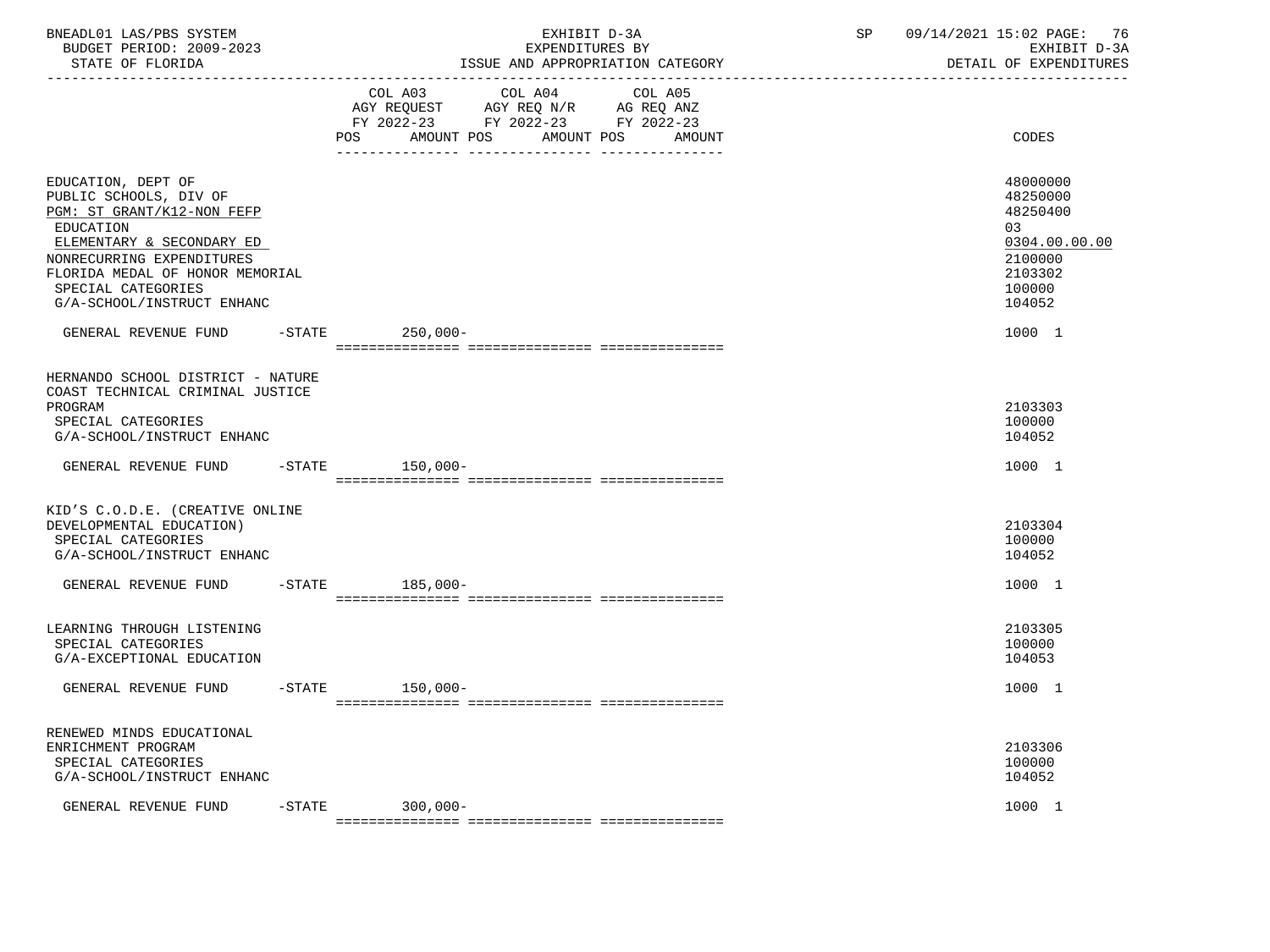BNEADL01 LAS/PBS SYSTEM
BUDGET PERIOD: 2009-2023
STATE OF FLORIDA

EXHIBIT D-3A
EXPENDITURES BY
ISSUE AND APPROPRIATION CATEGORY

SP 09/14/2021 15:02 PAGE: 76
EXHIBIT D-3A
DETAIL OF EXPENDITURES

| | COL A03 AGY REQUEST FY 2022-23 POS AMOUNT | COL A04 AGY REQ N/R FY 2022-23 POS AMOUNT | COL A05 AG REQ ANZ FY 2022-23 POS AMOUNT | CODES |
|---|---|---|---|---|
| EDUCATION, DEPT OF | | | | 48000000 |
| PUBLIC SCHOOLS, DIV OF | | | | 48250000 |
| PGM: ST GRANT/K12-NON FEFP | | | | 48250400 |
| EDUCATION | | | | 03 |
| ELEMENTARY & SECONDARY ED | | | | 0304.00.00.00 |
| NONRECURRING EXPENDITURES | | | | 2100000 |
| FLORIDA MEDAL OF HONOR MEMORIAL | | | | 2103302 |
| SPECIAL CATEGORIES | | | | 100000 |
| G/A-SCHOOL/INSTRUCT ENHANC | | | | 104052 |
| GENERAL REVENUE FUND -STATE | 250,000- | | | 1000 1 |
| HERNANDO SCHOOL DISTRICT - NATURE COAST TECHNICAL CRIMINAL JUSTICE PROGRAM | | | | 2103303 |
| SPECIAL CATEGORIES | | | | 100000 |
| G/A-SCHOOL/INSTRUCT ENHANC | | | | 104052 |
| GENERAL REVENUE FUND -STATE | 150,000- | | | 1000 1 |
| KID'S C.O.D.E. (CREATIVE ONLINE DEVELOPMENTAL EDUCATION) | | | | 2103304 |
| SPECIAL CATEGORIES | | | | 100000 |
| G/A-SCHOOL/INSTRUCT ENHANC | | | | 104052 |
| GENERAL REVENUE FUND -STATE | 185,000- | | | 1000 1 |
| LEARNING THROUGH LISTENING | | | | 2103305 |
| SPECIAL CATEGORIES | | | | 100000 |
| G/A-EXCEPTIONAL EDUCATION | | | | 104053 |
| GENERAL REVENUE FUND -STATE | 150,000- | | | 1000 1 |
| RENEWED MINDS EDUCATIONAL ENRICHMENT PROGRAM | | | | 2103306 |
| SPECIAL CATEGORIES | | | | 100000 |
| G/A-SCHOOL/INSTRUCT ENHANC | | | | 104052 |
| GENERAL REVENUE FUND -STATE | 300,000- | | | 1000 1 |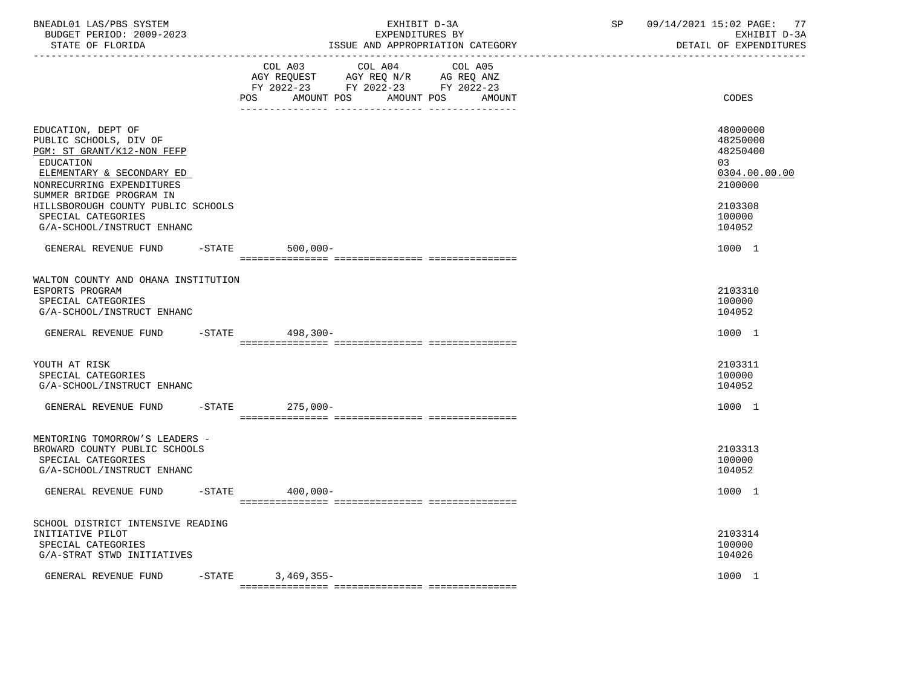BNEADL01 LAS/PBS SYSTEM
BUDGET PERIOD: 2009-2023
STATE OF FLORIDA

EXHIBIT D-3A
EXPENDITURES BY
ISSUE AND APPROPRIATION CATEGORY

SP 09/14/2021 15:02
EXHIBIT D-3A
DETAIL OF EXPENDITURES

| | COL A03 AGY REQUEST FY 2022-23 POS AMOUNT | COL A04 AGY REQ N/R FY 2022-23 POS AMOUNT | COL A05 AG REQ ANZ FY 2022-23 POS AMOUNT | CODES |
|---|---|---|---|---|
| EDUCATION, DEPT OF | | | | 48000000 |
| PUBLIC SCHOOLS, DIV OF | | | | 48250000 |
| PGM: ST GRANT/K12-NON FEFP | | | | 48250400 |
| EDUCATION | | | | 03 |
| ELEMENTARY & SECONDARY ED | | | | 0304.00.00.00 |
| NONRECURRING EXPENDITURES | | | | 2100000 |
| SUMMER BRIDGE PROGRAM IN HILLSBOROUGH COUNTY PUBLIC SCHOOLS | | | | 2103308 |
| SPECIAL CATEGORIES | | | | 100000 |
| G/A-SCHOOL/INSTRUCT ENHANC | | | | 104052 |
| GENERAL REVENUE FUND -STATE | 500,000- | | | 1000 1 |
| WALTON COUNTY AND OHANA INSTITUTION ESPORTS PROGRAM | | | | 2103310 |
| SPECIAL CATEGORIES | | | | 100000 |
| G/A-SCHOOL/INSTRUCT ENHANC | | | | 104052 |
| GENERAL REVENUE FUND -STATE | 498,300- | | | 1000 1 |
| YOUTH AT RISK | | | | 2103311 |
| SPECIAL CATEGORIES | | | | 100000 |
| G/A-SCHOOL/INSTRUCT ENHANC | | | | 104052 |
| GENERAL REVENUE FUND -STATE | 275,000- | | | 1000 1 |
| MENTORING TOMORROW'S LEADERS - BROWARD COUNTY PUBLIC SCHOOLS | | | | 2103313 |
| SPECIAL CATEGORIES | | | | 100000 |
| G/A-SCHOOL/INSTRUCT ENHANC | | | | 104052 |
| GENERAL REVENUE FUND -STATE | 400,000- | | | 1000 1 |
| SCHOOL DISTRICT INTENSIVE READING INITIATIVE PILOT | | | | 2103314 |
| SPECIAL CATEGORIES | | | | 100000 |
| G/A-STRAT STWD INITIATIVES | | | | 104026 |
| GENERAL REVENUE FUND -STATE | 3,469,355- | | | 1000 1 |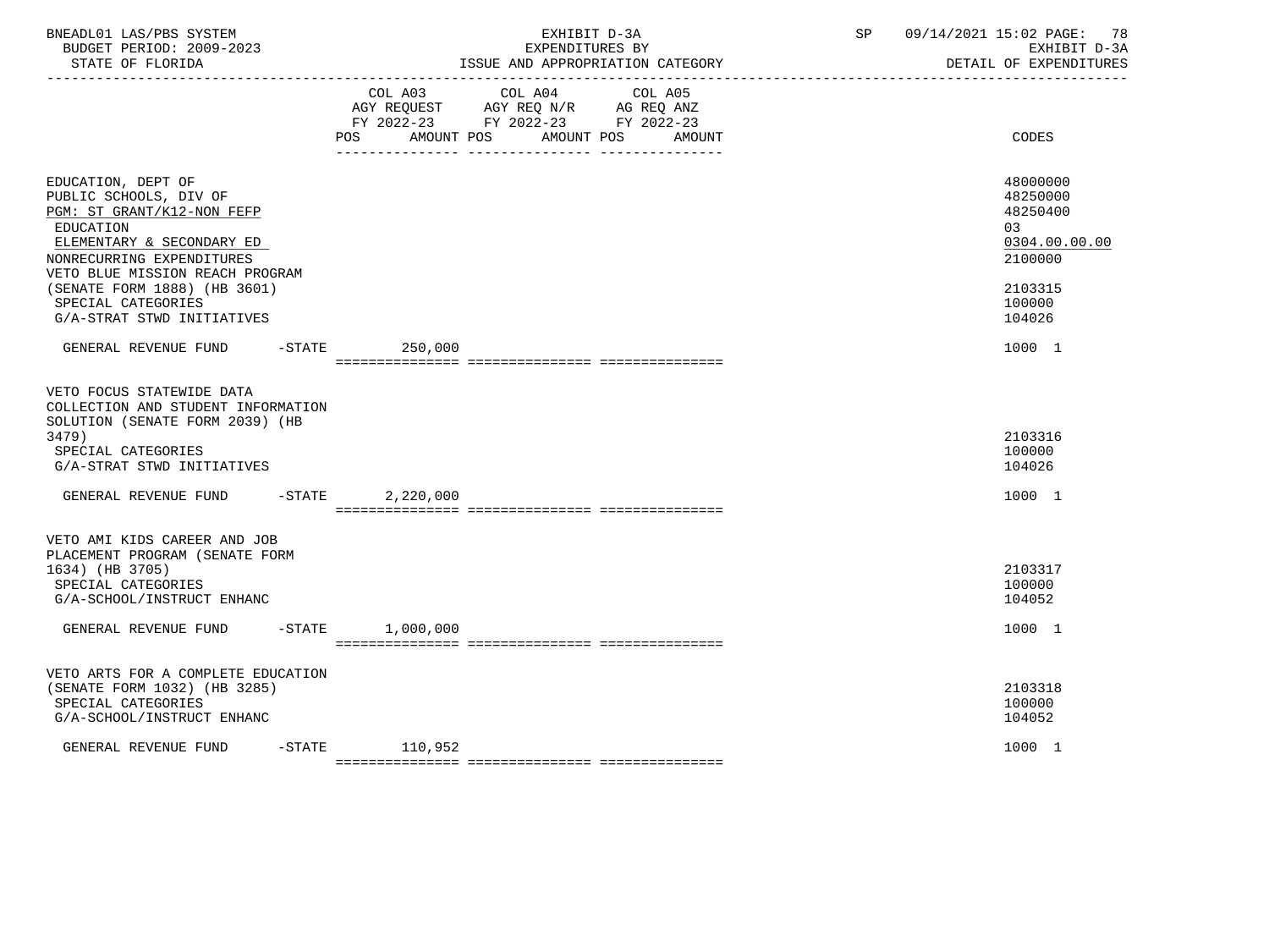| | COL A03 AGY REQUEST FY 2022-23 POS AMOUNT | COL A04 AGY REQ N/R FY 2022-23 POS AMOUNT | COL A05 AG REQ ANZ FY 2022-23 POS AMOUNT | CODES |
|---|---|---|---|---|
| EDUCATION, DEPT OF | | | | 48000000 |
| PUBLIC SCHOOLS, DIV OF | | | | 48250000 |
| PGM: ST GRANT/K12-NON FEFP | | | | 48250400 |
| EDUCATION | | | | 03 |
| ELEMENTARY & SECONDARY ED | | | | 0304.00.00.00 |
| NONRECURRING EXPENDITURES | | | | 2100000 |
| VETO BLUE MISSION REACH PROGRAM (SENATE FORM 1888) (HB 3601) | | | | 2103315 |
| SPECIAL CATEGORIES | | | | 100000 |
| G/A-STRAT STWD INITIATIVES | | | | 104026 |
| GENERAL REVENUE FUND -STATE | 250,000 | | | 1000 1 |
| VETO FOCUS STATEWIDE DATA COLLECTION AND STUDENT INFORMATION SOLUTION (SENATE FORM 2039) (HB 3479) | | | | 2103316 |
| SPECIAL CATEGORIES | | | | 100000 |
| G/A-STRAT STWD INITIATIVES | | | | 104026 |
| GENERAL REVENUE FUND -STATE | 2,220,000 | | | 1000 1 |
| VETO AMI KIDS CAREER AND JOB PLACEMENT PROGRAM (SENATE FORM 1634) (HB 3705) | | | | 2103317 |
| SPECIAL CATEGORIES | | | | 100000 |
| G/A-SCHOOL/INSTRUCT ENHANC | | | | 104052 |
| GENERAL REVENUE FUND -STATE | 1,000,000 | | | 1000 1 |
| VETO ARTS FOR A COMPLETE EDUCATION (SENATE FORM 1032) (HB 3285) | | | | 2103318 |
| SPECIAL CATEGORIES | | | | 100000 |
| G/A-SCHOOL/INSTRUCT ENHANC | | | | 104052 |
| GENERAL REVENUE FUND -STATE | 110,952 | | | 1000 1 |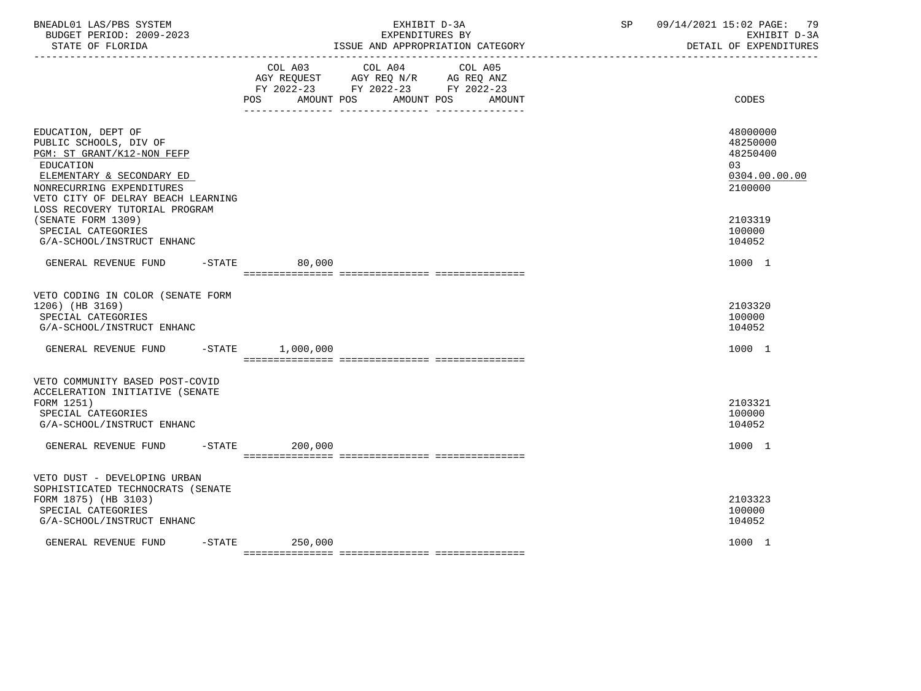BNEADL01 LAS/PBS SYSTEM — EXHIBIT D-3A — EXPENDITURES BY ISSUE AND APPROPRIATION CATEGORY — SP 09/14/2021 15:02

BUDGET PERIOD: 2009-2023 — STATE OF FLORIDA — EXHIBIT D-3A DETAIL OF EXPENDITURES

| | COL A03 AGY REQUEST FY 2022-23 POS AMOUNT | COL A04 AGY REQ N/R FY 2022-23 POS AMOUNT | COL A05 AG REQ ANZ FY 2022-23 POS AMOUNT | CODES |
|---|---|---|---|---|
| EDUCATION, DEPT OF | | | | 48000000 |
| PUBLIC SCHOOLS, DIV OF | | | | 48250000 |
| PGM: ST GRANT/K12-NON FEFP | | | | 48250400 |
| EDUCATION | | | | 03 |
| ELEMENTARY & SECONDARY ED | | | | 0304.00.00.00 |
| NONRECURRING EXPENDITURES | | | | 2100000 |
| VETO CITY OF DELRAY BEACH LEARNING LOSS RECOVERY TUTORIAL PROGRAM (SENATE FORM 1309) | | | | 2103319 |
| SPECIAL CATEGORIES | | | | 100000 |
| G/A-SCHOOL/INSTRUCT ENHANC | | | | 104052 |
| GENERAL REVENUE FUND -STATE | 80,000 | | | 1000 1 |
| VETO CODING IN COLOR (SENATE FORM 1206) (HB 3169) | | | | 2103320 |
| SPECIAL CATEGORIES | | | | 100000 |
| G/A-SCHOOL/INSTRUCT ENHANC | | | | 104052 |
| GENERAL REVENUE FUND -STATE | 1,000,000 | | | 1000 1 |
| VETO COMMUNITY BASED POST-COVID ACCELERATION INITIATIVE (SENATE FORM 1251) | | | | 2103321 |
| SPECIAL CATEGORIES | | | | 100000 |
| G/A-SCHOOL/INSTRUCT ENHANC | | | | 104052 |
| GENERAL REVENUE FUND -STATE | 200,000 | | | 1000 1 |
| VETO DUST - DEVELOPING URBAN SOPHISTICATED TECHNOCRATS (SENATE FORM 1875) (HB 3103) | | | | 2103323 |
| SPECIAL CATEGORIES | | | | 100000 |
| G/A-SCHOOL/INSTRUCT ENHANC | | | | 104052 |
| GENERAL REVENUE FUND -STATE | 250,000 | | | 1000 1 |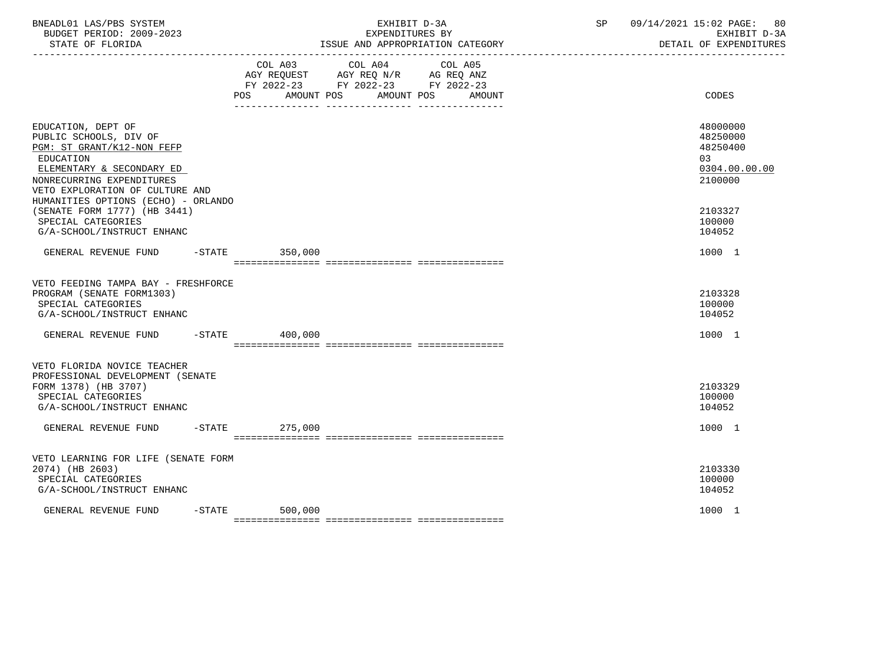BNEADL01 LAS/PBS SYSTEM — EXHIBIT D-3A — SP 09/14/2021 15:02

BUDGET PERIOD: 2009-2023 — EXPENDITURES BY — EXHIBIT D-3A

STATE OF FLORIDA — ISSUE AND APPROPRIATION CATEGORY — DETAIL OF EXPENDITURES

| | COL A03 AGY REQUEST FY 2022-23 POS AMOUNT | COL A04 AGY REQ N/R FY 2022-23 POS AMOUNT | COL A05 AG REQ ANZ FY 2022-23 POS AMOUNT | CODES |
|---|---|---|---|---|
| EDUCATION, DEPT OF | | | | 48000000 |
| PUBLIC SCHOOLS, DIV OF | | | | 48250000 |
| PGM: ST GRANT/K12-NON FEFP | | | | 48250400 |
| EDUCATION | | | | 03 |
| ELEMENTARY & SECONDARY ED | | | | 0304.00.00.00 |
| NONRECURRING EXPENDITURES | | | | 2100000 |
| VETO EXPLORATION OF CULTURE AND HUMANITIES OPTIONS (ECHO) - ORLANDO (SENATE FORM 1777) (HB 3441) | | | | 2103327 |
| SPECIAL CATEGORIES | | | | 100000 |
| G/A-SCHOOL/INSTRUCT ENHANC | | | | 104052 |
| GENERAL REVENUE FUND -STATE | 350,000 | | | 1000 1 |
| VETO FEEDING TAMPA BAY - FRESHFORCE PROGRAM (SENATE FORM1303) | | | | 2103328 |
| SPECIAL CATEGORIES | | | | 100000 |
| G/A-SCHOOL/INSTRUCT ENHANC | | | | 104052 |
| GENERAL REVENUE FUND -STATE | 400,000 | | | 1000 1 |
| VETO FLORIDA NOVICE TEACHER PROFESSIONAL DEVELOPMENT (SENATE FORM 1378) (HB 3707) | | | | 2103329 |
| SPECIAL CATEGORIES | | | | 100000 |
| G/A-SCHOOL/INSTRUCT ENHANC | | | | 104052 |
| GENERAL REVENUE FUND -STATE | 275,000 | | | 1000 1 |
| VETO LEARNING FOR LIFE (SENATE FORM 2074) (HB 2603) | | | | 2103330 |
| SPECIAL CATEGORIES | | | | 100000 |
| G/A-SCHOOL/INSTRUCT ENHANC | | | | 104052 |
| GENERAL REVENUE FUND -STATE | 500,000 | | | 1000 1 |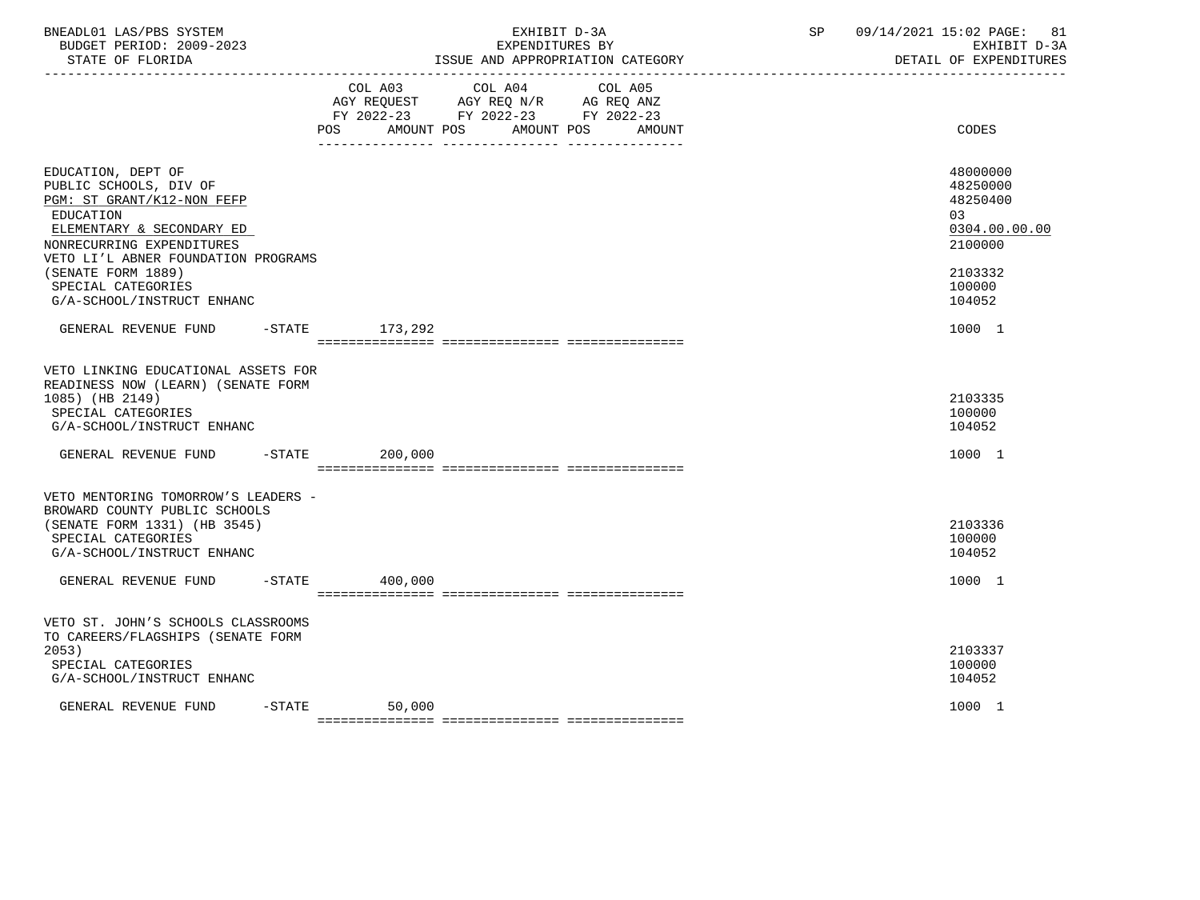EXHIBIT D-3A
EXPENDITURES BY
ISSUE AND APPROPRIATION CATEGORY

BNEADL01 LAS/PBS SYSTEM — BUDGET PERIOD: 2009-2023 — STATE OF FLORIDA

SP 09/14/2021 15:02 — EXHIBIT D-3A — DETAIL OF EXPENDITURES

| | COL A03 AGY REQUEST FY 2022-23 POS | AMOUNT | COL A04 AGY REQ N/R FY 2022-23 POS | AMOUNT | COL A05 AG REQ ANZ FY 2022-23 POS | AMOUNT | CODES |
|---|---|---|---|---|---|---|---|
| EDUCATION, DEPT OF | | | | | | | 48000000 |
| PUBLIC SCHOOLS, DIV OF | | | | | | | 48250000 |
| PGM: ST GRANT/K12-NON FEFP | | | | | | | 48250400 |
| EDUCATION | | | | | | | 03 |
| ELEMENTARY & SECONDARY ED | | | | | | | 0304.00.00.00 |
| NONRECURRING EXPENDITURES | | | | | | | 2100000 |
| VETO LI'L ABNER FOUNDATION PROGRAMS (SENATE FORM 1889) | | | | | | | 2103332 |
| SPECIAL CATEGORIES | | | | | | | 100000 |
| G/A-SCHOOL/INSTRUCT ENHANC | | | | | | | 104052 |
| GENERAL REVENUE FUND -STATE | | 173,292 | | | | | 1000 1 |
| VETO LINKING EDUCATIONAL ASSETS FOR READINESS NOW (LEARN) (SENATE FORM 1085) (HB 2149) | | | | | | | 2103335 |
| SPECIAL CATEGORIES | | | | | | | 100000 |
| G/A-SCHOOL/INSTRUCT ENHANC | | | | | | | 104052 |
| GENERAL REVENUE FUND -STATE | | 200,000 | | | | | 1000 1 |
| VETO MENTORING TOMORROW'S LEADERS - BROWARD COUNTY PUBLIC SCHOOLS (SENATE FORM 1331) (HB 3545) | | | | | | | 2103336 |
| SPECIAL CATEGORIES | | | | | | | 100000 |
| G/A-SCHOOL/INSTRUCT ENHANC | | | | | | | 104052 |
| GENERAL REVENUE FUND -STATE | | 400,000 | | | | | 1000 1 |
| VETO ST. JOHN'S SCHOOLS CLASSROOMS TO CAREERS/FLAGSHIPS (SENATE FORM 2053) | | | | | | | 2103337 |
| SPECIAL CATEGORIES | | | | | | | 100000 |
| G/A-SCHOOL/INSTRUCT ENHANC | | | | | | | 104052 |
| GENERAL REVENUE FUND -STATE | | 50,000 | | | | | 1000 1 |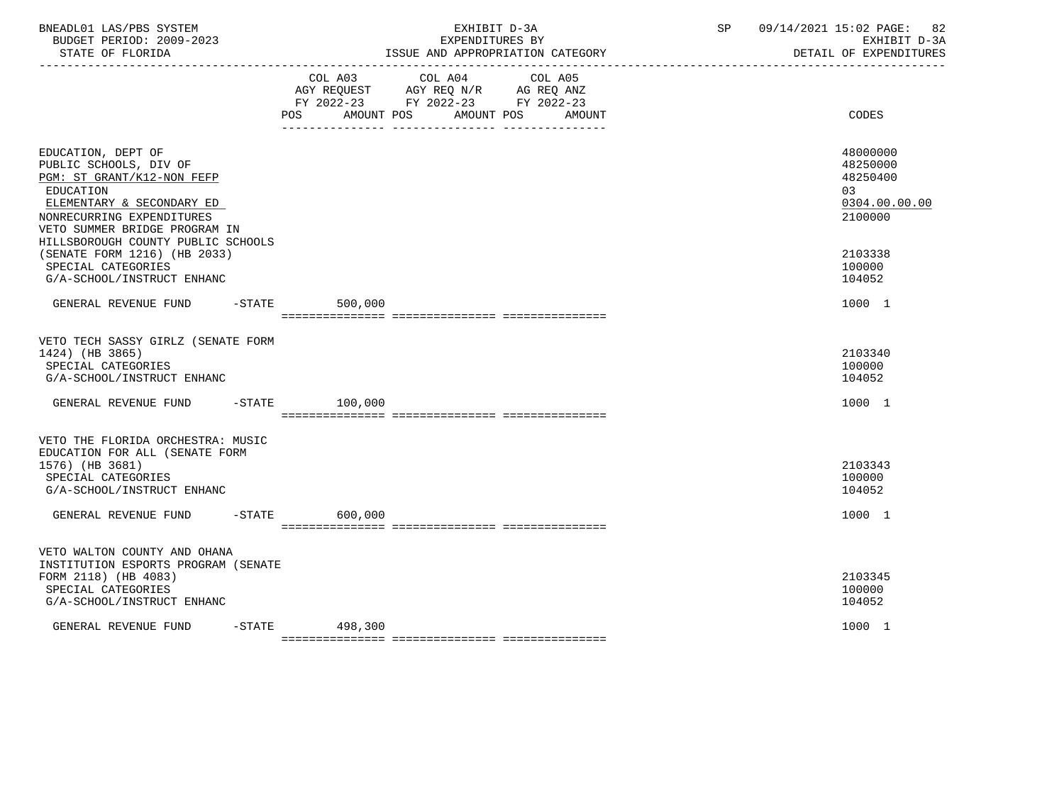BNEADL01 LAS/PBS SYSTEM
BUDGET PERIOD: 2009-2023
STATE OF FLORIDA

EXHIBIT D-3A
EXPENDITURES BY
ISSUE AND APPROPRIATION CATEGORY

SP 09/14/2021 15:02 PAGE: 82
EXHIBIT D-3A
DETAIL OF EXPENDITURES

| | COL A03 AGY REQUEST FY 2022-23 POS AMOUNT | COL A04 AGY REQ N/R FY 2022-23 POS AMOUNT | COL A05 AG REQ ANZ FY 2022-23 POS AMOUNT | CODES |
|---|---|---|---|---|
| EDUCATION, DEPT OF | | | | 48000000 |
| PUBLIC SCHOOLS, DIV OF | | | | 48250000 |
| PGM: ST GRANT/K12-NON FEFP | | | | 48250400 |
| EDUCATION | | | | 03 |
| ELEMENTARY & SECONDARY ED | | | | 0304.00.00.00 |
| NONRECURRING EXPENDITURES | | | | 2100000 |
| VETO SUMMER BRIDGE PROGRAM IN HILLSBOROUGH COUNTY PUBLIC SCHOOLS (SENATE FORM 1216) (HB 2033) | | | | 2103338 |
| SPECIAL CATEGORIES | | | | 100000 |
| G/A-SCHOOL/INSTRUCT ENHANC | | | | 104052 |
| GENERAL REVENUE FUND -STATE | 500,000 | | | 1000 1 |
| VETO TECH SASSY GIRLZ (SENATE FORM 1424) (HB 3865) | | | | 2103340 |
| SPECIAL CATEGORIES | | | | 100000 |
| G/A-SCHOOL/INSTRUCT ENHANC | | | | 104052 |
| GENERAL REVENUE FUND -STATE | 100,000 | | | 1000 1 |
| VETO THE FLORIDA ORCHESTRA: MUSIC EDUCATION FOR ALL (SENATE FORM 1576) (HB 3681) | | | | 2103343 |
| SPECIAL CATEGORIES | | | | 100000 |
| G/A-SCHOOL/INSTRUCT ENHANC | | | | 104052 |
| GENERAL REVENUE FUND -STATE | 600,000 | | | 1000 1 |
| VETO WALTON COUNTY AND OHANA INSTITUTION ESPORTS PROGRAM (SENATE FORM 2118) (HB 4083) | | | | 2103345 |
| SPECIAL CATEGORIES | | | | 100000 |
| G/A-SCHOOL/INSTRUCT ENHANC | | | | 104052 |
| GENERAL REVENUE FUND -STATE | 498,300 | | | 1000 1 |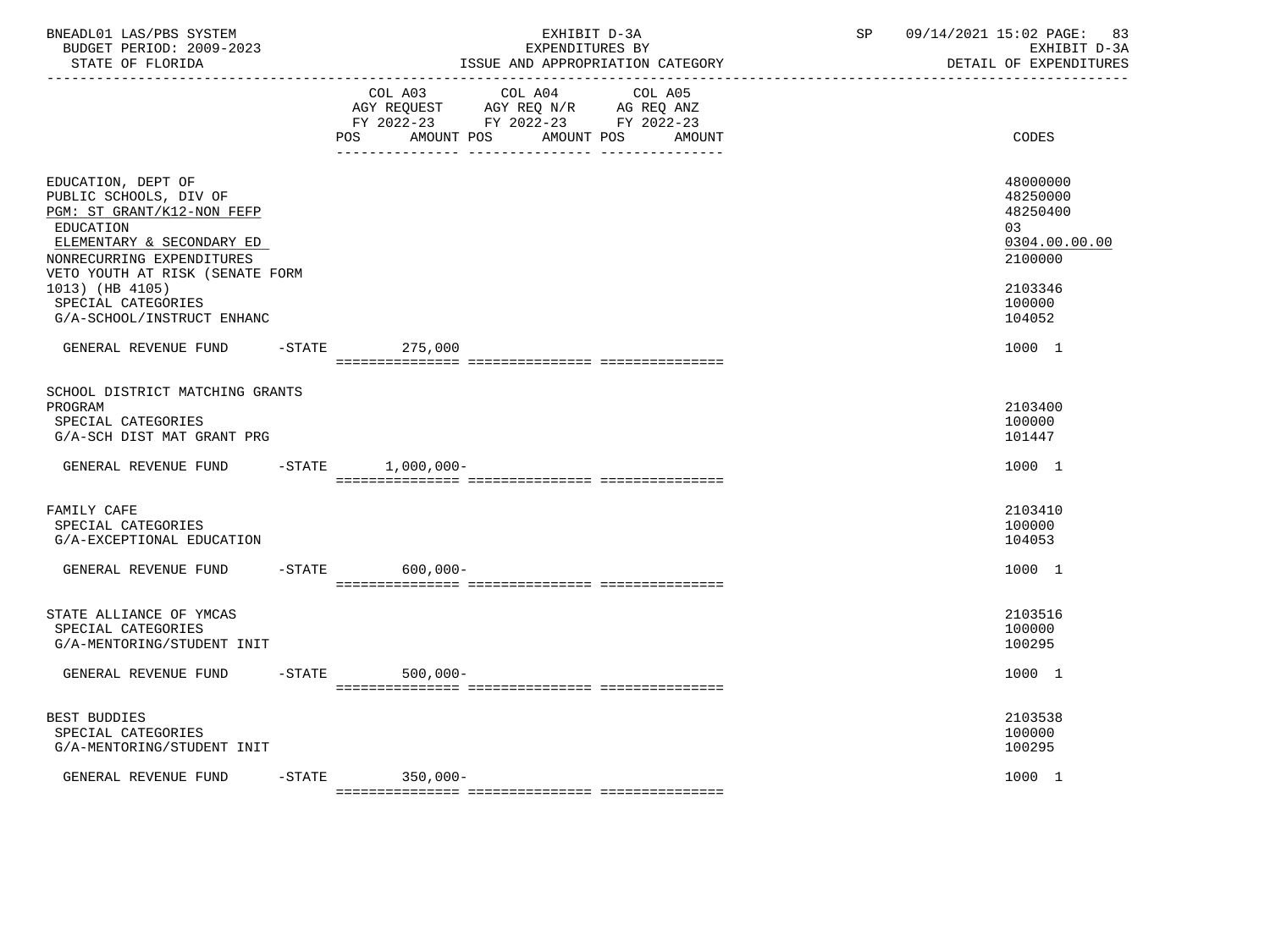| | COL A03 AGY REQUEST FY 2022-23 POS AMOUNT | COL A04 AGY REQ N/R FY 2022-23 POS AMOUNT | COL A05 AG REQ ANZ FY 2022-23 POS AMOUNT | CODES |
|---|---|---|---|---|
| EDUCATION, DEPT OF | | | | 48000000 |
| PUBLIC SCHOOLS, DIV OF | | | | 48250000 |
| PGM: ST GRANT/K12-NON FEFP | | | | 48250400 |
| EDUCATION | | | | 03 |
| ELEMENTARY & SECONDARY ED | | | | 0304.00.00.00 |
| NONRECURRING EXPENDITURES | | | | 2100000 |
| VETO YOUTH AT RISK (SENATE FORM 1013) (HB 4105) | | | | 2103346 |
| SPECIAL CATEGORIES | | | | 100000 |
| G/A-SCHOOL/INSTRUCT ENHANC | | | | 104052 |
| GENERAL REVENUE FUND -STATE | 275,000 | | | 1000 1 |
| SCHOOL DISTRICT MATCHING GRANTS PROGRAM | | | | 2103400 |
| SPECIAL CATEGORIES | | | | 100000 |
| G/A-SCH DIST MAT GRANT PRG | | | | 101447 |
| GENERAL REVENUE FUND -STATE | 1,000,000- | | | 1000 1 |
| FAMILY CAFE | | | | 2103410 |
| SPECIAL CATEGORIES | | | | 100000 |
| G/A-EXCEPTIONAL EDUCATION | | | | 104053 |
| GENERAL REVENUE FUND -STATE | 600,000- | | | 1000 1 |
| STATE ALLIANCE OF YMCAS | | | | 2103516 |
| SPECIAL CATEGORIES | | | | 100000 |
| G/A-MENTORING/STUDENT INIT | | | | 100295 |
| GENERAL REVENUE FUND -STATE | 500,000- | | | 1000 1 |
| BEST BUDDIES | | | | 2103538 |
| SPECIAL CATEGORIES | | | | 100000 |
| G/A-MENTORING/STUDENT INIT | | | | 100295 |
| GENERAL REVENUE FUND -STATE | 350,000- | | | 1000 1 |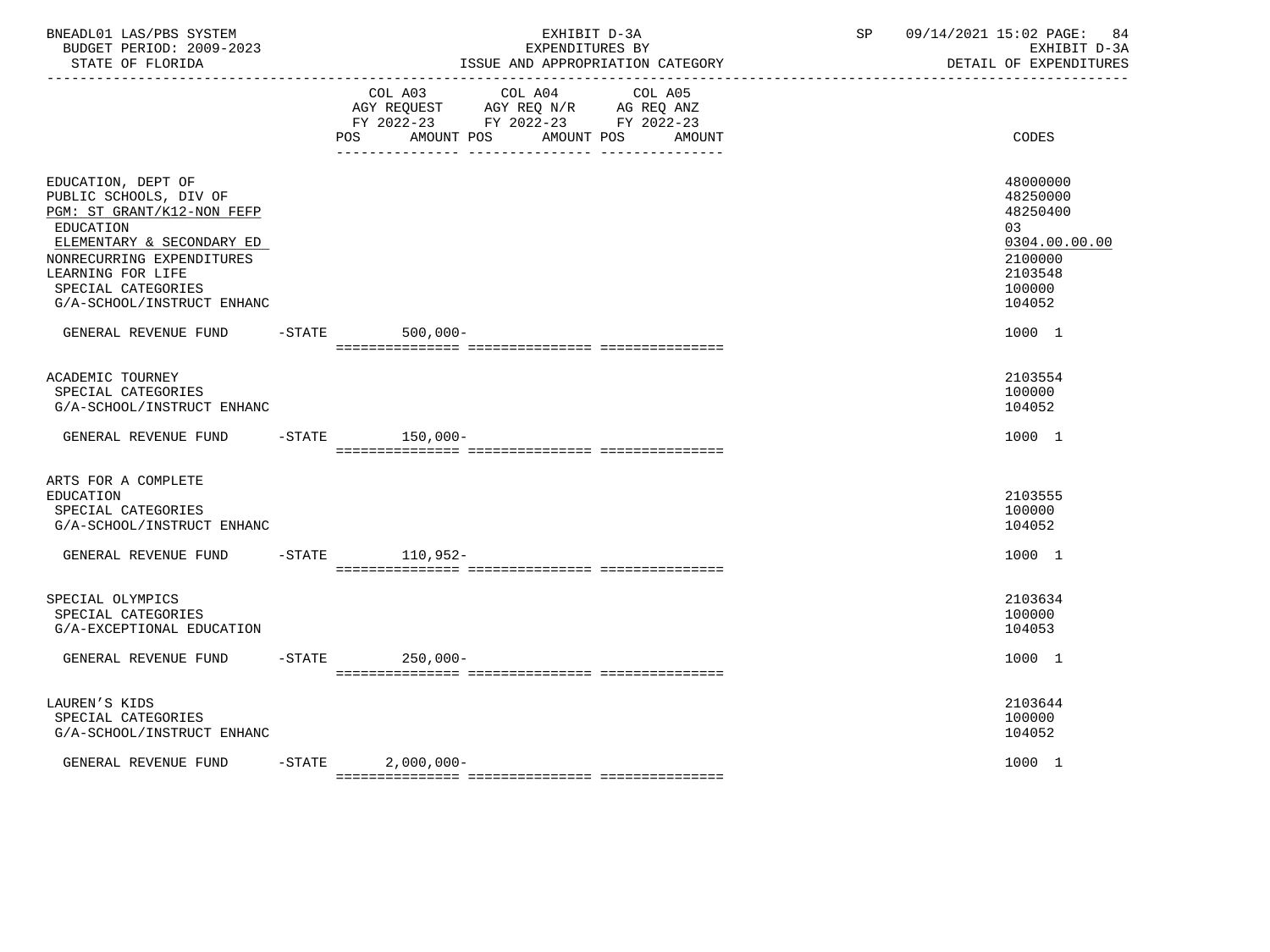BNEADL01 LAS/PBS SYSTEM | EXHIBIT D-3A | SP 09/14/2021 15:02 PAGE: 84
BUDGET PERIOD: 2009-2023 | EXPENDITURES BY | EXHIBIT D-3A
STATE OF FLORIDA | ISSUE AND APPROPRIATION CATEGORY | DETAIL OF EXPENDITURES

| | COL A03 AGY REQUEST FY 2022-23 POS AMOUNT | COL A04 AGY REQ N/R FY 2022-23 POS AMOUNT | COL A05 AG REQ ANZ FY 2022-23 POS AMOUNT | CODES |
|---|---|---|---|---|
| EDUCATION, DEPT OF | | | | 48000000 |
| PUBLIC SCHOOLS, DIV OF | | | | 48250000 |
| PGM: ST GRANT/K12-NON FEFP | | | | 48250400 |
| EDUCATION | | | | 03 |
| ELEMENTARY & SECONDARY ED | | | | 0304.00.00.00 |
| NONRECURRING EXPENDITURES | | | | 2100000 |
| LEARNING FOR LIFE | | | | 2103548 |
| SPECIAL CATEGORIES | | | | 100000 |
| G/A-SCHOOL/INSTRUCT ENHANC | | | | 104052 |
| GENERAL REVENUE FUND -STATE | 500,000- | | | 1000 1 |
| ACADEMIC TOURNEY | | | | 2103554 |
| SPECIAL CATEGORIES | | | | 100000 |
| G/A-SCHOOL/INSTRUCT ENHANC | | | | 104052 |
| GENERAL REVENUE FUND -STATE | 150,000- | | | 1000 1 |
| ARTS FOR A COMPLETE EDUCATION | | | | 2103555 |
| SPECIAL CATEGORIES | | | | 100000 |
| G/A-SCHOOL/INSTRUCT ENHANC | | | | 104052 |
| GENERAL REVENUE FUND -STATE | 110,952- | | | 1000 1 |
| SPECIAL OLYMPICS | | | | 2103634 |
| SPECIAL CATEGORIES | | | | 100000 |
| G/A-EXCEPTIONAL EDUCATION | | | | 104053 |
| GENERAL REVENUE FUND -STATE | 250,000- | | | 1000 1 |
| LAUREN'S KIDS | | | | 2103644 |
| SPECIAL CATEGORIES | | | | 100000 |
| G/A-SCHOOL/INSTRUCT ENHANC | | | | 104052 |
| GENERAL REVENUE FUND -STATE | 2,000,000- | | | 1000 1 |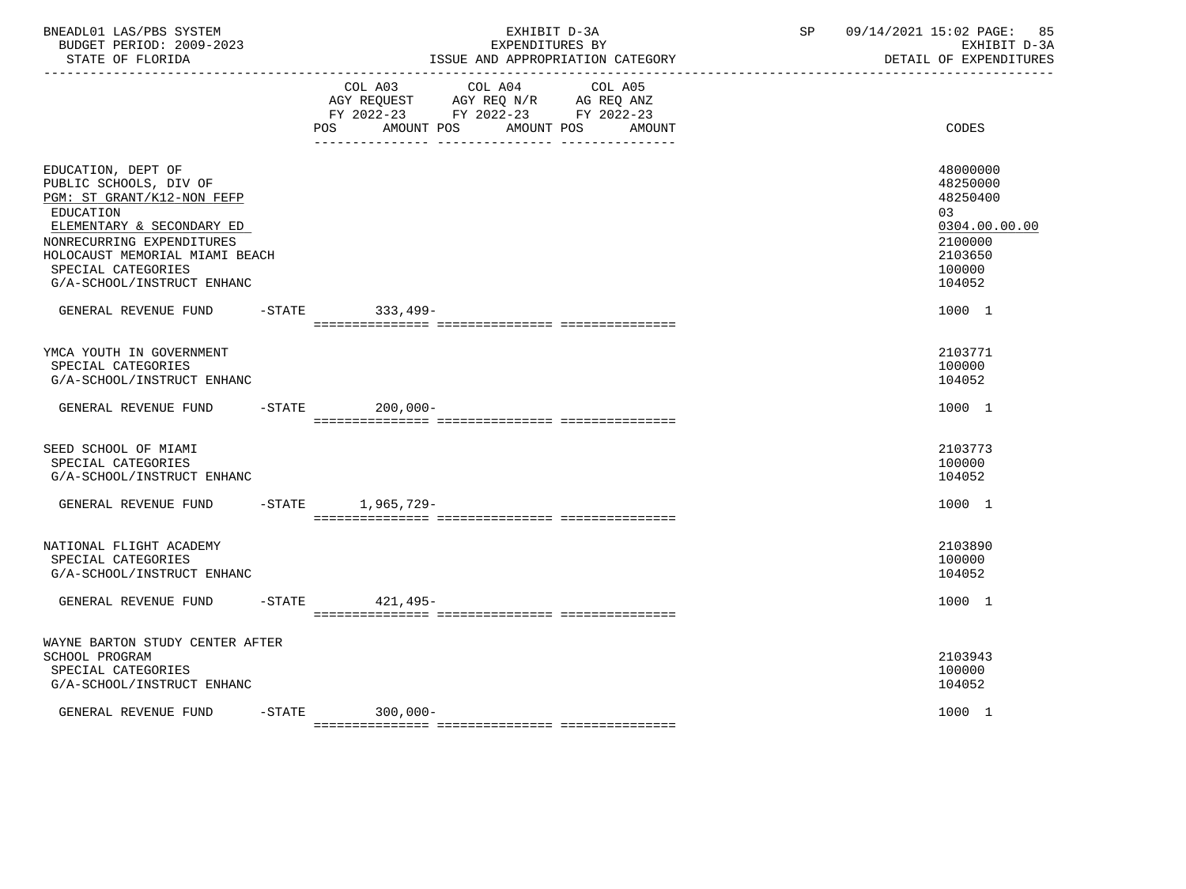BNEADL01 LAS/PBS SYSTEM | EXHIBIT D-3A | SP 09/14/2021 15:02
BUDGET PERIOD: 2009-2023 | EXPENDITURES BY | EXHIBIT D-3A
STATE OF FLORIDA | ISSUE AND APPROPRIATION CATEGORY | DETAIL OF EXPENDITURES

| | COL A03 AGY REQUEST FY 2022-23 POS | AMOUNT | COL A04 AGY REQ N/R FY 2022-23 POS | AMOUNT | COL A05 AG REQ ANZ FY 2022-23 POS | AMOUNT | CODES |
|---|---|---|---|---|---|---|---|
| EDUCATION, DEPT OF | | | | | | | 48000000 |
| PUBLIC SCHOOLS, DIV OF | | | | | | | 48250000 |
| PGM: ST GRANT/K12-NON FEFP | | | | | | | 48250400 |
| EDUCATION | | | | | | | 03 |
| ELEMENTARY & SECONDARY ED | | | | | | | 0304.00.00.00 |
| NONRECURRING EXPENDITURES | | | | | | | 2100000 |
| HOLOCAUST MEMORIAL MIAMI BEACH | | | | | | | 2103650 |
| SPECIAL CATEGORIES | | | | | | | 100000 |
| G/A-SCHOOL/INSTRUCT ENHANC | | | | | | | 104052 |
| GENERAL REVENUE FUND -STATE | | 333,499- | | | | | 1000 1 |
| YMCA YOUTH IN GOVERNMENT | | | | | | | 2103771 |
| SPECIAL CATEGORIES | | | | | | | 100000 |
| G/A-SCHOOL/INSTRUCT ENHANC | | | | | | | 104052 |
| GENERAL REVENUE FUND -STATE | | 200,000- | | | | | 1000 1 |
| SEED SCHOOL OF MIAMI | | | | | | | 2103773 |
| SPECIAL CATEGORIES | | | | | | | 100000 |
| G/A-SCHOOL/INSTRUCT ENHANC | | | | | | | 104052 |
| GENERAL REVENUE FUND -STATE | | 1,965,729- | | | | | 1000 1 |
| NATIONAL FLIGHT ACADEMY | | | | | | | 2103890 |
| SPECIAL CATEGORIES | | | | | | | 100000 |
| G/A-SCHOOL/INSTRUCT ENHANC | | | | | | | 104052 |
| GENERAL REVENUE FUND -STATE | | 421,495- | | | | | 1000 1 |
| WAYNE BARTON STUDY CENTER AFTER SCHOOL PROGRAM | | | | | | | 2103943 |
| SPECIAL CATEGORIES | | | | | | | 100000 |
| G/A-SCHOOL/INSTRUCT ENHANC | | | | | | | 104052 |
| GENERAL REVENUE FUND -STATE | | 300,000- | | | | | 1000 1 |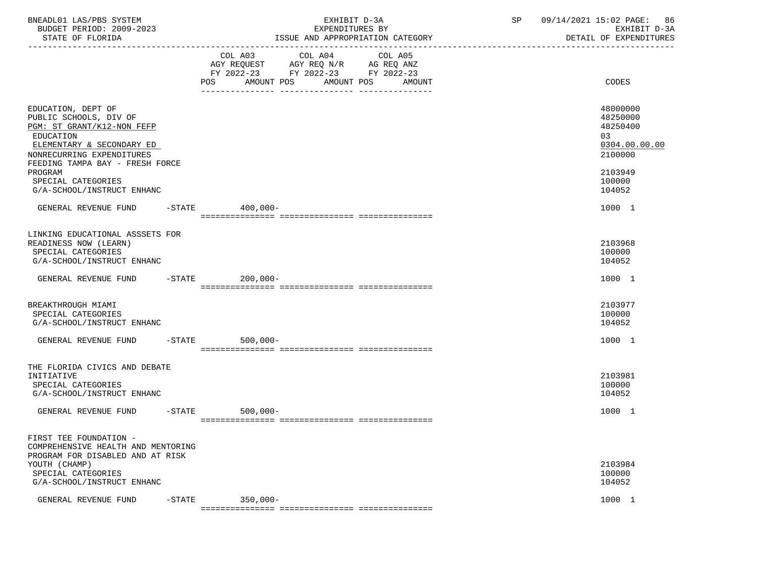BNEADL01 LAS/PBS SYSTEM | EXHIBIT D-3A | SP 09/14/2021 15:02

BUDGET PERIOD: 2009-2023 | EXPENDITURES BY | EXHIBIT D-3A

STATE OF FLORIDA | ISSUE AND APPROPRIATION CATEGORY | DETAIL OF EXPENDITURES

| | COL A03 AGY REQUEST FY 2022-23 POS AMOUNT | COL A04 AGY REQ N/R FY 2022-23 POS AMOUNT | COL A05 AG REQ ANZ FY 2022-23 POS AMOUNT | CODES |
|---|---|---|---|---|
| EDUCATION, DEPT OF | | | | 48000000 |
| PUBLIC SCHOOLS, DIV OF | | | | 48250000 |
| PGM: ST GRANT/K12-NON FEFP | | | | 48250400 |
| EDUCATION | | | | 03 |
| ELEMENTARY & SECONDARY ED | | | | 0304.00.00.00 |
| NONRECURRING EXPENDITURES | | | | 2100000 |
| FEEDING TAMPA BAY - FRESH FORCE PROGRAM | | | | 2103949 |
| SPECIAL CATEGORIES | | | | 100000 |
| G/A-SCHOOL/INSTRUCT ENHANC | | | | 104052 |
| GENERAL REVENUE FUND -STATE | 400,000- | | | 1000 1 |
| LINKING EDUCATIONAL ASSSETS FOR READINESS NOW (LEARN) | | | | 2103968 |
| SPECIAL CATEGORIES | | | | 100000 |
| G/A-SCHOOL/INSTRUCT ENHANC | | | | 104052 |
| GENERAL REVENUE FUND -STATE | 200,000- | | | 1000 1 |
| BREAKTHROUGH MIAMI | | | | 2103977 |
| SPECIAL CATEGORIES | | | | 100000 |
| G/A-SCHOOL/INSTRUCT ENHANC | | | | 104052 |
| GENERAL REVENUE FUND -STATE | 500,000- | | | 1000 1 |
| THE FLORIDA CIVICS AND DEBATE INITIATIVE | | | | 2103981 |
| SPECIAL CATEGORIES | | | | 100000 |
| G/A-SCHOOL/INSTRUCT ENHANC | | | | 104052 |
| GENERAL REVENUE FUND -STATE | 500,000- | | | 1000 1 |
| FIRST TEE FOUNDATION - COMPREHENSIVE HEALTH AND MENTORING PROGRAM FOR DISABLED AND AT RISK YOUTH (CHAMP) | | | | 2103984 |
| SPECIAL CATEGORIES | | | | 100000 |
| G/A-SCHOOL/INSTRUCT ENHANC | | | | 104052 |
| GENERAL REVENUE FUND -STATE | 350,000- | | | 1000 1 |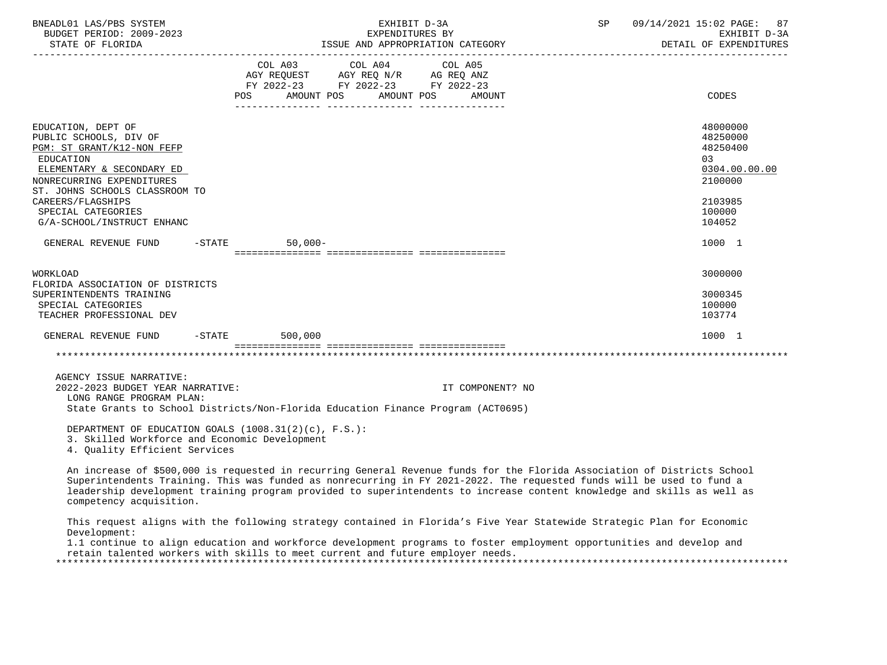| | COL A03 AGY REQUEST FY 2022-23 POS AMOUNT | COL A04 AGY REQ N/R FY 2022-23 POS AMOUNT | COL A05 AG REQ ANZ FY 2022-23 POS AMOUNT | CODES |
|---|---|---|---|---|
| EDUCATION, DEPT OF | | | | 48000000 |
| PUBLIC SCHOOLS, DIV OF | | | | 48250000 |
| PGM: ST GRANT/K12-NON FEFP | | | | 48250400 |
| EDUCATION | | | | 03 |
| ELEMENTARY & SECONDARY ED | | | | 0304.00.00.00 |
| NONRECURRING EXPENDITURES | | | | 2100000 |
| ST. JOHNS SCHOOLS CLASSROOM TO CAREERS/FLAGSHIPS | | | | 2103985 |
| SPECIAL CATEGORIES | | | | 100000 |
| G/A-SCHOOL/INSTRUCT ENHANC | | | | 104052 |
| GENERAL REVENUE FUND -STATE | 50,000- | | | 1000 1 |
| WORKLOAD | | | | 3000000 |
| FLORIDA ASSOCIATION OF DISTRICTS SUPERINTENDENTS TRAINING | | | | 3000345 |
| SPECIAL CATEGORIES | | | | 100000 |
| TEACHER PROFESSIONAL DEV | | | | 103774 |
| GENERAL REVENUE FUND -STATE | 500,000 | | | 1000 1 |

AGENCY ISSUE NARRATIVE:
2022-2023 BUDGET YEAR NARRATIVE: IT COMPONENT? NO

LONG RANGE PROGRAM PLAN:
State Grants to School Districts/Non-Florida Education Finance Program (ACT0695)

DEPARTMENT OF EDUCATION GOALS (1008.31(2)(c), F.S.):
3. Skilled Workforce and Economic Development
4. Quality Efficient Services

An increase of $500,000 is requested in recurring General Revenue funds for the Florida Association of Districts School Superintendents Training. This was funded as nonrecurring in FY 2021-2022. The requested funds will be used to fund a leadership development training program provided to superintendents to increase content knowledge and skills as well as competency acquisition.

This request aligns with the following strategy contained in Florida's Five Year Statewide Strategic Plan for Economic Development:
1.1 continue to align education and workforce development programs to foster employment opportunities and develop and retain talented workers with skills to meet current and future employer needs.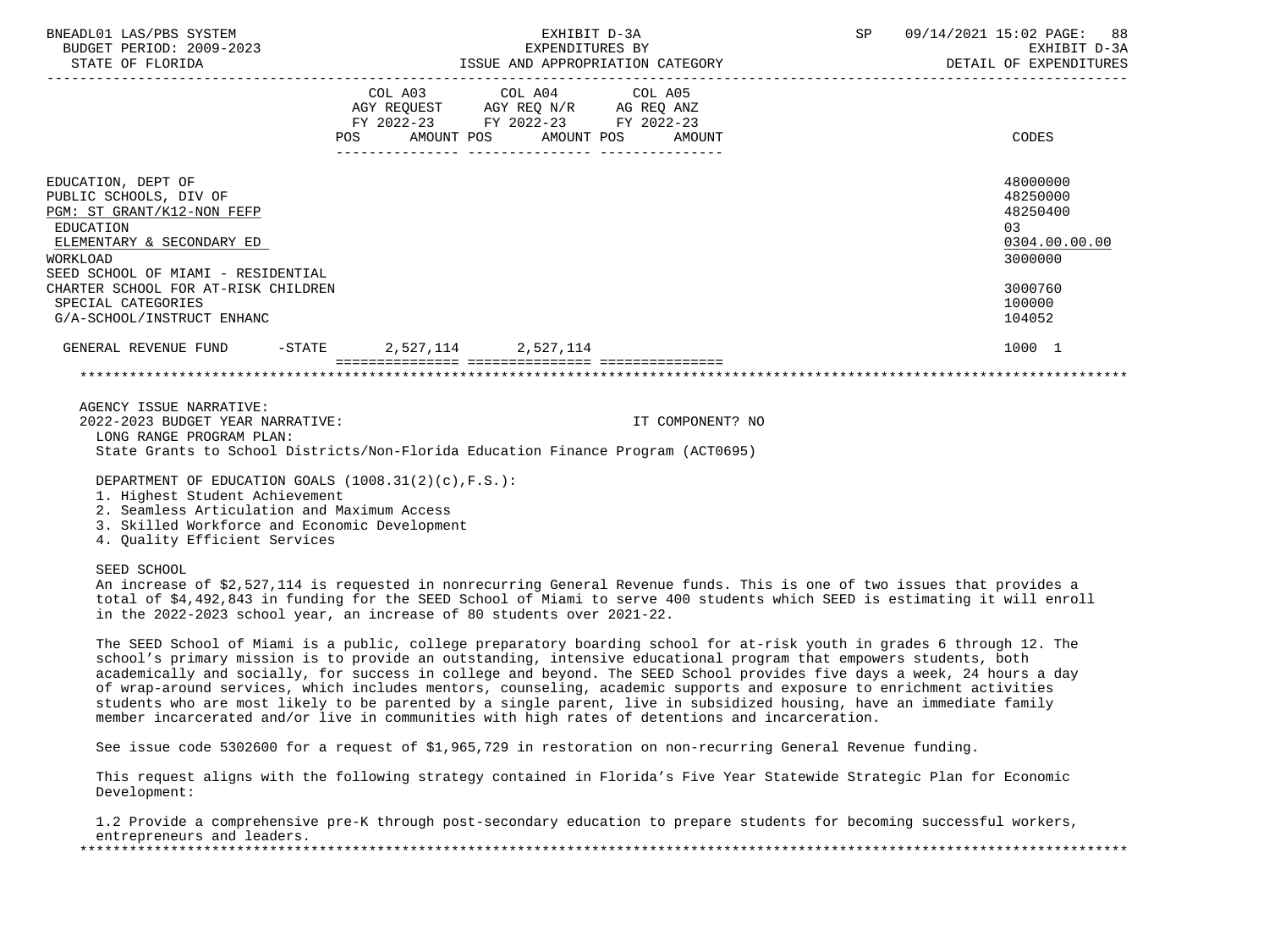| | COL A03 AGY REQUEST FY 2022-23 POS AMOUNT | COL A04 AGY REQ N/R FY 2022-23 POS AMOUNT | COL A05 AG REQ ANZ FY 2022-23 POS AMOUNT | CODES |
|---|---|---|---|---|
| EDUCATION, DEPT OF | | | | 48000000 |
| PUBLIC SCHOOLS, DIV OF | | | | 48250000 |
| PGM: ST GRANT/K12-NON FEFP | | | | 48250400 |
| EDUCATION | | | | 03 |
| ELEMENTARY & SECONDARY ED | | | | 0304.00.00.00 |
| WORKLOAD | | | | 3000000 |
| SEED SCHOOL OF MIAMI - RESIDENTIAL CHARTER SCHOOL FOR AT-RISK CHILDREN | | | | 3000760 |
| SPECIAL CATEGORIES | | | | 100000 |
| G/A-SCHOOL/INSTRUCT ENHANC | | | | 104052 |
| GENERAL REVENUE FUND -STATE | 2,527,114 | 2,527,114 | | 1000 1 |

AGENCY ISSUE NARRATIVE:

2022-2023 BUDGET YEAR NARRATIVE: IT COMPONENT? NO

LONG RANGE PROGRAM PLAN:
State Grants to School Districts/Non-Florida Education Finance Program (ACT0695)

DEPARTMENT OF EDUCATION GOALS (1008.31(2)(c),F.S.):
1. Highest Student Achievement
2. Seamless Articulation and Maximum Access
3. Skilled Workforce and Economic Development
4. Quality Efficient Services

SEED SCHOOL
An increase of $2,527,114 is requested in nonrecurring General Revenue funds. This is one of two issues that provides a total of $4,492,843 in funding for the SEED School of Miami to serve 400 students which SEED is estimating it will enroll in the 2022-2023 school year, an increase of 80 students over 2021-22.

The SEED School of Miami is a public, college preparatory boarding school for at-risk youth in grades 6 through 12. The school's primary mission is to provide an outstanding, intensive educational program that empowers students, both academically and socially, for success in college and beyond. The SEED School provides five days a week, 24 hours a day of wrap-around services, which includes mentors, counseling, academic supports and exposure to enrichment activities students who are most likely to be parented by a single parent, live in subsidized housing, have an immediate family member incarcerated and/or live in communities with high rates of detentions and incarceration.

See issue code 5302600 for a request of $1,965,729 in restoration on non-recurring General Revenue funding.

This request aligns with the following strategy contained in Florida's Five Year Statewide Strategic Plan for Economic Development:

1.2 Provide a comprehensive pre-K through post-secondary education to prepare students for becoming successful workers, entrepreneurs and leaders.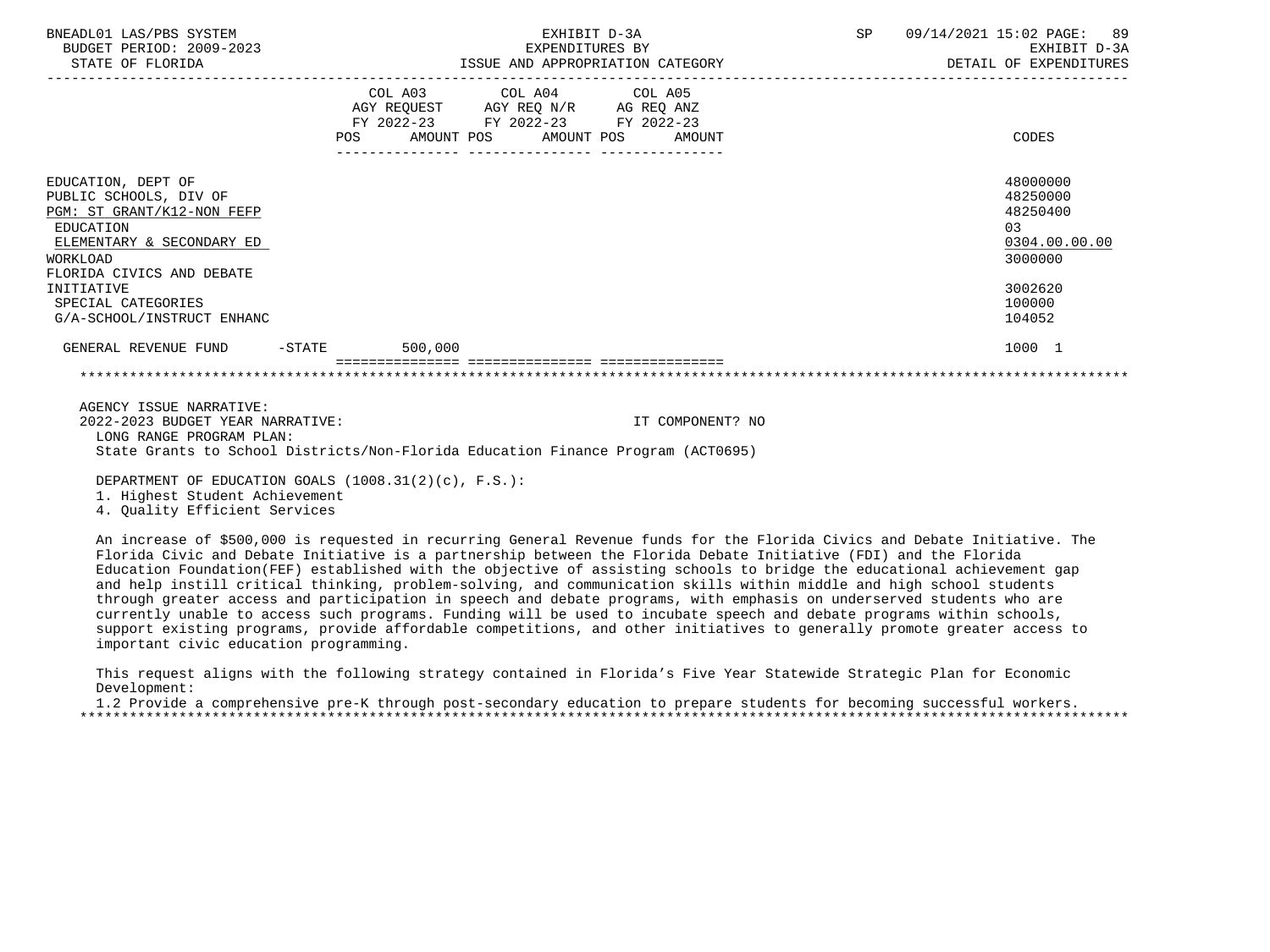| | COL A03 AGY REQUEST FY 2022-23 POS AMOUNT | COL A04 AGY REQ N/R FY 2022-23 POS AMOUNT | COL A05 AG REQ ANZ FY 2022-23 POS AMOUNT | CODES |
|---|---|---|---|---|
| EDUCATION, DEPT OF | | | | 48000000 |
| PUBLIC SCHOOLS, DIV OF | | | | 48250000 |
| PGM: ST GRANT/K12-NON FEFP | | | | 48250400 |
| EDUCATION | | | | 03 |
| ELEMENTARY & SECONDARY ED | | | | 0304.00.00.00 |
| WORKLOAD | | | | 3000000 |
| FLORIDA CIVICS AND DEBATE INITIATIVE | | | | 3002620 |
| SPECIAL CATEGORIES | | | | 100000 |
| G/A-SCHOOL/INSTRUCT ENHANC | | | | 104052 |
| GENERAL REVENUE FUND -STATE | 500,000 | | | 1000 1 |

AGENCY ISSUE NARRATIVE:

2022-2023 BUDGET YEAR NARRATIVE: IT COMPONENT? NO

LONG RANGE PROGRAM PLAN:

State Grants to School Districts/Non-Florida Education Finance Program (ACT0695)

DEPARTMENT OF EDUCATION GOALS (1008.31(2)(c), F.S.):

1. Highest Student Achievement
4. Quality Efficient Services

An increase of $500,000 is requested in recurring General Revenue funds for the Florida Civics and Debate Initiative. The Florida Civic and Debate Initiative is a partnership between the Florida Debate Initiative (FDI) and the Florida Education Foundation(FEF) established with the objective of assisting schools to bridge the educational achievement gap and help instill critical thinking, problem-solving, and communication skills within middle and high school students through greater access and participation in speech and debate programs, with emphasis on underserved students who are currently unable to access such programs. Funding will be used to incubate speech and debate programs within schools, support existing programs, provide affordable competitions, and other initiatives to generally promote greater access to important civic education programming.

This request aligns with the following strategy contained in Florida's Five Year Statewide Strategic Plan for Economic Development:

1.2 Provide a comprehensive pre-K through post-secondary education to prepare students for becoming successful workers.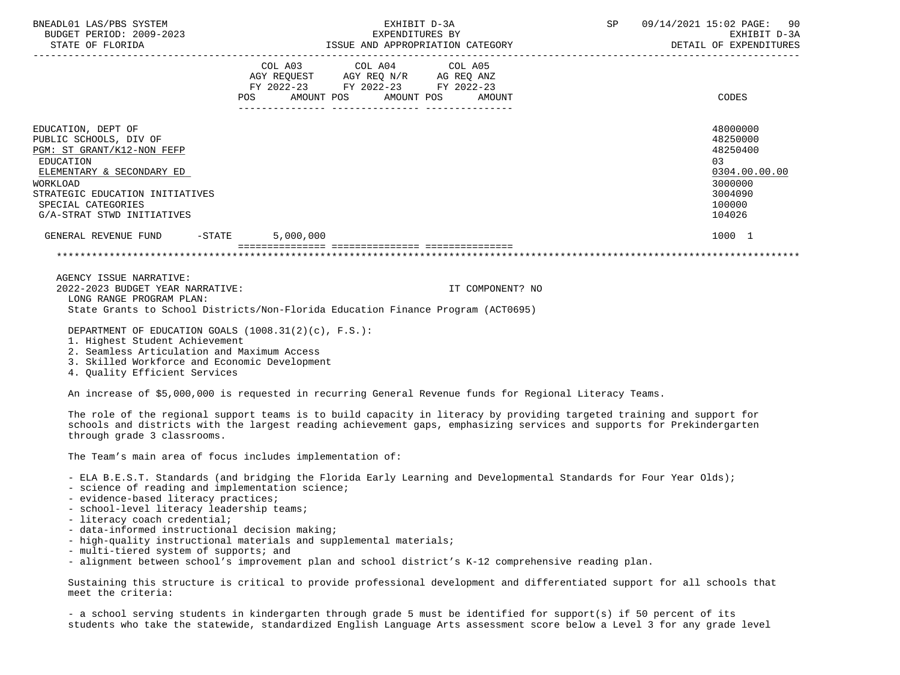| | COL A03 AGY REQUEST FY 2022-23 POS AMOUNT | COL A04 AGY REQ N/R FY 2022-23 POS AMOUNT | COL A05 AG REQ ANZ FY 2022-23 POS AMOUNT | CODES |
|---|---|---|---|---|
| EDUCATION, DEPT OF | | | | 48000000 |
| PUBLIC SCHOOLS, DIV OF | | | | 48250000 |
| PGM: ST GRANT/K12-NON FEFP | | | | 48250400 |
| EDUCATION | | | | 03 |
| ELEMENTARY & SECONDARY ED | | | | 0304.00.00.00 |
| WORKLOAD | | | | 3000000 |
| STRATEGIC EDUCATION INITIATIVES | | | | 3004090 |
| SPECIAL CATEGORIES | | | | 100000 |
| G/A-STRAT STWD INITIATIVES | | | | 104026 |
| GENERAL REVENUE FUND -STATE | 5,000,000 | | | 1000 1 |

AGENCY ISSUE NARRATIVE:
2022-2023 BUDGET YEAR NARRATIVE: IT COMPONENT? NO

LONG RANGE PROGRAM PLAN:
State Grants to School Districts/Non-Florida Education Finance Program (ACT0695)

DEPARTMENT OF EDUCATION GOALS (1008.31(2)(c), F.S.):
1. Highest Student Achievement
2. Seamless Articulation and Maximum Access
3. Skilled Workforce and Economic Development
4. Quality Efficient Services

An increase of $5,000,000 is requested in recurring General Revenue funds for Regional Literacy Teams.

The role of the regional support teams is to build capacity in literacy by providing targeted training and support for schools and districts with the largest reading achievement gaps, emphasizing services and supports for Prekindergarten through grade 3 classrooms.

The Team's main area of focus includes implementation of:

- ELA B.E.S.T. Standards (and bridging the Florida Early Learning and Developmental Standards for Four Year Olds);
- science of reading and implementation science;
- evidence-based literacy practices;
- school-level literacy leadership teams;
- literacy coach credential;
- data-informed instructional decision making;
- high-quality instructional materials and supplemental materials;
- multi-tiered system of supports; and
- alignment between school's improvement plan and school district's K-12 comprehensive reading plan.

Sustaining this structure is critical to provide professional development and differentiated support for all schools that meet the criteria:

- a school serving students in kindergarten through grade 5 must be identified for support(s) if 50 percent of its students who take the statewide, standardized English Language Arts assessment score below a Level 3 for any grade level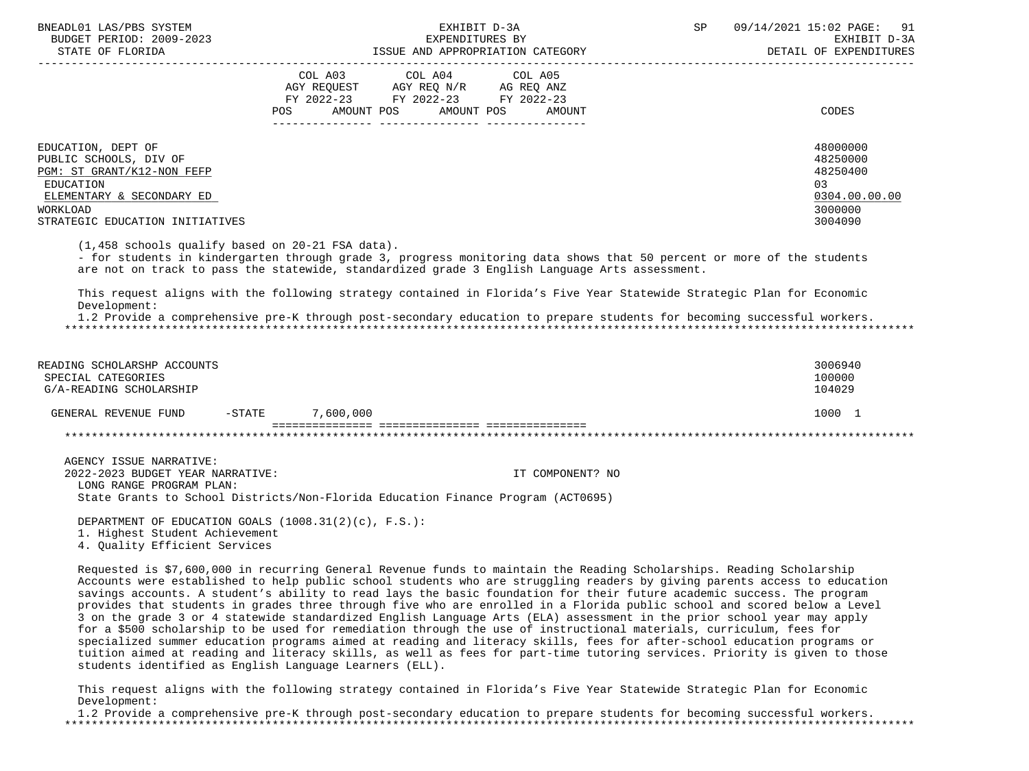| | COL A03 AGY REQUEST FY 2022-23 POS AMOUNT | COL A04 AGY REQ N/R FY 2022-23 POS AMOUNT | COL A05 AG REQ ANZ FY 2022-23 POS AMOUNT | CODES |
|---|---|---|---|---|
| EDUCATION, DEPT OF | | | | 48000000 |
| PUBLIC SCHOOLS, DIV OF | | | | 48250000 |
| PGM: ST GRANT/K12-NON FEFP | | | | 48250400 |
| EDUCATION | | | | 03 |
| ELEMENTARY & SECONDARY ED | | | | 0304.00.00.00 |
| WORKLOAD | | | | 3000000 |
| STRATEGIC EDUCATION INITIATIVES | | | | 3004090 |

(1,458 schools qualify based on 20-21 FSA data).
- for students in kindergarten through grade 3, progress monitoring data shows that 50 percent or more of the students are not on track to pass the statewide, standardized grade 3 English Language Arts assessment.

This request aligns with the following strategy contained in Florida's Five Year Statewide Strategic Plan for Economic Development:
1.2 Provide a comprehensive pre-K through post-secondary education to prepare students for becoming successful workers.

*****************************************************************************************************************************

| | COL A03 | COL A04 | COL A05 | CODES |
|---|---|---|---|---|
| READING SCHOLARSHP ACCOUNTS | | | | 3006940 |
| SPECIAL CATEGORIES | | | | 100000 |
| G/A-READING SCHOLARSHIP | | | | 104029 |
| GENERAL REVENUE FUND -STATE | 7,600,000 | | | 1000 1 |

*****************************************************************************************************************************

AGENCY ISSUE NARRATIVE:
2022-2023 BUDGET YEAR NARRATIVE: IT COMPONENT? NO
LONG RANGE PROGRAM PLAN:
State Grants to School Districts/Non-Florida Education Finance Program (ACT0695)

DEPARTMENT OF EDUCATION GOALS (1008.31(2)(c), F.S.):
1. Highest Student Achievement
4. Quality Efficient Services

Requested is $7,600,000 in recurring General Revenue funds to maintain the Reading Scholarships. Reading Scholarship Accounts were established to help public school students who are struggling readers by giving parents access to education savings accounts. A student's ability to read lays the basic foundation for their future academic success. The program provides that students in grades three through five who are enrolled in a Florida public school and scored below a Level 3 on the grade 3 or 4 statewide standardized English Language Arts (ELA) assessment in the prior school year may apply for a $500 scholarship to be used for remediation through the use of instructional materials, curriculum, fees for specialized summer education programs aimed at reading and literacy skills, fees for after-school education programs or tuition aimed at reading and literacy skills, as well as fees for part-time tutoring services. Priority is given to those students identified as English Language Learners (ELL).

This request aligns with the following strategy contained in Florida's Five Year Statewide Strategic Plan for Economic Development:
1.2 Provide a comprehensive pre-K through post-secondary education to prepare students for becoming successful workers.

*****************************************************************************************************************************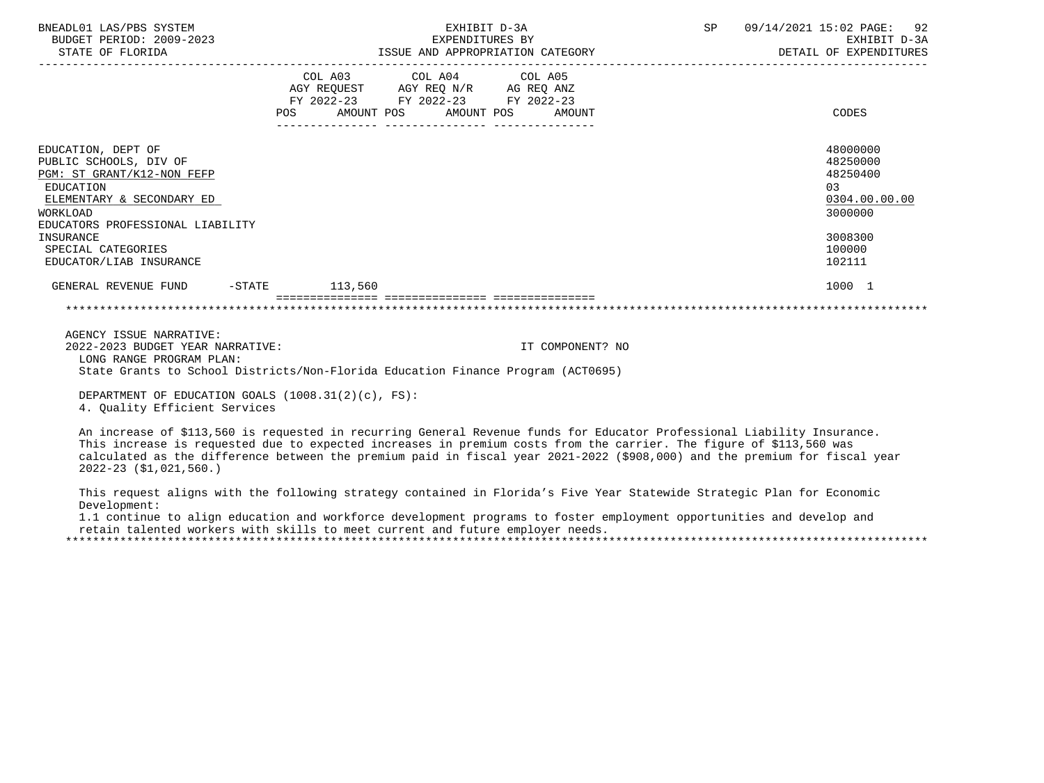BNEADL01 LAS/PBS SYSTEM | EXHIBIT D-3A | SP 09/14/2021 15:02
BUDGET PERIOD: 2009-2023 | EXPENDITURES BY | EXHIBIT D-3A
STATE OF FLORIDA | ISSUE AND APPROPRIATION CATEGORY | DETAIL OF EXPENDITURES

| | COL A03 AGY REQUEST FY 2022-23 POS | AMOUNT | COL A04 AGY REQ N/R FY 2022-23 POS | AMOUNT | COL A05 AG REQ ANZ FY 2022-23 POS | AMOUNT | CODES |
|---|---|---|---|---|---|---|---|
| EDUCATION, DEPT OF | | | | | | | 48000000 |
| PUBLIC SCHOOLS, DIV OF | | | | | | | 48250000 |
| PGM: ST GRANT/K12-NON FEFP | | | | | | | 48250400 |
| EDUCATION | | | | | | | 03 |
| ELEMENTARY & SECONDARY ED | | | | | | | 0304.00.00.00 |
| WORKLOAD | | | | | | | 3000000 |
| EDUCATORS PROFESSIONAL LIABILITY INSURANCE | | | | | | | 3008300 |
| SPECIAL CATEGORIES | | | | | | | 100000 |
| EDUCATOR/LIAB INSURANCE | | | | | | | 102111 |
| GENERAL REVENUE FUND -STATE | | 113,560 | | | | | 1000 1 |

AGENCY ISSUE NARRATIVE:
2022-2023 BUDGET YEAR NARRATIVE: IT COMPONENT? NO

LONG RANGE PROGRAM PLAN:
State Grants to School Districts/Non-Florida Education Finance Program (ACT0695)

DEPARTMENT OF EDUCATION GOALS (1008.31(2)(c), FS):
4. Quality Efficient Services

An increase of $113,560 is requested in recurring General Revenue funds for Educator Professional Liability Insurance. This increase is requested due to expected increases in premium costs from the carrier. The figure of $113,560 was calculated as the difference between the premium paid in fiscal year 2021-2022 ($908,000) and the premium for fiscal year 2022-23 ($1,021,560.)

This request aligns with the following strategy contained in Florida's Five Year Statewide Strategic Plan for Economic Development:
1.1 continue to align education and workforce development programs to foster employment opportunities and develop and retain talented workers with skills to meet current and future employer needs.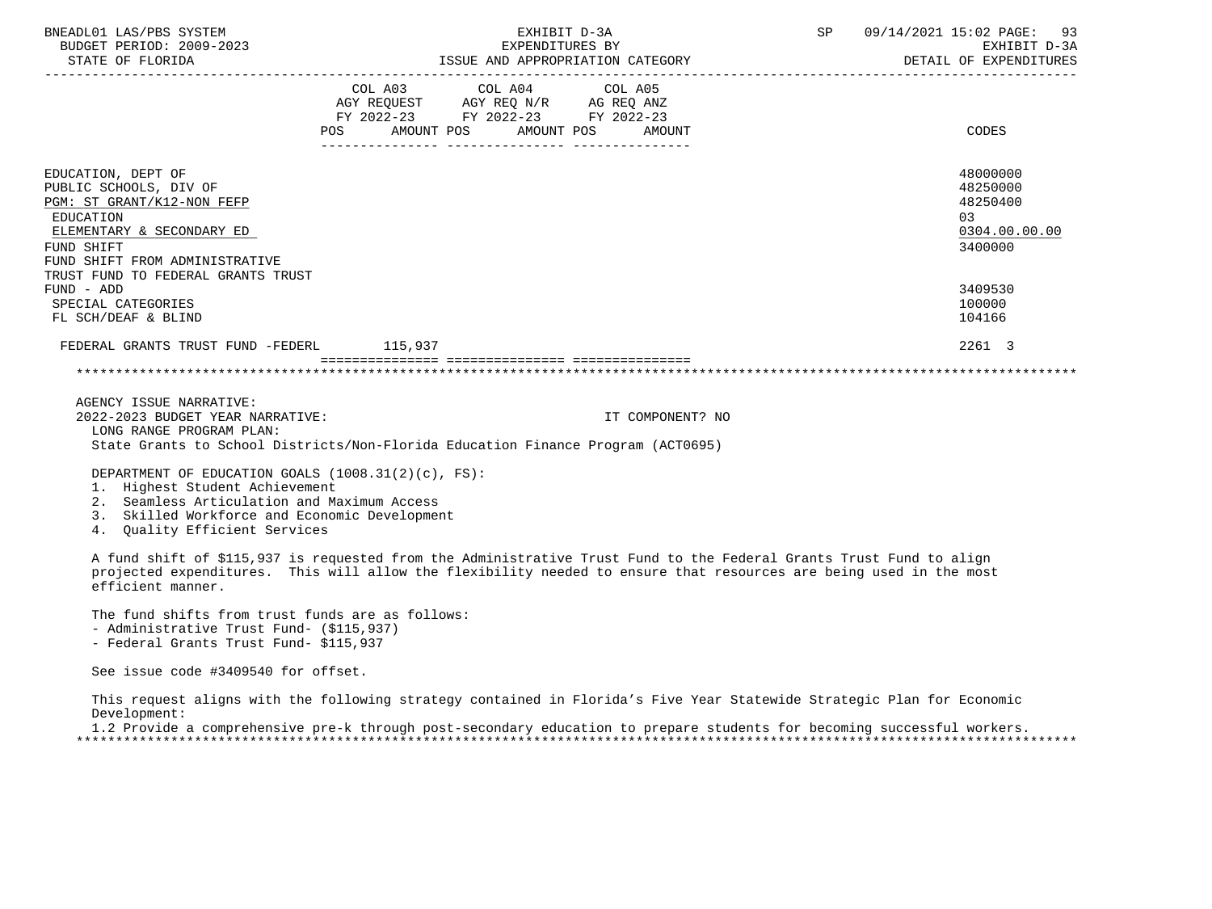BNEADL01 LAS/PBS SYSTEM
BUDGET PERIOD: 2009-2023
STATE OF FLORIDA

EXHIBIT D-3A
EXPENDITURES BY
ISSUE AND APPROPRIATION CATEGORY

SP 09/14/2021 15:02
EXHIBIT D-3A
DETAIL OF EXPENDITURES

| | COL A03 AGY REQUEST FY 2022-23 POS | AMOUNT | COL A04 AGY REQ N/R FY 2022-23 POS | AMOUNT | COL A05 AG REQ ANZ FY 2022-23 POS | AMOUNT | CODES |
|---|---|---|---|---|---|---|---|
| EDUCATION, DEPT OF | | | | | | | 48000000 |
| PUBLIC SCHOOLS, DIV OF | | | | | | | 48250000 |
| PGM: ST GRANT/K12-NON FEFP | | | | | | | 48250400 |
| EDUCATION | | | | | | | 03 |
| ELEMENTARY & SECONDARY ED | | | | | | | 0304.00.00.00 |
| FUND SHIFT | | | | | | | 3400000 |
| FUND SHIFT FROM ADMINISTRATIVE TRUST FUND TO FEDERAL GRANTS TRUST FUND - ADD | | | | | | | 3409530 |
| SPECIAL CATEGORIES | | | | | | | 100000 |
| FL SCH/DEAF & BLIND | | | | | | | 104166 |
| FEDERAL GRANTS TRUST FUND -FEDERL | | 115,937 | | | | | 2261 3 |

AGENCY ISSUE NARRATIVE:
2022-2023 BUDGET YEAR NARRATIVE: IT COMPONENT? NO
LONG RANGE PROGRAM PLAN:
State Grants to School Districts/Non-Florida Education Finance Program (ACT0695)

DEPARTMENT OF EDUCATION GOALS (1008.31(2)(c), FS):
1. Highest Student Achievement
2. Seamless Articulation and Maximum Access
3. Skilled Workforce and Economic Development
4. Quality Efficient Services

A fund shift of $115,937 is requested from the Administrative Trust Fund to the Federal Grants Trust Fund to align projected expenditures. This will allow the flexibility needed to ensure that resources are being used in the most efficient manner.

The fund shifts from trust funds are as follows:
- Administrative Trust Fund- ($115,937)
- Federal Grants Trust Fund- $115,937

See issue code #3409540 for offset.

This request aligns with the following strategy contained in Florida's Five Year Statewide Strategic Plan for Economic Development:
1.2 Provide a comprehensive pre-k through post-secondary education to prepare students for becoming successful workers.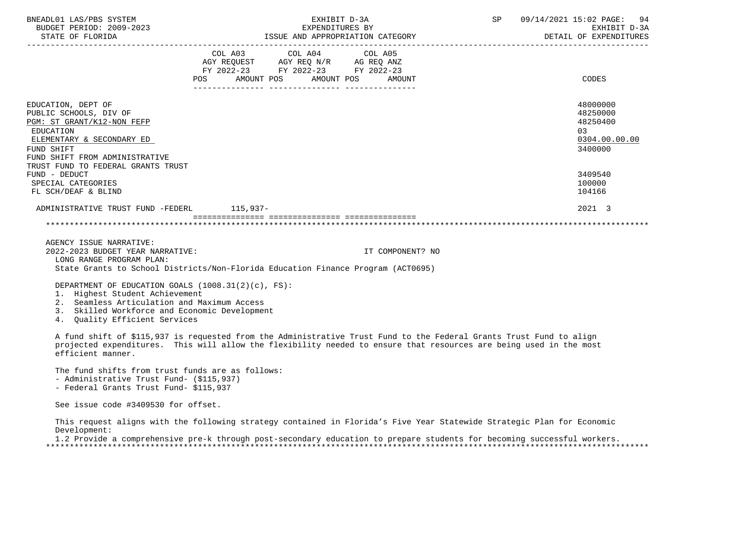| | COL A03 AGY REQUEST FY 2022-23 POS AMOUNT | COL A04 AGY REQ N/R FY 2022-23 POS AMOUNT | COL A05 AG REQ ANZ FY 2022-23 POS AMOUNT | CODES |
|---|---|---|---|---|
| EDUCATION, DEPT OF | | | | 48000000 |
| PUBLIC SCHOOLS, DIV OF | | | | 48250000 |
| PGM: ST GRANT/K12-NON FEFP | | | | 48250400 |
| EDUCATION | | | | 03 |
| ELEMENTARY & SECONDARY ED | | | | 0304.00.00.00 |
| FUND SHIFT | | | | 3400000 |
| FUND SHIFT FROM ADMINISTRATIVE TRUST FUND TO FEDERAL GRANTS TRUST FUND - DEDUCT | | | | 3409540 |
| SPECIAL CATEGORIES | | | | 100000 |
| FL SCH/DEAF & BLIND | | | | 104166 |
| ADMINISTRATIVE TRUST FUND -FEDERL | 115,937- | | | 2021 3 |

AGENCY ISSUE NARRATIVE:

2022-2023 BUDGET YEAR NARRATIVE: IT COMPONENT? NO

LONG RANGE PROGRAM PLAN:
State Grants to School Districts/Non-Florida Education Finance Program (ACT0695)

DEPARTMENT OF EDUCATION GOALS (1008.31(2)(c), FS):
1. Highest Student Achievement
2. Seamless Articulation and Maximum Access
3. Skilled Workforce and Economic Development
4. Quality Efficient Services

A fund shift of $115,937 is requested from the Administrative Trust Fund to the Federal Grants Trust Fund to align projected expenditures. This will allow the flexibility needed to ensure that resources are being used in the most efficient manner.

The fund shifts from trust funds are as follows:
- Administrative Trust Fund- ($115,937)
- Federal Grants Trust Fund- $115,937

See issue code #3409530 for offset.

This request aligns with the following strategy contained in Florida's Five Year Statewide Strategic Plan for Economic Development:
1.2 Provide a comprehensive pre-k through post-secondary education to prepare students for becoming successful workers.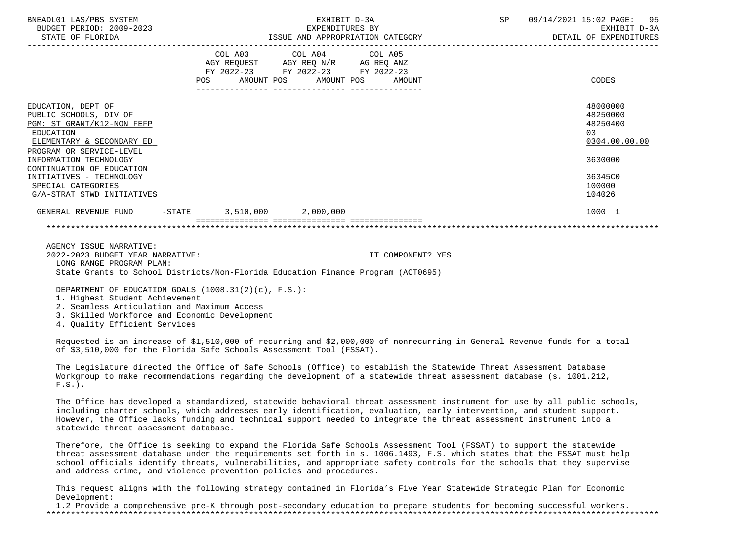BNEADL01 LAS/PBS SYSTEM — EXHIBIT D-3A — EXPENDITURES BY ISSUE AND APPROPRIATION CATEGORY — SP 09/14/2021 15:02

BUDGET PERIOD: 2009-2023 — STATE OF FLORIDA — EXHIBIT D-3A — DETAIL OF EXPENDITURES

| | COL A03 AGY REQUEST FY 2022-23 POS AMOUNT | COL A04 AGY REQ N/R FY 2022-23 POS AMOUNT | COL A05 AG REQ ANZ FY 2022-23 POS AMOUNT | CODES |
|---|---|---|---|---|
| EDUCATION, DEPT OF | | | | 48000000 |
| PUBLIC SCHOOLS, DIV OF | | | | 48250000 |
| PGM: ST GRANT/K12-NON FEFP | | | | 48250400 |
| EDUCATION | | | | 03 |
| ELEMENTARY & SECONDARY ED | | | | 0304.00.00.00 |
| PROGRAM OR SERVICE-LEVEL INFORMATION TECHNOLOGY | | | | 3630000 |
| CONTINUATION OF EDUCATION INITIATIVES - TECHNOLOGY | | | | 36345C0 |
| SPECIAL CATEGORIES | | | | 100000 |
| G/A-STRAT STWD INITIATIVES | | | | 104026 |
| GENERAL REVENUE FUND -STATE | 3,510,000 | 2,000,000 | | 1000 1 |

AGENCY ISSUE NARRATIVE:

2022-2023 BUDGET YEAR NARRATIVE: IT COMPONENT? YES

LONG RANGE PROGRAM PLAN:

State Grants to School Districts/Non-Florida Education Finance Program (ACT0695)

DEPARTMENT OF EDUCATION GOALS (1008.31(2)(c), F.S.):

1. Highest Student Achievement
2. Seamless Articulation and Maximum Access
3. Skilled Workforce and Economic Development
4. Quality Efficient Services

Requested is an increase of $1,510,000 of recurring and $2,000,000 of nonrecurring in General Revenue funds for a total of $3,510,000 for the Florida Safe Schools Assessment Tool (FSSAT).

The Legislature directed the Office of Safe Schools (Office) to establish the Statewide Threat Assessment Database Workgroup to make recommendations regarding the development of a statewide threat assessment database (s. 1001.212, F.S.).

The Office has developed a standardized, statewide behavioral threat assessment instrument for use by all public schools, including charter schools, which addresses early identification, evaluation, early intervention, and student support. However, the Office lacks funding and technical support needed to integrate the threat assessment instrument into a statewide threat assessment database.

Therefore, the Office is seeking to expand the Florida Safe Schools Assessment Tool (FSSAT) to support the statewide threat assessment database under the requirements set forth in s. 1006.1493, F.S. which states that the FSSAT must help school officials identify threats, vulnerabilities, and appropriate safety controls for the schools that they supervise and address crime, and violence prevention policies and procedures.

This request aligns with the following strategy contained in Florida's Five Year Statewide Strategic Plan for Economic Development:

1.2 Provide a comprehensive pre-K through post-secondary education to prepare students for becoming successful workers.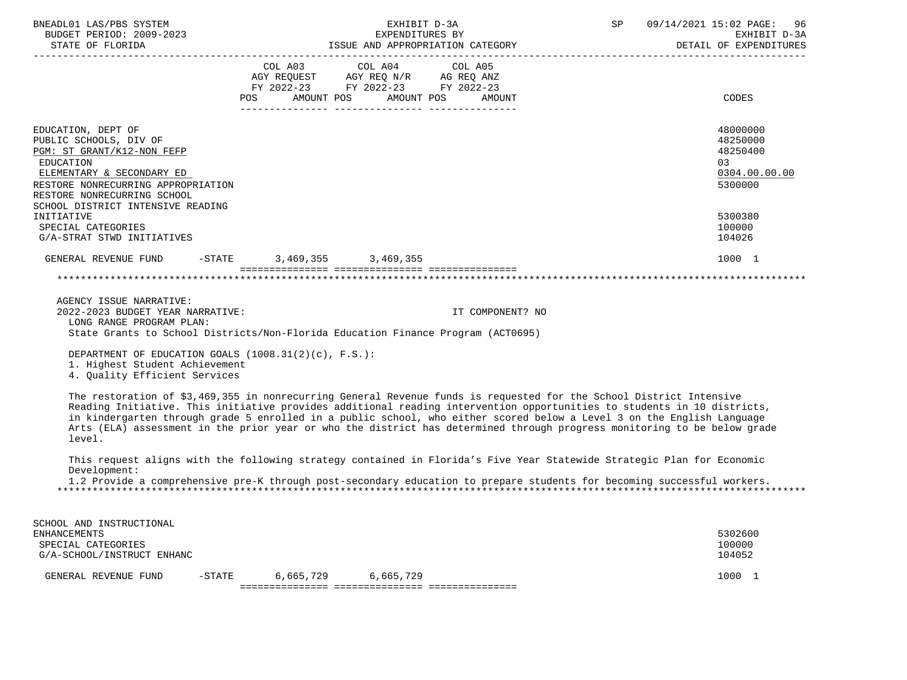| | COL A03 AGY REQUEST FY 2022-23 POS AMOUNT | COL A04 AGY REQ N/R FY 2022-23 POS AMOUNT | COL A05 AG REQ ANZ FY 2022-23 POS AMOUNT | CODES |
|---|---|---|---|---|
| EDUCATION, DEPT OF | | | | 48000000 |
| PUBLIC SCHOOLS, DIV OF | | | | 48250000 |
| PGM: ST GRANT/K12-NON FEFP | | | | 48250400 |
| EDUCATION | | | | 03 |
| ELEMENTARY & SECONDARY ED | | | | 0304.00.00.00 |
| RESTORE NONRECURRING APPROPRIATION | | | | 5300000 |
| RESTORE NONRECURRING SCHOOL SCHOOL DISTRICT INTENSIVE READING INITIATIVE | | | | 5300380 |
| SPECIAL CATEGORIES | | | | 100000 |
| G/A-STRAT STWD INITIATIVES | | | | 104026 |
| GENERAL REVENUE FUND -STATE | 3,469,355 | 3,469,355 | | 1000 1 |

AGENCY ISSUE NARRATIVE:

2022-2023 BUDGET YEAR NARRATIVE: IT COMPONENT? NO

LONG RANGE PROGRAM PLAN:

State Grants to School Districts/Non-Florida Education Finance Program (ACT0695)

DEPARTMENT OF EDUCATION GOALS (1008.31(2)(c), F.S.):
1. Highest Student Achievement
4. Quality Efficient Services

The restoration of $3,469,355 in nonrecurring General Revenue funds is requested for the School District Intensive Reading Initiative. This initiative provides additional reading intervention opportunities to students in 10 districts, in kindergarten through grade 5 enrolled in a public school, who either scored below a Level 3 on the English Language Arts (ELA) assessment in the prior year or who the district has determined through progress monitoring to be below grade level.

This request aligns with the following strategy contained in Florida's Five Year Statewide Strategic Plan for Economic Development:
1.2 Provide a comprehensive pre-K through post-secondary education to prepare students for becoming successful workers.

| | COL A03 | COL A04 | COL A05 | CODES |
|---|---|---|---|---|
| SCHOOL AND INSTRUCTIONAL ENHANCEMENTS | | | | 5302600 |
| SPECIAL CATEGORIES | | | | 100000 |
| G/A-SCHOOL/INSTRUCT ENHANC | | | | 104052 |
| GENERAL REVENUE FUND -STATE | 6,665,729 | 6,665,729 | | 1000 1 |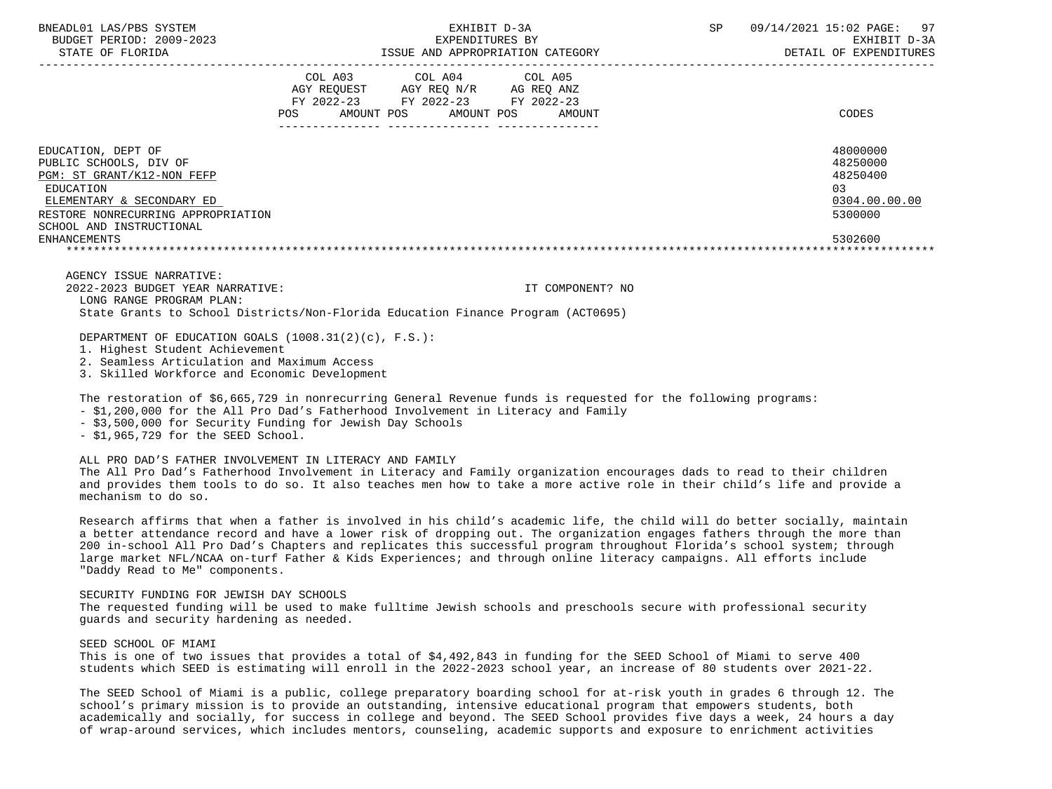| | COL A03 AGY REQUEST FY 2022-23 POS AMOUNT | COL A04 AGY REQ N/R FY 2022-23 POS AMOUNT | COL A05 AG REQ ANZ FY 2022-23 POS AMOUNT | CODES |
|---|---|---|---|---|
| EDUCATION, DEPT OF | | | | 48000000 |
| PUBLIC SCHOOLS, DIV OF | | | | 48250000 |
| PGM: ST GRANT/K12-NON FEFP | | | | 48250400 |
| EDUCATION | | | | 03 |
| ELEMENTARY & SECONDARY ED | | | | 0304.00.00.00 |
| RESTORE NONRECURRING APPROPRIATION | | | | 5300000 |
| SCHOOL AND INSTRUCTIONAL ENHANCEMENTS | | | | 5302600 |

AGENCY ISSUE NARRATIVE:
2022-2023 BUDGET YEAR NARRATIVE: IT COMPONENT? NO

LONG RANGE PROGRAM PLAN:
State Grants to School Districts/Non-Florida Education Finance Program (ACT0695)

DEPARTMENT OF EDUCATION GOALS (1008.31(2)(c), F.S.):
1. Highest Student Achievement
2. Seamless Articulation and Maximum Access
3. Skilled Workforce and Economic Development

The restoration of $6,665,729 in nonrecurring General Revenue funds is requested for the following programs:
- $1,200,000 for the All Pro Dad's Fatherhood Involvement in Literacy and Family
- $3,500,000 for Security Funding for Jewish Day Schools
- $1,965,729 for the SEED School.

ALL PRO DAD'S FATHER INVOLVEMENT IN LITERACY AND FAMILY
The All Pro Dad's Fatherhood Involvement in Literacy and Family organization encourages dads to read to their children and provides them tools to do so. It also teaches men how to take a more active role in their child's life and provide a mechanism to do so.

Research affirms that when a father is involved in his child's academic life, the child will do better socially, maintain a better attendance record and have a lower risk of dropping out. The organization engages fathers through the more than 200 in-school All Pro Dad's Chapters and replicates this successful program throughout Florida's school system; through large market NFL/NCAA on-turf Father & Kids Experiences; and through online literacy campaigns. All efforts include "Daddy Read to Me" components.

SECURITY FUNDING FOR JEWISH DAY SCHOOLS
The requested funding will be used to make fulltime Jewish schools and preschools secure with professional security guards and security hardening as needed.

SEED SCHOOL OF MIAMI
This is one of two issues that provides a total of $4,492,843 in funding for the SEED School of Miami to serve 400 students which SEED is estimating will enroll in the 2022-2023 school year, an increase of 80 students over 2021-22.

The SEED School of Miami is a public, college preparatory boarding school for at-risk youth in grades 6 through 12. The school's primary mission is to provide an outstanding, intensive educational program that empowers students, both academically and socially, for success in college and beyond. The SEED School provides five days a week, 24 hours a day of wrap-around services, which includes mentors, counseling, academic supports and exposure to enrichment activities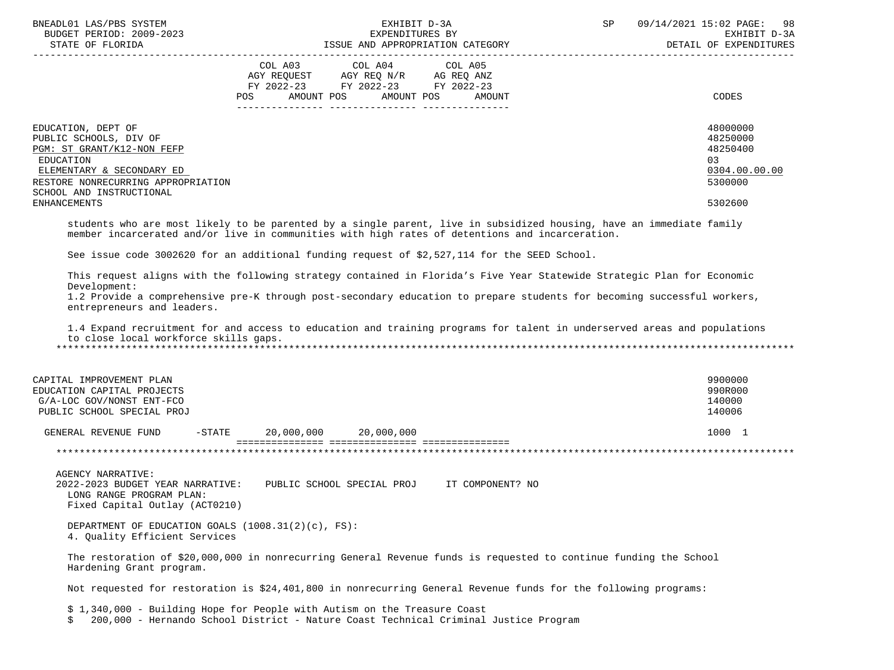| | COL A03 AGY REQUEST FY 2022-23 POS AMOUNT | COL A04 AGY REQ N/R FY 2022-23 POS AMOUNT | COL A05 AG REQ ANZ FY 2022-23 POS AMOUNT | CODES |
|---|---|---|---|---|
| EDUCATION, DEPT OF | | | | 48000000 |
| PUBLIC SCHOOLS, DIV OF | | | | 48250000 |
| PGM: ST GRANT/K12-NON FEFP | | | | 48250400 |
| EDUCATION | | | | 03 |
| ELEMENTARY & SECONDARY ED | | | | 0304.00.00.00 |
| RESTORE NONRECURRING APPROPRIATION | | | | 5300000 |
| SCHOOL AND INSTRUCTIONAL ENHANCEMENTS | | | | 5302600 |

students who are most likely to be parented by a single parent, live in subsidized housing, have an immediate family member incarcerated and/or live in communities with high rates of detentions and incarceration.

See issue code 3002620 for an additional funding request of $2,527,114 for the SEED School.

This request aligns with the following strategy contained in Florida's Five Year Statewide Strategic Plan for Economic Development:
1.2 Provide a comprehensive pre-K through post-secondary education to prepare students for becoming successful workers, entrepreneurs and leaders.

1.4 Expand recruitment for and access to education and training programs for talent in underserved areas and populations to close local workforce skills gaps.

*******************************************************************************************************************

| | COL A03 | COL A04 | COL A05 | CODES |
|---|---|---|---|---|
| CAPITAL IMPROVEMENT PLAN | | | | 9900000 |
| EDUCATION CAPITAL PROJECTS | | | | 990R000 |
| G/A-LOC GOV/NONST ENT-FCO | | | | 140000 |
| PUBLIC SCHOOL SPECIAL PROJ | | | | 140006 |
| GENERAL REVENUE FUND -STATE | 20,000,000 | 20,000,000 | | 1000 1 |

*******************************************************************************************************************

AGENCY NARRATIVE:
2022-2023 BUDGET YEAR NARRATIVE: PUBLIC SCHOOL SPECIAL PROJ IT COMPONENT? NO
LONG RANGE PROGRAM PLAN:
Fixed Capital Outlay (ACT0210)

DEPARTMENT OF EDUCATION GOALS (1008.31(2)(c), FS):
4. Quality Efficient Services

The restoration of $20,000,000 in nonrecurring General Revenue funds is requested to continue funding the School Hardening Grant program.

Not requested for restoration is $24,401,800 in nonrecurring General Revenue funds for the following programs:

$ 1,340,000 - Building Hope for People with Autism on the Treasure Coast
$ 200,000 - Hernando School District - Nature Coast Technical Criminal Justice Program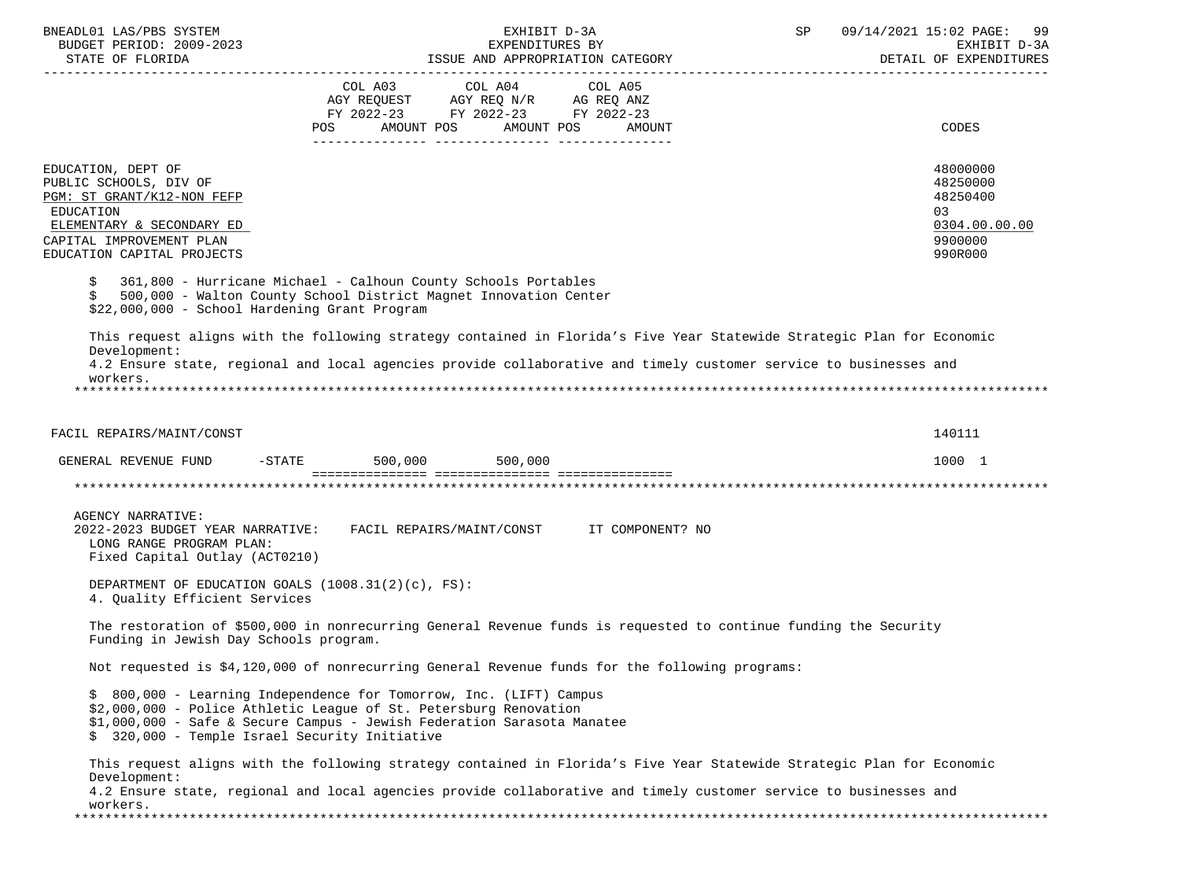| | COL A03 AGY REQUEST FY 2022-23 POS AMOUNT | COL A04 AGY REQ N/R FY 2022-23 POS AMOUNT | COL A05 AG REQ ANZ FY 2022-23 POS AMOUNT | CODES |
|---|---|---|---|---|
| EDUCATION, DEPT OF | | | | 48000000 |
| PUBLIC SCHOOLS, DIV OF | | | | 48250000 |
| PGM: ST GRANT/K12-NON FEFP | | | | 48250400 |
| EDUCATION | | | | 03 |
| ELEMENTARY & SECONDARY ED | | | | 0304.00.00.00 |
| CAPITAL IMPROVEMENT PLAN | | | | 9900000 |
| EDUCATION CAPITAL PROJECTS | | | | 990R000 |

$ 361,800 - Hurricane Michael - Calhoun County Schools Portables
$ 500,000 - Walton County School District Magnet Innovation Center
$22,000,000 - School Hardening Grant Program

This request aligns with the following strategy contained in Florida's Five Year Statewide Strategic Plan for Economic Development:
4.2 Ensure state, regional and local agencies provide collaborative and timely customer service to businesses and workers.

*******************************************************************************************************************************

| | COL A03 | COL A04 | COL A05 | CODES |
|---|---|---|---|---|
| FACIL REPAIRS/MAINT/CONST | | | | 140111 |
| GENERAL REVENUE FUND -STATE | 500,000 | 500,000 | | 1000 1 |

*******************************************************************************************************************************

AGENCY NARRATIVE:
2022-2023 BUDGET YEAR NARRATIVE: FACIL REPAIRS/MAINT/CONST IT COMPONENT? NO
LONG RANGE PROGRAM PLAN:
Fixed Capital Outlay (ACT0210)

DEPARTMENT OF EDUCATION GOALS (1008.31(2)(c), FS):
4. Quality Efficient Services

The restoration of $500,000 in nonrecurring General Revenue funds is requested to continue funding the Security Funding in Jewish Day Schools program.

Not requested is $4,120,000 of nonrecurring General Revenue funds for the following programs:

$ 800,000 - Learning Independence for Tomorrow, Inc. (LIFT) Campus
$2,000,000 - Police Athletic League of St. Petersburg Renovation
$1,000,000 - Safe & Secure Campus - Jewish Federation Sarasota Manatee
$ 320,000 - Temple Israel Security Initiative

This request aligns with the following strategy contained in Florida's Five Year Statewide Strategic Plan for Economic Development:
4.2 Ensure state, regional and local agencies provide collaborative and timely customer service to businesses and workers.

*******************************************************************************************************************************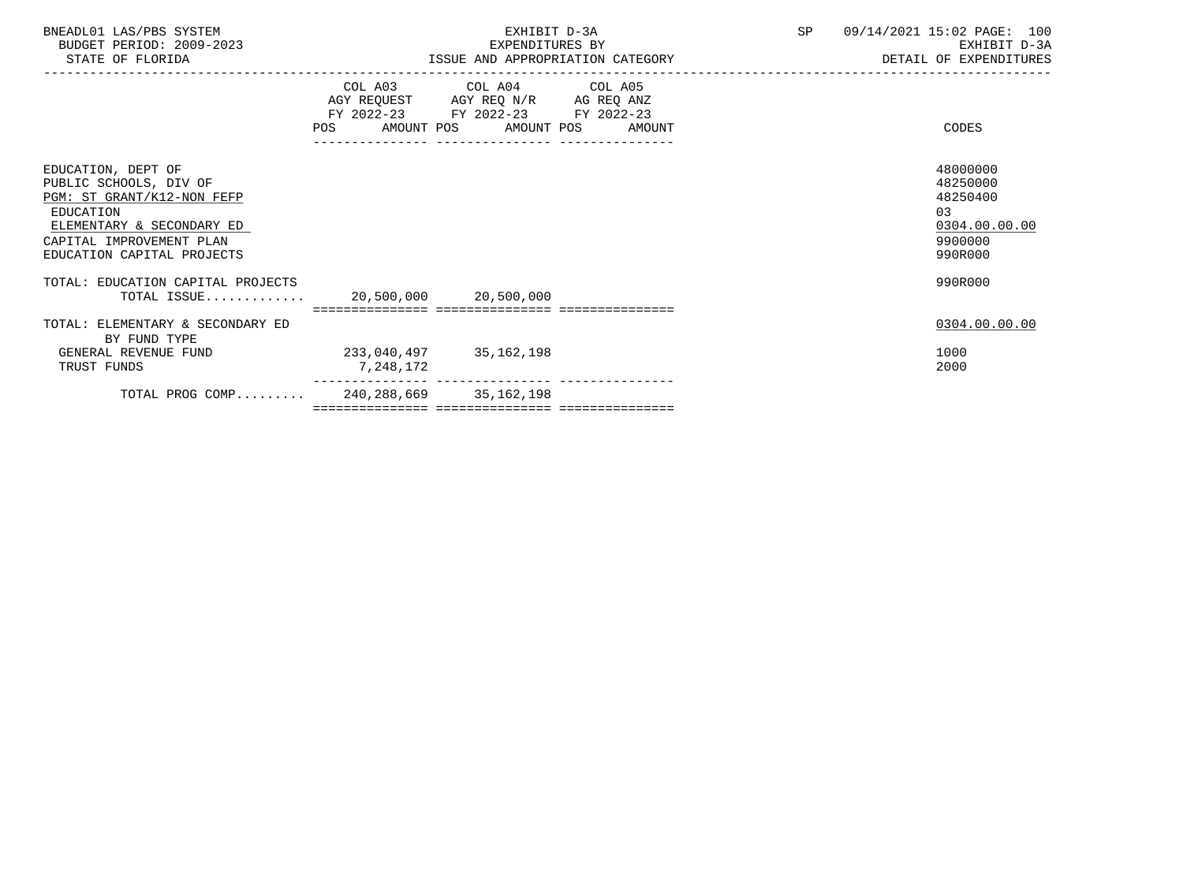BNEADL01 LAS/PBS SYSTEM — EXHIBIT D-3A — SP 09/14/2021 15:02 PAGE: 100
BUDGET PERIOD: 2009-2023 — EXPENDITURES BY — EXHIBIT D-3A
STATE OF FLORIDA — ISSUE AND APPROPRIATION CATEGORY — DETAIL OF EXPENDITURES

| | COL A03 AGY REQUEST FY 2022-23 POS | AMOUNT | COL A04 AGY REQ N/R FY 2022-23 POS | AMOUNT | COL A05 AG REQ ANZ FY 2022-23 POS | AMOUNT | CODES |
|---|---|---|---|---|---|---|---|
| EDUCATION, DEPT OF | | | | | | | 48000000 |
| PUBLIC SCHOOLS, DIV OF | | | | | | | 48250000 |
| PGM: ST GRANT/K12-NON FEFP | | | | | | | 48250400 |
| EDUCATION | | | | | | | 03 |
| ELEMENTARY & SECONDARY ED | | | | | | | 0304.00.00.00 |
| CAPITAL IMPROVEMENT PLAN | | | | | | | 9900000 |
| EDUCATION CAPITAL PROJECTS | | | | | | | 990R000 |
| TOTAL: EDUCATION CAPITAL PROJECTS | | | | | | | 990R000 |
| TOTAL ISSUE............. | | 20,500,000 | | 20,500,000 | | | |
| TOTAL: ELEMENTARY & SECONDARY ED | | | | | | | 0304.00.00.00 |
| BY FUND TYPE | | | | | | | |
| GENERAL REVENUE FUND | | 233,040,497 | | 35,162,198 | | | 1000 |
| TRUST FUNDS | | 7,248,172 | | | | | 2000 |
| TOTAL PROG COMP......... | | 240,288,669 | | 35,162,198 | | | |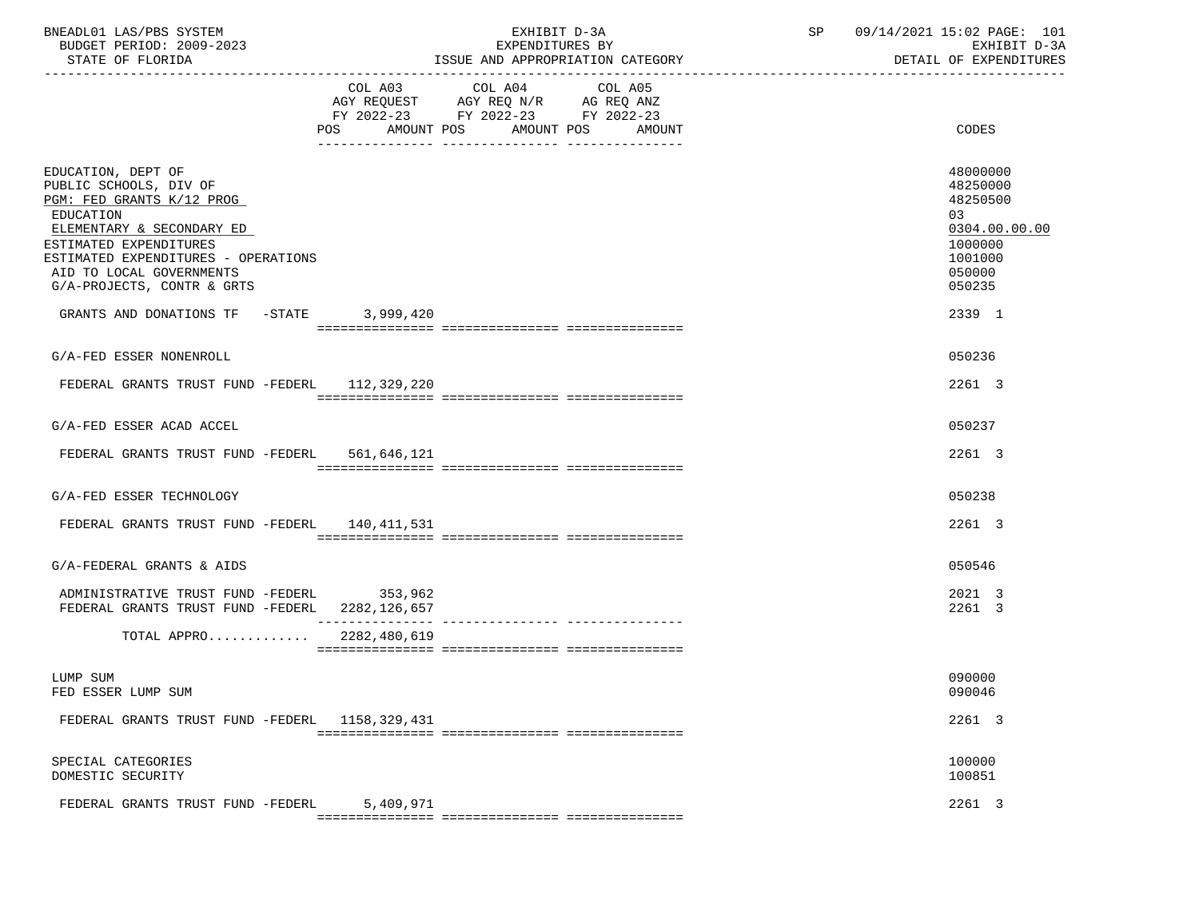BNEADL01 LAS/PBS SYSTEM
BUDGET PERIOD: 2009-2023
STATE OF FLORIDA

EXHIBIT D-3A
EXPENDITURES BY
ISSUE AND APPROPRIATION CATEGORY

SP 09/14/2021 15:02 PAGE: 101
EXHIBIT D-3A
DETAIL OF EXPENDITURES

| | COL A03 AGY REQUEST FY 2022-23 POS AMOUNT | COL A04 AGY REQ N/R FY 2022-23 POS AMOUNT | COL A05 AG REQ ANZ FY 2022-23 POS AMOUNT | CODES |
|---|---|---|---|---|
| EDUCATION, DEPT OF | | | | 48000000 |
| PUBLIC SCHOOLS, DIV OF | | | | 48250000 |
| PGM: FED GRANTS K/12 PROG | | | | 48250500 |
| EDUCATION | | | | 03 |
| ELEMENTARY & SECONDARY ED | | | | 0304.00.00.00 |
| ESTIMATED EXPENDITURES | | | | 1000000 |
| ESTIMATED EXPENDITURES - OPERATIONS | | | | 1001000 |
| AID TO LOCAL GOVERNMENTS | | | | 050000 |
| G/A-PROJECTS, CONTR & GRTS | | | | 050235 |
| GRANTS AND DONATIONS TF -STATE | 3,999,420 | | | 2339 1 |
| G/A-FED ESSER NONENROLL | | | | 050236 |
| FEDERAL GRANTS TRUST FUND -FEDERL | 112,329,220 | | | 2261 3 |
| G/A-FED ESSER ACAD ACCEL | | | | 050237 |
| FEDERAL GRANTS TRUST FUND -FEDERL | 561,646,121 | | | 2261 3 |
| G/A-FED ESSER TECHNOLOGY | | | | 050238 |
| FEDERAL GRANTS TRUST FUND -FEDERL | 140,411,531 | | | 2261 3 |
| G/A-FEDERAL GRANTS & AIDS | | | | 050546 |
| ADMINISTRATIVE TRUST FUND -FEDERL | 353,962 | | | 2021 3 |
| FEDERAL GRANTS TRUST FUND -FEDERL | 2282,126,657 | | | 2261 3 |
| TOTAL APPRO............ | 2282,480,619 | | | |
| LUMP SUM | | | | 090000 |
| FED ESSER LUMP SUM | | | | 090046 |
| FEDERAL GRANTS TRUST FUND -FEDERL | 1158,329,431 | | | 2261 3 |
| SPECIAL CATEGORIES | | | | 100000 |
| DOMESTIC SECURITY | | | | 100851 |
| FEDERAL GRANTS TRUST FUND -FEDERL | 5,409,971 | | | 2261 3 |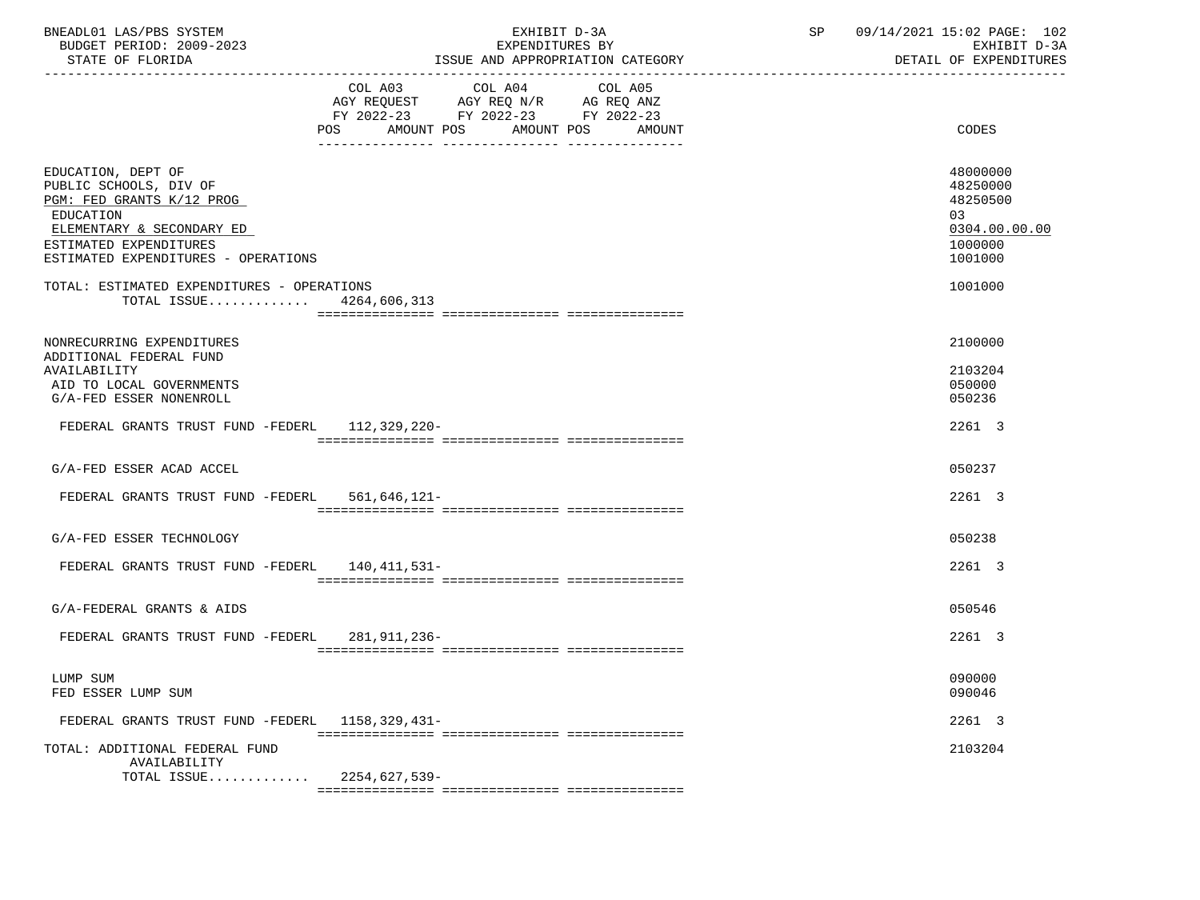BNEADL01 LAS/PBS SYSTEM
BUDGET PERIOD: 2009-2023
STATE OF FLORIDA

EXHIBIT D-3A
EXPENDITURES BY
ISSUE AND APPROPRIATION CATEGORY

SP 09/14/2021 15:02 PAGE: 102
EXHIBIT D-3A
DETAIL OF EXPENDITURES

| | COL A03 AGY REQUEST FY 2022-23 POS AMOUNT | COL A04 AGY REQ N/R FY 2022-23 POS AMOUNT | COL A05 AG REQ ANZ FY 2022-23 POS AMOUNT | CODES |
|---|---|---|---|---|
| EDUCATION, DEPT OF | | | | 48000000 |
| PUBLIC SCHOOLS, DIV OF | | | | 48250000 |
| PGM: FED GRANTS K/12 PROG | | | | 48250500 |
| EDUCATION | | | | 03 |
| ELEMENTARY & SECONDARY ED | | | | 0304.00.00.00 |
| ESTIMATED EXPENDITURES | | | | 1000000 |
| ESTIMATED EXPENDITURES - OPERATIONS | | | | 1001000 |
| TOTAL: ESTIMATED EXPENDITURES - OPERATIONS | | | | 1001000 |
| TOTAL ISSUE............. | 4264,606,313 | | | |
| NONRECURRING EXPENDITURES | | | | 2100000 |
| ADDITIONAL FEDERAL FUND AVAILABILITY | | | | 2103204 |
| AID TO LOCAL GOVERNMENTS | | | | 050000 |
| G/A-FED ESSER NONENROLL | | | | 050236 |
| FEDERAL GRANTS TRUST FUND -FEDERL | 112,329,220- | | | 2261 3 |
| G/A-FED ESSER ACAD ACCEL | | | | 050237 |
| FEDERAL GRANTS TRUST FUND -FEDERL | 561,646,121- | | | 2261 3 |
| G/A-FED ESSER TECHNOLOGY | | | | 050238 |
| FEDERAL GRANTS TRUST FUND -FEDERL | 140,411,531- | | | 2261 3 |
| G/A-FEDERAL GRANTS & AIDS | | | | 050546 |
| FEDERAL GRANTS TRUST FUND -FEDERL | 281,911,236- | | | 2261 3 |
| LUMP SUM | | | | 090000 |
| FED ESSER LUMP SUM | | | | 090046 |
| FEDERAL GRANTS TRUST FUND -FEDERL | 1158,329,431- | | | 2261 3 |
| TOTAL: ADDITIONAL FEDERAL FUND AVAILABILITY | | | | 2103204 |
| TOTAL ISSUE............. | 2254,627,539- | | | |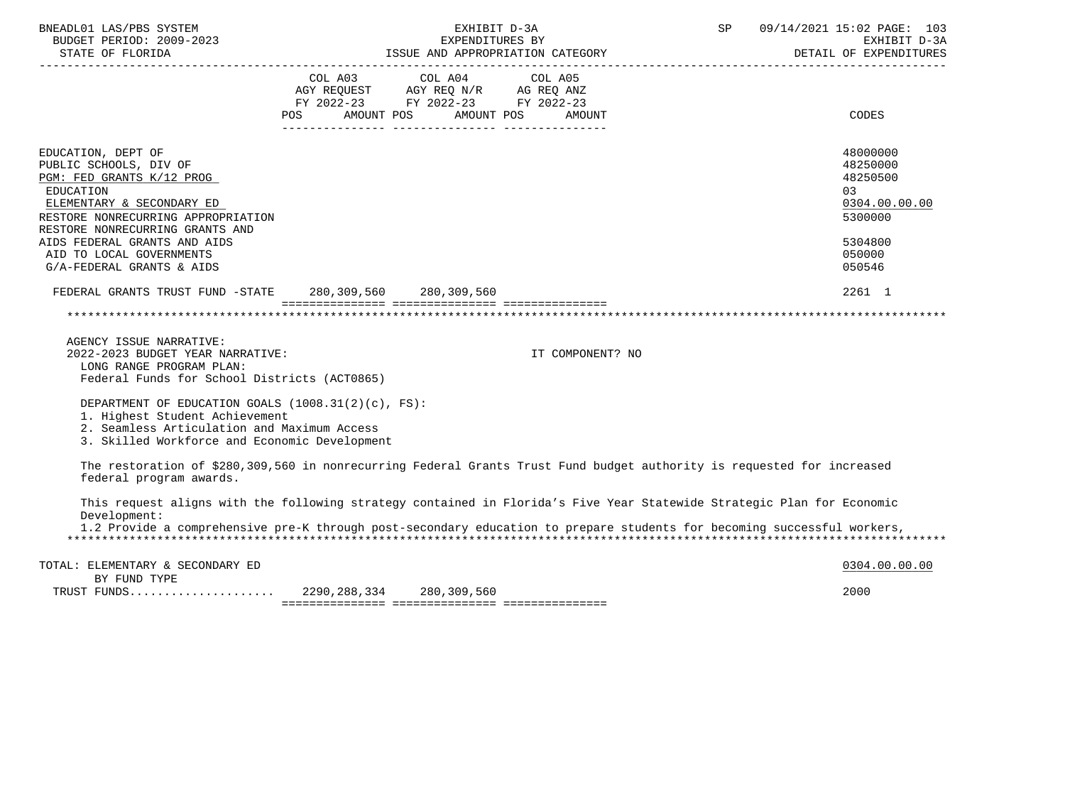BNEADL01 LAS/PBS SYSTEM — BUDGET PERIOD: 2009-2023 — STATE OF FLORIDA

EXHIBIT D-3A — EXPENDITURES BY ISSUE AND APPROPRIATION CATEGORY

SP 09/14/2021 15:02 — EXHIBIT D-3A — DETAIL OF EXPENDITURES

| | COL A03 AGY REQUEST FY 2022-23 POS AMOUNT | COL A04 AGY REQ N/R FY 2022-23 POS AMOUNT | COL A05 AG REQ ANZ FY 2022-23 POS AMOUNT | CODES |
|---|---|---|---|---|
| EDUCATION, DEPT OF | | | | 48000000 |
| PUBLIC SCHOOLS, DIV OF | | | | 48250000 |
| PGM: FED GRANTS K/12 PROG | | | | 48250500 |
| EDUCATION | | | | 03 |
| ELEMENTARY & SECONDARY ED | | | | 0304.00.00.00 |
| RESTORE NONRECURRING APPROPRIATION | | | | 5300000 |
| RESTORE NONRECURRING GRANTS AND AIDS FEDERAL GRANTS AND AIDS | | | | 5304800 |
| AID TO LOCAL GOVERNMENTS | | | | 050000 |
| G/A-FEDERAL GRANTS & AIDS | | | | 050546 |
| FEDERAL GRANTS TRUST FUND -STATE | 280,309,560 | 280,309,560 | | 2261 1 |

AGENCY ISSUE NARRATIVE:

2022-2023 BUDGET YEAR NARRATIVE: IT COMPONENT? NO

LONG RANGE PROGRAM PLAN:
Federal Funds for School Districts (ACT0865)

DEPARTMENT OF EDUCATION GOALS (1008.31(2)(c), FS):
1. Highest Student Achievement
2. Seamless Articulation and Maximum Access
3. Skilled Workforce and Economic Development

The restoration of $280,309,560 in nonrecurring Federal Grants Trust Fund budget authority is requested for increased federal program awards.

This request aligns with the following strategy contained in Florida's Five Year Statewide Strategic Plan for Economic Development:
1.2 Provide a comprehensive pre-K through post-secondary education to prepare students for becoming successful workers,

| | COL A03 | COL A04 | COL A05 | CODES |
|---|---|---|---|---|
| TOTAL: ELEMENTARY & SECONDARY ED | | | | 0304.00.00.00 |
| BY FUND TYPE | | | | |
| TRUST FUNDS..................... | 2290,288,334 | 280,309,560 | | 2000 |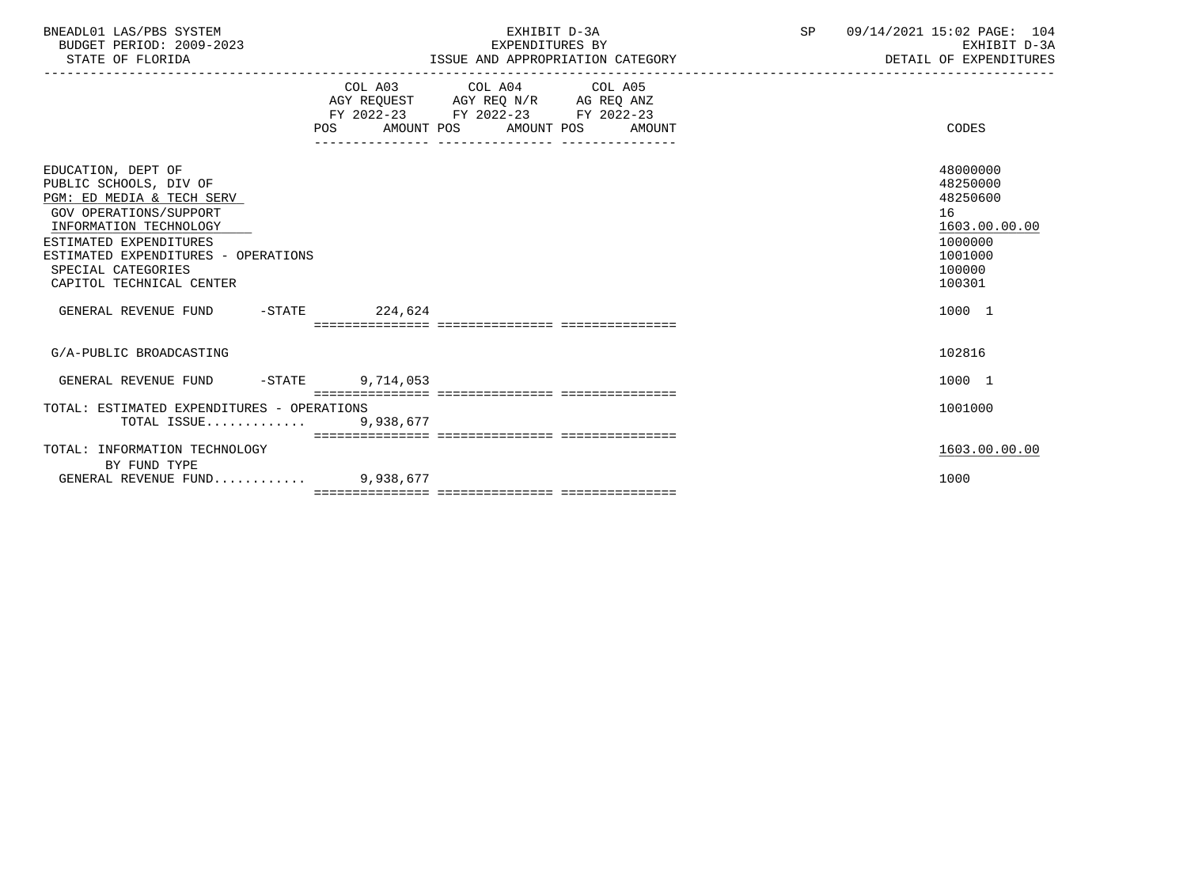BNEADL01 LAS/PBS SYSTEM
BUDGET PERIOD: 2009-2023
STATE OF FLORIDA

EXHIBIT D-3A
EXPENDITURES BY
ISSUE AND APPROPRIATION CATEGORY

SP 09/14/2021 15:02

EXHIBIT D-3A
DETAIL OF EXPENDITURES

| | COL A03 AGY REQUEST FY 2022-23 POS AMOUNT | COL A04 AGY REQ N/R FY 2022-23 POS AMOUNT | COL A05 AG REQ ANZ FY 2022-23 POS AMOUNT | CODES |
|---|---|---|---|---|
| EDUCATION, DEPT OF | | | | 48000000 |
| PUBLIC SCHOOLS, DIV OF | | | | 48250000 |
| PGM: ED MEDIA & TECH SERV | | | | 48250600 |
| GOV OPERATIONS/SUPPORT | | | | 16 |
| INFORMATION TECHNOLOGY | | | | 1603.00.00.00 |
| ESTIMATED EXPENDITURES | | | | 1000000 |
| ESTIMATED EXPENDITURES - OPERATIONS | | | | 1001000 |
| SPECIAL CATEGORIES | | | | 100000 |
| CAPITOL TECHNICAL CENTER | | | | 100301 |
| GENERAL REVENUE FUND -STATE | 224,624 | | | 1000 1 |
| G/A-PUBLIC BROADCASTING | | | | 102816 |
| GENERAL REVENUE FUND -STATE | 9,714,053 | | | 1000 1 |
| TOTAL: ESTIMATED EXPENDITURES - OPERATIONS | | | | 1001000 |
| TOTAL ISSUE............ | 9,938,677 | | | |
| TOTAL: INFORMATION TECHNOLOGY | | | | 1603.00.00.00 |
| BY FUND TYPE | | | | |
| GENERAL REVENUE FUND........... | 9,938,677 | | | 1000 |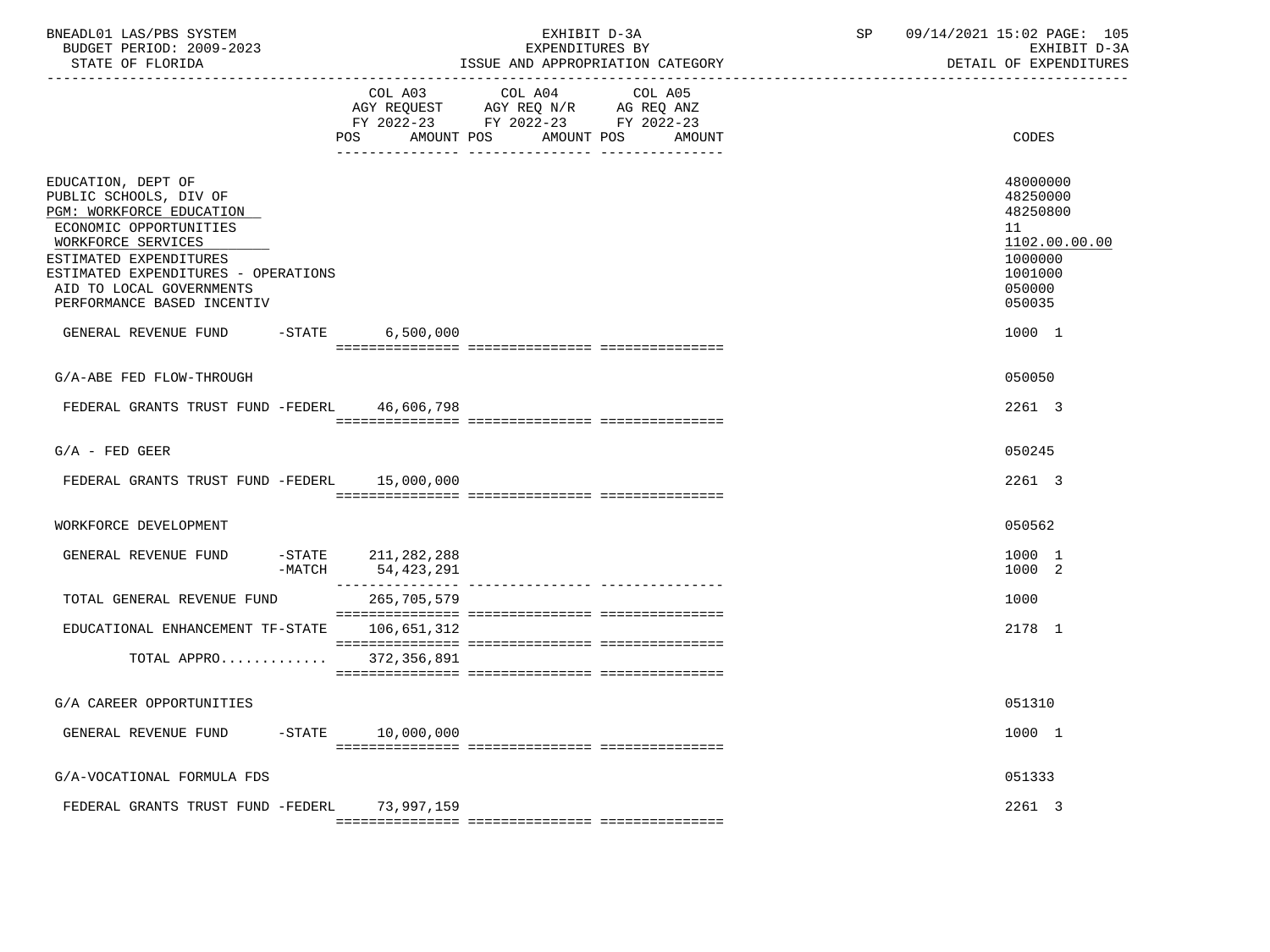BNEADL01 LAS/PBS SYSTEM — EXHIBIT D-3A — EXPENDITURES BY ISSUE AND APPROPRIATION CATEGORY — DETAIL OF EXPENDITURES

BUDGET PERIOD: 2009-2023

STATE OF FLORIDA

| | COL A03 AGY REQUEST FY 2022-23 POS AMOUNT | COL A04 AGY REQ N/R FY 2022-23 POS AMOUNT | COL A05 AG REQ ANZ FY 2022-23 POS AMOUNT | CODES |
|---|---|---|---|---|
| EDUCATION, DEPT OF | | | | 48000000 |
| PUBLIC SCHOOLS, DIV OF | | | | 48250000 |
| PGM: WORKFORCE EDUCATION | | | | 48250800 |
| ECONOMIC OPPORTUNITIES | | | | 11 |
| WORKFORCE SERVICES | | | | 1102.00.00.00 |
| ESTIMATED EXPENDITURES | | | | 1000000 |
| ESTIMATED EXPENDITURES - OPERATIONS | | | | 1001000 |
| AID TO LOCAL GOVERNMENTS | | | | 050000 |
| PERFORMANCE BASED INCENTIV | | | | 050035 |
| GENERAL REVENUE FUND -STATE | 6,500,000 | | | 1000 1 |
| G/A-ABE FED FLOW-THROUGH | | | | 050050 |
| FEDERAL GRANTS TRUST FUND -FEDERL | 46,606,798 | | | 2261 3 |
| G/A - FED GEER | | | | 050245 |
| FEDERAL GRANTS TRUST FUND -FEDERL | 15,000,000 | | | 2261 3 |
| WORKFORCE DEVELOPMENT | | | | 050562 |
| GENERAL REVENUE FUND -STATE | 211,282,288 | | | 1000 1 |
| -MATCH | 54,423,291 | | | 1000 2 |
| TOTAL GENERAL REVENUE FUND | 265,705,579 | | | 1000 |
| EDUCATIONAL ENHANCEMENT TF-STATE | 106,651,312 | | | 2178 1 |
| TOTAL APPRO............ | 372,356,891 | | | |
| G/A CAREER OPPORTUNITIES | | | | 051310 |
| GENERAL REVENUE FUND -STATE | 10,000,000 | | | 1000 1 |
| G/A-VOCATIONAL FORMULA FDS | | | | 051333 |
| FEDERAL GRANTS TRUST FUND -FEDERL | 73,997,159 | | | 2261 3 |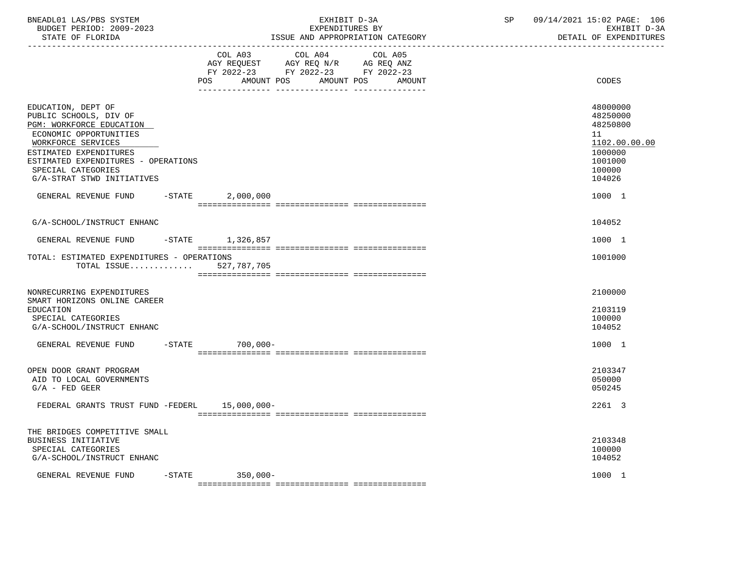BNEADL01 LAS/PBS SYSTEM
BUDGET PERIOD: 2009-2023
STATE OF FLORIDA

EXHIBIT D-3A
EXPENDITURES BY
ISSUE AND APPROPRIATION CATEGORY

SP 09/14/2021 15:02
EXHIBIT D-3A
DETAIL OF EXPENDITURES

| | COL A03 AGY REQUEST FY 2022-23 POS AMOUNT | COL A04 AGY REQ N/R FY 2022-23 POS AMOUNT | COL A05 AG REQ ANZ FY 2022-23 POS AMOUNT | CODES |
|---|---|---|---|---|
| EDUCATION, DEPT OF | | | | 48000000 |
| PUBLIC SCHOOLS, DIV OF | | | | 48250000 |
| PGM: WORKFORCE EDUCATION | | | | 48250800 |
| ECONOMIC OPPORTUNITIES | | | | 11 |
| WORKFORCE SERVICES | | | | 1102.00.00.00 |
| ESTIMATED EXPENDITURES | | | | 1000000 |
| ESTIMATED EXPENDITURES - OPERATIONS | | | | 1001000 |
| SPECIAL CATEGORIES | | | | 100000 |
| G/A-STRAT STWD INITIATIVES | | | | 104026 |
| GENERAL REVENUE FUND -STATE | 2,000,000 | | | 1000 1 |
| G/A-SCHOOL/INSTRUCT ENHANC | | | | 104052 |
| GENERAL REVENUE FUND -STATE | 1,326,857 | | | 1000 1 |
| TOTAL: ESTIMATED EXPENDITURES - OPERATIONS | | | | 1001000 |
| TOTAL ISSUE............ | 527,787,705 | | | |
| NONRECURRING EXPENDITURES | | | | 2100000 |
| SMART HORIZONS ONLINE CAREER EDUCATION | | | | 2103119 |
| SPECIAL CATEGORIES | | | | 100000 |
| G/A-SCHOOL/INSTRUCT ENHANC | | | | 104052 |
| GENERAL REVENUE FUND -STATE | 700,000- | | | 1000 1 |
| OPEN DOOR GRANT PROGRAM | | | | 2103347 |
| AID TO LOCAL GOVERNMENTS | | | | 050000 |
| G/A - FED GEER | | | | 050245 |
| FEDERAL GRANTS TRUST FUND -FEDERL | 15,000,000- | | | 2261 3 |
| THE BRIDGES COMPETITIVE SMALL BUSINESS INITIATIVE | | | | 2103348 |
| SPECIAL CATEGORIES | | | | 100000 |
| G/A-SCHOOL/INSTRUCT ENHANC | | | | 104052 |
| GENERAL REVENUE FUND -STATE | 350,000- | | | 1000 1 |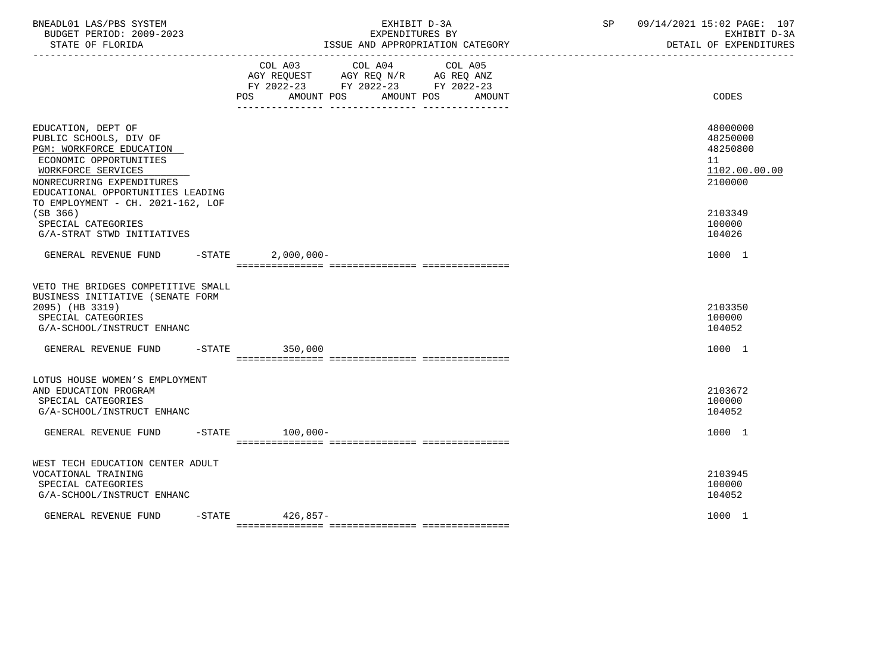BNEADL01 LAS/PBS SYSTEM — BUDGET PERIOD: 2009-2023 — STATE OF FLORIDA

EXHIBIT D-3A — EXPENDITURES BY ISSUE AND APPROPRIATION CATEGORY

SP 09/14/2021 15:02 — EXHIBIT D-3A — DETAIL OF EXPENDITURES

| | COL A03 AGY REQUEST FY 2022-23 POS AMOUNT | COL A04 AGY REQ N/R FY 2022-23 POS AMOUNT | COL A05 AG REQ ANZ FY 2022-23 POS AMOUNT | CODES |
|---|---|---|---|---|
| EDUCATION, DEPT OF | | | | 48000000 |
| PUBLIC SCHOOLS, DIV OF | | | | 48250000 |
| PGM: WORKFORCE EDUCATION | | | | 48250800 |
| ECONOMIC OPPORTUNITIES | | | | 11 |
| WORKFORCE SERVICES | | | | 1102.00.00.00 |
| NONRECURRING EXPENDITURES | | | | 2100000 |
| EDUCATIONAL OPPORTUNITIES LEADING TO EMPLOYMENT - CH. 2021-162, LOF (SB 366) | | | | 2103349 |
| SPECIAL CATEGORIES | | | | 100000 |
| G/A-STRAT STWD INITIATIVES | | | | 104026 |
| GENERAL REVENUE FUND -STATE | 2,000,000- | | | 1000 1 |
| VETO THE BRIDGES COMPETITIVE SMALL BUSINESS INITIATIVE (SENATE FORM 2095) (HB 3319) | | | | 2103350 |
| SPECIAL CATEGORIES | | | | 100000 |
| G/A-SCHOOL/INSTRUCT ENHANC | | | | 104052 |
| GENERAL REVENUE FUND -STATE | 350,000 | | | 1000 1 |
| LOTUS HOUSE WOMEN'S EMPLOYMENT AND EDUCATION PROGRAM | | | | 2103672 |
| SPECIAL CATEGORIES | | | | 100000 |
| G/A-SCHOOL/INSTRUCT ENHANC | | | | 104052 |
| GENERAL REVENUE FUND -STATE | 100,000- | | | 1000 1 |
| WEST TECH EDUCATION CENTER ADULT VOCATIONAL TRAINING | | | | 2103945 |
| SPECIAL CATEGORIES | | | | 100000 |
| G/A-SCHOOL/INSTRUCT ENHANC | | | | 104052 |
| GENERAL REVENUE FUND -STATE | 426,857- | | | 1000 1 |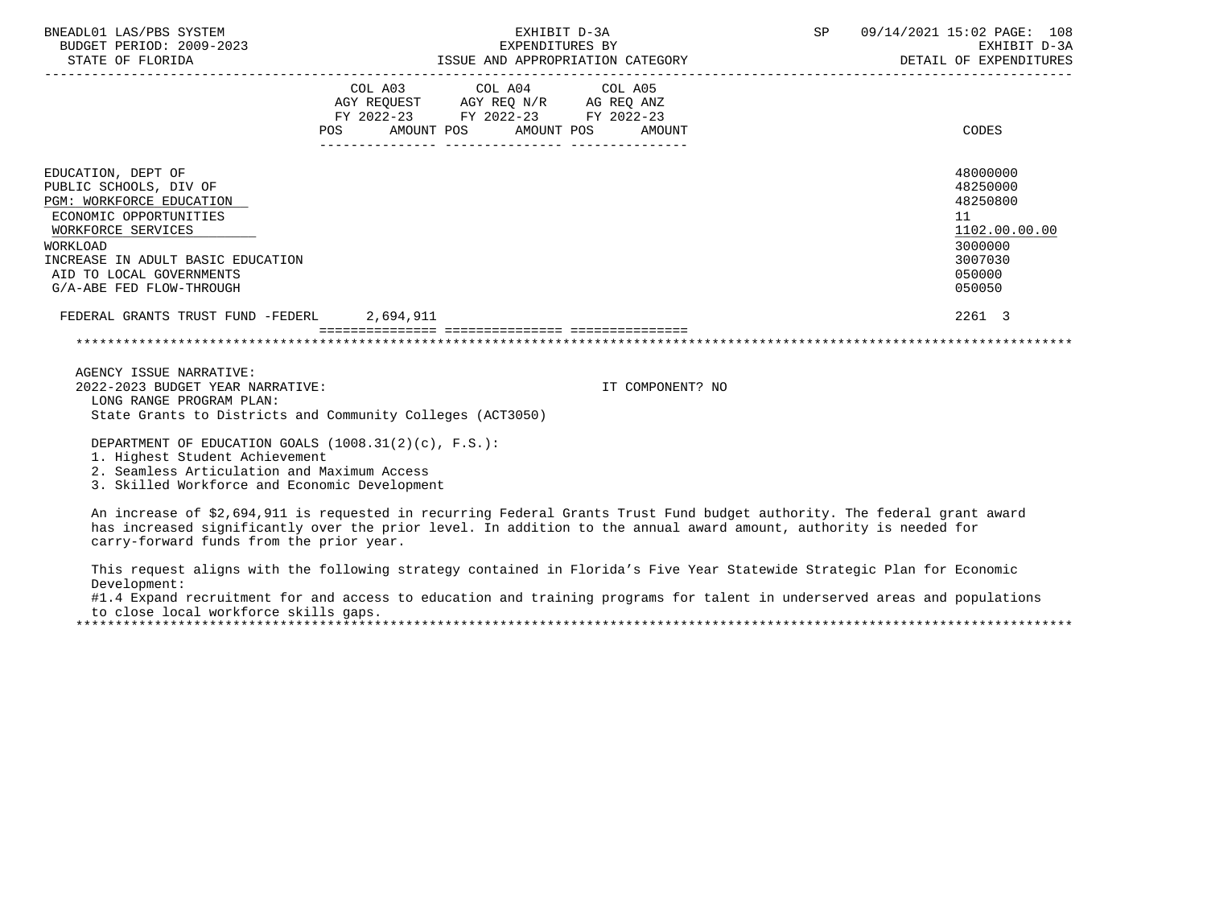BNEADL01 LAS/PBS SYSTEM | EXHIBIT D-3A | SP 09/14/2021 15:02

BUDGET PERIOD: 2009-2023 | EXPENDITURES BY | EXHIBIT D-3A

STATE OF FLORIDA | ISSUE AND APPROPRIATION CATEGORY | DETAIL OF EXPENDITURES

| | COL A03 AGY REQUEST FY 2022-23 POS AMOUNT | COL A04 AGY REQ N/R FY 2022-23 POS AMOUNT | COL A05 AG REQ ANZ FY 2022-23 POS AMOUNT | CODES |
|---|---|---|---|---|
| EDUCATION, DEPT OF | | | | 48000000 |
| PUBLIC SCHOOLS, DIV OF | | | | 48250000 |
| PGM: WORKFORCE EDUCATION | | | | 48250800 |
| ECONOMIC OPPORTUNITIES | | | | 11 |
| WORKFORCE SERVICES | | | | 1102.00.00.00 |
| WORKLOAD | | | | 3000000 |
| INCREASE IN ADULT BASIC EDUCATION | | | | 3007030 |
| AID TO LOCAL GOVERNMENTS | | | | 050000 |
| G/A-ABE FED FLOW-THROUGH | | | | 050050 |
| FEDERAL GRANTS TRUST FUND -FEDERL | 2,694,911 | | | 2261 3 |

AGENCY ISSUE NARRATIVE:

2022-2023 BUDGET YEAR NARRATIVE: IT COMPONENT? NO

LONG RANGE PROGRAM PLAN:

State Grants to Districts and Community Colleges (ACT3050)

DEPARTMENT OF EDUCATION GOALS (1008.31(2)(c), F.S.):

1. Highest Student Achievement
2. Seamless Articulation and Maximum Access
3. Skilled Workforce and Economic Development

An increase of $2,694,911 is requested in recurring Federal Grants Trust Fund budget authority. The federal grant award has increased significantly over the prior level. In addition to the annual award amount, authority is needed for carry-forward funds from the prior year.

This request aligns with the following strategy contained in Florida's Five Year Statewide Strategic Plan for Economic Development:

#1.4 Expand recruitment for and access to education and training programs for talent in underserved areas and populations to close local workforce skills gaps.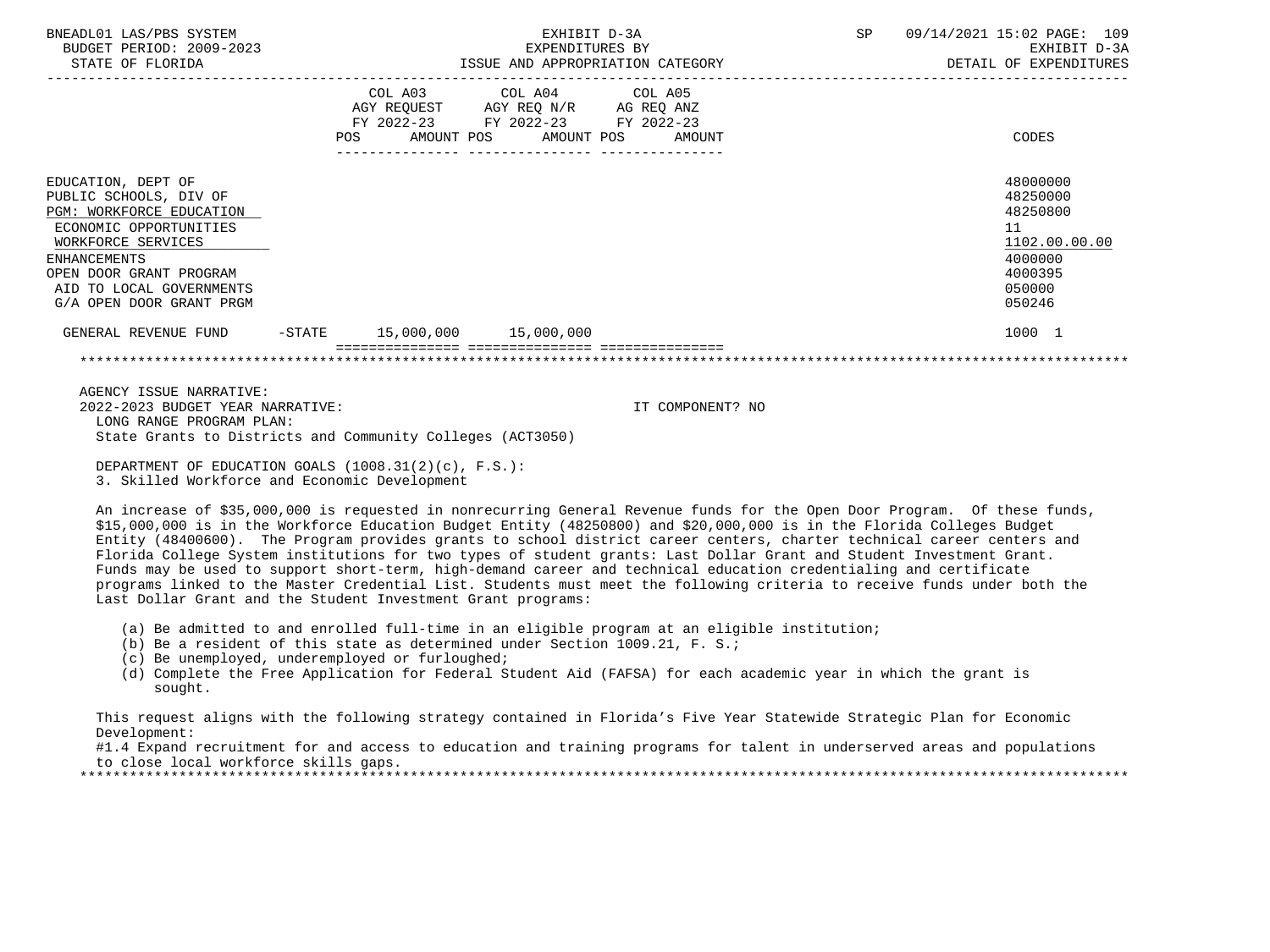BNEADL01 LAS/PBS SYSTEM | EXHIBIT D-3A | SP 09/14/2021 15:02
BUDGET PERIOD: 2009-2023 | EXPENDITURES BY | EXHIBIT D-3A
STATE OF FLORIDA | ISSUE AND APPROPRIATION CATEGORY | DETAIL OF EXPENDITURES

| | COL A03 AGY REQUEST FY 2022-23 POS | AMOUNT | COL A04 AGY REQ N/R FY 2022-23 POS | AMOUNT | COL A05 AG REQ ANZ FY 2022-23 POS | AMOUNT | CODES |
|---|---|---|---|---|---|---|---|
| EDUCATION, DEPT OF | | | | | | | 48000000 |
| PUBLIC SCHOOLS, DIV OF | | | | | | | 48250000 |
| PGM: WORKFORCE EDUCATION | | | | | | | 48250800 |
| ECONOMIC OPPORTUNITIES | | | | | | | 11 |
| WORKFORCE SERVICES | | | | | | | 1102.00.00.00 |
| ENHANCEMENTS | | | | | | | 4000000 |
| OPEN DOOR GRANT PROGRAM | | | | | | | 4000395 |
| AID TO LOCAL GOVERNMENTS | | | | | | | 050000 |
| G/A OPEN DOOR GRANT PRGM | | | | | | | 050246 |
| GENERAL REVENUE FUND -STATE | | 15,000,000 | | 15,000,000 | | | 1000 1 |

AGENCY ISSUE NARRATIVE:

2022-2023 BUDGET YEAR NARRATIVE: IT COMPONENT? NO

LONG RANGE PROGRAM PLAN:
State Grants to Districts and Community Colleges (ACT3050)

DEPARTMENT OF EDUCATION GOALS (1008.31(2)(c), F.S.):
3. Skilled Workforce and Economic Development

An increase of $35,000,000 is requested in nonrecurring General Revenue funds for the Open Door Program. Of these funds, $15,000,000 is in the Workforce Education Budget Entity (48250800) and $20,000,000 is in the Florida Colleges Budget Entity (48400600). The Program provides grants to school district career centers, charter technical career centers and Florida College System institutions for two types of student grants: Last Dollar Grant and Student Investment Grant. Funds may be used to support short-term, high-demand career and technical education credentialing and certificate programs linked to the Master Credential List. Students must meet the following criteria to receive funds under both the Last Dollar Grant and the Student Investment Grant programs:

(a) Be admitted to and enrolled full-time in an eligible program at an eligible institution;
(b) Be a resident of this state as determined under Section 1009.21, F. S.;
(c) Be unemployed, underemployed or furloughed;
(d) Complete the Free Application for Federal Student Aid (FAFSA) for each academic year in which the grant is sought.

This request aligns with the following strategy contained in Florida's Five Year Statewide Strategic Plan for Economic Development:
#1.4 Expand recruitment for and access to education and training programs for talent in underserved areas and populations to close local workforce skills gaps.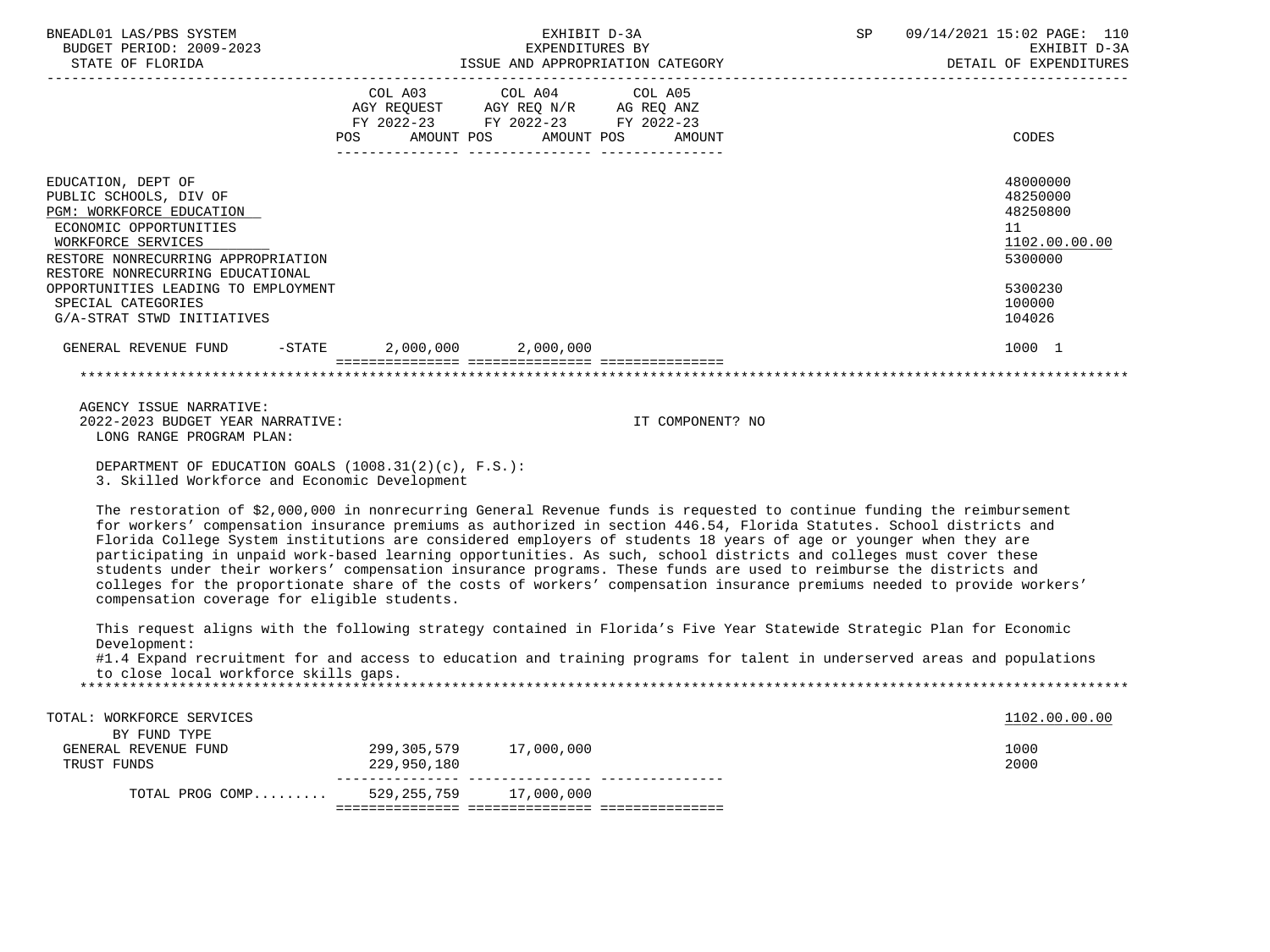| | COL A03 AGY REQUEST FY 2022-23 POS AMOUNT | COL A04 AGY REQ N/R FY 2022-23 POS AMOUNT | COL A05 AG REQ ANZ FY 2022-23 POS AMOUNT | CODES |
|---|---|---|---|---|
| EDUCATION, DEPT OF | | | | 48000000 |
| PUBLIC SCHOOLS, DIV OF | | | | 48250000 |
| PGM: WORKFORCE EDUCATION | | | | 48250800 |
| ECONOMIC OPPORTUNITIES | | | | 11 |
| WORKFORCE SERVICES | | | | 1102.00.00.00 |
| RESTORE NONRECURRING APPROPRIATION | | | | 5300000 |
| RESTORE NONRECURRING EDUCATIONAL OPPORTUNITIES LEADING TO EMPLOYMENT | | | | 5300230 |
| SPECIAL CATEGORIES | | | | 100000 |
| G/A-STRAT STWD INITIATIVES | | | | 104026 |
| GENERAL REVENUE FUND -STATE | 2,000,000 | 2,000,000 | | 1000 1 |

AGENCY ISSUE NARRATIVE:
2022-2023 BUDGET YEAR NARRATIVE: IT COMPONENT? NO
LONG RANGE PROGRAM PLAN:

DEPARTMENT OF EDUCATION GOALS (1008.31(2)(c), F.S.):
3. Skilled Workforce and Economic Development

The restoration of $2,000,000 in nonrecurring General Revenue funds is requested to continue funding the reimbursement for workers' compensation insurance premiums as authorized in section 446.54, Florida Statutes. School districts and Florida College System institutions are considered employers of students 18 years of age or younger when they are participating in unpaid work-based learning opportunities. As such, school districts and colleges must cover these students under their workers' compensation insurance programs. These funds are used to reimburse the districts and colleges for the proportionate share of the costs of workers' compensation insurance premiums needed to provide workers' compensation coverage for eligible students.

This request aligns with the following strategy contained in Florida's Five Year Statewide Strategic Plan for Economic Development:
#1.4 Expand recruitment for and access to education and training programs for talent in underserved areas and populations to close local workforce skills gaps.

| | COL A03 | COL A04 | COL A05 | CODES |
|---|---|---|---|---|
| TOTAL: WORKFORCE SERVICES | | | | 1102.00.00.00 |
| BY FUND TYPE | | | | |
| GENERAL REVENUE FUND | 299,305,579 | 17,000,000 | | 1000 |
| TRUST FUNDS | 229,950,180 | | | 2000 |
| TOTAL PROG COMP......... | 529,255,759 | 17,000,000 | | |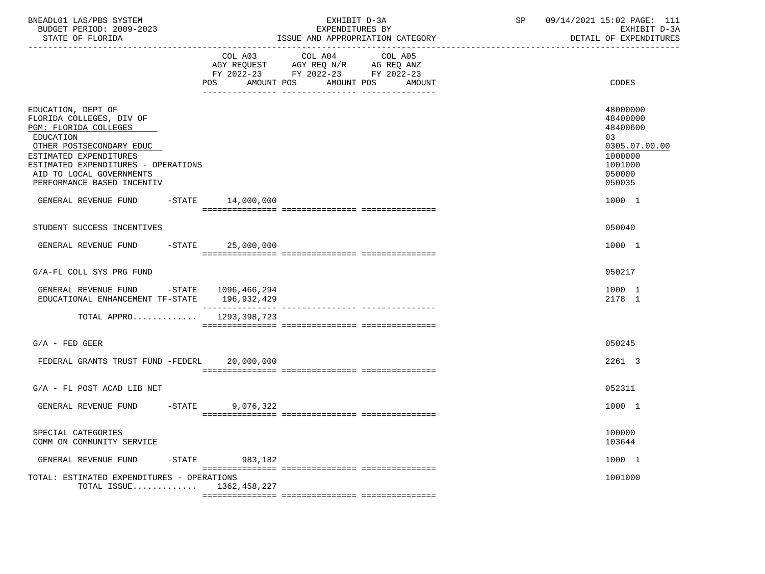BNEADL01 LAS/PBS SYSTEM
BUDGET PERIOD: 2009-2023
STATE OF FLORIDA

EXHIBIT D-3A
EXPENDITURES BY
ISSUE AND APPROPRIATION CATEGORY

SP 09/14/2021 15:02 PAGE: 111
EXHIBIT D-3A
DETAIL OF EXPENDITURES

| | COL A03 AGY REQUEST FY 2022-23 POS AMOUNT | COL A04 AGY REQ N/R FY 2022-23 POS AMOUNT | COL A05 AG REQ ANZ FY 2022-23 POS AMOUNT | CODES |
|---|---|---|---|---|
| EDUCATION, DEPT OF | | | | 48000000 |
| FLORIDA COLLEGES, DIV OF | | | | 48400000 |
| PGM: FLORIDA COLLEGES | | | | 48400600 |
| EDUCATION | | | | 03 |
| OTHER POSTSECONDARY EDUC | | | | 0305.07.00.00 |
| ESTIMATED EXPENDITURES | | | | 1000000 |
| ESTIMATED EXPENDITURES - OPERATIONS | | | | 1001000 |
| AID TO LOCAL GOVERNMENTS | | | | 050000 |
| PERFORMANCE BASED INCENTIV | | | | 050035 |
| GENERAL REVENUE FUND -STATE | 14,000,000 | | | 1000 1 |
| STUDENT SUCCESS INCENTIVES | | | | 050040 |
| GENERAL REVENUE FUND -STATE | 25,000,000 | | | 1000 1 |
| G/A-FL COLL SYS PRG FUND | | | | 050217 |
| GENERAL REVENUE FUND -STATE | 1096,466,294 | | | 1000 1 |
| EDUCATIONAL ENHANCEMENT TF-STATE | 196,932,429 | | | 2178 1 |
| TOTAL APPRO............ | 1293,398,723 | | | |
| G/A - FED GEER | | | | 050245 |
| FEDERAL GRANTS TRUST FUND -FEDERL | 20,000,000 | | | 2261 3 |
| G/A - FL POST ACAD LIB NET | | | | 052311 |
| GENERAL REVENUE FUND -STATE | 9,076,322 | | | 1000 1 |
| SPECIAL CATEGORIES | | | | 100000 |
| COMM ON COMMUNITY SERVICE | | | | 103644 |
| GENERAL REVENUE FUND -STATE | 983,182 | | | 1000 1 |
| TOTAL: ESTIMATED EXPENDITURES - OPERATIONS | | | | 1001000 |
| TOTAL ISSUE............ | 1362,458,227 | | | |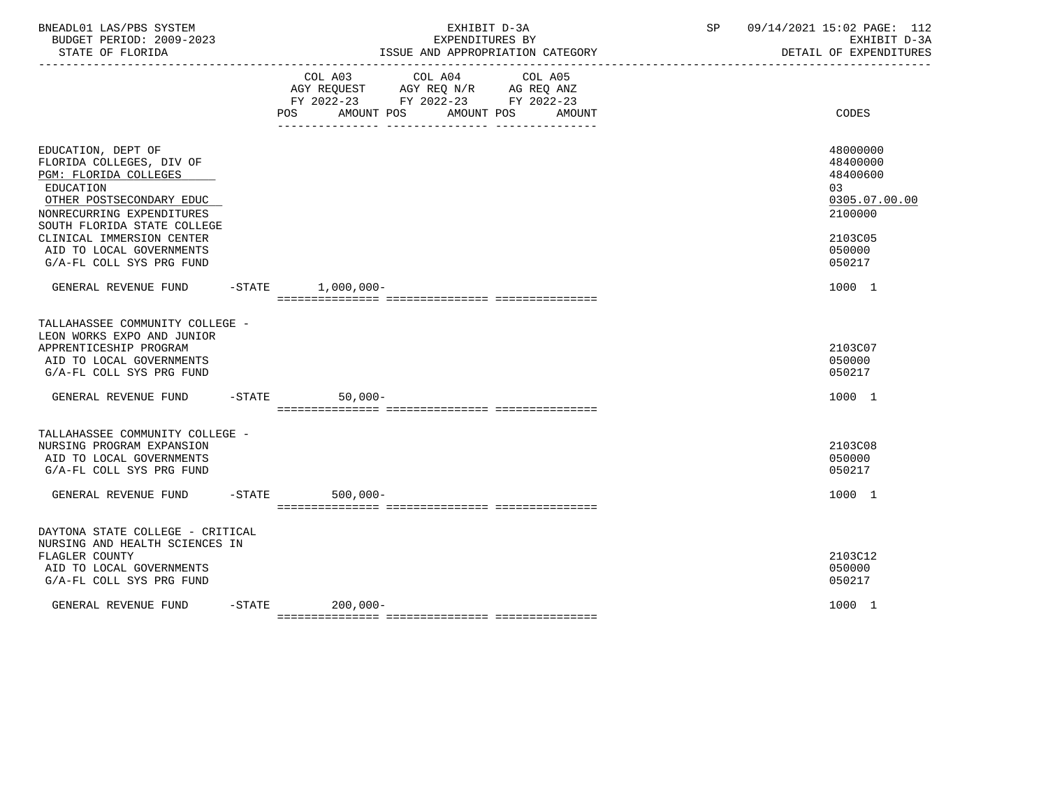BNEADL01 LAS/PBS SYSTEM
BUDGET PERIOD: 2009-2023
STATE OF FLORIDA

EXHIBIT D-3A
EXPENDITURES BY
ISSUE AND APPROPRIATION CATEGORY

SP 09/14/2021 15:02 PAGE: 112
EXHIBIT D-3A
DETAIL OF EXPENDITURES

| | COL A03 AGY REQUEST FY 2022-23 POS AMOUNT | COL A04 AGY REQ N/R FY 2022-23 POS AMOUNT | COL A05 AG REQ ANZ FY 2022-23 POS AMOUNT | CODES |
|---|---|---|---|---|
| EDUCATION, DEPT OF | | | | 48000000 |
| FLORIDA COLLEGES, DIV OF | | | | 48400000 |
| PGM: FLORIDA COLLEGES | | | | 48400600 |
| EDUCATION | | | | 03 |
| OTHER POSTSECONDARY EDUC | | | | 0305.07.00.00 |
| NONRECURRING EXPENDITURES | | | | 2100000 |
| SOUTH FLORIDA STATE COLLEGE CLINICAL IMMERSION CENTER | | | | 2103C05 |
| AID TO LOCAL GOVERNMENTS | | | | 050000 |
| G/A-FL COLL SYS PRG FUND | | | | 050217 |
| GENERAL REVENUE FUND -STATE | 1,000,000- | | | 1000 1 |
| TALLAHASSEE COMMUNITY COLLEGE - LEON WORKS EXPO AND JUNIOR APPRENTICESHIP PROGRAM | | | | 2103C07 |
| AID TO LOCAL GOVERNMENTS | | | | 050000 |
| G/A-FL COLL SYS PRG FUND | | | | 050217 |
| GENERAL REVENUE FUND -STATE | 50,000- | | | 1000 1 |
| TALLAHASSEE COMMUNITY COLLEGE - NURSING PROGRAM EXPANSION | | | | 2103C08 |
| AID TO LOCAL GOVERNMENTS | | | | 050000 |
| G/A-FL COLL SYS PRG FUND | | | | 050217 |
| GENERAL REVENUE FUND -STATE | 500,000- | | | 1000 1 |
| DAYTONA STATE COLLEGE - CRITICAL NURSING AND HEALTH SCIENCES IN FLAGLER COUNTY | | | | 2103C12 |
| AID TO LOCAL GOVERNMENTS | | | | 050000 |
| G/A-FL COLL SYS PRG FUND | | | | 050217 |
| GENERAL REVENUE FUND -STATE | 200,000- | | | 1000 1 |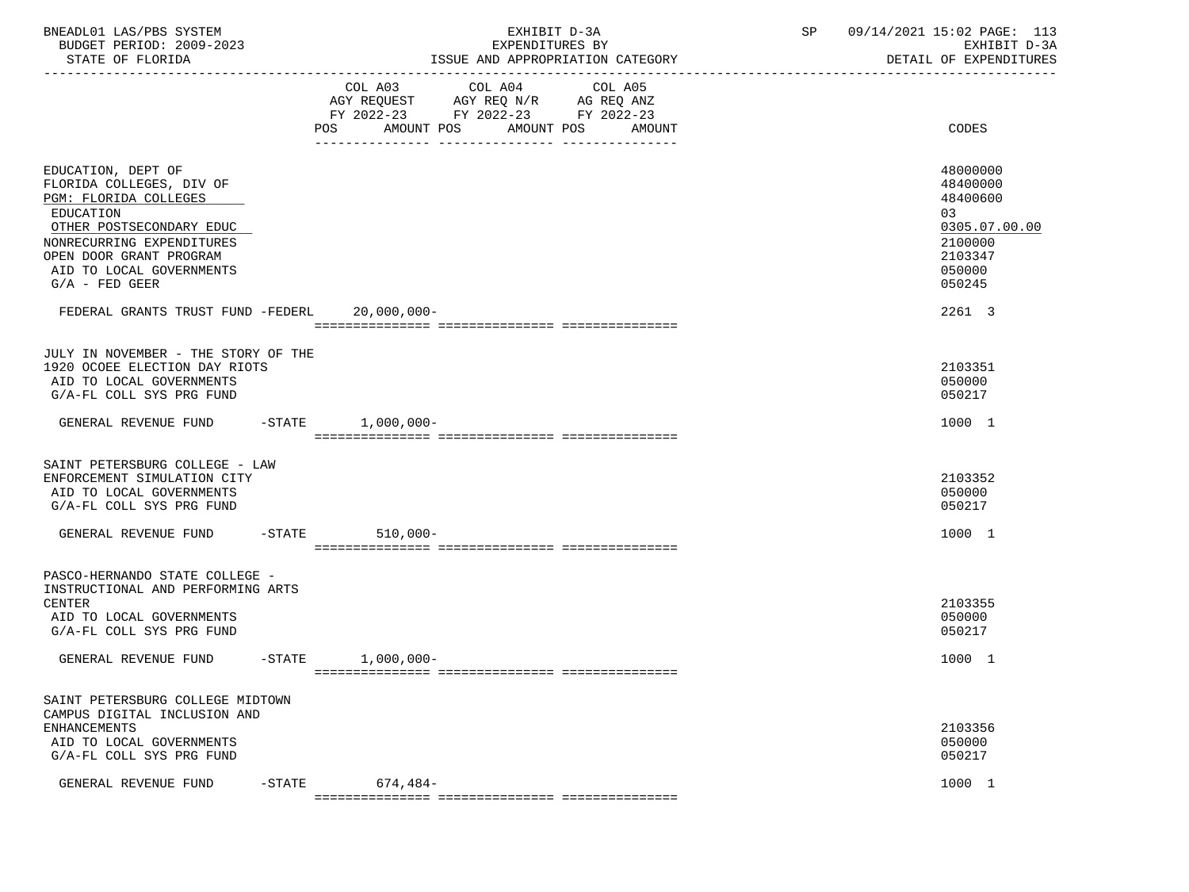BNEADL01 LAS/PBS SYSTEM — EXHIBIT D-3A — SP 09/14/2021 15:02

BUDGET PERIOD: 2009-2023 — EXPENDITURES BY — EXHIBIT D-3A

STATE OF FLORIDA — ISSUE AND APPROPRIATION CATEGORY — DETAIL OF EXPENDITURES

| | COL A03 AGY REQUEST FY 2022-23 POS AMOUNT | COL A04 AGY REQ N/R FY 2022-23 POS AMOUNT | COL A05 AG REQ ANZ FY 2022-23 POS AMOUNT | CODES |
|---|---|---|---|---|
| EDUCATION, DEPT OF | | | | 48000000 |
| FLORIDA COLLEGES, DIV OF | | | | 48400000 |
| PGM: FLORIDA COLLEGES | | | | 48400600 |
| EDUCATION | | | | 03 |
| OTHER POSTSECONDARY EDUC | | | | 0305.07.00.00 |
| NONRECURRING EXPENDITURES | | | | 2100000 |
| OPEN DOOR GRANT PROGRAM | | | | 2103347 |
| AID TO LOCAL GOVERNMENTS | | | | 050000 |
| G/A - FED GEER | | | | 050245 |
| FEDERAL GRANTS TRUST FUND -FEDERL | 20,000,000- | | | 2261 3 |
| JULY IN NOVEMBER - THE STORY OF THE 1920 OCOEE ELECTION DAY RIOTS | | | | 2103351 |
| AID TO LOCAL GOVERNMENTS | | | | 050000 |
| G/A-FL COLL SYS PRG FUND | | | | 050217 |
| GENERAL REVENUE FUND -STATE | 1,000,000- | | | 1000 1 |
| SAINT PETERSBURG COLLEGE - LAW ENFORCEMENT SIMULATION CITY | | | | 2103352 |
| AID TO LOCAL GOVERNMENTS | | | | 050000 |
| G/A-FL COLL SYS PRG FUND | | | | 050217 |
| GENERAL REVENUE FUND -STATE | 510,000- | | | 1000 1 |
| PASCO-HERNANDO STATE COLLEGE - INSTRUCTIONAL AND PERFORMING ARTS CENTER | | | | 2103355 |
| AID TO LOCAL GOVERNMENTS | | | | 050000 |
| G/A-FL COLL SYS PRG FUND | | | | 050217 |
| GENERAL REVENUE FUND -STATE | 1,000,000- | | | 1000 1 |
| SAINT PETERSBURG COLLEGE MIDTOWN CAMPUS DIGITAL INCLUSION AND ENHANCEMENTS | | | | 2103356 |
| AID TO LOCAL GOVERNMENTS | | | | 050000 |
| G/A-FL COLL SYS PRG FUND | | | | 050217 |
| GENERAL REVENUE FUND -STATE | 674,484- | | | 1000 1 |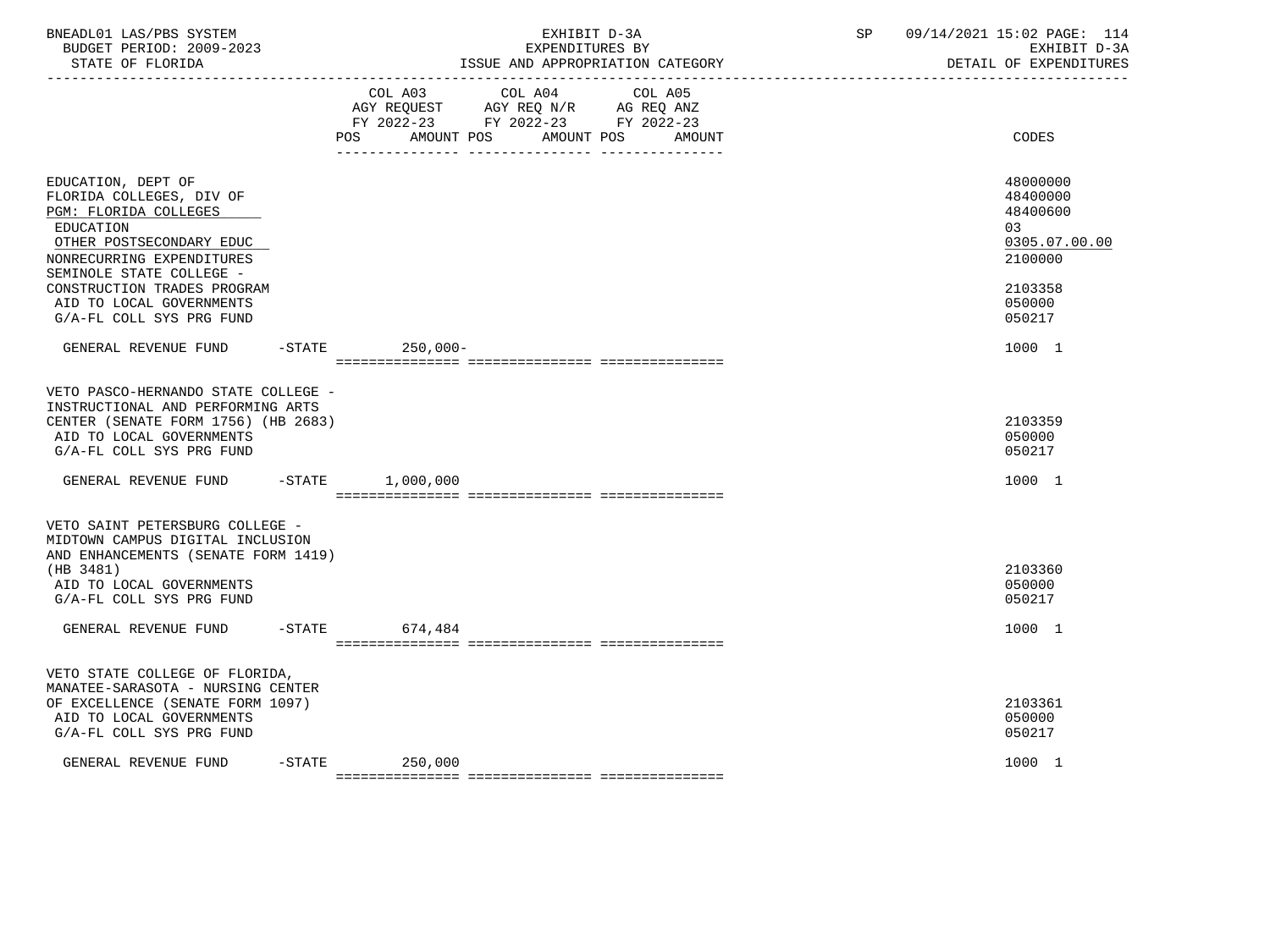BNEADL01 LAS/PBS SYSTEM
BUDGET PERIOD: 2009-2023
STATE OF FLORIDA

EXHIBIT D-3A
EXPENDITURES BY
ISSUE AND APPROPRIATION CATEGORY

SP 09/14/2021 15:02 PAGE: 114
EXHIBIT D-3A
DETAIL OF EXPENDITURES

| | COL A03 AGY REQUEST FY 2022-23 POS AMOUNT | COL A04 AGY REQ N/R FY 2022-23 POS AMOUNT | COL A05 AG REQ ANZ FY 2022-23 POS AMOUNT | CODES |
|---|---|---|---|---|
| EDUCATION, DEPT OF | | | | 48000000 |
| FLORIDA COLLEGES, DIV OF | | | | 48400000 |
| PGM: FLORIDA COLLEGES | | | | 48400600 |
| EDUCATION | | | | 03 |
| OTHER POSTSECONDARY EDUC | | | | 0305.07.00.00 |
| NONRECURRING EXPENDITURES | | | | 2100000 |
| SEMINOLE STATE COLLEGE - CONSTRUCTION TRADES PROGRAM | | | | 2103358 |
| AID TO LOCAL GOVERNMENTS | | | | 050000 |
| G/A-FL COLL SYS PRG FUND | | | | 050217 |
| GENERAL REVENUE FUND -STATE | 250,000- | | | 1000 1 |
| VETO PASCO-HERNANDO STATE COLLEGE - INSTRUCTIONAL AND PERFORMING ARTS CENTER (SENATE FORM 1756) (HB 2683) | | | | 2103359 |
| AID TO LOCAL GOVERNMENTS | | | | 050000 |
| G/A-FL COLL SYS PRG FUND | | | | 050217 |
| GENERAL REVENUE FUND -STATE | 1,000,000 | | | 1000 1 |
| VETO SAINT PETERSBURG COLLEGE - MIDTOWN CAMPUS DIGITAL INCLUSION AND ENHANCEMENTS (SENATE FORM 1419) (HB 3481) | | | | 2103360 |
| AID TO LOCAL GOVERNMENTS | | | | 050000 |
| G/A-FL COLL SYS PRG FUND | | | | 050217 |
| GENERAL REVENUE FUND -STATE | 674,484 | | | 1000 1 |
| VETO STATE COLLEGE OF FLORIDA, MANATEE-SARASOTA - NURSING CENTER OF EXCELLENCE (SENATE FORM 1097) | | | | 2103361 |
| AID TO LOCAL GOVERNMENTS | | | | 050000 |
| G/A-FL COLL SYS PRG FUND | | | | 050217 |
| GENERAL REVENUE FUND -STATE | 250,000 | | | 1000 1 |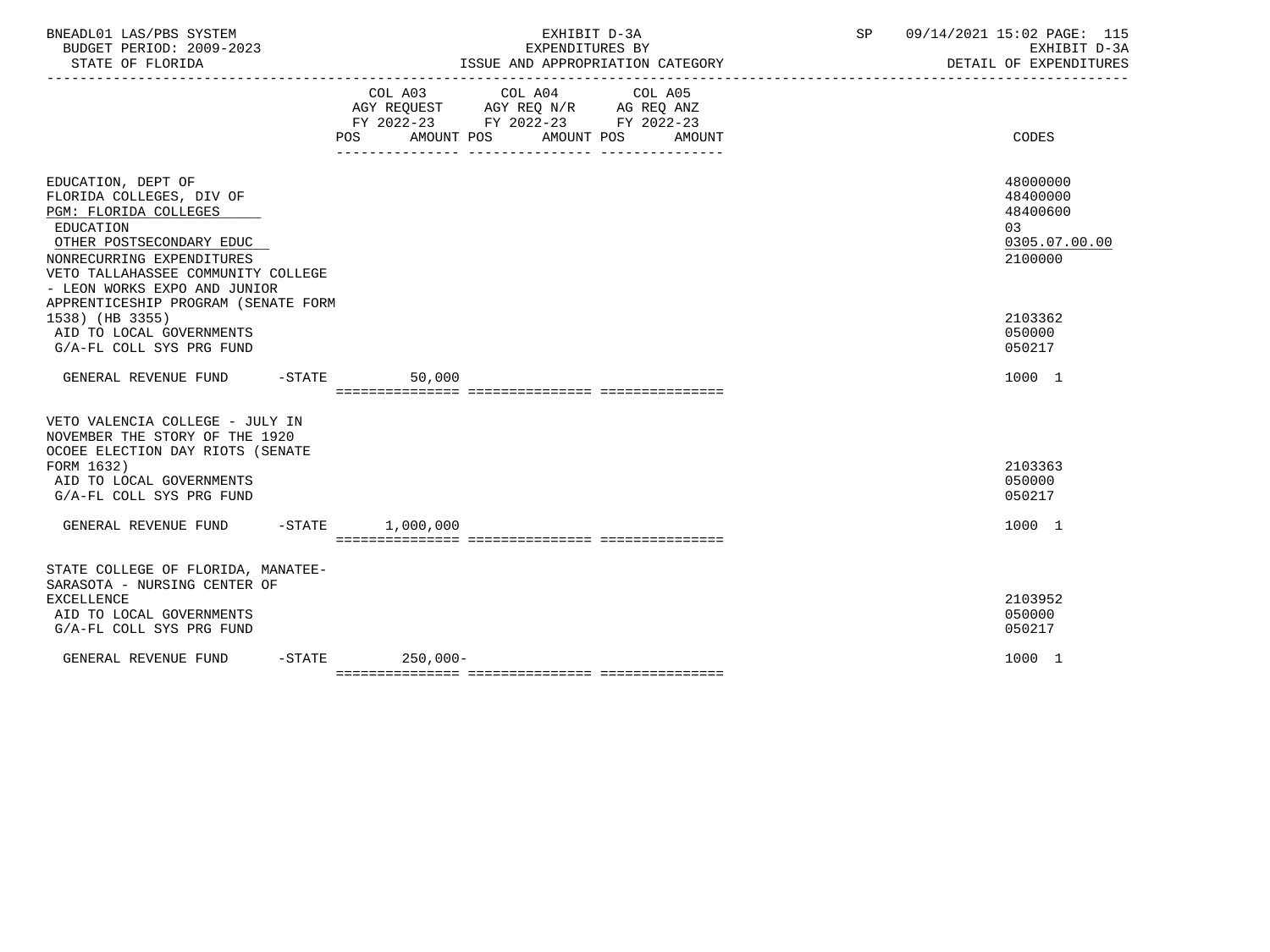BNEADL01 LAS/PBS SYSTEM
BUDGET PERIOD: 2009-2023
STATE OF FLORIDA

EXHIBIT D-3A
EXPENDITURES BY
ISSUE AND APPROPRIATION CATEGORY

SP 09/14/2021 15:02
EXHIBIT D-3A
DETAIL OF EXPENDITURES

| | COL A03 AGY REQUEST FY 2022-23 POS AMOUNT | COL A04 AGY REQ N/R FY 2022-23 POS AMOUNT | COL A05 AG REQ ANZ FY 2022-23 POS AMOUNT | CODES |
|---|---|---|---|---|
| EDUCATION, DEPT OF | | | | 48000000 |
| FLORIDA COLLEGES, DIV OF | | | | 48400000 |
| PGM: FLORIDA COLLEGES | | | | 48400600 |
| EDUCATION | | | | 03 |
| OTHER POSTSECONDARY EDUC | | | | 0305.07.00.00 |
| NONRECURRING EXPENDITURES | | | | 2100000 |
| VETO TALLAHASSEE COMMUNITY COLLEGE - LEON WORKS EXPO AND JUNIOR APPRENTICESHIP PROGRAM (SENATE FORM 1538) (HB 3355) | | | | 2103362 |
| AID TO LOCAL GOVERNMENTS | | | | 050000 |
| G/A-FL COLL SYS PRG FUND | | | | 050217 |
| GENERAL REVENUE FUND -STATE | 50,000 | | | 1000 1 |
| VETO VALENCIA COLLEGE - JULY IN NOVEMBER THE STORY OF THE 1920 OCOEE ELECTION DAY RIOTS (SENATE FORM 1632) | | | | 2103363 |
| AID TO LOCAL GOVERNMENTS | | | | 050000 |
| G/A-FL COLL SYS PRG FUND | | | | 050217 |
| GENERAL REVENUE FUND -STATE | 1,000,000 | | | 1000 1 |
| STATE COLLEGE OF FLORIDA, MANATEE-SARASOTA - NURSING CENTER OF EXCELLENCE | | | | 2103952 |
| AID TO LOCAL GOVERNMENTS | | | | 050000 |
| G/A-FL COLL SYS PRG FUND | | | | 050217 |
| GENERAL REVENUE FUND -STATE | 250,000- | | | 1000 1 |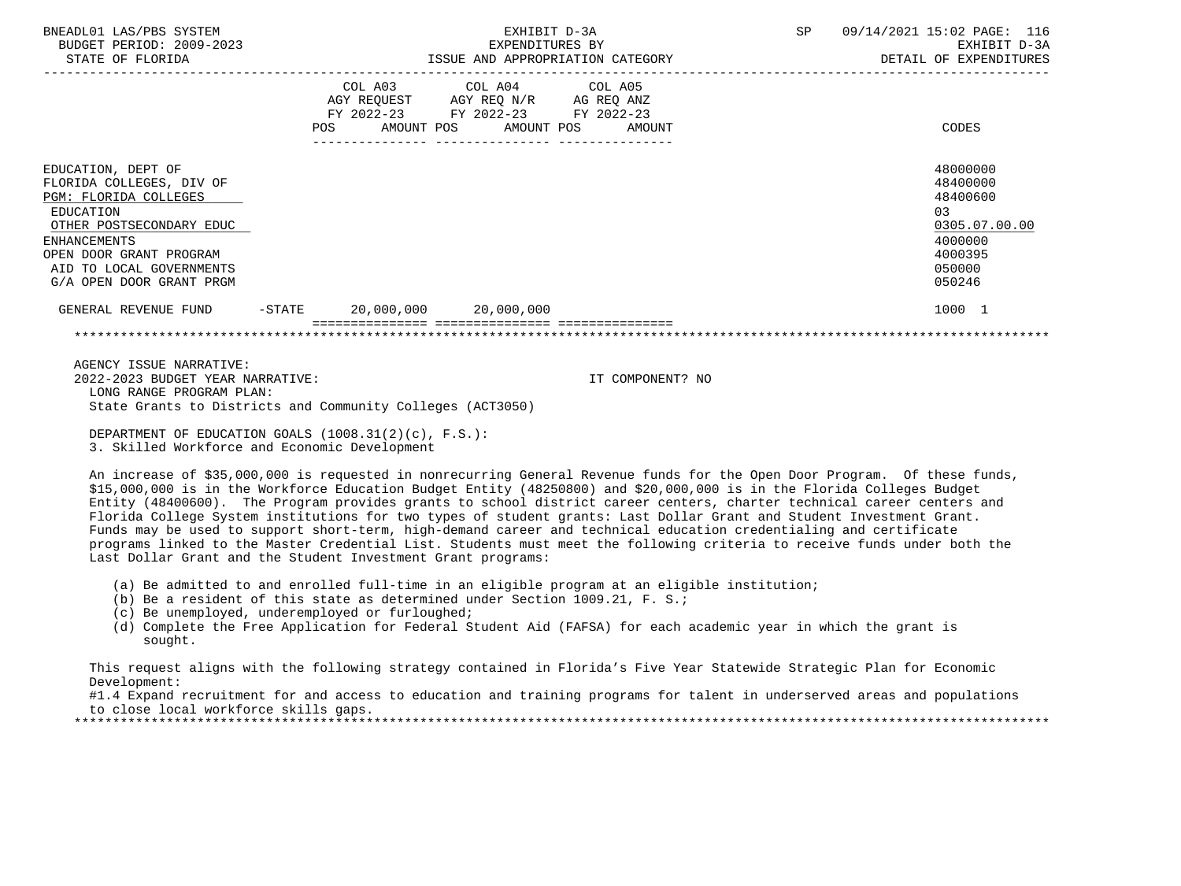EXHIBIT D-3A
EXPENDITURES BY
ISSUE AND APPROPRIATION CATEGORY

BNEADL01 LAS/PBS SYSTEM — BUDGET PERIOD: 2009-2023 — STATE OF FLORIDA — SP 09/14/2021 15:02 — EXHIBIT D-3A — DETAIL OF EXPENDITURES

| | COL A03 AGY REQUEST FY 2022-23 POS | AMOUNT | COL A04 AGY REQ N/R FY 2022-23 POS | AMOUNT | COL A05 AG REQ ANZ FY 2022-23 POS | AMOUNT | CODES |
|---|---|---|---|---|---|---|---|
| EDUCATION, DEPT OF | | | | | | | 48000000 |
| FLORIDA COLLEGES, DIV OF | | | | | | | 48400000 |
| PGM: FLORIDA COLLEGES | | | | | | | 48400600 |
| EDUCATION | | | | | | | 03 |
| OTHER POSTSECONDARY EDUC | | | | | | | 0305.07.00.00 |
| ENHANCEMENTS | | | | | | | 4000000 |
| OPEN DOOR GRANT PROGRAM | | | | | | | 4000395 |
| AID TO LOCAL GOVERNMENTS | | | | | | | 050000 |
| G/A OPEN DOOR GRANT PRGM | | | | | | | 050246 |
| GENERAL REVENUE FUND -STATE | | 20,000,000 | | 20,000,000 | | | 1000 1 |

AGENCY ISSUE NARRATIVE:
2022-2023 BUDGET YEAR NARRATIVE: IT COMPONENT? NO

LONG RANGE PROGRAM PLAN:
State Grants to Districts and Community Colleges (ACT3050)

DEPARTMENT OF EDUCATION GOALS (1008.31(2)(c), F.S.):
3. Skilled Workforce and Economic Development

An increase of $35,000,000 is requested in nonrecurring General Revenue funds for the Open Door Program. Of these funds, $15,000,000 is in the Workforce Education Budget Entity (48250800) and $20,000,000 is in the Florida Colleges Budget Entity (48400600). The Program provides grants to school district career centers, charter technical career centers and Florida College System institutions for two types of student grants: Last Dollar Grant and Student Investment Grant. Funds may be used to support short-term, high-demand career and technical education credentialing and certificate programs linked to the Master Credential List. Students must meet the following criteria to receive funds under both the Last Dollar Grant and the Student Investment Grant programs:

(a) Be admitted to and enrolled full-time in an eligible program at an eligible institution;
(b) Be a resident of this state as determined under Section 1009.21, F. S.;
(c) Be unemployed, underemployed or furloughed;
(d) Complete the Free Application for Federal Student Aid (FAFSA) for each academic year in which the grant is sought.

This request aligns with the following strategy contained in Florida's Five Year Statewide Strategic Plan for Economic Development:
#1.4 Expand recruitment for and access to education and training programs for talent in underserved areas and populations to close local workforce skills gaps.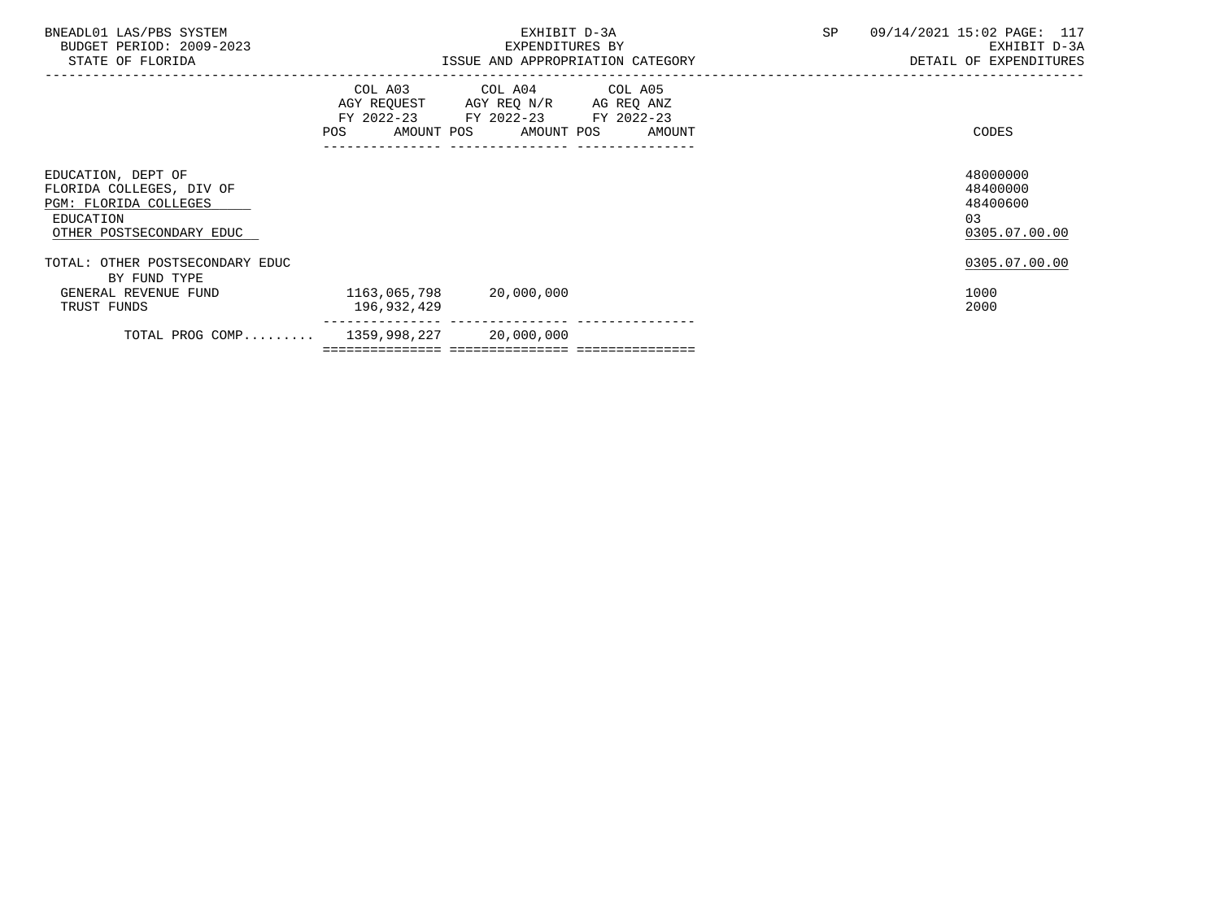BNEADL01 LAS/PBS SYSTEM
BUDGET PERIOD: 2009-2023
STATE OF FLORIDA

EXHIBIT D-3A
EXPENDITURES BY
ISSUE AND APPROPRIATION CATEGORY

SP 09/14/2021 15:02 PAGE: 117
EXHIBIT D-3A
DETAIL OF EXPENDITURES

| | COL A03 AGY REQUEST FY 2022-23 POS AMOUNT | COL A04 AGY REQ N/R FY 2022-23 POS AMOUNT | COL A05 AG REQ ANZ FY 2022-23 POS AMOUNT | CODES |
|---|---|---|---|---|
| EDUCATION, DEPT OF | | | | 48000000 |
| FLORIDA COLLEGES, DIV OF | | | | 48400000 |
| PGM: FLORIDA COLLEGES | | | | 48400600 |
| EDUCATION | | | | 03 |
| OTHER POSTSECONDARY EDUC | | | | 0305.07.00.00 |
| TOTAL: OTHER POSTSECONDARY EDUC | | | | 0305.07.00.00 |
| BY FUND TYPE | | | | |
| GENERAL REVENUE FUND | 1163,065,798 | 20,000,000 | | 1000 |
| TRUST FUNDS | 196,932,429 | | | 2000 |
| TOTAL PROG COMP......... | 1359,998,227 | 20,000,000 | | |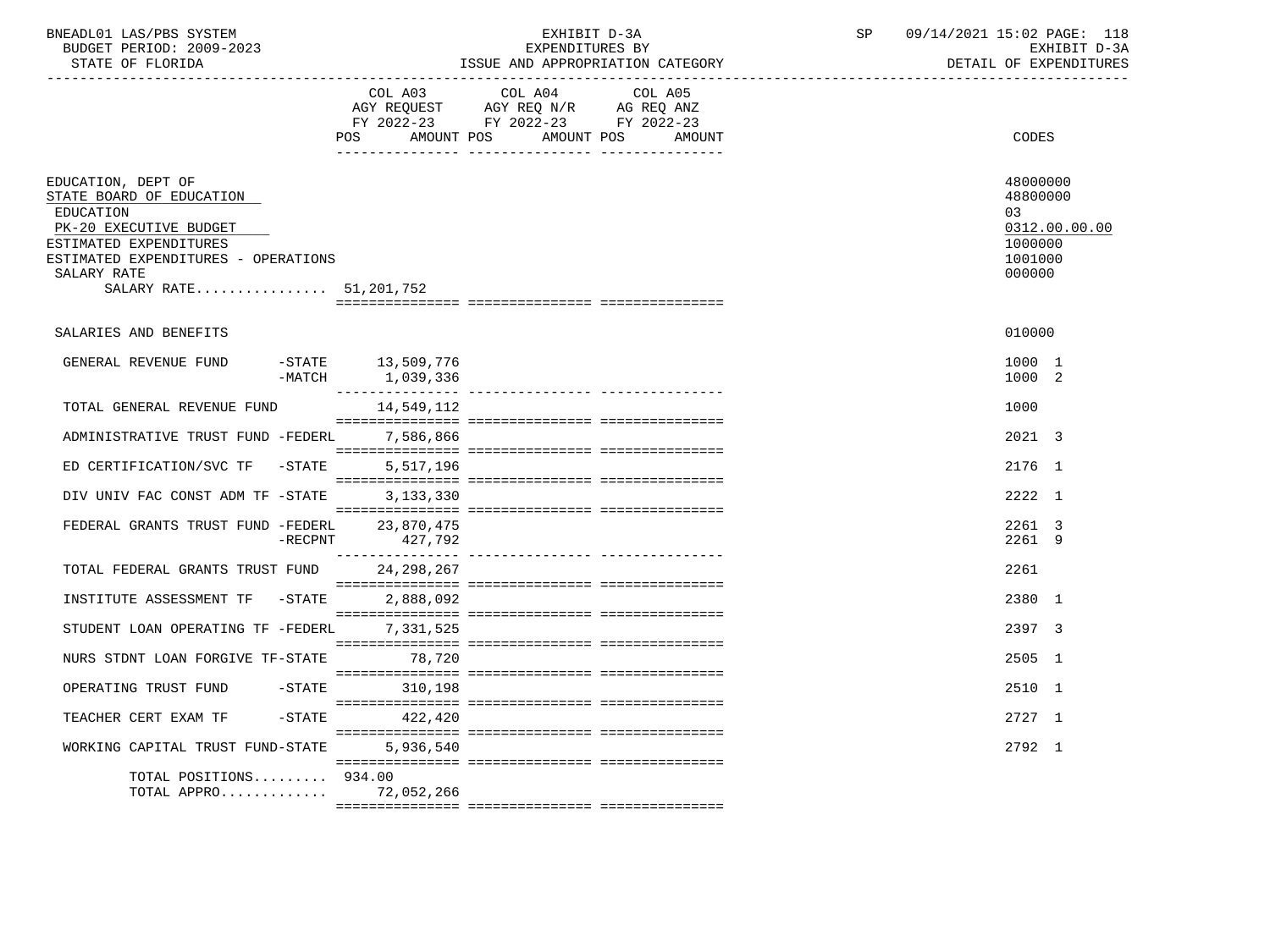BNEADL01 LAS/PBS SYSTEM
BUDGET PERIOD: 2009-2023
STATE OF FLORIDA

EXHIBIT D-3A
EXPENDITURES BY
ISSUE AND APPROPRIATION CATEGORY

SP 09/14/2021 15:02
EXHIBIT D-3A
DETAIL OF EXPENDITURES

| | COL A03 AGY REQUEST FY 2022-23 POS | AMOUNT | COL A04 AGY REQ N/R FY 2022-23 POS | AMOUNT | COL A05 AG REQ ANZ FY 2022-23 POS | AMOUNT | CODES |
|---|---|---|---|---|---|---|---|
| EDUCATION, DEPT OF | | | | | | | 48000000 |
| STATE BOARD OF EDUCATION | | | | | | | 48800000 |
| EDUCATION | | | | | | | 03 |
| PK-20 EXECUTIVE BUDGET | | | | | | | 0312.00.00.00 |
| ESTIMATED EXPENDITURES | | | | | | | 1000000 |
| ESTIMATED EXPENDITURES - OPERATIONS | | | | | | | 1001000 |
| SALARY RATE | | | | | | | 000000 |
| SALARY RATE................ 51,201,752 | | | | | | | |
| SALARIES AND BENEFITS | | | | | | | 010000 |
| GENERAL REVENUE FUND -STATE | | 13,509,776 | | | | | 1000 1 |
| -MATCH | | 1,039,336 | | | | | 1000 2 |
| TOTAL GENERAL REVENUE FUND | | 14,549,112 | | | | | 1000 |
| ADMINISTRATIVE TRUST FUND -FEDERL | | 7,586,866 | | | | | 2021 3 |
| ED CERTIFICATION/SVC TF -STATE | | 5,517,196 | | | | | 2176 1 |
| DIV UNIV FAC CONST ADM TF -STATE | | 3,133,330 | | | | | 2222 1 |
| FEDERAL GRANTS TRUST FUND -FEDERL | | 23,870,475 | | | | | 2261 3 |
| -RECPNT | | 427,792 | | | | | 2261 9 |
| TOTAL FEDERAL GRANTS TRUST FUND | | 24,298,267 | | | | | 2261 |
| INSTITUTE ASSESSMENT TF -STATE | | 2,888,092 | | | | | 2380 1 |
| STUDENT LOAN OPERATING TF -FEDERL | | 7,331,525 | | | | | 2397 3 |
| NURS STDNT LOAN FORGIVE TF-STATE | | 78,720 | | | | | 2505 1 |
| OPERATING TRUST FUND -STATE | | 310,198 | | | | | 2510 1 |
| TEACHER CERT EXAM TF -STATE | | 422,420 | | | | | 2727 1 |
| WORKING CAPITAL TRUST FUND-STATE | | 5,936,540 | | | | | 2792 1 |
| TOTAL POSITIONS......... | 934.00 | | | | | | |
| TOTAL APPRO............ | | 72,052,266 | | | | | |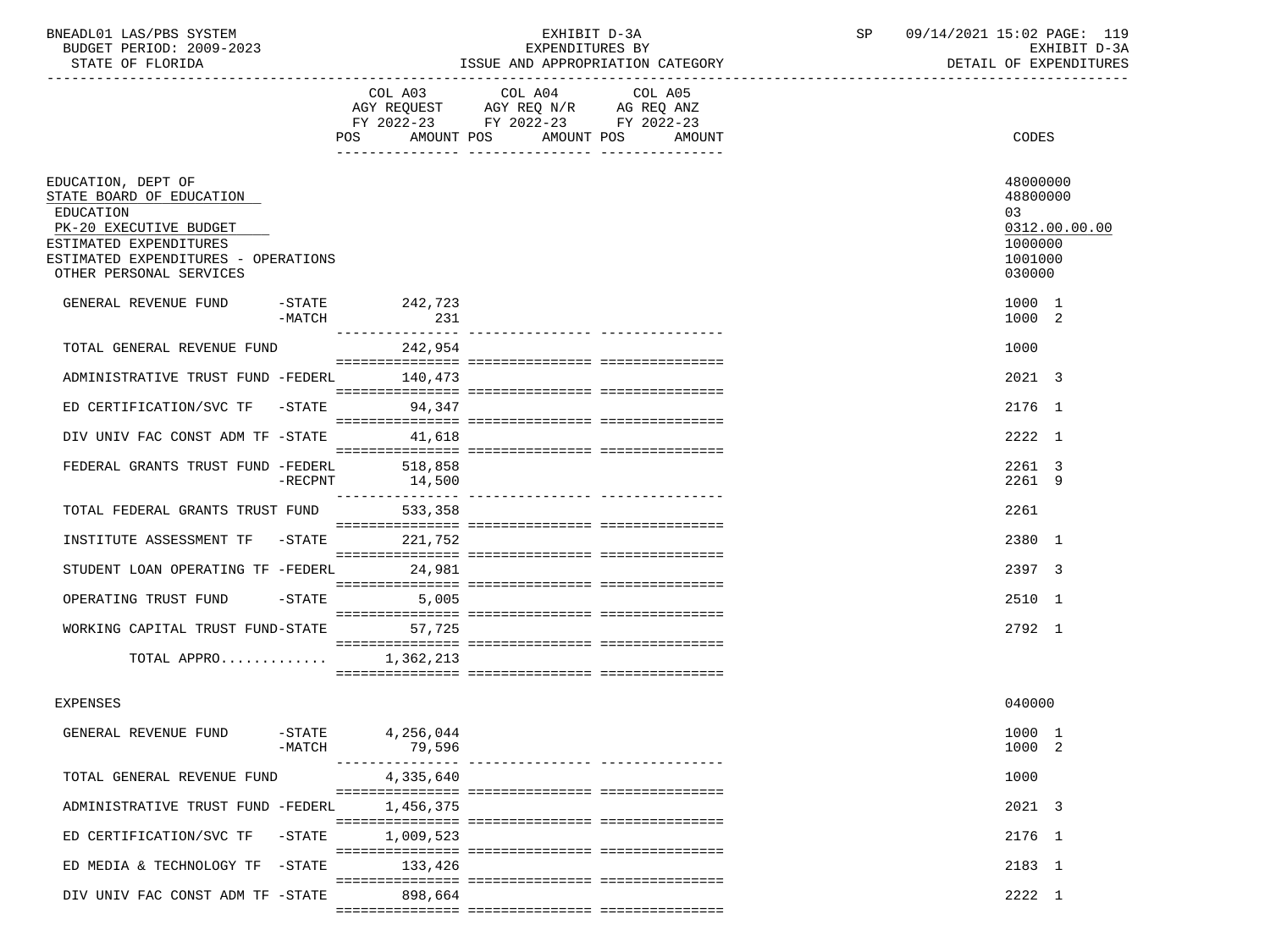BNEADL01 LAS/PBS SYSTEM | EXHIBIT D-3A | SP 09/14/2021 15:02 PAGE: 119
BUDGET PERIOD: 2009-2023 | EXPENDITURES BY | EXHIBIT D-3A
STATE OF FLORIDA | ISSUE AND APPROPRIATION CATEGORY | DETAIL OF EXPENDITURES

| | COL A03 AGY REQUEST FY 2022-23 POS AMOUNT | COL A04 AGY REQ N/R FY 2022-23 POS AMOUNT | COL A05 AG REQ ANZ FY 2022-23 POS AMOUNT | CODES |
|---|---|---|---|---|
| EDUCATION, DEPT OF | | | | 48000000 |
| STATE BOARD OF EDUCATION | | | | 48800000 |
| EDUCATION | | | | 03 |
| PK-20 EXECUTIVE BUDGET | | | | 0312.00.00.00 |
| ESTIMATED EXPENDITURES | | | | 1000000 |
| ESTIMATED EXPENDITURES - OPERATIONS | | | | 1001000 |
| OTHER PERSONAL SERVICES | | | | 030000 |
| GENERAL REVENUE FUND -STATE | 242,723 | | | 1000 1 |
| GENERAL REVENUE FUND -MATCH | 231 | | | 1000 2 |
| TOTAL GENERAL REVENUE FUND | 242,954 | | | 1000 |
| ADMINISTRATIVE TRUST FUND -FEDERL | 140,473 | | | 2021 3 |
| ED CERTIFICATION/SVC TF -STATE | 94,347 | | | 2176 1 |
| DIV UNIV FAC CONST ADM TF -STATE | 41,618 | | | 2222 1 |
| FEDERAL GRANTS TRUST FUND -FEDERL | 518,858 | | | 2261 3 |
| FEDERAL GRANTS TRUST FUND -RECPNT | 14,500 | | | 2261 9 |
| TOTAL FEDERAL GRANTS TRUST FUND | 533,358 | | | 2261 |
| INSTITUTE ASSESSMENT TF -STATE | 221,752 | | | 2380 1 |
| STUDENT LOAN OPERATING TF -FEDERL | 24,981 | | | 2397 3 |
| OPERATING TRUST FUND -STATE | 5,005 | | | 2510 1 |
| WORKING CAPITAL TRUST FUND-STATE | 57,725 | | | 2792 1 |
| TOTAL APPRO............ | 1,362,213 | | | |
| EXPENSES | | | | 040000 |
| GENERAL REVENUE FUND -STATE | 4,256,044 | | | 1000 1 |
| GENERAL REVENUE FUND -MATCH | 79,596 | | | 1000 2 |
| TOTAL GENERAL REVENUE FUND | 4,335,640 | | | 1000 |
| ADMINISTRATIVE TRUST FUND -FEDERL | 1,456,375 | | | 2021 3 |
| ED CERTIFICATION/SVC TF -STATE | 1,009,523 | | | 2176 1 |
| ED MEDIA & TECHNOLOGY TF -STATE | 133,426 | | | 2183 1 |
| DIV UNIV FAC CONST ADM TF -STATE | 898,664 | | | 2222 1 |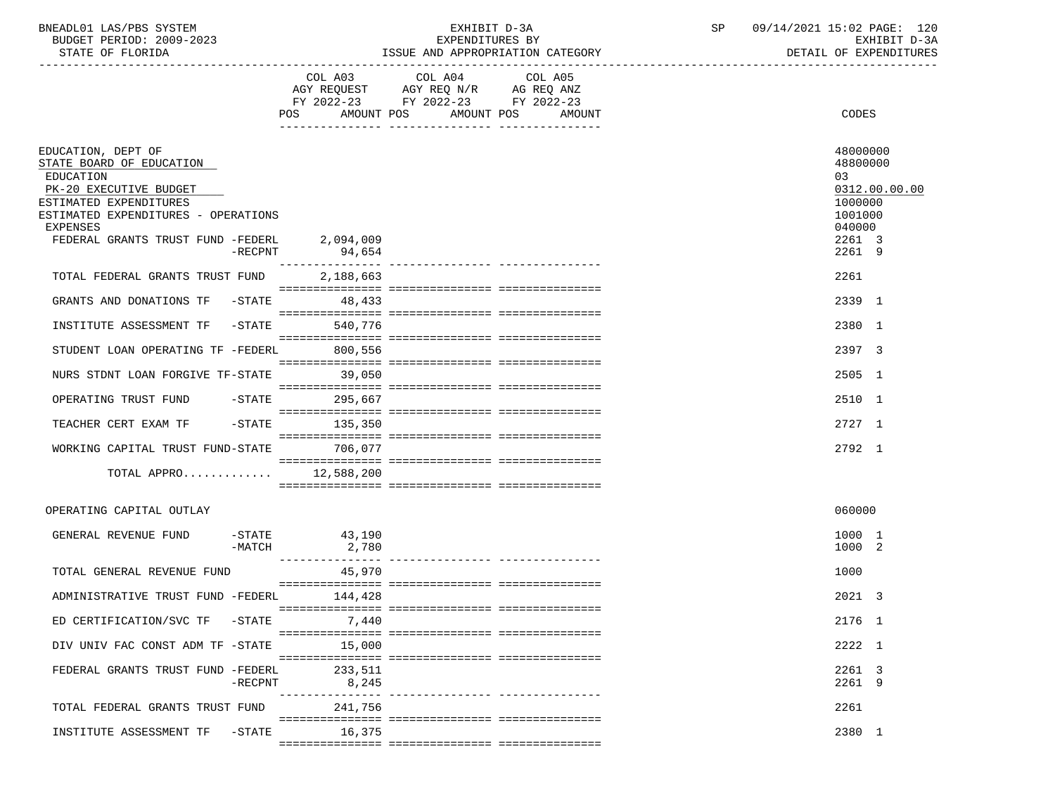BNEADL01 LAS/PBS SYSTEM — EXHIBIT D-3A — EXPENDITURES BY ISSUE AND APPROPRIATION CATEGORY
BUDGET PERIOD: 2009-2023 — STATE OF FLORIDA
SP 09/14/2021 15:02 — EXHIBIT D-3A — DETAIL OF EXPENDITURES

| | COL A03 AGY REQUEST FY 2022-23 POS AMOUNT | COL A04 AGY REQ N/R FY 2022-23 POS AMOUNT | COL A05 AG REQ ANZ FY 2022-23 POS AMOUNT | CODES |
|---|---|---|---|---|
| EDUCATION, DEPT OF | | | | 48000000 |
| STATE BOARD OF EDUCATION | | | | 48800000 |
| EDUCATION | | | | 03 |
| PK-20 EXECUTIVE BUDGET | | | | 0312.00.00.00 |
| ESTIMATED EXPENDITURES | | | | 1000000 |
| ESTIMATED EXPENDITURES - OPERATIONS | | | | 1001000 |
| EXPENSES | | | | 040000 |
| FEDERAL GRANTS TRUST FUND -FEDERL | 2,094,009 | | | 2261 3 |
| -RECPNT | 94,654 | | | 2261 9 |
| TOTAL FEDERAL GRANTS TRUST FUND | 2,188,663 | | | 2261 |
| GRANTS AND DONATIONS TF -STATE | 48,433 | | | 2339 1 |
| INSTITUTE ASSESSMENT TF -STATE | 540,776 | | | 2380 1 |
| STUDENT LOAN OPERATING TF -FEDERL | 800,556 | | | 2397 3 |
| NURS STDNT LOAN FORGIVE TF-STATE | 39,050 | | | 2505 1 |
| OPERATING TRUST FUND -STATE | 295,667 | | | 2510 1 |
| TEACHER CERT EXAM TF -STATE | 135,350 | | | 2727 1 |
| WORKING CAPITAL TRUST FUND-STATE | 706,077 | | | 2792 1 |
| TOTAL APPRO............ | 12,588,200 | | | |
| OPERATING CAPITAL OUTLAY | | | | 060000 |
| GENERAL REVENUE FUND -STATE | 43,190 | | | 1000 1 |
| -MATCH | 2,780 | | | 1000 2 |
| TOTAL GENERAL REVENUE FUND | 45,970 | | | 1000 |
| ADMINISTRATIVE TRUST FUND -FEDERL | 144,428 | | | 2021 3 |
| ED CERTIFICATION/SVC TF -STATE | 7,440 | | | 2176 1 |
| DIV UNIV FAC CONST ADM TF -STATE | 15,000 | | | 2222 1 |
| FEDERAL GRANTS TRUST FUND -FEDERL | 233,511 | | | 2261 3 |
| -RECPNT | 8,245 | | | 2261 9 |
| TOTAL FEDERAL GRANTS TRUST FUND | 241,756 | | | 2261 |
| INSTITUTE ASSESSMENT TF -STATE | 16,375 | | | 2380 1 |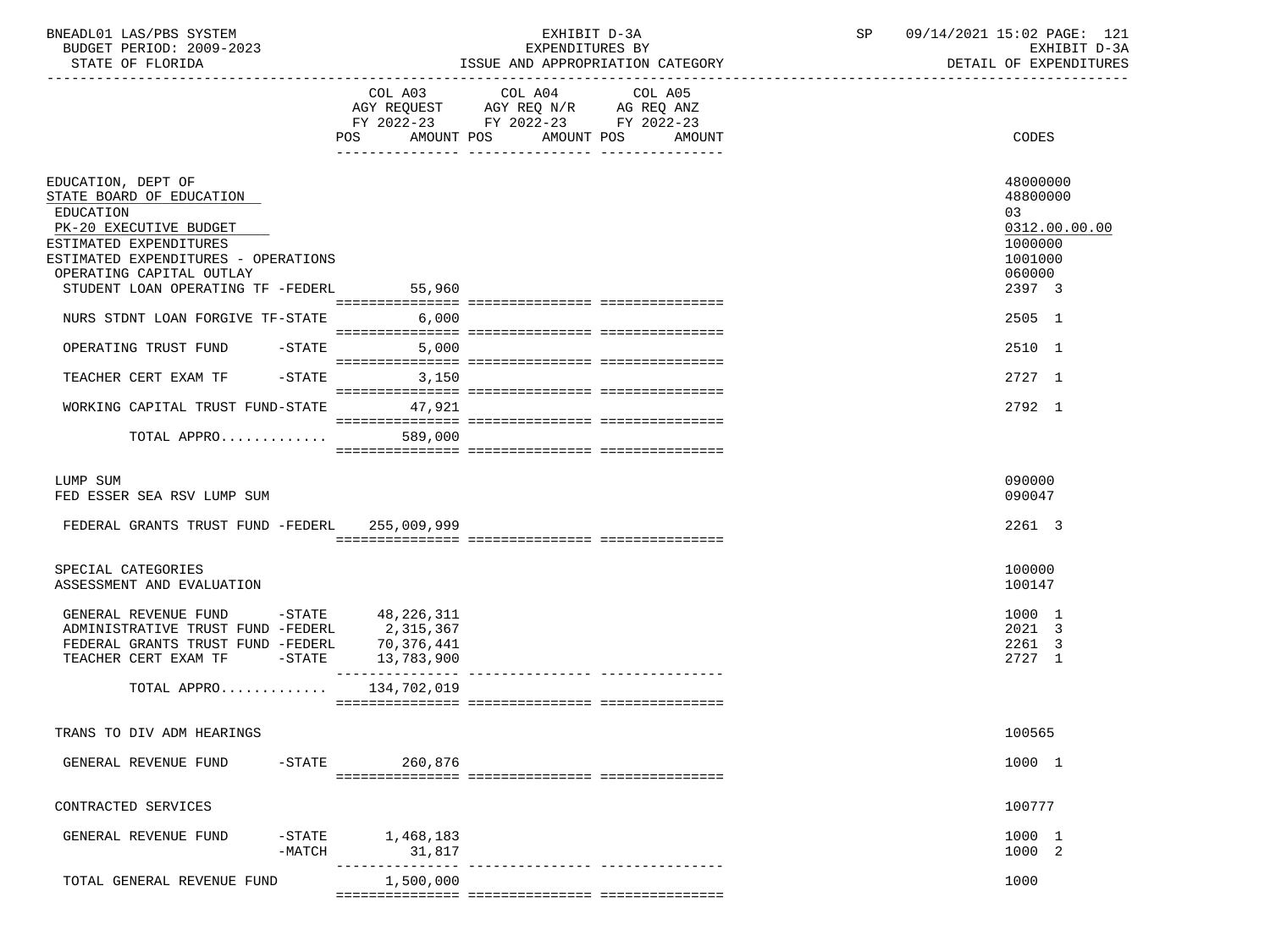BNEADL01 LAS/PBS SYSTEM
BUDGET PERIOD: 2009-2023
STATE OF FLORIDA

EXHIBIT D-3A
EXPENDITURES BY
ISSUE AND APPROPRIATION CATEGORY

SP 09/14/2021 15:02
EXHIBIT D-3A
DETAIL OF EXPENDITURES

| | COL A03 AGY REQUEST FY 2022-23 POS AMOUNT | COL A04 AGY REQ N/R FY 2022-23 POS AMOUNT | COL A05 AG REQ ANZ FY 2022-23 POS AMOUNT | CODES |
|---|---|---|---|---|
| EDUCATION, DEPT OF | | | | 48000000 |
| STATE BOARD OF EDUCATION | | | | 48800000 |
| EDUCATION | | | | 03 |
| PK-20 EXECUTIVE BUDGET | | | | 0312.00.00.00 |
| ESTIMATED EXPENDITURES | | | | 1000000 |
| ESTIMATED EXPENDITURES - OPERATIONS | | | | 1001000 |
| OPERATING CAPITAL OUTLAY | | | | 060000 |
| STUDENT LOAN OPERATING TF -FEDERL | 55,960 | | | 2397 3 |
| NURS STDNT LOAN FORGIVE TF-STATE | 6,000 | | | 2505 1 |
| OPERATING TRUST FUND -STATE | 5,000 | | | 2510 1 |
| TEACHER CERT EXAM TF -STATE | 3,150 | | | 2727 1 |
| WORKING CAPITAL TRUST FUND-STATE | 47,921 | | | 2792 1 |
| TOTAL APPRO............ | 589,000 | | | |
| LUMP SUM | | | | 090000 |
| FED ESSER SEA RSV LUMP SUM | | | | 090047 |
| FEDERAL GRANTS TRUST FUND -FEDERL | 255,009,999 | | | 2261 3 |
| SPECIAL CATEGORIES | | | | 100000 |
| ASSESSMENT AND EVALUATION | | | | 100147 |
| GENERAL REVENUE FUND -STATE | 48,226,311 | | | 1000 1 |
| ADMINISTRATIVE TRUST FUND -FEDERL | 2,315,367 | | | 2021 3 |
| FEDERAL GRANTS TRUST FUND -FEDERL | 70,376,441 | | | 2261 3 |
| TEACHER CERT EXAM TF -STATE | 13,783,900 | | | 2727 1 |
| TOTAL APPRO............ | 134,702,019 | | | |
| TRANS TO DIV ADM HEARINGS | | | | 100565 |
| GENERAL REVENUE FUND -STATE | 260,876 | | | 1000 1 |
| CONTRACTED SERVICES | | | | 100777 |
| GENERAL REVENUE FUND -STATE | 1,468,183 | | | 1000 1 |
| -MATCH | 31,817 | | | 1000 2 |
| TOTAL GENERAL REVENUE FUND | 1,500,000 | | | 1000 |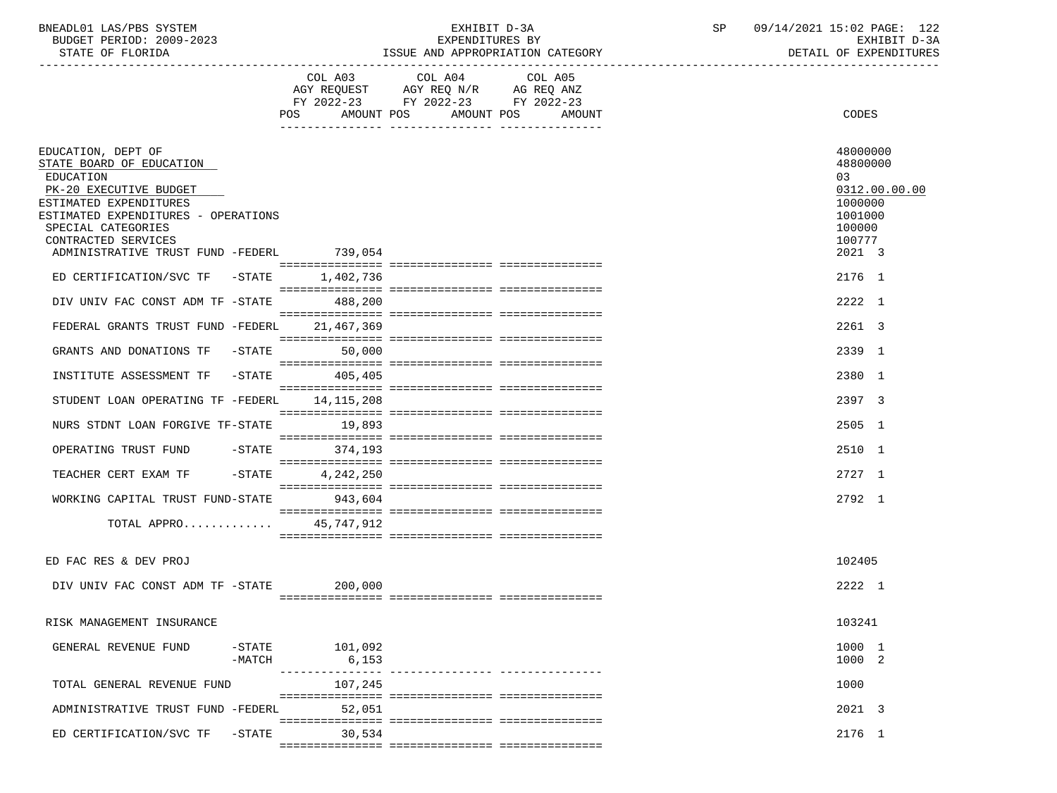BNEADL01 LAS/PBS SYSTEM — EXHIBIT D-3A — EXPENDITURES BY ISSUE AND APPROPRIATION CATEGORY
BUDGET PERIOD: 2009-2023 — STATE OF FLORIDA
SP 09/14/2021 15:02 — EXHIBIT D-3A — DETAIL OF EXPENDITURES

| | COL A03 AGY REQUEST FY 2022-23 POS | AMOUNT | COL A04 AGY REQ N/R FY 2022-23 POS | AMOUNT | COL A05 AG REQ ANZ FY 2022-23 POS | AMOUNT | CODES |
|---|---|---|---|---|---|---|---|
| EDUCATION, DEPT OF | | | | | | | 48000000 |
| STATE BOARD OF EDUCATION | | | | | | | 48800000 |
| EDUCATION | | | | | | | 03 |
| PK-20 EXECUTIVE BUDGET | | | | | | | 0312.00.00.00 |
| ESTIMATED EXPENDITURES | | | | | | | 1000000 |
| ESTIMATED EXPENDITURES - OPERATIONS | | | | | | | 1001000 |
| SPECIAL CATEGORIES | | | | | | | 100000 |
| CONTRACTED SERVICES | | | | | | | 100777 |
| ADMINISTRATIVE TRUST FUND -FEDERL | | 739,054 | | | | | 2021 3 |
| ED CERTIFICATION/SVC TF -STATE | | 1,402,736 | | | | | 2176 1 |
| DIV UNIV FAC CONST ADM TF -STATE | | 488,200 | | | | | 2222 1 |
| FEDERAL GRANTS TRUST FUND -FEDERL | | 21,467,369 | | | | | 2261 3 |
| GRANTS AND DONATIONS TF -STATE | | 50,000 | | | | | 2339 1 |
| INSTITUTE ASSESSMENT TF -STATE | | 405,405 | | | | | 2380 1 |
| STUDENT LOAN OPERATING TF -FEDERL | | 14,115,208 | | | | | 2397 3 |
| NURS STDNT LOAN FORGIVE TF-STATE | | 19,893 | | | | | 2505 1 |
| OPERATING TRUST FUND -STATE | | 374,193 | | | | | 2510 1 |
| TEACHER CERT EXAM TF -STATE | | 4,242,250 | | | | | 2727 1 |
| WORKING CAPITAL TRUST FUND-STATE | | 943,604 | | | | | 2792 1 |
| TOTAL APPRO............ | | 45,747,912 | | | | | |
| ED FAC RES & DEV PROJ | | | | | | | 102405 |
| DIV UNIV FAC CONST ADM TF -STATE | | 200,000 | | | | | 2222 1 |
| RISK MANAGEMENT INSURANCE | | | | | | | 103241 |
| GENERAL REVENUE FUND -STATE | | 101,092 | | | | | 1000 1 |
| -MATCH | | 6,153 | | | | | 1000 2 |
| TOTAL GENERAL REVENUE FUND | | 107,245 | | | | | 1000 |
| ADMINISTRATIVE TRUST FUND -FEDERL | | 52,051 | | | | | 2021 3 |
| ED CERTIFICATION/SVC TF -STATE | | 30,534 | | | | | 2176 1 |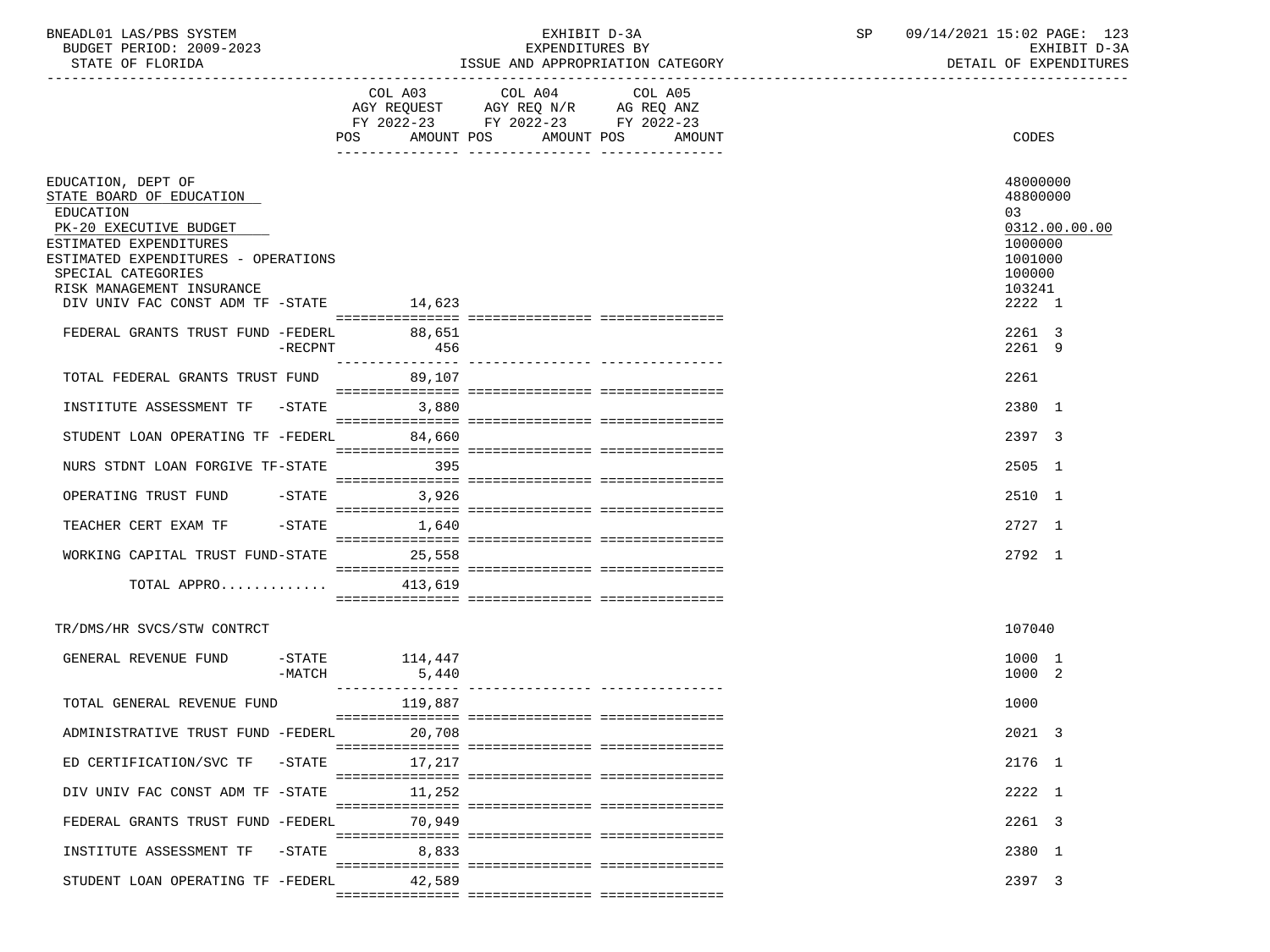BNEADL01 LAS/PBS SYSTEM
BUDGET PERIOD: 2009-2023
STATE OF FLORIDA

EXHIBIT D-3A
EXPENDITURES BY
ISSUE AND APPROPRIATION CATEGORY

SP 09/14/2021 15:02
EXHIBIT D-3A
DETAIL OF EXPENDITURES

| | COL A03 AGY REQUEST FY 2022-23 POS AMOUNT | COL A04 AGY REQ N/R FY 2022-23 POS AMOUNT | COL A05 AG REQ ANZ FY 2022-23 POS AMOUNT | CODES |
|---|---|---|---|---|
| EDUCATION, DEPT OF | | | | 48000000 |
| STATE BOARD OF EDUCATION | | | | 48800000 |
| EDUCATION | | | | 03 |
| PK-20 EXECUTIVE BUDGET | | | | 0312.00.00.00 |
| ESTIMATED EXPENDITURES | | | | 1000000 |
| ESTIMATED EXPENDITURES - OPERATIONS | | | | 1001000 |
| SPECIAL CATEGORIES | | | | 100000 |
| RISK MANAGEMENT INSURANCE | | | | 103241 |
| DIV UNIV FAC CONST ADM TF -STATE | 14,623 | | | 2222 1 |
| FEDERAL GRANTS TRUST FUND -FEDERL | 88,651 | | | 2261 3 |
| -RECPNT | 456 | | | 2261 9 |
| TOTAL FEDERAL GRANTS TRUST FUND | 89,107 | | | 2261 |
| INSTITUTE ASSESSMENT TF -STATE | 3,880 | | | 2380 1 |
| STUDENT LOAN OPERATING TF -FEDERL | 84,660 | | | 2397 3 |
| NURS STDNT LOAN FORGIVE TF-STATE | 395 | | | 2505 1 |
| OPERATING TRUST FUND -STATE | 3,926 | | | 2510 1 |
| TEACHER CERT EXAM TF -STATE | 1,640 | | | 2727 1 |
| WORKING CAPITAL TRUST FUND-STATE | 25,558 | | | 2792 1 |
| TOTAL APPRO............. | 413,619 | | | |
| TR/DMS/HR SVCS/STW CONTRCT | | | | 107040 |
| GENERAL REVENUE FUND -STATE | 114,447 | | | 1000 1 |
| -MATCH | 5,440 | | | 1000 2 |
| TOTAL GENERAL REVENUE FUND | 119,887 | | | 1000 |
| ADMINISTRATIVE TRUST FUND -FEDERL | 20,708 | | | 2021 3 |
| ED CERTIFICATION/SVC TF -STATE | 17,217 | | | 2176 1 |
| DIV UNIV FAC CONST ADM TF -STATE | 11,252 | | | 2222 1 |
| FEDERAL GRANTS TRUST FUND -FEDERL | 70,949 | | | 2261 3 |
| INSTITUTE ASSESSMENT TF -STATE | 8,833 | | | 2380 1 |
| STUDENT LOAN OPERATING TF -FEDERL | 42,589 | | | 2397 3 |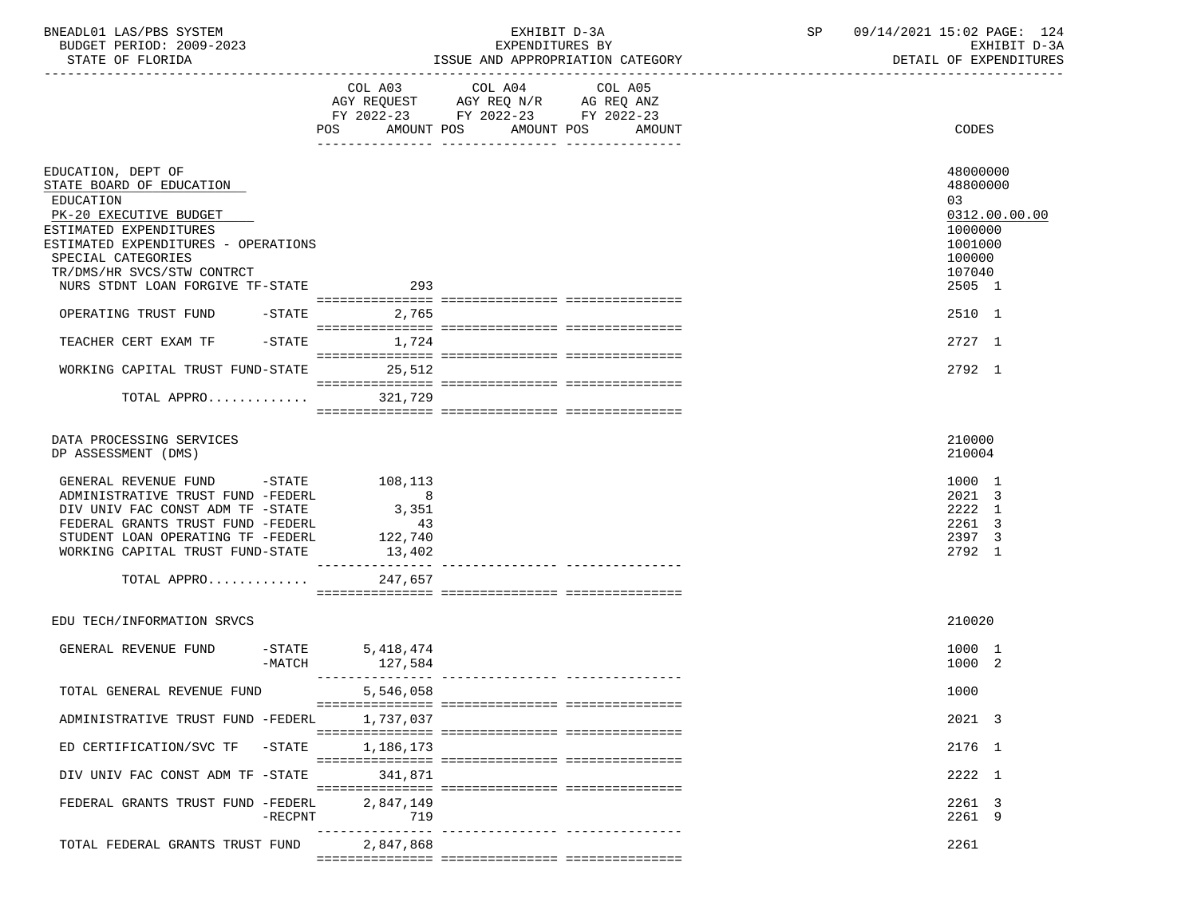BNEADL01 LAS/PBS SYSTEM — EXHIBIT D-3A — EXPENDITURES BY ISSUE AND APPROPRIATION CATEGORY — SP 09/14/2021 15:02

BUDGET PERIOD: 2009-2023 — STATE OF FLORIDA — EXHIBIT D-3A DETAIL OF EXPENDITURES

| | COL A03 AGY REQUEST FY 2022-23 POS AMOUNT | COL A04 AGY REQ N/R FY 2022-23 POS AMOUNT | COL A05 AG REQ ANZ FY 2022-23 POS AMOUNT | CODES |
|---|---|---|---|---|
| EDUCATION, DEPT OF | | | | 48000000 |
| STATE BOARD OF EDUCATION | | | | 48800000 |
| EDUCATION | | | | 03 |
| PK-20 EXECUTIVE BUDGET | | | | 0312.00.00.00 |
| ESTIMATED EXPENDITURES | | | | 1000000 |
| ESTIMATED EXPENDITURES - OPERATIONS | | | | 1001000 |
| SPECIAL CATEGORIES | | | | 100000 |
| TR/DMS/HR SVCS/STW CONTRCT | | | | 107040 |
| NURS STDNT LOAN FORGIVE TF-STATE | 293 | | | 2505 1 |
| OPERATING TRUST FUND -STATE | 2,765 | | | 2510 1 |
| TEACHER CERT EXAM TF -STATE | 1,724 | | | 2727 1 |
| WORKING CAPITAL TRUST FUND-STATE | 25,512 | | | 2792 1 |
| TOTAL APPRO............ | 321,729 | | | |
| DATA PROCESSING SERVICES | | | | 210000 |
| DP ASSESSMENT (DMS) | | | | 210004 |
| GENERAL REVENUE FUND -STATE | 108,113 | | | 1000 1 |
| ADMINISTRATIVE TRUST FUND -FEDERL | 8 | | | 2021 3 |
| DIV UNIV FAC CONST ADM TF -STATE | 3,351 | | | 2222 1 |
| FEDERAL GRANTS TRUST FUND -FEDERL | 43 | | | 2261 3 |
| STUDENT LOAN OPERATING TF -FEDERL | 122,740 | | | 2397 3 |
| WORKING CAPITAL TRUST FUND-STATE | 13,402 | | | 2792 1 |
| TOTAL APPRO............ | 247,657 | | | |
| EDU TECH/INFORMATION SRVCS | | | | 210020 |
| GENERAL REVENUE FUND -STATE | 5,418,474 | | | 1000 1 |
| -MATCH | 127,584 | | | 1000 2 |
| TOTAL GENERAL REVENUE FUND | 5,546,058 | | | 1000 |
| ADMINISTRATIVE TRUST FUND -FEDERL | 1,737,037 | | | 2021 3 |
| ED CERTIFICATION/SVC TF -STATE | 1,186,173 | | | 2176 1 |
| DIV UNIV FAC CONST ADM TF -STATE | 341,871 | | | 2222 1 |
| FEDERAL GRANTS TRUST FUND -FEDERL | 2,847,149 | | | 2261 3 |
| -RECPNT | 719 | | | 2261 9 |
| TOTAL FEDERAL GRANTS TRUST FUND | 2,847,868 | | | 2261 |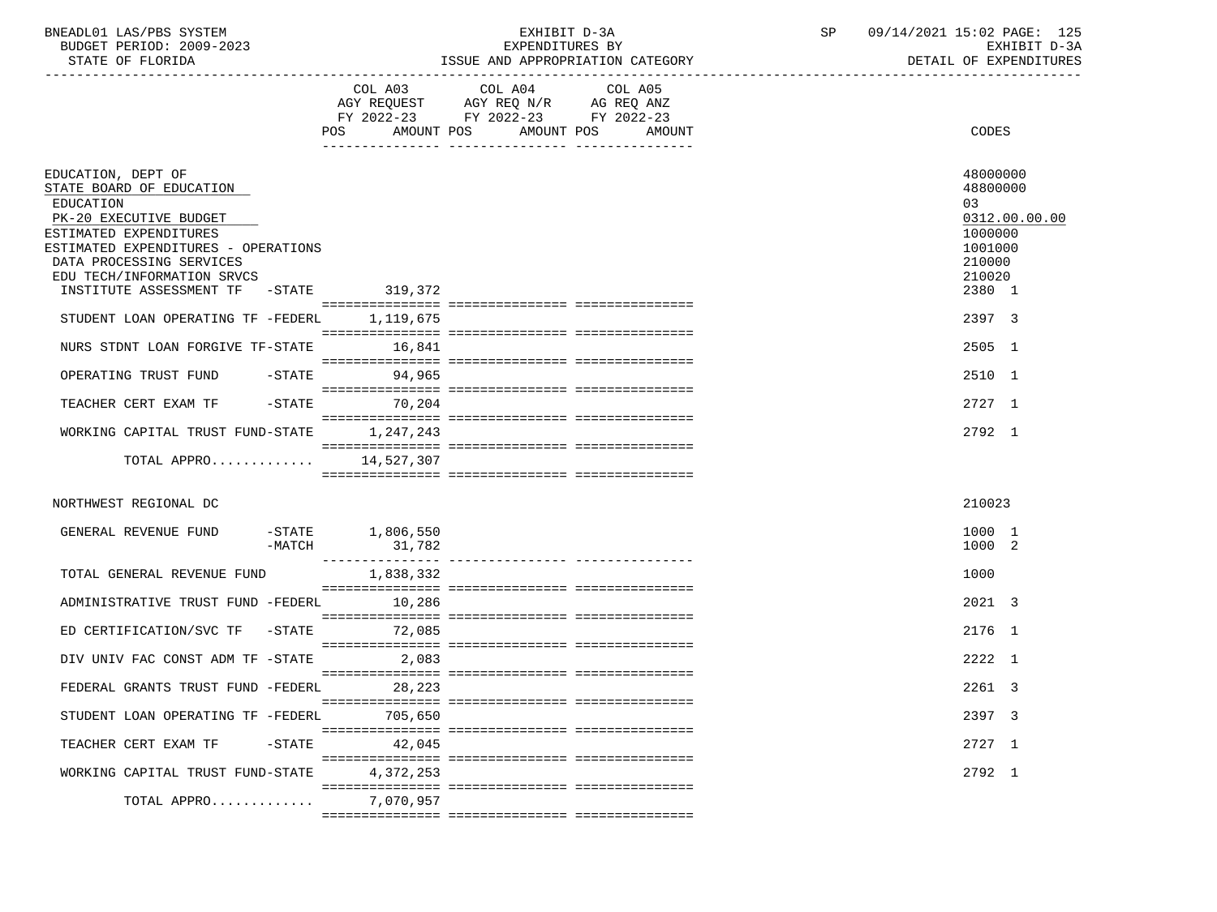BNEADL01 LAS/PBS SYSTEM
BUDGET PERIOD: 2009-2023
STATE OF FLORIDA

EXHIBIT D-3A
EXPENDITURES BY
ISSUE AND APPROPRIATION CATEGORY

SP 09/14/2021 15:02 PAGE: 125
EXHIBIT D-3A
DETAIL OF EXPENDITURES

| | COL A03 AGY REQUEST FY 2022-23 POS AMOUNT | COL A04 AGY REQ N/R FY 2022-23 POS AMOUNT | COL A05 AG REQ ANZ FY 2022-23 POS AMOUNT | CODES |
|---|---|---|---|---|
| EDUCATION, DEPT OF | | | | 48000000 |
| STATE BOARD OF EDUCATION | | | | 48800000 |
| EDUCATION | | | | 03 |
| PK-20 EXECUTIVE BUDGET | | | | 0312.00.00.00 |
| ESTIMATED EXPENDITURES | | | | 1000000 |
| ESTIMATED EXPENDITURES - OPERATIONS | | | | 1001000 |
| DATA PROCESSING SERVICES | | | | 210000 |
| EDU TECH/INFORMATION SRVCS | | | | 210020 |
| INSTITUTE ASSESSMENT TF -STATE | 319,372 | | | 2380 1 |
| STUDENT LOAN OPERATING TF -FEDERL | 1,119,675 | | | 2397 3 |
| NURS STDNT LOAN FORGIVE TF-STATE | 16,841 | | | 2505 1 |
| OPERATING TRUST FUND -STATE | 94,965 | | | 2510 1 |
| TEACHER CERT EXAM TF -STATE | 70,204 | | | 2727 1 |
| WORKING CAPITAL TRUST FUND-STATE | 1,247,243 | | | 2792 1 |
| TOTAL APPRO............. | 14,527,307 | | | |
| NORTHWEST REGIONAL DC | | | | 210023 |
| GENERAL REVENUE FUND -STATE | 1,806,550 | | | 1000 1 |
| -MATCH | 31,782 | | | 1000 2 |
| TOTAL GENERAL REVENUE FUND | 1,838,332 | | | 1000 |
| ADMINISTRATIVE TRUST FUND -FEDERL | 10,286 | | | 2021 3 |
| ED CERTIFICATION/SVC TF -STATE | 72,085 | | | 2176 1 |
| DIV UNIV FAC CONST ADM TF -STATE | 2,083 | | | 2222 1 |
| FEDERAL GRANTS TRUST FUND -FEDERL | 28,223 | | | 2261 3 |
| STUDENT LOAN OPERATING TF -FEDERL | 705,650 | | | 2397 3 |
| TEACHER CERT EXAM TF -STATE | 42,045 | | | 2727 1 |
| WORKING CAPITAL TRUST FUND-STATE | 4,372,253 | | | 2792 1 |
| TOTAL APPRO............. | 7,070,957 | | | |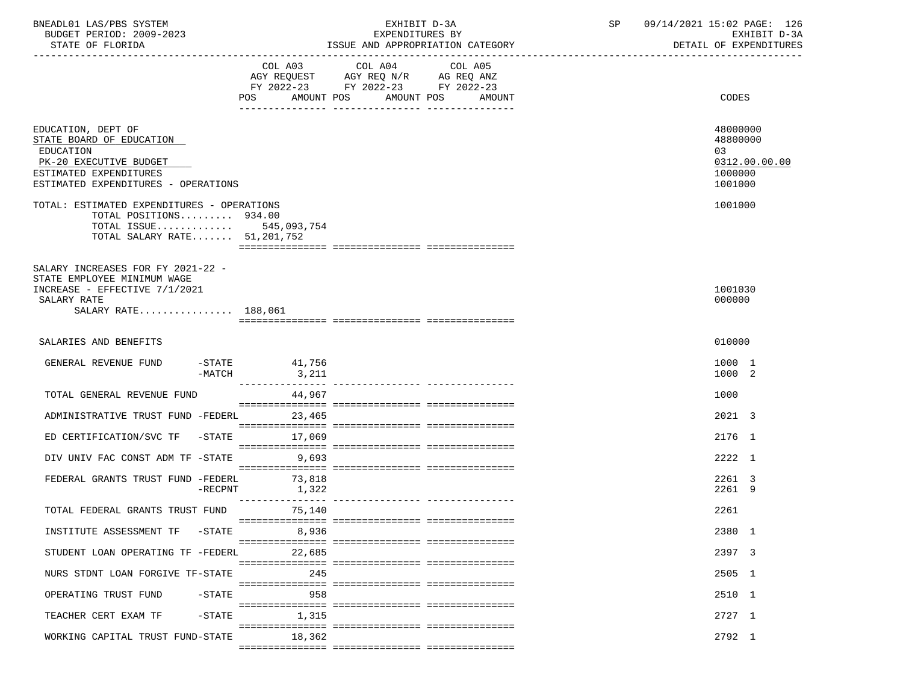BNEADL01 LAS/PBS SYSTEM — EXHIBIT D-3A — EXPENDITURES BY ISSUE AND APPROPRIATION CATEGORY — DETAIL OF EXPENDITURES

BUDGET PERIOD: 2009-2023
STATE OF FLORIDA

| | COL A03 AGY REQUEST FY 2022-23 POS AMOUNT | COL A04 AGY REQ N/R FY 2022-23 POS AMOUNT | COL A05 AG REQ ANZ FY 2022-23 POS AMOUNT | CODES |
|---|---|---|---|---|
| EDUCATION, DEPT OF | | | | 48000000 |
| STATE BOARD OF EDUCATION | | | | 48800000 |
| EDUCATION | | | | 03 |
| PK-20 EXECUTIVE BUDGET | | | | 0312.00.00.00 |
| ESTIMATED EXPENDITURES | | | | 1000000 |
| ESTIMATED EXPENDITURES - OPERATIONS | | | | 1001000 |
| TOTAL: ESTIMATED EXPENDITURES - OPERATIONS | | | | 1001000 |
| TOTAL POSITIONS......... 934.00 | | | | |
| TOTAL ISSUE............ | 545,093,754 | | | |
| TOTAL SALARY RATE....... 51,201,752 | | | | |
| SALARY INCREASES FOR FY 2021-22 - STATE EMPLOYEE MINIMUM WAGE INCREASE - EFFECTIVE 7/1/2021 | | | | 1001030 |
| SALARY RATE | | | | 000000 |
| SALARY RATE................ 188,061 | | | | |
| SALARIES AND BENEFITS | | | | 010000 |
| GENERAL REVENUE FUND -STATE | 41,756 | | | 1000 1 |
| -MATCH | 3,211 | | | 1000 2 |
| TOTAL GENERAL REVENUE FUND | 44,967 | | | 1000 |
| ADMINISTRATIVE TRUST FUND -FEDERL | 23,465 | | | 2021 3 |
| ED CERTIFICATION/SVC TF -STATE | 17,069 | | | 2176 1 |
| DIV UNIV FAC CONST ADM TF -STATE | 9,693 | | | 2222 1 |
| FEDERAL GRANTS TRUST FUND -FEDERL | 73,818 | | | 2261 3 |
| -RECPNT | 1,322 | | | 2261 9 |
| TOTAL FEDERAL GRANTS TRUST FUND | 75,140 | | | 2261 |
| INSTITUTE ASSESSMENT TF -STATE | 8,936 | | | 2380 1 |
| STUDENT LOAN OPERATING TF -FEDERL | 22,685 | | | 2397 3 |
| NURS STDNT LOAN FORGIVE TF-STATE | 245 | | | 2505 1 |
| OPERATING TRUST FUND -STATE | 958 | | | 2510 1 |
| TEACHER CERT EXAM TF -STATE | 1,315 | | | 2727 1 |
| WORKING CAPITAL TRUST FUND-STATE | 18,362 | | | 2792 1 |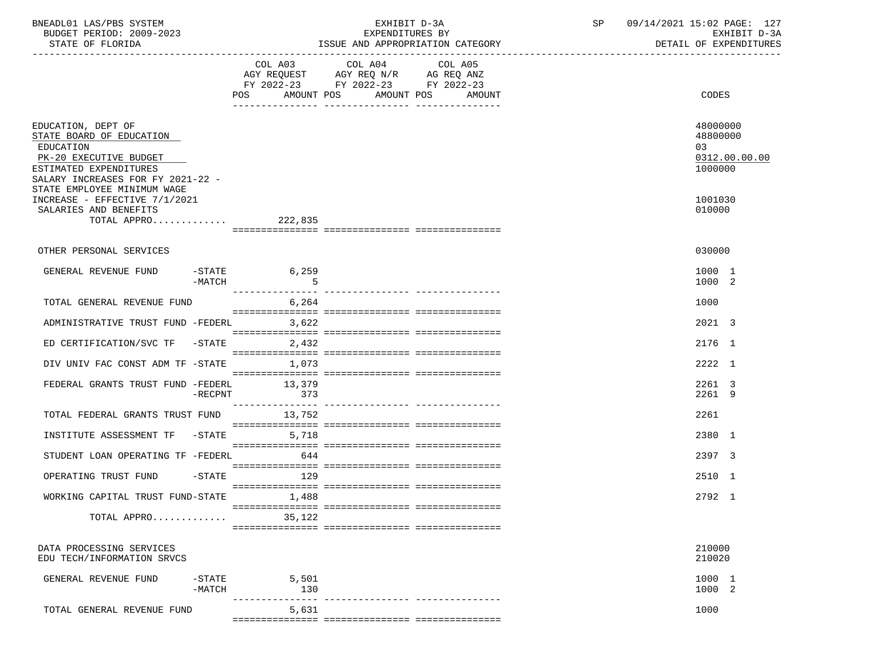BNEADL01 LAS/PBS SYSTEM | EXHIBIT D-3A | SP 09/14/2021 15:02

BUDGET PERIOD: 2009-2023 | EXPENDITURES BY | EXHIBIT D-3A

STATE OF FLORIDA | ISSUE AND APPROPRIATION CATEGORY | DETAIL OF EXPENDITURES

| | COL A03 AGY REQUEST FY 2022-23 POS AMOUNT | COL A04 AGY REQ N/R FY 2022-23 POS AMOUNT | COL A05 AG REQ ANZ FY 2022-23 POS AMOUNT | CODES |
|---|---|---|---|---|
| EDUCATION, DEPT OF | | | | 48000000 |
| STATE BOARD OF EDUCATION | | | | 48800000 |
| EDUCATION | | | | 03 |
| PK-20 EXECUTIVE BUDGET | | | | 0312.00.00.00 |
| ESTIMATED EXPENDITURES | | | | 1000000 |
| SALARY INCREASES FOR FY 2021-22 - STATE EMPLOYEE MINIMUM WAGE INCREASE - EFFECTIVE 7/1/2021 | | | | 1001030 |
| SALARIES AND BENEFITS | | | | 010000 |
| TOTAL APPRO............ | 222,835 | | | |
| OTHER PERSONAL SERVICES | | | | 030000 |
| GENERAL REVENUE FUND -STATE | 6,259 | | | 1000 1 |
| -MATCH | 5 | | | 1000 2 |
| TOTAL GENERAL REVENUE FUND | 6,264 | | | 1000 |
| ADMINISTRATIVE TRUST FUND -FEDERL | 3,622 | | | 2021 3 |
| ED CERTIFICATION/SVC TF -STATE | 2,432 | | | 2176 1 |
| DIV UNIV FAC CONST ADM TF -STATE | 1,073 | | | 2222 1 |
| FEDERAL GRANTS TRUST FUND -FEDERL | 13,379 | | | 2261 3 |
| -RECPNT | 373 | | | 2261 9 |
| TOTAL FEDERAL GRANTS TRUST FUND | 13,752 | | | 2261 |
| INSTITUTE ASSESSMENT TF -STATE | 5,718 | | | 2380 1 |
| STUDENT LOAN OPERATING TF -FEDERL | 644 | | | 2397 3 |
| OPERATING TRUST FUND -STATE | 129 | | | 2510 1 |
| WORKING CAPITAL TRUST FUND-STATE | 1,488 | | | 2792 1 |
| TOTAL APPRO............ | 35,122 | | | |
| DATA PROCESSING SERVICES | | | | 210000 |
| EDU TECH/INFORMATION SRVCS | | | | 210020 |
| GENERAL REVENUE FUND -STATE | 5,501 | | | 1000 1 |
| -MATCH | 130 | | | 1000 2 |
| TOTAL GENERAL REVENUE FUND | 5,631 | | | 1000 |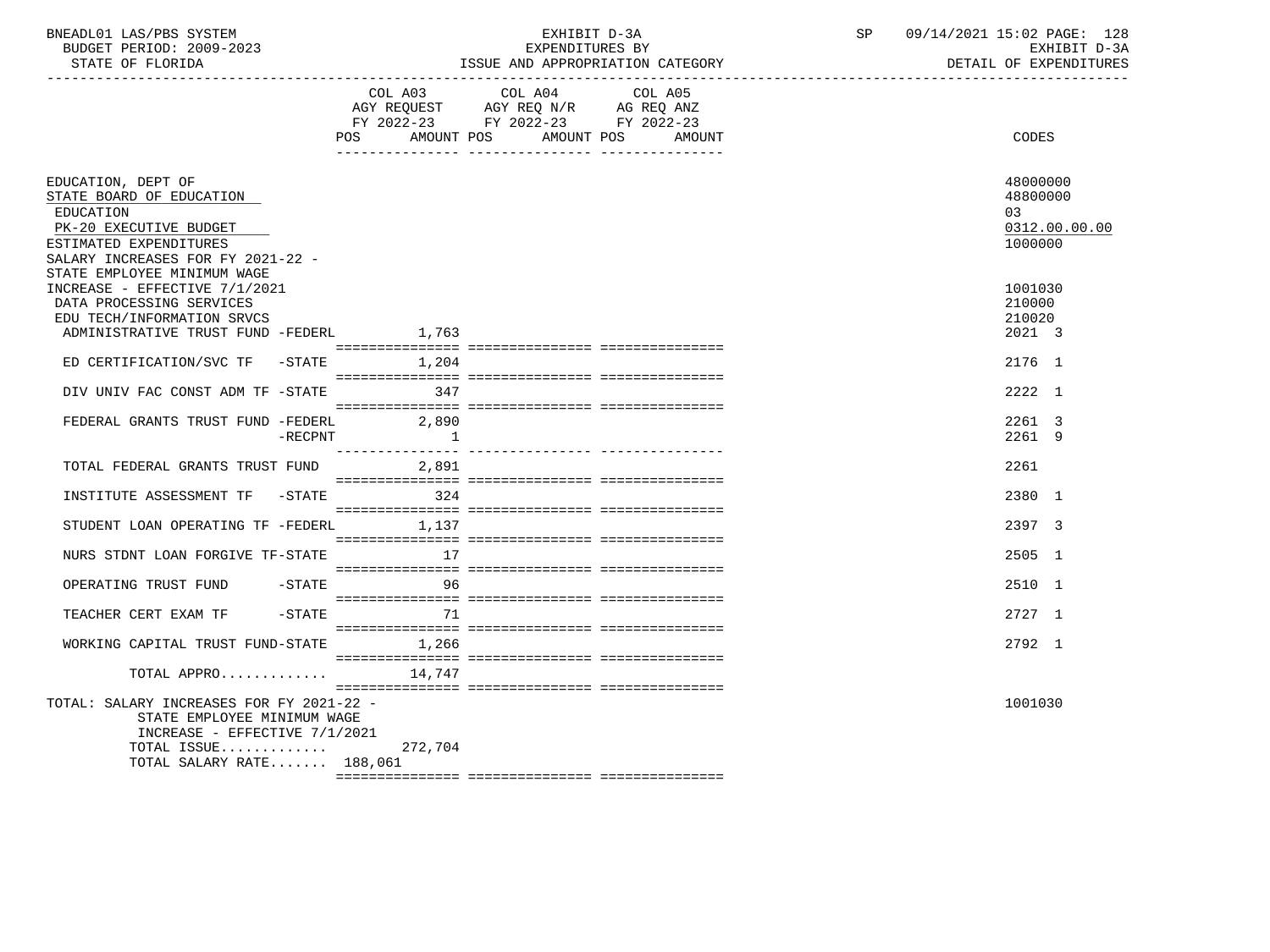BNEADL01 LAS/PBS SYSTEM — EXHIBIT D-3A — EXPENDITURES BY ISSUE AND APPROPRIATION CATEGORY — BUDGET PERIOD: 2009-2023 — STATE OF FLORIDA — DETAIL OF EXPENDITURES

| | COL A03 AGY REQUEST FY 2022-23 POS AMOUNT | COL A04 AGY REQ N/R FY 2022-23 POS AMOUNT | COL A05 AG REQ ANZ FY 2022-23 POS AMOUNT | CODES |
|---|---|---|---|---|
| EDUCATION, DEPT OF | | | | 48000000 |
| STATE BOARD OF EDUCATION | | | | 48800000 |
| EDUCATION | | | | 03 |
| PK-20 EXECUTIVE BUDGET | | | | 0312.00.00.00 |
| ESTIMATED EXPENDITURES | | | | 1000000 |
| SALARY INCREASES FOR FY 2021-22 - STATE EMPLOYEE MINIMUM WAGE INCREASE - EFFECTIVE 7/1/2021 | | | | 1001030 |
| DATA PROCESSING SERVICES | | | | 210000 |
| EDU TECH/INFORMATION SRVCS | | | | 210020 |
| ADMINISTRATIVE TRUST FUND -FEDERL | 1,763 | | | 2021 3 |
| ED CERTIFICATION/SVC TF -STATE | 1,204 | | | 2176 1 |
| DIV UNIV FAC CONST ADM TF -STATE | 347 | | | 2222 1 |
| FEDERAL GRANTS TRUST FUND -FEDERL | 2,890 | | | 2261 3 |
| -RECPNT | 1 | | | 2261 9 |
| TOTAL FEDERAL GRANTS TRUST FUND | 2,891 | | | 2261 |
| INSTITUTE ASSESSMENT TF -STATE | 324 | | | 2380 1 |
| STUDENT LOAN OPERATING TF -FEDERL | 1,137 | | | 2397 3 |
| NURS STDNT LOAN FORGIVE TF-STATE | 17 | | | 2505 1 |
| OPERATING TRUST FUND -STATE | 96 | | | 2510 1 |
| TEACHER CERT EXAM TF -STATE | 71 | | | 2727 1 |
| WORKING CAPITAL TRUST FUND-STATE | 1,266 | | | 2792 1 |
| TOTAL APPRO............ | 14,747 | | | |
| TOTAL: SALARY INCREASES FOR FY 2021-22 - STATE EMPLOYEE MINIMUM WAGE INCREASE - EFFECTIVE 7/1/2021 | | | | 1001030 |
| TOTAL ISSUE............ | 272,704 | | | |
| TOTAL SALARY RATE....... | 188,061 | | | |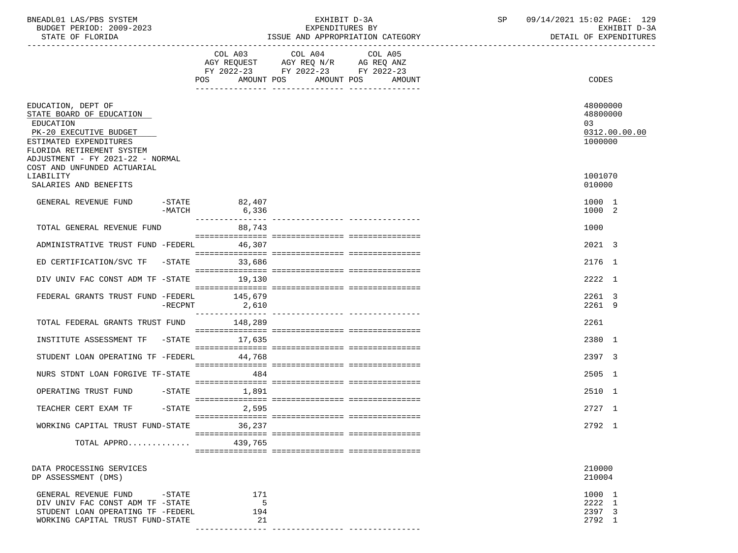BNEADL01 LAS/PBS SYSTEM
BUDGET PERIOD: 2009-2023
STATE OF FLORIDA

EXHIBIT D-3A
EXPENDITURES BY
ISSUE AND APPROPRIATION CATEGORY

SP 09/14/2021 15:02 PAGE: 129
EXHIBIT D-3A
DETAIL OF EXPENDITURES

| | COL A03 AGY REQUEST FY 2022-23 POS AMOUNT | COL A04 AGY REQ N/R FY 2022-23 POS AMOUNT | COL A05 AG REQ ANZ FY 2022-23 POS AMOUNT | CODES |
|---|---|---|---|---|
| EDUCATION, DEPT OF | | | | 48000000 |
| STATE BOARD OF EDUCATION | | | | 48800000 |
| EDUCATION | | | | 03 |
| PK-20 EXECUTIVE BUDGET | | | | 0312.00.00.00 |
| ESTIMATED EXPENDITURES | | | | 1000000 |
| FLORIDA RETIREMENT SYSTEM ADJUSTMENT - FY 2021-22 - NORMAL COST AND UNFUNDED ACTUARIAL LIABILITY | | | | 1001070 |
| SALARIES AND BENEFITS | | | | 010000 |
| GENERAL REVENUE FUND -STATE | 82,407 | | | 1000 1 |
| -MATCH | 6,336 | | | 1000 2 |
| TOTAL GENERAL REVENUE FUND | 88,743 | | | 1000 |
| ADMINISTRATIVE TRUST FUND -FEDERL | 46,307 | | | 2021 3 |
| ED CERTIFICATION/SVC TF -STATE | 33,686 | | | 2176 1 |
| DIV UNIV FAC CONST ADM TF -STATE | 19,130 | | | 2222 1 |
| FEDERAL GRANTS TRUST FUND -FEDERL | 145,679 | | | 2261 3 |
| -RECPNT | 2,610 | | | 2261 9 |
| TOTAL FEDERAL GRANTS TRUST FUND | 148,289 | | | 2261 |
| INSTITUTE ASSESSMENT TF -STATE | 17,635 | | | 2380 1 |
| STUDENT LOAN OPERATING TF -FEDERL | 44,768 | | | 2397 3 |
| NURS STDNT LOAN FORGIVE TF-STATE | 484 | | | 2505 1 |
| OPERATING TRUST FUND -STATE | 1,891 | | | 2510 1 |
| TEACHER CERT EXAM TF -STATE | 2,595 | | | 2727 1 |
| WORKING CAPITAL TRUST FUND-STATE | 36,237 | | | 2792 1 |
| TOTAL APPRO............. | 439,765 | | | |
| DATA PROCESSING SERVICES | | | | 210000 |
| DP ASSESSMENT (DMS) | | | | 210004 |
| GENERAL REVENUE FUND -STATE | 171 | | | 1000 1 |
| DIV UNIV FAC CONST ADM TF -STATE | 5 | | | 2222 1 |
| STUDENT LOAN OPERATING TF -FEDERL | 194 | | | 2397 3 |
| WORKING CAPITAL TRUST FUND-STATE | 21 | | | 2792 1 |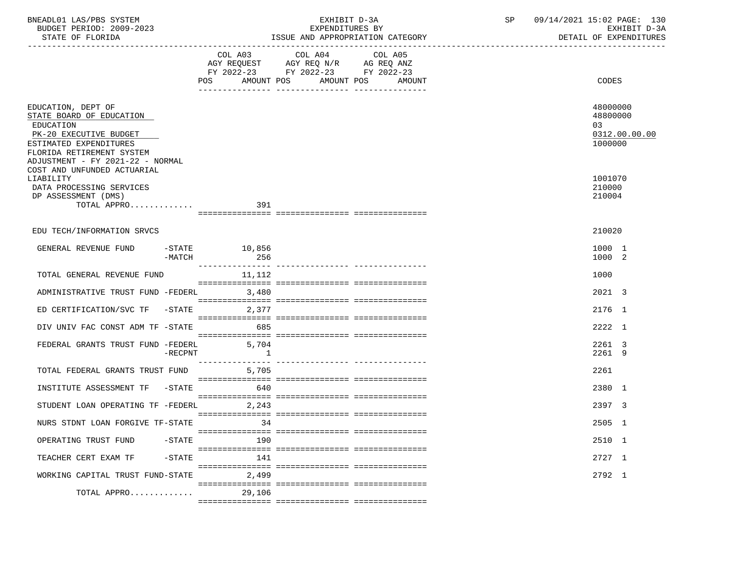BNEADL01 LAS/PBS SYSTEM — EXHIBIT D-3A — EXPENDITURES BY ISSUE AND APPROPRIATION CATEGORY — SP 09/14/2021 15:02 PAGE: 130
BUDGET PERIOD: 2009-2023 — EXHIBIT D-3A
STATE OF FLORIDA — DETAIL OF EXPENDITURES

| | COL A03 AGY REQUEST FY 2022-23 POS AMOUNT | COL A04 AGY REQ N/R FY 2022-23 POS AMOUNT | COL A05 AG REQ ANZ FY 2022-23 POS AMOUNT | CODES |
|---|---|---|---|---|
| EDUCATION, DEPT OF | | | | 48000000 |
| STATE BOARD OF EDUCATION | | | | 48800000 |
| EDUCATION | | | | 03 |
| PK-20 EXECUTIVE BUDGET | | | | 0312.00.00.00 |
| ESTIMATED EXPENDITURES | | | | 1000000 |
| FLORIDA RETIREMENT SYSTEM ADJUSTMENT - FY 2021-22 - NORMAL COST AND UNFUNDED ACTUARIAL LIABILITY | | | | 1001070 |
| DATA PROCESSING SERVICES | | | | 210000 |
| DP ASSESSMENT (DMS) | | | | 210004 |
| TOTAL APPRO............. | 391 | | | |
| EDU TECH/INFORMATION SRVCS | | | | 210020 |
| GENERAL REVENUE FUND -STATE | 10,856 | | | 1000 1 |
| GENERAL REVENUE FUND -MATCH | 256 | | | 1000 2 |
| TOTAL GENERAL REVENUE FUND | 11,112 | | | 1000 |
| ADMINISTRATIVE TRUST FUND -FEDERL | 3,480 | | | 2021 3 |
| ED CERTIFICATION/SVC TF -STATE | 2,377 | | | 2176 1 |
| DIV UNIV FAC CONST ADM TF -STATE | 685 | | | 2222 1 |
| FEDERAL GRANTS TRUST FUND -FEDERL | 5,704 | | | 2261 3 |
| FEDERAL GRANTS TRUST FUND -RECPNT | 1 | | | 2261 9 |
| TOTAL FEDERAL GRANTS TRUST FUND | 5,705 | | | 2261 |
| INSTITUTE ASSESSMENT TF -STATE | 640 | | | 2380 1 |
| STUDENT LOAN OPERATING TF -FEDERL | 2,243 | | | 2397 3 |
| NURS STDNT LOAN FORGIVE TF-STATE | 34 | | | 2505 1 |
| OPERATING TRUST FUND -STATE | 190 | | | 2510 1 |
| TEACHER CERT EXAM TF -STATE | 141 | | | 2727 1 |
| WORKING CAPITAL TRUST FUND-STATE | 2,499 | | | 2792 1 |
| TOTAL APPRO............. | 29,106 | | | |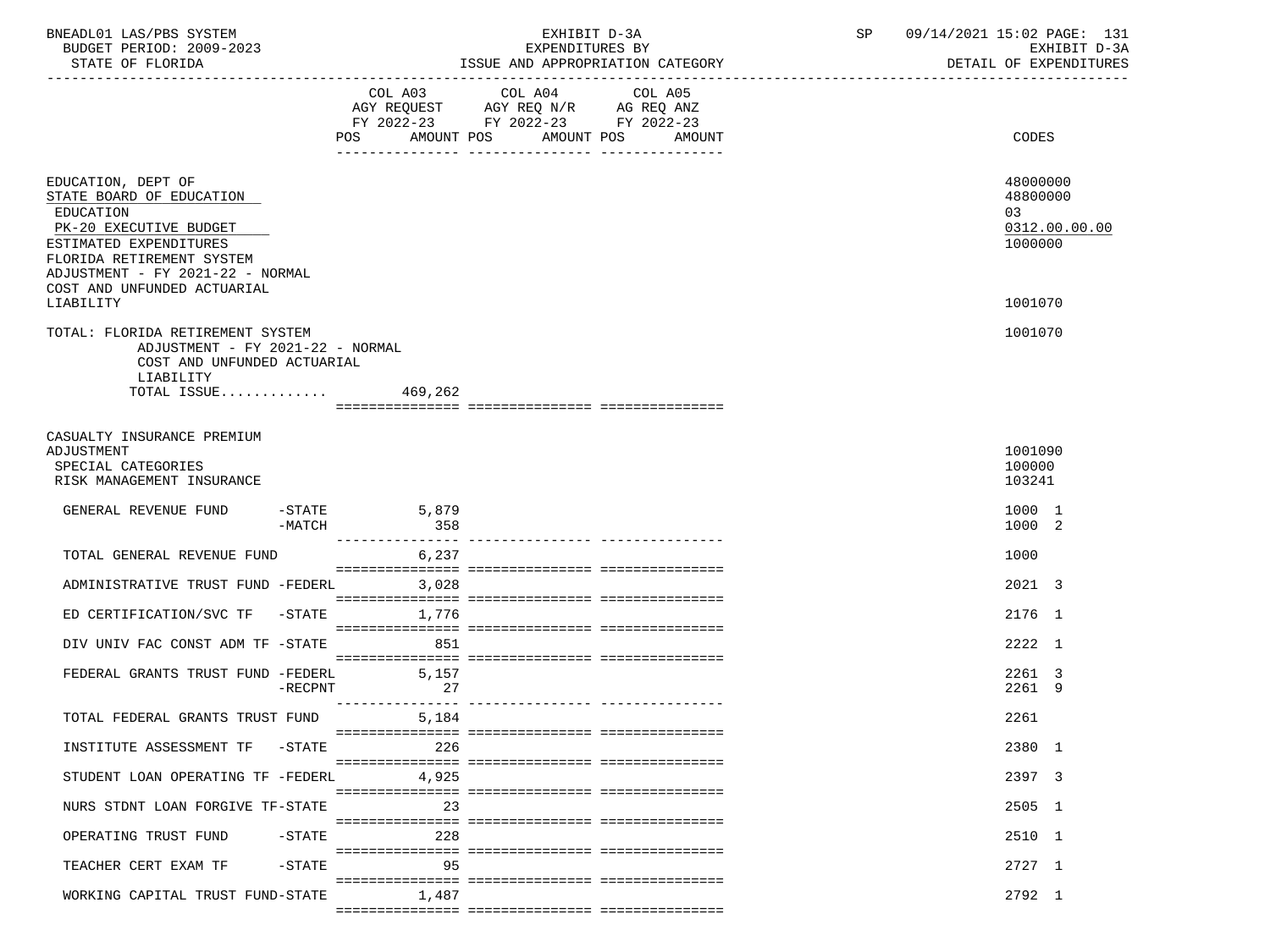| | COL A03 AGY REQUEST FY 2022-23 POS AMOUNT | COL A04 AGY REQ N/R FY 2022-23 POS AMOUNT | COL A05 AG REQ ANZ FY 2022-23 POS AMOUNT | CODES |
|---|---|---|---|---|
| EDUCATION, DEPT OF | | | | 48000000 |
| STATE BOARD OF EDUCATION | | | | 48800000 |
| EDUCATION | | | | 03 |
| PK-20 EXECUTIVE BUDGET | | | | 0312.00.00.00 |
| ESTIMATED EXPENDITURES | | | | 1000000 |
| FLORIDA RETIREMENT SYSTEM ADJUSTMENT - FY 2021-22 - NORMAL COST AND UNFUNDED ACTUARIAL LIABILITY | | | | 1001070 |
| TOTAL: FLORIDA RETIREMENT SYSTEM ADJUSTMENT - FY 2021-22 - NORMAL COST AND UNFUNDED ACTUARIAL LIABILITY | | | | 1001070 |
| TOTAL ISSUE............ | 469,262 | | | |
| CASUALTY INSURANCE PREMIUM ADJUSTMENT | | | | 1001090 |
| SPECIAL CATEGORIES | | | | 100000 |
| RISK MANAGEMENT INSURANCE | | | | 103241 |
| GENERAL REVENUE FUND -STATE | 5,879 | | | 1000 1 |
| -MATCH | 358 | | | 1000 2 |
| TOTAL GENERAL REVENUE FUND | 6,237 | | | 1000 |
| ADMINISTRATIVE TRUST FUND -FEDERL | 3,028 | | | 2021 3 |
| ED CERTIFICATION/SVC TF -STATE | 1,776 | | | 2176 1 |
| DIV UNIV FAC CONST ADM TF -STATE | 851 | | | 2222 1 |
| FEDERAL GRANTS TRUST FUND -FEDERL | 5,157 | | | 2261 3 |
| -RECPNT | 27 | | | 2261 9 |
| TOTAL FEDERAL GRANTS TRUST FUND | 5,184 | | | 2261 |
| INSTITUTE ASSESSMENT TF -STATE | 226 | | | 2380 1 |
| STUDENT LOAN OPERATING TF -FEDERL | 4,925 | | | 2397 3 |
| NURS STDNT LOAN FORGIVE TF-STATE | 23 | | | 2505 1 |
| OPERATING TRUST FUND -STATE | 228 | | | 2510 1 |
| TEACHER CERT EXAM TF -STATE | 95 | | | 2727 1 |
| WORKING CAPITAL TRUST FUND-STATE | 1,487 | | | 2792 1 |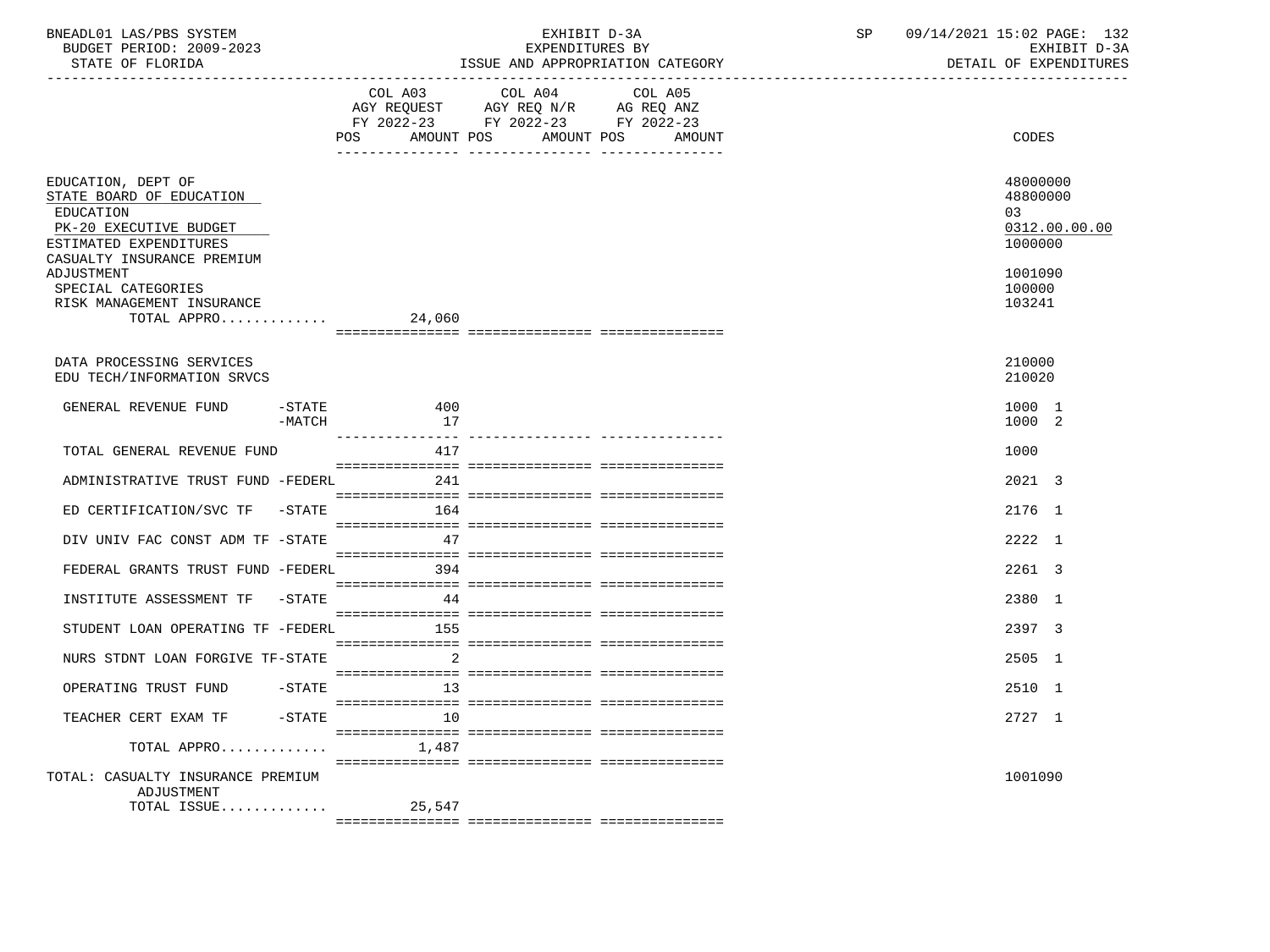BNEADL01 LAS/PBS SYSTEM | EXHIBIT D-3A | SP 09/14/2021 15:02
BUDGET PERIOD: 2009-2023 | EXPENDITURES BY | EXHIBIT D-3A
STATE OF FLORIDA | ISSUE AND APPROPRIATION CATEGORY | DETAIL OF EXPENDITURES

| | COL A03 AGY REQUEST FY 2022-23 POS | AMOUNT | COL A04 AGY REQ N/R FY 2022-23 POS | AMOUNT | COL A05 AG REQ ANZ FY 2022-23 POS | AMOUNT | CODES |
|---|---|---|---|---|---|---|---|
| EDUCATION, DEPT OF | | | | | | | 48000000 |
| STATE BOARD OF EDUCATION | | | | | | | 48800000 |
| EDUCATION | | | | | | | 03 |
| PK-20 EXECUTIVE BUDGET | | | | | | | 0312.00.00.00 |
| ESTIMATED EXPENDITURES | | | | | | | 1000000 |
| CASUALTY INSURANCE PREMIUM ADJUSTMENT | | | | | | | 1001090 |
| SPECIAL CATEGORIES | | | | | | | 100000 |
| RISK MANAGEMENT INSURANCE | | | | | | | 103241 |
| TOTAL APPRO............. | | 24,060 | | | | | |
| DATA PROCESSING SERVICES | | | | | | | 210000 |
| EDU TECH/INFORMATION SRVCS | | | | | | | 210020 |
| GENERAL REVENUE FUND -STATE | | 400 | | | | | 1000 1 |
| GENERAL REVENUE FUND -MATCH | | 17 | | | | | 1000 2 |
| TOTAL GENERAL REVENUE FUND | | 417 | | | | | 1000 |
| ADMINISTRATIVE TRUST FUND -FEDERL | | 241 | | | | | 2021 3 |
| ED CERTIFICATION/SVC TF -STATE | | 164 | | | | | 2176 1 |
| DIV UNIV FAC CONST ADM TF -STATE | | 47 | | | | | 2222 1 |
| FEDERAL GRANTS TRUST FUND -FEDERL | | 394 | | | | | 2261 3 |
| INSTITUTE ASSESSMENT TF -STATE | | 44 | | | | | 2380 1 |
| STUDENT LOAN OPERATING TF -FEDERL | | 155 | | | | | 2397 3 |
| NURS STDNT LOAN FORGIVE TF-STATE | | 2 | | | | | 2505 1 |
| OPERATING TRUST FUND -STATE | | 13 | | | | | 2510 1 |
| TEACHER CERT EXAM TF -STATE | | 10 | | | | | 2727 1 |
| TOTAL APPRO............. | | 1,487 | | | | | |
| TOTAL: CASUALTY INSURANCE PREMIUM ADJUSTMENT | | | | | | | 1001090 |
| TOTAL ISSUE............. | | 25,547 | | | | | |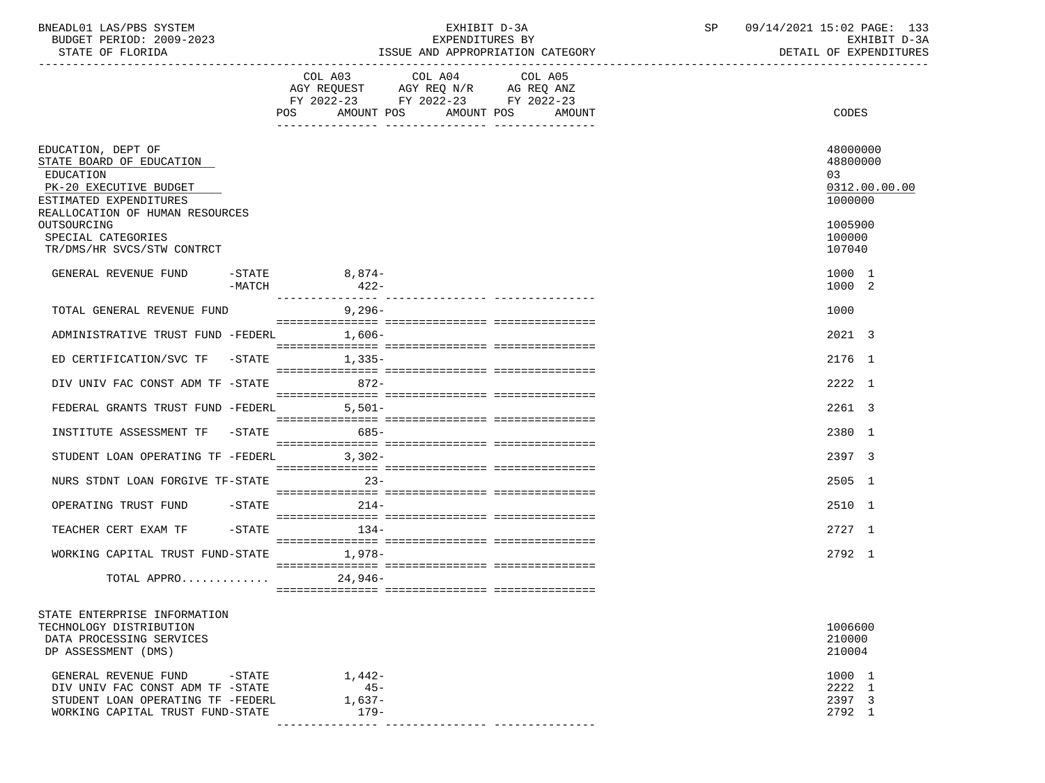BNEADL01 LAS/PBS SYSTEM
BUDGET PERIOD: 2009-2023
STATE OF FLORIDA

EXHIBIT D-3A
EXPENDITURES BY
ISSUE AND APPROPRIATION CATEGORY

SP 09/14/2021 15:02

EXHIBIT D-3A
DETAIL OF EXPENDITURES

| | COL A03 AGY REQUEST FY 2022-23 POS | AMOUNT | COL A04 AGY REQ N/R FY 2022-23 POS | AMOUNT | COL A05 AG REQ ANZ FY 2022-23 POS | AMOUNT | CODES |
|---|---|---|---|---|---|---|---|
| EDUCATION, DEPT OF | | | | | | | 48000000 |
| STATE BOARD OF EDUCATION | | | | | | | 48800000 |
| EDUCATION | | | | | | | 03 |
| PK-20 EXECUTIVE BUDGET | | | | | | | 0312.00.00.00 |
| ESTIMATED EXPENDITURES | | | | | | | 1000000 |
| REALLOCATION OF HUMAN RESOURCES OUTSOURCING | | | | | | | 1005900 |
| SPECIAL CATEGORIES | | | | | | | 100000 |
| TR/DMS/HR SVCS/STW CONTRCT | | | | | | | 107040 |
| GENERAL REVENUE FUND -STATE | | 8,874- | | | | | 1000 1 |
| -MATCH | | 422- | | | | | 1000 2 |
| TOTAL GENERAL REVENUE FUND | | 9,296- | | | | | 1000 |
| ADMINISTRATIVE TRUST FUND -FEDERL | | 1,606- | | | | | 2021 3 |
| ED CERTIFICATION/SVC TF -STATE | | 1,335- | | | | | 2176 1 |
| DIV UNIV FAC CONST ADM TF -STATE | | 872- | | | | | 2222 1 |
| FEDERAL GRANTS TRUST FUND -FEDERL | | 5,501- | | | | | 2261 3 |
| INSTITUTE ASSESSMENT TF -STATE | | 685- | | | | | 2380 1 |
| STUDENT LOAN OPERATING TF -FEDERL | | 3,302- | | | | | 2397 3 |
| NURS STDNT LOAN FORGIVE TF-STATE | | 23- | | | | | 2505 1 |
| OPERATING TRUST FUND -STATE | | 214- | | | | | 2510 1 |
| TEACHER CERT EXAM TF -STATE | | 134- | | | | | 2727 1 |
| WORKING CAPITAL TRUST FUND-STATE | | 1,978- | | | | | 2792 1 |
| TOTAL APPRO............. | | 24,946- | | | | | |
| STATE ENTERPRISE INFORMATION TECHNOLOGY DISTRIBUTION | | | | | | | 1006600 |
| DATA PROCESSING SERVICES | | | | | | | 210000 |
| DP ASSESSMENT (DMS) | | | | | | | 210004 |
| GENERAL REVENUE FUND -STATE | | 1,442- | | | | | 1000 1 |
| DIV UNIV FAC CONST ADM TF -STATE | | 45- | | | | | 2222 1 |
| STUDENT LOAN OPERATING TF -FEDERL | | 1,637- | | | | | 2397 3 |
| WORKING CAPITAL TRUST FUND-STATE | | 179- | | | | | 2792 1 |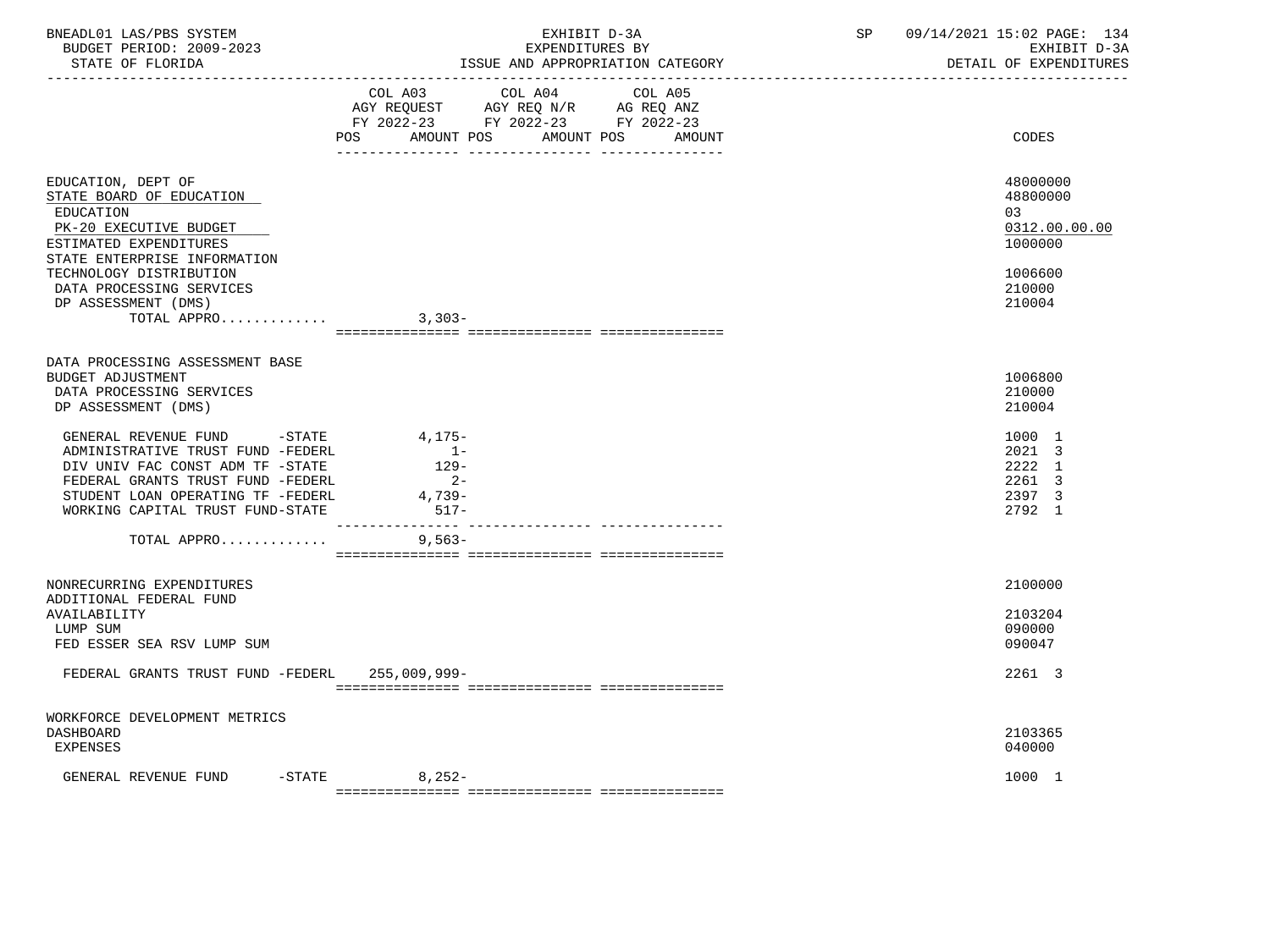BNEADL01 LAS/PBS SYSTEM | EXHIBIT D-3A | SP 09/14/2021 15:02 PAGE: 134
BUDGET PERIOD: 2009-2023 | EXPENDITURES BY | EXHIBIT D-3A
STATE OF FLORIDA | ISSUE AND APPROPRIATION CATEGORY | DETAIL OF EXPENDITURES

| | COL A03 AGY REQUEST FY 2022-23 POS AMOUNT | COL A04 AGY REQ N/R FY 2022-23 POS AMOUNT | COL A05 AG REQ ANZ FY 2022-23 POS AMOUNT | CODES |
|---|---|---|---|---|
| EDUCATION, DEPT OF | | | | 48000000 |
| STATE BOARD OF EDUCATION | | | | 48800000 |
| EDUCATION | | | | 03 |
| PK-20 EXECUTIVE BUDGET | | | | 0312.00.00.00 |
| ESTIMATED EXPENDITURES | | | | 1000000 |
| STATE ENTERPRISE INFORMATION TECHNOLOGY DISTRIBUTION | | | | 1006600 |
| DATA PROCESSING SERVICES | | | | 210000 |
| DP ASSESSMENT (DMS) | | | | 210004 |
| TOTAL APPRO............. | 3,303- | | | |
| | | | | |
| DATA PROCESSING ASSESSMENT BASE BUDGET ADJUSTMENT | | | | 1006800 |
| DATA PROCESSING SERVICES | | | | 210000 |
| DP ASSESSMENT (DMS) | | | | 210004 |
| GENERAL REVENUE FUND -STATE | 4,175- | | | 1000 1 |
| ADMINISTRATIVE TRUST FUND -FEDERL | 1- | | | 2021 3 |
| DIV UNIV FAC CONST ADM TF -STATE | 129- | | | 2222 1 |
| FEDERAL GRANTS TRUST FUND -FEDERL | 2- | | | 2261 3 |
| STUDENT LOAN OPERATING TF -FEDERL | 4,739- | | | 2397 3 |
| WORKING CAPITAL TRUST FUND-STATE | 517- | | | 2792 1 |
| TOTAL APPRO............. | 9,563- | | | |
| | | | | |
| NONRECURRING EXPENDITURES | | | | 2100000 |
| ADDITIONAL FEDERAL FUND AVAILABILITY | | | | 2103204 |
| LUMP SUM | | | | 090000 |
| FED ESSER SEA RSV LUMP SUM | | | | 090047 |
| FEDERAL GRANTS TRUST FUND -FEDERL | 255,009,999- | | | 2261 3 |
| | | | | |
| WORKFORCE DEVELOPMENT METRICS DASHBOARD | | | | 2103365 |
| EXPENSES | | | | 040000 |
| GENERAL REVENUE FUND -STATE | 8,252- | | | 1000 1 |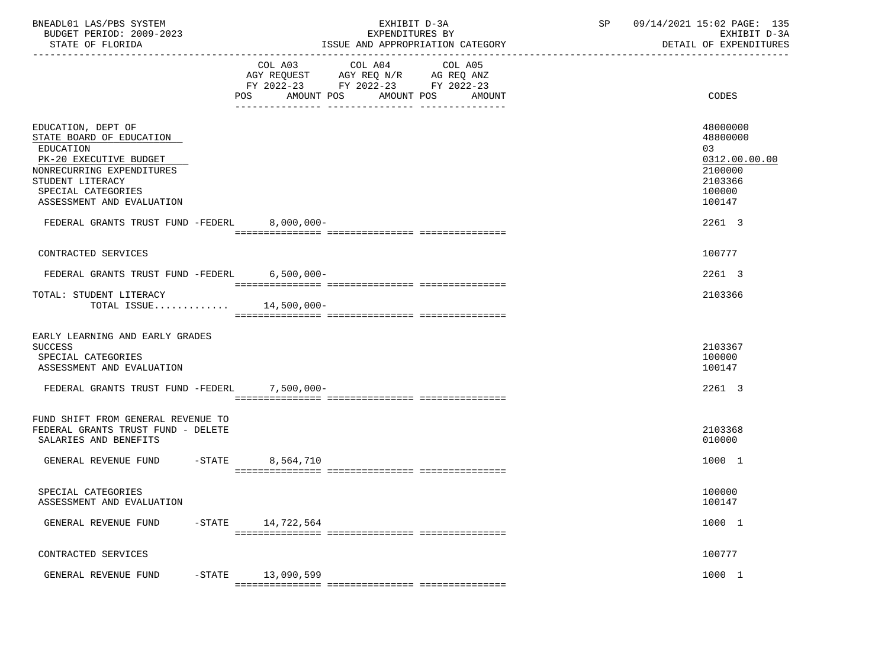BNEADL01 LAS/PBS SYSTEM | EXHIBIT D-3A | SP 09/14/2021 15:02
BUDGET PERIOD: 2009-2023 | EXPENDITURES BY | EXHIBIT D-3A
STATE OF FLORIDA | ISSUE AND APPROPRIATION CATEGORY | DETAIL OF EXPENDITURES

| | COL A03 AGY REQUEST FY 2022-23 POS AMOUNT | COL A04 AGY REQ N/R FY 2022-23 POS AMOUNT | COL A05 AG REQ ANZ FY 2022-23 POS AMOUNT | CODES |
|---|---|---|---|---|
| EDUCATION, DEPT OF | | | | 48000000 |
| STATE BOARD OF EDUCATION | | | | 48800000 |
| EDUCATION | | | | 03 |
| PK-20 EXECUTIVE BUDGET | | | | 0312.00.00.00 |
| NONRECURRING EXPENDITURES | | | | 2100000 |
| STUDENT LITERACY | | | | 2103366 |
| SPECIAL CATEGORIES | | | | 100000 |
| ASSESSMENT AND EVALUATION | | | | 100147 |
| FEDERAL GRANTS TRUST FUND -FEDERL | 8,000,000- | | | 2261 3 |
| CONTRACTED SERVICES | | | | 100777 |
| FEDERAL GRANTS TRUST FUND -FEDERL | 6,500,000- | | | 2261 3 |
| TOTAL: STUDENT LITERACY | | | | 2103366 |
| TOTAL ISSUE............ | 14,500,000- | | | |
| EARLY LEARNING AND EARLY GRADES SUCCESS | | | | 2103367 |
| SPECIAL CATEGORIES | | | | 100000 |
| ASSESSMENT AND EVALUATION | | | | 100147 |
| FEDERAL GRANTS TRUST FUND -FEDERL | 7,500,000- | | | 2261 3 |
| FUND SHIFT FROM GENERAL REVENUE TO FEDERAL GRANTS TRUST FUND - DELETE | | | | 2103368 |
| SALARIES AND BENEFITS | | | | 010000 |
| GENERAL REVENUE FUND -STATE | 8,564,710 | | | 1000 1 |
| SPECIAL CATEGORIES | | | | 100000 |
| ASSESSMENT AND EVALUATION | | | | 100147 |
| GENERAL REVENUE FUND -STATE | 14,722,564 | | | 1000 1 |
| CONTRACTED SERVICES | | | | 100777 |
| GENERAL REVENUE FUND -STATE | 13,090,599 | | | 1000 1 |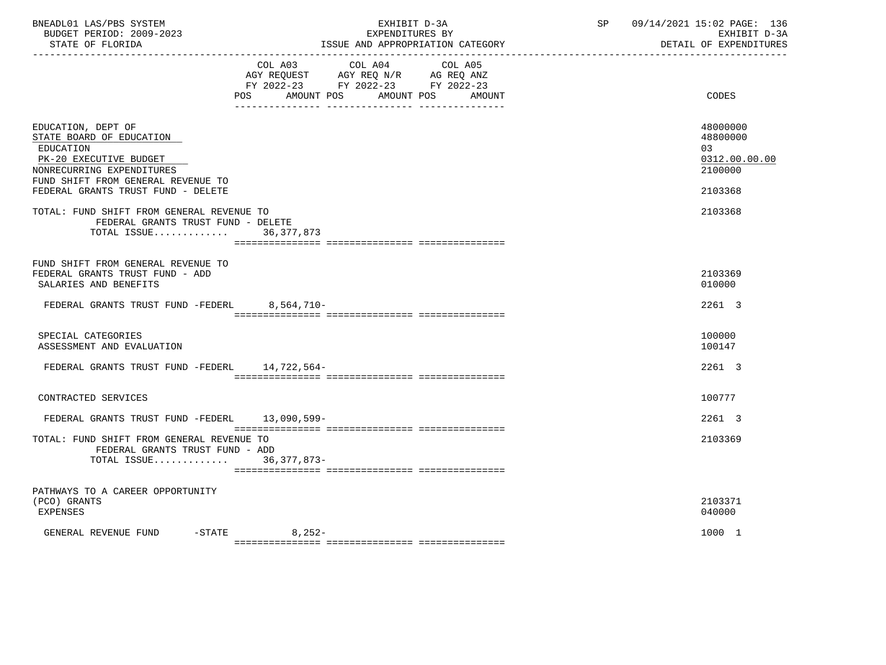BNEADL01 LAS/PBS SYSTEM — EXHIBIT D-3A — EXPENDITURES BY ISSUE AND APPROPRIATION CATEGORY
BUDGET PERIOD: 2009-2023 — STATE OF FLORIDA — DETAIL OF EXPENDITURES
SP 09/14/2021 15:02

| | COL A03 AGY REQUEST FY 2022-23 POS AMOUNT | COL A04 AGY REQ N/R FY 2022-23 POS AMOUNT | COL A05 AG REQ ANZ FY 2022-23 POS AMOUNT | CODES |
|---|---|---|---|---|
| EDUCATION, DEPT OF | | | | 48000000 |
| STATE BOARD OF EDUCATION | | | | 48800000 |
| EDUCATION | | | | 03 |
| PK-20 EXECUTIVE BUDGET | | | | 0312.00.00.00 |
| NONRECURRING EXPENDITURES | | | | 2100000 |
| FUND SHIFT FROM GENERAL REVENUE TO FEDERAL GRANTS TRUST FUND - DELETE | | | | 2103368 |
| TOTAL: FUND SHIFT FROM GENERAL REVENUE TO FEDERAL GRANTS TRUST FUND - DELETE | | | | 2103368 |
| TOTAL ISSUE............ | 36,377,873 | | | |
| FUND SHIFT FROM GENERAL REVENUE TO FEDERAL GRANTS TRUST FUND - ADD | | | | 2103369 |
| SALARIES AND BENEFITS | | | | 010000 |
| FEDERAL GRANTS TRUST FUND -FEDERL | 8,564,710- | | | 2261 3 |
| SPECIAL CATEGORIES | | | | 100000 |
| ASSESSMENT AND EVALUATION | | | | 100147 |
| FEDERAL GRANTS TRUST FUND -FEDERL | 14,722,564- | | | 2261 3 |
| CONTRACTED SERVICES | | | | 100777 |
| FEDERAL GRANTS TRUST FUND -FEDERL | 13,090,599- | | | 2261 3 |
| TOTAL: FUND SHIFT FROM GENERAL REVENUE TO FEDERAL GRANTS TRUST FUND - ADD | | | | 2103369 |
| TOTAL ISSUE............ | 36,377,873- | | | |
| PATHWAYS TO A CAREER OPPORTUNITY (PCO) GRANTS | | | | 2103371 |
| EXPENSES | | | | 040000 |
| GENERAL REVENUE FUND -STATE | 8,252- | | | 1000 1 |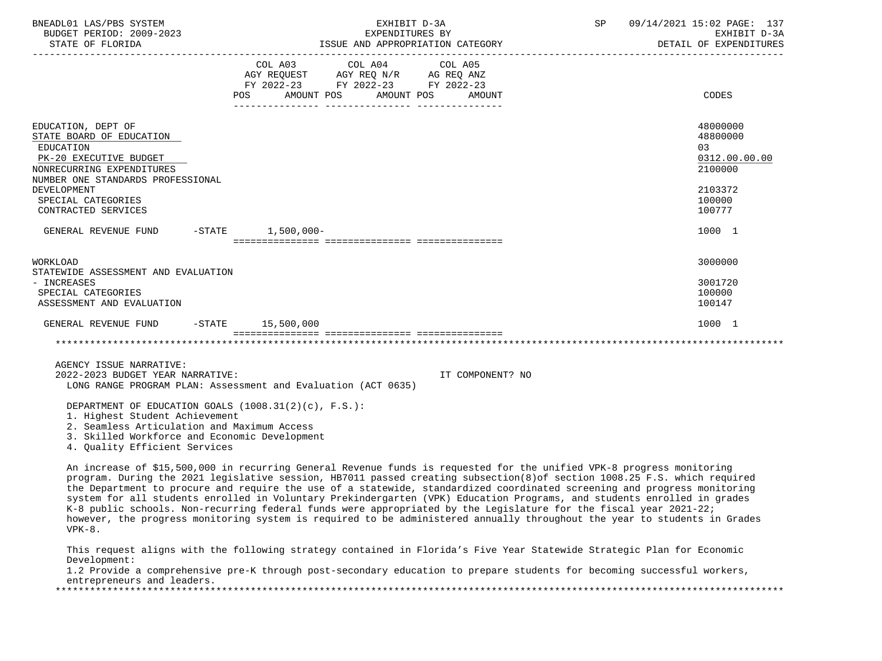| | COL A03 AGY REQUEST FY 2022-23 POS AMOUNT | COL A04 AGY REQ N/R FY 2022-23 POS AMOUNT | COL A05 AG REQ ANZ FY 2022-23 POS AMOUNT | CODES |
|---|---|---|---|---|
| EDUCATION, DEPT OF | | | | 48000000 |
| STATE BOARD OF EDUCATION | | | | 48800000 |
| EDUCATION | | | | 03 |
| PK-20 EXECUTIVE BUDGET | | | | 0312.00.00.00 |
| NONRECURRING EXPENDITURES | | | | 2100000 |
| NUMBER ONE STANDARDS PROFESSIONAL DEVELOPMENT | | | | 2103372 |
| SPECIAL CATEGORIES | | | | 100000 |
| CONTRACTED SERVICES | | | | 100777 |
| GENERAL REVENUE FUND -STATE | 1,500,000- | | | 1000 1 |
| WORKLOAD | | | | 3000000 |
| STATEWIDE ASSESSMENT AND EVALUATION - INCREASES | | | | 3001720 |
| SPECIAL CATEGORIES | | | | 100000 |
| ASSESSMENT AND EVALUATION | | | | 100147 |
| GENERAL REVENUE FUND -STATE | 15,500,000 | | | 1000 1 |

AGENCY ISSUE NARRATIVE:
2022-2023 BUDGET YEAR NARRATIVE: IT COMPONENT? NO
LONG RANGE PROGRAM PLAN: Assessment and Evaluation (ACT 0635)

DEPARTMENT OF EDUCATION GOALS (1008.31(2)(c), F.S.):
1. Highest Student Achievement
2. Seamless Articulation and Maximum Access
3. Skilled Workforce and Economic Development
4. Quality Efficient Services

An increase of $15,500,000 in recurring General Revenue funds is requested for the unified VPK-8 progress monitoring program. During the 2021 legislative session, HB7011 passed creating subsection(8)of section 1008.25 F.S. which required the Department to procure and require the use of a statewide, standardized coordinated screening and progress monitoring system for all students enrolled in Voluntary Prekindergarten (VPK) Education Programs, and students enrolled in grades K-8 public schools. Non-recurring federal funds were appropriated by the Legislature for the fiscal year 2021-22; however, the progress monitoring system is required to be administered annually throughout the year to students in Grades VPK-8.

This request aligns with the following strategy contained in Florida's Five Year Statewide Strategic Plan for Economic Development:
1.2 Provide a comprehensive pre-K through post-secondary education to prepare students for becoming successful workers, entrepreneurs and leaders.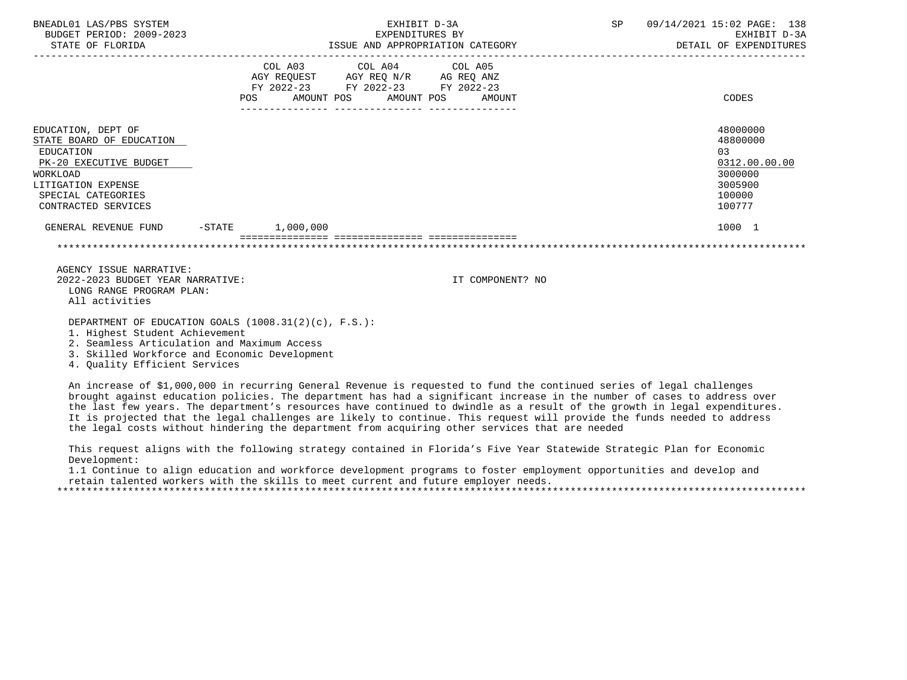BNEADL01 LAS/PBS SYSTEM
BUDGET PERIOD: 2009-2023
STATE OF FLORIDA

EXHIBIT D-3A
EXPENDITURES BY
ISSUE AND APPROPRIATION CATEGORY

SP 09/14/2021 15:02

EXHIBIT D-3A
DETAIL OF EXPENDITURES

| | COL A03 AGY REQUEST FY 2022-23 POS | AMOUNT | COL A04 AGY REQ N/R FY 2022-23 POS | AMOUNT | COL A05 AG REQ ANZ FY 2022-23 POS | AMOUNT | CODES |
|---|---|---|---|---|---|---|---|
| EDUCATION, DEPT OF | | | | | | | 48000000 |
| STATE BOARD OF EDUCATION | | | | | | | 48800000 |
| EDUCATION | | | | | | | 03 |
| PK-20 EXECUTIVE BUDGET | | | | | | | 0312.00.00.00 |
| WORKLOAD | | | | | | | 3000000 |
| LITIGATION EXPENSE | | | | | | | 3005900 |
| SPECIAL CATEGORIES | | | | | | | 100000 |
| CONTRACTED SERVICES | | | | | | | 100777 |
| GENERAL REVENUE FUND -STATE | | 1,000,000 | | | | | 1000 1 |

AGENCY ISSUE NARRATIVE:
2022-2023 BUDGET YEAR NARRATIVE: IT COMPONENT? NO
LONG RANGE PROGRAM PLAN:
All activities

DEPARTMENT OF EDUCATION GOALS (1008.31(2)(c), F.S.):
1. Highest Student Achievement
2. Seamless Articulation and Maximum Access
3. Skilled Workforce and Economic Development
4. Quality Efficient Services

An increase of $1,000,000 in recurring General Revenue is requested to fund the continued series of legal challenges brought against education policies. The department has had a significant increase in the number of cases to address over the last few years. The department's resources have continued to dwindle as a result of the growth in legal expenditures. It is projected that the legal challenges are likely to continue. This request will provide the funds needed to address the legal costs without hindering the department from acquiring other services that are needed

This request aligns with the following strategy contained in Florida's Five Year Statewide Strategic Plan for Economic Development:
1.1 Continue to align education and workforce development programs to foster employment opportunities and develop and retain talented workers with the skills to meet current and future employer needs.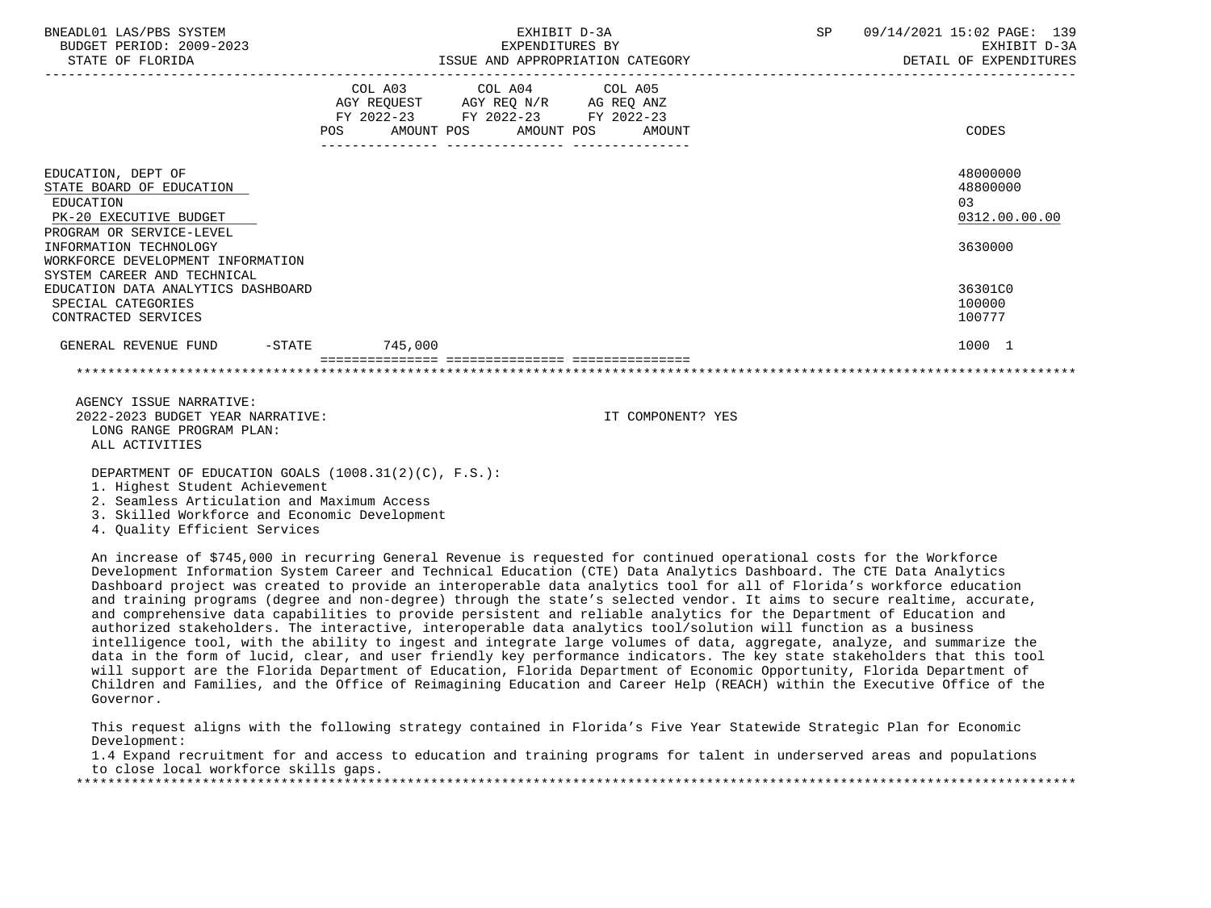| | COL A03 AGY REQUEST FY 2022-23 POS AMOUNT | COL A04 AGY REQ N/R FY 2022-23 POS AMOUNT | COL A05 AG REQ ANZ FY 2022-23 POS AMOUNT | CODES |
|---|---|---|---|---|
| EDUCATION, DEPT OF | | | | 48000000 |
| STATE BOARD OF EDUCATION | | | | 48800000 |
| EDUCATION | | | | 03 |
| PK-20 EXECUTIVE BUDGET | | | | 0312.00.00.00 |
| PROGRAM OR SERVICE-LEVEL | | | | |
| INFORMATION TECHNOLOGY | | | | 3630000 |
| WORKFORCE DEVELOPMENT INFORMATION SYSTEM CAREER AND TECHNICAL EDUCATION DATA ANALYTICS DASHBOARD | | | | 36301C0 |
| SPECIAL CATEGORIES | | | | 100000 |
| CONTRACTED SERVICES | | | | 100777 |
| GENERAL REVENUE FUND -STATE | 745,000 | | | 1000 1 |

AGENCY ISSUE NARRATIVE:
2022-2023 BUDGET YEAR NARRATIVE: IT COMPONENT? YES
LONG RANGE PROGRAM PLAN:
ALL ACTIVITIES

DEPARTMENT OF EDUCATION GOALS (1008.31(2)(C), F.S.):
1. Highest Student Achievement
2. Seamless Articulation and Maximum Access
3. Skilled Workforce and Economic Development
4. Quality Efficient Services

An increase of $745,000 in recurring General Revenue is requested for continued operational costs for the Workforce Development Information System Career and Technical Education (CTE) Data Analytics Dashboard. The CTE Data Analytics Dashboard project was created to provide an interoperable data analytics tool for all of Florida's workforce education and training programs (degree and non-degree) through the state's selected vendor. It aims to secure realtime, accurate, and comprehensive data capabilities to provide persistent and reliable analytics for the Department of Education and authorized stakeholders. The interactive, interoperable data analytics tool/solution will function as a business intelligence tool, with the ability to ingest and integrate large volumes of data, aggregate, analyze, and summarize the data in the form of lucid, clear, and user friendly key performance indicators. The key state stakeholders that this tool will support are the Florida Department of Education, Florida Department of Economic Opportunity, Florida Department of Children and Families, and the Office of Reimagining Education and Career Help (REACH) within the Executive Office of the Governor.

This request aligns with the following strategy contained in Florida's Five Year Statewide Strategic Plan for Economic Development:
1.4 Expand recruitment for and access to education and training programs for talent in underserved areas and populations to close local workforce skills gaps.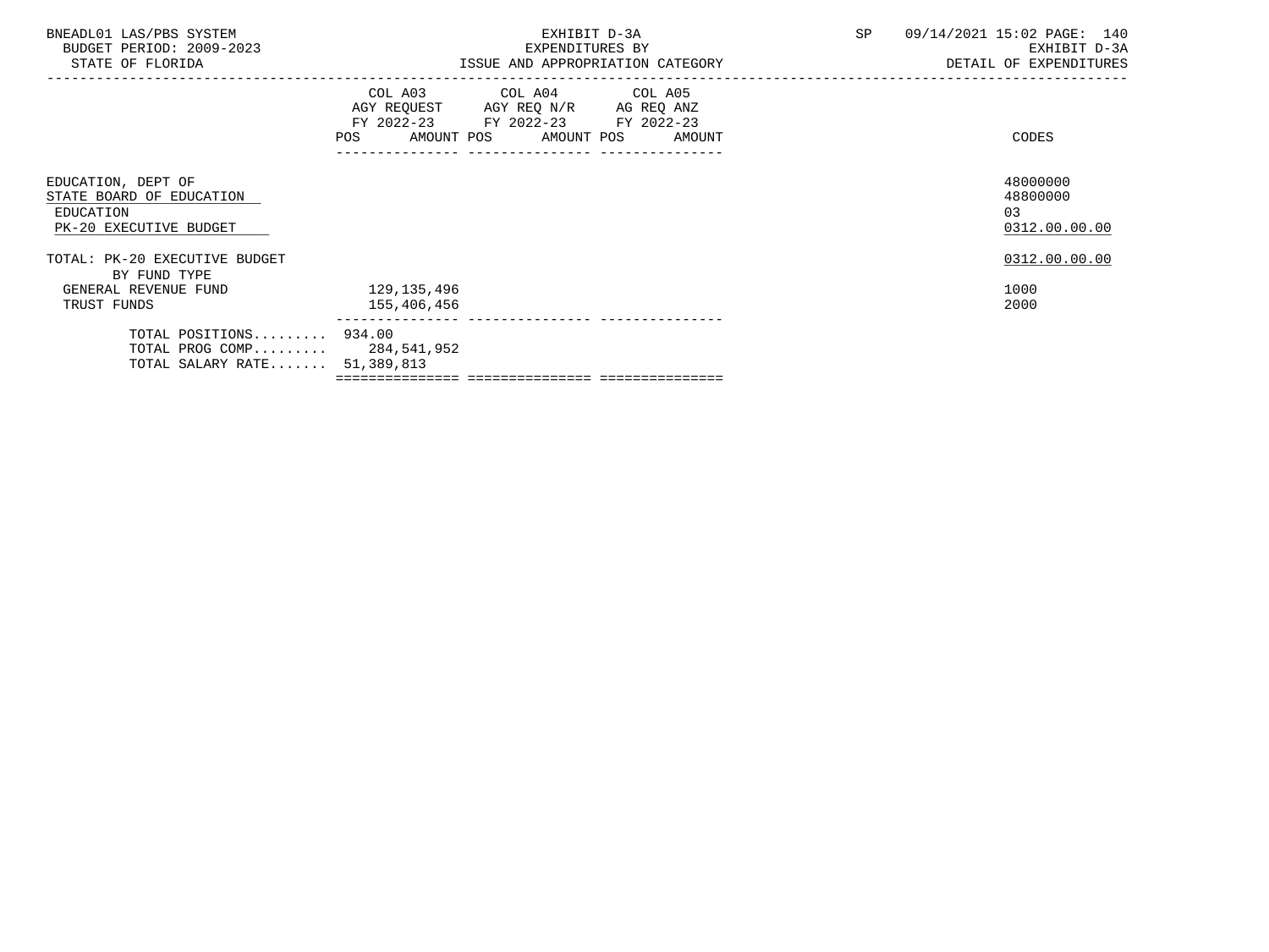BNEADL01 LAS/PBS SYSTEM
BUDGET PERIOD: 2009-2023
STATE OF FLORIDA

EXHIBIT D-3A
EXPENDITURES BY
ISSUE AND APPROPRIATION CATEGORY

SP 09/14/2021 15:02

EXHIBIT D-3A
DETAIL OF EXPENDITURES

| | COL A03 AGY REQUEST FY 2022-23 POS AMOUNT | COL A04 AGY REQ N/R FY 2022-23 POS AMOUNT | COL A05 AG REQ ANZ FY 2022-23 POS AMOUNT | CODES |
|---|---|---|---|---|
| EDUCATION, DEPT OF | | | | 48000000 |
| STATE BOARD OF EDUCATION | | | | 48800000 |
| EDUCATION | | | | 03 |
| PK-20 EXECUTIVE BUDGET | | | | 0312.00.00.00 |
| TOTAL: PK-20 EXECUTIVE BUDGET | | | | 0312.00.00.00 |
| BY FUND TYPE | | | | |
| GENERAL REVENUE FUND | 129,135,496 | | | 1000 |
| TRUST FUNDS | 155,406,456 | | | 2000 |
| TOTAL POSITIONS......... | 934.00 | | | |
| TOTAL PROG COMP......... | 284,541,952 | | | |
| TOTAL SALARY RATE....... | 51,389,813 | | | |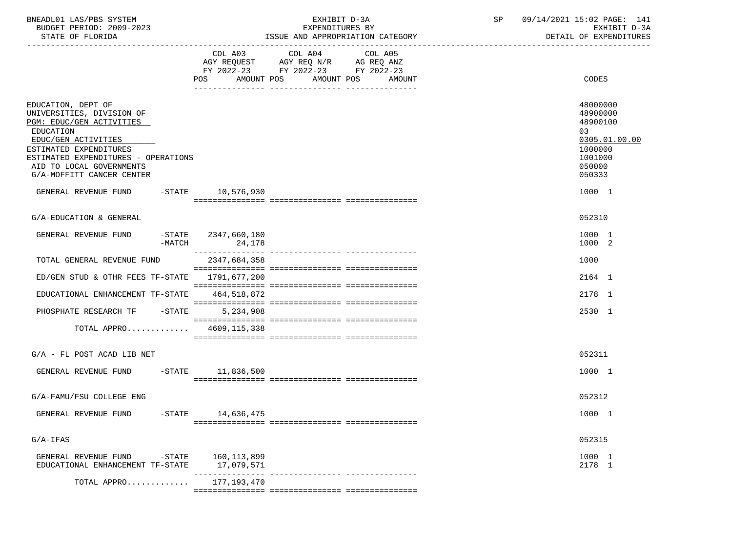BNEADL01 LAS/PBS SYSTEM | EXHIBIT D-3A | SP 09/14/2021 15:02

BUDGET PERIOD: 2009-2023 | EXPENDITURES BY | EXHIBIT D-3A

STATE OF FLORIDA | ISSUE AND APPROPRIATION CATEGORY | DETAIL OF EXPENDITURES

| | COL A03 AGY REQUEST FY 2022-23 POS AMOUNT | COL A04 AGY REQ N/R FY 2022-23 POS AMOUNT | COL A05 AG REQ ANZ FY 2022-23 POS AMOUNT | CODES |
|---|---|---|---|---|
| EDUCATION, DEPT OF | | | | 48000000 |
| UNIVERSITIES, DIVISION OF | | | | 48900000 |
| PGM: EDUC/GEN ACTIVITIES | | | | 48900100 |
| EDUCATION | | | | 03 |
| EDUC/GEN ACTIVITIES | | | | 0305.01.00.00 |
| ESTIMATED EXPENDITURES | | | | 1000000 |
| ESTIMATED EXPENDITURES - OPERATIONS | | | | 1001000 |
| AID TO LOCAL GOVERNMENTS | | | | 050000 |
| G/A-MOFFITT CANCER CENTER | | | | 050333 |
| GENERAL REVENUE FUND -STATE | 10,576,930 | | | 1000 1 |
| G/A-EDUCATION & GENERAL | | | | 052310 |
| GENERAL REVENUE FUND -STATE | 2347,660,180 | | | 1000 1 |
| -MATCH | 24,178 | | | 1000 2 |
| TOTAL GENERAL REVENUE FUND | 2347,684,358 | | | 1000 |
| ED/GEN STUD & OTHR FEES TF-STATE | 1791,677,200 | | | 2164 1 |
| EDUCATIONAL ENHANCEMENT TF-STATE | 464,518,872 | | | 2178 1 |
| PHOSPHATE RESEARCH TF -STATE | 5,234,908 | | | 2530 1 |
| TOTAL APPRO............ | 4609,115,338 | | | |
| G/A - FL POST ACAD LIB NET | | | | 052311 |
| GENERAL REVENUE FUND -STATE | 11,836,500 | | | 1000 1 |
| G/A-FAMU/FSU COLLEGE ENG | | | | 052312 |
| GENERAL REVENUE FUND -STATE | 14,636,475 | | | 1000 1 |
| G/A-IFAS | | | | 052315 |
| GENERAL REVENUE FUND -STATE | 160,113,899 | | | 1000 1 |
| EDUCATIONAL ENHANCEMENT TF-STATE | 17,079,571 | | | 2178 1 |
| TOTAL APPRO............ | 177,193,470 | | | |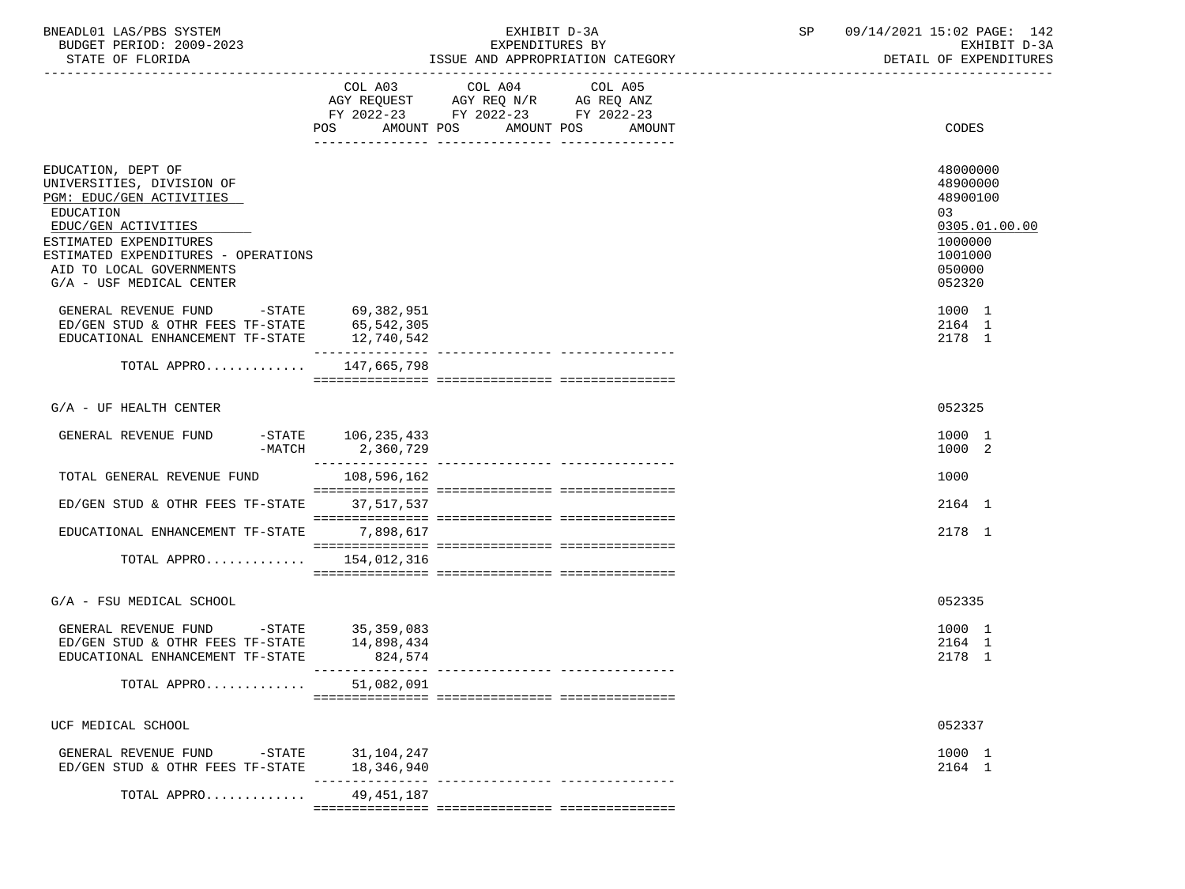BNEADL01 LAS/PBS SYSTEM
BUDGET PERIOD: 2009-2023
STATE OF FLORIDA

EXHIBIT D-3A
EXPENDITURES BY
ISSUE AND APPROPRIATION CATEGORY

SP 09/14/2021 15:02 PAGE: 142
EXHIBIT D-3A
DETAIL OF EXPENDITURES

| | COL A03 AGY REQUEST FY 2022-23 POS AMOUNT | COL A04 AGY REQ N/R FY 2022-23 POS AMOUNT | COL A05 AG REQ ANZ FY 2022-23 POS AMOUNT | CODES |
|---|---|---|---|---|
| EDUCATION, DEPT OF | | | | 48000000 |
| UNIVERSITIES, DIVISION OF | | | | 48900000 |
| PGM: EDUC/GEN ACTIVITIES | | | | 48900100 |
| EDUCATION | | | | 03 |
| EDUC/GEN ACTIVITIES | | | | 0305.01.00.00 |
| ESTIMATED EXPENDITURES | | | | 1000000 |
| ESTIMATED EXPENDITURES - OPERATIONS | | | | 1001000 |
| AID TO LOCAL GOVERNMENTS | | | | 050000 |
| G/A - USF MEDICAL CENTER | | | | 052320 |
| GENERAL REVENUE FUND -STATE | 69,382,951 | | | 1000 1 |
| ED/GEN STUD & OTHR FEES TF-STATE | 65,542,305 | | | 2164 1 |
| EDUCATIONAL ENHANCEMENT TF-STATE | 12,740,542 | | | 2178 1 |
| TOTAL APPRO............ | 147,665,798 | | | |
| G/A - UF HEALTH CENTER | | | | 052325 |
| GENERAL REVENUE FUND -STATE | 106,235,433 | | | 1000 1 |
| -MATCH | 2,360,729 | | | 1000 2 |
| TOTAL GENERAL REVENUE FUND | 108,596,162 | | | 1000 |
| ED/GEN STUD & OTHR FEES TF-STATE | 37,517,537 | | | 2164 1 |
| EDUCATIONAL ENHANCEMENT TF-STATE | 7,898,617 | | | 2178 1 |
| TOTAL APPRO............ | 154,012,316 | | | |
| G/A - FSU MEDICAL SCHOOL | | | | 052335 |
| GENERAL REVENUE FUND -STATE | 35,359,083 | | | 1000 1 |
| ED/GEN STUD & OTHR FEES TF-STATE | 14,898,434 | | | 2164 1 |
| EDUCATIONAL ENHANCEMENT TF-STATE | 824,574 | | | 2178 1 |
| TOTAL APPRO............ | 51,082,091 | | | |
| UCF MEDICAL SCHOOL | | | | 052337 |
| GENERAL REVENUE FUND -STATE | 31,104,247 | | | 1000 1 |
| ED/GEN STUD & OTHR FEES TF-STATE | 18,346,940 | | | 2164 1 |
| TOTAL APPRO............ | 49,451,187 | | | |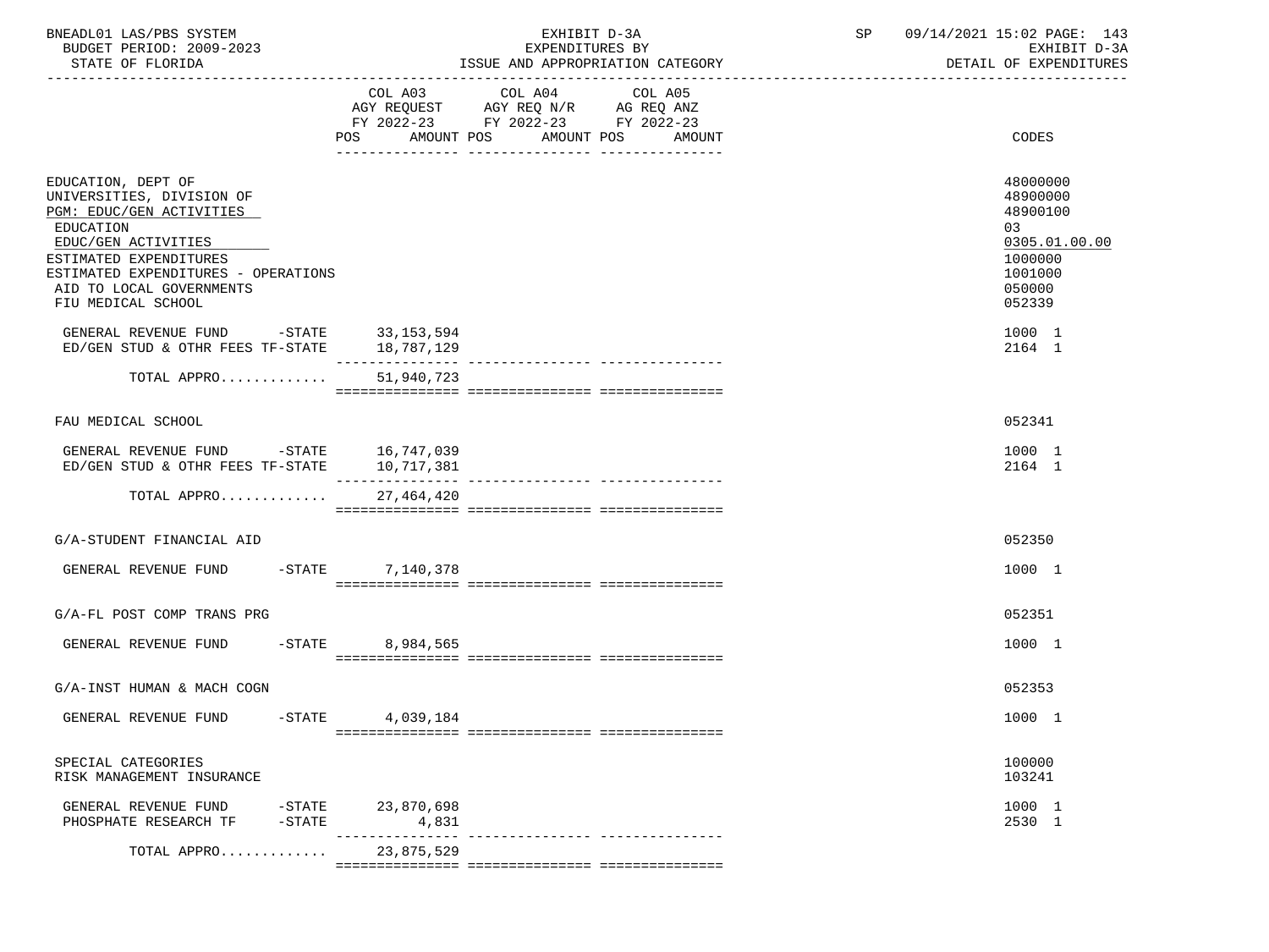BNEADL01 LAS/PBS SYSTEM — EXHIBIT D-3A — EXPENDITURES BY ISSUE AND APPROPRIATION CATEGORY — SP 09/14/2021 15:02

BUDGET PERIOD: 2009-2023 — STATE OF FLORIDA — EXHIBIT D-3A DETAIL OF EXPENDITURES

| | COL A03 AGY REQUEST FY 2022-23 POS | AMOUNT | COL A04 AGY REQ N/R FY 2022-23 POS | AMOUNT | COL A05 AG REQ ANZ FY 2022-23 POS | AMOUNT | CODES |
|---|---|---|---|---|---|---|---|
| EDUCATION, DEPT OF | | | | | | | 48000000 |
| UNIVERSITIES, DIVISION OF | | | | | | | 48900000 |
| PGM: EDUC/GEN ACTIVITIES | | | | | | | 48900100 |
| EDUCATION | | | | | | | 03 |
| EDUC/GEN ACTIVITIES | | | | | | | 0305.01.00.00 |
| ESTIMATED EXPENDITURES | | | | | | | 1000000 |
| ESTIMATED EXPENDITURES - OPERATIONS | | | | | | | 1001000 |
| AID TO LOCAL GOVERNMENTS | | | | | | | 050000 |
| FIU MEDICAL SCHOOL | | | | | | | 052339 |
| GENERAL REVENUE FUND -STATE | | 33,153,594 | | | | | 1000 1 |
| ED/GEN STUD & OTHR FEES TF-STATE | | 18,787,129 | | | | | 2164 1 |
| TOTAL APPRO............ | | 51,940,723 | | | | | |
| FAU MEDICAL SCHOOL | | | | | | | 052341 |
| GENERAL REVENUE FUND -STATE | | 16,747,039 | | | | | 1000 1 |
| ED/GEN STUD & OTHR FEES TF-STATE | | 10,717,381 | | | | | 2164 1 |
| TOTAL APPRO............ | | 27,464,420 | | | | | |
| G/A-STUDENT FINANCIAL AID | | | | | | | 052350 |
| GENERAL REVENUE FUND -STATE | | 7,140,378 | | | | | 1000 1 |
| G/A-FL POST COMP TRANS PRG | | | | | | | 052351 |
| GENERAL REVENUE FUND -STATE | | 8,984,565 | | | | | 1000 1 |
| G/A-INST HUMAN & MACH COGN | | | | | | | 052353 |
| GENERAL REVENUE FUND -STATE | | 4,039,184 | | | | | 1000 1 |
| SPECIAL CATEGORIES | | | | | | | 100000 |
| RISK MANAGEMENT INSURANCE | | | | | | | 103241 |
| GENERAL REVENUE FUND -STATE | | 23,870,698 | | | | | 1000 1 |
| PHOSPHATE RESEARCH TF -STATE | | 4,831 | | | | | 2530 1 |
| TOTAL APPRO............ | | 23,875,529 | | | | | |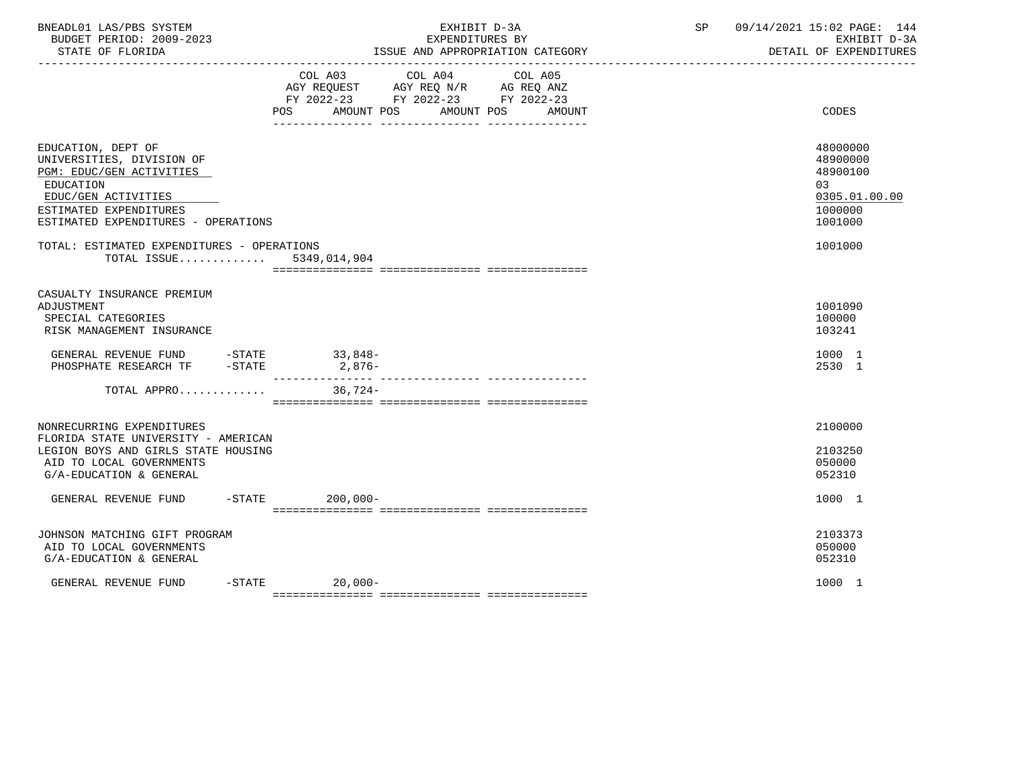BNEADL01 LAS/PBS SYSTEM
BUDGET PERIOD: 2009-2023
STATE OF FLORIDA

EXHIBIT D-3A
EXPENDITURES BY
ISSUE AND APPROPRIATION CATEGORY

SP 09/14/2021 15:02 PAGE: 144
EXHIBIT D-3A
DETAIL OF EXPENDITURES

| | COL A03 AGY REQUEST FY 2022-23 POS AMOUNT | COL A04 AGY REQ N/R FY 2022-23 POS AMOUNT | COL A05 AG REQ ANZ FY 2022-23 POS AMOUNT | CODES |
|---|---|---|---|---|
| EDUCATION, DEPT OF | | | | 48000000 |
| UNIVERSITIES, DIVISION OF | | | | 48900000 |
| PGM: EDUC/GEN ACTIVITIES | | | | 48900100 |
| EDUCATION | | | | 03 |
| EDUC/GEN ACTIVITIES | | | | 0305.01.00.00 |
| ESTIMATED EXPENDITURES | | | | 1000000 |
| ESTIMATED EXPENDITURES - OPERATIONS | | | | 1001000 |
| TOTAL: ESTIMATED EXPENDITURES - OPERATIONS | | | | 1001000 |
| TOTAL ISSUE............ | 5349,014,904 | | | |
| CASUALTY INSURANCE PREMIUM ADJUSTMENT | | | | 1001090 |
| SPECIAL CATEGORIES | | | | 100000 |
| RISK MANAGEMENT INSURANCE | | | | 103241 |
| GENERAL REVENUE FUND -STATE | 33,848- | | | 1000 1 |
| PHOSPHATE RESEARCH TF -STATE | 2,876- | | | 2530 1 |
| TOTAL APPRO............ | 36,724- | | | |
| NONRECURRING EXPENDITURES | | | | 2100000 |
| FLORIDA STATE UNIVERSITY - AMERICAN LEGION BOYS AND GIRLS STATE HOUSING | | | | 2103250 |
| AID TO LOCAL GOVERNMENTS | | | | 050000 |
| G/A-EDUCATION & GENERAL | | | | 052310 |
| GENERAL REVENUE FUND -STATE | 200,000- | | | 1000 1 |
| JOHNSON MATCHING GIFT PROGRAM | | | | 2103373 |
| AID TO LOCAL GOVERNMENTS | | | | 050000 |
| G/A-EDUCATION & GENERAL | | | | 052310 |
| GENERAL REVENUE FUND -STATE | 20,000- | | | 1000 1 |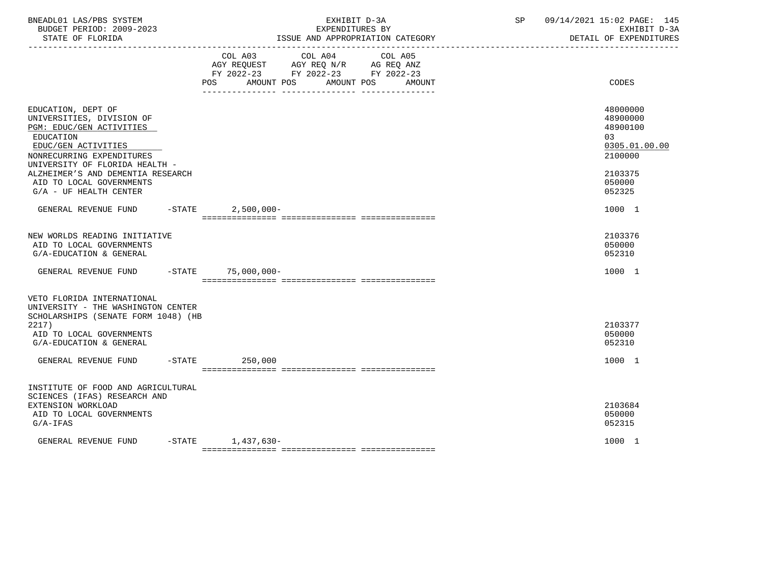| | COL A03 AGY REQUEST FY 2022-23 POS AMOUNT | COL A04 AGY REQ N/R FY 2022-23 POS AMOUNT | COL A05 AG REQ ANZ FY 2022-23 POS AMOUNT | CODES |
|---|---|---|---|---|
| EDUCATION, DEPT OF | | | | 48000000 |
| UNIVERSITIES, DIVISION OF | | | | 48900000 |
| PGM: EDUC/GEN ACTIVITIES | | | | 48900100 |
| EDUCATION | | | | 03 |
| EDUC/GEN ACTIVITIES | | | | 0305.01.00.00 |
| NONRECURRING EXPENDITURES | | | | 2100000 |
| UNIVERSITY OF FLORIDA HEALTH - ALZHEIMER'S AND DEMENTIA RESEARCH | | | | 2103375 |
| AID TO LOCAL GOVERNMENTS | | | | 050000 |
| G/A - UF HEALTH CENTER | | | | 052325 |
| GENERAL REVENUE FUND -STATE | 2,500,000- | | | 1000 1 |
| NEW WORLDS READING INITIATIVE | | | | 2103376 |
| AID TO LOCAL GOVERNMENTS | | | | 050000 |
| G/A-EDUCATION & GENERAL | | | | 052310 |
| GENERAL REVENUE FUND -STATE | 75,000,000- | | | 1000 1 |
| VETO FLORIDA INTERNATIONAL UNIVERSITY - THE WASHINGTON CENTER SCHOLARSHIPS (SENATE FORM 1048) (HB 2217) | | | | 2103377 |
| AID TO LOCAL GOVERNMENTS | | | | 050000 |
| G/A-EDUCATION & GENERAL | | | | 052310 |
| GENERAL REVENUE FUND -STATE | 250,000 | | | 1000 1 |
| INSTITUTE OF FOOD AND AGRICULTURAL SCIENCES (IFAS) RESEARCH AND EXTENSION WORKLOAD | | | | 2103684 |
| AID TO LOCAL GOVERNMENTS | | | | 050000 |
| G/A-IFAS | | | | 052315 |
| GENERAL REVENUE FUND -STATE | 1,437,630- | | | 1000 1 |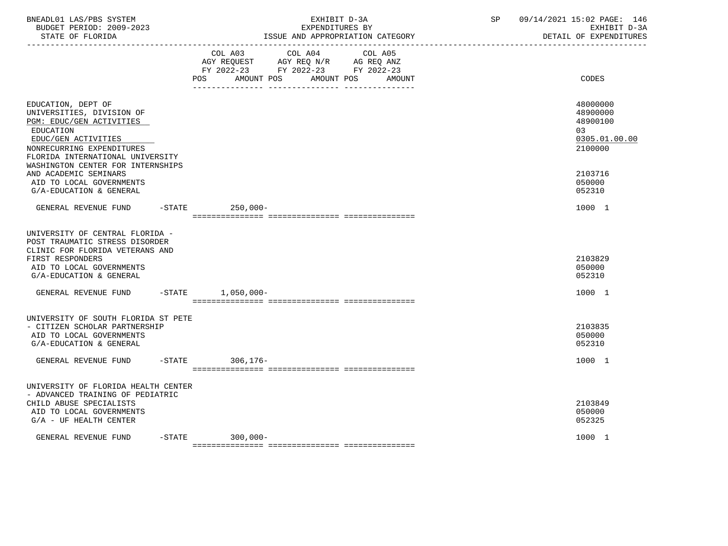BNEADL01 LAS/PBS SYSTEM | EXHIBIT D-3A | SP 09/14/2021 15:02

BUDGET PERIOD: 2009-2023 | EXPENDITURES BY | EXHIBIT D-3A

STATE OF FLORIDA | ISSUE AND APPROPRIATION CATEGORY | DETAIL OF EXPENDITURES

| | COL A03 AGY REQUEST FY 2022-23 POS AMOUNT | COL A04 AGY REQ N/R FY 2022-23 POS AMOUNT | COL A05 AG REQ ANZ FY 2022-23 POS AMOUNT | CODES |
|---|---|---|---|---|
| EDUCATION, DEPT OF | | | | 48000000 |
| UNIVERSITIES, DIVISION OF | | | | 48900000 |
| PGM: EDUC/GEN ACTIVITIES | | | | 48900100 |
| EDUCATION | | | | 03 |
| EDUC/GEN ACTIVITIES | | | | 0305.01.00.00 |
| NONRECURRING EXPENDITURES | | | | 2100000 |
| FLORIDA INTERNATIONAL UNIVERSITY WASHINGTON CENTER FOR INTERNSHIPS AND ACADEMIC SEMINARS | | | | 2103716 |
| AID TO LOCAL GOVERNMENTS | | | | 050000 |
| G/A-EDUCATION & GENERAL | | | | 052310 |
| GENERAL REVENUE FUND -STATE | 250,000- | | | 1000 1 |
| UNIVERSITY OF CENTRAL FLORIDA - POST TRAUMATIC STRESS DISORDER CLINIC FOR FLORIDA VETERANS AND FIRST RESPONDERS | | | | 2103829 |
| AID TO LOCAL GOVERNMENTS | | | | 050000 |
| G/A-EDUCATION & GENERAL | | | | 052310 |
| GENERAL REVENUE FUND -STATE | 1,050,000- | | | 1000 1 |
| UNIVERSITY OF SOUTH FLORIDA ST PETE - CITIZEN SCHOLAR PARTNERSHIP | | | | 2103835 |
| AID TO LOCAL GOVERNMENTS | | | | 050000 |
| G/A-EDUCATION & GENERAL | | | | 052310 |
| GENERAL REVENUE FUND -STATE | 306,176- | | | 1000 1 |
| UNIVERSITY OF FLORIDA HEALTH CENTER - ADVANCED TRAINING OF PEDIATRIC CHILD ABUSE SPECIALISTS | | | | 2103849 |
| AID TO LOCAL GOVERNMENTS | | | | 050000 |
| G/A - UF HEALTH CENTER | | | | 052325 |
| GENERAL REVENUE FUND -STATE | 300,000- | | | 1000 1 |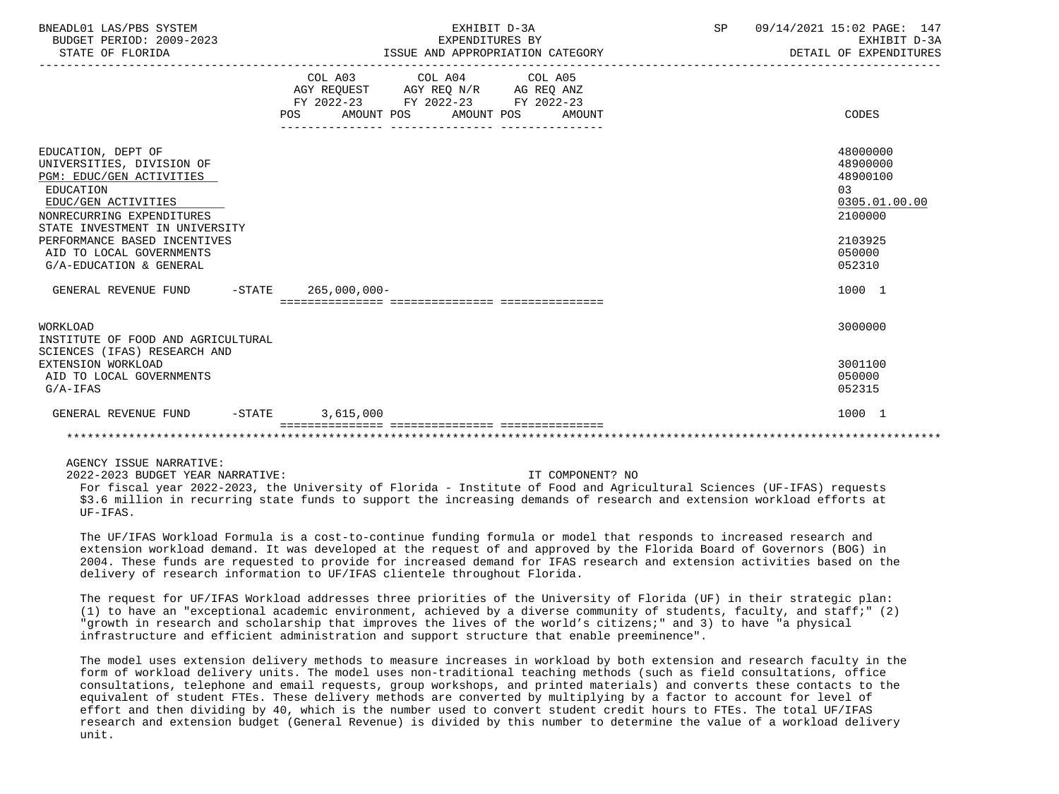| | COL A03 AGY REQUEST FY 2022-23 POS AMOUNT | COL A04 AGY REQ N/R FY 2022-23 POS AMOUNT | COL A05 AG REQ ANZ FY 2022-23 POS AMOUNT | CODES |
|---|---|---|---|---|
| EDUCATION, DEPT OF | | | | 48000000 |
| UNIVERSITIES, DIVISION OF | | | | 48900000 |
| PGM: EDUC/GEN ACTIVITIES | | | | 48900100 |
| EDUCATION | | | | 03 |
| EDUC/GEN ACTIVITIES | | | | 0305.01.00.00 |
| NONRECURRING EXPENDITURES | | | | 2100000 |
| STATE INVESTMENT IN UNIVERSITY PERFORMANCE BASED INCENTIVES | | | | 2103925 |
| AID TO LOCAL GOVERNMENTS | | | | 050000 |
| G/A-EDUCATION & GENERAL | | | | 052310 |
| GENERAL REVENUE FUND -STATE | 265,000,000- | | | 1000 1 |
| WORKLOAD | | | | 3000000 |
| INSTITUTE OF FOOD AND AGRICULTURAL SCIENCES (IFAS) RESEARCH AND EXTENSION WORKLOAD | | | | 3001100 |
| AID TO LOCAL GOVERNMENTS | | | | 050000 |
| G/A-IFAS | | | | 052315 |
| GENERAL REVENUE FUND -STATE | 3,615,000 | | | 1000 1 |

AGENCY ISSUE NARRATIVE:

2022-2023 BUDGET YEAR NARRATIVE: IT COMPONENT? NO

For fiscal year 2022-2023, the University of Florida - Institute of Food and Agricultural Sciences (UF-IFAS) requests $3.6 million in recurring state funds to support the increasing demands of research and extension workload efforts at UF-IFAS.

The UF/IFAS Workload Formula is a cost-to-continue funding formula or model that responds to increased research and extension workload demand. It was developed at the request of and approved by the Florida Board of Governors (BOG) in 2004. These funds are requested to provide for increased demand for IFAS research and extension activities based on the delivery of research information to UF/IFAS clientele throughout Florida.

The request for UF/IFAS Workload addresses three priorities of the University of Florida (UF) in their strategic plan: (1) to have an "exceptional academic environment, achieved by a diverse community of students, faculty, and staff;" (2) "growth in research and scholarship that improves the lives of the world's citizens;" and 3) to have "a physical infrastructure and efficient administration and support structure that enable preeminence".

The model uses extension delivery methods to measure increases in workload by both extension and research faculty in the form of workload delivery units. The model uses non-traditional teaching methods (such as field consultations, office consultations, telephone and email requests, group workshops, and printed materials) and converts these contacts to the equivalent of student FTEs. These delivery methods are converted by multiplying by a factor to account for level of effort and then dividing by 40, which is the number used to convert student credit hours to FTEs. The total UF/IFAS research and extension budget (General Revenue) is divided by this number to determine the value of a workload delivery unit.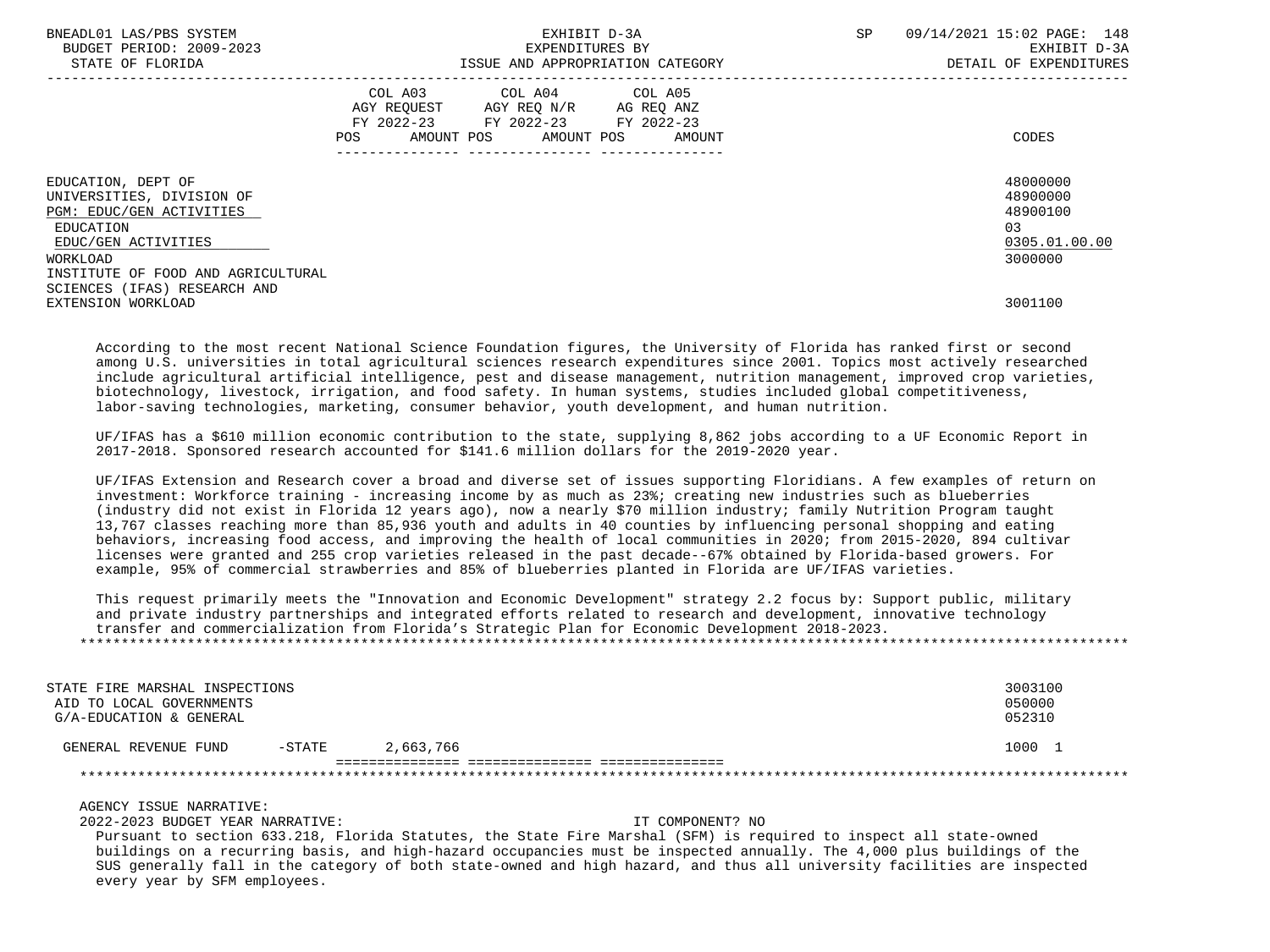| | COL A03 AGY REQUEST FY 2022-23 POS AMOUNT | COL A04 AGY REQ N/R FY 2022-23 POS AMOUNT | COL A05 AG REQ ANZ FY 2022-23 POS AMOUNT | CODES |
|---|---|---|---|---|
| EDUCATION, DEPT OF | | | | 48000000 |
| UNIVERSITIES, DIVISION OF | | | | 48900000 |
| PGM: EDUC/GEN ACTIVITIES | | | | 48900100 |
| EDUCATION | | | | 03 |
| EDUC/GEN ACTIVITIES | | | | 0305.01.00.00 |
| WORKLOAD | | | | 3000000 |
| INSTITUTE OF FOOD AND AGRICULTURAL SCIENCES (IFAS) RESEARCH AND EXTENSION WORKLOAD | | | | 3001100 |

According to the most recent National Science Foundation figures, the University of Florida has ranked first or second among U.S. universities in total agricultural sciences research expenditures since 2001. Topics most actively researched include agricultural artificial intelligence, pest and disease management, nutrition management, improved crop varieties, biotechnology, livestock, irrigation, and food safety. In human systems, studies included global competitiveness, labor-saving technologies, marketing, consumer behavior, youth development, and human nutrition.

UF/IFAS has a $610 million economic contribution to the state, supplying 8,862 jobs according to a UF Economic Report in 2017-2018. Sponsored research accounted for $141.6 million dollars for the 2019-2020 year.

UF/IFAS Extension and Research cover a broad and diverse set of issues supporting Floridians. A few examples of return on investment: Workforce training - increasing income by as much as 23%; creating new industries such as blueberries (industry did not exist in Florida 12 years ago), now a nearly $70 million industry; family Nutrition Program taught 13,767 classes reaching more than 85,936 youth and adults in 40 counties by influencing personal shopping and eating behaviors, increasing food access, and improving the health of local communities in 2020; from 2015-2020, 894 cultivar licenses were granted and 255 crop varieties released in the past decade--67% obtained by Florida-based growers. For example, 95% of commercial strawberries and 85% of blueberries planted in Florida are UF/IFAS varieties.

This request primarily meets the "Innovation and Economic Development" strategy 2.2 focus by: Support public, military and private industry partnerships and integrated efforts related to research and development, innovative technology transfer and commercialization from Florida's Strategic Plan for Economic Development 2018-2023.

*******************************************************************************************************************

| | COL A03 | COL A04 | COL A05 | CODES |
|---|---|---|---|---|
| STATE FIRE MARSHAL INSPECTIONS | | | | 3003100 |
| AID TO LOCAL GOVERNMENTS | | | | 050000 |
| G/A-EDUCATION & GENERAL | | | | 052310 |
| GENERAL REVENUE FUND -STATE | 2,663,766 | | | 1000 1 |

*******************************************************************************************************************

AGENCY ISSUE NARRATIVE:

2022-2023 BUDGET YEAR NARRATIVE: IT COMPONENT? NO

Pursuant to section 633.218, Florida Statutes, the State Fire Marshal (SFM) is required to inspect all state-owned buildings on a recurring basis, and high-hazard occupancies must be inspected annually. The 4,000 plus buildings of the SUS generally fall in the category of both state-owned and high hazard, and thus all university facilities are inspected every year by SFM employees.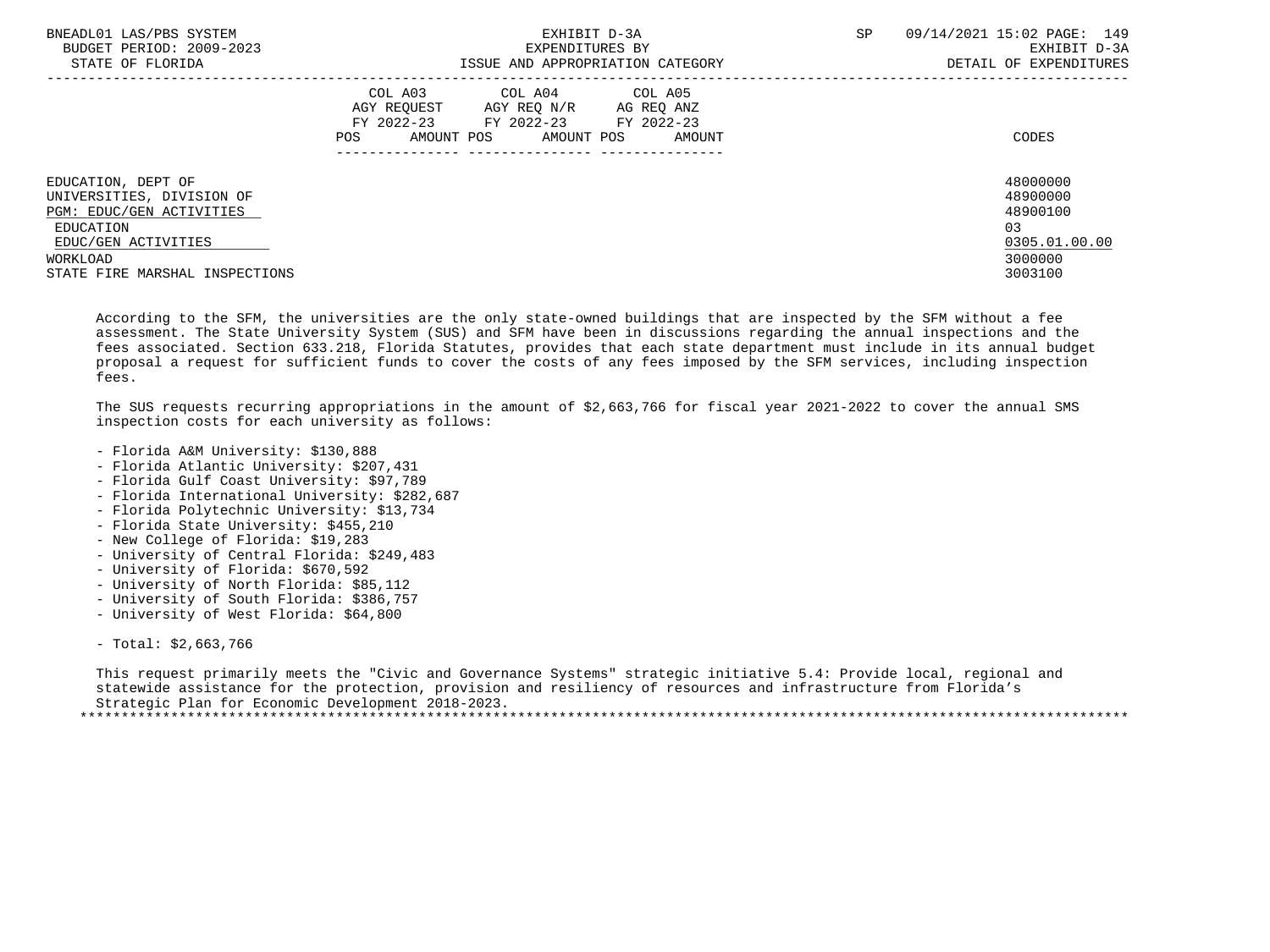| | COL A03 AGY REQUEST FY 2022-23 | | COL A04 AGY REQ N/R FY 2022-23 | | COL A05 AG REQ ANZ FY 2022-23 | | |
|---|---|---|---|---|---|---|---|
| | POS | AMOUNT | POS | AMOUNT | POS | AMOUNT | CODES |
| EDUCATION, DEPT OF | | | | | | | 48000000 |
| UNIVERSITIES, DIVISION OF | | | | | | | 48900000 |
| PGM: EDUC/GEN ACTIVITIES | | | | | | | 48900100 |
| EDUCATION | | | | | | | 03 |
| EDUC/GEN ACTIVITIES | | | | | | | 0305.01.00.00 |
| WORKLOAD | | | | | | | 3000000 |
| STATE FIRE MARSHAL INSPECTIONS | | | | | | | 3003100 |

According to the SFM, the universities are the only state-owned buildings that are inspected by the SFM without a fee assessment. The State University System (SUS) and SFM have been in discussions regarding the annual inspections and the fees associated. Section 633.218, Florida Statutes, provides that each state department must include in its annual budget proposal a request for sufficient funds to cover the costs of any fees imposed by the SFM services, including inspection fees.

The SUS requests recurring appropriations in the amount of $2,663,766 for fiscal year 2021-2022 to cover the annual SMS inspection costs for each university as follows:

- Florida A&M University: $130,888
- Florida Atlantic University: $207,431
- Florida Gulf Coast University: $97,789
- Florida International University: $282,687
- Florida Polytechnic University: $13,734
- Florida State University: $455,210
- New College of Florida: $19,283
- University of Central Florida: $249,483
- University of Florida: $670,592
- University of North Florida: $85,112
- University of South Florida: $386,757
- University of West Florida: $64,800

- Total: $2,663,766

This request primarily meets the "Civic and Governance Systems" strategic initiative 5.4: Provide local, regional and statewide assistance for the protection, provision and resiliency of resources and infrastructure from Florida's Strategic Plan for Economic Development 2018-2023.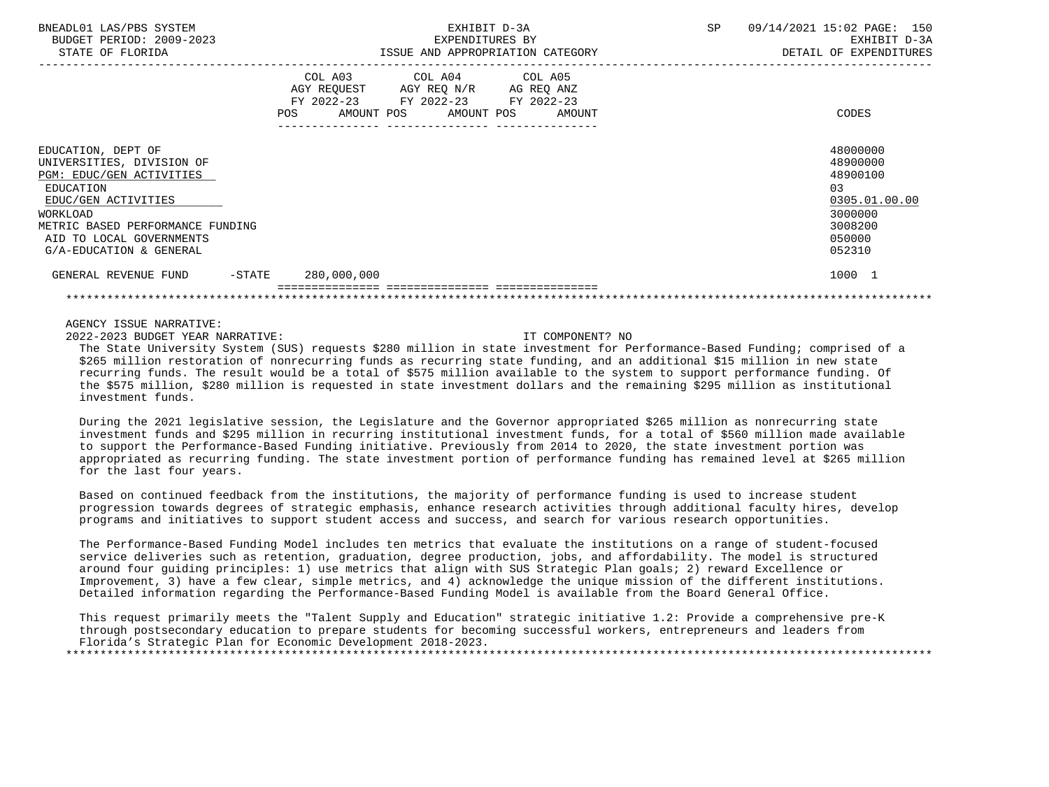| | COL A03 AGY REQUEST FY 2022-23 POS AMOUNT | COL A04 AGY REQ N/R FY 2022-23 POS AMOUNT | COL A05 AG REQ ANZ FY 2022-23 POS AMOUNT | CODES |
|---|---|---|---|---|
| EDUCATION, DEPT OF | | | | 48000000 |
| UNIVERSITIES, DIVISION OF | | | | 48900000 |
| PGM: EDUC/GEN ACTIVITIES | | | | 48900100 |
| EDUCATION | | | | 03 |
| EDUC/GEN ACTIVITIES | | | | 0305.01.00.00 |
| WORKLOAD | | | | 3000000 |
| METRIC BASED PERFORMANCE FUNDING | | | | 3008200 |
| AID TO LOCAL GOVERNMENTS | | | | 050000 |
| G/A-EDUCATION & GENERAL | | | | 052310 |
| GENERAL REVENUE FUND -STATE | 280,000,000 | | | 1000 1 |

AGENCY ISSUE NARRATIVE:

2022-2023 BUDGET YEAR NARRATIVE: IT COMPONENT? NO

The State University System (SUS) requests $280 million in state investment for Performance-Based Funding; comprised of a $265 million restoration of nonrecurring funds as recurring state funding, and an additional $15 million in new state recurring funds. The result would be a total of $575 million available to the system to support performance funding. Of the $575 million, $280 million is requested in state investment dollars and the remaining $295 million as institutional investment funds.

During the 2021 legislative session, the Legislature and the Governor appropriated $265 million as nonrecurring state investment funds and $295 million in recurring institutional investment funds, for a total of $560 million made available to support the Performance-Based Funding initiative. Previously from 2014 to 2020, the state investment portion was appropriated as recurring funding. The state investment portion of performance funding has remained level at $265 million for the last four years.

Based on continued feedback from the institutions, the majority of performance funding is used to increase student progression towards degrees of strategic emphasis, enhance research activities through additional faculty hires, develop programs and initiatives to support student access and success, and search for various research opportunities.

The Performance-Based Funding Model includes ten metrics that evaluate the institutions on a range of student-focused service deliveries such as retention, graduation, degree production, jobs, and affordability. The model is structured around four guiding principles: 1) use metrics that align with SUS Strategic Plan goals; 2) reward Excellence or Improvement, 3) have a few clear, simple metrics, and 4) acknowledge the unique mission of the different institutions. Detailed information regarding the Performance-Based Funding Model is available from the Board General Office.

This request primarily meets the "Talent Supply and Education" strategic initiative 1.2: Provide a comprehensive pre-K through postsecondary education to prepare students for becoming successful workers, entrepreneurs and leaders from Florida's Strategic Plan for Economic Development 2018-2023.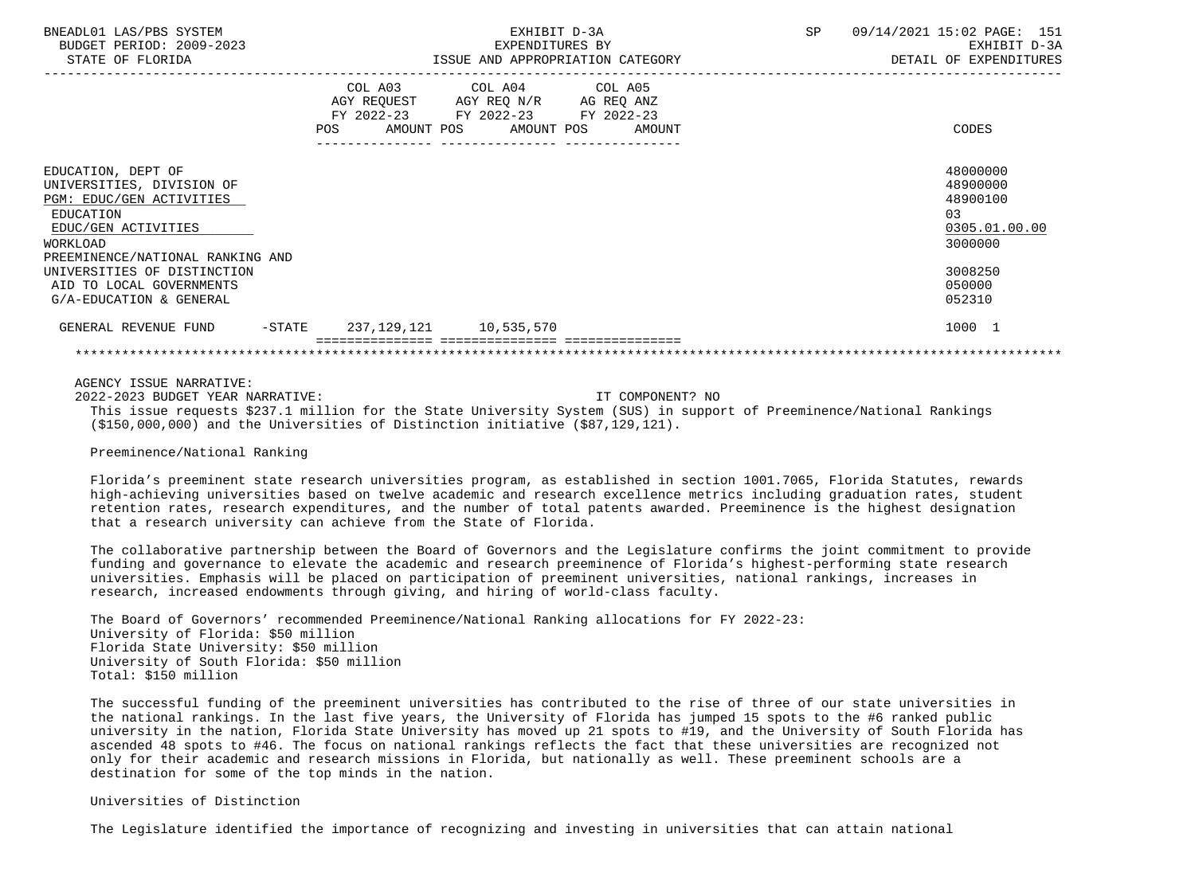| | COL A03 AGY REQUEST FY 2022-23 POS AMOUNT | COL A04 AGY REQ N/R FY 2022-23 POS AMOUNT | COL A05 AG REQ ANZ FY 2022-23 POS AMOUNT | CODES |
|---|---|---|---|---|
| EDUCATION, DEPT OF | | | | 48000000 |
| UNIVERSITIES, DIVISION OF | | | | 48900000 |
| PGM: EDUC/GEN ACTIVITIES | | | | 48900100 |
| EDUCATION | | | | 03 |
| EDUC/GEN ACTIVITIES | | | | 0305.01.00.00 |
| WORKLOAD | | | | 3000000 |
| PREEMINENCE/NATIONAL RANKING AND UNIVERSITIES OF DISTINCTION | | | | 3008250 |
| AID TO LOCAL GOVERNMENTS | | | | 050000 |
| G/A-EDUCATION & GENERAL | | | | 052310 |
| GENERAL REVENUE FUND -STATE | 237,129,121 | 10,535,570 | | 1000 1 |

AGENCY ISSUE NARRATIVE:

2022-2023 BUDGET YEAR NARRATIVE: IT COMPONENT? NO

This issue requests $237.1 million for the State University System (SUS) in support of Preeminence/National Rankings ($150,000,000) and the Universities of Distinction initiative ($87,129,121).

Preeminence/National Ranking

Florida's preeminent state research universities program, as established in section 1001.7065, Florida Statutes, rewards high-achieving universities based on twelve academic and research excellence metrics including graduation rates, student retention rates, research expenditures, and the number of total patents awarded. Preeminence is the highest designation that a research university can achieve from the State of Florida.

The collaborative partnership between the Board of Governors and the Legislature confirms the joint commitment to provide funding and governance to elevate the academic and research preeminence of Florida's highest-performing state research universities. Emphasis will be placed on participation of preeminent universities, national rankings, increases in research, increased endowments through giving, and hiring of world-class faculty.

The Board of Governors' recommended Preeminence/National Ranking allocations for FY 2022-23:
University of Florida: $50 million
Florida State University: $50 million
University of South Florida: $50 million
Total: $150 million

The successful funding of the preeminent universities has contributed to the rise of three of our state universities in the national rankings. In the last five years, the University of Florida has jumped 15 spots to the #6 ranked public university in the nation, Florida State University has moved up 21 spots to #19, and the University of South Florida has ascended 48 spots to #46. The focus on national rankings reflects the fact that these universities are recognized not only for their academic and research missions in Florida, but nationally as well. These preeminent schools are a destination for some of the top minds in the nation.

Universities of Distinction

The Legislature identified the importance of recognizing and investing in universities that can attain national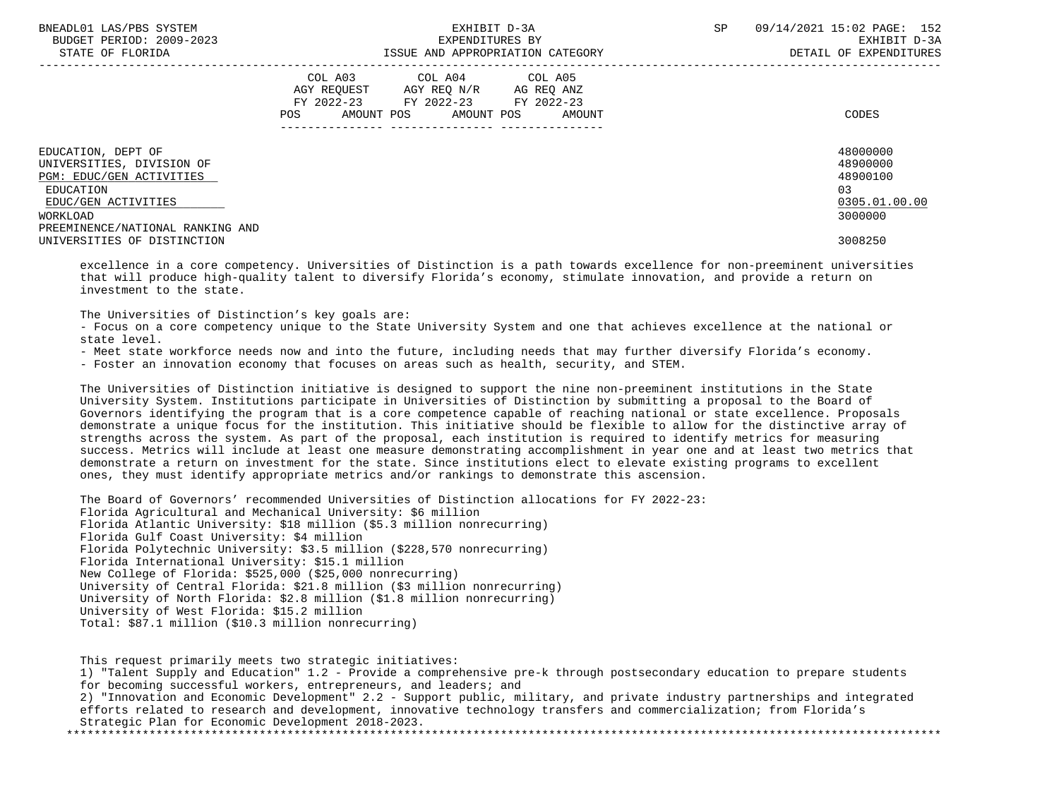| | COL A03 AGY REQUEST FY 2022-23 POS AMOUNT | COL A04 AGY REQ N/R FY 2022-23 POS AMOUNT | COL A05 AG REQ ANZ FY 2022-23 POS AMOUNT | CODES |
|---|---|---|---|---|
| EDUCATION, DEPT OF | | | | 48000000 |
| UNIVERSITIES, DIVISION OF | | | | 48900000 |
| PGM: EDUC/GEN ACTIVITIES | | | | 48900100 |
| EDUCATION | | | | 03 |
| EDUC/GEN ACTIVITIES | | | | 0305.01.00.00 |
| WORKLOAD | | | | 3000000 |
| PREEMINENCE/NATIONAL RANKING AND UNIVERSITIES OF DISTINCTION | | | | 3008250 |

excellence in a core competency. Universities of Distinction is a path towards excellence for non-preeminent universities that will produce high-quality talent to diversify Florida's economy, stimulate innovation, and provide a return on investment to the state.

The Universities of Distinction's key goals are:

- Focus on a core competency unique to the State University System and one that achieves excellence at the national or state level.
- Meet state workforce needs now and into the future, including needs that may further diversify Florida's economy.
- Foster an innovation economy that focuses on areas such as health, security, and STEM.

The Universities of Distinction initiative is designed to support the nine non-preeminent institutions in the State University System. Institutions participate in Universities of Distinction by submitting a proposal to the Board of Governors identifying the program that is a core competence capable of reaching national or state excellence. Proposals demonstrate a unique focus for the institution. This initiative should be flexible to allow for the distinctive array of strengths across the system. As part of the proposal, each institution is required to identify metrics for measuring success. Metrics will include at least one measure demonstrating accomplishment in year one and at least two metrics that demonstrate a return on investment for the state. Since institutions elect to elevate existing programs to excellent ones, they must identify appropriate metrics and/or rankings to demonstrate this ascension.

The Board of Governors' recommended Universities of Distinction allocations for FY 2022-23:
Florida Agricultural and Mechanical University: $6 million
Florida Atlantic University: $18 million ($5.3 million nonrecurring)
Florida Gulf Coast University: $4 million
Florida Polytechnic University: $3.5 million ($228,570 nonrecurring)
Florida International University: $15.1 million
New College of Florida: $525,000 ($25,000 nonrecurring)
University of Central Florida: $21.8 million ($3 million nonrecurring)
University of North Florida: $2.8 million ($1.8 million nonrecurring)
University of West Florida: $15.2 million
Total: $87.1 million ($10.3 million nonrecurring)

This request primarily meets two strategic initiatives:
1) "Talent Supply and Education" 1.2 - Provide a comprehensive pre-k through postsecondary education to prepare students for becoming successful workers, entrepreneurs, and leaders; and
2) "Innovation and Economic Development" 2.2 - Support public, military, and private industry partnerships and integrated efforts related to research and development, innovative technology transfers and commercialization; from Florida's Strategic Plan for Economic Development 2018-2023.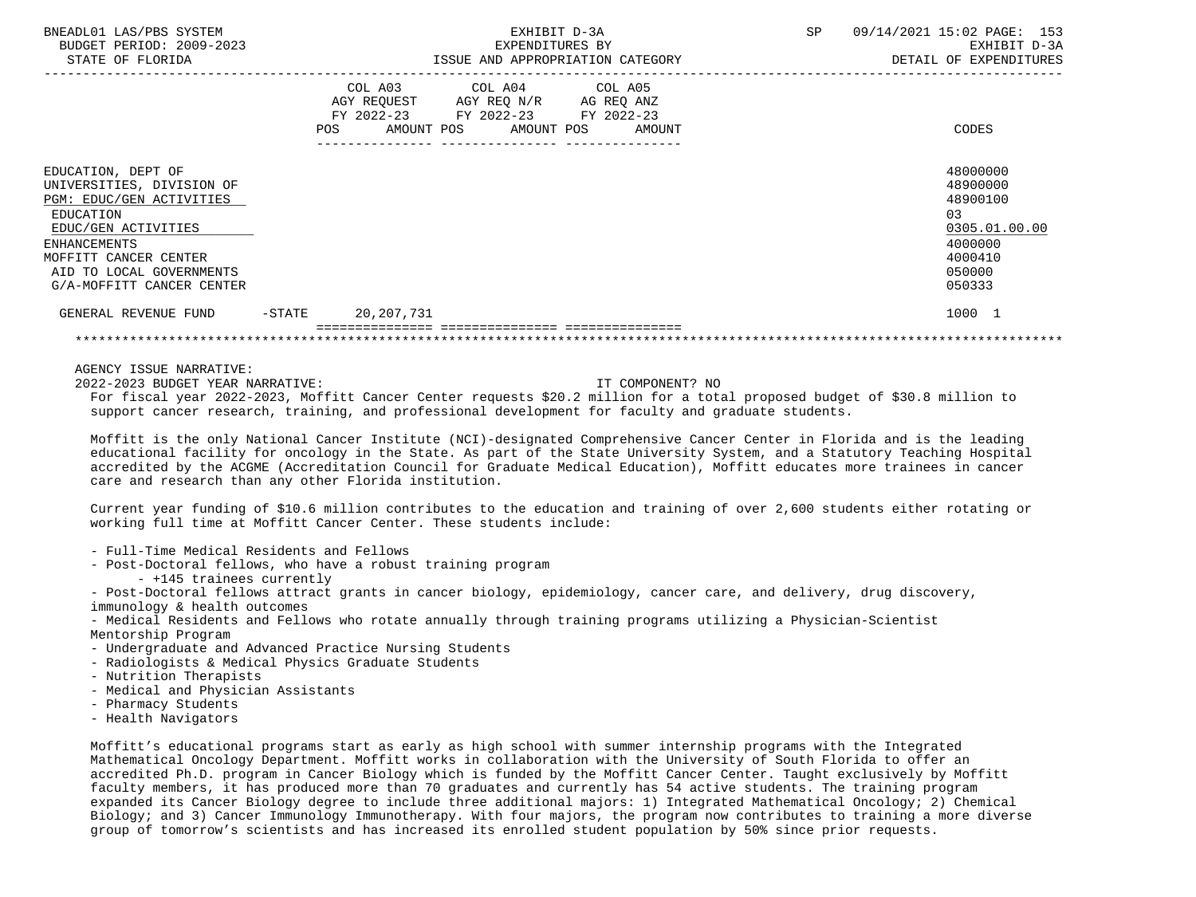| | COL A03 AGY REQUEST FY 2022-23 POS AMOUNT | COL A04 AGY REQ N/R FY 2022-23 POS AMOUNT | COL A05 AG REQ ANZ FY 2022-23 POS AMOUNT | CODES |
|---|---|---|---|---|
| EDUCATION, DEPT OF | | | | 48000000 |
| UNIVERSITIES, DIVISION OF | | | | 48900000 |
| PGM: EDUC/GEN ACTIVITIES | | | | 48900100 |
| EDUCATION | | | | 03 |
| EDUC/GEN ACTIVITIES | | | | 0305.01.00.00 |
| ENHANCEMENTS | | | | 4000000 |
| MOFFITT CANCER CENTER | | | | 4000410 |
| AID TO LOCAL GOVERNMENTS | | | | 050000 |
| G/A-MOFFITT CANCER CENTER | | | | 050333 |
| GENERAL REVENUE FUND -STATE | 20,207,731 | | | 1000 1 |

AGENCY ISSUE NARRATIVE:

2022-2023 BUDGET YEAR NARRATIVE: IT COMPONENT? NO

For fiscal year 2022-2023, Moffitt Cancer Center requests $20.2 million for a total proposed budget of $30.8 million to support cancer research, training, and professional development for faculty and graduate students.

Moffitt is the only National Cancer Institute (NCI)-designated Comprehensive Cancer Center in Florida and is the leading educational facility for oncology in the State. As part of the State University System, and a Statutory Teaching Hospital accredited by the ACGME (Accreditation Council for Graduate Medical Education), Moffitt educates more trainees in cancer care and research than any other Florida institution.

Current year funding of $10.6 million contributes to the education and training of over 2,600 students either rotating or working full time at Moffitt Cancer Center. These students include:

- Full-Time Medical Residents and Fellows
- Post-Doctoral fellows, who have a robust training program
    - +145 trainees currently
- Post-Doctoral fellows attract grants in cancer biology, epidemiology, cancer care, and delivery, drug discovery, immunology & health outcomes
- Medical Residents and Fellows who rotate annually through training programs utilizing a Physician-Scientist Mentorship Program
- Undergraduate and Advanced Practice Nursing Students
- Radiologists & Medical Physics Graduate Students
- Nutrition Therapists
- Medical and Physician Assistants
- Pharmacy Students
- Health Navigators

Moffitt's educational programs start as early as high school with summer internship programs with the Integrated Mathematical Oncology Department. Moffitt works in collaboration with the University of South Florida to offer an accredited Ph.D. program in Cancer Biology which is funded by the Moffitt Cancer Center. Taught exclusively by Moffitt faculty members, it has produced more than 70 graduates and currently has 54 active students. The training program expanded its Cancer Biology degree to include three additional majors: 1) Integrated Mathematical Oncology; 2) Chemical Biology; and 3) Cancer Immunology Immunotherapy. With four majors, the program now contributes to training a more diverse group of tomorrow's scientists and has increased its enrolled student population by 50% since prior requests.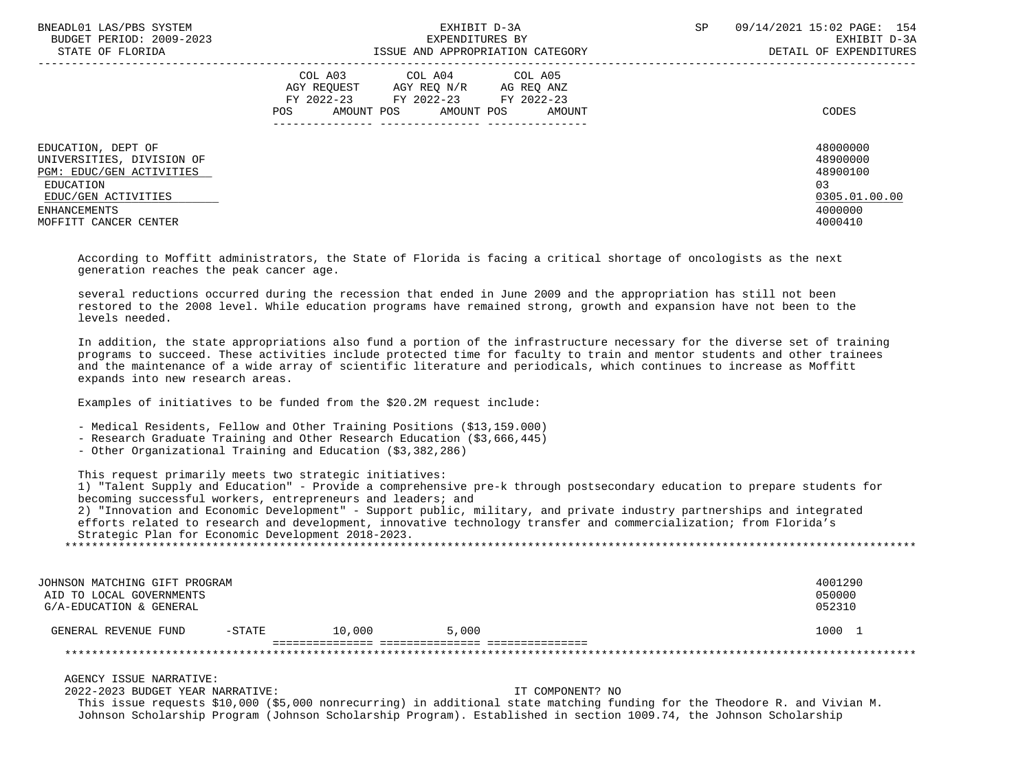| | COL A03 AGY REQUEST FY 2022-23 | | COL A04 AGY REQ N/R FY 2022-23 | | COL A05 AG REQ ANZ FY 2022-23 | | CODES |
|---|---|---|---|---|---|---|---|
| | POS | AMOUNT | POS | AMOUNT | POS | AMOUNT | |
| EDUCATION, DEPT OF | | | | | | | 48000000 |
| UNIVERSITIES, DIVISION OF | | | | | | | 48900000 |
| PGM: EDUC/GEN ACTIVITIES | | | | | | | 48900100 |
| EDUCATION | | | | | | | 03 |
| EDUC/GEN ACTIVITIES | | | | | | | 0305.01.00.00 |
| ENHANCEMENTS | | | | | | | 4000000 |
| MOFFITT CANCER CENTER | | | | | | | 4000410 |

According to Moffitt administrators, the State of Florida is facing a critical shortage of oncologists as the next generation reaches the peak cancer age.

several reductions occurred during the recession that ended in June 2009 and the appropriation has still not been restored to the 2008 level. While education programs have remained strong, growth and expansion have not been to the levels needed.

In addition, the state appropriations also fund a portion of the infrastructure necessary for the diverse set of training programs to succeed. These activities include protected time for faculty to train and mentor students and other trainees and the maintenance of a wide array of scientific literature and periodicals, which continues to increase as Moffitt expands into new research areas.

Examples of initiatives to be funded from the $20.2M request include:

- Medical Residents, Fellow and Other Training Positions ($13,159.000)
- Research Graduate Training and Other Research Education ($3,666,445)
- Other Organizational Training and Education ($3,382,286)

This request primarily meets two strategic initiatives:
1) "Talent Supply and Education" - Provide a comprehensive pre-k through postsecondary education to prepare students for becoming successful workers, entrepreneurs and leaders; and
2) "Innovation and Economic Development" - Support public, military, and private industry partnerships and integrated efforts related to research and development, innovative technology transfer and commercialization; from Florida's Strategic Plan for Economic Development 2018-2023.

*******************************************************************************************************************

| | COL A03 | | COL A04 | | COL A05 | | CODES |
|---|---|---|---|---|---|---|---|
| JOHNSON MATCHING GIFT PROGRAM | | | | | | | 4001290 |
| AID TO LOCAL GOVERNMENTS | | | | | | | 050000 |
| G/A-EDUCATION & GENERAL | | | | | | | 052310 |
| GENERAL REVENUE FUND -STATE | | 10,000 | | 5,000 | | | 1000 1 |

*******************************************************************************************************************

AGENCY ISSUE NARRATIVE:
2022-2023 BUDGET YEAR NARRATIVE: IT COMPONENT? NO
This issue requests $10,000 ($5,000 nonrecurring) in additional state matching funding for the Theodore R. and Vivian M. Johnson Scholarship Program (Johnson Scholarship Program). Established in section 1009.74, the Johnson Scholarship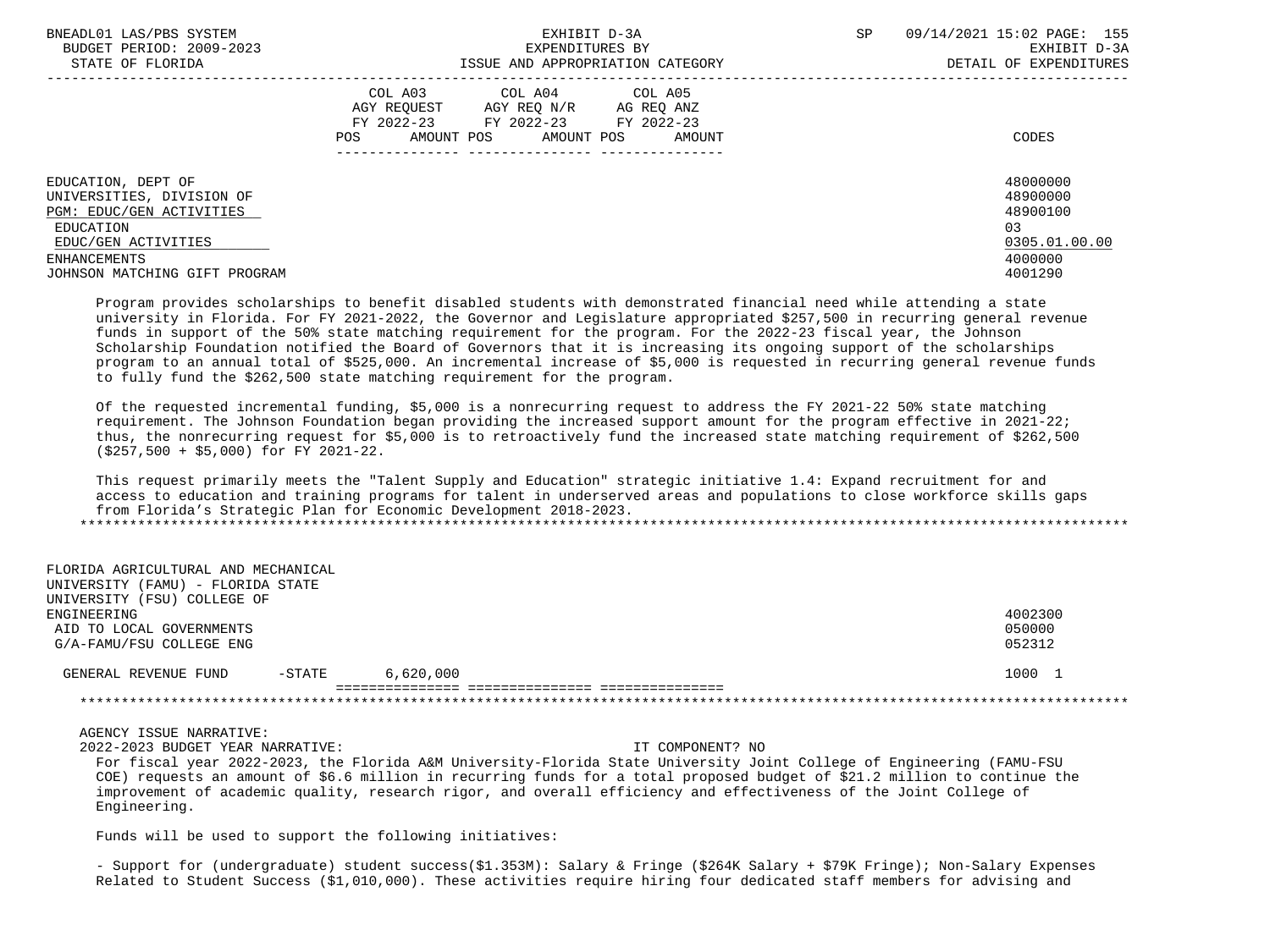| | COL A03 AGY REQUEST FY 2022-23 POS AMOUNT | COL A04 AGY REQ N/R FY 2022-23 POS AMOUNT | COL A05 AG REQ ANZ FY 2022-23 POS AMOUNT | CODES |
|---|---|---|---|---|
| EDUCATION, DEPT OF | | | | 48000000 |
| UNIVERSITIES, DIVISION OF | | | | 48900000 |
| PGM: EDUC/GEN ACTIVITIES | | | | 48900100 |
| EDUCATION | | | | 03 |
| EDUC/GEN ACTIVITIES | | | | 0305.01.00.00 |
| ENHANCEMENTS | | | | 4000000 |
| JOHNSON MATCHING GIFT PROGRAM | | | | 4001290 |

Program provides scholarships to benefit disabled students with demonstrated financial need while attending a state university in Florida. For FY 2021-2022, the Governor and Legislature appropriated $257,500 in recurring general revenue funds in support of the 50% state matching requirement for the program. For the 2022-23 fiscal year, the Johnson Scholarship Foundation notified the Board of Governors that it is increasing its ongoing support of the scholarships program to an annual total of $525,000. An incremental increase of $5,000 is requested in recurring general revenue funds to fully fund the $262,500 state matching requirement for the program.

Of the requested incremental funding, $5,000 is a nonrecurring request to address the FY 2021-22 50% state matching requirement. The Johnson Foundation began providing the increased support amount for the program effective in 2021-22; thus, the nonrecurring request for $5,000 is to retroactively fund the increased state matching requirement of $262,500 ($257,500 + $5,000) for FY 2021-22.

This request primarily meets the "Talent Supply and Education" strategic initiative 1.4: Expand recruitment for and access to education and training programs for talent in underserved areas and populations to close workforce skills gaps from Florida's Strategic Plan for Economic Development 2018-2023.

*******************************************************************************************************************

| | COL A03 | COL A04 | COL A05 | CODES |
|---|---|---|---|---|
| FLORIDA AGRICULTURAL AND MECHANICAL UNIVERSITY (FAMU) - FLORIDA STATE UNIVERSITY (FSU) COLLEGE OF ENGINEERING | | | | 4002300 |
| AID TO LOCAL GOVERNMENTS | | | | 050000 |
| G/A-FAMU/FSU COLLEGE ENG | | | | 052312 |
| GENERAL REVENUE FUND -STATE | 6,620,000 | | | 1000 1 |

*******************************************************************************************************************

AGENCY ISSUE NARRATIVE:

2022-2023 BUDGET YEAR NARRATIVE: IT COMPONENT? NO

For fiscal year 2022-2023, the Florida A&M University-Florida State University Joint College of Engineering (FAMU-FSU COE) requests an amount of $6.6 million in recurring funds for a total proposed budget of $21.2 million to continue the improvement of academic quality, research rigor, and overall efficiency and effectiveness of the Joint College of Engineering.

Funds will be used to support the following initiatives:

- Support for (undergraduate) student success($1.353M): Salary & Fringe ($264K Salary + $79K Fringe); Non-Salary Expenses Related to Student Success ($1,010,000). These activities require hiring four dedicated staff members for advising and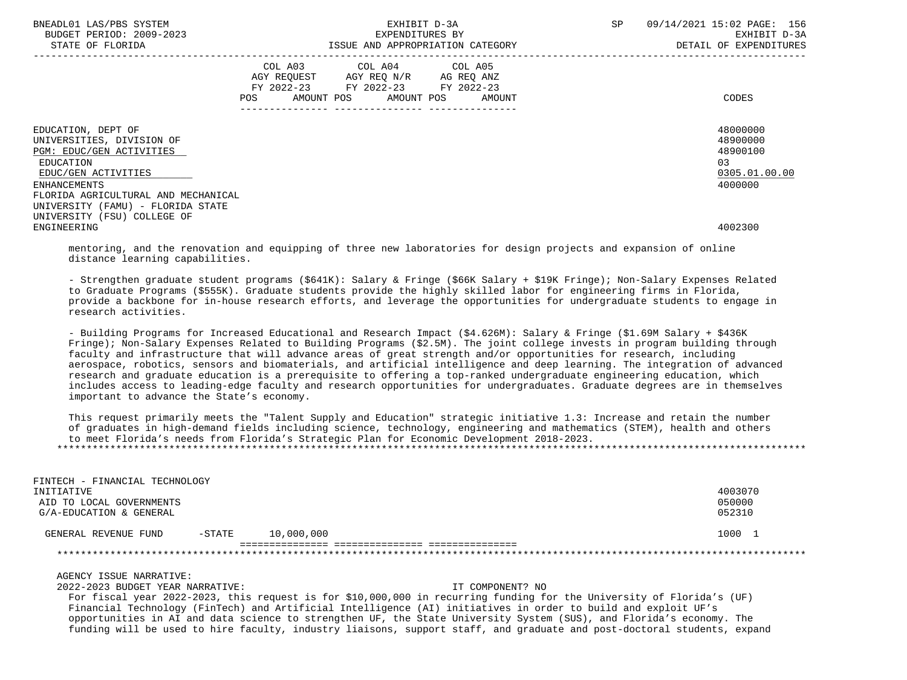| | COL A03 AGY REQUEST FY 2022-23 POS AMOUNT | COL A04 AGY REQ N/R FY 2022-23 POS AMOUNT | COL A05 AG REQ ANZ FY 2022-23 POS AMOUNT | CODES |
|---|---|---|---|---|
| EDUCATION, DEPT OF | | | | 48000000 |
| UNIVERSITIES, DIVISION OF | | | | 48900000 |
| PGM: EDUC/GEN ACTIVITIES | | | | 48900100 |
| EDUCATION | | | | 03 |
| EDUC/GEN ACTIVITIES | | | | 0305.01.00.00 |
| ENHANCEMENTS | | | | 4000000 |
| FLORIDA AGRICULTURAL AND MECHANICAL UNIVERSITY (FAMU) - FLORIDA STATE UNIVERSITY (FSU) COLLEGE OF ENGINEERING | | | | 4002300 |

mentoring, and the renovation and equipping of three new laboratories for design projects and expansion of online distance learning capabilities.

- Strengthen graduate student programs ($641K): Salary & Fringe ($66K Salary + $19K Fringe); Non-Salary Expenses Related to Graduate Programs ($555K). Graduate students provide the highly skilled labor for engineering firms in Florida, provide a backbone for in-house research efforts, and leverage the opportunities for undergraduate students to engage in research activities.

- Building Programs for Increased Educational and Research Impact ($4.626M): Salary & Fringe ($1.69M Salary + $436K Fringe); Non-Salary Expenses Related to Building Programs ($2.5M). The joint college invests in program building through faculty and infrastructure that will advance areas of great strength and/or opportunities for research, including aerospace, robotics, sensors and biomaterials, and artificial intelligence and deep learning. The integration of advanced research and graduate education is a prerequisite to offering a top-ranked undergraduate engineering education, which includes access to leading-edge faculty and research opportunities for undergraduates. Graduate degrees are in themselves important to advance the State's economy.

This request primarily meets the "Talent Supply and Education" strategic initiative 1.3: Increase and retain the number of graduates in high-demand fields including science, technology, engineering and mathematics (STEM), health and others to meet Florida's needs from Florida's Strategic Plan for Economic Development 2018-2023.

*****************************************************************************************************************************

| | COL A03 | COL A04 | COL A05 | CODES |
|---|---|---|---|---|
| FINTECH - FINANCIAL TECHNOLOGY INITIATIVE | | | | 4003070 |
| AID TO LOCAL GOVERNMENTS | | | | 050000 |
| G/A-EDUCATION & GENERAL | | | | 052310 |
| GENERAL REVENUE FUND -STATE | 10,000,000 | | | 1000 1 |

*****************************************************************************************************************************

AGENCY ISSUE NARRATIVE:

2022-2023 BUDGET YEAR NARRATIVE: IT COMPONENT? NO

For fiscal year 2022-2023, this request is for $10,000,000 in recurring funding for the University of Florida's (UF) Financial Technology (FinTech) and Artificial Intelligence (AI) initiatives in order to build and exploit UF's opportunities in AI and data science to strengthen UF, the State University System (SUS), and Florida's economy. The funding will be used to hire faculty, industry liaisons, support staff, and graduate and post-doctoral students, expand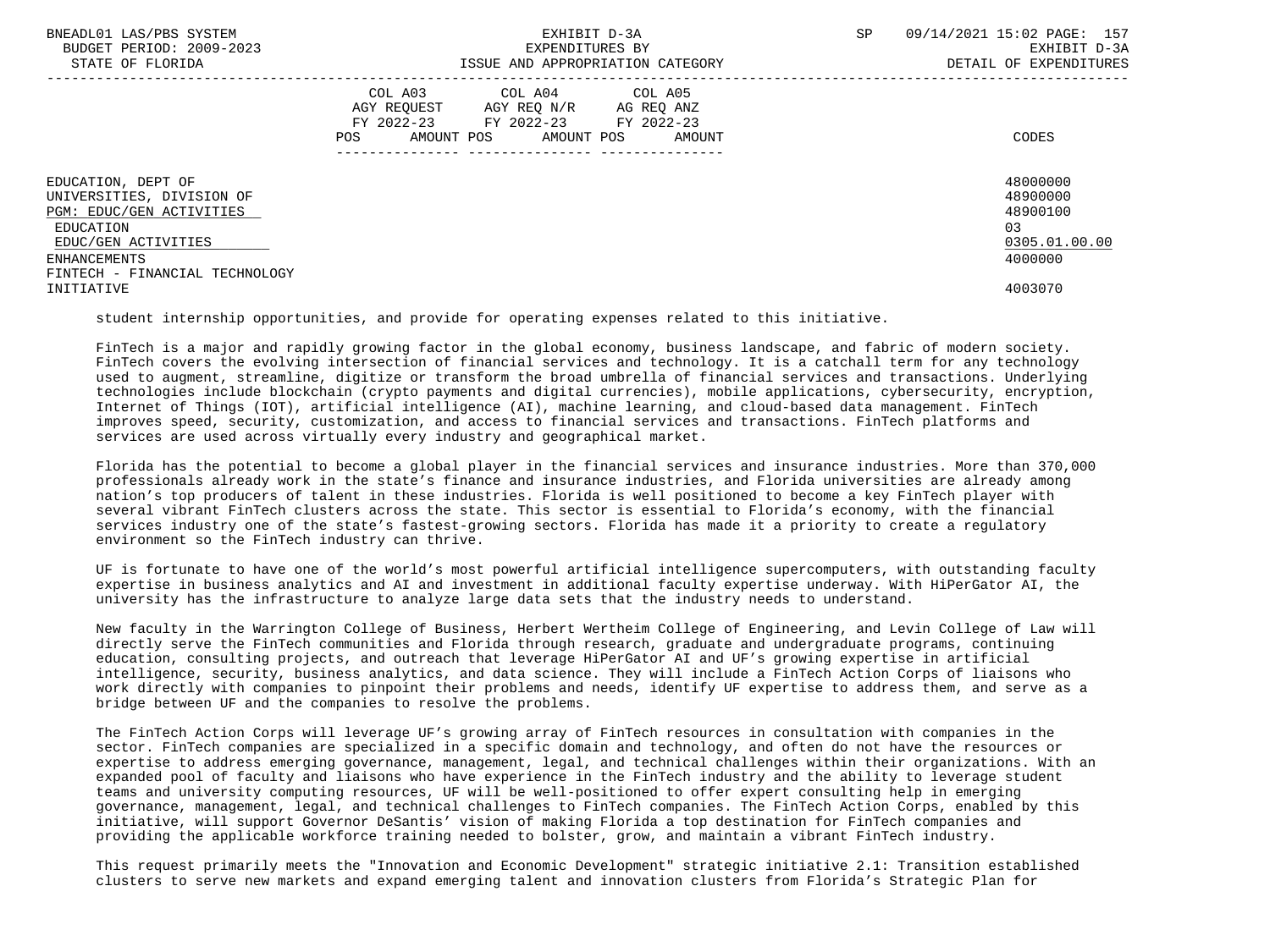| | COL A03 AGY REQUEST FY 2022-23 POS AMOUNT | COL A04 AGY REQ N/R FY 2022-23 POS AMOUNT | COL A05 AG REQ ANZ FY 2022-23 POS AMOUNT | CODES |
|---|---|---|---|---|
| EDUCATION, DEPT OF | | | | 48000000 |
| UNIVERSITIES, DIVISION OF | | | | 48900000 |
| PGM: EDUC/GEN ACTIVITIES | | | | 48900100 |
| EDUCATION | | | | 03 |
| EDUC/GEN ACTIVITIES | | | | 0305.01.00.00 |
| ENHANCEMENTS | | | | 4000000 |
| FINTECH - FINANCIAL TECHNOLOGY INITIATIVE | | | | 4003070 |

student internship opportunities, and provide for operating expenses related to this initiative.

FinTech is a major and rapidly growing factor in the global economy, business landscape, and fabric of modern society. FinTech covers the evolving intersection of financial services and technology. It is a catchall term for any technology used to augment, streamline, digitize or transform the broad umbrella of financial services and transactions. Underlying technologies include blockchain (crypto payments and digital currencies), mobile applications, cybersecurity, encryption, Internet of Things (IOT), artificial intelligence (AI), machine learning, and cloud-based data management. FinTech improves speed, security, customization, and access to financial services and transactions. FinTech platforms and services are used across virtually every industry and geographical market.

Florida has the potential to become a global player in the financial services and insurance industries. More than 370,000 professionals already work in the state's finance and insurance industries, and Florida universities are already among nation's top producers of talent in these industries. Florida is well positioned to become a key FinTech player with several vibrant FinTech clusters across the state. This sector is essential to Florida's economy, with the financial services industry one of the state's fastest-growing sectors. Florida has made it a priority to create a regulatory environment so the FinTech industry can thrive.

UF is fortunate to have one of the world's most powerful artificial intelligence supercomputers, with outstanding faculty expertise in business analytics and AI and investment in additional faculty expertise underway. With HiPerGator AI, the university has the infrastructure to analyze large data sets that the industry needs to understand.

New faculty in the Warrington College of Business, Herbert Wertheim College of Engineering, and Levin College of Law will directly serve the FinTech communities and Florida through research, graduate and undergraduate programs, continuing education, consulting projects, and outreach that leverage HiPerGator AI and UF's growing expertise in artificial intelligence, security, business analytics, and data science. They will include a FinTech Action Corps of liaisons who work directly with companies to pinpoint their problems and needs, identify UF expertise to address them, and serve as a bridge between UF and the companies to resolve the problems.

The FinTech Action Corps will leverage UF's growing array of FinTech resources in consultation with companies in the sector. FinTech companies are specialized in a specific domain and technology, and often do not have the resources or expertise to address emerging governance, management, legal, and technical challenges within their organizations. With an expanded pool of faculty and liaisons who have experience in the FinTech industry and the ability to leverage student teams and university computing resources, UF will be well-positioned to offer expert consulting help in emerging governance, management, legal, and technical challenges to FinTech companies. The FinTech Action Corps, enabled by this initiative, will support Governor DeSantis' vision of making Florida a top destination for FinTech companies and providing the applicable workforce training needed to bolster, grow, and maintain a vibrant FinTech industry.

This request primarily meets the "Innovation and Economic Development" strategic initiative 2.1: Transition established clusters to serve new markets and expand emerging talent and innovation clusters from Florida's Strategic Plan for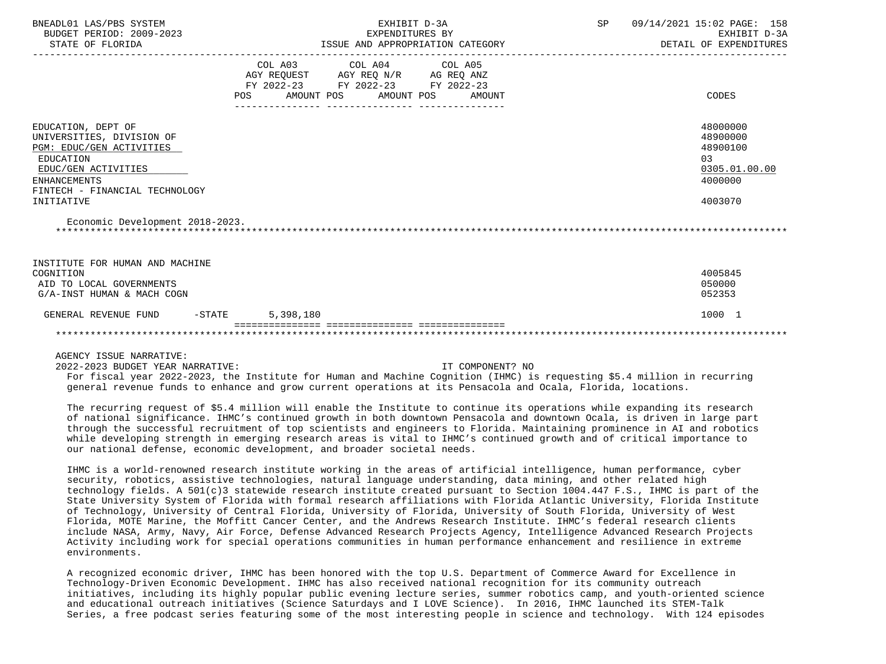| | COL A03 AGY REQUEST FY 2022-23 POS AMOUNT | COL A04 AGY REQ N/R FY 2022-23 POS AMOUNT | COL A05 AG REQ ANZ FY 2022-23 POS AMOUNT | CODES |
|---|---|---|---|---|
| EDUCATION, DEPT OF | | | | 48000000 |
| UNIVERSITIES, DIVISION OF | | | | 48900000 |
| PGM: EDUC/GEN ACTIVITIES | | | | 48900100 |
| EDUCATION | | | | 03 |
| EDUC/GEN ACTIVITIES | | | | 0305.01.00.00 |
| ENHANCEMENTS | | | | 4000000 |
| FINTECH - FINANCIAL TECHNOLOGY INITIATIVE | | | | 4003070 |

Economic Development 2018-2023.

*******************************************************************************************************************

| | COL A03 | COL A04 | COL A05 | CODES |
|---|---|---|---|---|
| INSTITUTE FOR HUMAN AND MACHINE COGNITION | | | | 4005845 |
| AID TO LOCAL GOVERNMENTS | | | | 050000 |
| G/A-INST HUMAN & MACH COGN | | | | 052353 |
| GENERAL REVENUE FUND -STATE | 5,398,180 | | | 1000 1 |

*******************************************************************************************************************

AGENCY ISSUE NARRATIVE:

2022-2023 BUDGET YEAR NARRATIVE: IT COMPONENT? NO

For fiscal year 2022-2023, the Institute for Human and Machine Cognition (IHMC) is requesting $5.4 million in recurring general revenue funds to enhance and grow current operations at its Pensacola and Ocala, Florida, locations.

The recurring request of $5.4 million will enable the Institute to continue its operations while expanding its research of national significance. IHMC's continued growth in both downtown Pensacola and downtown Ocala, is driven in large part through the successful recruitment of top scientists and engineers to Florida. Maintaining prominence in AI and robotics while developing strength in emerging research areas is vital to IHMC's continued growth and of critical importance to our national defense, economic development, and broader societal needs.

IHMC is a world-renowned research institute working in the areas of artificial intelligence, human performance, cyber security, robotics, assistive technologies, natural language understanding, data mining, and other related high technology fields. A 501(c)3 statewide research institute created pursuant to Section 1004.447 F.S., IHMC is part of the State University System of Florida with formal research affiliations with Florida Atlantic University, Florida Institute of Technology, University of Central Florida, University of Florida, University of South Florida, University of West Florida, MOTE Marine, the Moffitt Cancer Center, and the Andrews Research Institute. IHMC's federal research clients include NASA, Army, Navy, Air Force, Defense Advanced Research Projects Agency, Intelligence Advanced Research Projects Activity including work for special operations communities in human performance enhancement and resilience in extreme environments.

A recognized economic driver, IHMC has been honored with the top U.S. Department of Commerce Award for Excellence in Technology-Driven Economic Development. IHMC has also received national recognition for its community outreach initiatives, including its highly popular public evening lecture series, summer robotics camp, and youth-oriented science and educational outreach initiatives (Science Saturdays and I LOVE Science). In 2016, IHMC launched its STEM-Talk Series, a free podcast series featuring some of the most interesting people in science and technology. With 124 episodes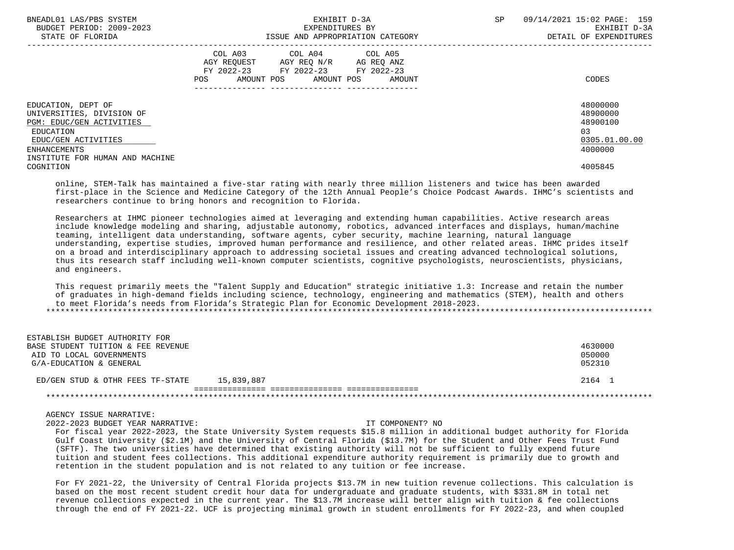| | COL A03 AGY REQUEST FY 2022-23 POS AMOUNT | COL A04 AGY REQ N/R FY 2022-23 POS AMOUNT | COL A05 AG REQ ANZ FY 2022-23 POS AMOUNT | CODES |
|---|---|---|---|---|
| EDUCATION, DEPT OF | | | | 48000000 |
| UNIVERSITIES, DIVISION OF | | | | 48900000 |
| PGM: EDUC/GEN ACTIVITIES | | | | 48900100 |
| EDUCATION | | | | 03 |
| EDUC/GEN ACTIVITIES | | | | 0305.01.00.00 |
| ENHANCEMENTS | | | | 4000000 |
| INSTITUTE FOR HUMAN AND MACHINE COGNITION | | | | 4005845 |

online, STEM-Talk has maintained a five-star rating with nearly three million listeners and twice has been awarded first-place in the Science and Medicine Category of the 12th Annual People's Choice Podcast Awards. IHMC's scientists and researchers continue to bring honors and recognition to Florida.

Researchers at IHMC pioneer technologies aimed at leveraging and extending human capabilities. Active research areas include knowledge modeling and sharing, adjustable autonomy, robotics, advanced interfaces and displays, human/machine teaming, intelligent data understanding, software agents, cyber security, machine learning, natural language understanding, expertise studies, improved human performance and resilience, and other related areas. IHMC prides itself on a broad and interdisciplinary approach to addressing societal issues and creating advanced technological solutions, thus its research staff including well-known computer scientists, cognitive psychologists, neuroscientists, physicians, and engineers.

This request primarily meets the "Talent Supply and Education" strategic initiative 1.3: Increase and retain the number of graduates in high-demand fields including science, technology, engineering and mathematics (STEM), health and others to meet Florida's needs from Florida's Strategic Plan for Economic Development 2018-2023.

*****************************************************************************************************************************

| | COL A03 | COL A04 | COL A05 | CODES |
|---|---|---|---|---|
| ESTABLISH BUDGET AUTHORITY FOR BASE STUDENT TUITION & FEE REVENUE | | | | 4630000 |
| AID TO LOCAL GOVERNMENTS | | | | 050000 |
| G/A-EDUCATION & GENERAL | | | | 052310 |
| ED/GEN STUD & OTHR FEES TF-STATE | 15,839,887 | | | 2164 1 |

*****************************************************************************************************************************

AGENCY ISSUE NARRATIVE:

2022-2023 BUDGET YEAR NARRATIVE: IT COMPONENT? NO

For fiscal year 2022-2023, the State University System requests $15.8 million in additional budget authority for Florida Gulf Coast University ($2.1M) and the University of Central Florida ($13.7M) for the Student and Other Fees Trust Fund (SFTF). The two universities have determined that existing authority will not be sufficient to fully expend future tuition and student fees collections. This additional expenditure authority requirement is primarily due to growth and retention in the student population and is not related to any tuition or fee increase.

For FY 2021-22, the University of Central Florida projects $13.7M in new tuition revenue collections. This calculation is based on the most recent student credit hour data for undergraduate and graduate students, with $331.8M in total net revenue collections expected in the current year. The $13.7M increase will better align with tuition & fee collections through the end of FY 2021-22. UCF is projecting minimal growth in student enrollments for FY 2022-23, and when coupled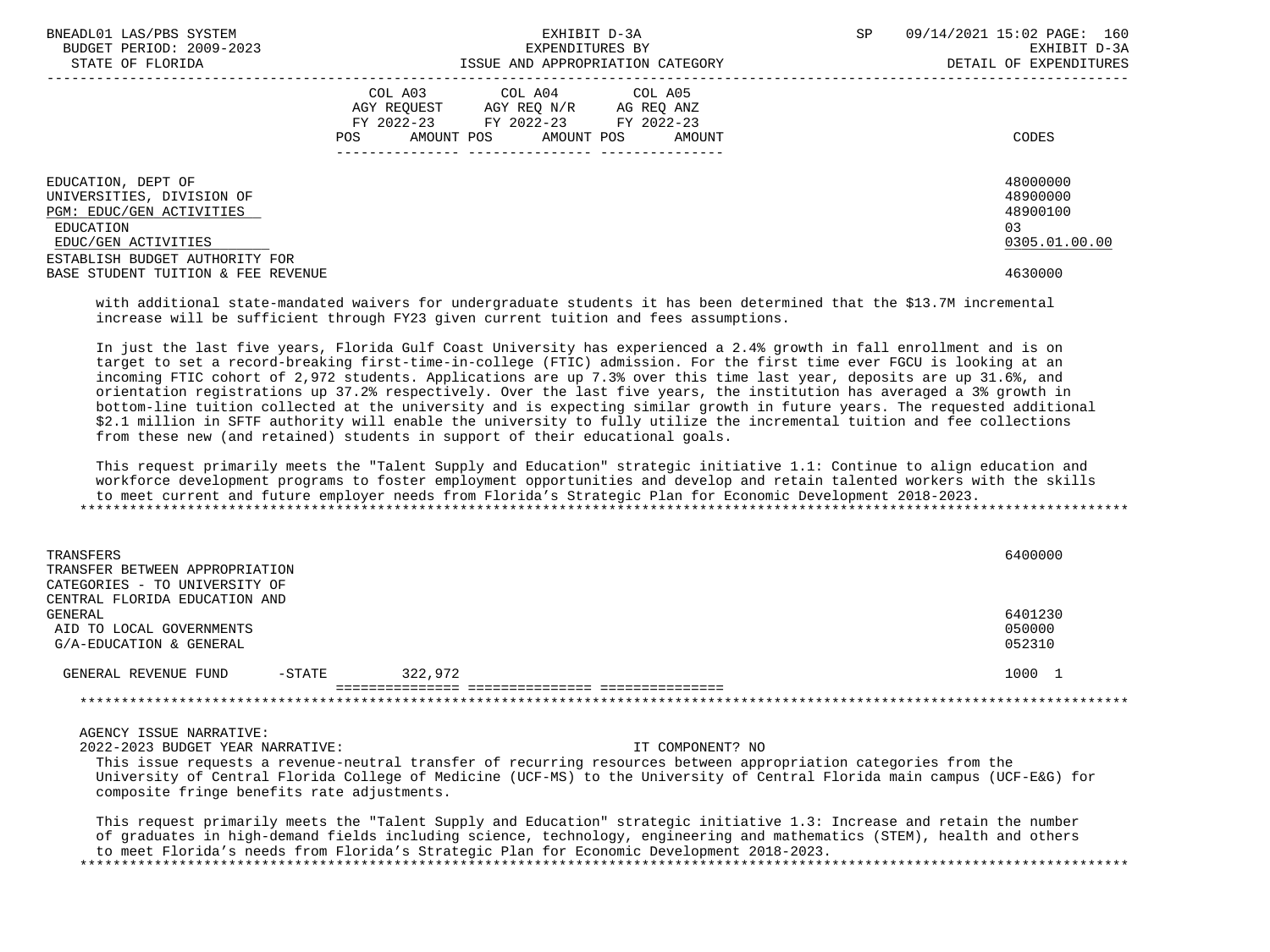| | COL A03 AGY REQUEST FY 2022-23 POS AMOUNT | COL A04 AGY REQ N/R FY 2022-23 POS AMOUNT | COL A05 AG REQ ANZ FY 2022-23 POS AMOUNT | CODES |
|---|---|---|---|---|
| EDUCATION, DEPT OF | | | | 48000000 |
| UNIVERSITIES, DIVISION OF | | | | 48900000 |
| PGM: EDUC/GEN ACTIVITIES | | | | 48900100 |
| EDUCATION | | | | 03 |
| EDUC/GEN ACTIVITIES | | | | 0305.01.00.00 |
| ESTABLISH BUDGET AUTHORITY FOR BASE STUDENT TUITION & FEE REVENUE | | | | 4630000 |

with additional state-mandated waivers for undergraduate students it has been determined that the $13.7M incremental increase will be sufficient through FY23 given current tuition and fees assumptions.

In just the last five years, Florida Gulf Coast University has experienced a 2.4% growth in fall enrollment and is on target to set a record-breaking first-time-in-college (FTIC) admission. For the first time ever FGCU is looking at an incoming FTIC cohort of 2,972 students. Applications are up 7.3% over this time last year, deposits are up 31.6%, and orientation registrations up 37.2% respectively. Over the last five years, the institution has averaged a 3% growth in bottom-line tuition collected at the university and is expecting similar growth in future years. The requested additional $2.1 million in SFTF authority will enable the university to fully utilize the incremental tuition and fee collections from these new (and retained) students in support of their educational goals.

This request primarily meets the "Talent Supply and Education" strategic initiative 1.1: Continue to align education and workforce development programs to foster employment opportunities and develop and retain talented workers with the skills to meet current and future employer needs from Florida's Strategic Plan for Economic Development 2018-2023.

*******************************************************************************************************************

| | COL A03 | COL A04 | COL A05 | CODES |
|---|---|---|---|---|
| TRANSFERS | | | | 6400000 |
| TRANSFER BETWEEN APPROPRIATION CATEGORIES - TO UNIVERSITY OF CENTRAL FLORIDA EDUCATION AND GENERAL | | | | 6401230 |
| AID TO LOCAL GOVERNMENTS | | | | 050000 |
| G/A-EDUCATION & GENERAL | | | | 052310 |
| GENERAL REVENUE FUND -STATE | 322,972 | | | 1000 1 |

*******************************************************************************************************************

AGENCY ISSUE NARRATIVE:

2022-2023 BUDGET YEAR NARRATIVE: IT COMPONENT? NO

This issue requests a revenue-neutral transfer of recurring resources between appropriation categories from the University of Central Florida College of Medicine (UCF-MS) to the University of Central Florida main campus (UCF-E&G) for composite fringe benefits rate adjustments.

This request primarily meets the "Talent Supply and Education" strategic initiative 1.3: Increase and retain the number of graduates in high-demand fields including science, technology, engineering and mathematics (STEM), health and others to meet Florida's needs from Florida's Strategic Plan for Economic Development 2018-2023.

*******************************************************************************************************************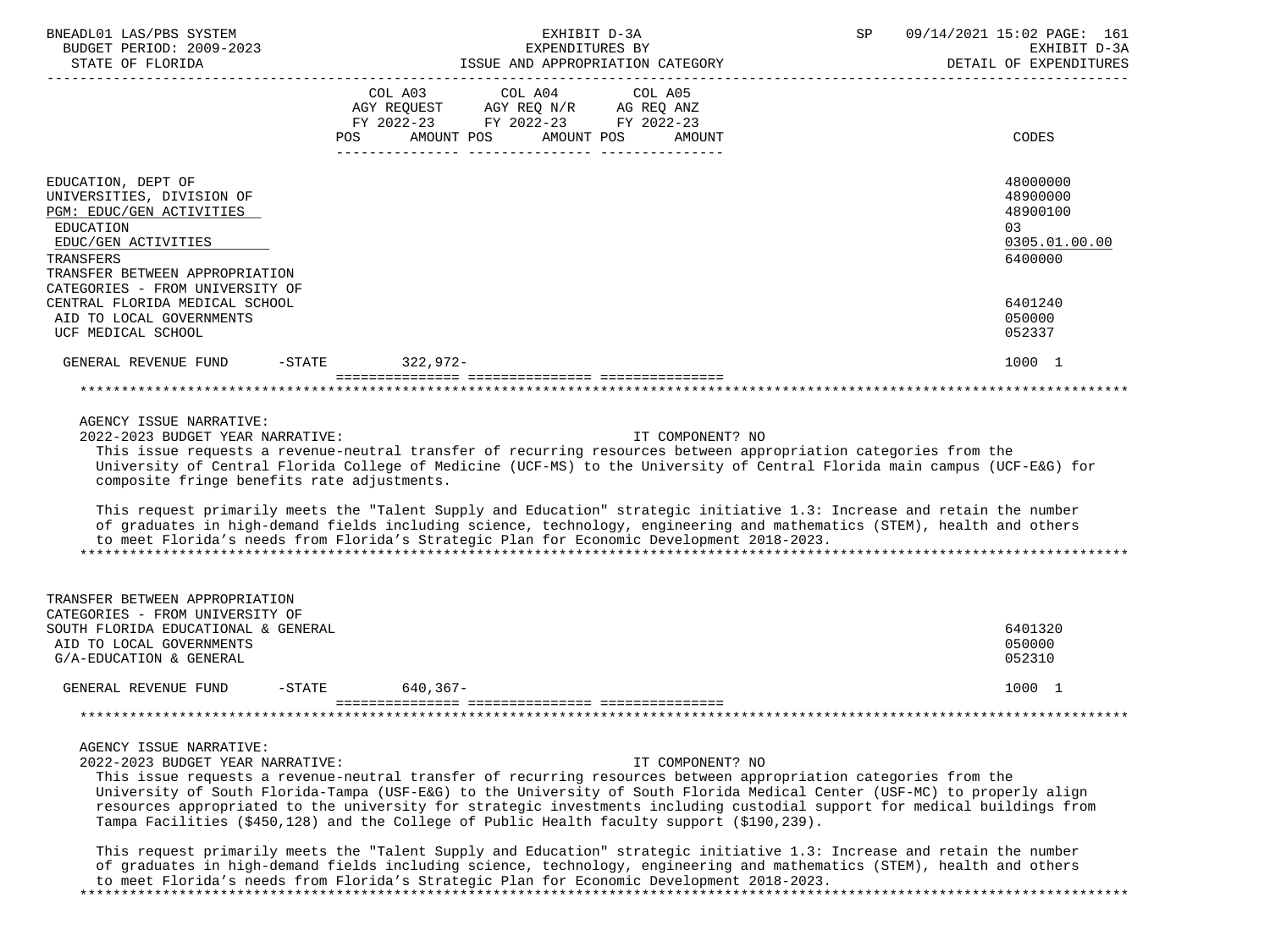| | COL A03 AGY REQUEST FY 2022-23 POS AMOUNT | COL A04 AGY REQ N/R FY 2022-23 POS AMOUNT | COL A05 AG REQ ANZ FY 2022-23 POS AMOUNT | CODES |
|---|---|---|---|---|
| EDUCATION, DEPT OF | | | | 48000000 |
| UNIVERSITIES, DIVISION OF | | | | 48900000 |
| PGM: EDUC/GEN ACTIVITIES | | | | 48900100 |
| EDUCATION | | | | 03 |
| EDUC/GEN ACTIVITIES | | | | 0305.01.00.00 |
| TRANSFERS | | | | 6400000 |
| TRANSFER BETWEEN APPROPRIATION CATEGORIES - FROM UNIVERSITY OF CENTRAL FLORIDA MEDICAL SCHOOL | | | | 6401240 |
| AID TO LOCAL GOVERNMENTS | | | | 050000 |
| UCF MEDICAL SCHOOL | | | | 052337 |
| GENERAL REVENUE FUND -STATE | 322,972- | | | 1000 1 |

AGENCY ISSUE NARRATIVE:

2022-2023 BUDGET YEAR NARRATIVE: IT COMPONENT? NO

This issue requests a revenue-neutral transfer of recurring resources between appropriation categories from the University of Central Florida College of Medicine (UCF-MS) to the University of Central Florida main campus (UCF-E&G) for composite fringe benefits rate adjustments.

This request primarily meets the "Talent Supply and Education" strategic initiative 1.3: Increase and retain the number of graduates in high-demand fields including science, technology, engineering and mathematics (STEM), health and others to meet Florida's needs from Florida's Strategic Plan for Economic Development 2018-2023.

| | COL A03 | COL A04 | COL A05 | CODES |
|---|---|---|---|---|
| TRANSFER BETWEEN APPROPRIATION CATEGORIES - FROM UNIVERSITY OF SOUTH FLORIDA EDUCATIONAL & GENERAL | | | | 6401320 |
| AID TO LOCAL GOVERNMENTS | | | | 050000 |
| G/A-EDUCATION & GENERAL | | | | 052310 |
| GENERAL REVENUE FUND -STATE | 640,367- | | | 1000 1 |

AGENCY ISSUE NARRATIVE:

2022-2023 BUDGET YEAR NARRATIVE: IT COMPONENT? NO

This issue requests a revenue-neutral transfer of recurring resources between appropriation categories from the University of South Florida-Tampa (USF-E&G) to the University of South Florida Medical Center (USF-MC) to properly align resources appropriated to the university for strategic investments including custodial support for medical buildings from Tampa Facilities ($450,128) and the College of Public Health faculty support ($190,239).

This request primarily meets the "Talent Supply and Education" strategic initiative 1.3: Increase and retain the number of graduates in high-demand fields including science, technology, engineering and mathematics (STEM), health and others to meet Florida's needs from Florida's Strategic Plan for Economic Development 2018-2023.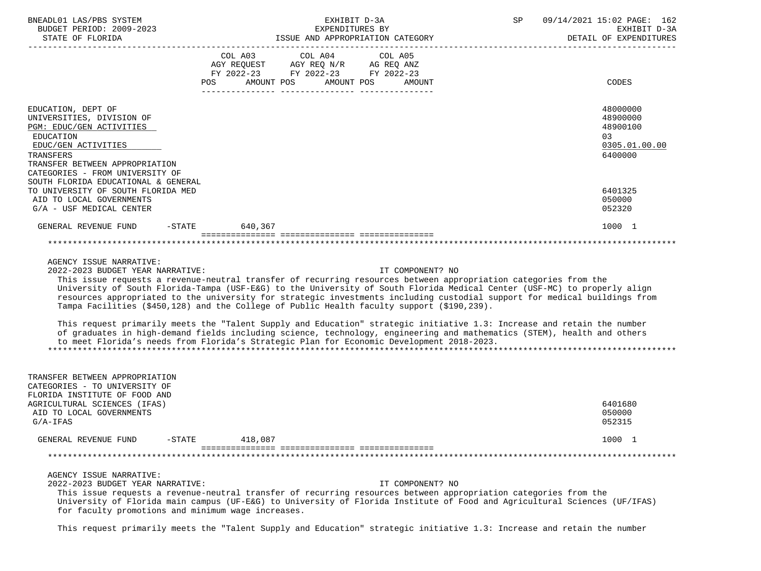| | COL A03 AGY REQUEST FY 2022-23 POS AMOUNT | COL A04 AGY REQ N/R FY 2022-23 POS AMOUNT | COL A05 AG REQ ANZ FY 2022-23 POS AMOUNT | CODES |
|---|---|---|---|---|
| EDUCATION, DEPT OF | | | | 48000000 |
| UNIVERSITIES, DIVISION OF | | | | 48900000 |
| PGM: EDUC/GEN ACTIVITIES | | | | 48900100 |
| EDUCATION | | | | 03 |
| EDUC/GEN ACTIVITIES | | | | 0305.01.00.00 |
| TRANSFERS | | | | 6400000 |
| TRANSFER BETWEEN APPROPRIATION CATEGORIES - FROM UNIVERSITY OF SOUTH FLORIDA EDUCATIONAL & GENERAL TO UNIVERSITY OF SOUTH FLORIDA MED | | | | 6401325 |
| AID TO LOCAL GOVERNMENTS | | | | 050000 |
| G/A - USF MEDICAL CENTER | | | | 052320 |
| GENERAL REVENUE FUND -STATE | 640,367 | | | 1000 1 |

AGENCY ISSUE NARRATIVE:

2022-2023 BUDGET YEAR NARRATIVE: IT COMPONENT? NO

This issue requests a revenue-neutral transfer of recurring resources between appropriation categories from the University of South Florida-Tampa (USF-E&G) to the University of South Florida Medical Center (USF-MC) to properly align resources appropriated to the university for strategic investments including custodial support for medical buildings from Tampa Facilities ($450,128) and the College of Public Health faculty support ($190,239).

This request primarily meets the "Talent Supply and Education" strategic initiative 1.3: Increase and retain the number of graduates in high-demand fields including science, technology, engineering and mathematics (STEM), health and others to meet Florida's needs from Florida's Strategic Plan for Economic Development 2018-2023.

| | COL A03 | COL A04 | COL A05 | CODES |
|---|---|---|---|---|
| TRANSFER BETWEEN APPROPRIATION CATEGORIES - TO UNIVERSITY OF FLORIDA INSTITUTE OF FOOD AND AGRICULTURAL SCIENCES (IFAS) | | | | 6401680 |
| AID TO LOCAL GOVERNMENTS | | | | 050000 |
| G/A-IFAS | | | | 052315 |
| GENERAL REVENUE FUND -STATE | 418,087 | | | 1000 1 |

AGENCY ISSUE NARRATIVE:

2022-2023 BUDGET YEAR NARRATIVE: IT COMPONENT? NO

This issue requests a revenue-neutral transfer of recurring resources between appropriation categories from the University of Florida main campus (UF-E&G) to University of Florida Institute of Food and Agricultural Sciences (UF/IFAS) for faculty promotions and minimum wage increases.

This request primarily meets the "Talent Supply and Education" strategic initiative 1.3: Increase and retain the number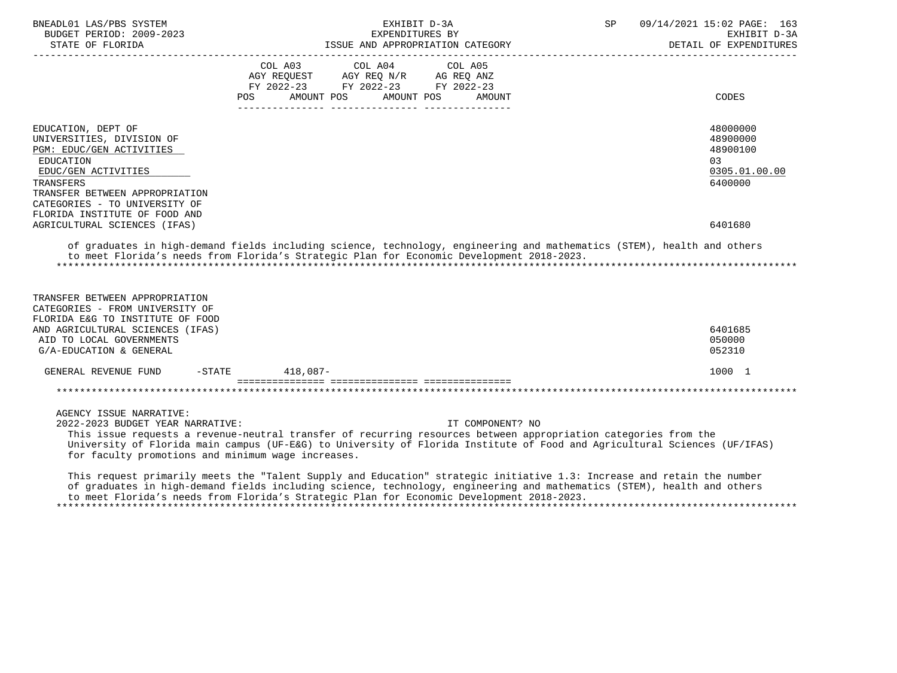BNEADL01 LAS/PBS SYSTEM — EXHIBIT D-3A — EXPENDITURES BY ISSUE AND APPROPRIATION CATEGORY — DETAIL OF EXPENDITURES
BUDGET PERIOD: 2009-2023
STATE OF FLORIDA

| | COL A03 AGY REQUEST FY 2022-23 POS | AMOUNT | COL A04 AGY REQ N/R FY 2022-23 POS | AMOUNT | COL A05 AG REQ ANZ FY 2022-23 POS | AMOUNT | CODES |
|---|---|---|---|---|---|---|---|
| EDUCATION, DEPT OF | | | | | | | 48000000 |
| UNIVERSITIES, DIVISION OF | | | | | | | 48900000 |
| PGM: EDUC/GEN ACTIVITIES | | | | | | | 48900100 |
| EDUCATION | | | | | | | 03 |
| EDUC/GEN ACTIVITIES | | | | | | | 0305.01.00.00 |
| TRANSFERS | | | | | | | 6400000 |
| TRANSFER BETWEEN APPROPRIATION CATEGORIES - TO UNIVERSITY OF FLORIDA INSTITUTE OF FOOD AND AGRICULTURAL SCIENCES (IFAS) | | | | | | | 6401680 |

of graduates in high-demand fields including science, technology, engineering and mathematics (STEM), health and others to meet Florida's needs from Florida's Strategic Plan for Economic Development 2018-2023.

| | COL A03 POS | AMOUNT | COL A04 POS | AMOUNT | COL A05 POS | AMOUNT | CODES |
|---|---|---|---|---|---|---|---|
| TRANSFER BETWEEN APPROPRIATION CATEGORIES - FROM UNIVERSITY OF FLORIDA E&G TO INSTITUTE OF FOOD AND AGRICULTURAL SCIENCES (IFAS) | | | | | | | 6401685 |
| AID TO LOCAL GOVERNMENTS | | | | | | | 050000 |
| G/A-EDUCATION & GENERAL | | | | | | | 052310 |
| GENERAL REVENUE FUND -STATE | | 418,087- | | | | | 1000 1 |

AGENCY ISSUE NARRATIVE:

2022-2023 BUDGET YEAR NARRATIVE: IT COMPONENT? NO

This issue requests a revenue-neutral transfer of recurring resources between appropriation categories from the University of Florida main campus (UF-E&G) to University of Florida Institute of Food and Agricultural Sciences (UF/IFAS) for faculty promotions and minimum wage increases.

This request primarily meets the "Talent Supply and Education" strategic initiative 1.3: Increase and retain the number of graduates in high-demand fields including science, technology, engineering and mathematics (STEM), health and others to meet Florida's needs from Florida's Strategic Plan for Economic Development 2018-2023.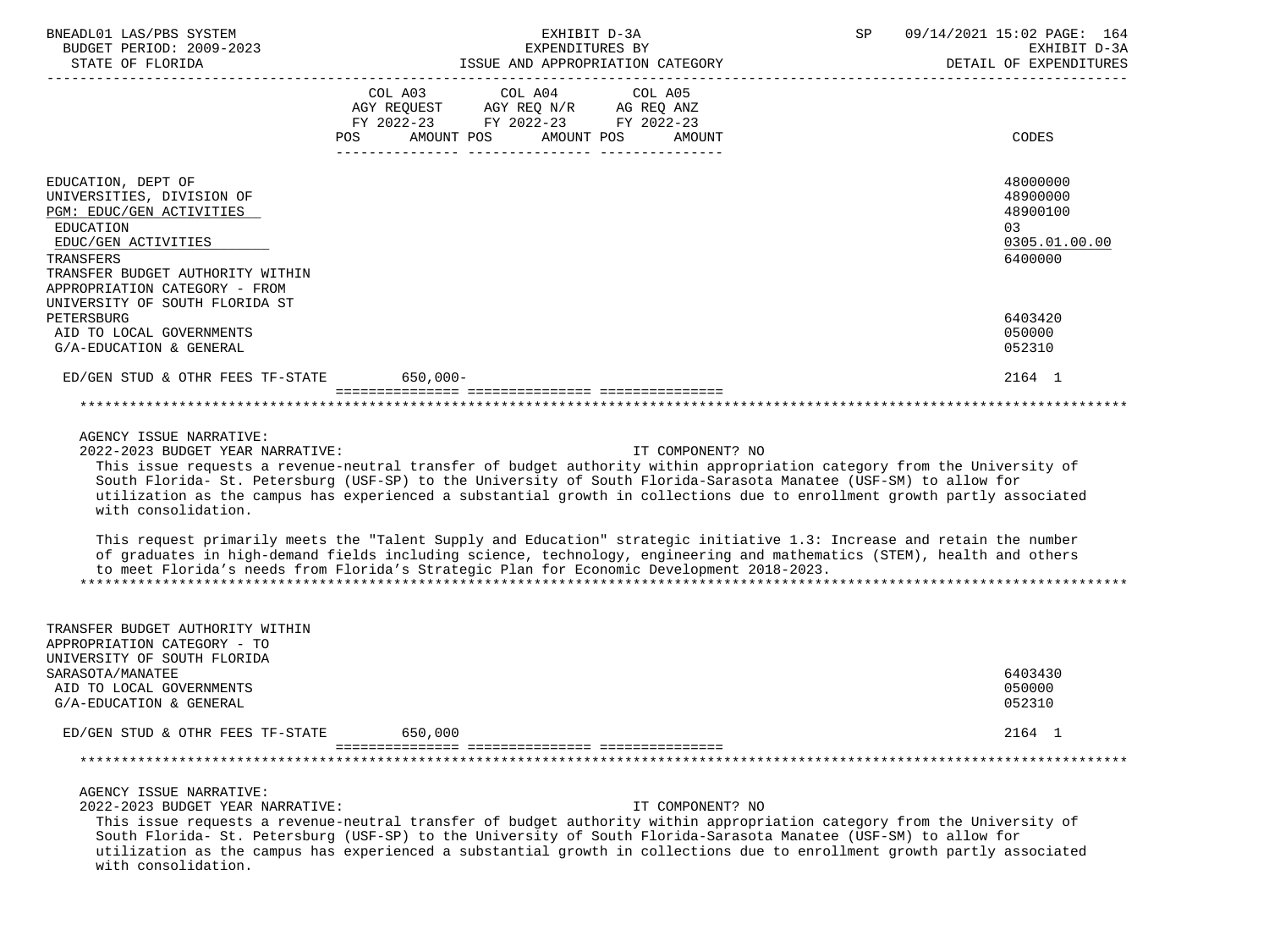BNEADL01 LAS/PBS SYSTEM | EXHIBIT D-3A | SP 09/14/2021 15:02

BUDGET PERIOD: 2009-2023 | EXPENDITURES BY | EXHIBIT D-3A

STATE OF FLORIDA | ISSUE AND APPROPRIATION CATEGORY | DETAIL OF EXPENDITURES

| | COL A03 AGY REQUEST FY 2022-23 POS AMOUNT | COL A04 AGY REQ N/R FY 2022-23 POS AMOUNT | COL A05 AG REQ ANZ FY 2022-23 POS AMOUNT | CODES |
|---|---|---|---|---|
| EDUCATION, DEPT OF | | | | 48000000 |
| UNIVERSITIES, DIVISION OF | | | | 48900000 |
| PGM: EDUC/GEN ACTIVITIES | | | | 48900100 |
| EDUCATION | | | | 03 |
| EDUC/GEN ACTIVITIES | | | | 0305.01.00.00 |
| TRANSFERS | | | | 6400000 |
| TRANSFER BUDGET AUTHORITY WITHIN APPROPRIATION CATEGORY - FROM UNIVERSITY OF SOUTH FLORIDA ST PETERSBURG | | | | 6403420 |
| AID TO LOCAL GOVERNMENTS | | | | 050000 |
| G/A-EDUCATION & GENERAL | | | | 052310 |
| ED/GEN STUD & OTHR FEES TF-STATE | 650,000- | | | 2164 1 |

AGENCY ISSUE NARRATIVE:

2022-2023 BUDGET YEAR NARRATIVE: IT COMPONENT? NO

This issue requests a revenue-neutral transfer of budget authority within appropriation category from the University of South Florida- St. Petersburg (USF-SP) to the University of South Florida-Sarasota Manatee (USF-SM) to allow for utilization as the campus has experienced a substantial growth in collections due to enrollment growth partly associated with consolidation.

This request primarily meets the "Talent Supply and Education" strategic initiative 1.3: Increase and retain the number of graduates in high-demand fields including science, technology, engineering and mathematics (STEM), health and others to meet Florida's needs from Florida's Strategic Plan for Economic Development 2018-2023.

| | COL A03 | COL A04 | COL A05 | CODES |
|---|---|---|---|---|
| TRANSFER BUDGET AUTHORITY WITHIN APPROPRIATION CATEGORY - TO UNIVERSITY OF SOUTH FLORIDA SARASOTA/MANATEE | | | | 6403430 |
| AID TO LOCAL GOVERNMENTS | | | | 050000 |
| G/A-EDUCATION & GENERAL | | | | 052310 |
| ED/GEN STUD & OTHR FEES TF-STATE | 650,000 | | | 2164 1 |

AGENCY ISSUE NARRATIVE:

2022-2023 BUDGET YEAR NARRATIVE: IT COMPONENT? NO

This issue requests a revenue-neutral transfer of budget authority within appropriation category from the University of South Florida- St. Petersburg (USF-SP) to the University of South Florida-Sarasota Manatee (USF-SM) to allow for utilization as the campus has experienced a substantial growth in collections due to enrollment growth partly associated with consolidation.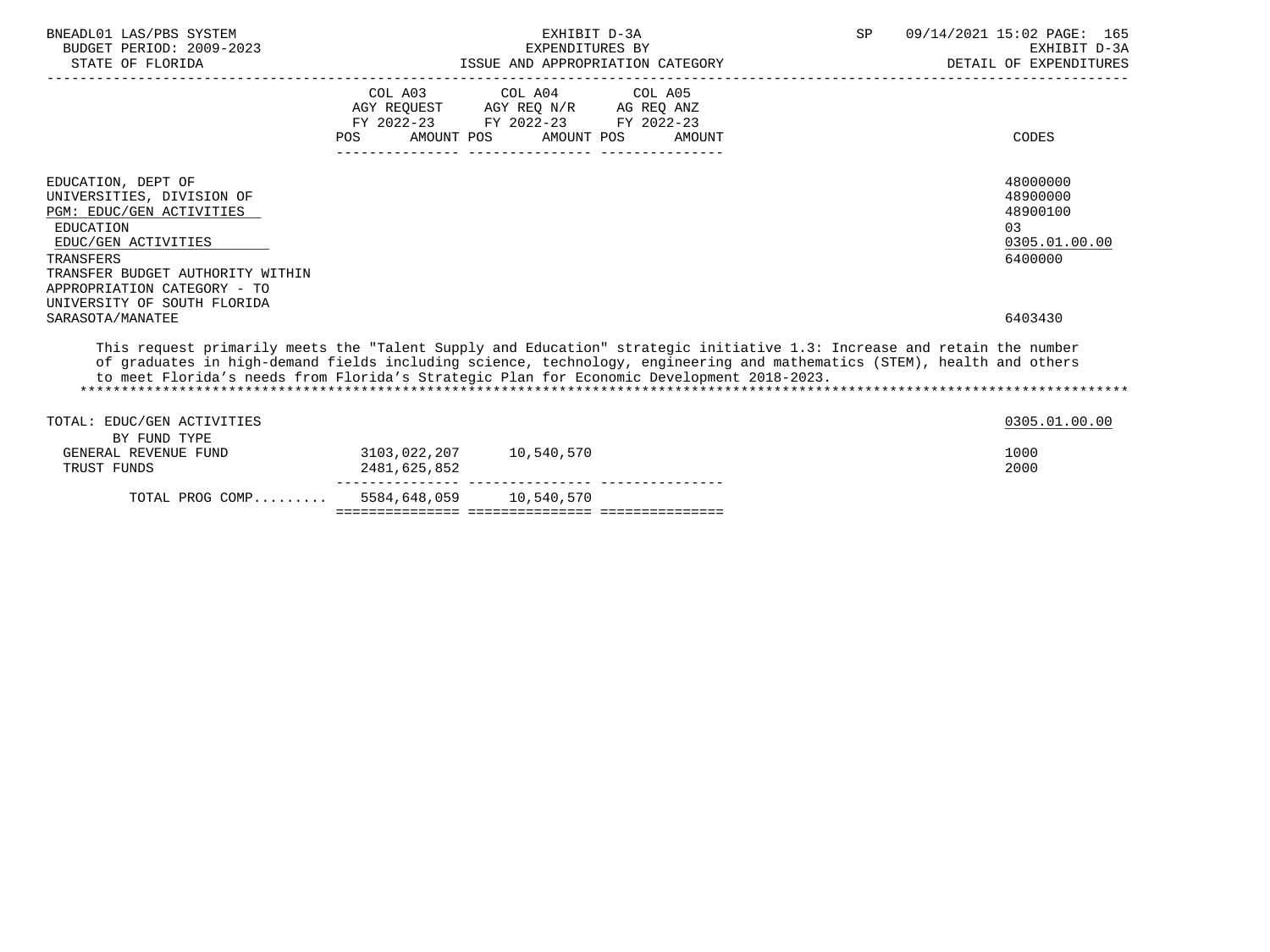BNEADL01 LAS/PBS SYSTEM
BUDGET PERIOD: 2009-2023
STATE OF FLORIDA

EXHIBIT D-3A
EXPENDITURES BY
ISSUE AND APPROPRIATION CATEGORY

SP 09/14/2021 15:02 PAGE: 165
EXHIBIT D-3A
DETAIL OF EXPENDITURES

| | COL A03 AGY REQUEST FY 2022-23 POS AMOUNT | COL A04 AGY REQ N/R FY 2022-23 POS AMOUNT | COL A05 AG REQ ANZ FY 2022-23 POS AMOUNT | CODES |
|---|---|---|---|---|
| EDUCATION, DEPT OF | | | | 48000000 |
| UNIVERSITIES, DIVISION OF | | | | 48900000 |
| PGM: EDUC/GEN ACTIVITIES | | | | 48900100 |
| EDUCATION | | | | 03 |
| EDUC/GEN ACTIVITIES | | | | 0305.01.00.00 |
| TRANSFERS | | | | 6400000 |
| TRANSFER BUDGET AUTHORITY WITHIN APPROPRIATION CATEGORY - TO UNIVERSITY OF SOUTH FLORIDA SARASOTA/MANATEE | | | | 6403430 |

This request primarily meets the "Talent Supply and Education" strategic initiative 1.3: Increase and retain the number of graduates in high-demand fields including science, technology, engineering and mathematics (STEM), health and others to meet Florida's needs from Florida's Strategic Plan for Economic Development 2018-2023.

*******************************************************************************************************************************

| | COL A03 | COL A04 | COL A05 | CODES |
|---|---|---|---|---|
| TOTAL: EDUC/GEN ACTIVITIES | | | | 0305.01.00.00 |
| BY FUND TYPE | | | | |
| GENERAL REVENUE FUND | 3103,022,207 | 10,540,570 | | 1000 |
| TRUST FUNDS | 2481,625,852 | | | 2000 |
| TOTAL PROG COMP......... | 5584,648,059 | 10,540,570 | | |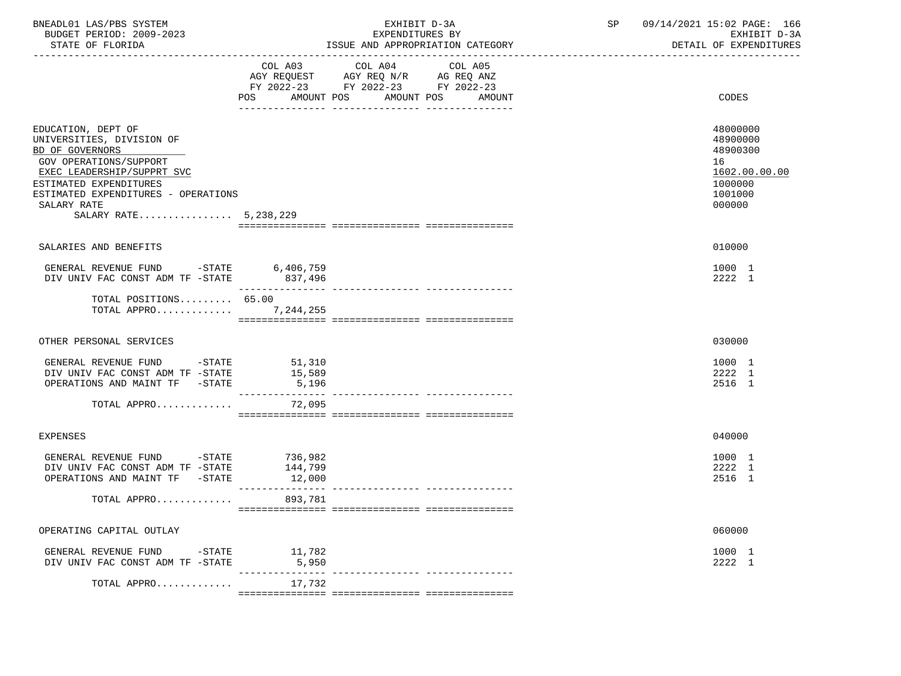BNEADL01 LAS/PBS SYSTEM
BUDGET PERIOD: 2009-2023
STATE OF FLORIDA

EXHIBIT D-3A
EXPENDITURES BY
ISSUE AND APPROPRIATION CATEGORY

SP 09/14/2021 15:02

EXHIBIT D-3A
DETAIL OF EXPENDITURES

| | COL A03 AGY REQUEST FY 2022-23 POS AMOUNT | COL A04 AGY REQ N/R FY 2022-23 POS AMOUNT | COL A05 AG REQ ANZ FY 2022-23 POS AMOUNT | CODES |
|---|---|---|---|---|
| EDUCATION, DEPT OF | | | | 48000000 |
| UNIVERSITIES, DIVISION OF | | | | 48900000 |
| BD OF GOVERNORS | | | | 48900300 |
| GOV OPERATIONS/SUPPORT | | | | 16 |
| EXEC LEADERSHIP/SUPPRT SVC | | | | 1602.00.00.00 |
| ESTIMATED EXPENDITURES | | | | 1000000 |
| ESTIMATED EXPENDITURES - OPERATIONS | | | | 1001000 |
| SALARY RATE | | | | 000000 |
| SALARY RATE................ 5,238,229 | | | | |
| SALARIES AND BENEFITS | | | | 010000 |
| GENERAL REVENUE FUND -STATE | 6,406,759 | | | 1000 1 |
| DIV UNIV FAC CONST ADM TF -STATE | 837,496 | | | 2222 1 |
| TOTAL POSITIONS......... 65.00 | | | | |
| TOTAL APPRO............. | 7,244,255 | | | |
| OTHER PERSONAL SERVICES | | | | 030000 |
| GENERAL REVENUE FUND -STATE | 51,310 | | | 1000 1 |
| DIV UNIV FAC CONST ADM TF -STATE | 15,589 | | | 2222 1 |
| OPERATIONS AND MAINT TF -STATE | 5,196 | | | 2516 1 |
| TOTAL APPRO............. | 72,095 | | | |
| EXPENSES | | | | 040000 |
| GENERAL REVENUE FUND -STATE | 736,982 | | | 1000 1 |
| DIV UNIV FAC CONST ADM TF -STATE | 144,799 | | | 2222 1 |
| OPERATIONS AND MAINT TF -STATE | 12,000 | | | 2516 1 |
| TOTAL APPRO............. | 893,781 | | | |
| OPERATING CAPITAL OUTLAY | | | | 060000 |
| GENERAL REVENUE FUND -STATE | 11,782 | | | 1000 1 |
| DIV UNIV FAC CONST ADM TF -STATE | 5,950 | | | 2222 1 |
| TOTAL APPRO............. | 17,732 | | | |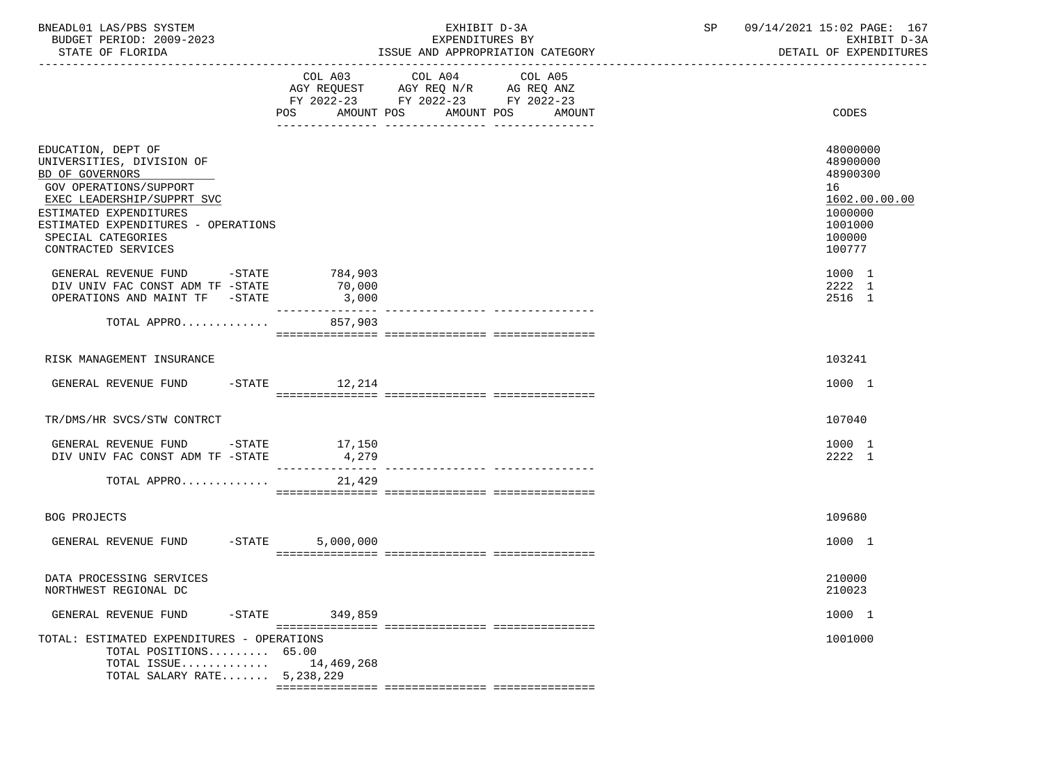BNEADL01 LAS/PBS SYSTEM
BUDGET PERIOD: 2009-2023
STATE OF FLORIDA

EXHIBIT D-3A
EXPENDITURES BY
ISSUE AND APPROPRIATION CATEGORY

SP 09/14/2021 15:02

EXHIBIT D-3A
DETAIL OF EXPENDITURES

| | COL A03 AGY REQUEST FY 2022-23 POS AMOUNT | COL A04 AGY REQ N/R FY 2022-23 POS AMOUNT | COL A05 AG REQ ANZ FY 2022-23 POS AMOUNT | CODES |
|---|---|---|---|---|
| EDUCATION, DEPT OF | | | | 48000000 |
| UNIVERSITIES, DIVISION OF | | | | 48900000 |
| BD OF GOVERNORS | | | | 48900300 |
| GOV OPERATIONS/SUPPORT | | | | 16 |
| EXEC LEADERSHIP/SUPPRT SVC | | | | 1602.00.00.00 |
| ESTIMATED EXPENDITURES | | | | 1000000 |
| ESTIMATED EXPENDITURES - OPERATIONS | | | | 1001000 |
| SPECIAL CATEGORIES | | | | 100000 |
| CONTRACTED SERVICES | | | | 100777 |
| GENERAL REVENUE FUND -STATE | 784,903 | | | 1000 1 |
| DIV UNIV FAC CONST ADM TF -STATE | 70,000 | | | 2222 1 |
| OPERATIONS AND MAINT TF -STATE | 3,000 | | | 2516 1 |
| TOTAL APPRO............ | 857,903 | | | |
| RISK MANAGEMENT INSURANCE | | | | 103241 |
| GENERAL REVENUE FUND -STATE | 12,214 | | | 1000 1 |
| TR/DMS/HR SVCS/STW CONTRCT | | | | 107040 |
| GENERAL REVENUE FUND -STATE | 17,150 | | | 1000 1 |
| DIV UNIV FAC CONST ADM TF -STATE | 4,279 | | | 2222 1 |
| TOTAL APPRO............ | 21,429 | | | |
| BOG PROJECTS | | | | 109680 |
| GENERAL REVENUE FUND -STATE | 5,000,000 | | | 1000 1 |
| DATA PROCESSING SERVICES | | | | 210000 |
| NORTHWEST REGIONAL DC | | | | 210023 |
| GENERAL REVENUE FUND -STATE | 349,859 | | | 1000 1 |
| TOTAL: ESTIMATED EXPENDITURES - OPERATIONS | | | | 1001000 |
| TOTAL POSITIONS......... | 65.00 | | | |
| TOTAL ISSUE............ | 14,469,268 | | | |
| TOTAL SALARY RATE....... | 5,238,229 | | | |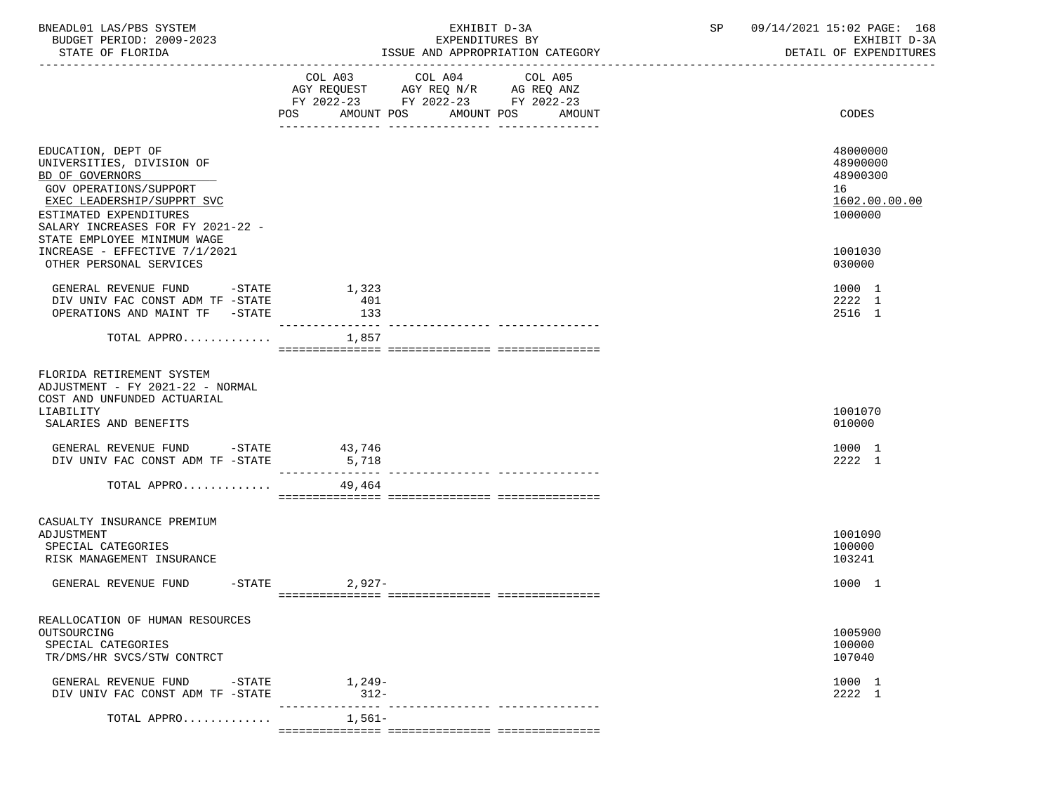BNEADL01 LAS/PBS SYSTEM — EXHIBIT D-3A — EXPENDITURES BY ISSUE AND APPROPRIATION CATEGORY — DETAIL OF EXPENDITURES
BUDGET PERIOD: 2009-2023
STATE OF FLORIDA
SP 09/14/2021 15:02

| | COL A03 AGY REQUEST FY 2022-23 POS AMOUNT | COL A04 AGY REQ N/R FY 2022-23 POS AMOUNT | COL A05 AG REQ ANZ FY 2022-23 POS AMOUNT | CODES |
|---|---|---|---|---|
| EDUCATION, DEPT OF | | | | 48000000 |
| UNIVERSITIES, DIVISION OF | | | | 48900000 |
| BD OF GOVERNORS | | | | 48900300 |
| GOV OPERATIONS/SUPPORT | | | | 16 |
| EXEC LEADERSHIP/SUPPRT SVC | | | | 1602.00.00.00 |
| ESTIMATED EXPENDITURES | | | | 1000000 |
| SALARY INCREASES FOR FY 2021-22 - STATE EMPLOYEE MINIMUM WAGE INCREASE - EFFECTIVE 7/1/2021 | | | | 1001030 |
| OTHER PERSONAL SERVICES | | | | 030000 |
| GENERAL REVENUE FUND -STATE | 1,323 | | | 1000 1 |
| DIV UNIV FAC CONST ADM TF -STATE | 401 | | | 2222 1 |
| OPERATIONS AND MAINT TF -STATE | 133 | | | 2516 1 |
| TOTAL APPRO............ | 1,857 | | | |
| FLORIDA RETIREMENT SYSTEM ADJUSTMENT - FY 2021-22 - NORMAL COST AND UNFUNDED ACTUARIAL LIABILITY | | | | 1001070 |
| SALARIES AND BENEFITS | | | | 010000 |
| GENERAL REVENUE FUND -STATE | 43,746 | | | 1000 1 |
| DIV UNIV FAC CONST ADM TF -STATE | 5,718 | | | 2222 1 |
| TOTAL APPRO............ | 49,464 | | | |
| CASUALTY INSURANCE PREMIUM ADJUSTMENT | | | | 1001090 |
| SPECIAL CATEGORIES | | | | 100000 |
| RISK MANAGEMENT INSURANCE | | | | 103241 |
| GENERAL REVENUE FUND -STATE | 2,927- | | | 1000 1 |
| REALLOCATION OF HUMAN RESOURCES OUTSOURCING | | | | 1005900 |
| SPECIAL CATEGORIES | | | | 100000 |
| TR/DMS/HR SVCS/STW CONTRCT | | | | 107040 |
| GENERAL REVENUE FUND -STATE | 1,249- | | | 1000 1 |
| DIV UNIV FAC CONST ADM TF -STATE | 312- | | | 2222 1 |
| TOTAL APPRO............ | 1,561- | | | |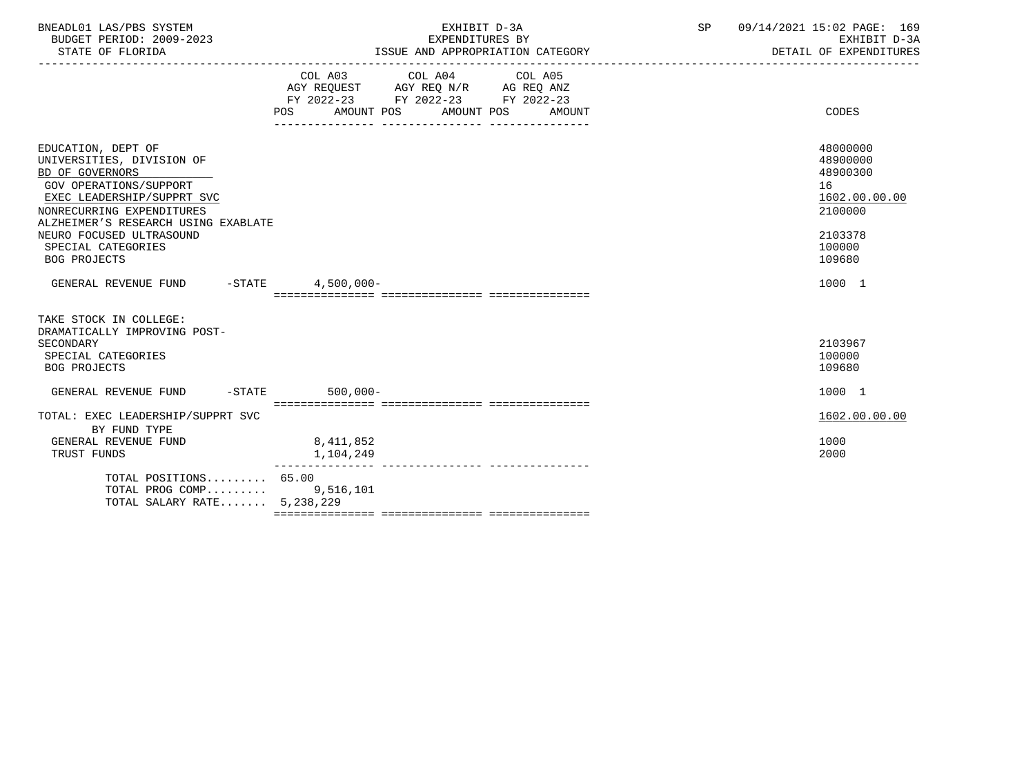| | COL A03 AGY REQUEST FY 2022-23 POS AMOUNT | COL A04 AGY REQ N/R FY 2022-23 POS AMOUNT | COL A05 AG REQ ANZ FY 2022-23 POS AMOUNT | CODES |
|---|---|---|---|---|
| EDUCATION, DEPT OF | | | | 48000000 |
| UNIVERSITIES, DIVISION OF | | | | 48900000 |
| BD OF GOVERNORS | | | | 48900300 |
| GOV OPERATIONS/SUPPORT | | | | 16 |
| EXEC LEADERSHIP/SUPPRT SVC | | | | 1602.00.00.00 |
| NONRECURRING EXPENDITURES | | | | 2100000 |
| ALZHEIMER'S RESEARCH USING EXABLATE NEURO FOCUSED ULTRASOUND | | | | 2103378 |
| SPECIAL CATEGORIES | | | | 100000 |
| BOG PROJECTS | | | | 109680 |
| GENERAL REVENUE FUND -STATE | 4,500,000- | | | 1000 1 |
| TAKE STOCK IN COLLEGE: DRAMATICALLY IMPROVING POST-SECONDARY | | | | 2103967 |
| SPECIAL CATEGORIES | | | | 100000 |
| BOG PROJECTS | | | | 109680 |
| GENERAL REVENUE FUND -STATE | 500,000- | | | 1000 1 |
| TOTAL: EXEC LEADERSHIP/SUPPRT SVC | | | | 1602.00.00.00 |
| BY FUND TYPE | | | | |
| GENERAL REVENUE FUND | 8,411,852 | | | 1000 |
| TRUST FUNDS | 1,104,249 | | | 2000 |
| TOTAL POSITIONS......... | 65.00 | | | |
| TOTAL PROG COMP......... | 9,516,101 | | | |
| TOTAL SALARY RATE....... | 5,238,229 | | | |